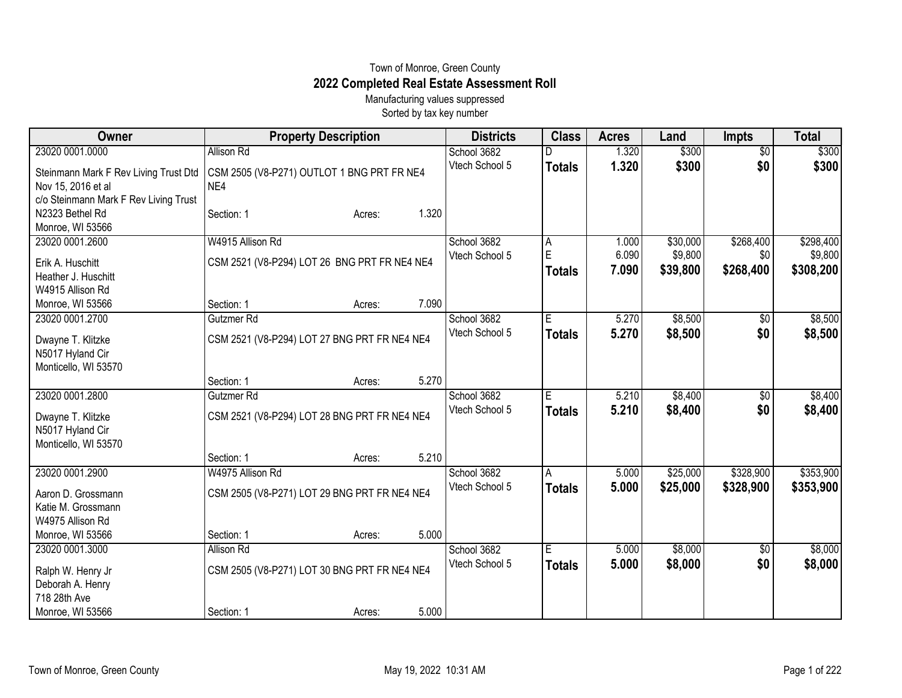Town of Monroe, Green County

# 2022 Completed Real Estate Assessment Roll

Manufacturing values suppressed

Sorted by tax key number

| Owner | Property Description | Districts | Class | Acres | Land | Impts | Total |
|---|---|---|---|---|---|---|---|
| 23020 0001.0000<br>Steinmann Mark F Rev Living Trust Dtd Nov 15, 2016 et al<br>c/o Steinmann Mark F Rev Living Trust<br>N2323 Bethel Rd<br>Monroe, WI 53566 | Allison Rd<br>CSM 2505 (V8-P271) OUTLOT 1 BNG PRT FR NE4 NE4<br>Section: 1 Acres: 1.320 | School 3682<br>Vtech School 5 | D<br>**Totals** | 1.320<br>**1.320** | $300<br>**$300** | $0<br>**$0** | $300<br>**$300** |
| 23020 0001.2600<br>Erik A. Huschitt<br>Heather J. Huschitt<br>W4915 Allison Rd<br>Monroe, WI 53566 | W4915 Allison Rd<br>CSM 2521 (V8-P294) LOT 26 BNG PRT FR NE4 NE4<br>Section: 1 Acres: 7.090 | School 3682<br>Vtech School 5 | A<br>E<br>**Totals** | 1.000<br>6.090<br>**7.090** | $30,000<br>$9,800<br>**$39,800** | $268,400<br>$0<br>**$268,400** | $298,400<br>$9,800<br>**$308,200** |
| 23020 0001.2700<br>Dwayne T. Klitzke<br>N5017 Hyland Cir<br>Monticello, WI 53570 | Gutzmer Rd<br>CSM 2521 (V8-P294) LOT 27 BNG PRT FR NE4 NE4<br>Section: 1 Acres: 5.270 | School 3682<br>Vtech School 5 | E<br>**Totals** | 5.270<br>**5.270** | $8,500<br>**$8,500** | $0<br>**$0** | $8,500<br>**$8,500** |
| 23020 0001.2800<br>Dwayne T. Klitzke<br>N5017 Hyland Cir<br>Monticello, WI 53570 | Gutzmer Rd<br>CSM 2521 (V8-P294) LOT 28 BNG PRT FR NE4 NE4<br>Section: 1 Acres: 5.210 | School 3682<br>Vtech School 5 | E<br>**Totals** | 5.210<br>**5.210** | $8,400<br>**$8,400** | $0<br>**$0** | $8,400<br>**$8,400** |
| 23020 0001.2900<br>Aaron D. Grossmann<br>Katie M. Grossmann<br>W4975 Allison Rd<br>Monroe, WI 53566 | W4975 Allison Rd<br>CSM 2505 (V8-P271) LOT 29 BNG PRT FR NE4 NE4<br>Section: 1 Acres: 5.000 | School 3682<br>Vtech School 5 | A<br>**Totals** | 5.000<br>**5.000** | $25,000<br>**$25,000** | $328,900<br>**$328,900** | $353,900<br>**$353,900** |
| 23020 0001.3000<br>Ralph W. Henry Jr<br>Deborah A. Henry<br>718 28th Ave<br>Monroe, WI 53566 | Allison Rd<br>CSM 2505 (V8-P271) LOT 30 BNG PRT FR NE4 NE4<br>Section: 1 Acres: 5.000 | School 3682<br>Vtech School 5 | E<br>**Totals** | 5.000<br>**5.000** | $8,000<br>**$8,000** | $0<br>**$0** | $8,000<br>**$8,000** |

Town of Monroe, Green County May 19, 2022 10:31 AM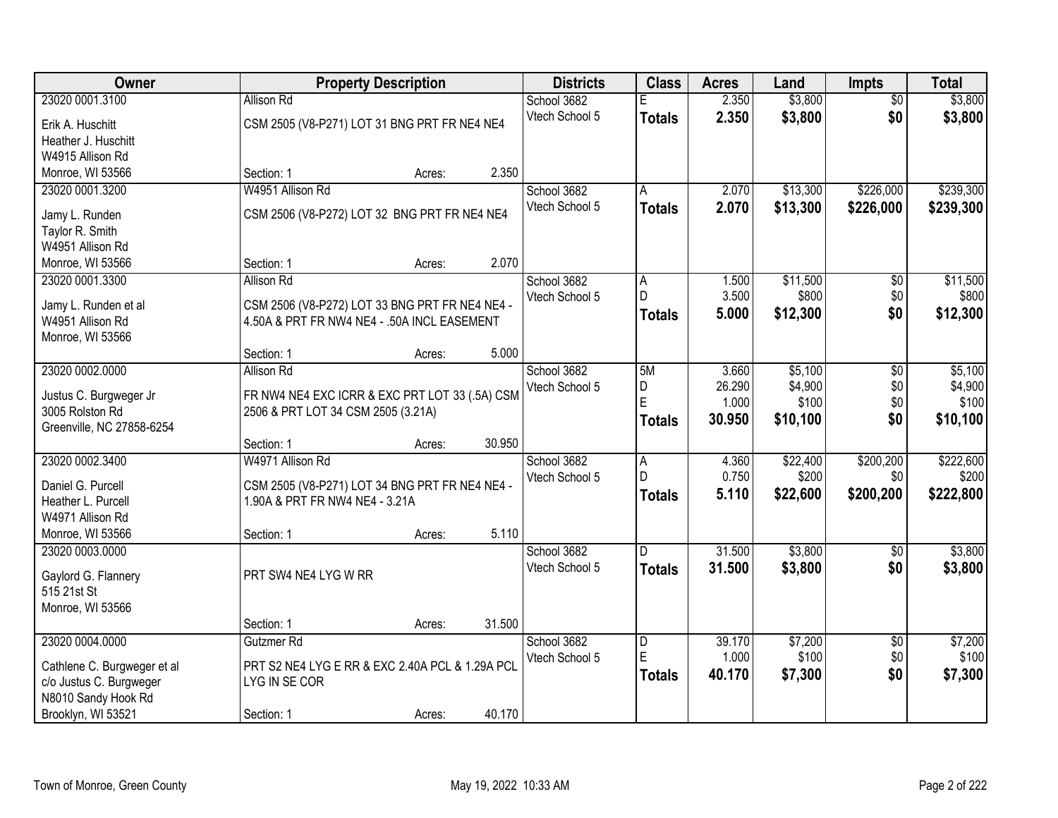| Owner | Property Description | Districts | Class | Acres | Land | Impts | Total |
|---|---|---|---|---|---|---|---|
| 23020 0001.3100<br>Erik A. Huschitt<br>Heather J. Huschitt<br>W4915 Allison Rd<br>Monroe, WI 53566 | Allison Rd<br>CSM 2505 (V8-P271) LOT 31 BNG PRT FR NE4 NE4<br>Section: 1 Acres: 2.350 | School 3682<br>Vtech School 5 | E<br>**Totals** | 2.350<br>**2.350** | $3,800<br>**$3,800** | $0<br>**$0** | $3,800<br>**$3,800** |
| 23020 0001.3200<br>Jamy L. Runden<br>Taylor R. Smith<br>W4951 Allison Rd<br>Monroe, WI 53566 | W4951 Allison Rd<br>CSM 2506 (V8-P272) LOT 32 BNG PRT FR NE4 NE4<br>Section: 1 Acres: 2.070 | School 3682<br>Vtech School 5 | A<br>**Totals** | 2.070<br>**2.070** | $13,300<br>**$13,300** | $226,000<br>**$226,000** | $239,300<br>**$239,300** |
| 23020 0001.3300<br>Jamy L. Runden et al<br>W4951 Allison Rd<br>Monroe, WI 53566 | Allison Rd<br>CSM 2506 (V8-P272) LOT 33 BNG PRT FR NE4 NE4 - 4.50A & PRT FR NW4 NE4 - .50A INCL EASEMENT<br>Section: 1 Acres: 5.000 | School 3682<br>Vtech School 5 | A<br>D<br>**Totals** | 1.500<br>3.500<br>**5.000** | $11,500<br>$800<br>**$12,300** | $0<br>$0<br>**$0** | $11,500<br>$800<br>**$12,300** |
| 23020 0002.0000<br>Justus C. Burgweger Jr<br>3005 Rolston Rd<br>Greenville, NC 27858-6254 | Allison Rd<br>FR NW4 NE4 EXC ICRR & EXC PRT LOT 33 (.5A) CSM 2506 & PRT LOT 34 CSM 2505 (3.21A)<br>Section: 1 Acres: 30.950 | School 3682<br>Vtech School 5 | 5M<br>D<br>E<br>**Totals** | 3.660<br>26.290<br>1.000<br>**30.950** | $5,100<br>$4,900<br>$100<br>**$10,100** | $0<br>$0<br>$0<br>**$0** | $5,100<br>$4,900<br>$100<br>**$10,100** |
| 23020 0002.3400<br>Daniel G. Purcell<br>Heather L. Purcell<br>W4971 Allison Rd<br>Monroe, WI 53566 | W4971 Allison Rd<br>CSM 2505 (V8-P271) LOT 34 BNG PRT FR NE4 NE4 - 1.90A & PRT FR NW4 NE4 - 3.21A<br>Section: 1 Acres: 5.110 | School 3682<br>Vtech School 5 | A<br>D<br>**Totals** | 4.360<br>0.750<br>**5.110** | $22,400<br>$200<br>**$22,600** | $200,200<br>$0<br>**$200,200** | $222,600<br>$200<br>**$222,800** |
| 23020 0003.0000<br>Gaylord G. Flannery<br>515 21st St<br>Monroe, WI 53566 | PRT SW4 NE4 LYG W RR<br>Section: 1 Acres: 31.500 | School 3682<br>Vtech School 5 | D<br>**Totals** | 31.500<br>**31.500** | $3,800<br>**$3,800** | $0<br>**$0** | $3,800<br>**$3,800** |
| 23020 0004.0000<br>Cathlene C. Burgweger et al<br>c/o Justus C. Burgweger<br>N8010 Sandy Hook Rd<br>Brooklyn, WI 53521 | Gutzmer Rd<br>PRT S2 NE4 LYG E RR & EXC 2.40A PCL & 1.29A PCL LYG IN SE COR<br>Section: 1 Acres: 40.170 | School 3682<br>Vtech School 5 | D<br>E<br>**Totals** | 39.170<br>1.000<br>**40.170** | $7,200<br>$100<br>**$7,300** | $0<br>$0<br>**$0** | $7,200<br>$100<br>**$7,300** |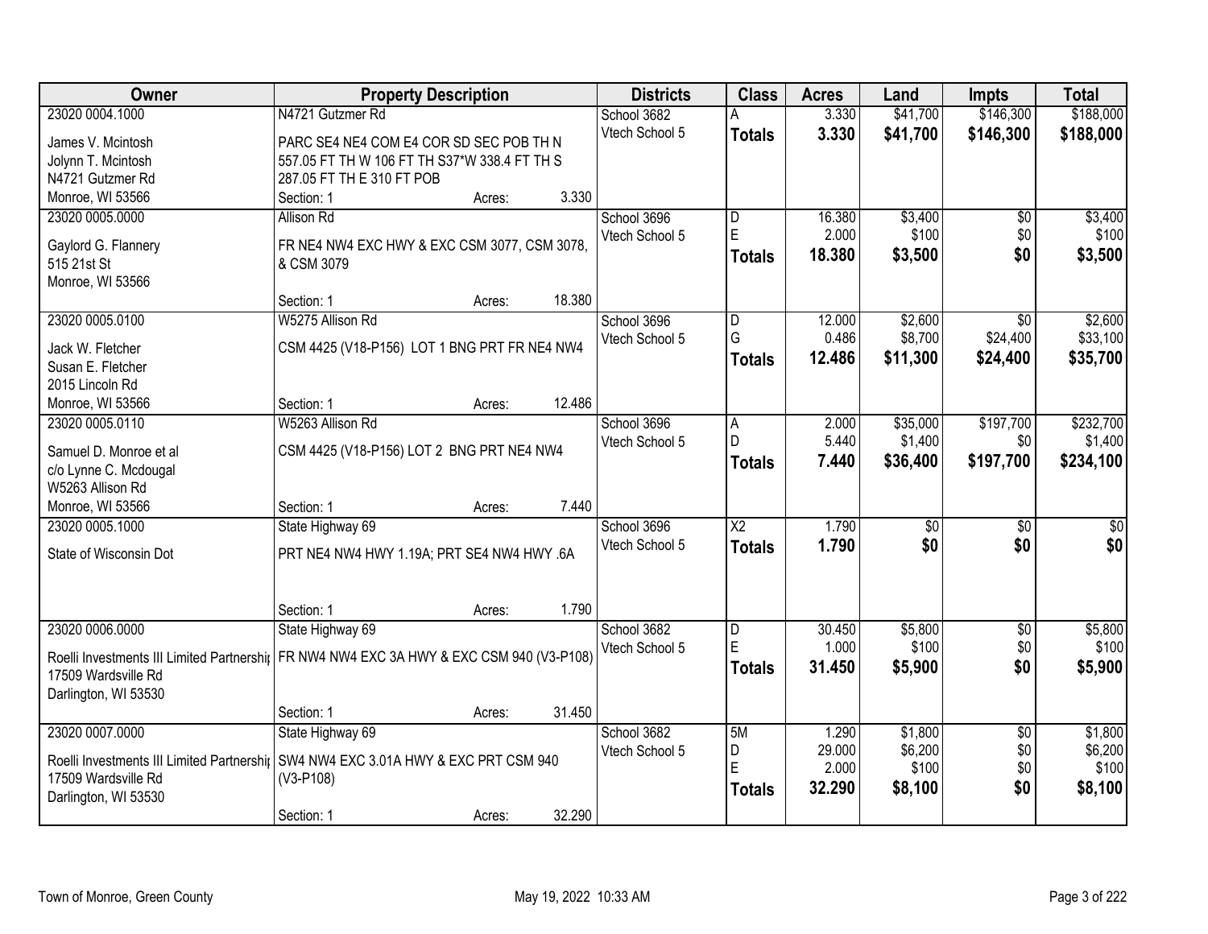| Owner | Property Description | Districts | Class | Acres | Land | Impts | Total |
|---|---|---|---|---|---|---|---|
| 23020 0004.1000<br>James V. Mcintosh<br>Jolynn T. Mcintosh<br>N4721 Gutzmer Rd<br>Monroe, WI 53566 | N4721 Gutzmer Rd<br>PARC SE4 NE4 COM E4 COR SD SEC POB TH N 557.05 FT TH W 106 FT TH S37*W 338.4 FT TH S 287.05 FT TH E 310 FT POB<br>Section: 1 Acres: 3.330 | School 3682<br>Vtech School 5 | A<br>**Totals** | 3.330<br>**3.330** | $41,700<br>**$41,700** | $146,300<br>**$146,300** | $188,000<br>**$188,000** |
| 23020 0005.0000<br>Gaylord G. Flannery<br>515 21st St<br>Monroe, WI 53566 | Allison Rd<br>FR NE4 NW4 EXC HWY & EXC CSM 3077, CSM 3078, & CSM 3079<br>Section: 1 Acres: 18.380 | School 3696<br>Vtech School 5 | D<br>E<br>**Totals** | 16.380<br>2.000<br>**18.380** | $3,400<br>$100<br>**$3,500** | $0<br>$0<br>**$0** | $3,400<br>$100<br>**$3,500** |
| 23020 0005.0100<br>Jack W. Fletcher<br>Susan E. Fletcher<br>2015 Lincoln Rd<br>Monroe, WI 53566 | W5275 Allison Rd<br>CSM 4425 (V18-P156) LOT 1 BNG PRT FR NE4 NW4<br>Section: 1 Acres: 12.486 | School 3696<br>Vtech School 5 | D<br>G<br>**Totals** | 12.000<br>0.486<br>**12.486** | $2,600<br>$8,700<br>**$11,300** | $0<br>$24,400<br>**$24,400** | $2,600<br>$33,100<br>**$35,700** |
| 23020 0005.0110<br>Samuel D. Monroe et al<br>c/o Lynne C. Mcdougal<br>W5263 Allison Rd<br>Monroe, WI 53566 | W5263 Allison Rd<br>CSM 4425 (V18-P156) LOT 2 BNG PRT NE4 NW4<br>Section: 1 Acres: 7.440 | School 3696<br>Vtech School 5 | A<br>D<br>**Totals** | 2.000<br>5.440<br>**7.440** | $35,000<br>$1,400<br>**$36,400** | $197,700<br>$0<br>**$197,700** | $232,700<br>$1,400<br>**$234,100** |
| 23020 0005.1000<br>State of Wisconsin Dot | State Highway 69<br>PRT NE4 NW4 HWY 1.19A; PRT SE4 NW4 HWY .6A<br>Section: 1 Acres: 1.790 | School 3696<br>Vtech School 5 | X2<br>**Totals** | 1.790<br>**1.790** | $0<br>**$0** | $0<br>**$0** | $0<br>**$0** |
| 23020 0006.0000<br>Roelli Investments III Limited Partnershi<br>17509 Wardsville Rd<br>Darlington, WI 53530 | State Highway 69<br>FR NW4 NW4 EXC 3A HWY & EXC CSM 940 (V3-P108)<br>Section: 1 Acres: 31.450 | School 3682<br>Vtech School 5 | D<br>E<br>**Totals** | 30.450<br>1.000<br>**31.450** | $5,800<br>$100<br>**$5,900** | $0<br>$0<br>**$0** | $5,800<br>$100<br>**$5,900** |
| 23020 0007.0000<br>Roelli Investments III Limited Partnershi<br>17509 Wardsville Rd<br>Darlington, WI 53530 | State Highway 69<br>SW4 NW4 EXC 3.01A HWY & EXC PRT CSM 940 (V3-P108)<br>Section: 1 Acres: 32.290 | School 3682<br>Vtech School 5 | 5M<br>D<br>E<br>**Totals** | 1.290<br>29.000<br>2.000<br>**32.290** | $1,800<br>$6,200<br>$100<br>**$8,100** | $0<br>$0<br>$0<br>**$0** | $1,800<br>$6,200<br>$100<br>**$8,100** |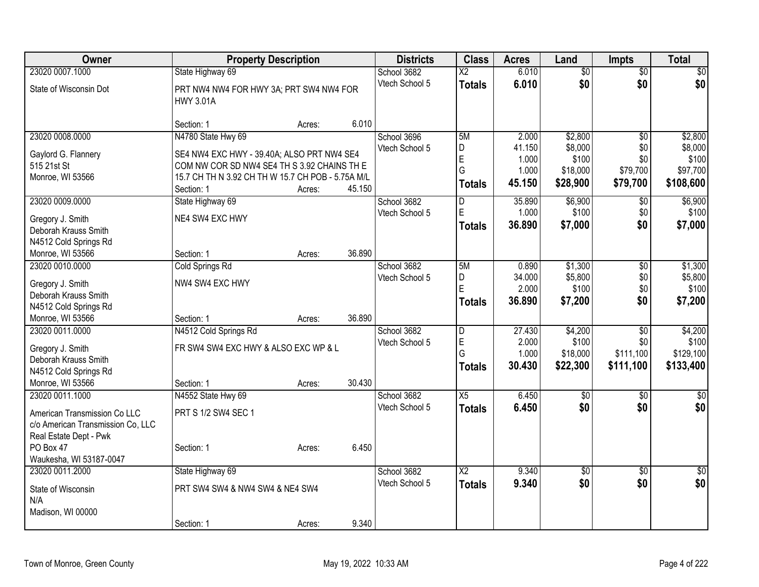| Owner | Property Description | Districts | Class | Acres | Land | Impts | Total |
|---|---|---|---|---|---|---|---|
| 23020 0007.1000<br>State of Wisconsin Dot | State Highway 69<br>PRT NW4 NW4 FOR HWY 3A; PRT SW4 NW4 FOR HWY 3.01A<br>Section: 1 Acres: 6.010 | School 3682<br>Vtech School 5 | X2<br>**Totals** | 6.010<br>**6.010** | $0<br>**$0** | $0<br>**$0** | $0<br>**$0** |
| 23020 0008.0000<br>Gaylord G. Flannery<br>515 21st St<br>Monroe, WI 53566 | N4780 State Hwy 69<br>SE4 NW4 EXC HWY - 39.40A; ALSO PRT NW4 SE4 COM NW COR SD NW4 SE4 TH S 3.92 CHAINS TH E 15.7 CH TH N 3.92 CH TH W 15.7 CH POB - 5.75A M/L<br>Section: 1 Acres: 45.150 | School 3696<br>Vtech School 5 | 5M<br>D<br>E<br>G<br>**Totals** | 2.000<br>41.150<br>1.000<br>1.000<br>**45.150** | $2,800<br>$8,000<br>$100<br>$18,000<br>**$28,900** | $0<br>$0<br>$0<br>$79,700<br>**$79,700** | $2,800<br>$8,000<br>$100<br>$97,700<br>**$108,600** |
| 23020 0009.0000<br>Gregory J. Smith<br>Deborah Krauss Smith<br>N4512 Cold Springs Rd<br>Monroe, WI 53566 | State Highway 69<br>NE4 SW4 EXC HWY<br>Section: 1 Acres: 36.890 | School 3682<br>Vtech School 5 | D<br>E<br>**Totals** | 35.890<br>1.000<br>**36.890** | $6,900<br>$100<br>**$7,000** | $0<br>$0<br>**$0** | $6,900<br>$100<br>**$7,000** |
| 23020 0010.0000<br>Gregory J. Smith<br>Deborah Krauss Smith<br>N4512 Cold Springs Rd<br>Monroe, WI 53566 | Cold Springs Rd<br>NW4 SW4 EXC HWY<br>Section: 1 Acres: 36.890 | School 3682<br>Vtech School 5 | 5M<br>D<br>E<br>**Totals** | 0.890<br>34.000<br>2.000<br>**36.890** | $1,300<br>$5,800<br>$100<br>**$7,200** | $0<br>$0<br>$0<br>**$0** | $1,300<br>$5,800<br>$100<br>**$7,200** |
| 23020 0011.0000<br>Gregory J. Smith<br>Deborah Krauss Smith<br>N4512 Cold Springs Rd<br>Monroe, WI 53566 | N4512 Cold Springs Rd<br>FR SW4 SW4 EXC HWY & ALSO EXC WP & L<br>Section: 1 Acres: 30.430 | School 3682<br>Vtech School 5 | D<br>E<br>G<br>**Totals** | 27.430<br>2.000<br>1.000<br>**30.430** | $4,200<br>$100<br>$18,000<br>**$22,300** | $0<br>$0<br>$111,100<br>**$111,100** | $4,200<br>$100<br>$129,100<br>**$133,400** |
| 23020 0011.1000<br>American Transmission Co LLC<br>c/o American Transmission Co, LLC<br>Real Estate Dept - Pwk<br>PO Box 47<br>Waukesha, WI 53187-0047 | N4552 State Hwy 69<br>PRT S 1/2 SW4 SEC 1<br>Section: 1 Acres: 6.450 | School 3682<br>Vtech School 5 | X5<br>**Totals** | 6.450<br>**6.450** | $0<br>**$0** | $0<br>**$0** | $0<br>**$0** |
| 23020 0011.2000<br>State of Wisconsin<br>N/A<br>Madison, WI 00000 | State Highway 69<br>PRT SW4 SW4 & NW4 SW4 & NE4 SW4<br>Section: 1 Acres: 9.340 | School 3682<br>Vtech School 5 | X2<br>**Totals** | 9.340<br>**9.340** | $0<br>**$0** | $0<br>**$0** | $0<br>**$0** |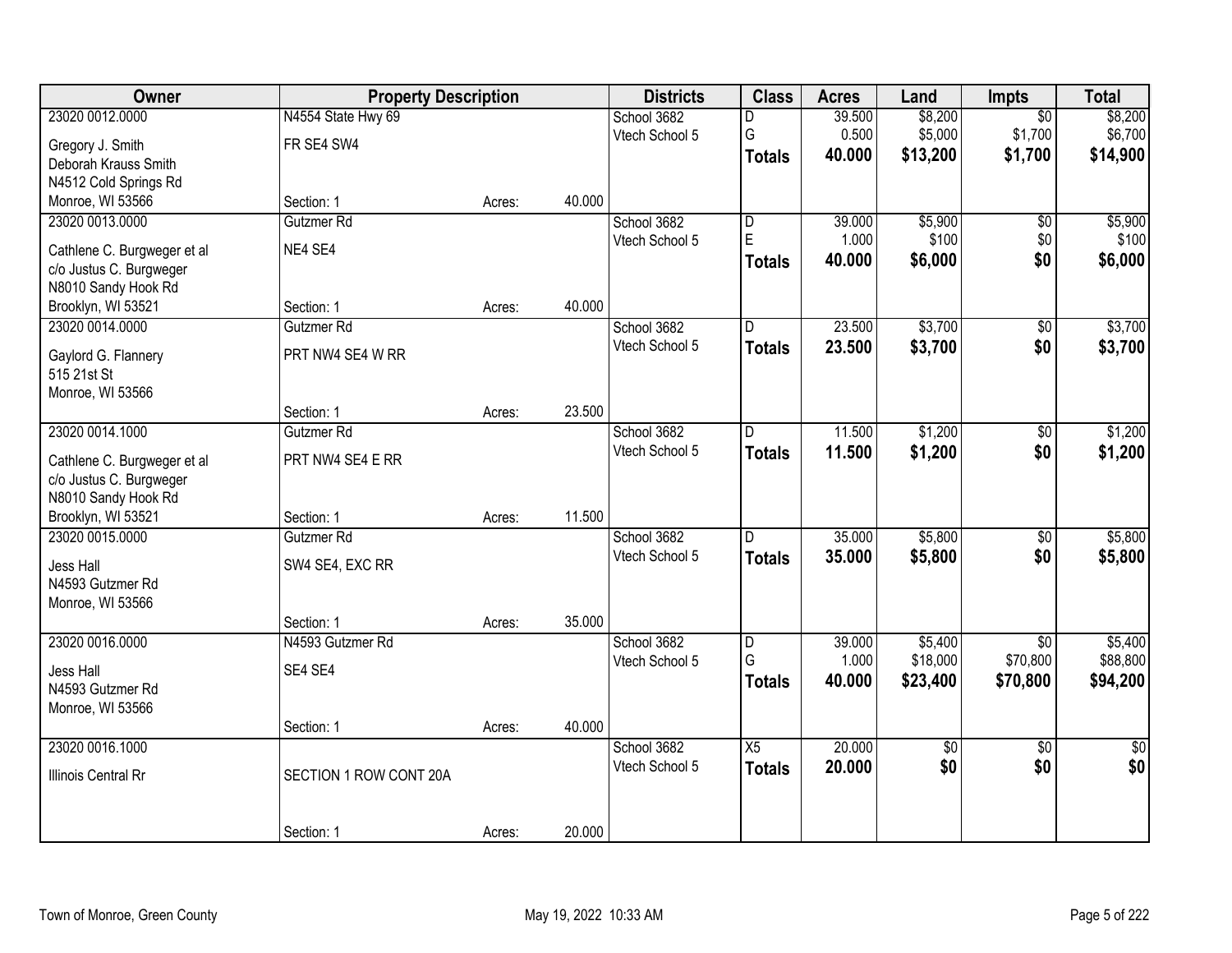| Owner | Property Description | | | Districts | Class | Acres | Land | Impts | Total |
|---|---|---|---|---|---|---|---|---|---|
| 23020 0012.0000 | N4554 State Hwy 69 | | | School 3682 | D | 39.500 | $8,200 | $0 | $8,200 |
| Gregory J. Smith | FR SE4 SW4 | | | Vtech School 5 | G | 0.500 | $5,000 | $1,700 | $6,700 |
| Deborah Krauss Smith | | | | | **Totals** | **40.000** | **$13,200** | **$1,700** | **$14,900** |
| N4512 Cold Springs Rd | | | | | | | | | |
| Monroe, WI 53566 | Section: 1 | Acres: | 40.000 | | | | | | |
| 23020 0013.0000 | Gutzmer Rd | | | School 3682 | D | 39.000 | $5,900 | $0 | $5,900 |
| Cathlene C. Burgweger et al | NE4 SE4 | | | Vtech School 5 | E | 1.000 | $100 | $0 | $100 |
| c/o Justus C. Burgweger | | | | | **Totals** | **40.000** | **$6,000** | **$0** | **$6,000** |
| N8010 Sandy Hook Rd | | | | | | | | | |
| Brooklyn, WI 53521 | Section: 1 | Acres: | 40.000 | | | | | | |
| 23020 0014.0000 | Gutzmer Rd | | | School 3682 | D | 23.500 | $3,700 | $0 | $3,700 |
| Gaylord G. Flannery | PRT NW4 SE4 W RR | | | Vtech School 5 | **Totals** | **23.500** | **$3,700** | **$0** | **$3,700** |
| 515 21st St | | | | | | | | | |
| Monroe, WI 53566 | | | | | | | | | |
| | Section: 1 | Acres: | 23.500 | | | | | | |
| 23020 0014.1000 | Gutzmer Rd | | | School 3682 | D | 11.500 | $1,200 | $0 | $1,200 |
| Cathlene C. Burgweger et al | PRT NW4 SE4 E RR | | | Vtech School 5 | **Totals** | **11.500** | **$1,200** | **$0** | **$1,200** |
| c/o Justus C. Burgweger | | | | | | | | | |
| N8010 Sandy Hook Rd | | | | | | | | | |
| Brooklyn, WI 53521 | Section: 1 | Acres: | 11.500 | | | | | | |
| 23020 0015.0000 | Gutzmer Rd | | | School 3682 | D | 35.000 | $5,800 | $0 | $5,800 |
| Jess Hall | SW4 SE4, EXC RR | | | Vtech School 5 | **Totals** | **35.000** | **$5,800** | **$0** | **$5,800** |
| N4593 Gutzmer Rd | | | | | | | | | |
| Monroe, WI 53566 | | | | | | | | | |
| | Section: 1 | Acres: | 35.000 | | | | | | |
| 23020 0016.0000 | N4593 Gutzmer Rd | | | School 3682 | D | 39.000 | $5,400 | $0 | $5,400 |
| Jess Hall | SE4 SE4 | | | Vtech School 5 | G | 1.000 | $18,000 | $70,800 | $88,800 |
| N4593 Gutzmer Rd | | | | | **Totals** | **40.000** | **$23,400** | **$70,800** | **$94,200** |
| Monroe, WI 53566 | | | | | | | | | |
| | Section: 1 | Acres: | 40.000 | | | | | | |
| 23020 0016.1000 | | | | School 3682 | X5 | 20.000 | $0 | $0 | $0 |
| Illinois Central Rr | SECTION 1 ROW CONT 20A | | | Vtech School 5 | **Totals** | **20.000** | **$0** | **$0** | **$0** |
| | Section: 1 | Acres: | 20.000 | | | | | | |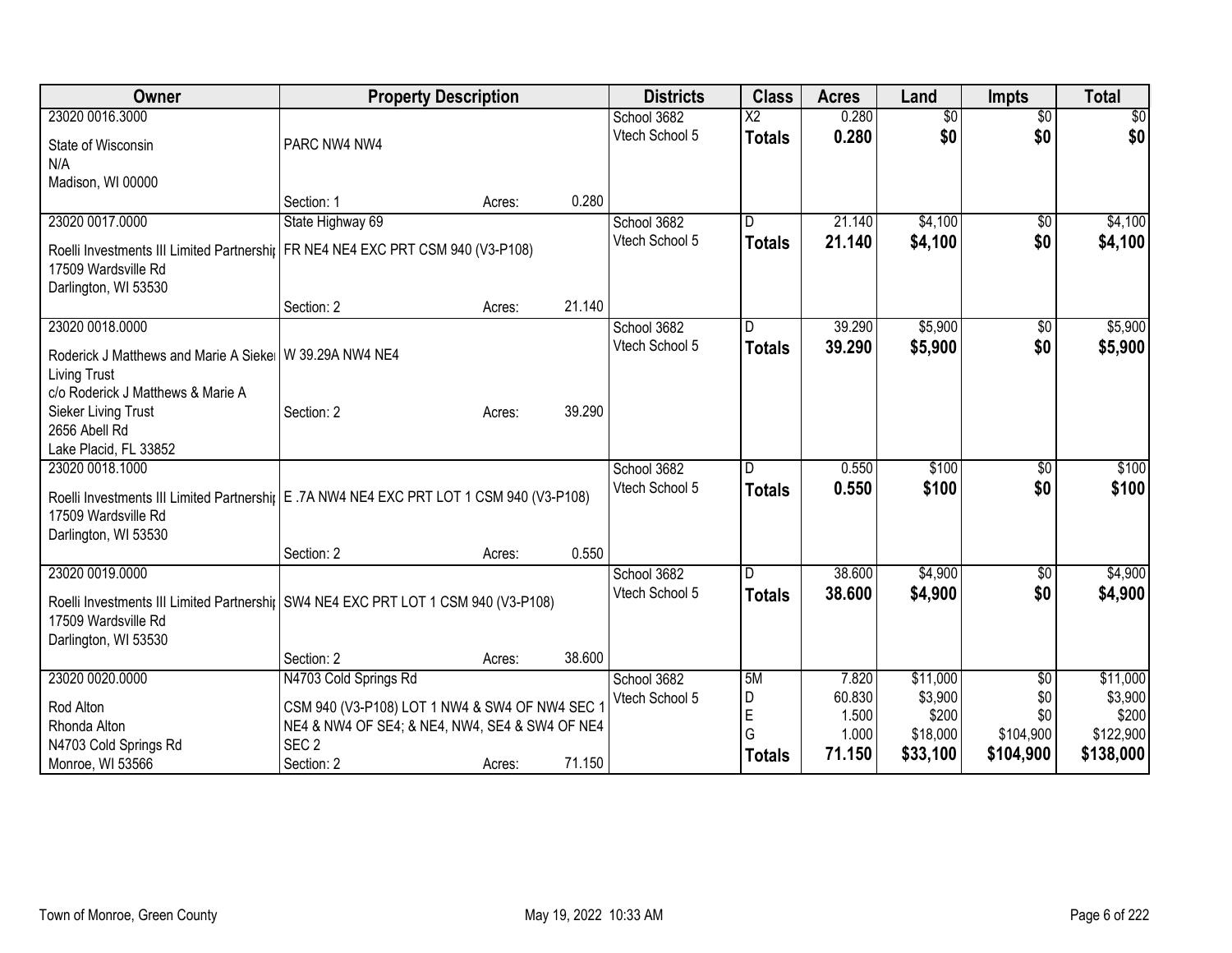| Owner | Property Description | | | Districts | Class | Acres | Land | Impts | Total |
|---|---|---|---|---|---|---|---|---|---|
| 23020 0016.3000<br>State of Wisconsin<br>N/A<br>Madison, WI 00000 | PARC NW4 NW4<br>Section: 1 | Acres: | 0.280 | School 3682<br>Vtech School 5 | X2<br>**Totals** | 0.280<br>**0.280** | $0<br>**$0** | $0<br>**$0** | $0<br>**$0** |
| 23020 0017.0000<br>Roelli Investments III Limited Partnership<br>17509 Wardsville Rd<br>Darlington, WI 53530 | State Highway 69<br>FR NE4 NE4 EXC PRT CSM 940 (V3-P108)<br>Section: 2 | Acres: | 21.140 | School 3682<br>Vtech School 5 | D<br>**Totals** | 21.140<br>**21.140** | $4,100<br>**$4,100** | $0<br>**$0** | $4,100<br>**$4,100** |
| 23020 0018.0000<br>Roderick J Matthews and Marie A Sieker Living Trust<br>c/o Roderick J Matthews & Marie A Sieker Living Trust<br>2656 Abell Rd<br>Lake Placid, FL 33852 | W 39.29A NW4 NE4<br>Section: 2 | Acres: | 39.290 | School 3682<br>Vtech School 5 | D<br>**Totals** | 39.290<br>**39.290** | $5,900<br>**$5,900** | $0<br>**$0** | $5,900<br>**$5,900** |
| 23020 0018.1000<br>Roelli Investments III Limited Partnership<br>17509 Wardsville Rd<br>Darlington, WI 53530 | E .7A NW4 NE4 EXC PRT LOT 1 CSM 940 (V3-P108)<br>Section: 2 | Acres: | 0.550 | School 3682<br>Vtech School 5 | D<br>**Totals** | 0.550<br>**0.550** | $100<br>**$100** | $0<br>**$0** | $100<br>**$100** |
| 23020 0019.0000<br>Roelli Investments III Limited Partnership<br>17509 Wardsville Rd<br>Darlington, WI 53530 | SW4 NE4 EXC PRT LOT 1 CSM 940 (V3-P108)<br>Section: 2 | Acres: | 38.600 | School 3682<br>Vtech School 5 | D<br>**Totals** | 38.600<br>**38.600** | $4,900<br>**$4,900** | $0<br>**$0** | $4,900<br>**$4,900** |
| 23020 0020.0000<br>Rod Alton<br>Rhonda Alton<br>N4703 Cold Springs Rd<br>Monroe, WI 53566 | N4703 Cold Springs Rd<br>CSM 940 (V3-P108) LOT 1 NW4 & SW4 OF NW4 SEC 1 NE4 & NW4 OF SE4; & NE4, NW4, SE4 & SW4 OF NE4 SEC 2<br>Section: 2 | Acres: | 71.150 | School 3682<br>Vtech School 5 | 5M<br>D<br>E<br>G<br>**Totals** | 7.820<br>60.830<br>1.500<br>1.000<br>**71.150** | $11,000<br>$3,900<br>$200<br>$18,000<br>**$33,100** | $0<br>$0<br>$0<br>$104,900<br>**$104,900** | $11,000<br>$3,900<br>$200<br>$122,900<br>**$138,000** |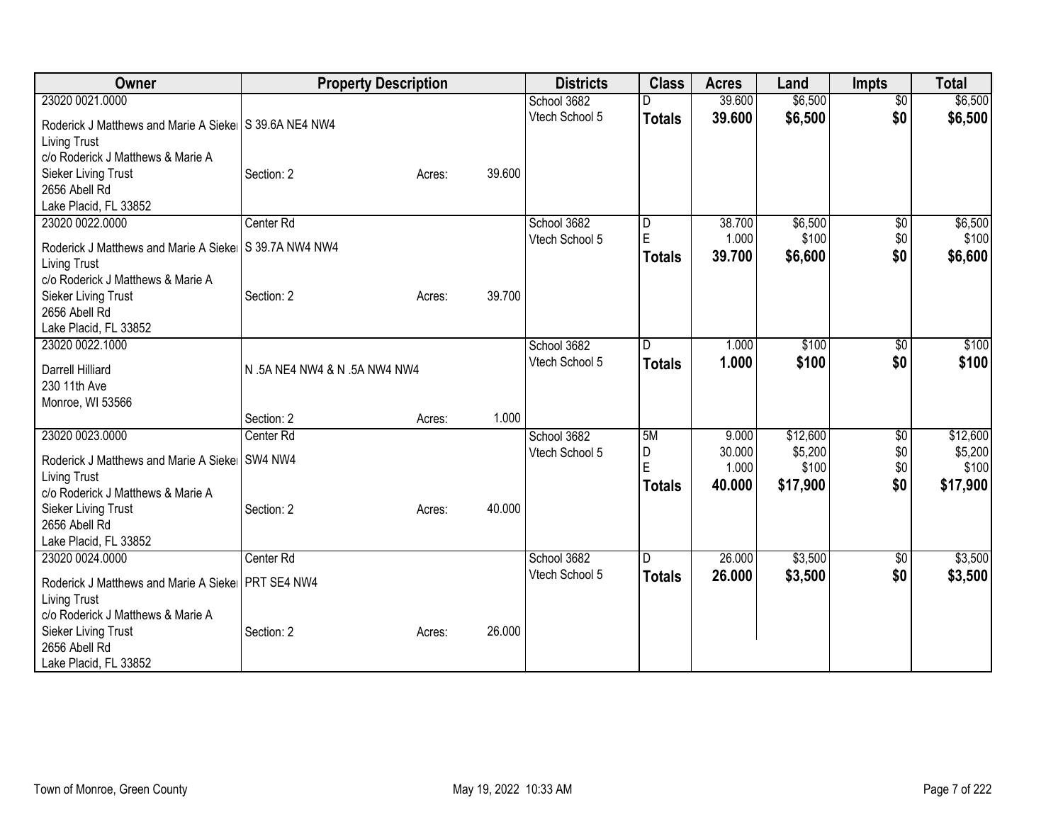| Owner | Property Description | Districts | Class | Acres | Land | Impts | Total |
|---|---|---|---|---|---|---|---|
| 23020 0021.0000<br>Roderick J Matthews and Marie A Sieker Living Trust<br>c/o Roderick J Matthews & Marie A Sieker Living Trust<br>2656 Abell Rd<br>Lake Placid, FL 33852 | S 39.6A NE4 NW4<br>Section: 2 Acres: 39.600 | School 3682<br>Vtech School 5 | D<br>**Totals** | 39.600<br>**39.600** | $6,500<br>**$6,500** | $0<br>**$0** | $6,500<br>**$6,500** |
| 23020 0022.0000<br>Roderick J Matthews and Marie A Sieker Living Trust<br>c/o Roderick J Matthews & Marie A Sieker Living Trust<br>2656 Abell Rd<br>Lake Placid, FL 33852 | Center Rd<br>S 39.7A NW4 NW4<br>Section: 2 Acres: 39.700 | School 3682<br>Vtech School 5 | D<br>E<br>**Totals** | 38.700<br>1.000<br>**39.700** | $6,500<br>$100<br>**$6,600** | $0<br>$0<br>**$0** | $6,500<br>$100<br>**$6,600** |
| 23020 0022.1000<br>Darrell Hilliard<br>230 11th Ave<br>Monroe, WI 53566 | N .5A NE4 NW4 & N .5A NW4 NW4<br>Section: 2 Acres: 1.000 | School 3682<br>Vtech School 5 | D<br>**Totals** | 1.000<br>**1.000** | $100<br>**$100** | $0<br>**$0** | $100<br>**$100** |
| 23020 0023.0000<br>Roderick J Matthews and Marie A Sieker Living Trust<br>c/o Roderick J Matthews & Marie A Sieker Living Trust<br>2656 Abell Rd<br>Lake Placid, FL 33852 | Center Rd<br>SW4 NW4<br>Section: 2 Acres: 40.000 | School 3682<br>Vtech School 5 | 5M<br>D<br>E<br>**Totals** | 9.000<br>30.000<br>1.000<br>**40.000** | $12,600<br>$5,200<br>$100<br>**$17,900** | $0<br>$0<br>$0<br>**$0** | $12,600<br>$5,200<br>$100<br>**$17,900** |
| 23020 0024.0000<br>Roderick J Matthews and Marie A Sieker Living Trust<br>c/o Roderick J Matthews & Marie A Sieker Living Trust<br>2656 Abell Rd<br>Lake Placid, FL 33852 | Center Rd<br>PRT SE4 NW4<br>Section: 2 Acres: 26.000 | School 3682<br>Vtech School 5 | D<br>**Totals** | 26.000<br>**26.000** | $3,500<br>**$3,500** | $0<br>**$0** | $3,500<br>**$3,500** |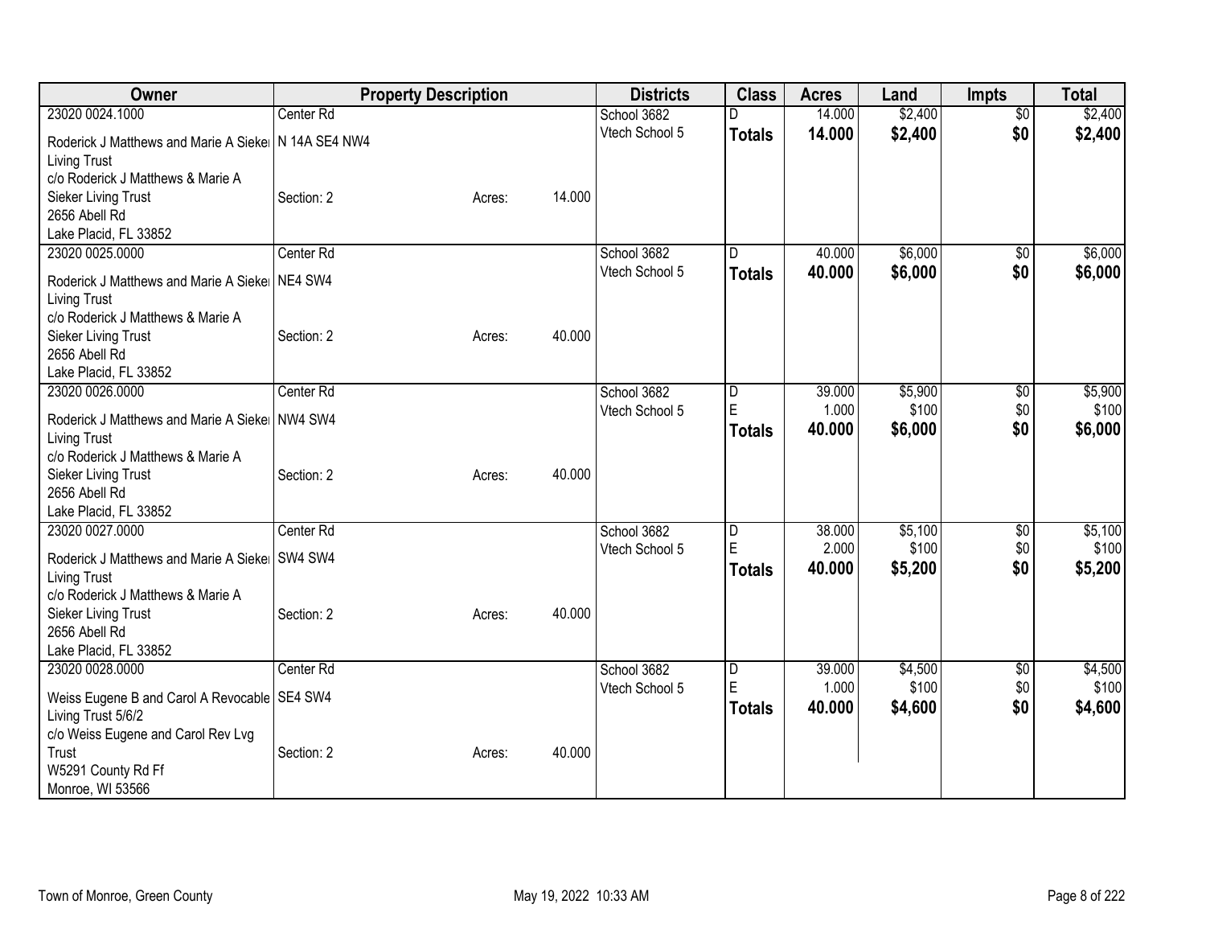| Owner | Property Description | | | Districts | Class | Acres | Land | Impts | Total |
|---|---|---|---|---|---|---|---|---|---|
| 23020 0024.1000 | Center Rd | | | School 3682 | D | 14.000 | $2,400 | $0 | $2,400 |
| Roderick J Matthews and Marie A Sieker Living Trust | N 14A SE4 NW4 | | | Vtech School 5 | **Totals** | **14.000** | **$2,400** | **$0** | **$2,400** |
| c/o Roderick J Matthews & Marie A Sieker Living Trust | Section: 2 | Acres: | 14.000 | | | | | | |
| 2656 Abell Rd | | | | | | | | | |
| Lake Placid, FL 33852 | | | | | | | | | |
| 23020 0025.0000 | Center Rd | | | School 3682 | D | 40.000 | $6,000 | $0 | $6,000 |
| Roderick J Matthews and Marie A Sieker Living Trust | NE4 SW4 | | | Vtech School 5 | **Totals** | **40.000** | **$6,000** | **$0** | **$6,000** |
| c/o Roderick J Matthews & Marie A Sieker Living Trust | Section: 2 | Acres: | 40.000 | | | | | | |
| 2656 Abell Rd | | | | | | | | | |
| Lake Placid, FL 33852 | | | | | | | | | |
| 23020 0026.0000 | Center Rd | | | School 3682 | D | 39.000 | $5,900 | $0 | $5,900 |
| Roderick J Matthews and Marie A Sieker Living Trust | NW4 SW4 | | | Vtech School 5 | E | 1.000 | $100 | $0 | $100 |
| | | | | | **Totals** | **40.000** | **$6,000** | **$0** | **$6,000** |
| c/o Roderick J Matthews & Marie A Sieker Living Trust | Section: 2 | Acres: | 40.000 | | | | | | |
| 2656 Abell Rd | | | | | | | | | |
| Lake Placid, FL 33852 | | | | | | | | | |
| 23020 0027.0000 | Center Rd | | | School 3682 | D | 38.000 | $5,100 | $0 | $5,100 |
| Roderick J Matthews and Marie A Sieker Living Trust | SW4 SW4 | | | Vtech School 5 | E | 2.000 | $100 | $0 | $100 |
| | | | | | **Totals** | **40.000** | **$5,200** | **$0** | **$5,200** |
| c/o Roderick J Matthews & Marie A Sieker Living Trust | Section: 2 | Acres: | 40.000 | | | | | | |
| 2656 Abell Rd | | | | | | | | | |
| Lake Placid, FL 33852 | | | | | | | | | |
| 23020 0028.0000 | Center Rd | | | School 3682 | D | 39.000 | $4,500 | $0 | $4,500 |
| Weiss Eugene B and Carol A Revocable Living Trust 5/6/2 | SE4 SW4 | | | Vtech School 5 | E | 1.000 | $100 | $0 | $100 |
| | | | | | **Totals** | **40.000** | **$4,600** | **$0** | **$4,600** |
| c/o Weiss Eugene and Carol Rev Lvg Trust | Section: 2 | Acres: | 40.000 | | | | | | |
| W5291 County Rd Ff | | | | | | | | | |
| Monroe, WI 53566 | | | | | | | | | |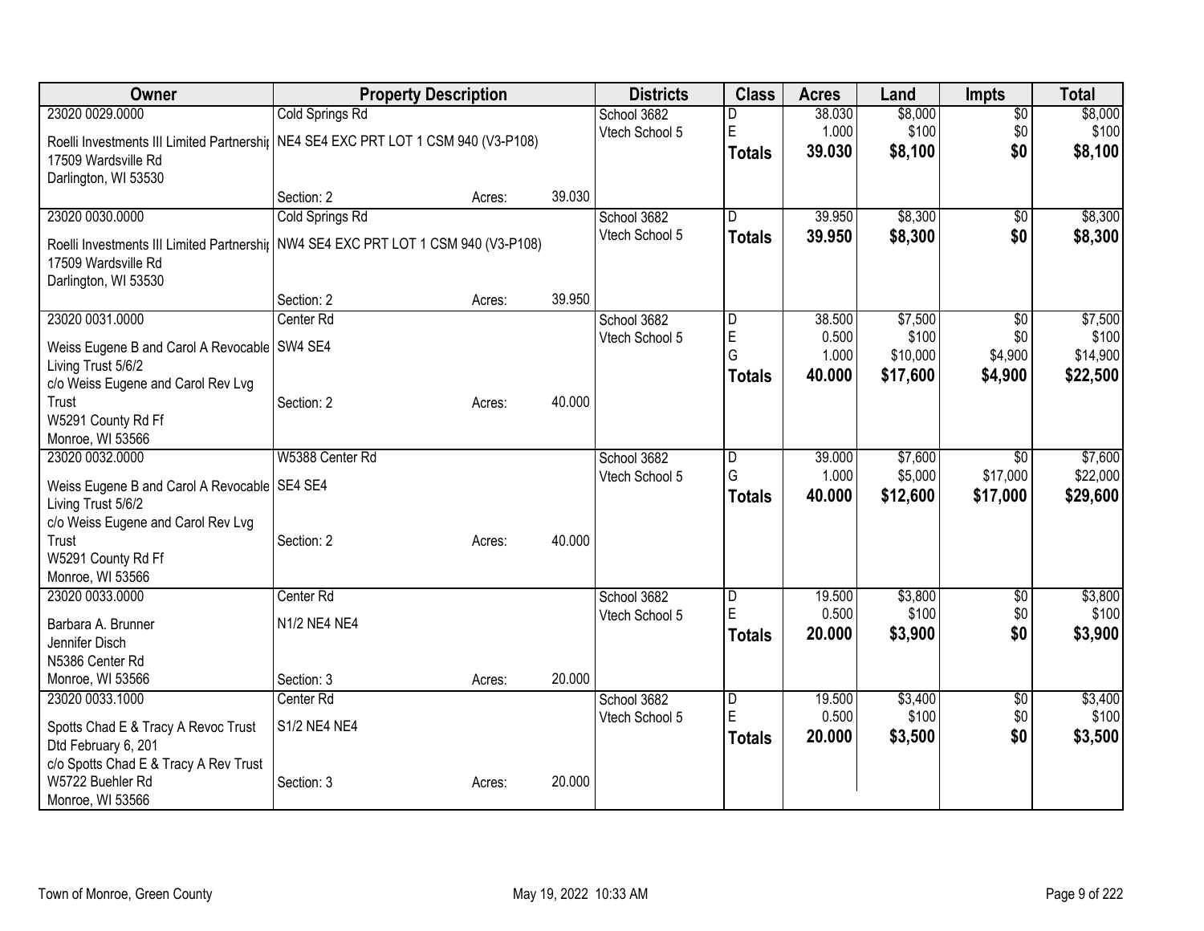| Owner | Property Description | Districts | Class | Acres | Land | Impts | Total |
|---|---|---|---|---|---|---|---|
| 23020 0029.0000<br>Roelli Investments III Limited Partnershi<br>17509 Wardsville Rd<br>Darlington, WI 53530 | Cold Springs Rd<br>NE4 SE4 EXC PRT LOT 1 CSM 940 (V3-P108)<br>Section: 2 Acres: 39.030 | School 3682<br>Vtech School 5 | D<br>E<br>**Totals** | 38.030<br>1.000<br>**39.030** | $8,000<br>$100<br>**$8,100** | $0<br>$0<br>**$0** | $8,000<br>$100<br>**$8,100** |
| 23020 0030.0000<br>Roelli Investments III Limited Partnershi<br>17509 Wardsville Rd<br>Darlington, WI 53530 | Cold Springs Rd<br>NW4 SE4 EXC PRT LOT 1 CSM 940 (V3-P108)<br>Section: 2 Acres: 39.950 | School 3682<br>Vtech School 5 | D<br>**Totals** | 39.950<br>**39.950** | $8,300<br>**$8,300** | $0<br>**$0** | $8,300<br>**$8,300** |
| 23020 0031.0000<br>Weiss Eugene B and Carol A Revocable Living Trust 5/6/2<br>c/o Weiss Eugene and Carol Rev Lvg Trust<br>W5291 County Rd Ff<br>Monroe, WI 53566 | Center Rd<br>SW4 SE4<br>Section: 2 Acres: 40.000 | School 3682<br>Vtech School 5 | D<br>E<br>G<br>**Totals** | 38.500<br>0.500<br>1.000<br>**40.000** | $7,500<br>$100<br>$10,000<br>**$17,600** | $0<br>$0<br>$4,900<br>**$4,900** | $7,500<br>$100<br>$14,900<br>**$22,500** |
| 23020 0032.0000<br>Weiss Eugene B and Carol A Revocable Living Trust 5/6/2<br>c/o Weiss Eugene and Carol Rev Lvg Trust<br>W5291 County Rd Ff<br>Monroe, WI 53566 | W5388 Center Rd<br>SE4 SE4<br>Section: 2 Acres: 40.000 | School 3682<br>Vtech School 5 | D<br>G<br>**Totals** | 39.000<br>1.000<br>**40.000** | $7,600<br>$5,000<br>**$12,600** | $0<br>$17,000<br>**$17,000** | $7,600<br>$22,000<br>**$29,600** |
| 23020 0033.0000<br>Barbara A. Brunner<br>Jennifer Disch<br>N5386 Center Rd<br>Monroe, WI 53566 | Center Rd<br>N1/2 NE4 NE4<br>Section: 3 Acres: 20.000 | School 3682<br>Vtech School 5 | D<br>E<br>**Totals** | 19.500<br>0.500<br>**20.000** | $3,800<br>$100<br>**$3,900** | $0<br>$0<br>**$0** | $3,800<br>$100<br>**$3,900** |
| 23020 0033.1000<br>Spotts Chad E & Tracy A Revoc Trust Dtd February 6, 201<br>c/o Spotts Chad E & Tracy A Rev Trust<br>W5722 Buehler Rd<br>Monroe, WI 53566 | Center Rd<br>S1/2 NE4 NE4<br>Section: 3 Acres: 20.000 | School 3682<br>Vtech School 5 | D<br>E<br>**Totals** | 19.500<br>0.500<br>**20.000** | $3,400<br>$100<br>**$3,500** | $0<br>$0<br>**$0** | $3,400<br>$100<br>**$3,500** |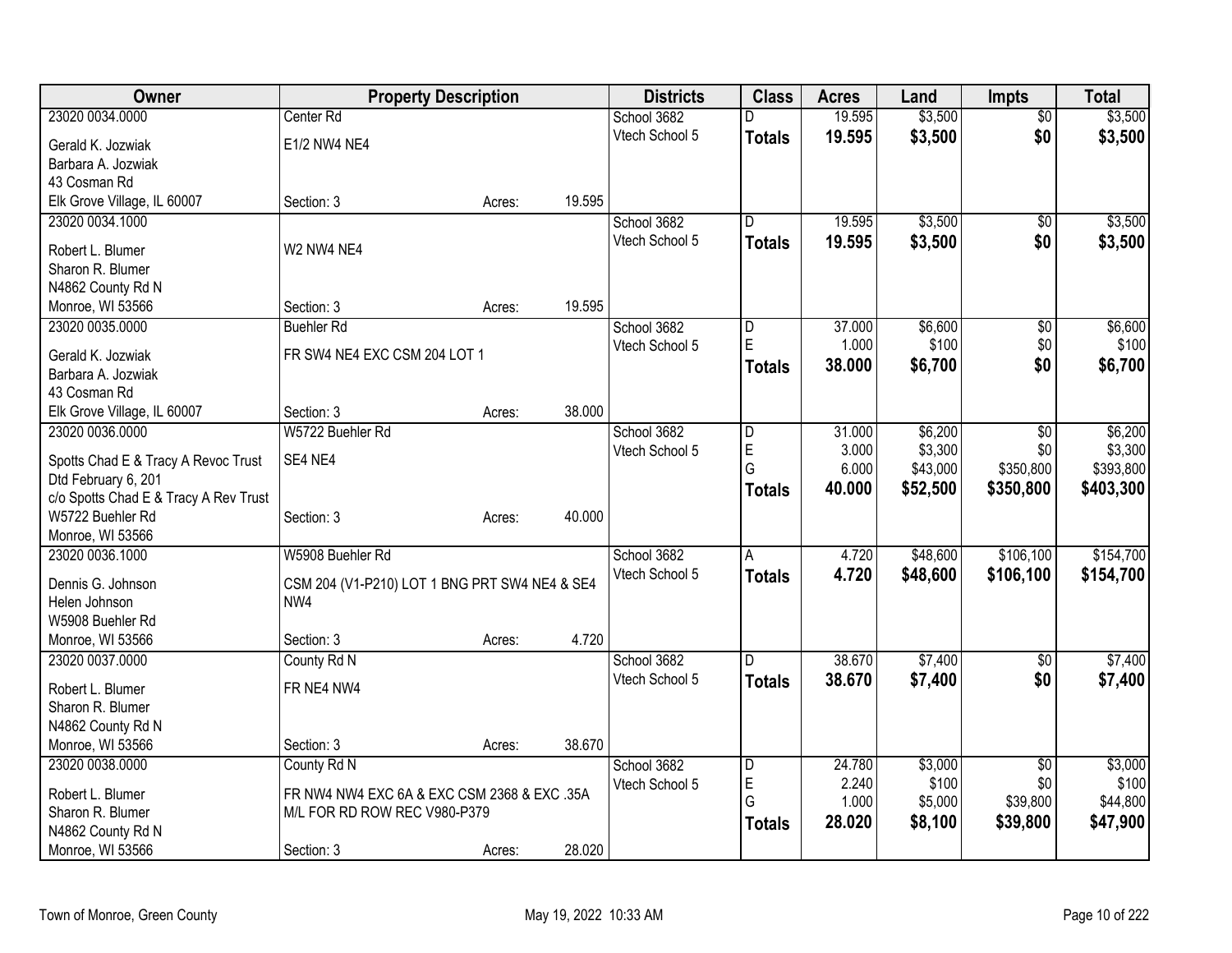| Owner | Property Description | | | Districts | Class | Acres | Land | Impts | Total |
|---|---|---|---|---|---|---|---|---|---|
| 23020 0034.0000 | Center Rd | | | School 3682 | D | 19.595 | $3,500 | $0 | $3,500 |
| Gerald K. Jozwiak<br>Barbara A. Jozwiak<br>43 Cosman Rd<br>Elk Grove Village, IL 60007 | E1/2 NW4 NE4 | | | Vtech School 5 | **Totals** | **19.595** | **$3,500** | **$0** | **$3,500** |
| | Section: 3 | Acres: | 19.595 | | | | | | |
| 23020 0034.1000 | | | | School 3682 | D | 19.595 | $3,500 | $0 | $3,500 |
| Robert L. Blumer<br>Sharon R. Blumer<br>N4862 County Rd N<br>Monroe, WI 53566 | W2 NW4 NE4 | | | Vtech School 5 | **Totals** | **19.595** | **$3,500** | **$0** | **$3,500** |
| | Section: 3 | Acres: | 19.595 | | | | | | |
| 23020 0035.0000 | Buehler Rd | | | School 3682 | D | 37.000 | $6,600 | $0 | $6,600 |
| Gerald K. Jozwiak<br>Barbara A. Jozwiak<br>43 Cosman Rd<br>Elk Grove Village, IL 60007 | FR SW4 NE4 EXC CSM 204 LOT 1 | | | Vtech School 5 | E | 1.000 | $100 | $0 | $100 |
| | | | | | **Totals** | **38.000** | **$6,700** | **$0** | **$6,700** |
| | Section: 3 | Acres: | 38.000 | | | | | | |
| 23020 0036.0000 | W5722 Buehler Rd | | | School 3682 | D | 31.000 | $6,200 | $0 | $6,200 |
| Spotts Chad E & Tracy A Revoc Trust<br>Dtd February 6, 201<br>c/o Spotts Chad E & Tracy A Rev Trust<br>W5722 Buehler Rd<br>Monroe, WI 53566 | SE4 NE4 | | | Vtech School 5 | E | 3.000 | $3,300 | $0 | $3,300 |
| | | | | | G | 6.000 | $43,000 | $350,800 | $393,800 |
| | | | | | **Totals** | **40.000** | **$52,500** | **$350,800** | **$403,300** |
| | Section: 3 | Acres: | 40.000 | | | | | | |
| 23020 0036.1000 | W5908 Buehler Rd | | | School 3682 | A | 4.720 | $48,600 | $106,100 | $154,700 |
| Dennis G. Johnson<br>Helen Johnson<br>W5908 Buehler Rd<br>Monroe, WI 53566 | CSM 204 (V1-P210) LOT 1 BNG PRT SW4 NE4 & SE4 NW4 | | | Vtech School 5 | **Totals** | **4.720** | **$48,600** | **$106,100** | **$154,700** |
| | Section: 3 | Acres: | 4.720 | | | | | | |
| 23020 0037.0000 | County Rd N | | | School 3682 | D | 38.670 | $7,400 | $0 | $7,400 |
| Robert L. Blumer<br>Sharon R. Blumer<br>N4862 County Rd N<br>Monroe, WI 53566 | FR NE4 NW4 | | | Vtech School 5 | **Totals** | **38.670** | **$7,400** | **$0** | **$7,400** |
| | Section: 3 | Acres: | 38.670 | | | | | | |
| 23020 0038.0000 | County Rd N | | | School 3682 | D | 24.780 | $3,000 | $0 | $3,000 |
| Robert L. Blumer<br>Sharon R. Blumer<br>N4862 County Rd N<br>Monroe, WI 53566 | FR NW4 NW4 EXC 6A & EXC CSM 2368 & EXC .35A M/L FOR RD ROW REC V980-P379 | | | Vtech School 5 | E | 2.240 | $100 | $0 | $100 |
| | | | | | G | 1.000 | $5,000 | $39,800 | $44,800 |
| | | | | | **Totals** | **28.020** | **$8,100** | **$39,800** | **$47,900** |
| | Section: 3 | Acres: | 28.020 | | | | | | |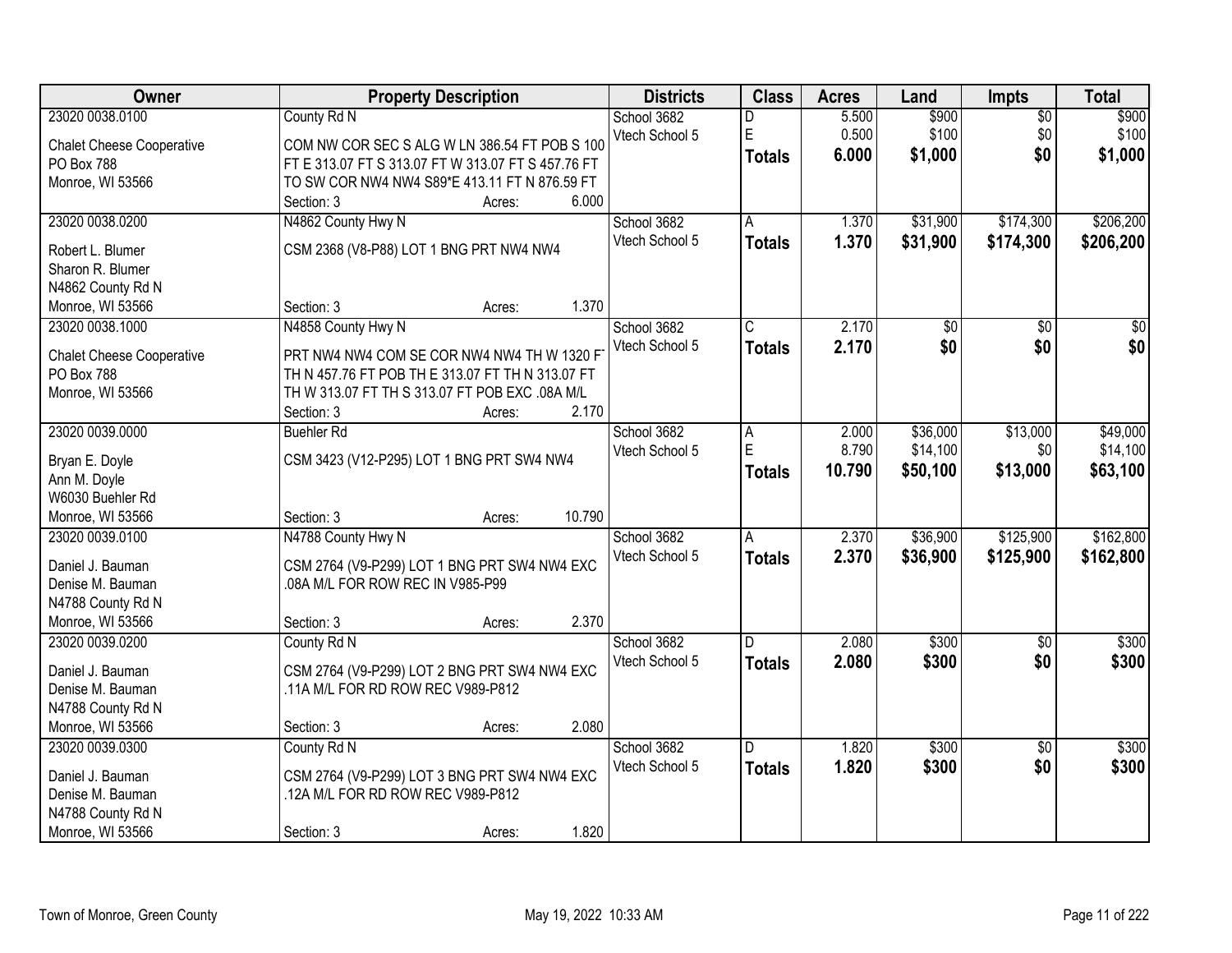| Owner | Property Description | Districts | Class | Acres | Land | Impts | Total |
|---|---|---|---|---|---|---|---|
| 23020 0038.0100<br>Chalet Cheese Cooperative<br>PO Box 788<br>Monroe, WI 53566 | County Rd N<br>COM NW COR SEC S ALG W LN 386.54 FT POB S 100 FT E 313.07 FT S 313.07 FT W 313.07 FT S 457.76 FT TO SW COR NW4 NW4 S89*E 413.11 FT N 876.59 FT<br>Section: 3 Acres: 6.000 | School 3682<br>Vtech School 5 | D<br>E<br>**Totals** | 5.500<br>0.500<br>**6.000** | $900<br>$100<br>**$1,000** | $0<br>$0<br>**$0** | $900<br>$100<br>**$1,000** |
| 23020 0038.0200<br>Robert L. Blumer<br>Sharon R. Blumer<br>N4862 County Rd N<br>Monroe, WI 53566 | N4862 County Hwy N<br>CSM 2368 (V8-P88) LOT 1 BNG PRT NW4 NW4<br>Section: 3 Acres: 1.370 | School 3682<br>Vtech School 5 | A<br>**Totals** | 1.370<br>**1.370** | $31,900<br>**$31,900** | $174,300<br>**$174,300** | $206,200<br>**$206,200** |
| 23020 0038.1000<br>Chalet Cheese Cooperative<br>PO Box 788<br>Monroe, WI 53566 | N4858 County Hwy N<br>PRT NW4 NW4 COM SE COR NW4 NW4 TH W 1320 FT TH N 457.76 FT POB TH E 313.07 FT TH N 313.07 FT TH W 313.07 FT TH S 313.07 FT POB EXC .08A M/L<br>Section: 3 Acres: 2.170 | School 3682<br>Vtech School 5 | C<br>**Totals** | 2.170<br>**2.170** | $0<br>**$0** | $0<br>**$0** | $0<br>**$0** |
| 23020 0039.0000<br>Bryan E. Doyle<br>Ann M. Doyle<br>W6030 Buehler Rd<br>Monroe, WI 53566 | Buehler Rd<br>CSM 3423 (V12-P295) LOT 1 BNG PRT SW4 NW4<br>Section: 3 Acres: 10.790 | School 3682<br>Vtech School 5 | A<br>E<br>**Totals** | 2.000<br>8.790<br>**10.790** | $36,000<br>$14,100<br>**$50,100** | $13,000<br>$0<br>**$13,000** | $49,000<br>$14,100<br>**$63,100** |
| 23020 0039.0100<br>Daniel J. Bauman<br>Denise M. Bauman<br>N4788 County Rd N<br>Monroe, WI 53566 | N4788 County Hwy N<br>CSM 2764 (V9-P299) LOT 1 BNG PRT SW4 NW4 EXC .08A M/L FOR ROW REC IN V985-P99<br>Section: 3 Acres: 2.370 | School 3682<br>Vtech School 5 | A<br>**Totals** | 2.370<br>**2.370** | $36,900<br>**$36,900** | $125,900<br>**$125,900** | $162,800<br>**$162,800** |
| 23020 0039.0200<br>Daniel J. Bauman<br>Denise M. Bauman<br>N4788 County Rd N<br>Monroe, WI 53566 | County Rd N<br>CSM 2764 (V9-P299) LOT 2 BNG PRT SW4 NW4 EXC .11A M/L FOR RD ROW REC V989-P812<br>Section: 3 Acres: 2.080 | School 3682<br>Vtech School 5 | D<br>**Totals** | 2.080<br>**2.080** | $300<br>**$300** | $0<br>**$0** | $300<br>**$300** |
| 23020 0039.0300<br>Daniel J. Bauman<br>Denise M. Bauman<br>N4788 County Rd N<br>Monroe, WI 53566 | County Rd N<br>CSM 2764 (V9-P299) LOT 3 BNG PRT SW4 NW4 EXC .12A M/L FOR RD ROW REC V989-P812<br>Section: 3 Acres: 1.820 | School 3682<br>Vtech School 5 | D<br>**Totals** | 1.820<br>**1.820** | $300<br>**$300** | $0<br>**$0** | $300<br>**$300** |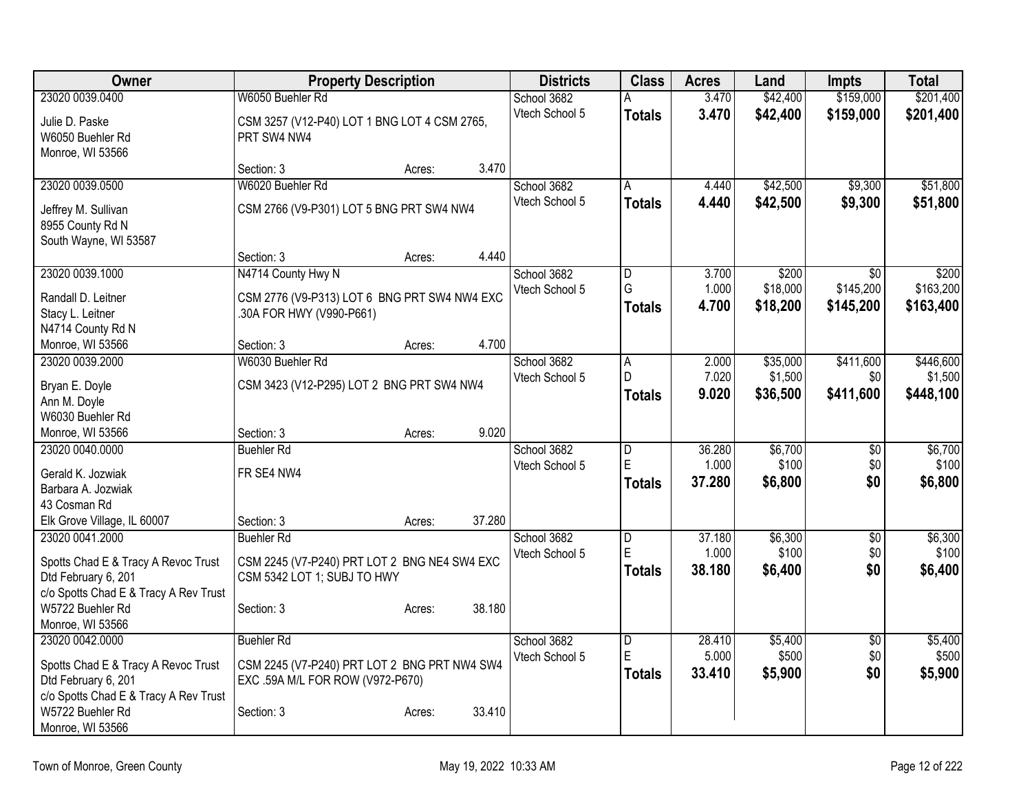| Owner | Property Description | Districts | Class | Acres | Land | Impts | Total |
|---|---|---|---|---|---|---|---|
| 23020 0039.0400<br>Julie D. Paske<br>W6050 Buehler Rd<br>Monroe, WI 53566 | W6050 Buehler Rd<br>CSM 3257 (V12-P40) LOT 1 BNG LOT 4 CSM 2765, PRT SW4 NW4<br>Section: 3 Acres: 3.470 | School 3682<br>Vtech School 5 | A<br>**Totals** | 3.470<br>**3.470** | $42,400<br>**$42,400** | $159,000<br>**$159,000** | $201,400<br>**$201,400** |
| 23020 0039.0500<br>Jeffrey M. Sullivan<br>8955 County Rd N<br>South Wayne, WI 53587 | W6020 Buehler Rd<br>CSM 2766 (V9-P301) LOT 5 BNG PRT SW4 NW4<br>Section: 3 Acres: 4.440 | School 3682<br>Vtech School 5 | A<br>**Totals** | 4.440<br>**4.440** | $42,500<br>**$42,500** | $9,300<br>**$9,300** | $51,800<br>**$51,800** |
| 23020 0039.1000<br>Randall D. Leitner<br>Stacy L. Leitner<br>N4714 County Rd N<br>Monroe, WI 53566 | N4714 County Hwy N<br>CSM 2776 (V9-P313) LOT 6 BNG PRT SW4 NW4 EXC .30A FOR HWY (V990-P661)<br>Section: 3 Acres: 4.700 | School 3682<br>Vtech School 5 | D<br>G<br>**Totals** | 3.700<br>1.000<br>**4.700** | $200<br>$18,000<br>**$18,200** | $0<br>$145,200<br>**$145,200** | $200<br>$163,200<br>**$163,400** |
| 23020 0039.2000<br>Bryan E. Doyle<br>Ann M. Doyle<br>W6030 Buehler Rd<br>Monroe, WI 53566 | W6030 Buehler Rd<br>CSM 3423 (V12-P295) LOT 2 BNG PRT SW4 NW4<br>Section: 3 Acres: 9.020 | School 3682<br>Vtech School 5 | A<br>D<br>**Totals** | 2.000<br>7.020<br>**9.020** | $35,000<br>$1,500<br>**$36,500** | $411,600<br>$0<br>**$411,600** | $446,600<br>$1,500<br>**$448,100** |
| 23020 0040.0000<br>Gerald K. Jozwiak<br>Barbara A. Jozwiak<br>43 Cosman Rd<br>Elk Grove Village, IL 60007 | Buehler Rd<br>FR SE4 NW4<br>Section: 3 Acres: 37.280 | School 3682<br>Vtech School 5 | D<br>E<br>**Totals** | 36.280<br>1.000<br>**37.280** | $6,700<br>$100<br>**$6,800** | $0<br>$0<br>**$0** | $6,700<br>$100<br>**$6,800** |
| 23020 0041.2000<br>Spotts Chad E & Tracy A Revoc Trust Dtd February 6, 201<br>c/o Spotts Chad E & Tracy A Rev Trust<br>W5722 Buehler Rd<br>Monroe, WI 53566 | Buehler Rd<br>CSM 2245 (V7-P240) PRT LOT 2 BNG NE4 SW4 EXC CSM 5342 LOT 1; SUBJ TO HWY<br>Section: 3 Acres: 38.180 | School 3682<br>Vtech School 5 | D<br>E<br>**Totals** | 37.180<br>1.000<br>**38.180** | $6,300<br>$100<br>**$6,400** | $0<br>$0<br>**$0** | $6,300<br>$100<br>**$6,400** |
| 23020 0042.0000<br>Spotts Chad E & Tracy A Revoc Trust Dtd February 6, 201<br>c/o Spotts Chad E & Tracy A Rev Trust<br>W5722 Buehler Rd<br>Monroe, WI 53566 | Buehler Rd<br>CSM 2245 (V7-P240) PRT LOT 2 BNG PRT NW4 SW4 EXC .59A M/L FOR ROW (V972-P670)<br>Section: 3 Acres: 33.410 | School 3682<br>Vtech School 5 | D<br>E<br>**Totals** | 28.410<br>5.000<br>**33.410** | $5,400<br>$500<br>**$5,900** | $0<br>$0<br>**$0** | $5,400<br>$500<br>**$5,900** |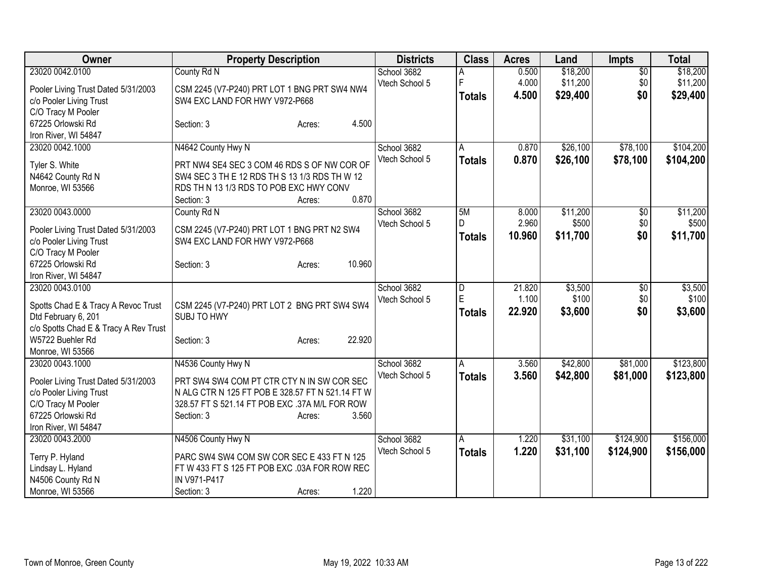| Owner | Property Description | Districts | Class | Acres | Land | Impts | Total |
|---|---|---|---|---|---|---|---|
| 23020 0042.0100<br>Pooler Living Trust Dated 5/31/2003<br>c/o Pooler Living Trust<br>C/O Tracy M Pooler<br>67225 Orlowski Rd<br>Iron River, WI 54847 | County Rd N<br>CSM 2245 (V7-P240) PRT LOT 1 BNG PRT SW4 NW4 SW4 EXC LAND FOR HWY V972-P668<br>Section: 3 Acres: 4.500 | School 3682<br>Vtech School 5 | A<br>F<br>**Totals** | 0.500<br>4.000<br>**4.500** | $18,200<br>$11,200<br>**$29,400** | $0<br>$0<br>**$0** | $18,200<br>$11,200<br>**$29,400** |
| 23020 0042.1000<br>Tyler S. White<br>N4642 County Rd N<br>Monroe, WI 53566 | N4642 County Hwy N<br>PRT NW4 SE4 SEC 3 COM 46 RDS S OF NW COR OF SW4 SEC 3 TH E 12 RDS TH S 13 1/3 RDS TH W 12 RDS TH N 13 1/3 RDS TO POB EXC HWY CONV<br>Section: 3 Acres: 0.870 | School 3682<br>Vtech School 5 | A<br>**Totals** | 0.870<br>**0.870** | $26,100<br>**$26,100** | $78,100<br>**$78,100** | $104,200<br>**$104,200** |
| 23020 0043.0000<br>Pooler Living Trust Dated 5/31/2003<br>c/o Pooler Living Trust<br>C/O Tracy M Pooler<br>67225 Orlowski Rd<br>Iron River, WI 54847 | County Rd N<br>CSM 2245 (V7-P240) PRT LOT 1 BNG PRT N2 SW4 SW4 EXC LAND FOR HWY V972-P668<br>Section: 3 Acres: 10.960 | School 3682<br>Vtech School 5 | 5M<br>D<br>**Totals** | 8.000<br>2.960<br>**10.960** | $11,200<br>$500<br>**$11,700** | $0<br>$0<br>**$0** | $11,200<br>$500<br>**$11,700** |
| 23020 0043.0100<br>Spotts Chad E & Tracy A Revoc Trust Dtd February 6, 201<br>c/o Spotts Chad E & Tracy A Rev Trust<br>W5722 Buehler Rd<br>Monroe, WI 53566 | CSM 2245 (V7-P240) PRT LOT 2 BNG PRT SW4 SW4 SUBJ TO HWY<br>Section: 3 Acres: 22.920 | School 3682<br>Vtech School 5 | D<br>E<br>**Totals** | 21.820<br>1.100<br>**22.920** | $3,500<br>$100<br>**$3,600** | $0<br>$0<br>**$0** | $3,500<br>$100<br>**$3,600** |
| 23020 0043.1000<br>Pooler Living Trust Dated 5/31/2003<br>c/o Pooler Living Trust<br>C/O Tracy M Pooler<br>67225 Orlowski Rd<br>Iron River, WI 54847 | N4536 County Hwy N<br>PRT SW4 SW4 COM PT CTR CTY N IN SW COR SEC N ALG CTR N 125 FT POB E 328.57 FT N 521.14 FT W 328.57 FT S 521.14 FT POB EXC .37A M/L FOR ROW<br>Section: 3 Acres: 3.560 | School 3682<br>Vtech School 5 | A<br>**Totals** | 3.560<br>**3.560** | $42,800<br>**$42,800** | $81,000<br>**$81,000** | $123,800<br>**$123,800** |
| 23020 0043.2000<br>Terry P. Hyland<br>Lindsay L. Hyland<br>N4506 County Rd N<br>Monroe, WI 53566 | N4506 County Hwy N<br>PARC SW4 SW4 COM SW COR SEC E 433 FT N 125 FT W 433 FT S 125 FT POB EXC .03A FOR ROW REC IN V971-P417<br>Section: 3 Acres: 1.220 | School 3682<br>Vtech School 5 | A<br>**Totals** | 1.220<br>**1.220** | $31,100<br>**$31,100** | $124,900<br>**$124,900** | $156,000<br>**$156,000** |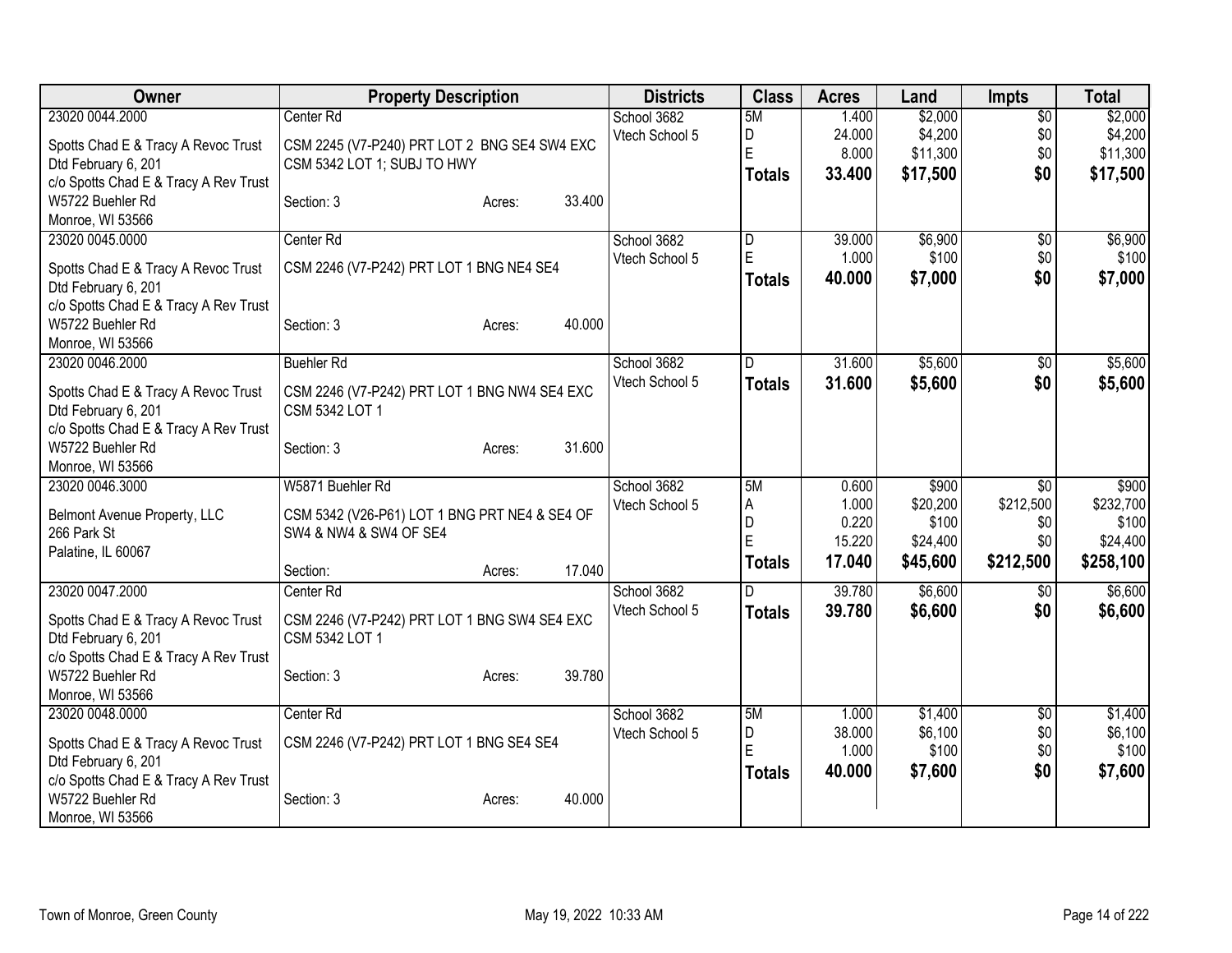| Owner | Property Description | Districts | Class | Acres | Land | Impts | Total |
|---|---|---|---|---|---|---|---|
| 23020 0044.2000<br>Spotts Chad E & Tracy A Revoc Trust<br>Dtd February 6, 201<br>c/o Spotts Chad E & Tracy A Rev Trust<br>W5722 Buehler Rd<br>Monroe, WI 53566 | Center Rd<br>CSM 2245 (V7-P240) PRT LOT 2 BNG SE4 SW4 EXC CSM 5342 LOT 1; SUBJ TO HWY<br>Section: 3 Acres: 33.400 | School 3682<br>Vtech School 5 | 5M<br>D<br>E<br>**Totals** | 1.400<br>24.000<br>8.000<br>**33.400** | $2,000<br>$4,200<br>$11,300<br>**$17,500** | $0<br>$0<br>$0<br>**$0** | $2,000<br>$4,200<br>$11,300<br>**$17,500** |
| 23020 0045.0000<br>Spotts Chad E & Tracy A Revoc Trust<br>Dtd February 6, 201<br>c/o Spotts Chad E & Tracy A Rev Trust<br>W5722 Buehler Rd<br>Monroe, WI 53566 | Center Rd<br>CSM 2246 (V7-P242) PRT LOT 1 BNG NE4 SE4<br>Section: 3 Acres: 40.000 | School 3682<br>Vtech School 5 | D<br>E<br>**Totals** | 39.000<br>1.000<br>**40.000** | $6,900<br>$100<br>**$7,000** | $0<br>$0<br>**$0** | $6,900<br>$100<br>**$7,000** |
| 23020 0046.2000<br>Spotts Chad E & Tracy A Revoc Trust<br>Dtd February 6, 201<br>c/o Spotts Chad E & Tracy A Rev Trust<br>W5722 Buehler Rd<br>Monroe, WI 53566 | Buehler Rd<br>CSM 2246 (V7-P242) PRT LOT 1 BNG NW4 SE4 EXC CSM 5342 LOT 1<br>Section: 3 Acres: 31.600 | School 3682<br>Vtech School 5 | D<br>**Totals** | 31.600<br>**31.600** | $5,600<br>**$5,600** | $0<br>**$0** | $5,600<br>**$5,600** |
| 23020 0046.3000<br>Belmont Avenue Property, LLC<br>266 Park St<br>Palatine, IL 60067 | W5871 Buehler Rd<br>CSM 5342 (V26-P61) LOT 1 BNG PRT NE4 & SE4 OF SW4 & NW4 & SW4 OF SE4<br>Section: Acres: 17.040 | School 3682<br>Vtech School 5 | 5M<br>A<br>D<br>E<br>**Totals** | 0.600<br>1.000<br>0.220<br>15.220<br>**17.040** | $900<br>$20,200<br>$100<br>$24,400<br>**$45,600** | $0<br>$212,500<br>$0<br>$0<br>**$212,500** | $900<br>$232,700<br>$100<br>$24,400<br>**$258,100** |
| 23020 0047.2000<br>Spotts Chad E & Tracy A Revoc Trust<br>Dtd February 6, 201<br>c/o Spotts Chad E & Tracy A Rev Trust<br>W5722 Buehler Rd<br>Monroe, WI 53566 | Center Rd<br>CSM 2246 (V7-P242) PRT LOT 1 BNG SW4 SE4 EXC CSM 5342 LOT 1<br>Section: 3 Acres: 39.780 | School 3682<br>Vtech School 5 | D<br>**Totals** | 39.780<br>**39.780** | $6,600<br>**$6,600** | $0<br>**$0** | $6,600<br>**$6,600** |
| 23020 0048.0000<br>Spotts Chad E & Tracy A Revoc Trust<br>Dtd February 6, 201<br>c/o Spotts Chad E & Tracy A Rev Trust<br>W5722 Buehler Rd<br>Monroe, WI 53566 | Center Rd<br>CSM 2246 (V7-P242) PRT LOT 1 BNG SE4 SE4<br>Section: 3 Acres: 40.000 | School 3682<br>Vtech School 5 | 5M<br>D<br>E<br>**Totals** | 1.000<br>38.000<br>1.000<br>**40.000** | $1,400<br>$6,100<br>$100<br>**$7,600** | $0<br>$0<br>$0<br>**$0** | $1,400<br>$6,100<br>$100<br>**$7,600** |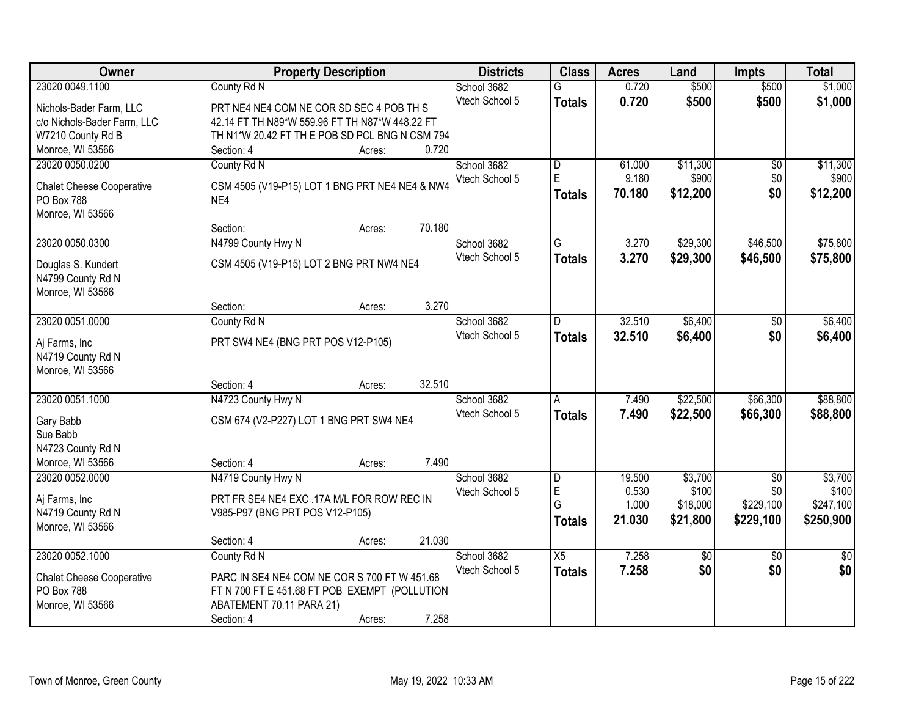| Owner | Property Description | Districts | Class | Acres | Land | Impts | Total |
|---|---|---|---|---|---|---|---|
| 23020 0049.1100<br>Nichols-Bader Farm, LLC<br>c/o Nichols-Bader Farm, LLC<br>W7210 County Rd B<br>Monroe, WI 53566 | County Rd N<br>PRT NE4 NE4 COM NE COR SD SEC 4 POB TH S 42.14 FT TH N89*W 559.96 FT TH N87*W 448.22 FT TH N1*W 20.42 FT TH E POB SD PCL BNG N CSM 794<br>Section: 4 Acres: 0.720 | School 3682<br>Vtech School 5 | G<br>**Totals** | 0.720<br>**0.720** | $500<br>**$500** | $500<br>**$500** | $1,000<br>**$1,000** |
| 23020 0050.0200<br>Chalet Cheese Cooperative<br>PO Box 788<br>Monroe, WI 53566 | County Rd N<br>CSM 4505 (V19-P15) LOT 1 BNG PRT NE4 NE4 & NW4 NE4<br>Section: Acres: 70.180 | School 3682<br>Vtech School 5 | D<br>E<br>**Totals** | 61.000<br>9.180<br>**70.180** | $11,300<br>$900<br>**$12,200** | $0<br>$0<br>**$0** | $11,300<br>$900<br>**$12,200** |
| 23020 0050.0300<br>Douglas S. Kundert<br>N4799 County Rd N<br>Monroe, WI 53566 | N4799 County Hwy N<br>CSM 4505 (V19-P15) LOT 2 BNG PRT NW4 NE4<br>Section: Acres: 3.270 | School 3682<br>Vtech School 5 | G<br>**Totals** | 3.270<br>**3.270** | $29,300<br>**$29,300** | $46,500<br>**$46,500** | $75,800<br>**$75,800** |
| 23020 0051.0000<br>Aj Farms, Inc<br>N4719 County Rd N<br>Monroe, WI 53566 | County Rd N<br>PRT SW4 NE4 (BNG PRT POS V12-P105)<br>Section: 4 Acres: 32.510 | School 3682<br>Vtech School 5 | D<br>**Totals** | 32.510<br>**32.510** | $6,400<br>**$6,400** | $0<br>**$0** | $6,400<br>**$6,400** |
| 23020 0051.1000<br>Gary Babb<br>Sue Babb<br>N4723 County Rd N<br>Monroe, WI 53566 | N4723 County Hwy N<br>CSM 674 (V2-P227) LOT 1 BNG PRT SW4 NE4<br>Section: 4 Acres: 7.490 | School 3682<br>Vtech School 5 | A<br>**Totals** | 7.490<br>**7.490** | $22,500<br>**$22,500** | $66,300<br>**$66,300** | $88,800<br>**$88,800** |
| 23020 0052.0000<br>Aj Farms, Inc<br>N4719 County Rd N<br>Monroe, WI 53566 | N4719 County Hwy N<br>PRT FR SE4 NE4 EXC .17A M/L FOR ROW REC IN V985-P97 (BNG PRT POS V12-P105)<br>Section: 4 Acres: 21.030 | School 3682<br>Vtech School 5 | D<br>E<br>G<br>**Totals** | 19.500<br>0.530<br>1.000<br>**21.030** | $3,700<br>$100<br>$18,000<br>**$21,800** | $0<br>$0<br>$229,100<br>**$229,100** | $3,700<br>$100<br>$247,100<br>**$250,900** |
| 23020 0052.1000<br>Chalet Cheese Cooperative<br>PO Box 788<br>Monroe, WI 53566 | County Rd N<br>PARC IN SE4 NE4 COM NE COR S 700 FT W 451.68 FT N 700 FT E 451.68 FT POB EXEMPT (POLLUTION ABATEMENT 70.11 PARA 21)<br>Section: 4 Acres: 7.258 | School 3682<br>Vtech School 5 | X5<br>**Totals** | 7.258<br>**7.258** | $0<br>**$0** | $0<br>**$0** | $0<br>**$0** |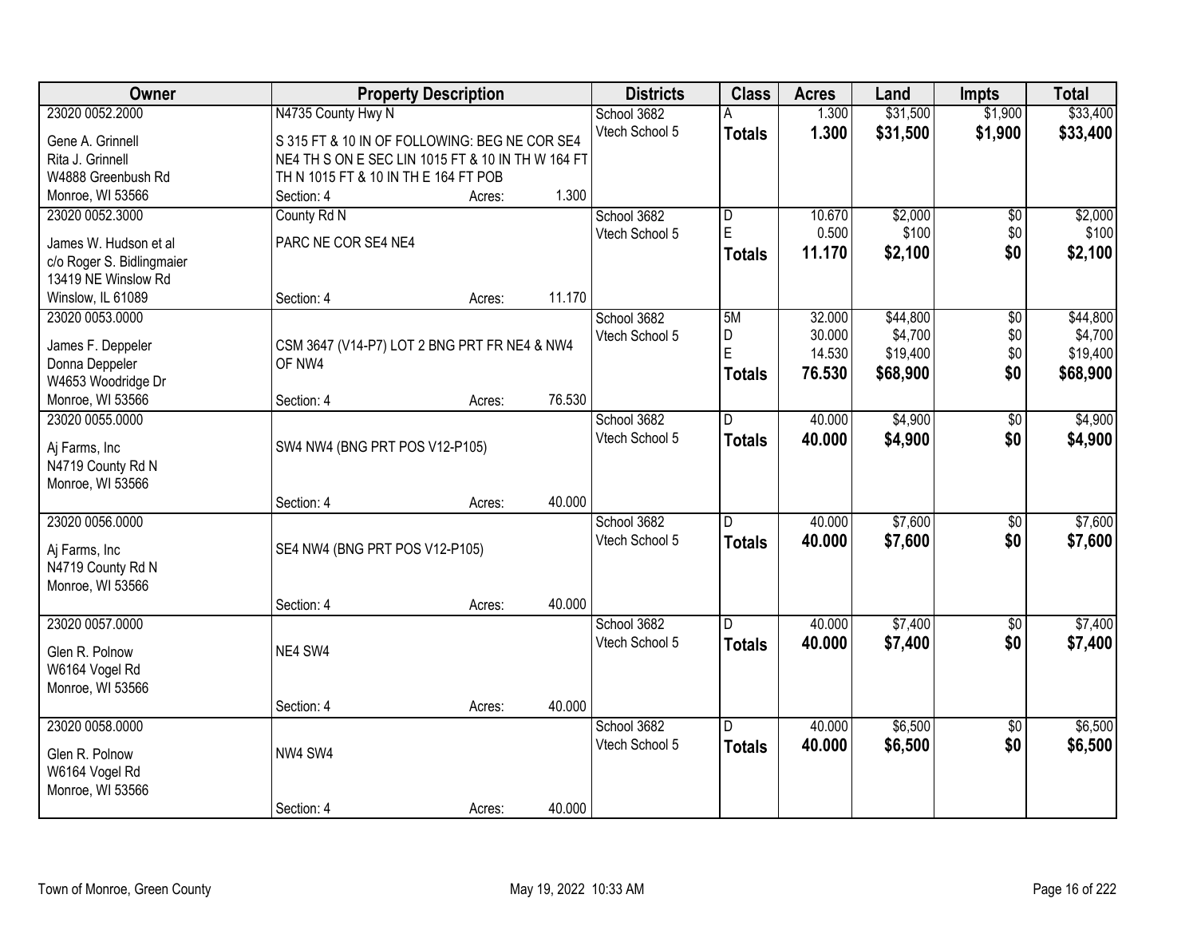| Owner | Property Description | Districts | Class | Acres | Land | Impts | Total |
|---|---|---|---|---|---|---|---|
| 23020 0052.2000<br>Gene A. Grinnell<br>Rita J. Grinnell<br>W4888 Greenbush Rd<br>Monroe, WI 53566 | N4735 County Hwy N<br>S 315 FT & 10 IN OF FOLLOWING: BEG NE COR SE4 NE4 TH S ON E SEC LIN 1015 FT & 10 IN TH W 164 FT TH N 1015 FT & 10 IN TH E 164 FT POB<br>Section: 4 Acres: 1.300 | School 3682<br>Vtech School 5 | A<br>**Totals** | 1.300<br>**1.300** | $31,500<br>**$31,500** | $1,900<br>**$1,900** | $33,400<br>**$33,400** |
| 23020 0052.3000<br>James W. Hudson et al<br>c/o Roger S. Bidlingmaier<br>13419 NE Winslow Rd<br>Winslow, IL 61089 | County Rd N<br>PARC NE COR SE4 NE4<br>Section: 4 Acres: 11.170 | School 3682<br>Vtech School 5 | D<br>E<br>**Totals** | 10.670<br>0.500<br>**11.170** | $2,000<br>$100<br>**$2,100** | $0<br>$0<br>**$0** | $2,000<br>$100<br>**$2,100** |
| 23020 0053.0000<br>James F. Deppeler<br>Donna Deppeler<br>W4653 Woodridge Dr<br>Monroe, WI 53566 | CSM 3647 (V14-P7) LOT 2 BNG PRT FR NE4 & NW4 OF NW4<br>Section: 4 Acres: 76.530 | School 3682<br>Vtech School 5 | 5M<br>D<br>E<br>**Totals** | 32.000<br>30.000<br>14.530<br>**76.530** | $44,800<br>$4,700<br>$19,400<br>**$68,900** | $0<br>$0<br>$0<br>**$0** | $44,800<br>$4,700<br>$19,400<br>**$68,900** |
| 23020 0055.0000<br>Aj Farms, Inc<br>N4719 County Rd N<br>Monroe, WI 53566 | SW4 NW4 (BNG PRT POS V12-P105)<br>Section: 4 Acres: 40.000 | School 3682<br>Vtech School 5 | D<br>**Totals** | 40.000<br>**40.000** | $4,900<br>**$4,900** | $0<br>**$0** | $4,900<br>**$4,900** |
| 23020 0056.0000<br>Aj Farms, Inc<br>N4719 County Rd N<br>Monroe, WI 53566 | SE4 NW4 (BNG PRT POS V12-P105)<br>Section: 4 Acres: 40.000 | School 3682<br>Vtech School 5 | D<br>**Totals** | 40.000<br>**40.000** | $7,600<br>**$7,600** | $0<br>**$0** | $7,600<br>**$7,600** |
| 23020 0057.0000<br>Glen R. Polnow<br>W6164 Vogel Rd<br>Monroe, WI 53566 | NE4 SW4<br>Section: 4 Acres: 40.000 | School 3682<br>Vtech School 5 | D<br>**Totals** | 40.000<br>**40.000** | $7,400<br>**$7,400** | $0<br>**$0** | $7,400<br>**$7,400** |
| 23020 0058.0000<br>Glen R. Polnow<br>W6164 Vogel Rd<br>Monroe, WI 53566 | NW4 SW4<br>Section: 4 Acres: 40.000 | School 3682<br>Vtech School 5 | D<br>**Totals** | 40.000<br>**40.000** | $6,500<br>**$6,500** | $0<br>**$0** | $6,500<br>**$6,500** |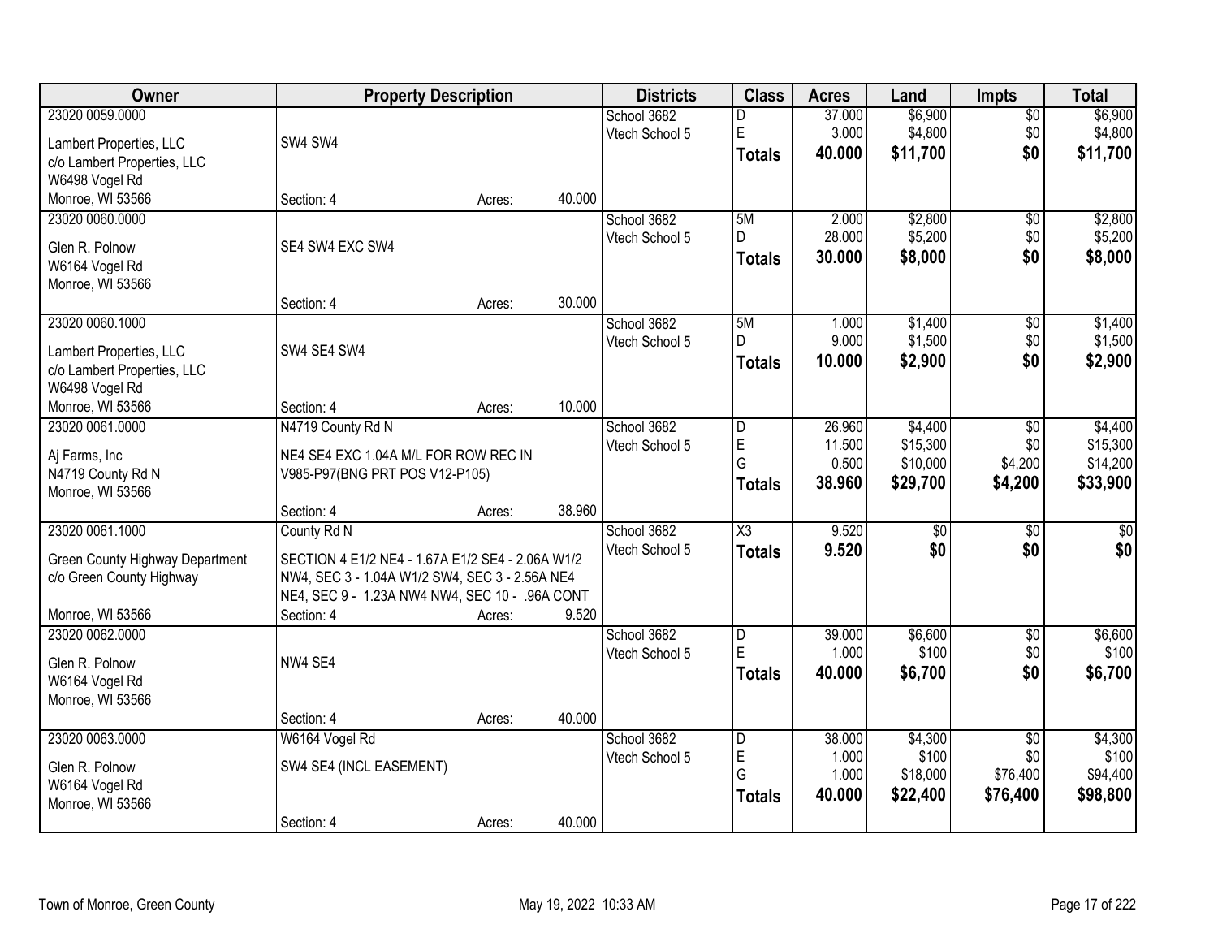| Owner | Property Description | | | Districts | Class | Acres | Land | Impts | Total |
|---|---|---|---|---|---|---|---|---|---|
| 23020 0059.0000 | | | | School 3682 | D | 37.000 | $6,900 | $0 | $6,900 |
| Lambert Properties, LLC | SW4 SW4 | | | Vtech School 5 | E | 3.000 | $4,800 | $0 | $4,800 |
| c/o Lambert Properties, LLC | | | | | **Totals** | **40.000** | **$11,700** | **$0** | **$11,700** |
| W6498 Vogel Rd | | | | | | | | | |
| Monroe, WI 53566 | Section: 4 | Acres: | 40.000 | | | | | | |
| 23020 0060.0000 | | | | School 3682 | 5M | 2.000 | $2,800 | $0 | $2,800 |
| Glen R. Polnow | SE4 SW4 EXC SW4 | | | Vtech School 5 | D | 28.000 | $5,200 | $0 | $5,200 |
| W6164 Vogel Rd | | | | | **Totals** | **30.000** | **$8,000** | **$0** | **$8,000** |
| Monroe, WI 53566 | | | | | | | | | |
| | Section: 4 | Acres: | 30.000 | | | | | | |
| 23020 0060.1000 | | | | School 3682 | 5M | 1.000 | $1,400 | $0 | $1,400 |
| Lambert Properties, LLC | SW4 SE4 SW4 | | | Vtech School 5 | D | 9.000 | $1,500 | $0 | $1,500 |
| c/o Lambert Properties, LLC | | | | | **Totals** | **10.000** | **$2,900** | **$0** | **$2,900** |
| W6498 Vogel Rd | | | | | | | | | |
| Monroe, WI 53566 | Section: 4 | Acres: | 10.000 | | | | | | |
| 23020 0061.0000 | N4719 County Rd N | | | School 3682 | D | 26.960 | $4,400 | $0 | $4,400 |
| Aj Farms, Inc | NE4 SE4 EXC 1.04A M/L FOR ROW REC IN | | | Vtech School 5 | E | 11.500 | $15,300 | $0 | $15,300 |
| N4719 County Rd N | V985-P97(BNG PRT POS V12-P105) | | | | G | 0.500 | $10,000 | $4,200 | $14,200 |
| Monroe, WI 53566 | | | | | **Totals** | **38.960** | **$29,700** | **$4,200** | **$33,900** |
| | Section: 4 | Acres: | 38.960 | | | | | | |
| 23020 0061.1000 | County Rd N | | | School 3682 | X3 | 9.520 | $0 | $0 | $0 |
| Green County Highway Department | SECTION 4 E1/2 NE4 - 1.67A E1/2 SE4 - 2.06A W1/2 | | | Vtech School 5 | **Totals** | **9.520** | **$0** | **$0** | **$0** |
| c/o Green County Highway | NW4, SEC 3 - 1.04A W1/2 SW4, SEC 3 - 2.56A NE4 | | | | | | | | |
| | NE4, SEC 9 - 1.23A NW4 NW4, SEC 10 - .96A CONT | | | | | | | | |
| Monroe, WI 53566 | Section: 4 | Acres: | 9.520 | | | | | | |
| 23020 0062.0000 | | | | School 3682 | D | 39.000 | $6,600 | $0 | $6,600 |
| Glen R. Polnow | NW4 SE4 | | | Vtech School 5 | E | 1.000 | $100 | $0 | $100 |
| W6164 Vogel Rd | | | | | **Totals** | **40.000** | **$6,700** | **$0** | **$6,700** |
| Monroe, WI 53566 | | | | | | | | | |
| | Section: 4 | Acres: | 40.000 | | | | | | |
| 23020 0063.0000 | W6164 Vogel Rd | | | School 3682 | D | 38.000 | $4,300 | $0 | $4,300 |
| Glen R. Polnow | SW4 SE4 (INCL EASEMENT) | | | Vtech School 5 | E | 1.000 | $100 | $0 | $100 |
| W6164 Vogel Rd | | | | | G | 1.000 | $18,000 | $76,400 | $94,400 |
| Monroe, WI 53566 | | | | | **Totals** | **40.000** | **$22,400** | **$76,400** | **$98,800** |
| | Section: 4 | Acres: | 40.000 | | | | | | |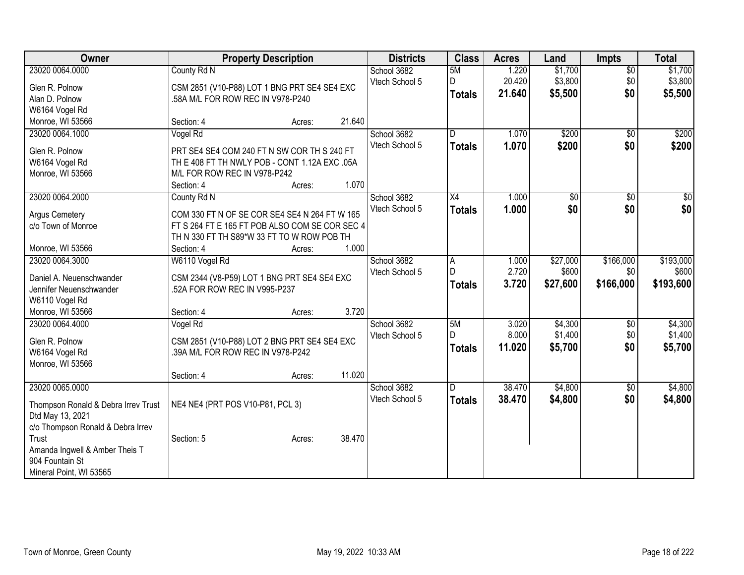| Owner | Property Description | Districts | Class | Acres | Land | Impts | Total |
|---|---|---|---|---|---|---|---|
| 23020 0064.0000<br>Glen R. Polnow<br>Alan D. Polnow<br>W6164 Vogel Rd<br>Monroe, WI 53566 | County Rd N<br>CSM 2851 (V10-P88) LOT 1 BNG PRT SE4 SE4 EXC .58A M/L FOR ROW REC IN V978-P240<br>Section: 4 Acres: 21.640 | School 3682<br>Vtech School 5 | 5M<br>D<br>**Totals** | 1.220<br>20.420<br>**21.640** | $1,700<br>$3,800<br>**$5,500** | $0<br>$0<br>**$0** | $1,700<br>$3,800<br>**$5,500** |
| 23020 0064.1000<br>Glen R. Polnow<br>W6164 Vogel Rd<br>Monroe, WI 53566 | Vogel Rd<br>PRT SE4 SE4 COM 240 FT N SW COR TH S 240 FT TH E 408 FT TH NWLY POB - CONT 1.12A EXC .05A M/L FOR ROW REC IN V978-P242<br>Section: 4 Acres: 1.070 | School 3682<br>Vtech School 5 | D<br>**Totals** | 1.070<br>**1.070** | $200<br>**$200** | $0<br>**$0** | $200<br>**$200** |
| 23020 0064.2000<br>Argus Cemetery<br>c/o Town of Monroe<br>Monroe, WI 53566 | County Rd N<br>COM 330 FT N OF SE COR SE4 SE4 N 264 FT W 165 FT S 264 FT E 165 FT POB ALSO COM SE COR SEC 4 TH N 330 FT TH S89*W 33 FT TO W ROW POB TH<br>Section: 4 Acres: 1.000 | School 3682<br>Vtech School 5 | X4<br>**Totals** | 1.000<br>**1.000** | $0<br>**$0** | $0<br>**$0** | $0<br>**$0** |
| 23020 0064.3000<br>Daniel A. Neuenschwander<br>Jennifer Neuenschwander<br>W6110 Vogel Rd<br>Monroe, WI 53566 | W6110 Vogel Rd<br>CSM 2344 (V8-P59) LOT 1 BNG PRT SE4 SE4 EXC .52A FOR ROW REC IN V995-P237<br>Section: 4 Acres: 3.720 | School 3682<br>Vtech School 5 | A<br>D<br>**Totals** | 1.000<br>2.720<br>**3.720** | $27,000<br>$600<br>**$27,600** | $166,000<br>$0<br>**$166,000** | $193,000<br>$600<br>**$193,600** |
| 23020 0064.4000<br>Glen R. Polnow<br>W6164 Vogel Rd<br>Monroe, WI 53566 | Vogel Rd<br>CSM 2851 (V10-P88) LOT 2 BNG PRT SE4 SE4 EXC .39A M/L FOR ROW REC IN V978-P242<br>Section: 4 Acres: 11.020 | School 3682<br>Vtech School 5 | 5M<br>D<br>**Totals** | 3.020<br>8.000<br>**11.020** | $4,300<br>$1,400<br>**$5,700** | $0<br>$0<br>**$0** | $4,300<br>$1,400<br>**$5,700** |
| 23020 0065.0000<br>Thompson Ronald & Debra Irrev Trust Dtd May 13, 2021<br>c/o Thompson Ronald & Debra Irrev Trust<br>Amanda Ingwell & Amber Theis T<br>904 Fountain St<br>Mineral Point, WI 53565 | NE4 NE4 (PRT POS V10-P81, PCL 3)<br>Section: 5 Acres: 38.470 | School 3682<br>Vtech School 5 | D<br>**Totals** | 38.470<br>**38.470** | $4,800<br>**$4,800** | $0<br>**$0** | $4,800<br>**$4,800** |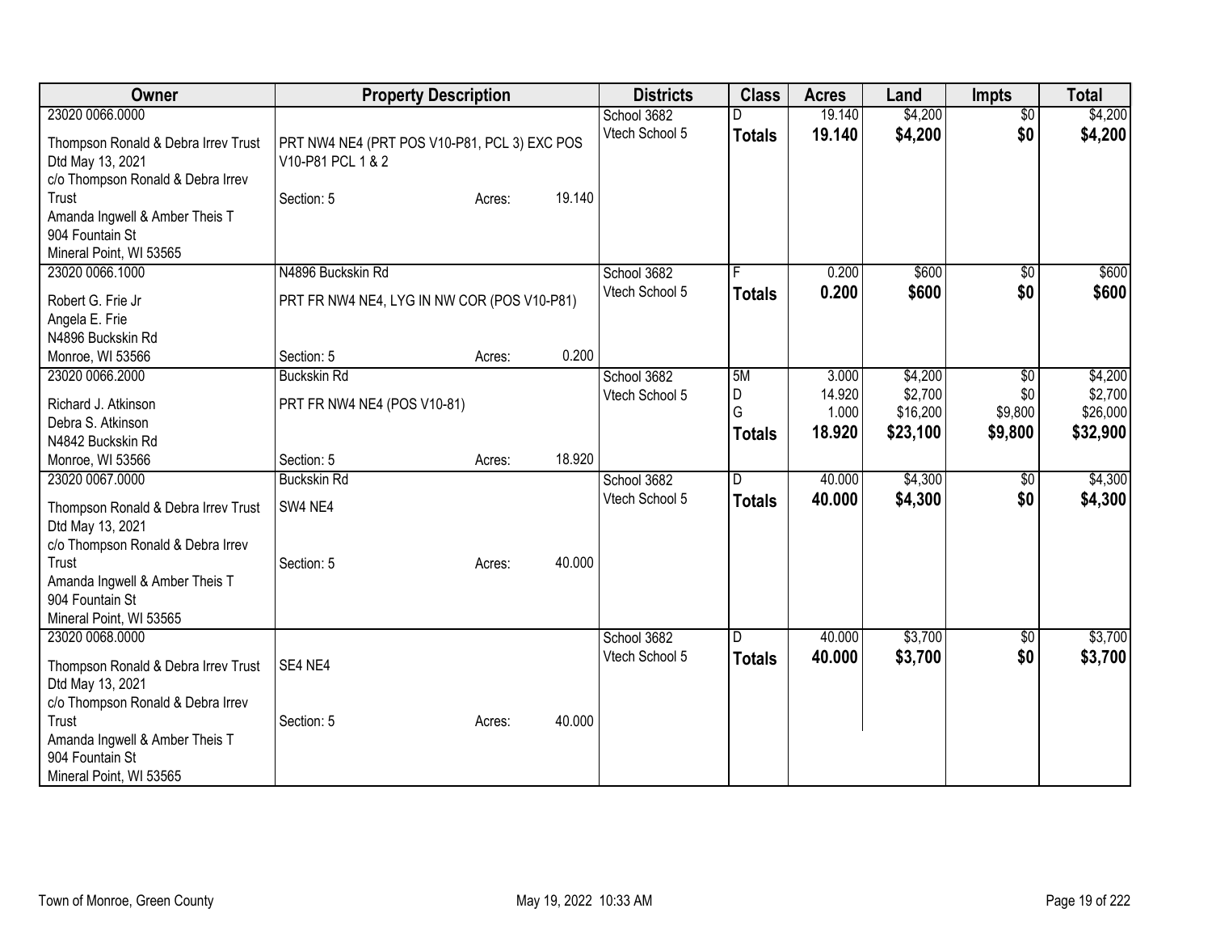| Owner | Property Description | Districts | Class | Acres | Land | Impts | Total |
|---|---|---|---|---|---|---|---|
| 23020 0066.0000<br>Thompson Ronald & Debra Irrev Trust<br>Dtd May 13, 2021<br>c/o Thompson Ronald & Debra Irrev Trust<br>Amanda Ingwell & Amber Theis T<br>904 Fountain St<br>Mineral Point, WI 53565 | PRT NW4 NE4 (PRT POS V10-P81, PCL 3) EXC POS V10-P81 PCL 1 & 2<br>Section: 5 Acres: 19.140 | School 3682<br>Vtech School 5 | D<br>**Totals** | 19.140<br>**19.140** | $4,200<br>**$4,200** | $0<br>**$0** | $4,200<br>**$4,200** |
| 23020 0066.1000<br>Robert G. Frie Jr<br>Angela E. Frie<br>N4896 Buckskin Rd<br>Monroe, WI 53566 | N4896 Buckskin Rd<br>PRT FR NW4 NE4, LYG IN NW COR (POS V10-P81)<br>Section: 5 Acres: 0.200 | School 3682<br>Vtech School 5 | F<br>**Totals** | 0.200<br>**0.200** | $600<br>**$600** | $0<br>**$0** | $600<br>**$600** |
| 23020 0066.2000<br>Richard J. Atkinson<br>Debra S. Atkinson<br>N4842 Buckskin Rd<br>Monroe, WI 53566 | Buckskin Rd<br>PRT FR NW4 NE4 (POS V10-81)<br>Section: 5 Acres: 18.920 | School 3682<br>Vtech School 5 | 5M<br>D<br>G<br>**Totals** | 3.000<br>14.920<br>1.000<br>**18.920** | $4,200<br>$2,700<br>$16,200<br>**$23,100** | $0<br>$0<br>$9,800<br>**$9,800** | $4,200<br>$2,700<br>$26,000<br>**$32,900** |
| 23020 0067.0000<br>Thompson Ronald & Debra Irrev Trust<br>Dtd May 13, 2021<br>c/o Thompson Ronald & Debra Irrev Trust<br>Amanda Ingwell & Amber Theis T<br>904 Fountain St<br>Mineral Point, WI 53565 | Buckskin Rd<br>SW4 NE4<br>Section: 5 Acres: 40.000 | School 3682<br>Vtech School 5 | D<br>**Totals** | 40.000<br>**40.000** | $4,300<br>**$4,300** | $0<br>**$0** | $4,300<br>**$4,300** |
| 23020 0068.0000<br>Thompson Ronald & Debra Irrev Trust<br>Dtd May 13, 2021<br>c/o Thompson Ronald & Debra Irrev Trust<br>Amanda Ingwell & Amber Theis T<br>904 Fountain St<br>Mineral Point, WI 53565 | SE4 NE4<br>Section: 5 Acres: 40.000 | School 3682<br>Vtech School 5 | D<br>**Totals** | 40.000<br>**40.000** | $3,700<br>**$3,700** | $0<br>**$0** | $3,700<br>**$3,700** |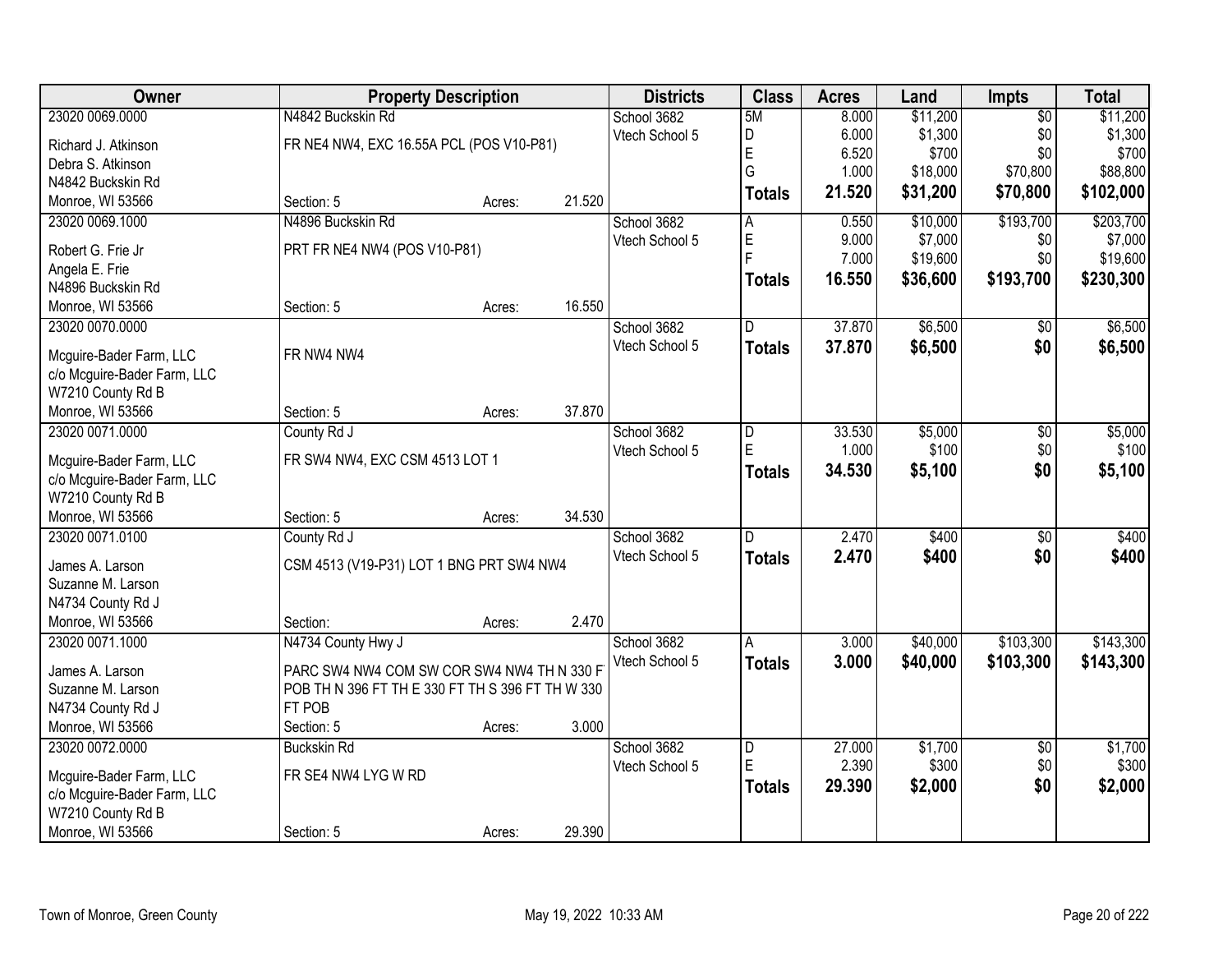| Owner | Property Description | Districts | Class | Acres | Land | Impts | Total |
|---|---|---|---|---|---|---|---|
| 23020 0069.0000<br>Richard J. Atkinson<br>Debra S. Atkinson<br>N4842 Buckskin Rd<br>Monroe, WI 53566 | N4842 Buckskin Rd<br>FR NE4 NW4, EXC 16.55A PCL (POS V10-P81)<br>Section: 5 Acres: 21.520 | School 3682<br>Vtech School 5 | 5M<br>D<br>E<br>G<br>**Totals** | 8.000<br>6.000<br>6.520<br>1.000<br>**21.520** | $11,200<br>$1,300<br>$700<br>$18,000<br>**$31,200** | $0<br>$0<br>$0<br>$70,800<br>**$70,800** | $11,200<br>$1,300<br>$700<br>$88,800<br>**$102,000** |
| 23020 0069.1000<br>Robert G. Frie Jr<br>Angela E. Frie<br>N4896 Buckskin Rd<br>Monroe, WI 53566 | N4896 Buckskin Rd<br>PRT FR NE4 NW4 (POS V10-P81)<br>Section: 5 Acres: 16.550 | School 3682<br>Vtech School 5 | A<br>E<br>F<br>**Totals** | 0.550<br>9.000<br>7.000<br>**16.550** | $10,000<br>$7,000<br>$19,600<br>**$36,600** | $193,700<br>$0<br>$0<br>**$193,700** | $203,700<br>$7,000<br>$19,600<br>**$230,300** |
| 23020 0070.0000<br>Mcguire-Bader Farm, LLC<br>c/o Mcguire-Bader Farm, LLC<br>W7210 County Rd B<br>Monroe, WI 53566 | FR NW4 NW4<br>Section: 5 Acres: 37.870 | School 3682<br>Vtech School 5 | D<br>**Totals** | 37.870<br>**37.870** | $6,500<br>**$6,500** | $0<br>**$0** | $6,500<br>**$6,500** |
| 23020 0071.0000<br>Mcguire-Bader Farm, LLC<br>c/o Mcguire-Bader Farm, LLC<br>W7210 County Rd B<br>Monroe, WI 53566 | County Rd J<br>FR SW4 NW4, EXC CSM 4513 LOT 1<br>Section: 5 Acres: 34.530 | School 3682<br>Vtech School 5 | D<br>E<br>**Totals** | 33.530<br>1.000<br>**34.530** | $5,000<br>$100<br>**$5,100** | $0<br>$0<br>**$0** | $5,000<br>$100<br>**$5,100** |
| 23020 0071.0100<br>James A. Larson<br>Suzanne M. Larson<br>N4734 County Rd J<br>Monroe, WI 53566 | County Rd J<br>CSM 4513 (V19-P31) LOT 1 BNG PRT SW4 NW4<br>Section: Acres: 2.470 | School 3682<br>Vtech School 5 | D<br>**Totals** | 2.470<br>**2.470** | $400<br>**$400** | $0<br>**$0** | $400<br>**$400** |
| 23020 0071.1000<br>James A. Larson<br>Suzanne M. Larson<br>N4734 County Rd J<br>Monroe, WI 53566 | N4734 County Hwy J<br>PARC SW4 NW4 COM SW COR SW4 NW4 TH N 330 FT POB TH N 396 FT TH E 330 FT TH S 396 FT TH W 330 FT POB<br>Section: 5 Acres: 3.000 | School 3682<br>Vtech School 5 | A<br>**Totals** | 3.000<br>**3.000** | $40,000<br>**$40,000** | $103,300<br>**$103,300** | $143,300<br>**$143,300** |
| 23020 0072.0000<br>Mcguire-Bader Farm, LLC<br>c/o Mcguire-Bader Farm, LLC<br>W7210 County Rd B<br>Monroe, WI 53566 | Buckskin Rd<br>FR SE4 NW4 LYG W RD<br>Section: 5 Acres: 29.390 | School 3682<br>Vtech School 5 | D<br>E<br>**Totals** | 27.000<br>2.390<br>**29.390** | $1,700<br>$300<br>**$2,000** | $0<br>$0<br>**$0** | $1,700<br>$300<br>**$2,000** |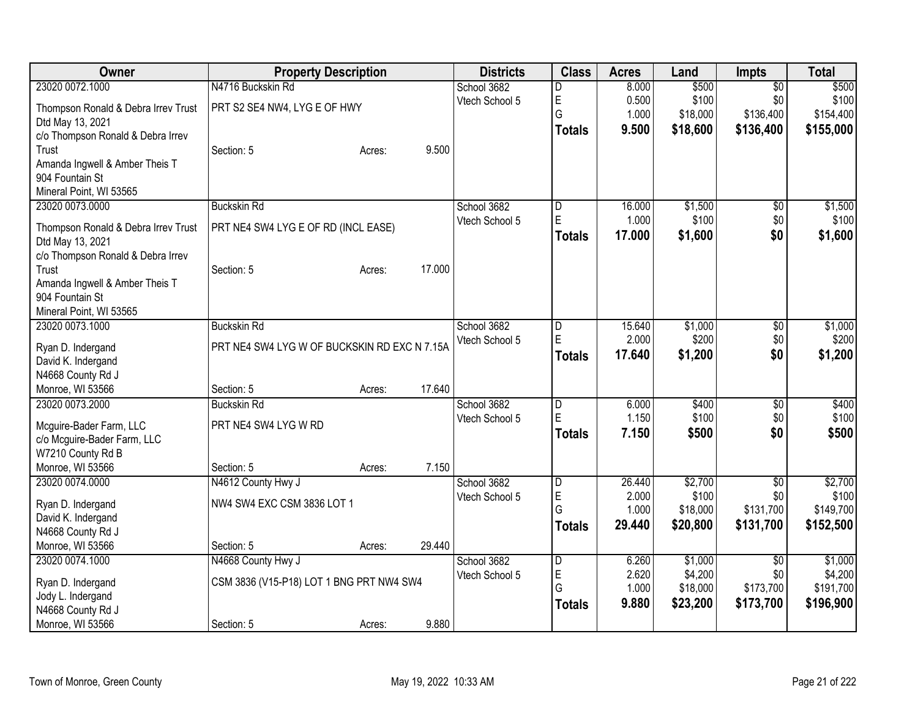| Owner | Property Description | Districts | Class | Acres | Land | Impts | Total |
|---|---|---|---|---|---|---|---|
| 23020 0072.1000<br>Thompson Ronald & Debra Irrev Trust<br>Dtd May 13, 2021<br>c/o Thompson Ronald & Debra Irrev Trust<br>Amanda Ingwell & Amber Theis T<br>904 Fountain St<br>Mineral Point, WI 53565 | N4716 Buckskin Rd<br>PRT S2 SE4 NW4, LYG E OF HWY<br>Section: 5 Acres: 9.500 | School 3682<br>Vtech School 5 | D<br>E<br>G<br>**Totals** | 8.000<br>0.500<br>1.000<br>**9.500** | $500<br>$100<br>$18,000<br>**$18,600** | $0<br>$0<br>$136,400<br>**$136,400** | $500<br>$100<br>$154,400<br>**$155,000** |
| 23020 0073.0000<br>Thompson Ronald & Debra Irrev Trust<br>Dtd May 13, 2021<br>c/o Thompson Ronald & Debra Irrev Trust<br>Amanda Ingwell & Amber Theis T<br>904 Fountain St<br>Mineral Point, WI 53565 | Buckskin Rd<br>PRT NE4 SW4 LYG E OF RD (INCL EASE)<br>Section: 5 Acres: 17.000 | School 3682<br>Vtech School 5 | D<br>E<br>**Totals** | 16.000<br>1.000<br>**17.000** | $1,500<br>$100<br>**$1,600** | $0<br>$0<br>**$0** | $1,500<br>$100<br>**$1,600** |
| 23020 0073.1000<br>Ryan D. Indergand<br>David K. Indergand<br>N4668 County Rd J<br>Monroe, WI 53566 | Buckskin Rd<br>PRT NE4 SW4 LYG W OF BUCKSKIN RD EXC N 7.15A<br>Section: 5 Acres: 17.640 | School 3682<br>Vtech School 5 | D<br>E<br>**Totals** | 15.640<br>2.000<br>**17.640** | $1,000<br>$200<br>**$1,200** | $0<br>$0<br>**$0** | $1,000<br>$200<br>**$1,200** |
| 23020 0073.2000<br>Mcguire-Bader Farm, LLC<br>c/o Mcguire-Bader Farm, LLC<br>W7210 County Rd B<br>Monroe, WI 53566 | Buckskin Rd<br>PRT NE4 SW4 LYG W RD<br>Section: 5 Acres: 7.150 | School 3682<br>Vtech School 5 | D<br>E<br>**Totals** | 6.000<br>1.150<br>**7.150** | $400<br>$100<br>**$500** | $0<br>$0<br>**$0** | $400<br>$100<br>**$500** |
| 23020 0074.0000<br>Ryan D. Indergand<br>David K. Indergand<br>N4668 County Rd J<br>Monroe, WI 53566 | N4612 County Hwy J<br>NW4 SW4 EXC CSM 3836 LOT 1<br>Section: 5 Acres: 29.440 | School 3682<br>Vtech School 5 | D<br>E<br>G<br>**Totals** | 26.440<br>2.000<br>1.000<br>**29.440** | $2,700<br>$100<br>$18,000<br>**$20,800** | $0<br>$0<br>$131,700<br>**$131,700** | $2,700<br>$100<br>$149,700<br>**$152,500** |
| 23020 0074.1000<br>Ryan D. Indergand<br>Jody L. Indergand<br>N4668 County Rd J<br>Monroe, WI 53566 | N4668 County Hwy J<br>CSM 3836 (V15-P18) LOT 1 BNG PRT NW4 SW4<br>Section: 5 Acres: 9.880 | School 3682<br>Vtech School 5 | D<br>E<br>G<br>**Totals** | 6.260<br>2.620<br>1.000<br>**9.880** | $1,000<br>$4,200<br>$18,000<br>**$23,200** | $0<br>$0<br>$173,700<br>**$173,700** | $1,000<br>$4,200<br>$191,700<br>**$196,900** |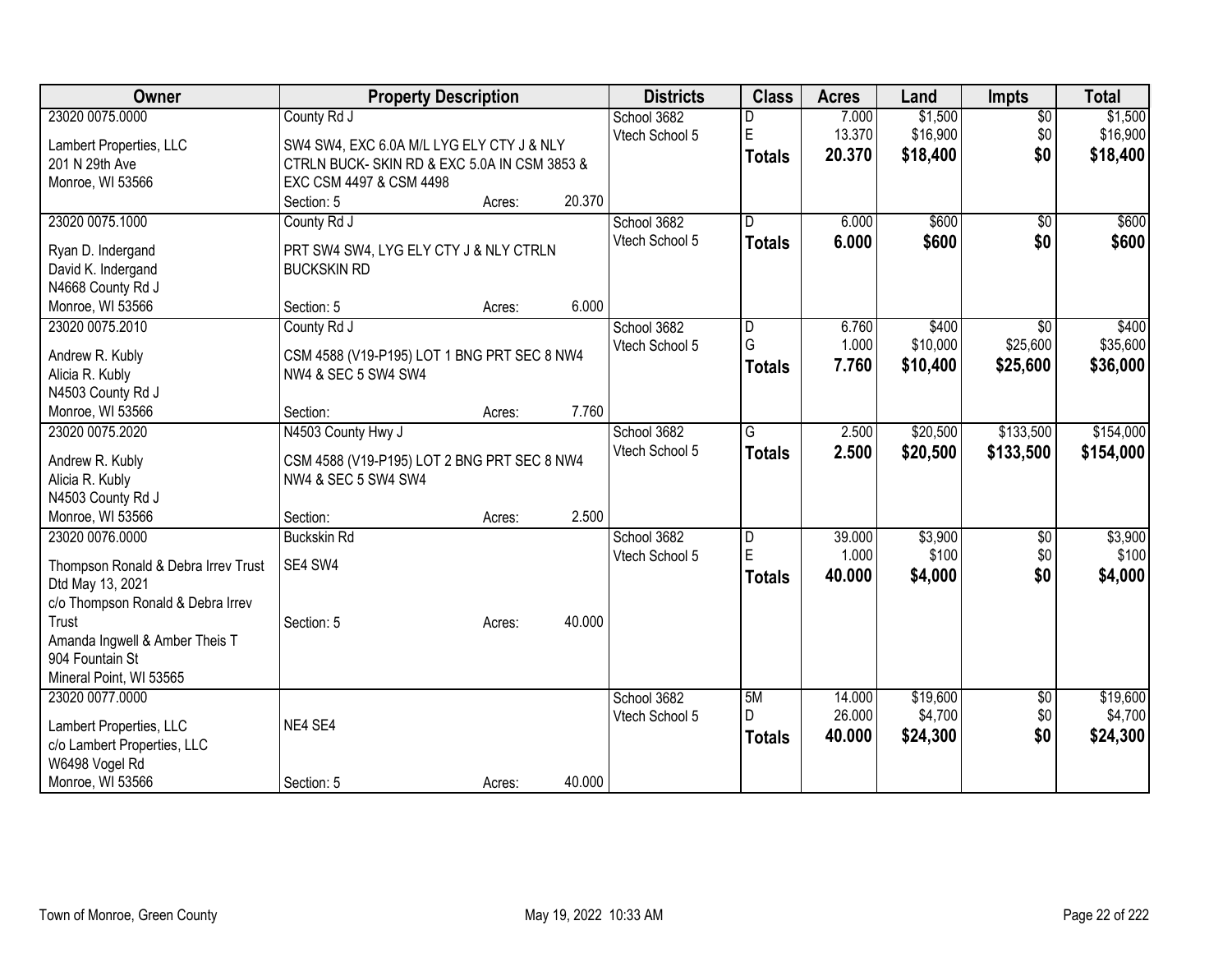| Owner | Property Description | | | Districts | Class | Acres | Land | Impts | Total |
|---|---|---|---|---|---|---|---|---|---|
| 23020 0075.0000 | County Rd J | | | School 3682 | D | 7.000 | $1,500 | $0 | $1,500 |
| Lambert Properties, LLC | SW4 SW4, EXC 6.0A M/L LYG ELY CTY J & NLY | | | Vtech School 5 | E | 13.370 | $16,900 | $0 | $16,900 |
| 201 N 29th Ave | CTRLN BUCK- SKIN RD & EXC 5.0A IN CSM 3853 & | | | | **Totals** | **20.370** | **$18,400** | **$0** | **$18,400** |
| Monroe, WI 53566 | EXC CSM 4497 & CSM 4498 | | | | | | | | |
| | Section: 5 | Acres: | 20.370 | | | | | | |
| 23020 0075.1000 | County Rd J | | | School 3682 | D | 6.000 | $600 | $0 | $600 |
| Ryan D. Indergand | PRT SW4 SW4, LYG ELY CTY J & NLY CTRLN | | | Vtech School 5 | **Totals** | **6.000** | **$600** | **$0** | **$600** |
| David K. Indergand | BUCKSKIN RD | | | | | | | | |
| N4668 County Rd J | | | | | | | | | |
| Monroe, WI 53566 | Section: 5 | Acres: | 6.000 | | | | | | |
| 23020 0075.2010 | County Rd J | | | School 3682 | D | 6.760 | $400 | $0 | $400 |
| Andrew R. Kubly | CSM 4588 (V19-P195) LOT 1 BNG PRT SEC 8 NW4 | | | Vtech School 5 | G | 1.000 | $10,000 | $25,600 | $35,600 |
| Alicia R. Kubly | NW4 & SEC 5 SW4 SW4 | | | | **Totals** | **7.760** | **$10,400** | **$25,600** | **$36,000** |
| N4503 County Rd J | | | | | | | | | |
| Monroe, WI 53566 | Section: | Acres: | 7.760 | | | | | | |
| 23020 0075.2020 | N4503 County Hwy J | | | School 3682 | G | 2.500 | $20,500 | $133,500 | $154,000 |
| Andrew R. Kubly | CSM 4588 (V19-P195) LOT 2 BNG PRT SEC 8 NW4 | | | Vtech School 5 | **Totals** | **2.500** | **$20,500** | **$133,500** | **$154,000** |
| Alicia R. Kubly | NW4 & SEC 5 SW4 SW4 | | | | | | | | |
| N4503 County Rd J | | | | | | | | | |
| Monroe, WI 53566 | Section: | Acres: | 2.500 | | | | | | |
| 23020 0076.0000 | Buckskin Rd | | | School 3682 | D | 39.000 | $3,900 | $0 | $3,900 |
| Thompson Ronald & Debra Irrev Trust | SE4 SW4 | | | Vtech School 5 | E | 1.000 | $100 | $0 | $100 |
| Dtd May 13, 2021 | | | | | **Totals** | **40.000** | **$4,000** | **$0** | **$4,000** |
| c/o Thompson Ronald & Debra Irrev | | | | | | | | | |
| Trust | Section: 5 | Acres: | 40.000 | | | | | | |
| Amanda Ingwell & Amber Theis T | | | | | | | | | |
| 904 Fountain St | | | | | | | | | |
| Mineral Point, WI 53565 | | | | | | | | | |
| 23020 0077.0000 | | | | School 3682 | 5M | 14.000 | $19,600 | $0 | $19,600 |
| Lambert Properties, LLC | NE4 SE4 | | | Vtech School 5 | D | 26.000 | $4,700 | $0 | $4,700 |
| c/o Lambert Properties, LLC | | | | | **Totals** | **40.000** | **$24,300** | **$0** | **$24,300** |
| W6498 Vogel Rd | | | | | | | | | |
| Monroe, WI 53566 | Section: 5 | Acres: | 40.000 | | | | | | |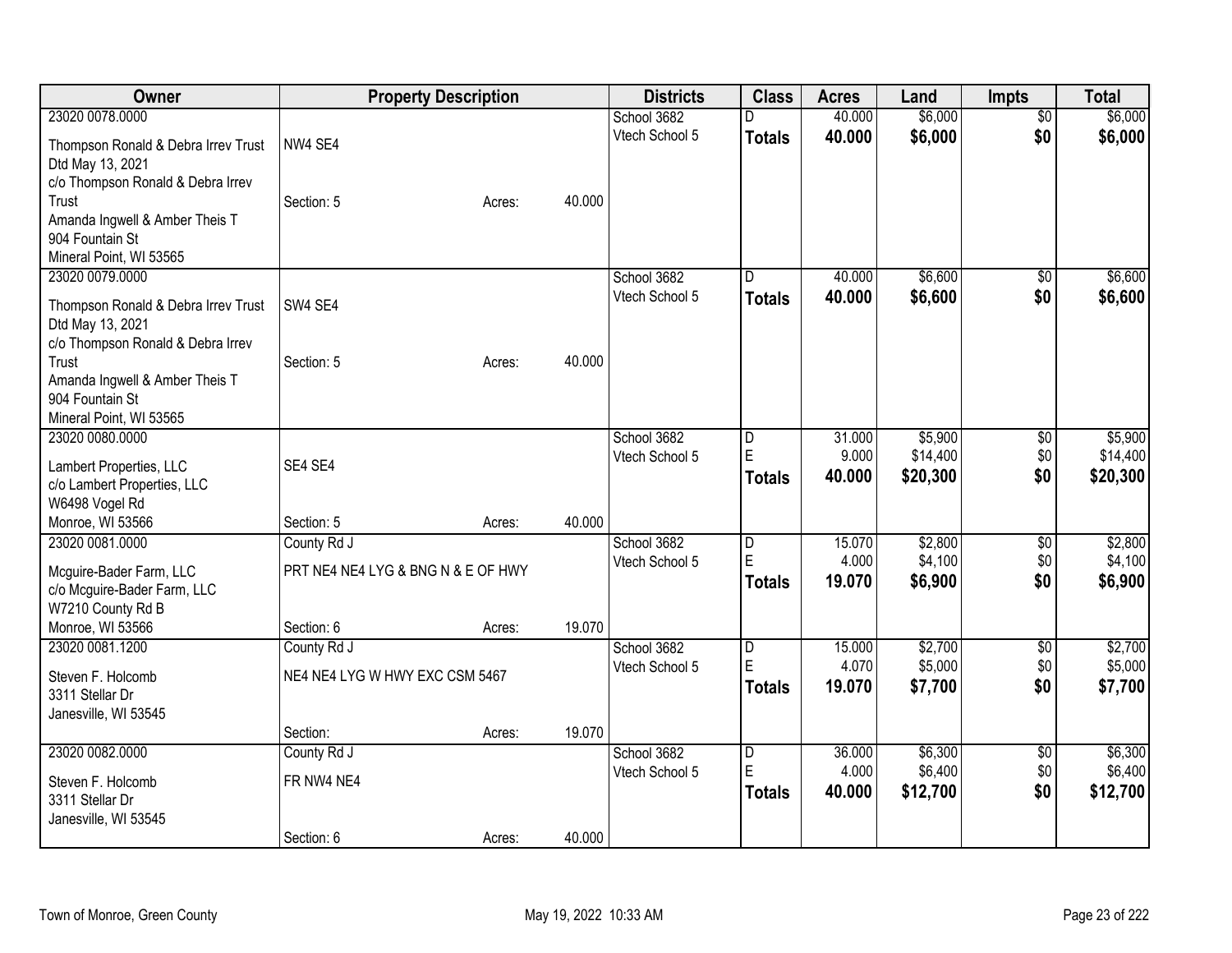| Owner | Property Description | | | Districts | Class | Acres | Land | Impts | Total |
|---|---|---|---|---|---|---|---|---|---|
| 23020 0078.0000 | | | | School 3682 | D | 40.000 | $6,000 | $0 | $6,000 |
| Thompson Ronald & Debra Irrev Trust Dtd May 13, 2021 c/o Thompson Ronald & Debra Irrev Trust Amanda Ingwell & Amber Theis T 904 Fountain St Mineral Point, WI 53565 | NW4 SE4 | | | Vtech School 5 | **Totals** | **40.000** | **$6,000** | **$0** | **$6,000** |
| | Section: 5 | Acres: | 40.000 | | | | | | |
| 23020 0079.0000 | | | | School 3682 | D | 40.000 | $6,600 | $0 | $6,600 |
| Thompson Ronald & Debra Irrev Trust Dtd May 13, 2021 c/o Thompson Ronald & Debra Irrev Trust Amanda Ingwell & Amber Theis T 904 Fountain St Mineral Point, WI 53565 | SW4 SE4 | | | Vtech School 5 | **Totals** | **40.000** | **$6,600** | **$0** | **$6,600** |
| | Section: 5 | Acres: | 40.000 | | | | | | |
| 23020 0080.0000 | | | | School 3682 | D | 31.000 | $5,900 | $0 | $5,900 |
| Lambert Properties, LLC c/o Lambert Properties, LLC W6498 Vogel Rd Monroe, WI 53566 | SE4 SE4 | | | Vtech School 5 | E | 9.000 | $14,400 | $0 | $14,400 |
| | | | | | **Totals** | **40.000** | **$20,300** | **$0** | **$20,300** |
| | Section: 5 | Acres: | 40.000 | | | | | | |
| 23020 0081.0000 | County Rd J | | | School 3682 | D | 15.070 | $2,800 | $0 | $2,800 |
| Mcguire-Bader Farm, LLC c/o Mcguire-Bader Farm, LLC W7210 County Rd B Monroe, WI 53566 | PRT NE4 NE4 LYG & BNG N & E OF HWY | | | Vtech School 5 | E | 4.000 | $4,100 | $0 | $4,100 |
| | | | | | **Totals** | **19.070** | **$6,900** | **$0** | **$6,900** |
| | Section: 6 | Acres: | 19.070 | | | | | | |
| 23020 0081.1200 | County Rd J | | | School 3682 | D | 15.000 | $2,700 | $0 | $2,700 |
| Steven F. Holcomb 3311 Stellar Dr Janesville, WI 53545 | NE4 NE4 LYG W HWY EXC CSM 5467 | | | Vtech School 5 | E | 4.070 | $5,000 | $0 | $5,000 |
| | | | | | **Totals** | **19.070** | **$7,700** | **$0** | **$7,700** |
| | Section: | Acres: | 19.070 | | | | | | |
| 23020 0082.0000 | County Rd J | | | School 3682 | D | 36.000 | $6,300 | $0 | $6,300 |
| Steven F. Holcomb 3311 Stellar Dr Janesville, WI 53545 | FR NW4 NE4 | | | Vtech School 5 | E | 4.000 | $6,400 | $0 | $6,400 |
| | | | | | **Totals** | **40.000** | **$12,700** | **$0** | **$12,700** |
| | Section: 6 | Acres: | 40.000 | | | | | | |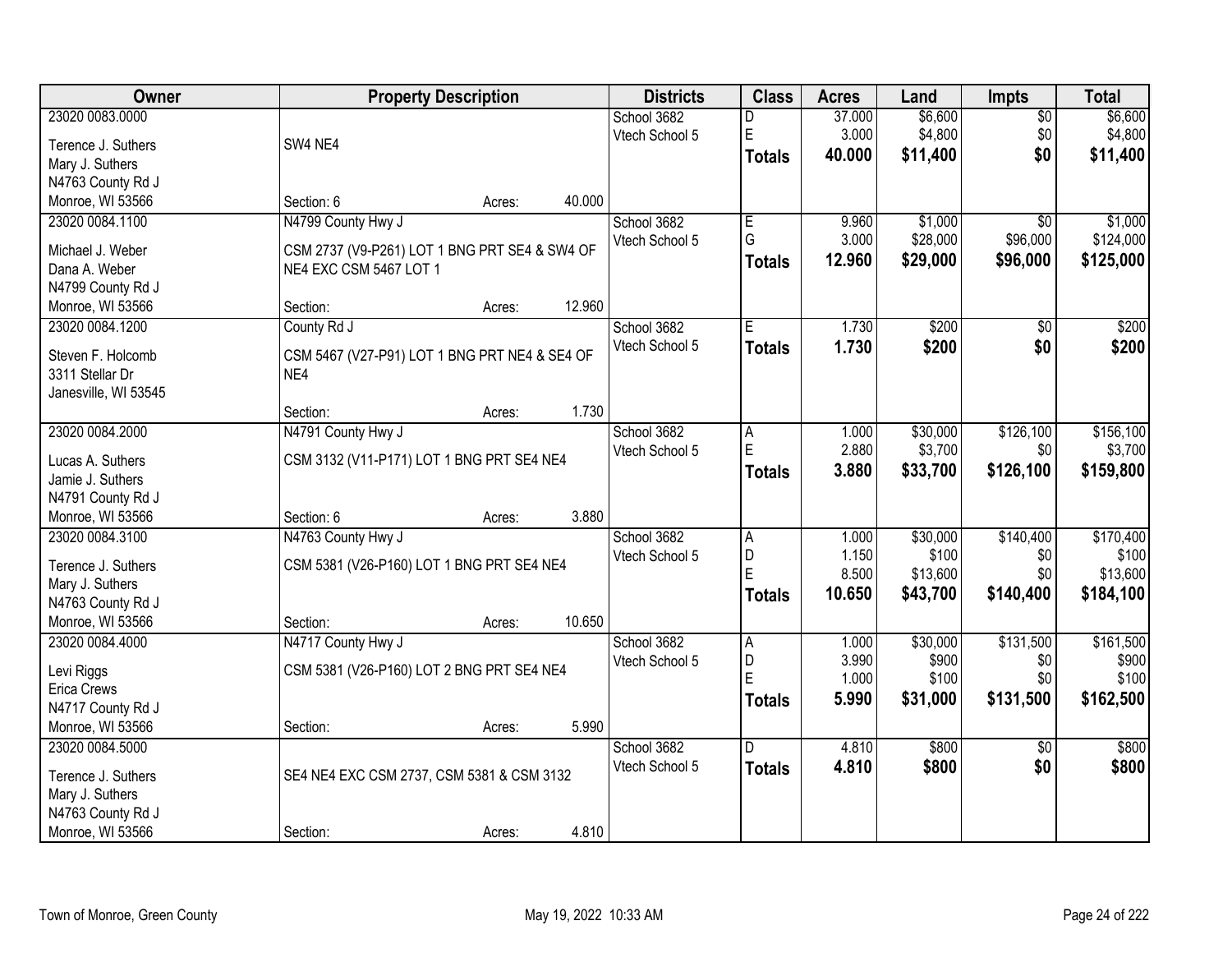| Owner | Property Description | Districts | Class | Acres | Land | Impts | Total |
|---|---|---|---|---|---|---|---|
| 23020 0083.0000<br>Terence J. Suthers<br>Mary J. Suthers<br>N4763 County Rd J<br>Monroe, WI 53566 | SW4 NE4<br>Section: 6 Acres: 40.000 | School 3682<br>Vtech School 5 | D<br>E<br>**Totals** | 37.000<br>3.000<br>**40.000** | $6,600<br>$4,800<br>**$11,400** | $0<br>$0<br>**$0** | $6,600<br>$4,800<br>**$11,400** |
| 23020 0084.1100<br>Michael J. Weber<br>Dana A. Weber<br>N4799 County Rd J<br>Monroe, WI 53566 | N4799 County Hwy J<br>CSM 2737 (V9-P261) LOT 1 BNG PRT SE4 & SW4 OF NE4 EXC CSM 5467 LOT 1<br>Section: Acres: 12.960 | School 3682<br>Vtech School 5 | E<br>G<br>**Totals** | 9.960<br>3.000<br>**12.960** | $1,000<br>$28,000<br>**$29,000** | $0<br>$96,000<br>**$96,000** | $1,000<br>$124,000<br>**$125,000** |
| 23020 0084.1200<br>Steven F. Holcomb<br>3311 Stellar Dr<br>Janesville, WI 53545 | County Rd J<br>CSM 5467 (V27-P91) LOT 1 BNG PRT NE4 & SE4 OF NE4<br>Section: Acres: 1.730 | School 3682<br>Vtech School 5 | E<br>**Totals** | 1.730<br>**1.730** | $200<br>**$200** | $0<br>**$0** | $200<br>**$200** |
| 23020 0084.2000<br>Lucas A. Suthers<br>Jamie J. Suthers<br>N4791 County Rd J<br>Monroe, WI 53566 | N4791 County Hwy J<br>CSM 3132 (V11-P171) LOT 1 BNG PRT SE4 NE4<br>Section: 6 Acres: 3.880 | School 3682<br>Vtech School 5 | A<br>E<br>**Totals** | 1.000<br>2.880<br>**3.880** | $30,000<br>$3,700<br>**$33,700** | $126,100<br>$0<br>**$126,100** | $156,100<br>$3,700<br>**$159,800** |
| 23020 0084.3100<br>Terence J. Suthers<br>Mary J. Suthers<br>N4763 County Rd J<br>Monroe, WI 53566 | N4763 County Hwy J<br>CSM 5381 (V26-P160) LOT 1 BNG PRT SE4 NE4<br>Section: Acres: 10.650 | School 3682<br>Vtech School 5 | A<br>D<br>E<br>**Totals** | 1.000<br>1.150<br>8.500<br>**10.650** | $30,000<br>$100<br>$13,600<br>**$43,700** | $140,400<br>$0<br>$0<br>**$140,400** | $170,400<br>$100<br>$13,600<br>**$184,100** |
| 23020 0084.4000<br>Levi Riggs<br>Erica Crews<br>N4717 County Rd J<br>Monroe, WI 53566 | N4717 County Hwy J<br>CSM 5381 (V26-P160) LOT 2 BNG PRT SE4 NE4<br>Section: Acres: 5.990 | School 3682<br>Vtech School 5 | A<br>D<br>E<br>**Totals** | 1.000<br>3.990<br>1.000<br>**5.990** | $30,000<br>$900<br>$100<br>**$31,000** | $131,500<br>$0<br>$0<br>**$131,500** | $161,500<br>$900<br>$100<br>**$162,500** |
| 23020 0084.5000<br>Terence J. Suthers<br>Mary J. Suthers<br>N4763 County Rd J<br>Monroe, WI 53566 | SE4 NE4 EXC CSM 2737, CSM 5381 & CSM 3132<br>Section: Acres: 4.810 | School 3682<br>Vtech School 5 | D<br>**Totals** | 4.810<br>**4.810** | $800<br>**$800** | $0<br>**$0** | $800<br>**$800** |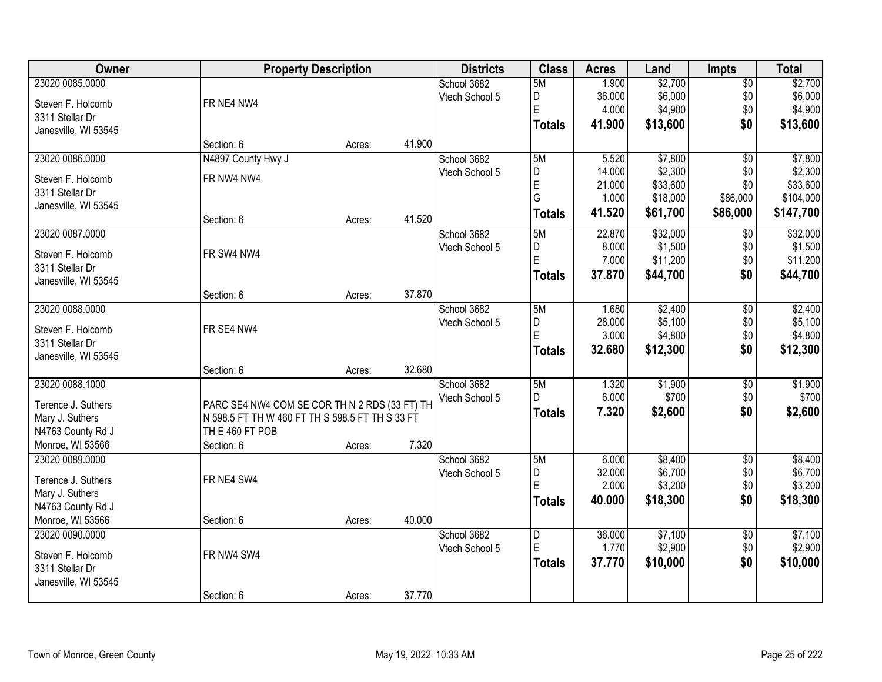| Owner | Property Description | | | Districts | Class | Acres | Land | Impts | Total |
|---|---|---|---|---|---|---|---|---|---|
| 23020 0085.0000 | | | | School 3682 | 5M | 1.900 | $2,700 | $0 | $2,700 |
| Steven F. Holcomb | FR NE4 NW4 | | | Vtech School 5 | D | 36.000 | $6,000 | $0 | $6,000 |
| 3311 Stellar Dr | | | | | E | 4.000 | $4,900 | $0 | $4,900 |
| Janesville, WI 53545 | | | | | **Totals** | **41.900** | **$13,600** | **$0** | **$13,600** |
| | Section: 6 | Acres: | 41.900 | | | | | | |
| 23020 0086.0000 | N4897 County Hwy J | | | School 3682 | 5M | 5.520 | $7,800 | $0 | $7,800 |
| Steven F. Holcomb | FR NW4 NW4 | | | Vtech School 5 | D | 14.000 | $2,300 | $0 | $2,300 |
| 3311 Stellar Dr | | | | | E | 21.000 | $33,600 | $0 | $33,600 |
| Janesville, WI 53545 | | | | | G | 1.000 | $18,000 | $86,000 | $104,000 |
| | Section: 6 | Acres: | 41.520 | | **Totals** | **41.520** | **$61,700** | **$86,000** | **$147,700** |
| 23020 0087.0000 | | | | School 3682 | 5M | 22.870 | $32,000 | $0 | $32,000 |
| Steven F. Holcomb | FR SW4 NW4 | | | Vtech School 5 | D | 8.000 | $1,500 | $0 | $1,500 |
| 3311 Stellar Dr | | | | | E | 7.000 | $11,200 | $0 | $11,200 |
| Janesville, WI 53545 | | | | | **Totals** | **37.870** | **$44,700** | **$0** | **$44,700** |
| | Section: 6 | Acres: | 37.870 | | | | | | |
| 23020 0088.0000 | | | | School 3682 | 5M | 1.680 | $2,400 | $0 | $2,400 |
| Steven F. Holcomb | FR SE4 NW4 | | | Vtech School 5 | D | 28.000 | $5,100 | $0 | $5,100 |
| 3311 Stellar Dr | | | | | E | 3.000 | $4,800 | $0 | $4,800 |
| Janesville, WI 53545 | | | | | **Totals** | **32.680** | **$12,300** | **$0** | **$12,300** |
| | Section: 6 | Acres: | 32.680 | | | | | | |
| 23020 0088.1000 | | | | School 3682 | 5M | 1.320 | $1,900 | $0 | $1,900 |
| Terence J. Suthers | PARC SE4 NW4 COM SE COR TH N 2 RDS (33 FT) TH | | | Vtech School 5 | D | 6.000 | $700 | $0 | $700 |
| Mary J. Suthers | N 598.5 FT TH W 460 FT TH S 598.5 FT TH S 33 FT | | | | **Totals** | **7.320** | **$2,600** | **$0** | **$2,600** |
| N4763 County Rd J | TH E 460 FT POB | | | | | | | | |
| Monroe, WI 53566 | Section: 6 | Acres: | 7.320 | | | | | | |
| 23020 0089.0000 | | | | School 3682 | 5M | 6.000 | $8,400 | $0 | $8,400 |
| Terence J. Suthers | FR NE4 SW4 | | | Vtech School 5 | D | 32.000 | $6,700 | $0 | $6,700 |
| Mary J. Suthers | | | | | E | 2.000 | $3,200 | $0 | $3,200 |
| N4763 County Rd J | | | | | **Totals** | **40.000** | **$18,300** | **$0** | **$18,300** |
| Monroe, WI 53566 | Section: 6 | Acres: | 40.000 | | | | | | |
| 23020 0090.0000 | | | | School 3682 | D | 36.000 | $7,100 | $0 | $7,100 |
| Steven F. Holcomb | FR NW4 SW4 | | | Vtech School 5 | E | 1.770 | $2,900 | $0 | $2,900 |
| 3311 Stellar Dr | | | | | **Totals** | **37.770** | **$10,000** | **$0** | **$10,000** |
| Janesville, WI 53545 | | | | | | | | | |
| | Section: 6 | Acres: | 37.770 | | | | | | |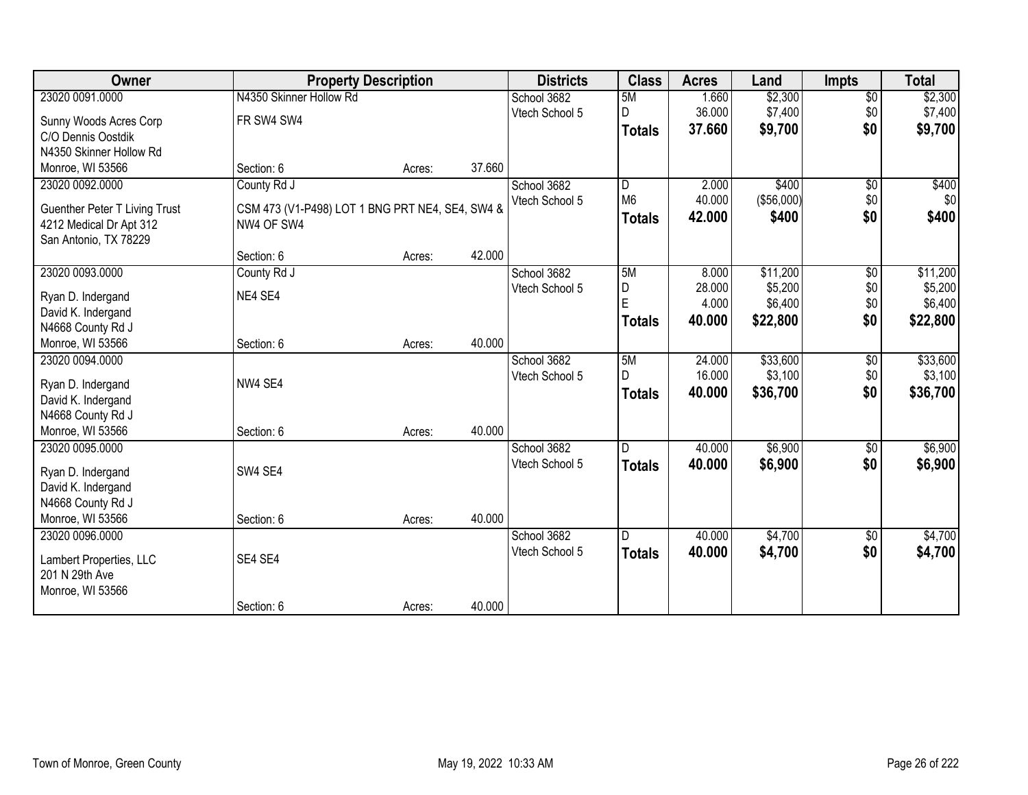| Owner | Property Description | | | Districts | Class | Acres | Land | Impts | Total |
|---|---|---|---|---|---|---|---|---|---|
| 23020 0091.0000 | N4350 Skinner Hollow Rd | | | School 3682 | 5M | 1.660 | $2,300 | $0 | $2,300 |
| Sunny Woods Acres Corp | FR SW4 SW4 | | | Vtech School 5 | D | 36.000 | $7,400 | $0 | $7,400 |
| C/O Dennis Oostdik | | | | | **Totals** | **37.660** | **$9,700** | **$0** | **$9,700** |
| N4350 Skinner Hollow Rd | | | | | | | | | |
| Monroe, WI 53566 | Section: 6 | Acres: | 37.660 | | | | | | |
| 23020 0092.0000 | County Rd J | | | School 3682 | D | 2.000 | $400 | $0 | $400 |
| Guenther Peter T Living Trust | CSM 473 (V1-P498) LOT 1 BNG PRT NE4, SE4, SW4 & NW4 OF SW4 | | | Vtech School 5 | M6 | 40.000 | ($56,000) | $0 | $0 |
| 4212 Medical Dr Apt 312 | | | | | **Totals** | **42.000** | **$400** | **$0** | **$400** |
| San Antonio, TX 78229 | | | | | | | | | |
| | Section: 6 | Acres: | 42.000 | | | | | | |
| 23020 0093.0000 | County Rd J | | | School 3682 | 5M | 8.000 | $11,200 | $0 | $11,200 |
| Ryan D. Indergand | NE4 SE4 | | | Vtech School 5 | D | 28.000 | $5,200 | $0 | $5,200 |
| David K. Indergand | | | | | E | 4.000 | $6,400 | $0 | $6,400 |
| N4668 County Rd J | | | | | **Totals** | **40.000** | **$22,800** | **$0** | **$22,800** |
| Monroe, WI 53566 | Section: 6 | Acres: | 40.000 | | | | | | |
| 23020 0094.0000 | | | | School 3682 | 5M | 24.000 | $33,600 | $0 | $33,600 |
| Ryan D. Indergand | NW4 SE4 | | | Vtech School 5 | D | 16.000 | $3,100 | $0 | $3,100 |
| David K. Indergand | | | | | **Totals** | **40.000** | **$36,700** | **$0** | **$36,700** |
| N4668 County Rd J | | | | | | | | | |
| Monroe, WI 53566 | Section: 6 | Acres: | 40.000 | | | | | | |
| 23020 0095.0000 | | | | School 3682 | D | 40.000 | $6,900 | $0 | $6,900 |
| Ryan D. Indergand | SW4 SE4 | | | Vtech School 5 | **Totals** | **40.000** | **$6,900** | **$0** | **$6,900** |
| David K. Indergand | | | | | | | | | |
| N4668 County Rd J | | | | | | | | | |
| Monroe, WI 53566 | Section: 6 | Acres: | 40.000 | | | | | | |
| 23020 0096.0000 | | | | School 3682 | D | 40.000 | $4,700 | $0 | $4,700 |
| Lambert Properties, LLC | SE4 SE4 | | | Vtech School 5 | **Totals** | **40.000** | **$4,700** | **$0** | **$4,700** |
| 201 N 29th Ave | | | | | | | | | |
| Monroe, WI 53566 | | | | | | | | | |
| | Section: 6 | Acres: | 40.000 | | | | | | |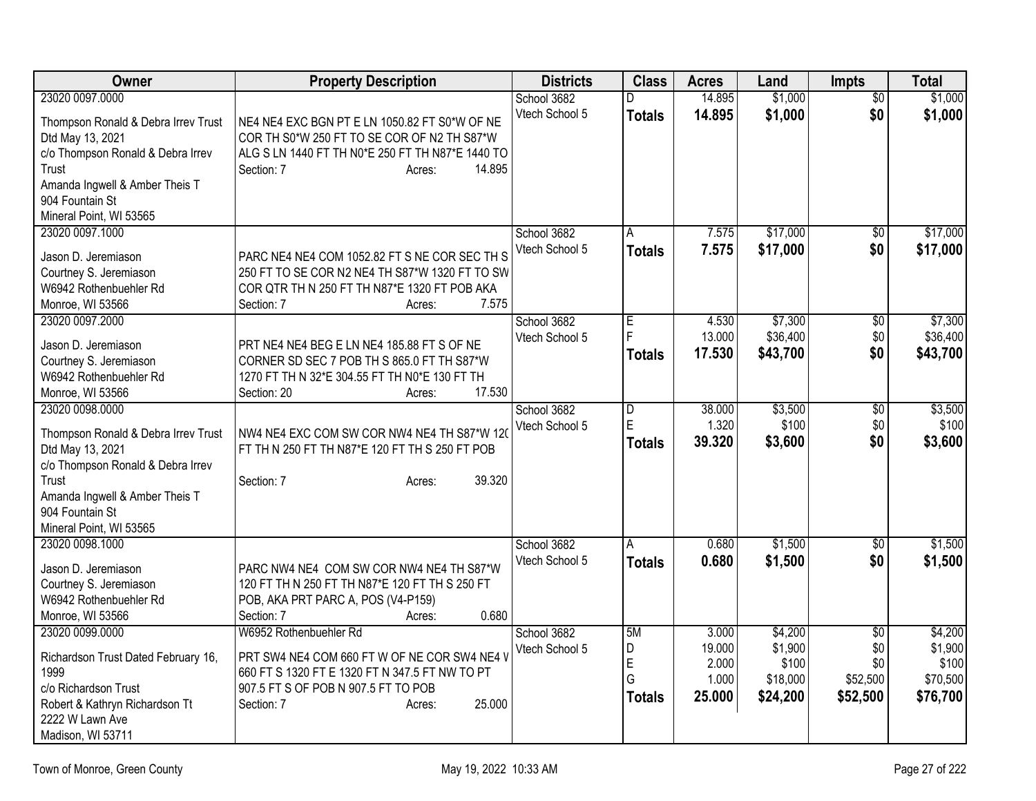| Owner | Property Description | Districts | Class | Acres | Land | Impts | Total |
|---|---|---|---|---|---|---|---|
| 23020 0097.0000<br>Thompson Ronald & Debra Irrev Trust Dtd May 13, 2021<br>c/o Thompson Ronald & Debra Irrev Trust<br>Amanda Ingwell & Amber Theis T<br>904 Fountain St<br>Mineral Point, WI 53565 | NE4 NE4 EXC BGN PT E LN 1050.82 FT S0*W OF NE COR TH S0*W 250 FT TO SE COR OF N2 TH S87*W ALG S LN 1440 FT TH N0*E 250 FT TH N87*E 1440 TO<br>Section: 7 Acres: 14.895 | School 3682<br>Vtech School 5 | D<br>**Totals** | 14.895<br>**14.895** | $1,000<br>**$1,000** | $0<br>**$0** | $1,000<br>**$1,000** |
| 23020 0097.1000<br>Jason D. Jeremiason<br>Courtney S. Jeremiason<br>W6942 Rothenbuehler Rd<br>Monroe, WI 53566 | PARC NE4 NE4 COM 1052.82 FT S NE COR SEC TH S 250 FT TO SE COR N2 NE4 TH S87*W 1320 FT TO SW COR QTR TH N 250 FT TH N87*E 1320 FT POB AKA<br>Section: 7 Acres: 7.575 | School 3682<br>Vtech School 5 | A<br>**Totals** | 7.575<br>**7.575** | $17,000<br>**$17,000** | $0<br>**$0** | $17,000<br>**$17,000** |
| 23020 0097.2000<br>Jason D. Jeremiason<br>Courtney S. Jeremiason<br>W6942 Rothenbuehler Rd<br>Monroe, WI 53566 | PRT NE4 NE4 BEG E LN NE4 185.88 FT S OF NE CORNER SD SEC 7 POB TH S 865.0 FT TH S87*W 1270 FT TH N 32*E 304.55 FT TH N0*E 130 FT TH<br>Section: 20 Acres: 17.530 | School 3682<br>Vtech School 5 | E<br>F<br>**Totals** | 4.530<br>13.000<br>**17.530** | $7,300<br>$36,400<br>**$43,700** | $0<br>$0<br>**$0** | $7,300<br>$36,400<br>**$43,700** |
| 23020 0098.0000<br>Thompson Ronald & Debra Irrev Trust Dtd May 13, 2021<br>c/o Thompson Ronald & Debra Irrev Trust<br>Amanda Ingwell & Amber Theis T<br>904 Fountain St<br>Mineral Point, WI 53565 | NW4 NE4 EXC COM SW COR NW4 NE4 TH S87*W 120 FT TH N 250 FT TH N87*E 120 FT TH S 250 FT POB<br>Section: 7 Acres: 39.320 | School 3682<br>Vtech School 5 | D<br>E<br>**Totals** | 38.000<br>1.320<br>**39.320** | $3,500<br>$100<br>**$3,600** | $0<br>$0<br>**$0** | $3,500<br>$100<br>**$3,600** |
| 23020 0098.1000<br>Jason D. Jeremiason<br>Courtney S. Jeremiason<br>W6942 Rothenbuehler Rd<br>Monroe, WI 53566 | PARC NW4 NE4 COM SW COR NW4 NE4 TH S87*W 120 FT TH N 250 FT TH N87*E 120 FT TH S 250 FT POB, AKA PRT PARC A, POS (V4-P159)<br>Section: 7 Acres: 0.680 | School 3682<br>Vtech School 5 | A<br>**Totals** | 0.680<br>**0.680** | $1,500<br>**$1,500** | $0<br>**$0** | $1,500<br>**$1,500** |
| 23020 0099.0000<br>Richardson Trust Dated February 16, 1999<br>c/o Richardson Trust<br>Robert & Kathryn Richardson Tt<br>2222 W Lawn Ave<br>Madison, WI 53711 | W6952 Rothenbuehler Rd<br>PRT SW4 NE4 COM 660 FT W OF NE COR SW4 NE4 W 660 FT S 1320 FT E 1320 FT N 347.5 FT NW TO PT 907.5 FT S OF POB N 907.5 FT TO POB<br>Section: 7 Acres: 25.000 | School 3682<br>Vtech School 5 | 5M<br>D<br>E<br>G<br>**Totals** | 3.000<br>19.000<br>2.000<br>1.000<br>**25.000** | $4,200<br>$1,900<br>$100<br>$18,000<br>**$24,200** | $0<br>$0<br>$0<br>$52,500<br>**$52,500** | $4,200<br>$1,900<br>$100<br>$70,500<br>**$76,700** |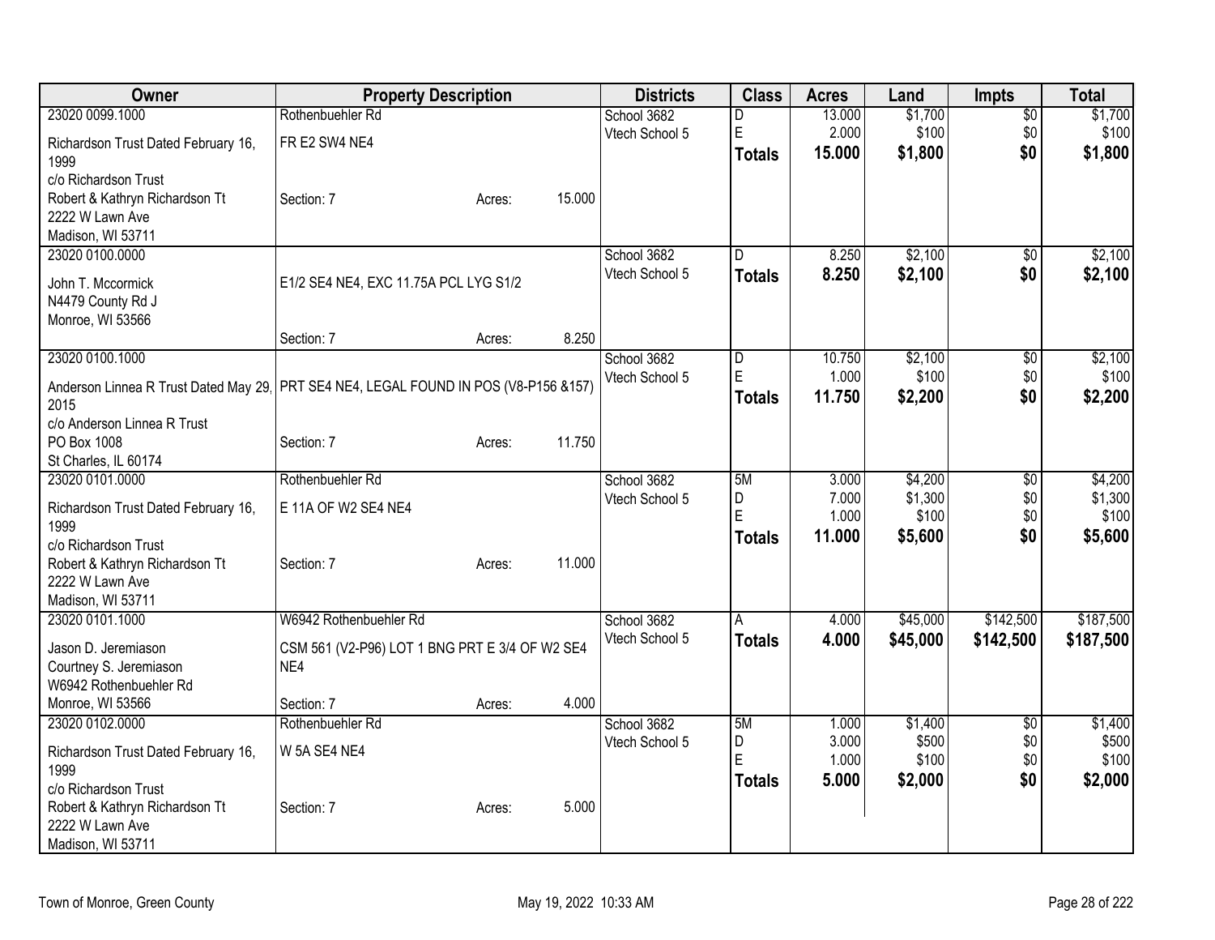| Owner | Property Description | Districts | Class | Acres | Land | Impts | Total |
|---|---|---|---|---|---|---|---|
| 23020 0099.1000<br>Richardson Trust Dated February 16, 1999<br>c/o Richardson Trust<br>Robert & Kathryn Richardson Tt<br>2222 W Lawn Ave<br>Madison, WI 53711 | Rothenbuehler Rd<br>FR E2 SW4 NE4<br>Section: 7 Acres: 15.000 | School 3682<br>Vtech School 5 | D<br>E<br>**Totals** | 13.000<br>2.000<br>**15.000** | $1,700<br>$100<br>**$1,800** | $0<br>$0<br>**$0** | $1,700<br>$100<br>**$1,800** |
| 23020 0100.0000<br>John T. Mccormick<br>N4479 County Rd J<br>Monroe, WI 53566 | E1/2 SE4 NE4, EXC 11.75A PCL LYG S1/2<br>Section: 7 Acres: 8.250 | School 3682<br>Vtech School 5 | D<br>**Totals** | 8.250<br>**8.250** | $2,100<br>**$2,100** | $0<br>**$0** | $2,100<br>**$2,100** |
| 23020 0100.1000<br>Anderson Linnea R Trust Dated May 29, 2015<br>c/o Anderson Linnea R Trust<br>PO Box 1008<br>St Charles, IL 60174 | PRT SE4 NE4, LEGAL FOUND IN POS (V8-P156 &157)<br>Section: 7 Acres: 11.750 | School 3682<br>Vtech School 5 | D<br>E<br>**Totals** | 10.750<br>1.000<br>**11.750** | $2,100<br>$100<br>**$2,200** | $0<br>$0<br>**$0** | $2,100<br>$100<br>**$2,200** |
| 23020 0101.0000<br>Richardson Trust Dated February 16, 1999<br>c/o Richardson Trust<br>Robert & Kathryn Richardson Tt<br>2222 W Lawn Ave<br>Madison, WI 53711 | Rothenbuehler Rd<br>E 11A OF W2 SE4 NE4<br>Section: 7 Acres: 11.000 | School 3682<br>Vtech School 5 | 5M<br>D<br>E<br>**Totals** | 3.000<br>7.000<br>1.000<br>**11.000** | $4,200<br>$1,300<br>$100<br>**$5,600** | $0<br>$0<br>$0<br>**$0** | $4,200<br>$1,300<br>$100<br>**$5,600** |
| 23020 0101.1000<br>Jason D. Jeremiason<br>Courtney S. Jeremiason<br>W6942 Rothenbuehler Rd<br>Monroe, WI 53566 | W6942 Rothenbuehler Rd<br>CSM 561 (V2-P96) LOT 1 BNG PRT E 3/4 OF W2 SE4 NE4<br>Section: 7 Acres: 4.000 | School 3682<br>Vtech School 5 | A<br>**Totals** | 4.000<br>**4.000** | $45,000<br>**$45,000** | $142,500<br>**$142,500** | $187,500<br>**$187,500** |
| 23020 0102.0000<br>Richardson Trust Dated February 16, 1999<br>c/o Richardson Trust<br>Robert & Kathryn Richardson Tt<br>2222 W Lawn Ave<br>Madison, WI 53711 | Rothenbuehler Rd<br>W 5A SE4 NE4<br>Section: 7 Acres: 5.000 | School 3682<br>Vtech School 5 | 5M<br>D<br>E<br>**Totals** | 1.000<br>3.000<br>1.000<br>**5.000** | $1,400<br>$500<br>$100<br>**$2,000** | $0<br>$0<br>$0<br>**$0** | $1,400<br>$500<br>$100<br>**$2,000** |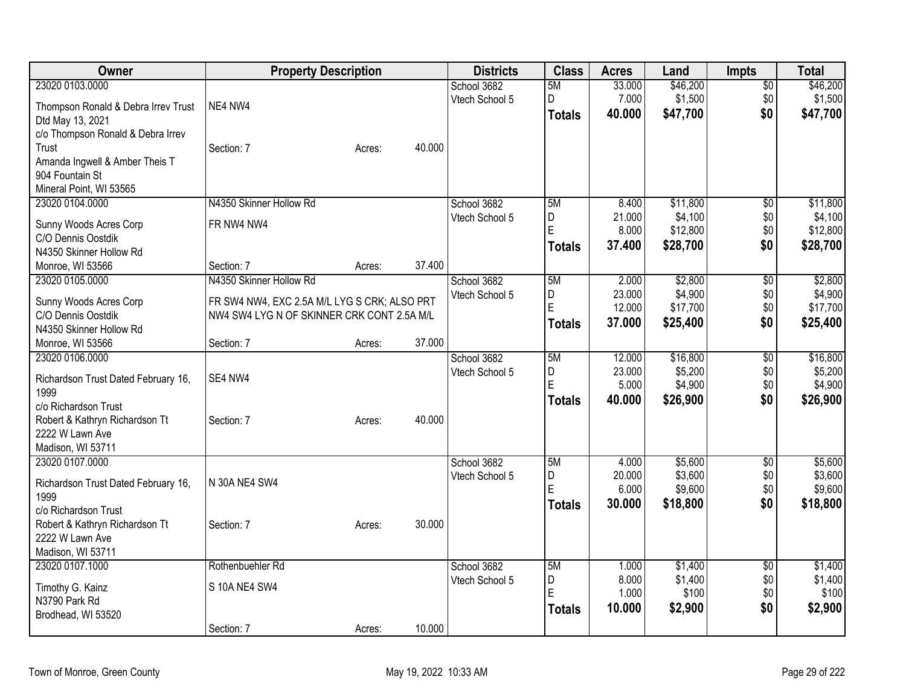| Owner | Property Description | Districts | Class | Acres | Land | Impts | Total |
|---|---|---|---|---|---|---|---|
| 23020 0103.0000<br>Thompson Ronald & Debra Irrev Trust Dtd May 13, 2021<br>c/o Thompson Ronald & Debra Irrev Trust<br>Amanda Ingwell & Amber Theis T<br>904 Fountain St<br>Mineral Point, WI 53565 | NE4 NW4<br>Section: 7 Acres: 40.000 | School 3682<br>Vtech School 5 | 5M<br>D<br>**Totals** | 33.000<br>7.000<br>**40.000** | $46,200<br>$1,500<br>**$47,700** | $0<br>$0<br>**$0** | $46,200<br>$1,500<br>**$47,700** |
| 23020 0104.0000<br>Sunny Woods Acres Corp<br>C/O Dennis Oostdik<br>N4350 Skinner Hollow Rd<br>Monroe, WI 53566 | N4350 Skinner Hollow Rd<br>FR NW4 NW4<br>Section: 7 Acres: 37.400 | School 3682<br>Vtech School 5 | 5M<br>D<br>E<br>**Totals** | 8.400<br>21.000<br>8.000<br>**37.400** | $11,800<br>$4,100<br>$12,800<br>**$28,700** | $0<br>$0<br>$0<br>**$0** | $11,800<br>$4,100<br>$12,800<br>**$28,700** |
| 23020 0105.0000<br>Sunny Woods Acres Corp<br>C/O Dennis Oostdik<br>N4350 Skinner Hollow Rd<br>Monroe, WI 53566 | N4350 Skinner Hollow Rd<br>FR SW4 NW4, EXC 2.5A M/L LYG S CRK; ALSO PRT NW4 SW4 LYG N OF SKINNER CRK CONT 2.5A M/L<br>Section: 7 Acres: 37.000 | School 3682<br>Vtech School 5 | 5M<br>D<br>E<br>**Totals** | 2.000<br>23.000<br>12.000<br>**37.000** | $2,800<br>$4,900<br>$17,700<br>**$25,400** | $0<br>$0<br>$0<br>**$0** | $2,800<br>$4,900<br>$17,700<br>**$25,400** |
| 23020 0106.0000<br>Richardson Trust Dated February 16, 1999<br>c/o Richardson Trust<br>Robert & Kathryn Richardson Tt<br>2222 W Lawn Ave<br>Madison, WI 53711 | SE4 NW4<br>Section: 7 Acres: 40.000 | School 3682<br>Vtech School 5 | 5M<br>D<br>E<br>**Totals** | 12.000<br>23.000<br>5.000<br>**40.000** | $16,800<br>$5,200<br>$4,900<br>**$26,900** | $0<br>$0<br>$0<br>**$0** | $16,800<br>$5,200<br>$4,900<br>**$26,900** |
| 23020 0107.0000<br>Richardson Trust Dated February 16, 1999<br>c/o Richardson Trust<br>Robert & Kathryn Richardson Tt<br>2222 W Lawn Ave<br>Madison, WI 53711 | N 30A NE4 SW4<br>Section: 7 Acres: 30.000 | School 3682<br>Vtech School 5 | 5M<br>D<br>E<br>**Totals** | 4.000<br>20.000<br>6.000<br>**30.000** | $5,600<br>$3,600<br>$9,600<br>**$18,800** | $0<br>$0<br>$0<br>**$0** | $5,600<br>$3,600<br>$9,600<br>**$18,800** |
| 23020 0107.1000<br>Timothy G. Kainz<br>N3790 Park Rd<br>Brodhead, WI 53520 | Rothenbuehler Rd<br>S 10A NE4 SW4<br>Section: 7 Acres: 10.000 | School 3682<br>Vtech School 5 | 5M<br>D<br>E<br>**Totals** | 1.000<br>8.000<br>1.000<br>**10.000** | $1,400<br>$1,400<br>$100<br>**$2,900** | $0<br>$0<br>$0<br>**$0** | $1,400<br>$1,400<br>$100<br>**$2,900** |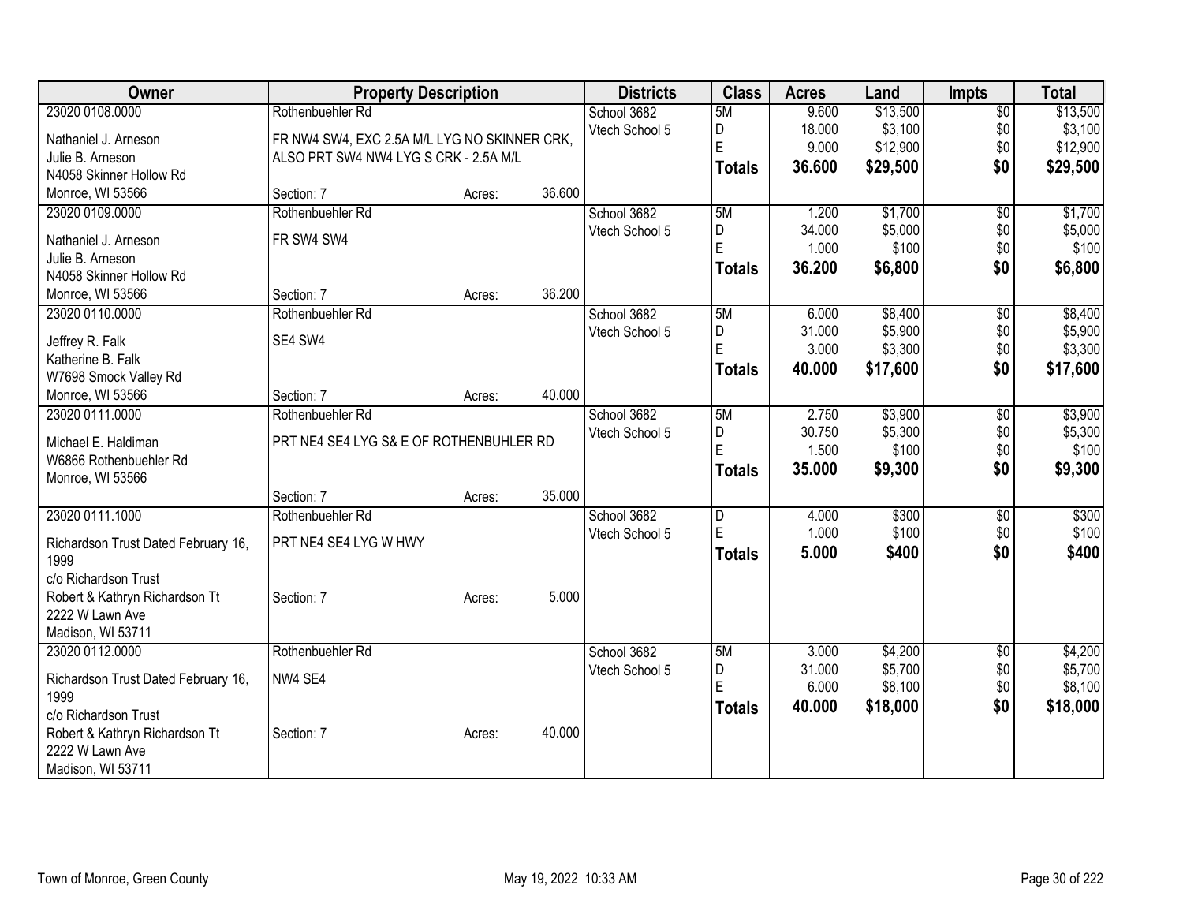| Owner | Property Description | | | Districts | Class | Acres | Land | Impts | Total |
|---|---|---|---|---|---|---|---|---|---|
| 23020 0108.0000 | Rothenbuehler Rd | | | School 3682 | 5M | 9.600 | $13,500 | $0 | $13,500 |
| Nathaniel J. Arneson | FR NW4 SW4, EXC 2.5A M/L LYG NO SKINNER CRK, | | | Vtech School 5 | D | 18.000 | $3,100 | $0 | $3,100 |
| Julie B. Arneson | ALSO PRT SW4 NW4 LYG S CRK - 2.5A M/L | | | | E | 9.000 | $12,900 | $0 | $12,900 |
| N4058 Skinner Hollow Rd | | | | | **Totals** | **36.600** | **$29,500** | **$0** | **$29,500** |
| Monroe, WI 53566 | Section: 7 | Acres: | 36.600 | | | | | | |
| 23020 0109.0000 | Rothenbuehler Rd | | | School 3682 | 5M | 1.200 | $1,700 | $0 | $1,700 |
| Nathaniel J. Arneson | FR SW4 SW4 | | | Vtech School 5 | D | 34.000 | $5,000 | $0 | $5,000 |
| Julie B. Arneson | | | | | E | 1.000 | $100 | $0 | $100 |
| N4058 Skinner Hollow Rd | | | | | **Totals** | **36.200** | **$6,800** | **$0** | **$6,800** |
| Monroe, WI 53566 | Section: 7 | Acres: | 36.200 | | | | | | |
| 23020 0110.0000 | Rothenbuehler Rd | | | School 3682 | 5M | 6.000 | $8,400 | $0 | $8,400 |
| Jeffrey R. Falk | SE4 SW4 | | | Vtech School 5 | D | 31.000 | $5,900 | $0 | $5,900 |
| Katherine B. Falk | | | | | E | 3.000 | $3,300 | $0 | $3,300 |
| W7698 Smock Valley Rd | | | | | **Totals** | **40.000** | **$17,600** | **$0** | **$17,600** |
| Monroe, WI 53566 | Section: 7 | Acres: | 40.000 | | | | | | |
| 23020 0111.0000 | Rothenbuehler Rd | | | School 3682 | 5M | 2.750 | $3,900 | $0 | $3,900 |
| Michael E. Haldiman | PRT NE4 SE4 LYG S& E OF ROTHENBUHLER RD | | | Vtech School 5 | D | 30.750 | $5,300 | $0 | $5,300 |
| W6866 Rothenbuehler Rd | | | | | E | 1.500 | $100 | $0 | $100 |
| Monroe, WI 53566 | | | | | **Totals** | **35.000** | **$9,300** | **$0** | **$9,300** |
| | Section: 7 | Acres: | 35.000 | | | | | | |
| 23020 0111.1000 | Rothenbuehler Rd | | | School 3682 | D | 4.000 | $300 | $0 | $300 |
| Richardson Trust Dated February 16, 1999 | PRT NE4 SE4 LYG W HWY | | | Vtech School 5 | E | 1.000 | $100 | $0 | $100 |
| c/o Richardson Trust | | | | | **Totals** | **5.000** | **$400** | **$0** | **$400** |
| Robert & Kathryn Richardson Tt | Section: 7 | Acres: | 5.000 | | | | | | |
| 2222 W Lawn Ave | | | | | | | | | |
| Madison, WI 53711 | | | | | | | | | |
| 23020 0112.0000 | Rothenbuehler Rd | | | School 3682 | 5M | 3.000 | $4,200 | $0 | $4,200 |
| Richardson Trust Dated February 16, 1999 | NW4 SE4 | | | Vtech School 5 | D | 31.000 | $5,700 | $0 | $5,700 |
| c/o Richardson Trust | | | | | E | 6.000 | $8,100 | $0 | $8,100 |
| | | | | | **Totals** | **40.000** | **$18,000** | **$0** | **$18,000** |
| Robert & Kathryn Richardson Tt | Section: 7 | Acres: | 40.000 | | | | | | |
| 2222 W Lawn Ave | | | | | | | | | |
| Madison, WI 53711 | | | | | | | | | |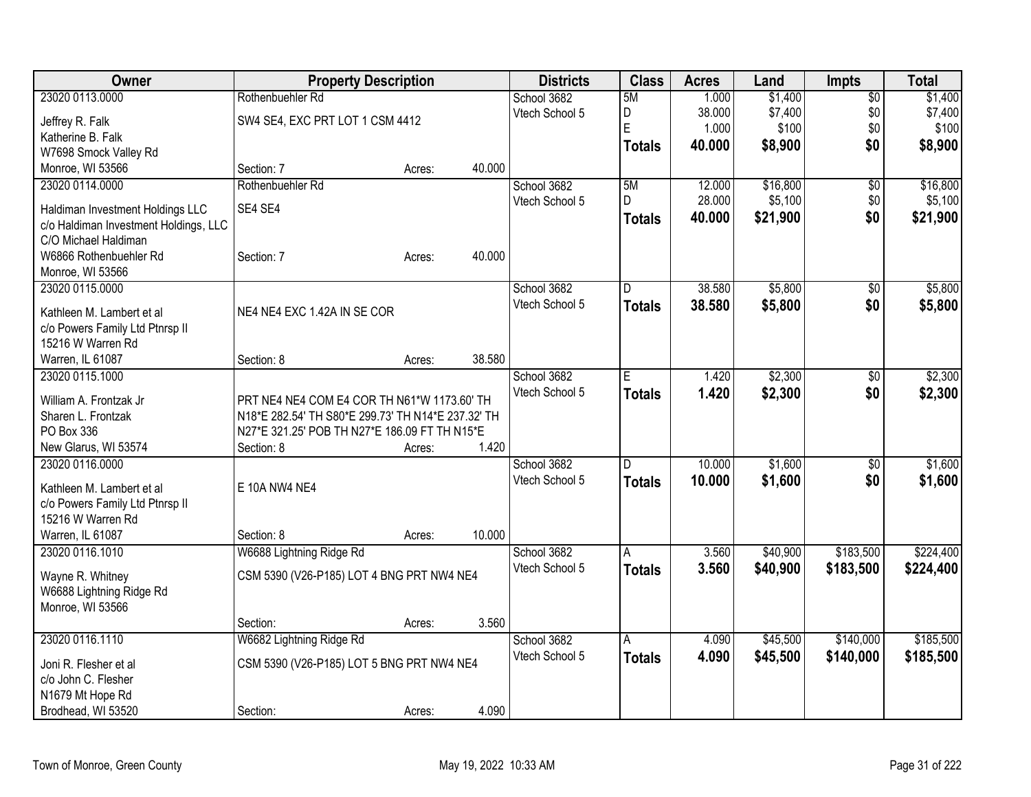| Owner | Property Description | Districts | Class | Acres | Land | Impts | Total |
|---|---|---|---|---|---|---|---|
| 23020 0113.0000<br>Jeffrey R. Falk<br>Katherine B. Falk<br>W7698 Smock Valley Rd<br>Monroe, WI 53566 | Rothenbuehler Rd<br>SW4 SE4, EXC PRT LOT 1 CSM 4412<br>Section: 7 Acres: 40.000 | School 3682<br>Vtech School 5 | 5M<br>D<br>E<br>**Totals** | 1.000<br>38.000<br>1.000<br>**40.000** | $1,400<br>$7,400<br>$100<br>**$8,900** | $0<br>$0<br>$0<br>**$0** | $1,400<br>$7,400<br>$100<br>**$8,900** |
| 23020 0114.0000<br>Haldiman Investment Holdings LLC<br>c/o Haldiman Investment Holdings, LLC<br>C/O Michael Haldiman<br>W6866 Rothenbuehler Rd<br>Monroe, WI 53566 | Rothenbuehler Rd<br>SE4 SE4<br>Section: 7 Acres: 40.000 | School 3682<br>Vtech School 5 | 5M<br>D<br>**Totals** | 12.000<br>28.000<br>**40.000** | $16,800<br>$5,100<br>**$21,900** | $0<br>$0<br>**$0** | $16,800<br>$5,100<br>**$21,900** |
| 23020 0115.0000<br>Kathleen M. Lambert et al<br>c/o Powers Family Ltd Ptnrsp II<br>15216 W Warren Rd<br>Warren, IL 61087 | NE4 NE4 EXC 1.42A IN SE COR<br>Section: 8 Acres: 38.580 | School 3682<br>Vtech School 5 | D<br>**Totals** | 38.580<br>**38.580** | $5,800<br>**$5,800** | $0<br>**$0** | $5,800<br>**$5,800** |
| 23020 0115.1000<br>William A. Frontzak Jr<br>Sharen L. Frontzak<br>PO Box 336<br>New Glarus, WI 53574 | PRT NE4 NE4 COM E4 COR TH N61*W 1173.60' TH N18*E 282.54' TH S80*E 299.73' TH N14*E 237.32' TH N27*E 321.25' POB TH N27*E 186.09 FT TH N15*E<br>Section: 8 Acres: 1.420 | School 3682<br>Vtech School 5 | E<br>**Totals** | 1.420<br>**1.420** | $2,300<br>**$2,300** | $0<br>**$0** | $2,300<br>**$2,300** |
| 23020 0116.0000<br>Kathleen M. Lambert et al<br>c/o Powers Family Ltd Ptnrsp II<br>15216 W Warren Rd<br>Warren, IL 61087 | E 10A NW4 NE4<br>Section: 8 Acres: 10.000 | School 3682<br>Vtech School 5 | D<br>**Totals** | 10.000<br>**10.000** | $1,600<br>**$1,600** | $0<br>**$0** | $1,600<br>**$1,600** |
| 23020 0116.1010<br>Wayne R. Whitney<br>W6688 Lightning Ridge Rd<br>Monroe, WI 53566 | W6688 Lightning Ridge Rd<br>CSM 5390 (V26-P185) LOT 4 BNG PRT NW4 NE4<br>Section: Acres: 3.560 | School 3682<br>Vtech School 5 | A<br>**Totals** | 3.560<br>**3.560** | $40,900<br>**$40,900** | $183,500<br>**$183,500** | $224,400<br>**$224,400** |
| 23020 0116.1110<br>Joni R. Flesher et al<br>c/o John C. Flesher<br>N1679 Mt Hope Rd<br>Brodhead, WI 53520 | W6682 Lightning Ridge Rd<br>CSM 5390 (V26-P185) LOT 5 BNG PRT NW4 NE4<br>Section: Acres: 4.090 | School 3682<br>Vtech School 5 | A<br>**Totals** | 4.090<br>**4.090** | $45,500<br>**$45,500** | $140,000<br>**$140,000** | $185,500<br>**$185,500** |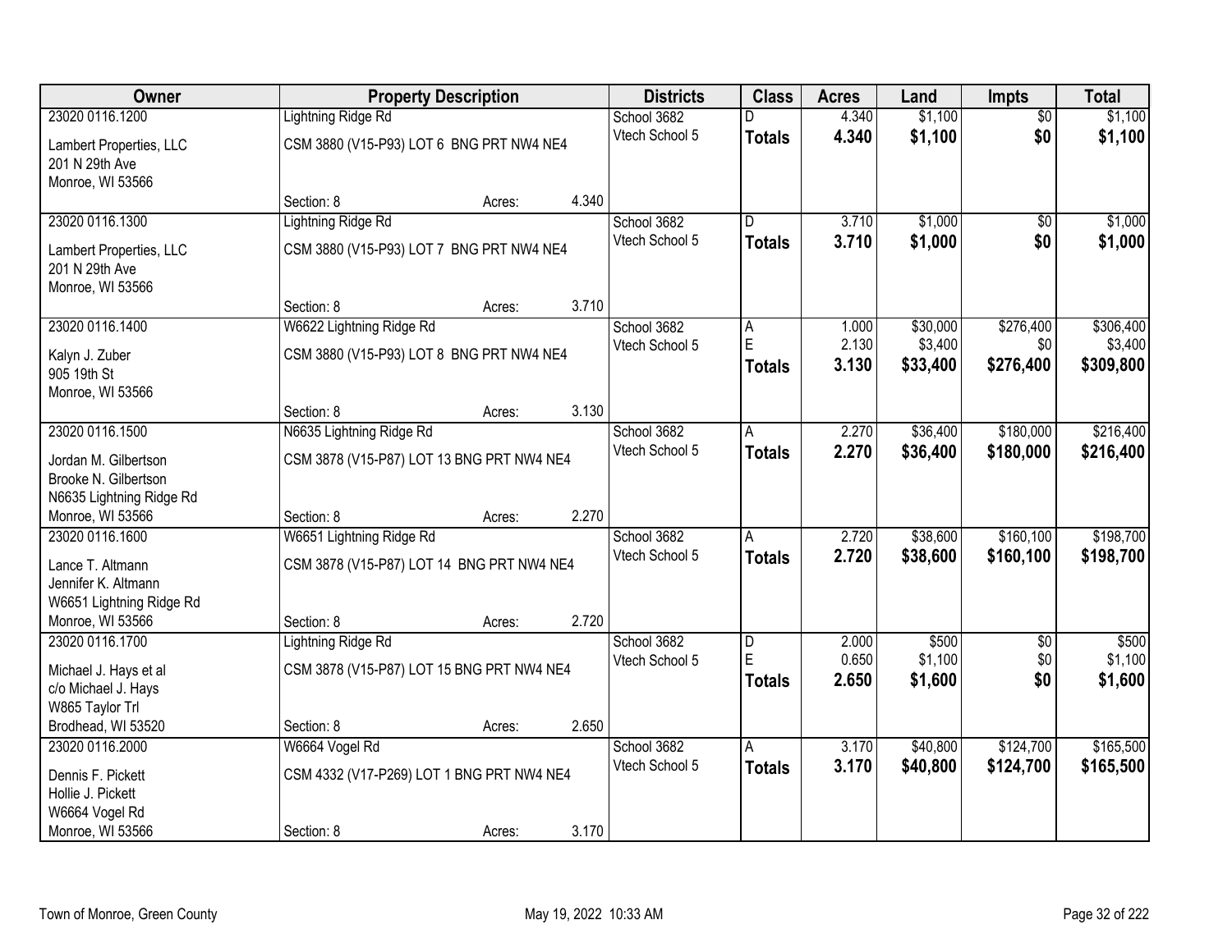| Owner | Property Description | Districts | Class | Acres | Land | Impts | Total |
|---|---|---|---|---|---|---|---|
| 23020 0116.1200<br>Lambert Properties, LLC<br>201 N 29th Ave<br>Monroe, WI 53566 | Lightning Ridge Rd<br>CSM 3880 (V15-P93) LOT 6 BNG PRT NW4 NE4<br>Section: 8 Acres: 4.340 | School 3682<br>Vtech School 5 | D<br>**Totals** | 4.340<br>**4.340** | $1,100<br>**$1,100** | $0<br>**$0** | $1,100<br>**$1,100** |
| 23020 0116.1300<br>Lambert Properties, LLC<br>201 N 29th Ave<br>Monroe, WI 53566 | Lightning Ridge Rd<br>CSM 3880 (V15-P93) LOT 7 BNG PRT NW4 NE4<br>Section: 8 Acres: 3.710 | School 3682<br>Vtech School 5 | D<br>**Totals** | 3.710<br>**3.710** | $1,000<br>**$1,000** | $0<br>**$0** | $1,000<br>**$1,000** |
| 23020 0116.1400<br>Kalyn J. Zuber<br>905 19th St<br>Monroe, WI 53566 | W6622 Lightning Ridge Rd<br>CSM 3880 (V15-P93) LOT 8 BNG PRT NW4 NE4<br>Section: 8 Acres: 3.130 | School 3682<br>Vtech School 5 | A<br>E<br>**Totals** | 1.000<br>2.130<br>**3.130** | $30,000<br>$3,400<br>**$33,400** | $276,400<br>$0<br>**$276,400** | $306,400<br>$3,400<br>**$309,800** |
| 23020 0116.1500<br>Jordan M. Gilbertson<br>Brooke N. Gilbertson<br>N6635 Lightning Ridge Rd<br>Monroe, WI 53566 | N6635 Lightning Ridge Rd<br>CSM 3878 (V15-P87) LOT 13 BNG PRT NW4 NE4<br>Section: 8 Acres: 2.270 | School 3682<br>Vtech School 5 | A<br>**Totals** | 2.270<br>**2.270** | $36,400<br>**$36,400** | $180,000<br>**$180,000** | $216,400<br>**$216,400** |
| 23020 0116.1600<br>Lance T. Altmann<br>Jennifer K. Altmann<br>W6651 Lightning Ridge Rd<br>Monroe, WI 53566 | W6651 Lightning Ridge Rd<br>CSM 3878 (V15-P87) LOT 14 BNG PRT NW4 NE4<br>Section: 8 Acres: 2.720 | School 3682<br>Vtech School 5 | A<br>**Totals** | 2.720<br>**2.720** | $38,600<br>**$38,600** | $160,100<br>**$160,100** | $198,700<br>**$198,700** |
| 23020 0116.1700<br>Michael J. Hays et al<br>c/o Michael J. Hays<br>W865 Taylor Trl<br>Brodhead, WI 53520 | Lightning Ridge Rd<br>CSM 3878 (V15-P87) LOT 15 BNG PRT NW4 NE4<br>Section: 8 Acres: 2.650 | School 3682<br>Vtech School 5 | D<br>E<br>**Totals** | 2.000<br>0.650<br>**2.650** | $500<br>$1,100<br>**$1,600** | $0<br>$0<br>**$0** | $500<br>$1,100<br>**$1,600** |
| 23020 0116.2000<br>Dennis F. Pickett<br>Hollie J. Pickett<br>W6664 Vogel Rd<br>Monroe, WI 53566 | W6664 Vogel Rd<br>CSM 4332 (V17-P269) LOT 1 BNG PRT NW4 NE4<br>Section: 8 Acres: 3.170 | School 3682<br>Vtech School 5 | A<br>**Totals** | 3.170<br>**3.170** | $40,800<br>**$40,800** | $124,700<br>**$124,700** | $165,500<br>**$165,500** |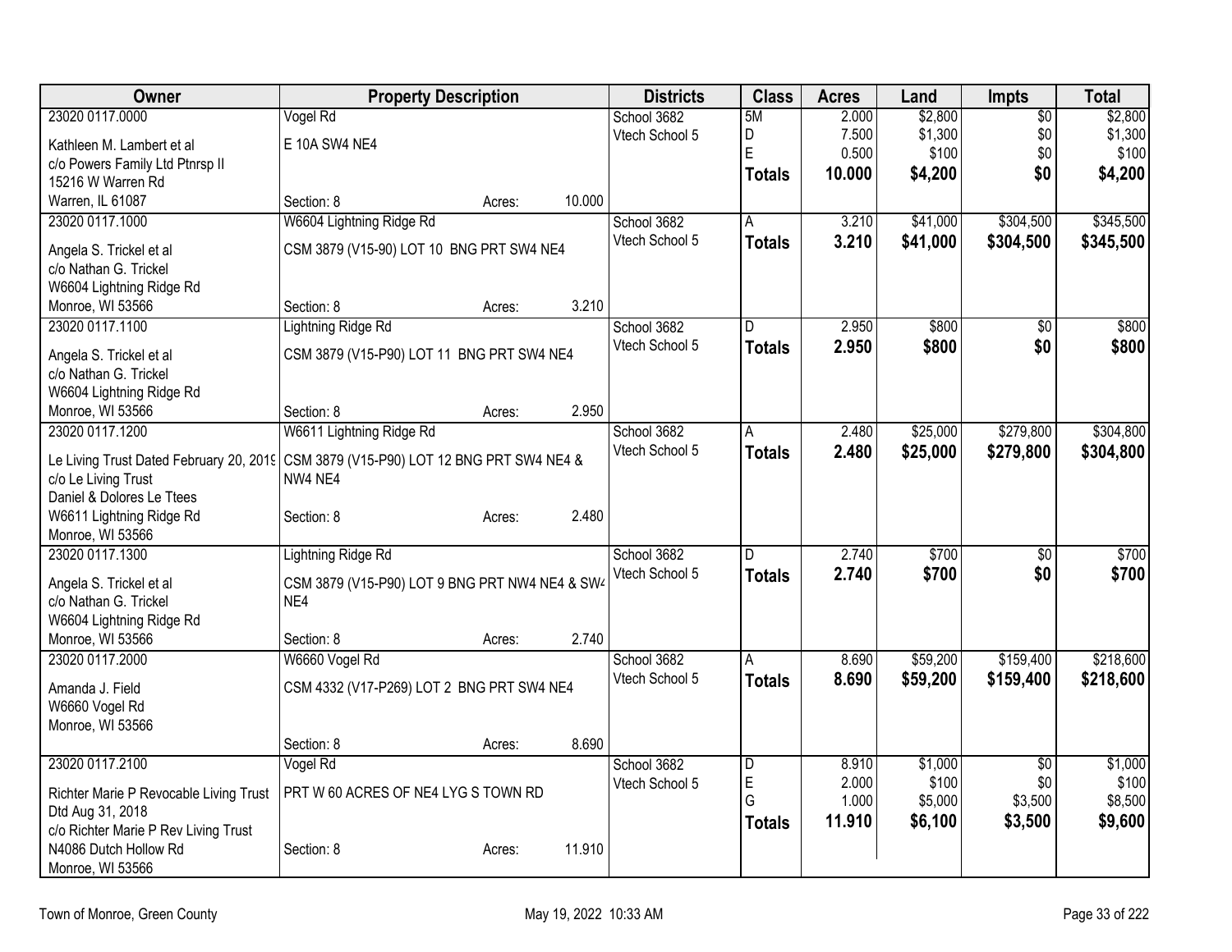| Owner | Property Description | Districts | Class | Acres | Land | Impts | Total |
|---|---|---|---|---|---|---|---|
| 23020 0117.0000<br>Kathleen M. Lambert et al<br>c/o Powers Family Ltd Ptnrsp II<br>15216 W Warren Rd<br>Warren, IL 61087 | Vogel Rd<br>E 10A SW4 NE4<br>Section: 8 Acres: 10.000 | School 3682<br>Vtech School 5 | 5M<br>D<br>E<br>**Totals** | 2.000<br>7.500<br>0.500<br>**10.000** | $2,800<br>$1,300<br>$100<br>**$4,200** | $0<br>$0<br>$0<br>**$0** | $2,800<br>$1,300<br>$100<br>**$4,200** |
| 23020 0117.1000<br>Angela S. Trickel et al<br>c/o Nathan G. Trickel<br>W6604 Lightning Ridge Rd<br>Monroe, WI 53566 | W6604 Lightning Ridge Rd<br>CSM 3879 (V15-90) LOT 10 BNG PRT SW4 NE4<br>Section: 8 Acres: 3.210 | School 3682<br>Vtech School 5 | A<br>**Totals** | 3.210<br>**3.210** | $41,000<br>**$41,000** | $304,500<br>**$304,500** | $345,500<br>**$345,500** |
| 23020 0117.1100<br>Angela S. Trickel et al<br>c/o Nathan G. Trickel<br>W6604 Lightning Ridge Rd<br>Monroe, WI 53566 | Lightning Ridge Rd<br>CSM 3879 (V15-P90) LOT 11 BNG PRT SW4 NE4<br>Section: 8 Acres: 2.950 | School 3682<br>Vtech School 5 | D<br>**Totals** | 2.950<br>**2.950** | $800<br>**$800** | $0<br>**$0** | $800<br>**$800** |
| 23020 0117.1200<br>Le Living Trust Dated February 20, 2019<br>c/o Le Living Trust<br>Daniel & Dolores Le Ttees<br>W6611 Lightning Ridge Rd<br>Monroe, WI 53566 | W6611 Lightning Ridge Rd<br>CSM 3879 (V15-P90) LOT 12 BNG PRT SW4 NE4 & NW4 NE4<br>Section: 8 Acres: 2.480 | School 3682<br>Vtech School 5 | A<br>**Totals** | 2.480<br>**2.480** | $25,000<br>**$25,000** | $279,800<br>**$279,800** | $304,800<br>**$304,800** |
| 23020 0117.1300<br>Angela S. Trickel et al<br>c/o Nathan G. Trickel<br>W6604 Lightning Ridge Rd<br>Monroe, WI 53566 | Lightning Ridge Rd<br>CSM 3879 (V15-P90) LOT 9 BNG PRT NW4 NE4 & SW4 NE4<br>Section: 8 Acres: 2.740 | School 3682<br>Vtech School 5 | D<br>**Totals** | 2.740<br>**2.740** | $700<br>**$700** | $0<br>**$0** | $700<br>**$700** |
| 23020 0117.2000<br>Amanda J. Field<br>W6660 Vogel Rd<br>Monroe, WI 53566 | W6660 Vogel Rd<br>CSM 4332 (V17-P269) LOT 2 BNG PRT SW4 NE4<br>Section: 8 Acres: 8.690 | School 3682<br>Vtech School 5 | A<br>**Totals** | 8.690<br>**8.690** | $59,200<br>**$59,200** | $159,400<br>**$159,400** | $218,600<br>**$218,600** |
| 23020 0117.2100<br>Richter Marie P Revocable Living Trust Dtd Aug 31, 2018<br>c/o Richter Marie P Rev Living Trust<br>N4086 Dutch Hollow Rd<br>Monroe, WI 53566 | Vogel Rd<br>PRT W 60 ACRES OF NE4 LYG S TOWN RD<br>Section: 8 Acres: 11.910 | School 3682<br>Vtech School 5 | D<br>E<br>G<br>**Totals** | 8.910<br>2.000<br>1.000<br>**11.910** | $1,000<br>$100<br>$5,000<br>**$6,100** | $0<br>$0<br>$3,500<br>**$3,500** | $1,000<br>$100<br>$8,500<br>**$9,600** |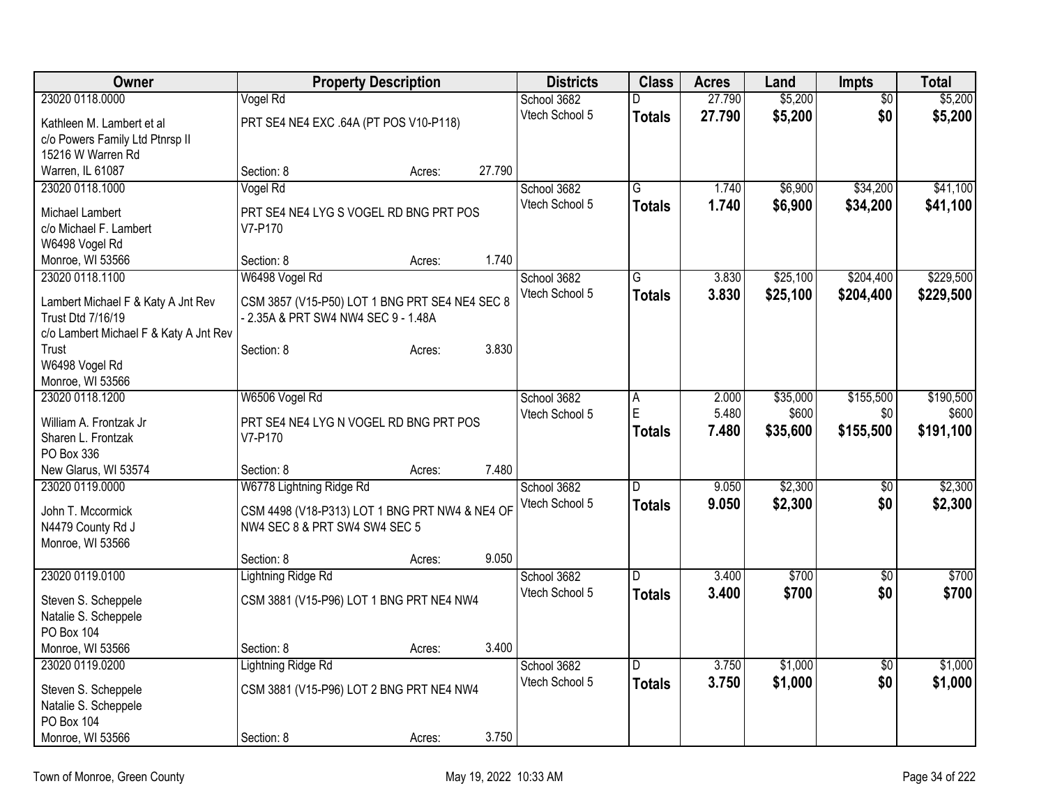| Owner | Property Description | Districts | Class | Acres | Land | Impts | Total |
|---|---|---|---|---|---|---|---|
| 23020 0118.0000<br>Kathleen M. Lambert et al<br>c/o Powers Family Ltd Ptnrsp II<br>15216 W Warren Rd<br>Warren, IL 61087 | Vogel Rd<br>PRT SE4 NE4 EXC .64A (PT POS V10-P118)<br>Section: 8 Acres: 27.790 | School 3682<br>Vtech School 5 | D<br>**Totals** | 27.790<br>**27.790** | $5,200<br>**$5,200** | $0<br>**$0** | $5,200<br>**$5,200** |
| 23020 0118.1000<br>Michael Lambert<br>c/o Michael F. Lambert<br>W6498 Vogel Rd<br>Monroe, WI 53566 | Vogel Rd<br>PRT SE4 NE4 LYG S VOGEL RD BNG PRT POS V7-P170<br>Section: 8 Acres: 1.740 | School 3682<br>Vtech School 5 | G<br>**Totals** | 1.740<br>**1.740** | $6,900<br>**$6,900** | $34,200<br>**$34,200** | $41,100<br>**$41,100** |
| 23020 0118.1100<br>Lambert Michael F & Katy A Jnt Rev Trust Dtd 7/16/19<br>c/o Lambert Michael F & Katy A Jnt Rev Trust<br>W6498 Vogel Rd<br>Monroe, WI 53566 | W6498 Vogel Rd<br>CSM 3857 (V15-P50) LOT 1 BNG PRT SE4 NE4 SEC 8 - 2.35A & PRT SW4 NW4 SEC 9 - 1.48A<br>Section: 8 Acres: 3.830 | School 3682<br>Vtech School 5 | G<br>**Totals** | 3.830<br>**3.830** | $25,100<br>**$25,100** | $204,400<br>**$204,400** | $229,500<br>**$229,500** |
| 23020 0118.1200<br>William A. Frontzak Jr<br>Sharen L. Frontzak<br>PO Box 336<br>New Glarus, WI 53574 | W6506 Vogel Rd<br>PRT SE4 NE4 LYG N VOGEL RD BNG PRT POS V7-P170<br>Section: 8 Acres: 7.480 | School 3682<br>Vtech School 5 | A<br>E<br>**Totals** | 2.000<br>5.480<br>**7.480** | $35,000<br>$600<br>**$35,600** | $155,500<br>$0<br>**$155,500** | $190,500<br>$600<br>**$191,100** |
| 23020 0119.0000<br>John T. Mccormick<br>N4479 County Rd J<br>Monroe, WI 53566 | W6778 Lightning Ridge Rd<br>CSM 4498 (V18-P313) LOT 1 BNG PRT NW4 & NE4 OF NW4 SEC 8 & PRT SW4 SW4 SEC 5<br>Section: 8 Acres: 9.050 | School 3682<br>Vtech School 5 | D<br>**Totals** | 9.050<br>**9.050** | $2,300<br>**$2,300** | $0<br>**$0** | $2,300<br>**$2,300** |
| 23020 0119.0100<br>Steven S. Scheppele<br>Natalie S. Scheppele<br>PO Box 104<br>Monroe, WI 53566 | Lightning Ridge Rd<br>CSM 3881 (V15-P96) LOT 1 BNG PRT NE4 NW4<br>Section: 8 Acres: 3.400 | School 3682<br>Vtech School 5 | D<br>**Totals** | 3.400<br>**3.400** | $700<br>**$700** | $0<br>**$0** | $700<br>**$700** |
| 23020 0119.0200<br>Steven S. Scheppele<br>Natalie S. Scheppele<br>PO Box 104<br>Monroe, WI 53566 | Lightning Ridge Rd<br>CSM 3881 (V15-P96) LOT 2 BNG PRT NE4 NW4<br>Section: 8 Acres: 3.750 | School 3682<br>Vtech School 5 | D<br>**Totals** | 3.750<br>**3.750** | $1,000<br>**$1,000** | $0<br>**$0** | $1,000<br>**$1,000** |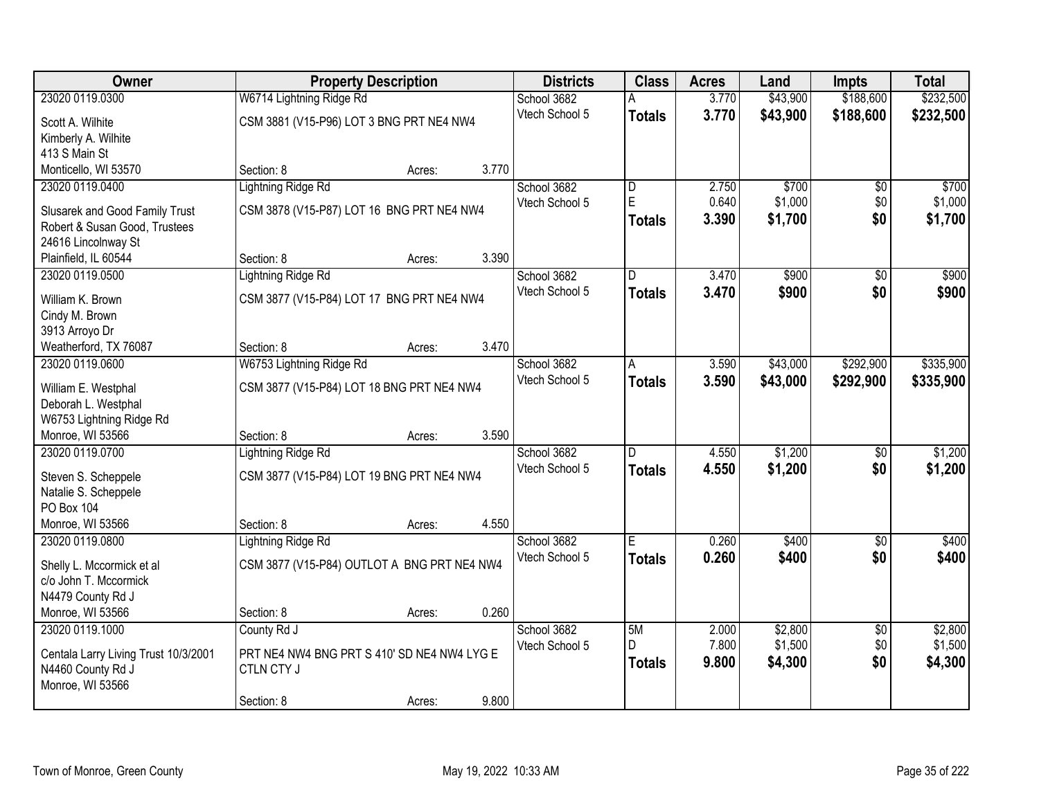| Owner | Property Description | | | Districts | Class | Acres | Land | Impts | Total |
|---|---|---|---|---|---|---|---|---|---|
| 23020 0119.0300 | W6714 Lightning Ridge Rd | | | School 3682 | A | 3.770 | $43,900 | $188,600 | $232,500 |
| Scott A. Wilhite<br>Kimberly A. Wilhite<br>413 S Main St<br>Monticello, WI 53570 | CSM 3881 (V15-P96) LOT 3 BNG PRT NE4 NW4 | | | Vtech School 5 | **Totals** | **3.770** | **$43,900** | **$188,600** | **$232,500** |
| | Section: 8 | Acres: | 3.770 | | | | | | |
| 23020 0119.0400 | Lightning Ridge Rd | | | School 3682 | D | 2.750 | $700 | $0 | $700 |
| Slusarek and Good Family Trust<br>Robert & Susan Good, Trustees<br>24616 Lincolnway St<br>Plainfield, IL 60544 | CSM 3878 (V15-P87) LOT 16 BNG PRT NE4 NW4 | | | Vtech School 5 | E | 0.640 | $1,000 | $0 | $1,000 |
| | | | | | **Totals** | **3.390** | **$1,700** | **$0** | **$1,700** |
| | Section: 8 | Acres: | 3.390 | | | | | | |
| 23020 0119.0500 | Lightning Ridge Rd | | | School 3682 | D | 3.470 | $900 | $0 | $900 |
| William K. Brown<br>Cindy M. Brown<br>3913 Arroyo Dr<br>Weatherford, TX 76087 | CSM 3877 (V15-P84) LOT 17 BNG PRT NE4 NW4 | | | Vtech School 5 | **Totals** | **3.470** | **$900** | **$0** | **$900** |
| | Section: 8 | Acres: | 3.470 | | | | | | |
| 23020 0119.0600 | W6753 Lightning Ridge Rd | | | School 3682 | A | 3.590 | $43,000 | $292,900 | $335,900 |
| William E. Westphal<br>Deborah L. Westphal<br>W6753 Lightning Ridge Rd<br>Monroe, WI 53566 | CSM 3877 (V15-P84) LOT 18 BNG PRT NE4 NW4 | | | Vtech School 5 | **Totals** | **3.590** | **$43,000** | **$292,900** | **$335,900** |
| | Section: 8 | Acres: | 3.590 | | | | | | |
| 23020 0119.0700 | Lightning Ridge Rd | | | School 3682 | D | 4.550 | $1,200 | $0 | $1,200 |
| Steven S. Scheppele<br>Natalie S. Scheppele<br>PO Box 104<br>Monroe, WI 53566 | CSM 3877 (V15-P84) LOT 19 BNG PRT NE4 NW4 | | | Vtech School 5 | **Totals** | **4.550** | **$1,200** | **$0** | **$1,200** |
| | Section: 8 | Acres: | 4.550 | | | | | | |
| 23020 0119.0800 | Lightning Ridge Rd | | | School 3682 | E | 0.260 | $400 | $0 | $400 |
| Shelly L. Mccormick et al<br>c/o John T. Mccormick<br>N4479 County Rd J<br>Monroe, WI 53566 | CSM 3877 (V15-P84) OUTLOT A BNG PRT NE4 NW4 | | | Vtech School 5 | **Totals** | **0.260** | **$400** | **$0** | **$400** |
| | Section: 8 | Acres: | 0.260 | | | | | | |
| 23020 0119.1000 | County Rd J | | | School 3682 | 5M | 2.000 | $2,800 | $0 | $2,800 |
| Centala Larry Living Trust 10/3/2001<br>N4460 County Rd J<br>Monroe, WI 53566 | PRT NE4 NW4 BNG PRT S 410' SD NE4 NW4 LYG E CTLN CTY J | | | Vtech School 5 | D | 7.800 | $1,500 | $0 | $1,500 |
| | | | | | **Totals** | **9.800** | **$4,300** | **$0** | **$4,300** |
| | Section: 8 | Acres: | 9.800 | | | | | | |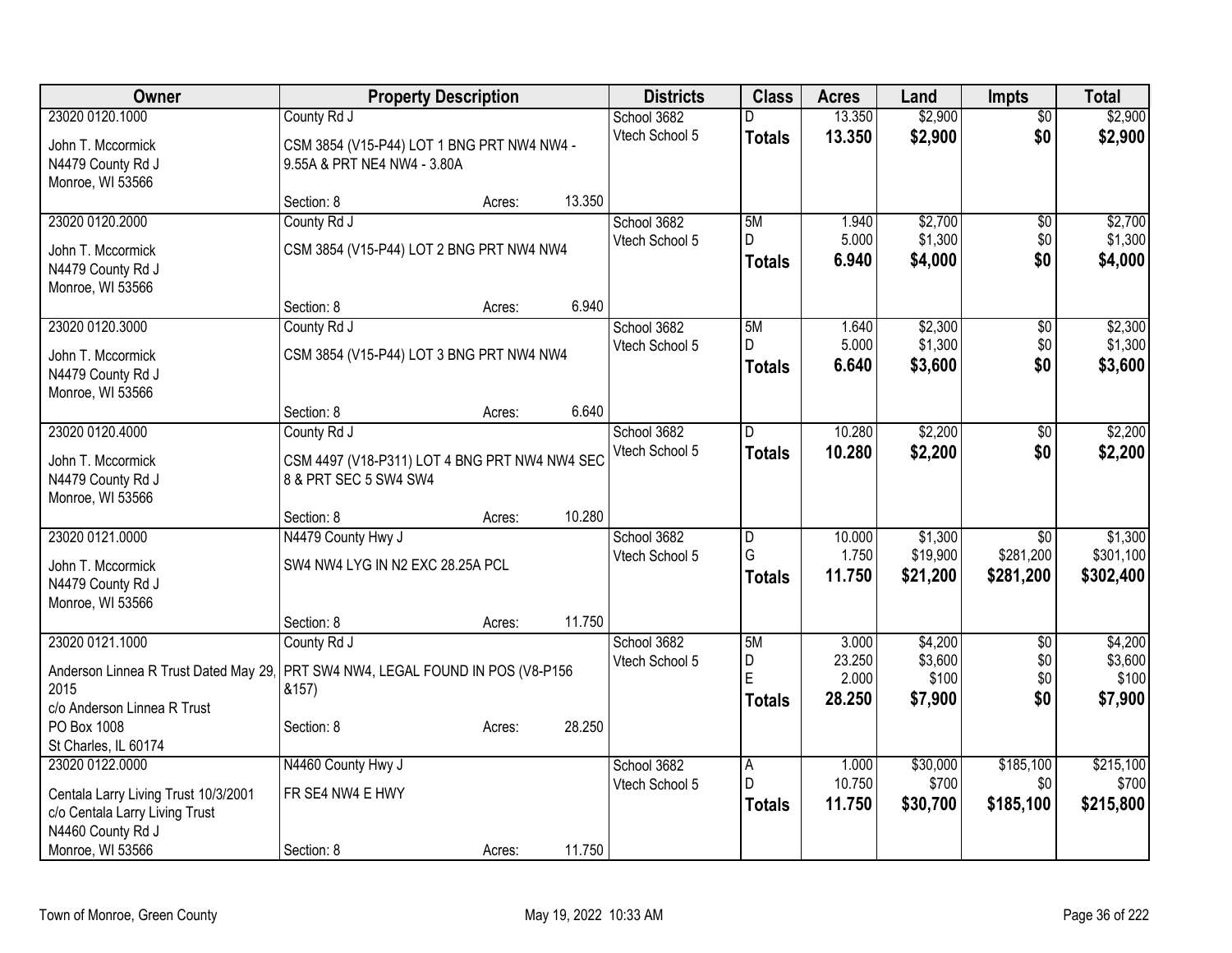| Owner | Property Description | Districts | Class | Acres | Land | Impts | Total |
|---|---|---|---|---|---|---|---|
| 23020 0120.1000<br>John T. Mccormick<br>N4479 County Rd J<br>Monroe, WI 53566 | County Rd J<br>CSM 3854 (V15-P44) LOT 1 BNG PRT NW4 NW4 - 9.55A & PRT NE4 NW4 - 3.80A<br>Section: 8 Acres: 13.350 | School 3682<br>Vtech School 5 | D<br>**Totals** | 13.350<br>**13.350** | $2,900<br>**$2,900** | $0<br>**$0** | $2,900<br>**$2,900** |
| 23020 0120.2000<br>John T. Mccormick<br>N4479 County Rd J<br>Monroe, WI 53566 | County Rd J<br>CSM 3854 (V15-P44) LOT 2 BNG PRT NW4 NW4<br>Section: 8 Acres: 6.940 | School 3682<br>Vtech School 5 | 5M<br>D<br>**Totals** | 1.940<br>5.000<br>**6.940** | $2,700<br>$1,300<br>**$4,000** | $0<br>$0<br>**$0** | $2,700<br>$1,300<br>**$4,000** |
| 23020 0120.3000<br>John T. Mccormick<br>N4479 County Rd J<br>Monroe, WI 53566 | County Rd J<br>CSM 3854 (V15-P44) LOT 3 BNG PRT NW4 NW4<br>Section: 8 Acres: 6.640 | School 3682<br>Vtech School 5 | 5M<br>D<br>**Totals** | 1.640<br>5.000<br>**6.640** | $2,300<br>$1,300<br>**$3,600** | $0<br>$0<br>**$0** | $2,300<br>$1,300<br>**$3,600** |
| 23020 0120.4000<br>John T. Mccormick<br>N4479 County Rd J<br>Monroe, WI 53566 | County Rd J<br>CSM 4497 (V18-P311) LOT 4 BNG PRT NW4 NW4 SEC 8 & PRT SEC 5 SW4 SW4<br>Section: 8 Acres: 10.280 | School 3682<br>Vtech School 5 | D<br>**Totals** | 10.280<br>**10.280** | $2,200<br>**$2,200** | $0<br>**$0** | $2,200<br>**$2,200** |
| 23020 0121.0000<br>John T. Mccormick<br>N4479 County Rd J<br>Monroe, WI 53566 | N4479 County Hwy J<br>SW4 NW4 LYG IN N2 EXC 28.25A PCL<br>Section: 8 Acres: 11.750 | School 3682<br>Vtech School 5 | D<br>G<br>**Totals** | 10.000<br>1.750<br>**11.750** | $1,300<br>$19,900<br>**$21,200** | $0<br>$281,200<br>**$281,200** | $1,300<br>$301,100<br>**$302,400** |
| 23020 0121.1000<br>Anderson Linnea R Trust Dated May 29, 2015<br>c/o Anderson Linnea R Trust<br>PO Box 1008<br>St Charles, IL 60174 | County Rd J<br>PRT SW4 NW4, LEGAL FOUND IN POS (V8-P156 &157)<br>Section: 8 Acres: 28.250 | School 3682<br>Vtech School 5 | 5M<br>D<br>E<br>**Totals** | 3.000<br>23.250<br>2.000<br>**28.250** | $4,200<br>$3,600<br>$100<br>**$7,900** | $0<br>$0<br>$0<br>**$0** | $4,200<br>$3,600<br>$100<br>**$7,900** |
| 23020 0122.0000<br>Centala Larry Living Trust 10/3/2001<br>c/o Centala Larry Living Trust<br>N4460 County Rd J<br>Monroe, WI 53566 | N4460 County Hwy J<br>FR SE4 NW4 E HWY<br>Section: 8 Acres: 11.750 | School 3682<br>Vtech School 5 | A<br>D<br>**Totals** | 1.000<br>10.750<br>**11.750** | $30,000<br>$700<br>**$30,700** | $185,100<br>$0<br>**$185,100** | $215,100<br>$700<br>**$215,800** |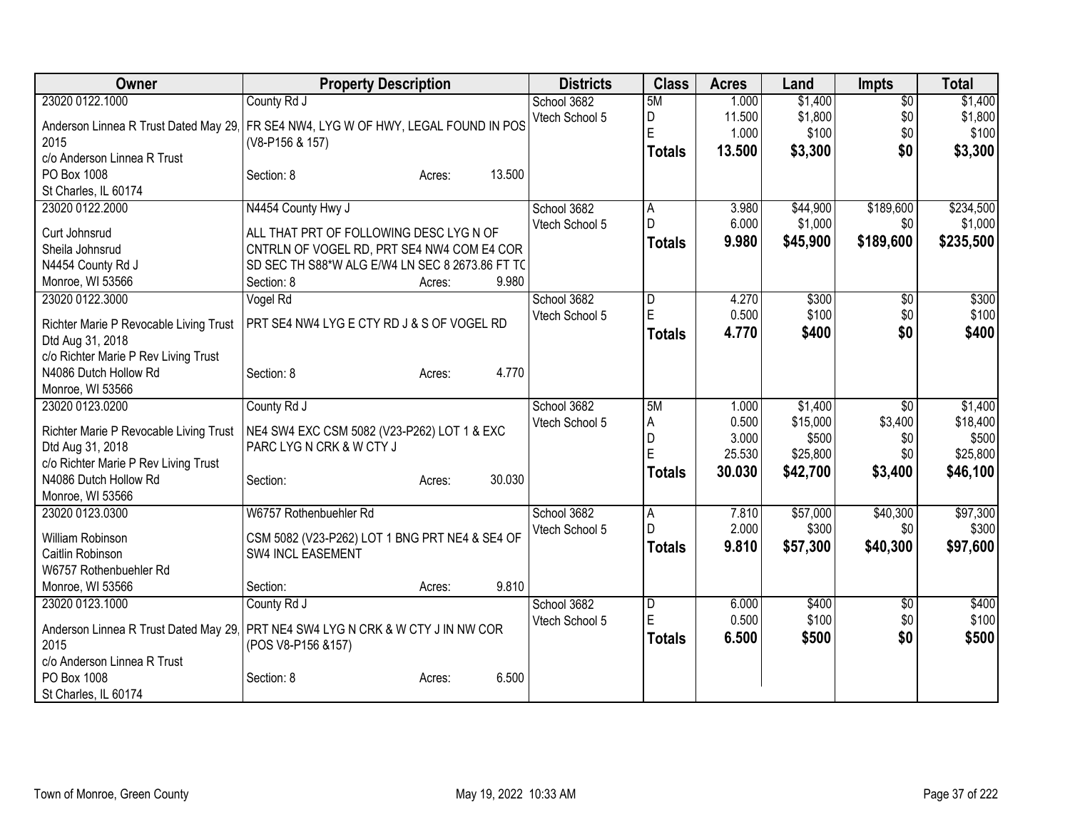| Owner | Property Description | Districts | Class | Acres | Land | Impts | Total |
|---|---|---|---|---|---|---|---|
| 23020 0122.1000<br>Anderson Linnea R Trust Dated May 29, 2015<br>c/o Anderson Linnea R Trust<br>PO Box 1008<br>St Charles, IL 60174 | County Rd J<br>FR SE4 NW4, LYG W OF HWY, LEGAL FOUND IN POS (V8-P156 & 157)<br>Section: 8 Acres: 13.500 | School 3682<br>Vtech School 5 | 5M<br>D<br>E<br>**Totals** | 1.000<br>11.500<br>1.000<br>**13.500** | $1,400<br>$1,800<br>$100<br>**$3,300** | $0<br>$0<br>$0<br>**$0** | $1,400<br>$1,800<br>$100<br>**$3,300** |
| 23020 0122.2000<br>Curt Johnsrud<br>Sheila Johnsrud<br>N4454 County Rd J<br>Monroe, WI 53566 | N4454 County Hwy J<br>ALL THAT PRT OF FOLLOWING DESC LYG N OF CNTRLN OF VOGEL RD, PRT SE4 NW4 COM E4 COR SD SEC TH S88*W ALG E/W4 LN SEC 8 2673.86 FT TO<br>Section: 8 Acres: 9.980 | School 3682<br>Vtech School 5 | A<br>D<br>**Totals** | 3.980<br>6.000<br>**9.980** | $44,900<br>$1,000<br>**$45,900** | $189,600<br>$0<br>**$189,600** | $234,500<br>$1,000<br>**$235,500** |
| 23020 0122.3000<br>Richter Marie P Revocable Living Trust Dtd Aug 31, 2018<br>c/o Richter Marie P Rev Living Trust<br>N4086 Dutch Hollow Rd<br>Monroe, WI 53566 | Vogel Rd<br>PRT SE4 NW4 LYG E CTY RD J & S OF VOGEL RD<br>Section: 8 Acres: 4.770 | School 3682<br>Vtech School 5 | D<br>E<br>**Totals** | 4.270<br>0.500<br>**4.770** | $300<br>$100<br>**$400** | $0<br>$0<br>**$0** | $300<br>$100<br>**$400** |
| 23020 0123.0200<br>Richter Marie P Revocable Living Trust Dtd Aug 31, 2018<br>c/o Richter Marie P Rev Living Trust<br>N4086 Dutch Hollow Rd<br>Monroe, WI 53566 | County Rd J<br>NE4 SW4 EXC CSM 5082 (V23-P262) LOT 1 & EXC PARC LYG N CRK & W CTY J<br>Section: Acres: 30.030 | School 3682<br>Vtech School 5 | 5M<br>A<br>D<br>E<br>**Totals** | 1.000<br>0.500<br>3.000<br>25.530<br>**30.030** | $1,400<br>$15,000<br>$500<br>$25,800<br>**$42,700** | $0<br>$3,400<br>$0<br>$0<br>**$3,400** | $1,400<br>$18,400<br>$500<br>$25,800<br>**$46,100** |
| 23020 0123.0300<br>William Robinson<br>Caitlin Robinson<br>W6757 Rothenbuehler Rd<br>Monroe, WI 53566 | W6757 Rothenbuehler Rd<br>CSM 5082 (V23-P262) LOT 1 BNG PRT NE4 & SE4 OF SW4 INCL EASEMENT<br>Section: Acres: 9.810 | School 3682<br>Vtech School 5 | A<br>D<br>**Totals** | 7.810<br>2.000<br>**9.810** | $57,000<br>$300<br>**$57,300** | $40,300<br>$0<br>**$40,300** | $97,300<br>$300<br>**$97,600** |
| 23020 0123.1000<br>Anderson Linnea R Trust Dated May 29, 2015<br>c/o Anderson Linnea R Trust<br>PO Box 1008<br>St Charles, IL 60174 | County Rd J<br>PRT NE4 SW4 LYG N CRK & W CTY J IN NW COR (POS V8-P156 &157)<br>Section: 8 Acres: 6.500 | School 3682<br>Vtech School 5 | D<br>E<br>**Totals** | 6.000<br>0.500<br>**6.500** | $400<br>$100<br>**$500** | $0<br>$0<br>**$0** | $400<br>$100<br>**$500** |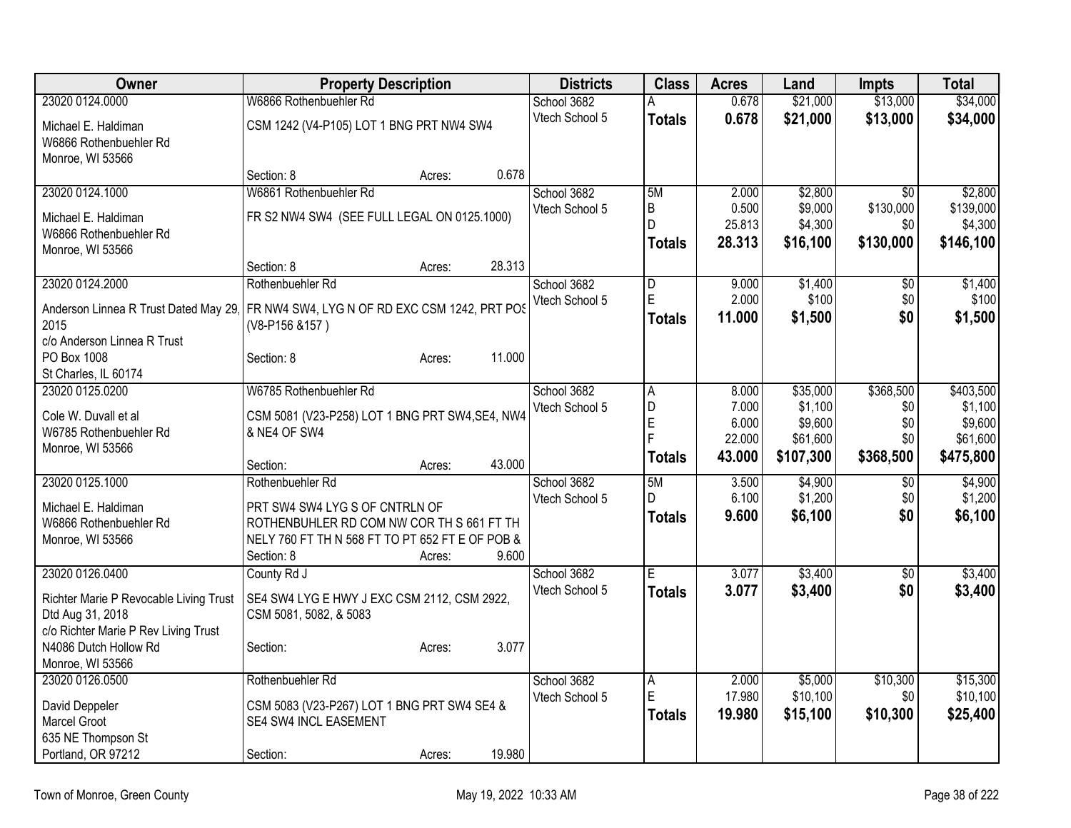| Owner | Property Description | Districts | Class | Acres | Land | Impts | Total |
|---|---|---|---|---|---|---|---|
| 23020 0124.0000<br>Michael E. Haldiman<br>W6866 Rothenbuehler Rd<br>Monroe, WI 53566 | W6866 Rothenbuehler Rd<br>CSM 1242 (V4-P105) LOT 1 BNG PRT NW4 SW4<br>Section: 8 Acres: 0.678 | School 3682<br>Vtech School 5 | A<br>**Totals** | 0.678<br>**0.678** | $21,000<br>**$21,000** | $13,000<br>**$13,000** | $34,000<br>**$34,000** |
| 23020 0124.1000<br>Michael E. Haldiman<br>W6866 Rothenbuehler Rd<br>Monroe, WI 53566 | W6861 Rothenbuehler Rd<br>FR S2 NW4 SW4 (SEE FULL LEGAL ON 0125.1000)<br>Section: 8 Acres: 28.313 | School 3682<br>Vtech School 5 | 5M<br>B<br>D<br>**Totals** | 2.000<br>0.500<br>25.813<br>**28.313** | $2,800<br>$9,000<br>$4,300<br>**$16,100** | $0<br>$130,000<br>$0<br>**$130,000** | $2,800<br>$139,000<br>$4,300<br>**$146,100** |
| 23020 0124.2000<br>Anderson Linnea R Trust Dated May 29, 2015<br>c/o Anderson Linnea R Trust<br>PO Box 1008<br>St Charles, IL 60174 | Rothenbuehler Rd<br>FR NW4 SW4, LYG N OF RD EXC CSM 1242, PRT POS (V8-P156 &157 )<br>Section: 8 Acres: 11.000 | School 3682<br>Vtech School 5 | D<br>E<br>**Totals** | 9.000<br>2.000<br>**11.000** | $1,400<br>$100<br>**$1,500** | $0<br>$0<br>**$0** | $1,400<br>$100<br>**$1,500** |
| 23020 0125.0200<br>Cole W. Duvall et al<br>W6785 Rothenbuehler Rd<br>Monroe, WI 53566 | W6785 Rothenbuehler Rd<br>CSM 5081 (V23-P258) LOT 1 BNG PRT SW4,SE4, NW4 & NE4 OF SW4<br>Section: Acres: 43.000 | School 3682<br>Vtech School 5 | A<br>D<br>E<br>F<br>**Totals** | 8.000<br>7.000<br>6.000<br>22.000<br>**43.000** | $35,000<br>$1,100<br>$9,600<br>$61,600<br>**$107,300** | $368,500<br>$0<br>$0<br>$0<br>**$368,500** | $403,500<br>$1,100<br>$9,600<br>$61,600<br>**$475,800** |
| 23020 0125.1000<br>Michael E. Haldiman<br>W6866 Rothenbuehler Rd<br>Monroe, WI 53566 | Rothenbuehler Rd<br>PRT SW4 SW4 LYG S OF CNTRLN OF ROTHENBUHLER RD COM NW COR TH S 661 FT TH NELY 760 FT TH N 568 FT TO PT 652 FT E OF POB &<br>Section: 8 Acres: 9.600 | School 3682<br>Vtech School 5 | 5M<br>D<br>**Totals** | 3.500<br>6.100<br>**9.600** | $4,900<br>$1,200<br>**$6,100** | $0<br>$0<br>**$0** | $4,900<br>$1,200<br>**$6,100** |
| 23020 0126.0400<br>Richter Marie P Revocable Living Trust Dtd Aug 31, 2018<br>c/o Richter Marie P Rev Living Trust<br>N4086 Dutch Hollow Rd<br>Monroe, WI 53566 | County Rd J<br>SE4 SW4 LYG E HWY J EXC CSM 2112, CSM 2922, CSM 5081, 5082, & 5083<br>Section: Acres: 3.077 | School 3682<br>Vtech School 5 | E<br>**Totals** | 3.077<br>**3.077** | $3,400<br>**$3,400** | $0<br>**$0** | $3,400<br>**$3,400** |
| 23020 0126.0500<br>David Deppeler<br>Marcel Groot<br>635 NE Thompson St<br>Portland, OR 97212 | Rothenbuehler Rd<br>CSM 5083 (V23-P267) LOT 1 BNG PRT SW4 SE4 & SE4 SW4 INCL EASEMENT<br>Section: Acres: 19.980 | School 3682<br>Vtech School 5 | A<br>E<br>**Totals** | 2.000<br>17.980<br>**19.980** | $5,000<br>$10,100<br>**$15,100** | $10,300<br>$0<br>**$10,300** | $15,300<br>$10,100<br>**$25,400** |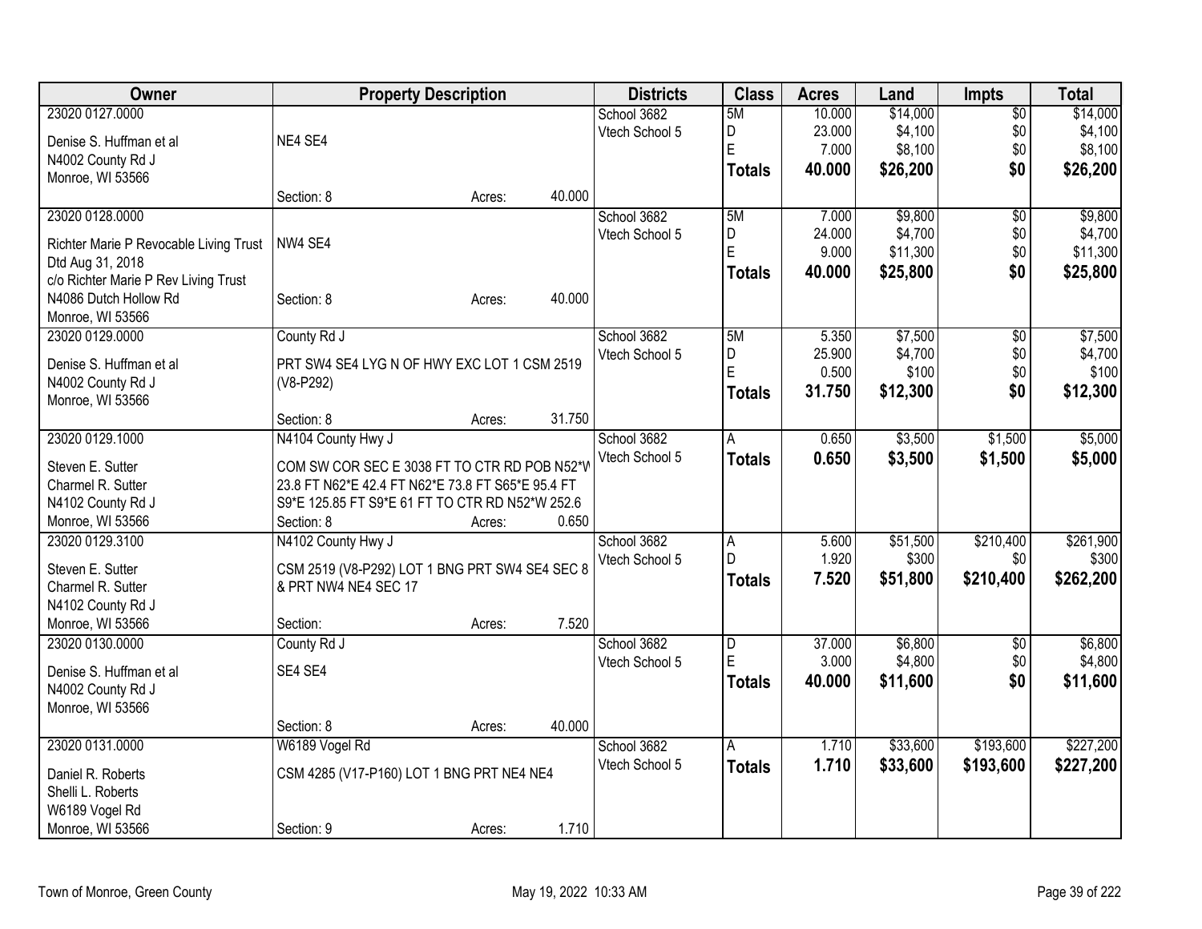| Owner | Property Description | Districts | Class | Acres | Land | Impts | Total |
|---|---|---|---|---|---|---|---|
| 23020 0127.0000<br>Denise S. Huffman et al<br>N4002 County Rd J<br>Monroe, WI 53566 | NE4 SE4<br>Section: 8 Acres: 40.000 | School 3682<br>Vtech School 5 | 5M<br>D<br>E<br>**Totals** | 10.000<br>23.000<br>7.000<br>**40.000** | $14,000<br>$4,100<br>$8,100<br>**$26,200** | $0<br>$0<br>$0<br>**$0** | $14,000<br>$4,100<br>$8,100<br>**$26,200** |
| 23020 0128.0000<br>Richter Marie P Revocable Living Trust Dtd Aug 31, 2018<br>c/o Richter Marie P Rev Living Trust<br>N4086 Dutch Hollow Rd<br>Monroe, WI 53566 | NW4 SE4<br>Section: 8 Acres: 40.000 | School 3682<br>Vtech School 5 | 5M<br>D<br>E<br>**Totals** | 7.000<br>24.000<br>9.000<br>**40.000** | $9,800<br>$4,700<br>$11,300<br>**$25,800** | $0<br>$0<br>$0<br>**$0** | $9,800<br>$4,700<br>$11,300<br>**$25,800** |
| 23020 0129.0000<br>Denise S. Huffman et al<br>N4002 County Rd J<br>Monroe, WI 53566 | County Rd J<br>PRT SW4 SE4 LYG N OF HWY EXC LOT 1 CSM 2519 (V8-P292)<br>Section: 8 Acres: 31.750 | School 3682<br>Vtech School 5 | 5M<br>D<br>E<br>**Totals** | 5.350<br>25.900<br>0.500<br>**31.750** | $7,500<br>$4,700<br>$100<br>**$12,300** | $0<br>$0<br>$0<br>**$0** | $7,500<br>$4,700<br>$100<br>**$12,300** |
| 23020 0129.1000<br>Steven E. Sutter<br>Charmel R. Sutter<br>N4102 County Rd J<br>Monroe, WI 53566 | N4104 County Hwy J<br>COM SW COR SEC E 3038 FT TO CTR RD POB N52*W 23.8 FT N62*E 42.4 FT N62*E 73.8 FT S65*E 95.4 FT S9*E 125.85 FT S9*E 61 FT TO CTR RD N52*W 252.6<br>Section: 8 Acres: 0.650 | School 3682<br>Vtech School 5 | A<br>**Totals** | 0.650<br>**0.650** | $3,500<br>**$3,500** | $1,500<br>**$1,500** | $5,000<br>**$5,000** |
| 23020 0129.3100<br>Steven E. Sutter<br>Charmel R. Sutter<br>N4102 County Rd J<br>Monroe, WI 53566 | N4102 County Hwy J<br>CSM 2519 (V8-P292) LOT 1 BNG PRT SW4 SE4 SEC 8 & PRT NW4 NE4 SEC 17<br>Section: Acres: 7.520 | School 3682<br>Vtech School 5 | A<br>D<br>**Totals** | 5.600<br>1.920<br>**7.520** | $51,500<br>$300<br>**$51,800** | $210,400<br>$0<br>**$210,400** | $261,900<br>$300<br>**$262,200** |
| 23020 0130.0000<br>Denise S. Huffman et al<br>N4002 County Rd J<br>Monroe, WI 53566 | County Rd J<br>SE4 SE4<br>Section: 8 Acres: 40.000 | School 3682<br>Vtech School 5 | D<br>E<br>**Totals** | 37.000<br>3.000<br>**40.000** | $6,800<br>$4,800<br>**$11,600** | $0<br>$0<br>**$0** | $6,800<br>$4,800<br>**$11,600** |
| 23020 0131.0000<br>Daniel R. Roberts<br>Shelli L. Roberts<br>W6189 Vogel Rd<br>Monroe, WI 53566 | W6189 Vogel Rd<br>CSM 4285 (V17-P160) LOT 1 BNG PRT NE4 NE4<br>Section: 9 Acres: 1.710 | School 3682<br>Vtech School 5 | A<br>**Totals** | 1.710<br>**1.710** | $33,600<br>**$33,600** | $193,600<br>**$193,600** | $227,200<br>**$227,200** |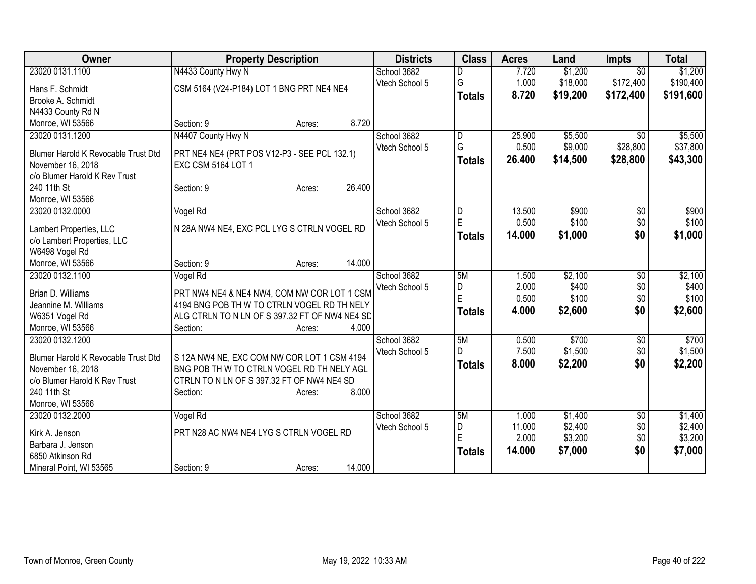| Owner | Property Description | Districts | Class | Acres | Land | Impts | Total |
|---|---|---|---|---|---|---|---|
| 23020 0131.1100<br>Hans F. Schmidt<br>Brooke A. Schmidt<br>N4433 County Rd N<br>Monroe, WI 53566 | N4433 County Hwy N<br>CSM 5164 (V24-P184) LOT 1 BNG PRT NE4 NE4<br>Section: 9 Acres: 8.720 | School 3682<br>Vtech School 5 | D<br>G<br>**Totals** | 7.720<br>1.000<br>**8.720** | $1,200<br>$18,000<br>**$19,200** | $0<br>$172,400<br>**$172,400** | $1,200<br>$190,400<br>**$191,600** |
| 23020 0131.1200<br>Blumer Harold K Revocable Trust Dtd November 16, 2018<br>c/o Blumer Harold K Rev Trust<br>240 11th St<br>Monroe, WI 53566 | N4407 County Hwy N<br>PRT NE4 NE4 (PRT POS V12-P3 - SEE PCL 132.1) EXC CSM 5164 LOT 1<br>Section: 9 Acres: 26.400 | School 3682<br>Vtech School 5 | D<br>G<br>**Totals** | 25.900<br>0.500<br>**26.400** | $5,500<br>$9,000<br>**$14,500** | $0<br>$28,800<br>**$28,800** | $5,500<br>$37,800<br>**$43,300** |
| 23020 0132.0000<br>Lambert Properties, LLC<br>c/o Lambert Properties, LLC<br>W6498 Vogel Rd<br>Monroe, WI 53566 | Vogel Rd<br>N 28A NW4 NE4, EXC PCL LYG S CTRLN VOGEL RD<br>Section: 9 Acres: 14.000 | School 3682<br>Vtech School 5 | D<br>E<br>**Totals** | 13.500<br>0.500<br>**14.000** | $900<br>$100<br>**$1,000** | $0<br>$0<br>**$0** | $900<br>$100<br>**$1,000** |
| 23020 0132.1100<br>Brian D. Williams<br>Jeannine M. Williams<br>W6351 Vogel Rd<br>Monroe, WI 53566 | Vogel Rd<br>PRT NW4 NE4 & NE4 NW4, COM NW COR LOT 1 CSM 4194 BNG POB TH W TO CTRLN VOGEL RD TH NELY ALG CTRLN TO N LN OF S 397.32 FT OF NW4 NE4 SD<br>Section: Acres: 4.000 | School 3682<br>Vtech School 5 | 5M<br>D<br>E<br>**Totals** | 1.500<br>2.000<br>0.500<br>**4.000** | $2,100<br>$400<br>$100<br>**$2,600** | $0<br>$0<br>$0<br>**$0** | $2,100<br>$400<br>$100<br>**$2,600** |
| 23020 0132.1200<br>Blumer Harold K Revocable Trust Dtd November 16, 2018<br>c/o Blumer Harold K Rev Trust<br>240 11th St<br>Monroe, WI 53566 | S 12A NW4 NE, EXC COM NW COR LOT 1 CSM 4194 BNG POB TH W TO CTRLN VOGEL RD TH NELY AGL CTRLN TO N LN OF S 397.32 FT OF NW4 NE4 SD<br>Section: Acres: 8.000 | School 3682<br>Vtech School 5 | 5M<br>D<br>**Totals** | 0.500<br>7.500<br>**8.000** | $700<br>$1,500<br>**$2,200** | $0<br>$0<br>**$0** | $700<br>$1,500<br>**$2,200** |
| 23020 0132.2000<br>Kirk A. Jenson<br>Barbara J. Jenson<br>6850 Atkinson Rd<br>Mineral Point, WI 53565 | Vogel Rd<br>PRT N28 AC NW4 NE4 LYG S CTRLN VOGEL RD<br>Section: 9 Acres: 14.000 | School 3682<br>Vtech School 5 | 5M<br>D<br>E<br>**Totals** | 1.000<br>11.000<br>2.000<br>**14.000** | $1,400<br>$2,400<br>$3,200<br>**$7,000** | $0<br>$0<br>$0<br>**$0** | $1,400<br>$2,400<br>$3,200<br>**$7,000** |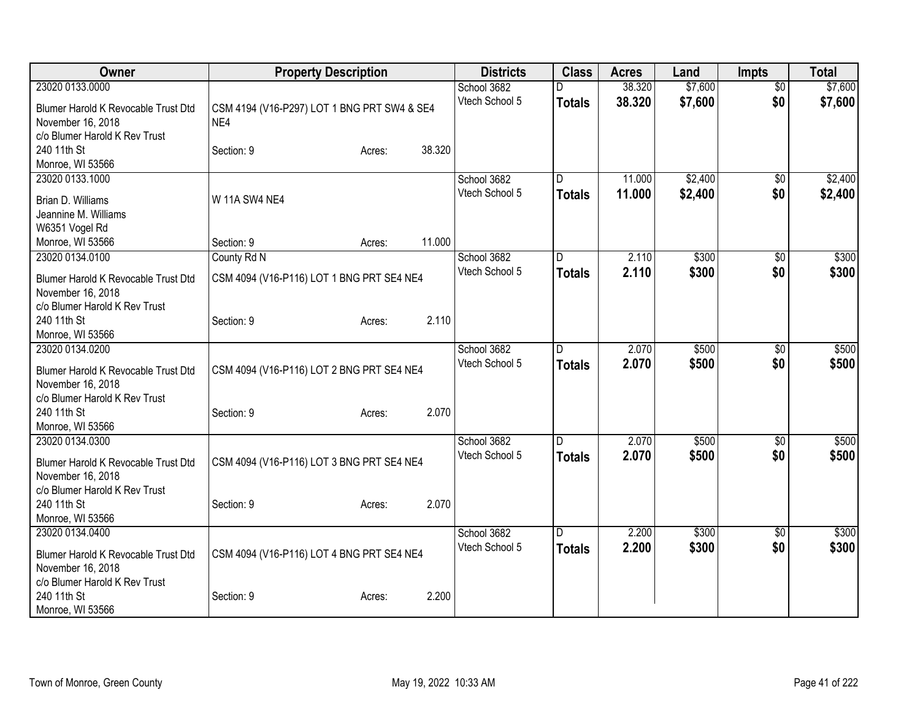| Owner | Property Description | Districts | Class | Acres | Land | Impts | Total |
|---|---|---|---|---|---|---|---|
| 23020 0133.0000<br>Blumer Harold K Revocable Trust Dtd November 16, 2018<br>c/o Blumer Harold K Rev Trust<br>240 11th St<br>Monroe, WI 53566 | CSM 4194 (V16-P297) LOT 1 BNG PRT SW4 & SE4 NE4<br>Section: 9 Acres: 38.320 | School 3682<br>Vtech School 5 | D<br>**Totals** | 38.320<br>**38.320** | $7,600<br>**$7,600** | $0<br>**$0** | $7,600<br>**$7,600** |
| 23020 0133.1000<br>Brian D. Williams<br>Jeannine M. Williams<br>W6351 Vogel Rd<br>Monroe, WI 53566 | W 11A SW4 NE4<br>Section: 9 Acres: 11.000 | School 3682<br>Vtech School 5 | D<br>**Totals** | 11.000<br>**11.000** | $2,400<br>**$2,400** | $0<br>**$0** | $2,400<br>**$2,400** |
| 23020 0134.0100<br>Blumer Harold K Revocable Trust Dtd November 16, 2018<br>c/o Blumer Harold K Rev Trust<br>240 11th St<br>Monroe, WI 53566 | County Rd N<br>CSM 4094 (V16-P116) LOT 1 BNG PRT SE4 NE4<br>Section: 9 Acres: 2.110 | School 3682<br>Vtech School 5 | D<br>**Totals** | 2.110<br>**2.110** | $300<br>**$300** | $0<br>**$0** | $300<br>**$300** |
| 23020 0134.0200<br>Blumer Harold K Revocable Trust Dtd November 16, 2018<br>c/o Blumer Harold K Rev Trust<br>240 11th St<br>Monroe, WI 53566 | CSM 4094 (V16-P116) LOT 2 BNG PRT SE4 NE4<br>Section: 9 Acres: 2.070 | School 3682<br>Vtech School 5 | D<br>**Totals** | 2.070<br>**2.070** | $500<br>**$500** | $0<br>**$0** | $500<br>**$500** |
| 23020 0134.0300<br>Blumer Harold K Revocable Trust Dtd November 16, 2018<br>c/o Blumer Harold K Rev Trust<br>240 11th St<br>Monroe, WI 53566 | CSM 4094 (V16-P116) LOT 3 BNG PRT SE4 NE4<br>Section: 9 Acres: 2.070 | School 3682<br>Vtech School 5 | D<br>**Totals** | 2.070<br>**2.070** | $500<br>**$500** | $0<br>**$0** | $500<br>**$500** |
| 23020 0134.0400<br>Blumer Harold K Revocable Trust Dtd November 16, 2018<br>c/o Blumer Harold K Rev Trust<br>240 11th St<br>Monroe, WI 53566 | CSM 4094 (V16-P116) LOT 4 BNG PRT SE4 NE4<br>Section: 9 Acres: 2.200 | School 3682<br>Vtech School 5 | D<br>**Totals** | 2.200<br>**2.200** | $300<br>**$300** | $0<br>**$0** | $300<br>**$300** |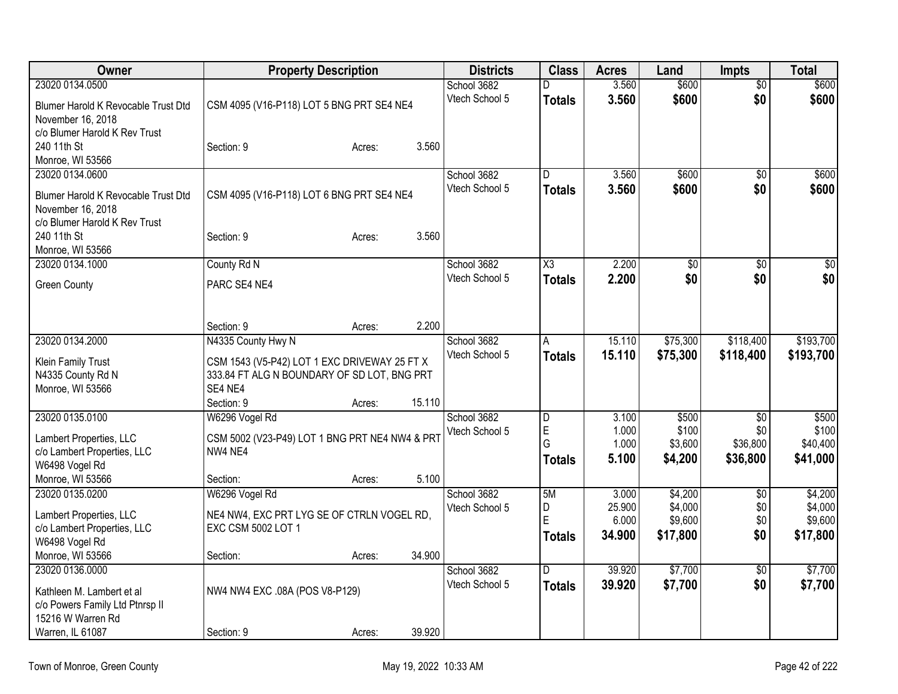| Owner | Property Description | Districts | Class | Acres | Land | Impts | Total |
|---|---|---|---|---|---|---|---|
| 23020 0134.0500<br>Blumer Harold K Revocable Trust Dtd November 16, 2018<br>c/o Blumer Harold K Rev Trust<br>240 11th St<br>Monroe, WI 53566 | CSM 4095 (V16-P118) LOT 5 BNG PRT SE4 NE4<br>Section: 9 Acres: 3.560 | School 3682<br>Vtech School 5 | D<br>**Totals** | 3.560<br>**3.560** | $600<br>**$600** | $0<br>**$0** | $600<br>**$600** |
| 23020 0134.0600<br>Blumer Harold K Revocable Trust Dtd November 16, 2018<br>c/o Blumer Harold K Rev Trust<br>240 11th St<br>Monroe, WI 53566 | CSM 4095 (V16-P118) LOT 6 BNG PRT SE4 NE4<br>Section: 9 Acres: 3.560 | School 3682<br>Vtech School 5 | D<br>**Totals** | 3.560<br>**3.560** | $600<br>**$600** | $0<br>**$0** | $600<br>**$600** |
| 23020 0134.1000<br>Green County | County Rd N<br>PARC SE4 NE4<br>Section: 9 Acres: 2.200 | School 3682<br>Vtech School 5 | X3<br>**Totals** | 2.200<br>**2.200** | $0<br>**$0** | $0<br>**$0** | $0<br>**$0** |
| 23020 0134.2000<br>Klein Family Trust<br>N4335 County Rd N<br>Monroe, WI 53566 | N4335 County Hwy N<br>CSM 1543 (V5-P42) LOT 1 EXC DRIVEWAY 25 FT X 333.84 FT ALG N BOUNDARY OF SD LOT, BNG PRT SE4 NE4<br>Section: 9 Acres: 15.110 | School 3682<br>Vtech School 5 | A<br>**Totals** | 15.110<br>**15.110** | $75,300<br>**$75,300** | $118,400<br>**$118,400** | $193,700<br>**$193,700** |
| 23020 0135.0100<br>Lambert Properties, LLC<br>c/o Lambert Properties, LLC<br>W6498 Vogel Rd<br>Monroe, WI 53566 | W6296 Vogel Rd<br>CSM 5002 (V23-P49) LOT 1 BNG PRT NE4 NW4 & PRT NW4 NE4<br>Section: Acres: 5.100 | School 3682<br>Vtech School 5 | D<br>E<br>G<br>**Totals** | 3.100<br>1.000<br>1.000<br>**5.100** | $500<br>$100<br>$3,600<br>**$4,200** | $0<br>$0<br>$36,800<br>**$36,800** | $500<br>$100<br>$40,400<br>**$41,000** |
| 23020 0135.0200<br>Lambert Properties, LLC<br>c/o Lambert Properties, LLC<br>W6498 Vogel Rd<br>Monroe, WI 53566 | W6296 Vogel Rd<br>NE4 NW4, EXC PRT LYG SE OF CTRLN VOGEL RD, EXC CSM 5002 LOT 1<br>Section: Acres: 34.900 | School 3682<br>Vtech School 5 | 5M<br>D<br>E<br>**Totals** | 3.000<br>25.900<br>6.000<br>**34.900** | $4,200<br>$4,000<br>$9,600<br>**$17,800** | $0<br>$0<br>$0<br>**$0** | $4,200<br>$4,000<br>$9,600<br>**$17,800** |
| 23020 0136.0000<br>Kathleen M. Lambert et al<br>c/o Powers Family Ltd Ptnrsp II<br>15216 W Warren Rd<br>Warren, IL 61087 | NW4 NW4 EXC .08A (POS V8-P129)<br>Section: 9 Acres: 39.920 | School 3682<br>Vtech School 5 | D<br>**Totals** | 39.920<br>**39.920** | $7,700<br>**$7,700** | $0<br>**$0** | $7,700<br>**$7,700** |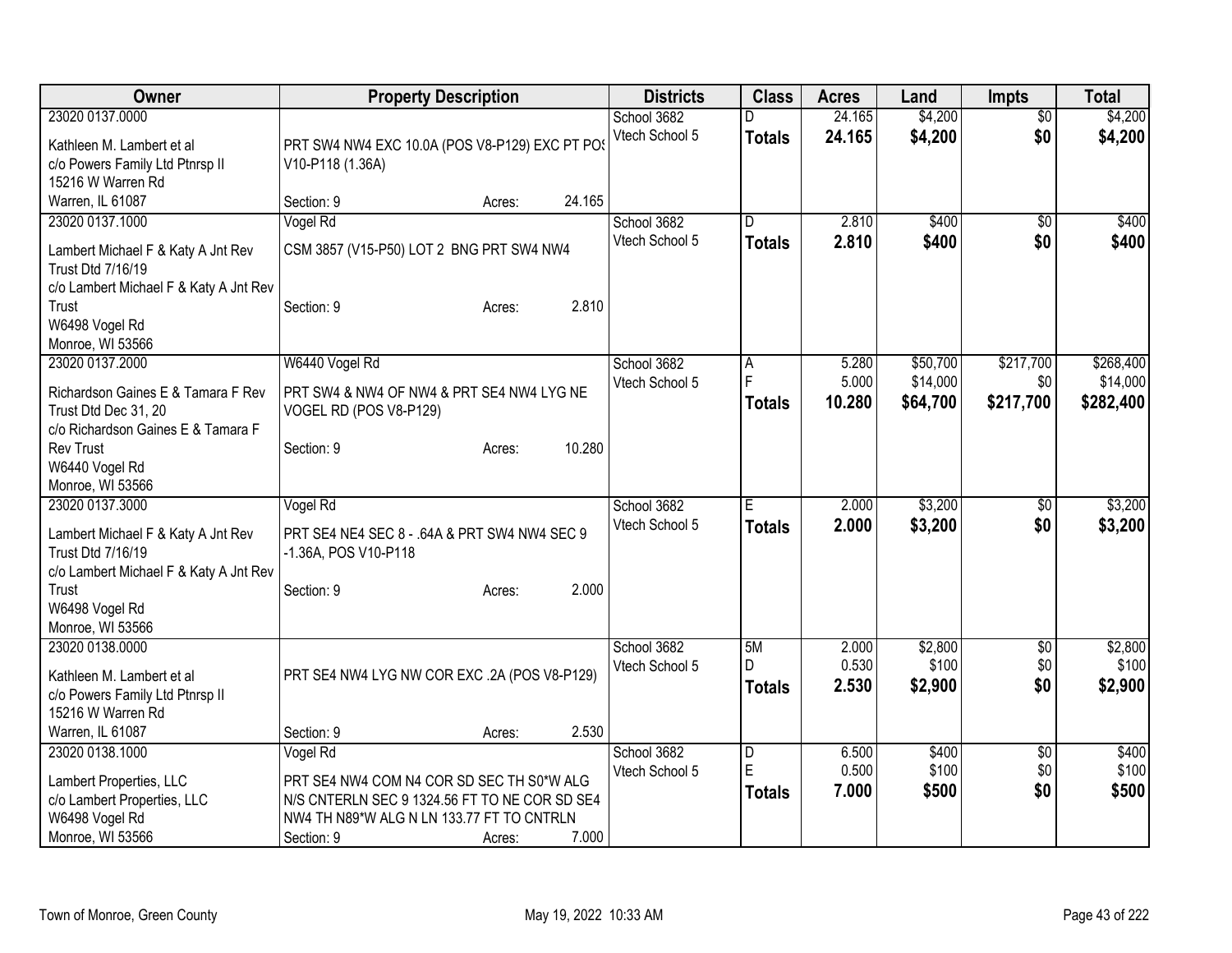| Owner | Property Description | Districts | Class | Acres | Land | Impts | Total |
|---|---|---|---|---|---|---|---|
| 23020 0137.0000<br>Kathleen M. Lambert et al<br>c/o Powers Family Ltd Ptnrsp II<br>15216 W Warren Rd<br>Warren, IL 61087 | PRT SW4 NW4 EXC 10.0A (POS V8-P129) EXC PT POS V10-P118 (1.36A)<br>Section: 9 Acres: 24.165 | School 3682<br>Vtech School 5 | D<br>**Totals** | 24.165<br>**24.165** | $4,200<br>**$4,200** | $0<br>**$0** | $4,200<br>**$4,200** |
| 23020 0137.1000<br>Lambert Michael F & Katy A Jnt Rev Trust Dtd 7/16/19<br>c/o Lambert Michael F & Katy A Jnt Rev Trust<br>W6498 Vogel Rd<br>Monroe, WI 53566 | Vogel Rd<br>CSM 3857 (V15-P50) LOT 2 BNG PRT SW4 NW4<br>Section: 9 Acres: 2.810 | School 3682<br>Vtech School 5 | D<br>**Totals** | 2.810<br>**2.810** | $400<br>**$400** | $0<br>**$0** | $400<br>**$400** |
| 23020 0137.2000<br>Richardson Gaines E & Tamara F Rev Trust Dtd Dec 31, 20<br>c/o Richardson Gaines E & Tamara F Rev Trust<br>W6440 Vogel Rd<br>Monroe, WI 53566 | W6440 Vogel Rd<br>PRT SW4 & NW4 OF NW4 & PRT SE4 NW4 LYG NE VOGEL RD (POS V8-P129)<br>Section: 9 Acres: 10.280 | School 3682<br>Vtech School 5 | A<br>F<br>**Totals** | 5.280<br>5.000<br>**10.280** | $50,700<br>$14,000<br>**$64,700** | $217,700<br>$0<br>**$217,700** | $268,400<br>$14,000<br>**$282,400** |
| 23020 0137.3000<br>Lambert Michael F & Katy A Jnt Rev Trust Dtd 7/16/19<br>c/o Lambert Michael F & Katy A Jnt Rev Trust<br>W6498 Vogel Rd<br>Monroe, WI 53566 | Vogel Rd<br>PRT SE4 NE4 SEC 8 - .64A & PRT SW4 NW4 SEC 9 -1.36A, POS V10-P118<br>Section: 9 Acres: 2.000 | School 3682<br>Vtech School 5 | E<br>**Totals** | 2.000<br>**2.000** | $3,200<br>**$3,200** | $0<br>**$0** | $3,200<br>**$3,200** |
| 23020 0138.0000<br>Kathleen M. Lambert et al<br>c/o Powers Family Ltd Ptnrsp II<br>15216 W Warren Rd<br>Warren, IL 61087 | PRT SE4 NW4 LYG NW COR EXC .2A (POS V8-P129)<br>Section: 9 Acres: 2.530 | School 3682<br>Vtech School 5 | 5M<br>D<br>**Totals** | 2.000<br>0.530<br>**2.530** | $2,800<br>$100<br>**$2,900** | $0<br>$0<br>**$0** | $2,800<br>$100<br>**$2,900** |
| 23020 0138.1000<br>Lambert Properties, LLC<br>c/o Lambert Properties, LLC<br>W6498 Vogel Rd<br>Monroe, WI 53566 | Vogel Rd<br>PRT SE4 NW4 COM N4 COR SD SEC TH S0*W ALG N/S CNTERLN SEC 9 1324.56 FT TO NE COR SD SE4 NW4 TH N89*W ALG N LN 133.77 FT TO CNTRLN<br>Section: 9 Acres: 7.000 | School 3682<br>Vtech School 5 | D<br>E<br>**Totals** | 6.500<br>0.500<br>**7.000** | $400<br>$100<br>**$500** | $0<br>$0<br>**$0** | $400<br>$100<br>**$500** |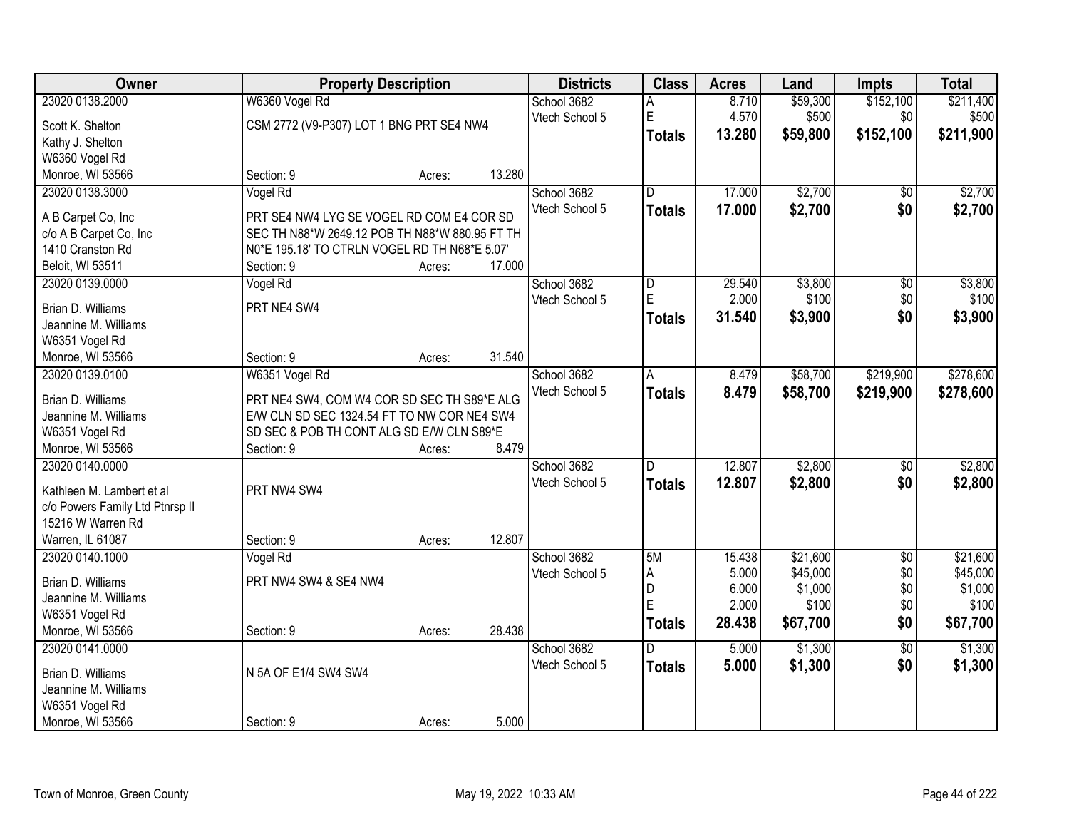| Owner | Property Description | Districts | Class | Acres | Land | Impts | Total |
|---|---|---|---|---|---|---|---|
| 23020 0138.2000<br>Scott K. Shelton<br>Kathy J. Shelton<br>W6360 Vogel Rd<br>Monroe, WI 53566 | W6360 Vogel Rd<br>CSM 2772 (V9-P307) LOT 1 BNG PRT SE4 NW4<br>Section: 9 Acres: 13.280 | School 3682<br>Vtech School 5 | A<br>E<br>**Totals** | 8.710<br>4.570<br>**13.280** | $59,300<br>$500<br>**$59,800** | $152,100<br>$0<br>**$152,100** | $211,400<br>$500<br>**$211,900** |
| 23020 0138.3000<br>A B Carpet Co, Inc<br>c/o A B Carpet Co, Inc<br>1410 Cranston Rd<br>Beloit, WI 53511 | Vogel Rd<br>PRT SE4 NW4 LYG SE VOGEL RD COM E4 COR SD SEC TH N88*W 2649.12 POB TH N88*W 880.95 FT TH N0*E 195.18' TO CTRLN VOGEL RD TH N68*E 5.07'<br>Section: 9 Acres: 17.000 | School 3682<br>Vtech School 5 | D<br>**Totals** | 17.000<br>**17.000** | $2,700<br>**$2,700** | $0<br>**$0** | $2,700<br>**$2,700** |
| 23020 0139.0000<br>Brian D. Williams<br>Jeannine M. Williams<br>W6351 Vogel Rd<br>Monroe, WI 53566 | Vogel Rd<br>PRT NE4 SW4<br>Section: 9 Acres: 31.540 | School 3682<br>Vtech School 5 | D<br>E<br>**Totals** | 29.540<br>2.000<br>**31.540** | $3,800<br>$100<br>**$3,900** | $0<br>$0<br>**$0** | $3,800<br>$100<br>**$3,900** |
| 23020 0139.0100<br>Brian D. Williams<br>Jeannine M. Williams<br>W6351 Vogel Rd<br>Monroe, WI 53566 | W6351 Vogel Rd<br>PRT NE4 SW4, COM W4 COR SD SEC TH S89*E ALG E/W CLN SD SEC 1324.54 FT TO NW COR NE4 SW4 SD SEC & POB TH CONT ALG SD E/W CLN S89*E<br>Section: 9 Acres: 8.479 | School 3682<br>Vtech School 5 | A<br>**Totals** | 8.479<br>**8.479** | $58,700<br>**$58,700** | $219,900<br>**$219,900** | $278,600<br>**$278,600** |
| 23020 0140.0000<br>Kathleen M. Lambert et al<br>c/o Powers Family Ltd Ptnrsp II<br>15216 W Warren Rd<br>Warren, IL 61087 | PRT NW4 SW4<br>Section: 9 Acres: 12.807 | School 3682<br>Vtech School 5 | D<br>**Totals** | 12.807<br>**12.807** | $2,800<br>**$2,800** | $0<br>**$0** | $2,800<br>**$2,800** |
| 23020 0140.1000<br>Brian D. Williams<br>Jeannine M. Williams<br>W6351 Vogel Rd<br>Monroe, WI 53566 | Vogel Rd<br>PRT NW4 SW4 & SE4 NW4<br>Section: 9 Acres: 28.438 | School 3682<br>Vtech School 5 | 5M<br>A<br>D<br>E<br>**Totals** | 15.438<br>5.000<br>6.000<br>2.000<br>**28.438** | $21,600<br>$45,000<br>$1,000<br>$100<br>**$67,700** | $0<br>$0<br>$0<br>$0<br>**$0** | $21,600<br>$45,000<br>$1,000<br>$100<br>**$67,700** |
| 23020 0141.0000<br>Brian D. Williams<br>Jeannine M. Williams<br>W6351 Vogel Rd<br>Monroe, WI 53566 | N 5A OF E1/4 SW4 SW4<br>Section: 9 Acres: 5.000 | School 3682<br>Vtech School 5 | D<br>**Totals** | 5.000<br>**5.000** | $1,300<br>**$1,300** | $0<br>**$0** | $1,300<br>**$1,300** |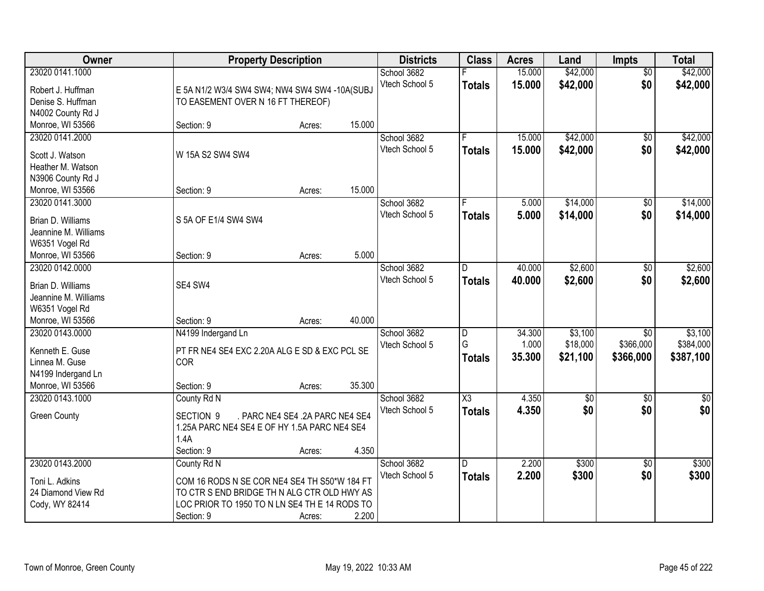| Owner | Property Description | Districts | Class | Acres | Land | Impts | Total |
|---|---|---|---|---|---|---|---|
| 23020 0141.1000<br>Robert J. Huffman<br>Denise S. Huffman<br>N4002 County Rd J<br>Monroe, WI 53566 | E 5A N1/2 W3/4 SW4 SW4; NW4 SW4 SW4 -10A(SUBJ TO EASEMENT OVER N 16 FT THEREOF)<br>Section: 9 Acres: 15.000 | School 3682<br>Vtech School 5 | F<br>**Totals** | 15.000<br>**15.000** | $42,000<br>**$42,000** | $0<br>**$0** | $42,000<br>**$42,000** |
| 23020 0141.2000<br>Scott J. Watson<br>Heather M. Watson<br>N3906 County Rd J<br>Monroe, WI 53566 | W 15A S2 SW4 SW4<br>Section: 9 Acres: 15.000 | School 3682<br>Vtech School 5 | F<br>**Totals** | 15.000<br>**15.000** | $42,000<br>**$42,000** | $0<br>**$0** | $42,000<br>**$42,000** |
| 23020 0141.3000<br>Brian D. Williams<br>Jeannine M. Williams<br>W6351 Vogel Rd<br>Monroe, WI 53566 | S 5A OF E1/4 SW4 SW4<br>Section: 9 Acres: 5.000 | School 3682<br>Vtech School 5 | F<br>**Totals** | 5.000<br>**5.000** | $14,000<br>**$14,000** | $0<br>**$0** | $14,000<br>**$14,000** |
| 23020 0142.0000<br>Brian D. Williams<br>Jeannine M. Williams<br>W6351 Vogel Rd<br>Monroe, WI 53566 | SE4 SW4<br>Section: 9 Acres: 40.000 | School 3682<br>Vtech School 5 | D<br>**Totals** | 40.000<br>**40.000** | $2,600<br>**$2,600** | $0<br>**$0** | $2,600<br>**$2,600** |
| 23020 0143.0000<br>Kenneth E. Guse<br>Linnea M. Guse<br>N4199 Indergand Ln<br>Monroe, WI 53566 | N4199 Indergand Ln<br>PT FR NE4 SE4 EXC 2.20A ALG E SD & EXC PCL SE COR<br>Section: 9 Acres: 35.300 | School 3682<br>Vtech School 5 | D<br>G<br>**Totals** | 34.300<br>1.000<br>**35.300** | $3,100<br>$18,000<br>**$21,100** | $0<br>$366,000<br>**$366,000** | $3,100<br>$384,000<br>**$387,100** |
| 23020 0143.1000<br>Green County | County Rd N<br>SECTION 9 . PARC NE4 SE4 .2A PARC NE4 SE4 1.25A PARC NE4 SE4 E OF HY 1.5A PARC NE4 SE4 1.4A<br>Section: 9 Acres: 4.350 | School 3682<br>Vtech School 5 | X3<br>**Totals** | 4.350<br>**4.350** | $0<br>**$0** | $0<br>**$0** | $0<br>**$0** |
| 23020 0143.2000<br>Toni L. Adkins<br>24 Diamond View Rd<br>Cody, WY 82414 | County Rd N<br>COM 16 RODS N SE COR NE4 SE4 TH S50*W 184 FT TO CTR S END BRIDGE TH N ALG CTR OLD HWY AS LOC PRIOR TO 1950 TO N LN SE4 TH E 14 RODS TO<br>Section: 9 Acres: 2.200 | School 3682<br>Vtech School 5 | D<br>**Totals** | 2.200<br>**2.200** | $300<br>**$300** | $0<br>**$0** | $300<br>**$300** |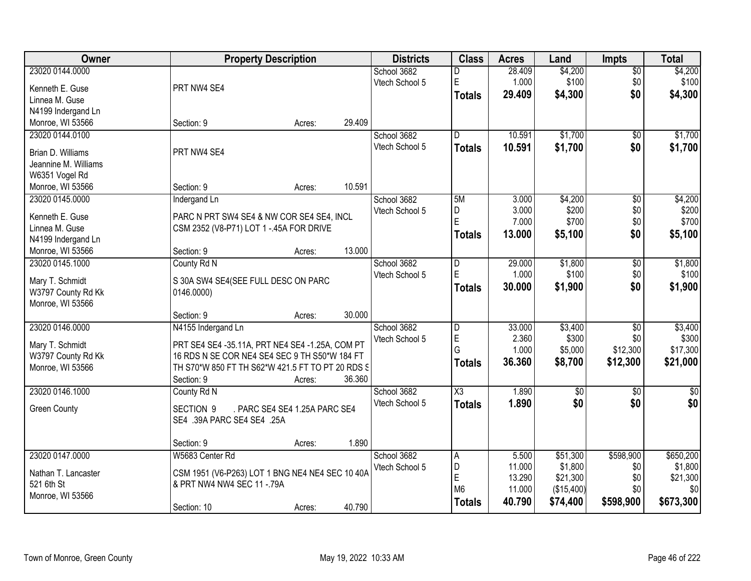| Owner | Property Description | Districts | Class | Acres | Land | Impts | Total |
|---|---|---|---|---|---|---|---|
| 23020 0144.0000<br>Kenneth E. Guse<br>Linnea M. Guse<br>N4199 Indergand Ln<br>Monroe, WI 53566 | PRT NW4 SE4<br>Section: 9 Acres: 29.409 | School 3682<br>Vtech School 5 | D<br>E<br>**Totals** | 28.409<br>1.000<br>**29.409** | $4,200<br>$100<br>**$4,300** | $0<br>$0<br>**$0** | $4,200<br>$100<br>**$4,300** |
| 23020 0144.0100<br>Brian D. Williams<br>Jeannine M. Williams<br>W6351 Vogel Rd<br>Monroe, WI 53566 | PRT NW4 SE4<br>Section: 9 Acres: 10.591 | School 3682<br>Vtech School 5 | D<br>**Totals** | 10.591<br>**10.591** | $1,700<br>**$1,700** | $0<br>**$0** | $1,700<br>**$1,700** |
| 23020 0145.0000<br>Kenneth E. Guse<br>Linnea M. Guse<br>N4199 Indergand Ln<br>Monroe, WI 53566 | Indergand Ln<br>PARC N PRT SW4 SE4 & NW COR SE4 SE4, INCL CSM 2352 (V8-P71) LOT 1 -.45A FOR DRIVE<br>Section: 9 Acres: 13.000 | School 3682<br>Vtech School 5 | 5M<br>D<br>E<br>**Totals** | 3.000<br>3.000<br>7.000<br>**13.000** | $4,200<br>$200<br>$700<br>**$5,100** | $0<br>$0<br>$0<br>**$0** | $4,200<br>$200<br>$700<br>**$5,100** |
| 23020 0145.1000<br>Mary T. Schmidt<br>W3797 County Rd Kk<br>Monroe, WI 53566 | County Rd N<br>S 30A SW4 SE4(SEE FULL DESC ON PARC 0146.0000)<br>Section: 9 Acres: 30.000 | School 3682<br>Vtech School 5 | D<br>E<br>**Totals** | 29.000<br>1.000<br>**30.000** | $1,800<br>$100<br>**$1,900** | $0<br>$0<br>**$0** | $1,800<br>$100<br>**$1,900** |
| 23020 0146.0000<br>Mary T. Schmidt<br>W3797 County Rd Kk<br>Monroe, WI 53566 | N4155 Indergand Ln<br>PRT SE4 SE4 -35.11A, PRT NE4 SE4 -1.25A, COM PT 16 RDS N SE COR NE4 SE4 SEC 9 TH S50*W 184 FT TH S70*W 850 FT TH S62*W 421.5 FT TO PT 20 RDS S<br>Section: 9 Acres: 36.360 | School 3682<br>Vtech School 5 | D<br>E<br>G<br>**Totals** | 33.000<br>2.360<br>1.000<br>**36.360** | $3,400<br>$300<br>$5,000<br>**$8,700** | $0<br>$0<br>$12,300<br>**$12,300** | $3,400<br>$300<br>$17,300<br>**$21,000** |
| 23020 0146.1000<br>Green County | County Rd N<br>SECTION 9 . PARC SE4 SE4 1.25A PARC SE4 SE4 .39A PARC SE4 SE4 .25A<br>Section: 9 Acres: 1.890 | School 3682<br>Vtech School 5 | X3<br>**Totals** | 1.890<br>**1.890** | $0<br>**$0** | $0<br>**$0** | $0<br>**$0** |
| 23020 0147.0000<br>Nathan T. Lancaster<br>521 6th St<br>Monroe, WI 53566 | W5683 Center Rd<br>CSM 1951 (V6-P263) LOT 1 BNG NE4 NE4 SEC 10 40A & PRT NW4 NW4 SEC 11 -.79A<br>Section: 10 Acres: 40.790 | School 3682<br>Vtech School 5 | A<br>D<br>E<br>M6<br>**Totals** | 5.500<br>11.000<br>13.290<br>11.000<br>**40.790** | $51,300<br>$1,800<br>$21,300<br>($15,400)<br>**$74,400** | $598,900<br>$0<br>$0<br>$0<br>**$598,900** | $650,200<br>$1,800<br>$21,300<br>$0<br>**$673,300** |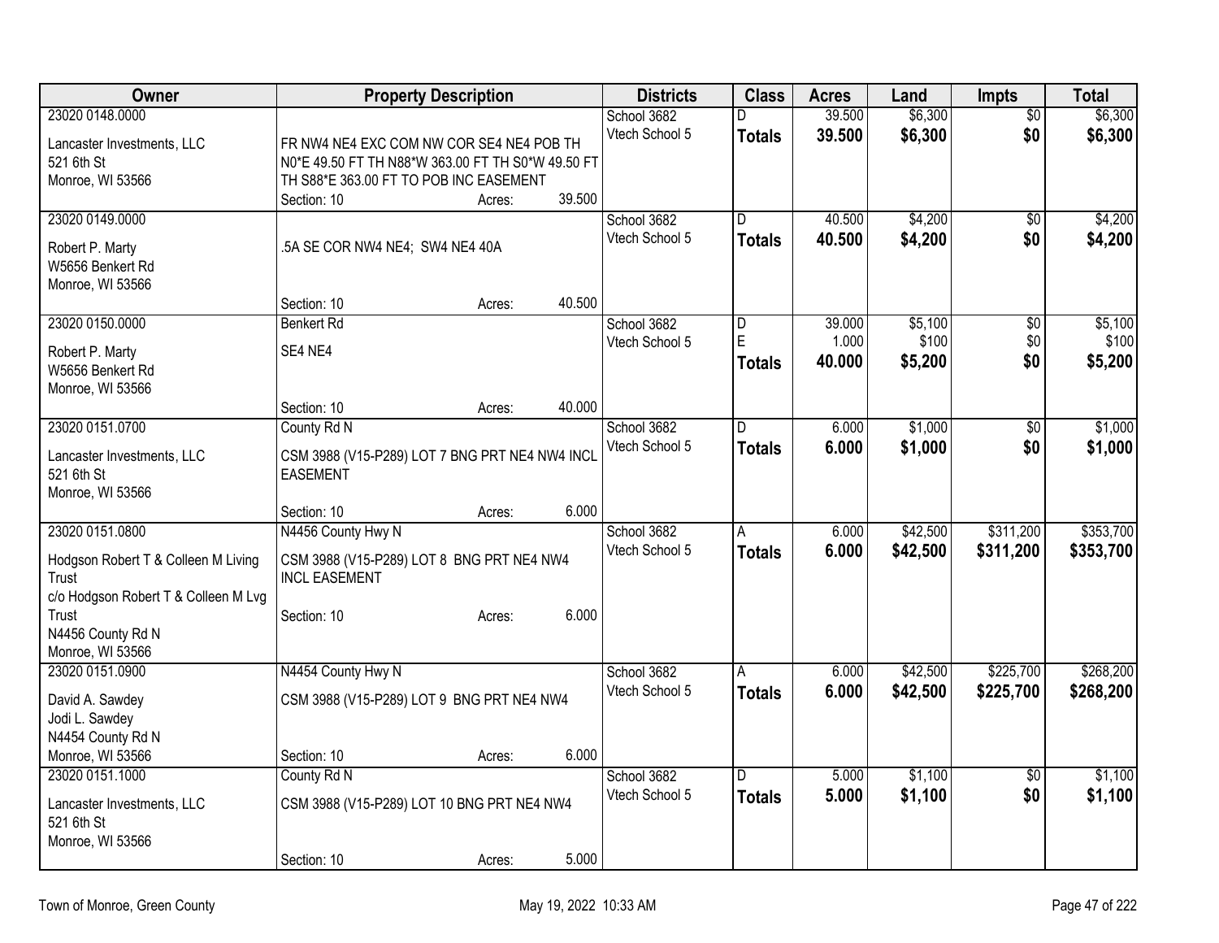| Owner | Property Description | Districts | Class | Acres | Land | Impts | Total |
|---|---|---|---|---|---|---|---|
| 23020 0148.0000<br>Lancaster Investments, LLC<br>521 6th St<br>Monroe, WI 53566 | FR NW4 NE4 EXC COM NW COR SE4 NE4 POB TH N0*E 49.50 FT TH N88*W 363.00 FT TH S0*W 49.50 FT TH S88*E 363.00 FT TO POB INC EASEMENT<br>Section: 10 Acres: 39.500 | School 3682<br>Vtech School 5 | D<br>**Totals** | 39.500<br>**39.500** | $6,300<br>**$6,300** | $0<br>**$0** | $6,300<br>**$6,300** |
| 23020 0149.0000<br>Robert P. Marty<br>W5656 Benkert Rd<br>Monroe, WI 53566 | .5A SE COR NW4 NE4; SW4 NE4 40A<br>Section: 10 Acres: 40.500 | School 3682<br>Vtech School 5 | D<br>**Totals** | 40.500<br>**40.500** | $4,200<br>**$4,200** | $0<br>**$0** | $4,200<br>**$4,200** |
| 23020 0150.0000<br>Robert P. Marty<br>W5656 Benkert Rd<br>Monroe, WI 53566 | Benkert Rd<br>SE4 NE4<br>Section: 10 Acres: 40.000 | School 3682<br>Vtech School 5 | D<br>E<br>**Totals** | 39.000<br>1.000<br>**40.000** | $5,100<br>$100<br>**$5,200** | $0<br>$0<br>**$0** | $5,100<br>$100<br>**$5,200** |
| 23020 0151.0700<br>Lancaster Investments, LLC<br>521 6th St<br>Monroe, WI 53566 | County Rd N<br>CSM 3988 (V15-P289) LOT 7 BNG PRT NE4 NW4 INCL EASEMENT<br>Section: 10 Acres: 6.000 | School 3682<br>Vtech School 5 | D<br>**Totals** | 6.000<br>**6.000** | $1,000<br>**$1,000** | $0<br>**$0** | $1,000<br>**$1,000** |
| 23020 0151.0800<br>Hodgson Robert T & Colleen M Living Trust<br>c/o Hodgson Robert T & Colleen M Lvg Trust<br>N4456 County Rd N<br>Monroe, WI 53566 | N4456 County Hwy N<br>CSM 3988 (V15-P289) LOT 8 BNG PRT NE4 NW4 INCL EASEMENT<br>Section: 10 Acres: 6.000 | School 3682<br>Vtech School 5 | A<br>**Totals** | 6.000<br>**6.000** | $42,500<br>**$42,500** | $311,200<br>**$311,200** | $353,700<br>**$353,700** |
| 23020 0151.0900<br>David A. Sawdey<br>Jodi L. Sawdey<br>N4454 County Rd N<br>Monroe, WI 53566 | N4454 County Hwy N<br>CSM 3988 (V15-P289) LOT 9 BNG PRT NE4 NW4<br>Section: 10 Acres: 6.000 | School 3682<br>Vtech School 5 | A<br>**Totals** | 6.000<br>**6.000** | $42,500<br>**$42,500** | $225,700<br>**$225,700** | $268,200<br>**$268,200** |
| 23020 0151.1000<br>Lancaster Investments, LLC<br>521 6th St<br>Monroe, WI 53566 | County Rd N<br>CSM 3988 (V15-P289) LOT 10 BNG PRT NE4 NW4<br>Section: 10 Acres: 5.000 | School 3682<br>Vtech School 5 | D<br>**Totals** | 5.000<br>**5.000** | $1,100<br>**$1,100** | $0<br>**$0** | $1,100<br>**$1,100** |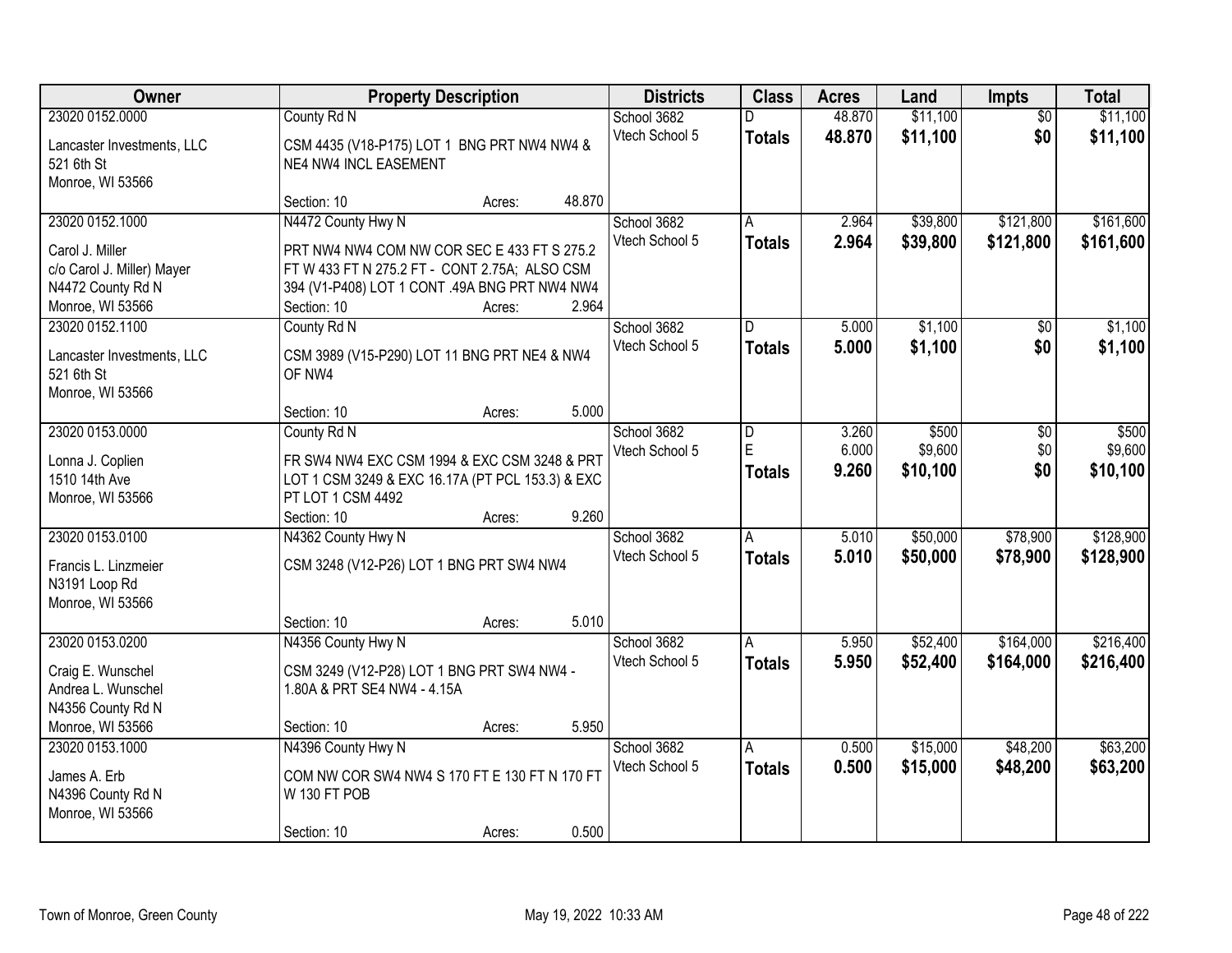| Owner | Property Description | Districts | Class | Acres | Land | Impts | Total |
|---|---|---|---|---|---|---|---|
| 23020 0152.0000<br>Lancaster Investments, LLC<br>521 6th St<br>Monroe, WI 53566 | County Rd N<br>CSM 4435 (V18-P175) LOT 1 BNG PRT NW4 NW4 & NE4 NW4 INCL EASEMENT<br>Section: 10 Acres: 48.870 | School 3682<br>Vtech School 5 | D<br>**Totals** | 48.870<br>**48.870** | $11,100<br>**$11,100** | $0<br>**$0** | $11,100<br>**$11,100** |
| 23020 0152.1000<br>Carol J. Miller<br>c/o Carol J. Miller) Mayer<br>N4472 County Rd N<br>Monroe, WI 53566 | N4472 County Hwy N<br>PRT NW4 NW4 COM NW COR SEC E 433 FT S 275.2 FT W 433 FT N 275.2 FT - CONT 2.75A; ALSO CSM 394 (V1-P408) LOT 1 CONT .49A BNG PRT NW4 NW4<br>Section: 10 Acres: 2.964 | School 3682<br>Vtech School 5 | A<br>**Totals** | 2.964<br>**2.964** | $39,800<br>**$39,800** | $121,800<br>**$121,800** | $161,600<br>**$161,600** |
| 23020 0152.1100<br>Lancaster Investments, LLC<br>521 6th St<br>Monroe, WI 53566 | County Rd N<br>CSM 3989 (V15-P290) LOT 11 BNG PRT NE4 & NW4 OF NW4<br>Section: 10 Acres: 5.000 | School 3682<br>Vtech School 5 | D<br>**Totals** | 5.000<br>**5.000** | $1,100<br>**$1,100** | $0<br>**$0** | $1,100<br>**$1,100** |
| 23020 0153.0000<br>Lonna J. Coplien<br>1510 14th Ave<br>Monroe, WI 53566 | County Rd N<br>FR SW4 NW4 EXC CSM 1994 & EXC CSM 3248 & PRT LOT 1 CSM 3249 & EXC 16.17A (PT PCL 153.3) & EXC PT LOT 1 CSM 4492<br>Section: 10 Acres: 9.260 | School 3682<br>Vtech School 5 | D<br>E<br>**Totals** | 3.260<br>6.000<br>**9.260** | $500<br>$9,600<br>**$10,100** | $0<br>$0<br>**$0** | $500<br>$9,600<br>**$10,100** |
| 23020 0153.0100<br>Francis L. Linzmeier<br>N3191 Loop Rd<br>Monroe, WI 53566 | N4362 County Hwy N<br>CSM 3248 (V12-P26) LOT 1 BNG PRT SW4 NW4<br>Section: 10 Acres: 5.010 | School 3682<br>Vtech School 5 | A<br>**Totals** | 5.010<br>**5.010** | $50,000<br>**$50,000** | $78,900<br>**$78,900** | $128,900<br>**$128,900** |
| 23020 0153.0200<br>Craig E. Wunschel<br>Andrea L. Wunschel<br>N4356 County Rd N<br>Monroe, WI 53566 | N4356 County Hwy N<br>CSM 3249 (V12-P28) LOT 1 BNG PRT SW4 NW4 - 1.80A & PRT SE4 NW4 - 4.15A<br>Section: 10 Acres: 5.950 | School 3682<br>Vtech School 5 | A<br>**Totals** | 5.950<br>**5.950** | $52,400<br>**$52,400** | $164,000<br>**$164,000** | $216,400<br>**$216,400** |
| 23020 0153.1000<br>James A. Erb<br>N4396 County Rd N<br>Monroe, WI 53566 | N4396 County Hwy N<br>COM NW COR SW4 NW4 S 170 FT E 130 FT N 170 FT W 130 FT POB<br>Section: 10 Acres: 0.500 | School 3682<br>Vtech School 5 | A<br>**Totals** | 0.500<br>**0.500** | $15,000<br>**$15,000** | $48,200<br>**$48,200** | $63,200<br>**$63,200** |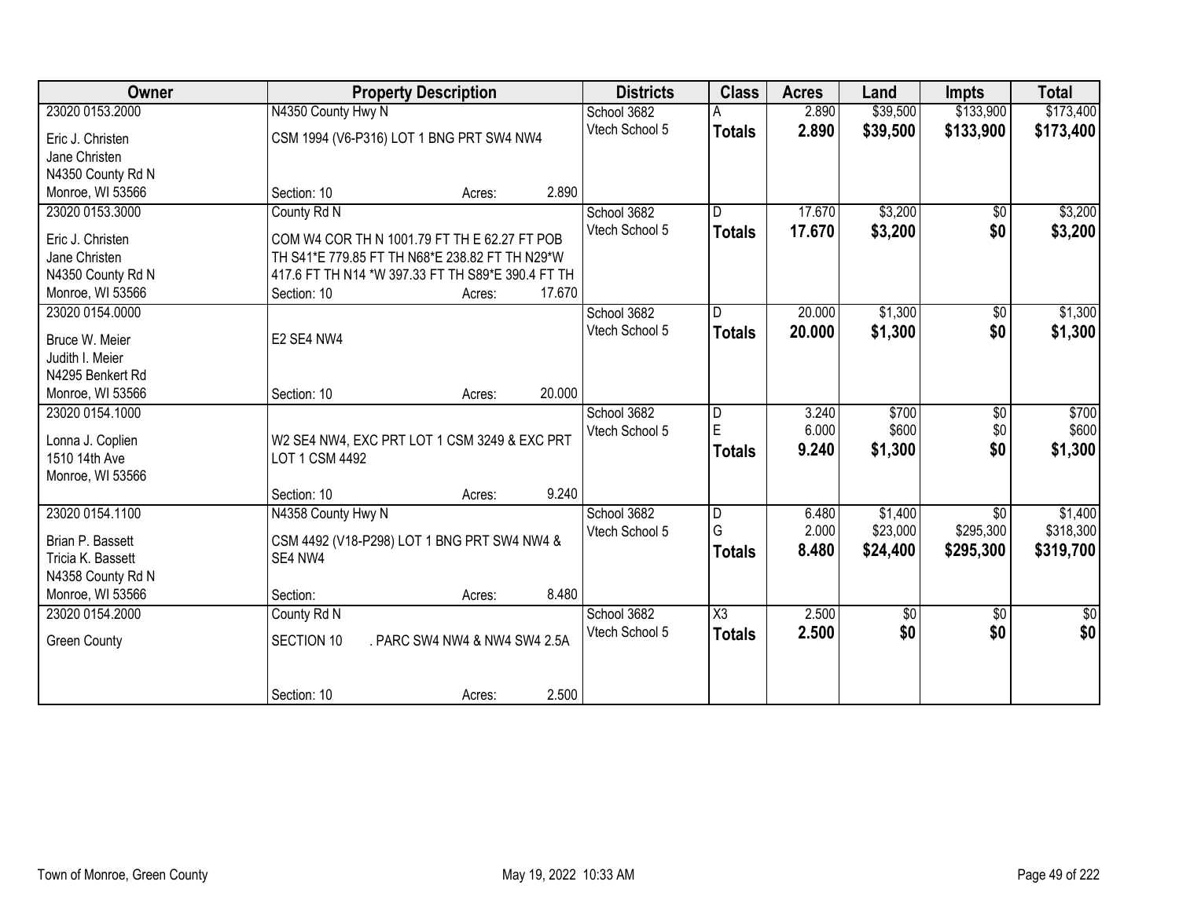| Owner | Property Description | Districts | Class | Acres | Land | Impts | Total |
|---|---|---|---|---|---|---|---|
| 23020 0153.2000<br>Eric J. Christen<br>Jane Christen<br>N4350 County Rd N<br>Monroe, WI 53566 | N4350 County Hwy N<br>CSM 1994 (V6-P316) LOT 1 BNG PRT SW4 NW4<br>Section: 10 Acres: 2.890 | School 3682<br>Vtech School 5 | A<br>**Totals** | 2.890<br>**2.890** | $39,500<br>**$39,500** | $133,900<br>**$133,900** | $173,400<br>**$173,400** |
| 23020 0153.3000<br>Eric J. Christen<br>Jane Christen<br>N4350 County Rd N<br>Monroe, WI 53566 | County Rd N<br>COM W4 COR TH N 1001.79 FT TH E 62.27 FT POB TH S41*E 779.85 FT TH N68*E 238.82 FT TH N29*W 417.6 FT TH N14 *W 397.33 FT TH S89*E 390.4 FT TH<br>Section: 10 Acres: 17.670 | School 3682<br>Vtech School 5 | D<br>**Totals** | 17.670<br>**17.670** | $3,200<br>**$3,200** | $0<br>**$0** | $3,200<br>**$3,200** |
| 23020 0154.0000<br>Bruce W. Meier<br>Judith I. Meier<br>N4295 Benkert Rd<br>Monroe, WI 53566 | E2 SE4 NW4<br>Section: 10 Acres: 20.000 | School 3682<br>Vtech School 5 | D<br>**Totals** | 20.000<br>**20.000** | $1,300<br>**$1,300** | $0<br>**$0** | $1,300<br>**$1,300** |
| 23020 0154.1000<br>Lonna J. Coplien<br>1510 14th Ave<br>Monroe, WI 53566 | W2 SE4 NW4, EXC PRT LOT 1 CSM 3249 & EXC PRT LOT 1 CSM 4492<br>Section: 10 Acres: 9.240 | School 3682<br>Vtech School 5 | D<br>E<br>**Totals** | 3.240<br>6.000<br>**9.240** | $700<br>$600<br>**$1,300** | $0<br>$0<br>**$0** | $700<br>$600<br>**$1,300** |
| 23020 0154.1100<br>Brian P. Bassett<br>Tricia K. Bassett<br>N4358 County Rd N<br>Monroe, WI 53566 | N4358 County Hwy N<br>CSM 4492 (V18-P298) LOT 1 BNG PRT SW4 NW4 & SE4 NW4<br>Section: Acres: 8.480 | School 3682<br>Vtech School 5 | D<br>G<br>**Totals** | 6.480<br>2.000<br>**8.480** | $1,400<br>$23,000<br>**$24,400** | $0<br>$295,300<br>**$295,300** | $1,400<br>$318,300<br>**$319,700** |
| 23020 0154.2000<br>Green County | County Rd N<br>SECTION 10 . PARC SW4 NW4 & NW4 SW4 2.5A<br>Section: 10 Acres: 2.500 | School 3682<br>Vtech School 5 | X3<br>**Totals** | 2.500<br>**2.500** | $0<br>**$0** | $0<br>**$0** | $0<br>**$0** |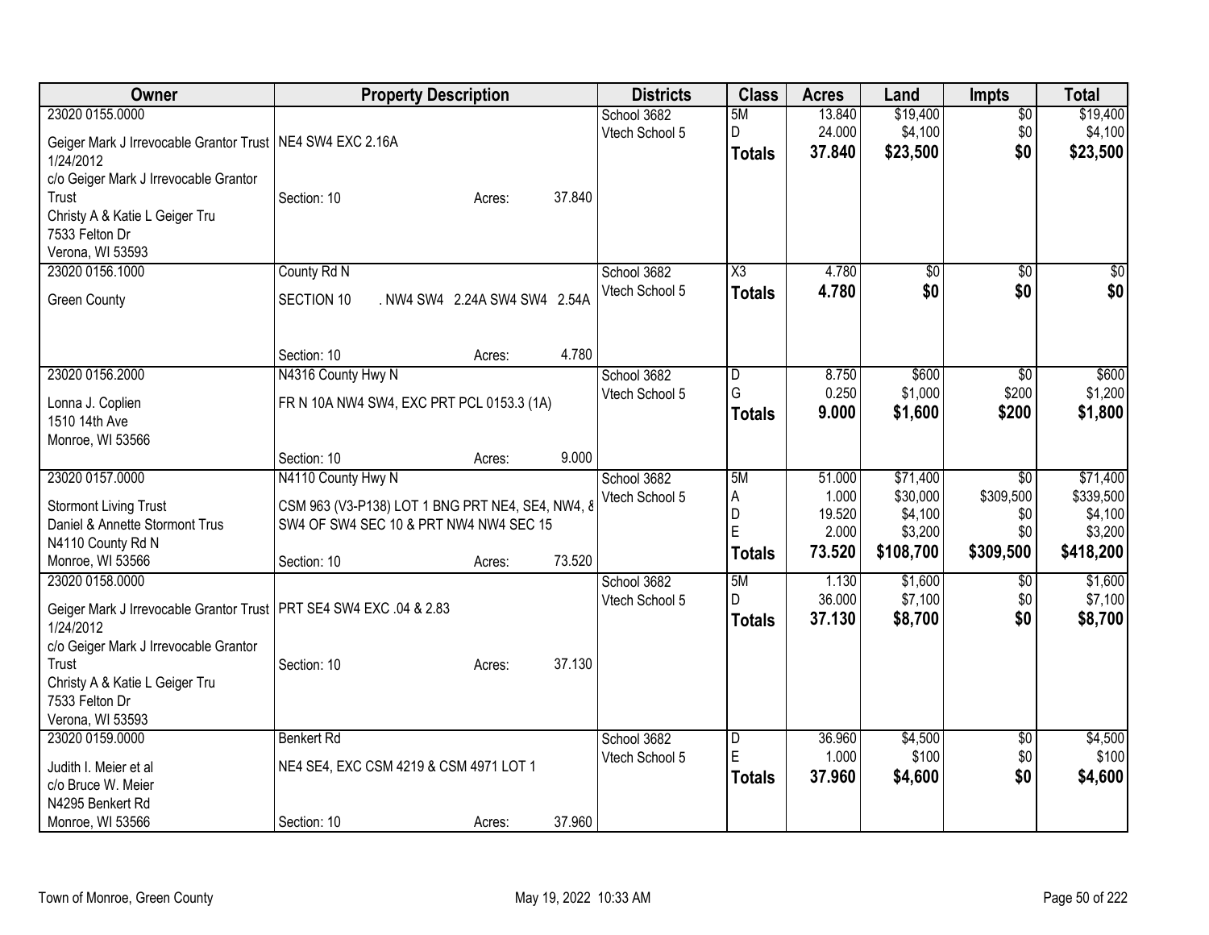| Owner | Property Description | Districts | Class | Acres | Land | Impts | Total |
|---|---|---|---|---|---|---|---|
| 23020 0155.0000<br>Geiger Mark J Irrevocable Grantor Trust 1/24/2012<br>c/o Geiger Mark J Irrevocable Grantor Trust<br>Christy A & Katie L Geiger Tru<br>7533 Felton Dr<br>Verona, WI 53593 | NE4 SW4 EXC 2.16A<br>Section: 10 Acres: 37.840 | School 3682<br>Vtech School 5 | 5M<br>D<br>**Totals** | 13.840<br>24.000<br>**37.840** | $19,400<br>$4,100<br>**$23,500** | $0<br>$0<br>**$0** | $19,400<br>$4,100<br>**$23,500** |
| 23020 0156.1000<br>Green County | County Rd N<br>SECTION 10 . NW4 SW4 2.24A SW4 SW4 2.54A<br>Section: 10 Acres: 4.780 | School 3682<br>Vtech School 5 | X3<br>**Totals** | 4.780<br>**4.780** | $0<br>**$0** | $0<br>**$0** | $0<br>**$0** |
| 23020 0156.2000<br>Lonna J. Coplien<br>1510 14th Ave<br>Monroe, WI 53566 | N4316 County Hwy N<br>FR N 10A NW4 SW4, EXC PRT PCL 0153.3 (1A)<br>Section: 10 Acres: 9.000 | School 3682<br>Vtech School 5 | D<br>G<br>**Totals** | 8.750<br>0.250<br>**9.000** | $600<br>$1,000<br>**$1,600** | $0<br>$200<br>**$200** | $600<br>$1,200<br>**$1,800** |
| 23020 0157.0000<br>Stormont Living Trust<br>Daniel & Annette Stormont Trus<br>N4110 County Rd N<br>Monroe, WI 53566 | N4110 County Hwy N<br>CSM 963 (V3-P138) LOT 1 BNG PRT NE4, SE4, NW4, & SW4 OF SW4 SEC 10 & PRT NW4 NW4 SEC 15<br>Section: 10 Acres: 73.520 | School 3682<br>Vtech School 5 | 5M<br>A<br>D<br>E<br>**Totals** | 51.000<br>1.000<br>19.520<br>2.000<br>**73.520** | $71,400<br>$30,000<br>$4,100<br>$3,200<br>**$108,700** | $0<br>$309,500<br>$0<br>$0<br>**$309,500** | $71,400<br>$339,500<br>$4,100<br>$3,200<br>**$418,200** |
| 23020 0158.0000<br>Geiger Mark J Irrevocable Grantor Trust 1/24/2012<br>c/o Geiger Mark J Irrevocable Grantor Trust<br>Christy A & Katie L Geiger Tru<br>7533 Felton Dr<br>Verona, WI 53593 | PRT SE4 SW4 EXC .04 & 2.83<br>Section: 10 Acres: 37.130 | School 3682<br>Vtech School 5 | 5M<br>D<br>**Totals** | 1.130<br>36.000<br>**37.130** | $1,600<br>$7,100<br>**$8,700** | $0<br>$0<br>**$0** | $1,600<br>$7,100<br>**$8,700** |
| 23020 0159.0000<br>Judith I. Meier et al<br>c/o Bruce W. Meier<br>N4295 Benkert Rd<br>Monroe, WI 53566 | Benkert Rd<br>NE4 SE4, EXC CSM 4219 & CSM 4971 LOT 1<br>Section: 10 Acres: 37.960 | School 3682<br>Vtech School 5 | D<br>E<br>**Totals** | 36.960<br>1.000<br>**37.960** | $4,500<br>$100<br>**$4,600** | $0<br>$0<br>**$0** | $4,500<br>$100<br>**$4,600** |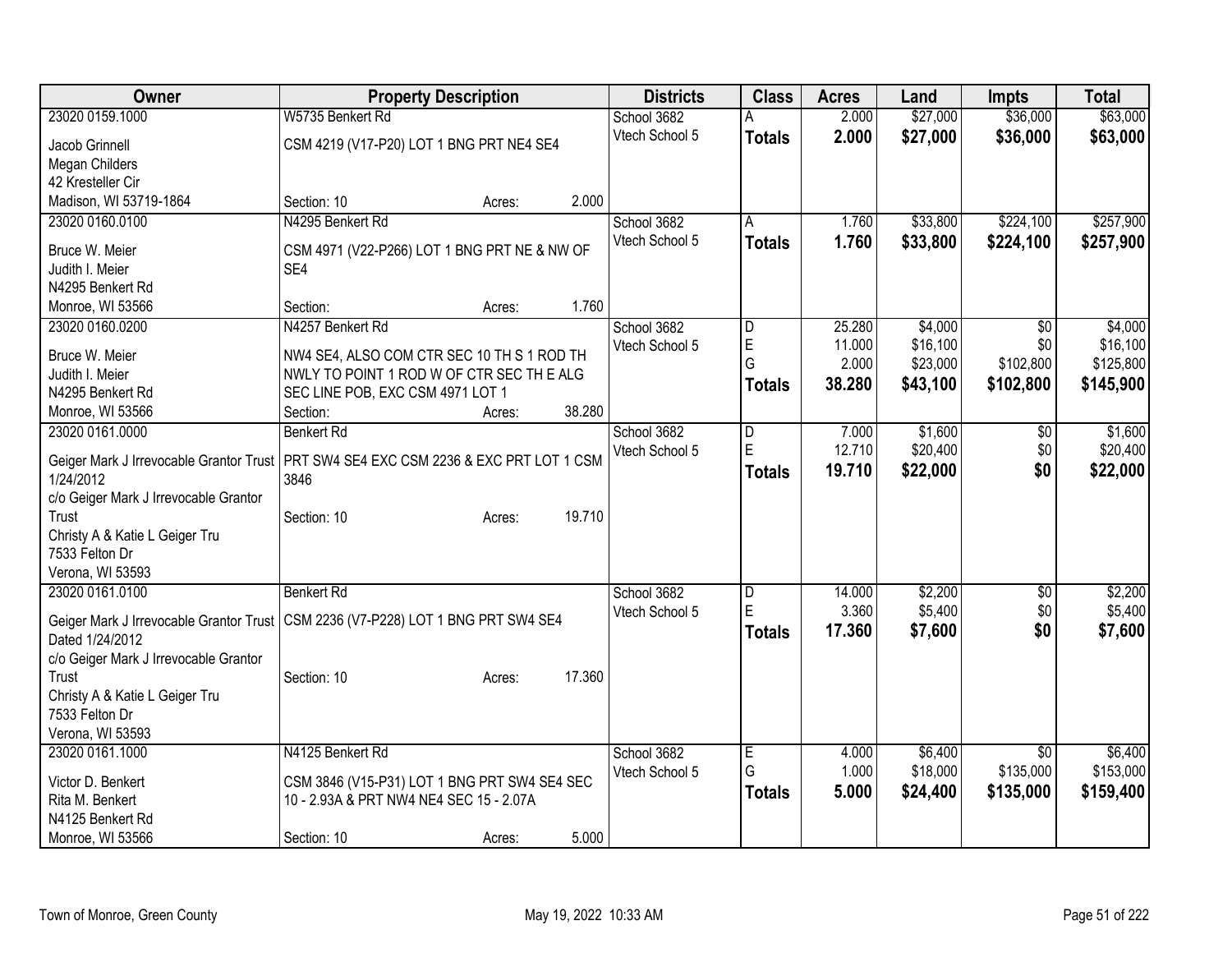| Owner | Property Description | Districts | Class | Acres | Land | Impts | Total |
|---|---|---|---|---|---|---|---|
| 23020 0159.1000<br>Jacob Grinnell<br>Megan Childers<br>42 Kresteller Cir<br>Madison, WI 53719-1864 | W5735 Benkert Rd<br>CSM 4219 (V17-P20) LOT 1 BNG PRT NE4 SE4<br>Section: 10 Acres: 2.000 | School 3682<br>Vtech School 5 | A<br>**Totals** | 2.000<br>**2.000** | $27,000<br>**$27,000** | $36,000<br>**$36,000** | $63,000<br>**$63,000** |
| 23020 0160.0100<br>Bruce W. Meier<br>Judith I. Meier<br>N4295 Benkert Rd<br>Monroe, WI 53566 | N4295 Benkert Rd<br>CSM 4971 (V22-P266) LOT 1 BNG PRT NE & NW OF SE4<br>Section: Acres: 1.760 | School 3682<br>Vtech School 5 | A<br>**Totals** | 1.760<br>**1.760** | $33,800<br>**$33,800** | $224,100<br>**$224,100** | $257,900<br>**$257,900** |
| 23020 0160.0200<br>Bruce W. Meier<br>Judith I. Meier<br>N4295 Benkert Rd<br>Monroe, WI 53566 | N4257 Benkert Rd<br>NW4 SE4, ALSO COM CTR SEC 10 TH S 1 ROD TH NWLY TO POINT 1 ROD W OF CTR SEC TH E ALG SEC LINE POB, EXC CSM 4971 LOT 1<br>Section: Acres: 38.280 | School 3682<br>Vtech School 5 | D<br>E<br>G<br>**Totals** | 25.280<br>11.000<br>2.000<br>**38.280** | $4,000<br>$16,100<br>$23,000<br>**$43,100** | $0<br>$0<br>$102,800<br>**$102,800** | $4,000<br>$16,100<br>$125,800<br>**$145,900** |
| 23020 0161.0000<br>Geiger Mark J Irrevocable Grantor Trust 1/24/2012<br>c/o Geiger Mark J Irrevocable Grantor Trust<br>Christy A & Katie L Geiger Tru<br>7533 Felton Dr<br>Verona, WI 53593 | Benkert Rd<br>PRT SW4 SE4 EXC CSM 2236 & EXC PRT LOT 1 CSM 3846<br>Section: 10 Acres: 19.710 | School 3682<br>Vtech School 5 | D<br>E<br>**Totals** | 7.000<br>12.710<br>**19.710** | $1,600<br>$20,400<br>**$22,000** | $0<br>$0<br>**$0** | $1,600<br>$20,400<br>**$22,000** |
| 23020 0161.0100<br>Geiger Mark J Irrevocable Grantor Trust Dated 1/24/2012<br>c/o Geiger Mark J Irrevocable Grantor Trust<br>Christy A & Katie L Geiger Tru<br>7533 Felton Dr<br>Verona, WI 53593 | Benkert Rd<br>CSM 2236 (V7-P228) LOT 1 BNG PRT SW4 SE4<br>Section: 10 Acres: 17.360 | School 3682<br>Vtech School 5 | D<br>E<br>**Totals** | 14.000<br>3.360<br>**17.360** | $2,200<br>$5,400<br>**$7,600** | $0<br>$0<br>**$0** | $2,200<br>$5,400<br>**$7,600** |
| 23020 0161.1000<br>Victor D. Benkert<br>Rita M. Benkert<br>N4125 Benkert Rd<br>Monroe, WI 53566 | N4125 Benkert Rd<br>CSM 3846 (V15-P31) LOT 1 BNG PRT SW4 SE4 SEC 10 - 2.93A & PRT NW4 NE4 SEC 15 - 2.07A<br>Section: 10 Acres: 5.000 | School 3682<br>Vtech School 5 | E<br>G<br>**Totals** | 4.000<br>1.000<br>**5.000** | $6,400<br>$18,000<br>**$24,400** | $0<br>$135,000<br>**$135,000** | $6,400<br>$153,000<br>**$159,400** |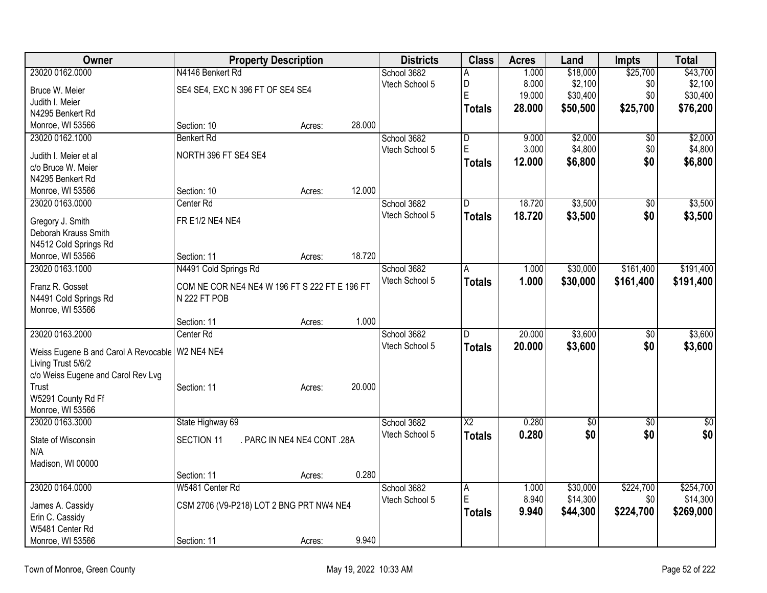| Owner | Property Description | | | Districts | Class | Acres | Land | Impts | Total |
|---|---|---|---|---|---|---|---|---|---|
| 23020 0162.0000 | N4146 Benkert Rd | | | School 3682 | A | 1.000 | $18,000 | $25,700 | $43,700 |
| Bruce W. Meier | SE4 SE4, EXC N 396 FT OF SE4 SE4 | | | Vtech School 5 | D | 8.000 | $2,100 | $0 | $2,100 |
| Judith I. Meier | | | | | E | 19.000 | $30,400 | $0 | $30,400 |
| N4295 Benkert Rd | | | | | **Totals** | **28.000** | **$50,500** | **$25,700** | **$76,200** |
| Monroe, WI 53566 | Section: 10 | Acres: | 28.000 | | | | | | |
| 23020 0162.1000 | Benkert Rd | | | School 3682 | D | 9.000 | $2,000 | $0 | $2,000 |
| Judith I. Meier et al | NORTH 396 FT SE4 SE4 | | | Vtech School 5 | E | 3.000 | $4,800 | $0 | $4,800 |
| c/o Bruce W. Meier | | | | | **Totals** | **12.000** | **$6,800** | **$0** | **$6,800** |
| N4295 Benkert Rd | | | | | | | | | |
| Monroe, WI 53566 | Section: 10 | Acres: | 12.000 | | | | | | |
| 23020 0163.0000 | Center Rd | | | School 3682 | D | 18.720 | $3,500 | $0 | $3,500 |
| Gregory J. Smith | FR E1/2 NE4 NE4 | | | Vtech School 5 | **Totals** | **18.720** | **$3,500** | **$0** | **$3,500** |
| Deborah Krauss Smith | | | | | | | | | |
| N4512 Cold Springs Rd | | | | | | | | | |
| Monroe, WI 53566 | Section: 11 | Acres: | 18.720 | | | | | | |
| 23020 0163.1000 | N4491 Cold Springs Rd | | | School 3682 | A | 1.000 | $30,000 | $161,400 | $191,400 |
| Franz R. Gosset | COM NE COR NE4 NE4 W 196 FT S 222 FT E 196 FT N 222 FT POB | | | Vtech School 5 | **Totals** | **1.000** | **$30,000** | **$161,400** | **$191,400** |
| N4491 Cold Springs Rd | | | | | | | | | |
| Monroe, WI 53566 | | | | | | | | | |
| | Section: 11 | Acres: | 1.000 | | | | | | |
| 23020 0163.2000 | Center Rd | | | School 3682 | D | 20.000 | $3,600 | $0 | $3,600 |
| Weiss Eugene B and Carol A Revocable Living Trust 5/6/2 | W2 NE4 NE4 | | | Vtech School 5 | **Totals** | **20.000** | **$3,600** | **$0** | **$3,600** |
| c/o Weiss Eugene and Carol Rev Lvg Trust | Section: 11 | Acres: | 20.000 | | | | | | |
| W5291 County Rd Ff | | | | | | | | | |
| Monroe, WI 53566 | | | | | | | | | |
| 23020 0163.3000 | State Highway 69 | | | School 3682 | X2 | 0.280 | $0 | $0 | $0 |
| State of Wisconsin | SECTION 11 . PARC IN NE4 NE4 CONT .28A | | | Vtech School 5 | **Totals** | **0.280** | **$0** | **$0** | **$0** |
| N/A | | | | | | | | | |
| Madison, WI 00000 | | | | | | | | | |
| | Section: 11 | Acres: | 0.280 | | | | | | |
| 23020 0164.0000 | W5481 Center Rd | | | School 3682 | A | 1.000 | $30,000 | $224,700 | $254,700 |
| James A. Cassidy | CSM 2706 (V9-P218) LOT 2 BNG PRT NW4 NE4 | | | Vtech School 5 | E | 8.940 | $14,300 | $0 | $14,300 |
| Erin C. Cassidy | | | | | **Totals** | **9.940** | **$44,300** | **$224,700** | **$269,000** |
| W5481 Center Rd | | | | | | | | | |
| Monroe, WI 53566 | Section: 11 | Acres: | 9.940 | | | | | | |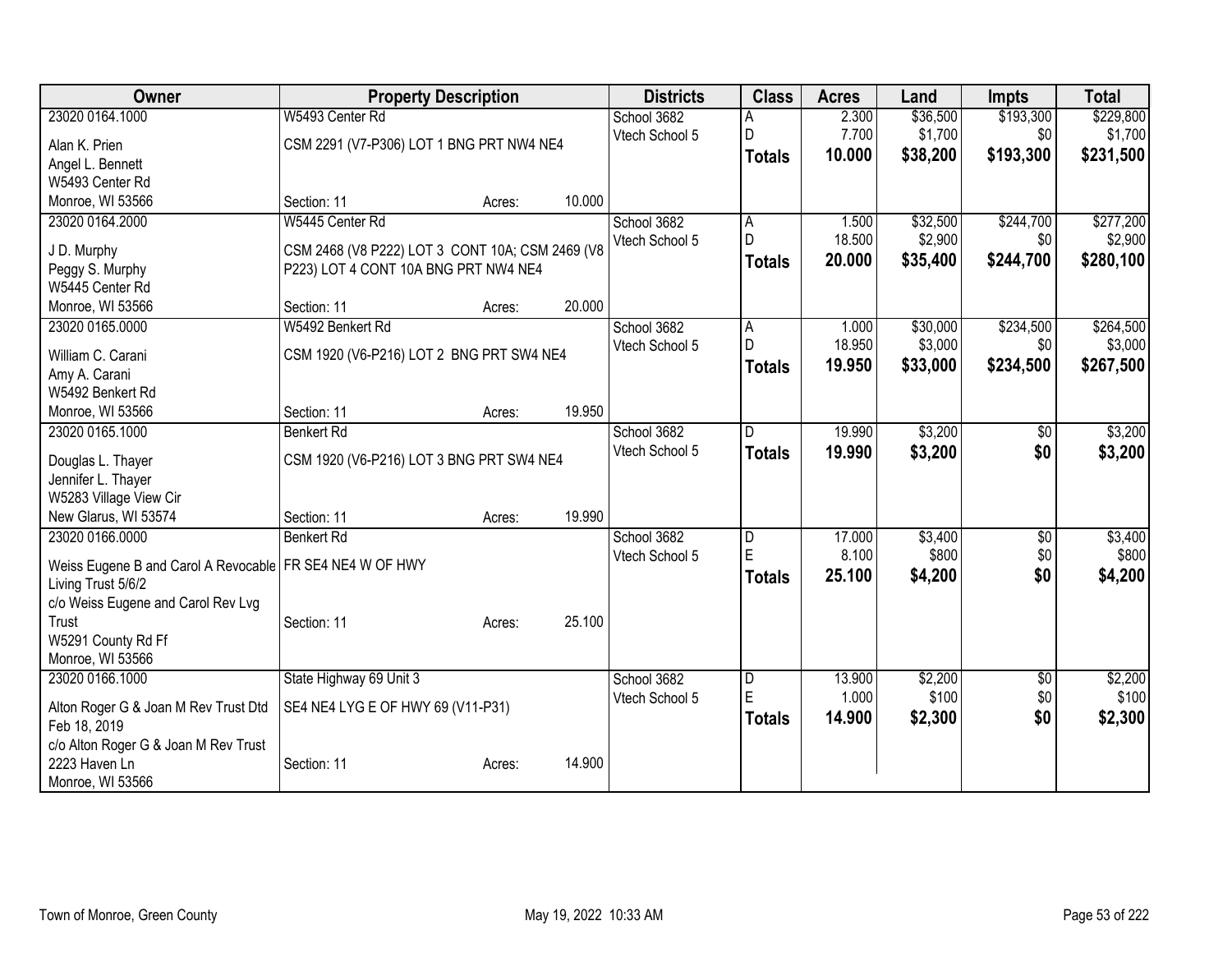| Owner | Property Description | Districts | Class | Acres | Land | Impts | Total |
|---|---|---|---|---|---|---|---|
| 23020 0164.1000<br>Alan K. Prien<br>Angel L. Bennett<br>W5493 Center Rd<br>Monroe, WI 53566 | W5493 Center Rd<br>CSM 2291 (V7-P306) LOT 1 BNG PRT NW4 NE4<br>Section: 11 Acres: 10.000 | School 3682<br>Vtech School 5 | A<br>D<br>**Totals** | 2.300<br>7.700<br>**10.000** | $36,500<br>$1,700<br>**$38,200** | $193,300<br>$0<br>**$193,300** | $229,800<br>$1,700<br>**$231,500** |
| 23020 0164.2000<br>J D. Murphy<br>Peggy S. Murphy<br>W5445 Center Rd<br>Monroe, WI 53566 | W5445 Center Rd<br>CSM 2468 (V8 P222) LOT 3 CONT 10A; CSM 2469 (V8 P223) LOT 4 CONT 10A BNG PRT NW4 NE4<br>Section: 11 Acres: 20.000 | School 3682<br>Vtech School 5 | A<br>D<br>**Totals** | 1.500<br>18.500<br>**20.000** | $32,500<br>$2,900<br>**$35,400** | $244,700<br>$0<br>**$244,700** | $277,200<br>$2,900<br>**$280,100** |
| 23020 0165.0000<br>William C. Carani<br>Amy A. Carani<br>W5492 Benkert Rd<br>Monroe, WI 53566 | W5492 Benkert Rd<br>CSM 1920 (V6-P216) LOT 2 BNG PRT SW4 NE4<br>Section: 11 Acres: 19.950 | School 3682<br>Vtech School 5 | A<br>D<br>**Totals** | 1.000<br>18.950<br>**19.950** | $30,000<br>$3,000<br>**$33,000** | $234,500<br>$0<br>**$234,500** | $264,500<br>$3,000<br>**$267,500** |
| 23020 0165.1000<br>Douglas L. Thayer<br>Jennifer L. Thayer<br>W5283 Village View Cir<br>New Glarus, WI 53574 | Benkert Rd<br>CSM 1920 (V6-P216) LOT 3 BNG PRT SW4 NE4<br>Section: 11 Acres: 19.990 | School 3682<br>Vtech School 5 | D<br>**Totals** | 19.990<br>**19.990** | $3,200<br>**$3,200** | $0<br>**$0** | $3,200<br>**$3,200** |
| 23020 0166.0000<br>Weiss Eugene B and Carol A Revocable Living Trust 5/6/2<br>c/o Weiss Eugene and Carol Rev Lvg Trust<br>W5291 County Rd Ff<br>Monroe, WI 53566 | Benkert Rd<br>FR SE4 NE4 W OF HWY<br>Section: 11 Acres: 25.100 | School 3682<br>Vtech School 5 | D<br>E<br>**Totals** | 17.000<br>8.100<br>**25.100** | $3,400<br>$800<br>**$4,200** | $0<br>$0<br>**$0** | $3,400<br>$800<br>**$4,200** |
| 23020 0166.1000<br>Alton Roger G & Joan M Rev Trust Dtd Feb 18, 2019<br>c/o Alton Roger G & Joan M Rev Trust<br>2223 Haven Ln<br>Monroe, WI 53566 | State Highway 69 Unit 3<br>SE4 NE4 LYG E OF HWY 69 (V11-P31)<br>Section: 11 Acres: 14.900 | School 3682<br>Vtech School 5 | D<br>E<br>**Totals** | 13.900<br>1.000<br>**14.900** | $2,200<br>$100<br>**$2,300** | $0<br>$0<br>**$0** | $2,200<br>$100<br>**$2,300** |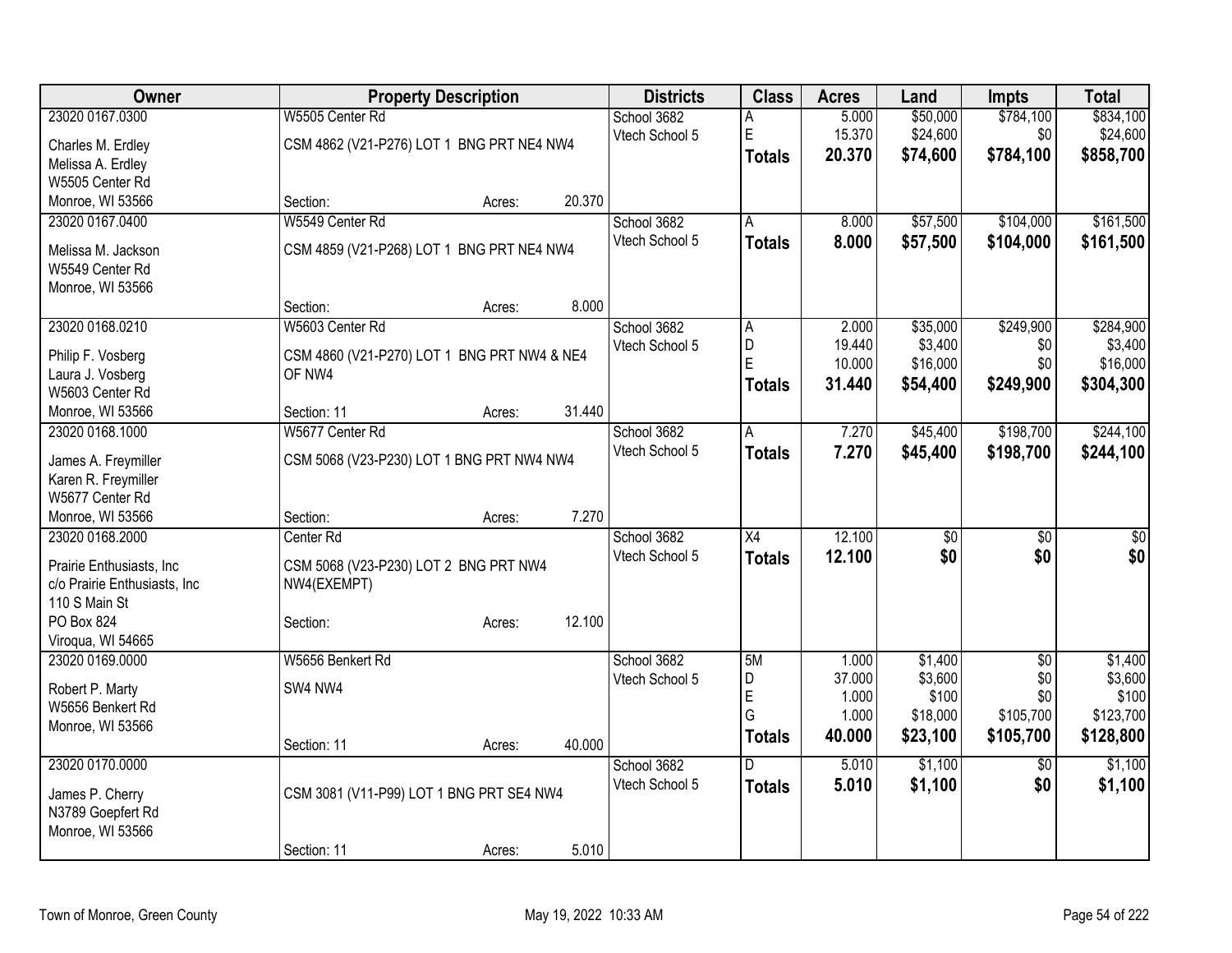| Owner | Property Description | Districts | Class | Acres | Land | Impts | Total |
|---|---|---|---|---|---|---|---|
| 23020 0167.0300<br>Charles M. Erdley<br>Melissa A. Erdley<br>W5505 Center Rd<br>Monroe, WI 53566 | W5505 Center Rd<br>CSM 4862 (V21-P276) LOT 1 BNG PRT NE4 NW4<br>Section: Acres: 20.370 | School 3682<br>Vtech School 5 | A<br>E<br>**Totals** | 5.000<br>15.370<br>**20.370** | $50,000<br>$24,600<br>**$74,600** | $784,100<br>$0<br>**$784,100** | $834,100<br>$24,600<br>**$858,700** |
| 23020 0167.0400<br>Melissa M. Jackson<br>W5549 Center Rd<br>Monroe, WI 53566 | W5549 Center Rd<br>CSM 4859 (V21-P268) LOT 1 BNG PRT NE4 NW4<br>Section: Acres: 8.000 | School 3682<br>Vtech School 5 | A<br>**Totals** | 8.000<br>**8.000** | $57,500<br>**$57,500** | $104,000<br>**$104,000** | $161,500<br>**$161,500** |
| 23020 0168.0210<br>Philip F. Vosberg<br>Laura J. Vosberg<br>W5603 Center Rd<br>Monroe, WI 53566 | W5603 Center Rd<br>CSM 4860 (V21-P270) LOT 1 BNG PRT NW4 & NE4 OF NW4<br>Section: 11 Acres: 31.440 | School 3682<br>Vtech School 5 | A<br>D<br>E<br>**Totals** | 2.000<br>19.440<br>10.000<br>**31.440** | $35,000<br>$3,400<br>$16,000<br>**$54,400** | $249,900<br>$0<br>$0<br>**$249,900** | $284,900<br>$3,400<br>$16,000<br>**$304,300** |
| 23020 0168.1000<br>James A. Freymiller<br>Karen R. Freymiller<br>W5677 Center Rd<br>Monroe, WI 53566 | W5677 Center Rd<br>CSM 5068 (V23-P230) LOT 1 BNG PRT NW4 NW4<br>Section: Acres: 7.270 | School 3682<br>Vtech School 5 | A<br>**Totals** | 7.270<br>**7.270** | $45,400<br>**$45,400** | $198,700<br>**$198,700** | $244,100<br>**$244,100** |
| 23020 0168.2000<br>Prairie Enthusiasts, Inc<br>c/o Prairie Enthusiasts, Inc<br>110 S Main St<br>PO Box 824<br>Viroqua, WI 54665 | Center Rd<br>CSM 5068 (V23-P230) LOT 2 BNG PRT NW4 NW4(EXEMPT)<br>Section: Acres: 12.100 | School 3682<br>Vtech School 5 | X4<br>**Totals** | 12.100<br>**12.100** | $0<br>**$0** | $0<br>**$0** | $0<br>**$0** |
| 23020 0169.0000<br>Robert P. Marty<br>W5656 Benkert Rd<br>Monroe, WI 53566 | W5656 Benkert Rd<br>SW4 NW4<br>Section: 11 Acres: 40.000 | School 3682<br>Vtech School 5 | 5M<br>D<br>E<br>G<br>**Totals** | 1.000<br>37.000<br>1.000<br>1.000<br>**40.000** | $1,400<br>$3,600<br>$100<br>$18,000<br>**$23,100** | $0<br>$0<br>$0<br>$105,700<br>**$105,700** | $1,400<br>$3,600<br>$100<br>$123,700<br>**$128,800** |
| 23020 0170.0000<br>James P. Cherry<br>N3789 Goepfert Rd<br>Monroe, WI 53566 | CSM 3081 (V11-P99) LOT 1 BNG PRT SE4 NW4<br>Section: 11 Acres: 5.010 | School 3682<br>Vtech School 5 | D<br>**Totals** | 5.010<br>**5.010** | $1,100<br>**$1,100** | $0<br>**$0** | $1,100<br>**$1,100** |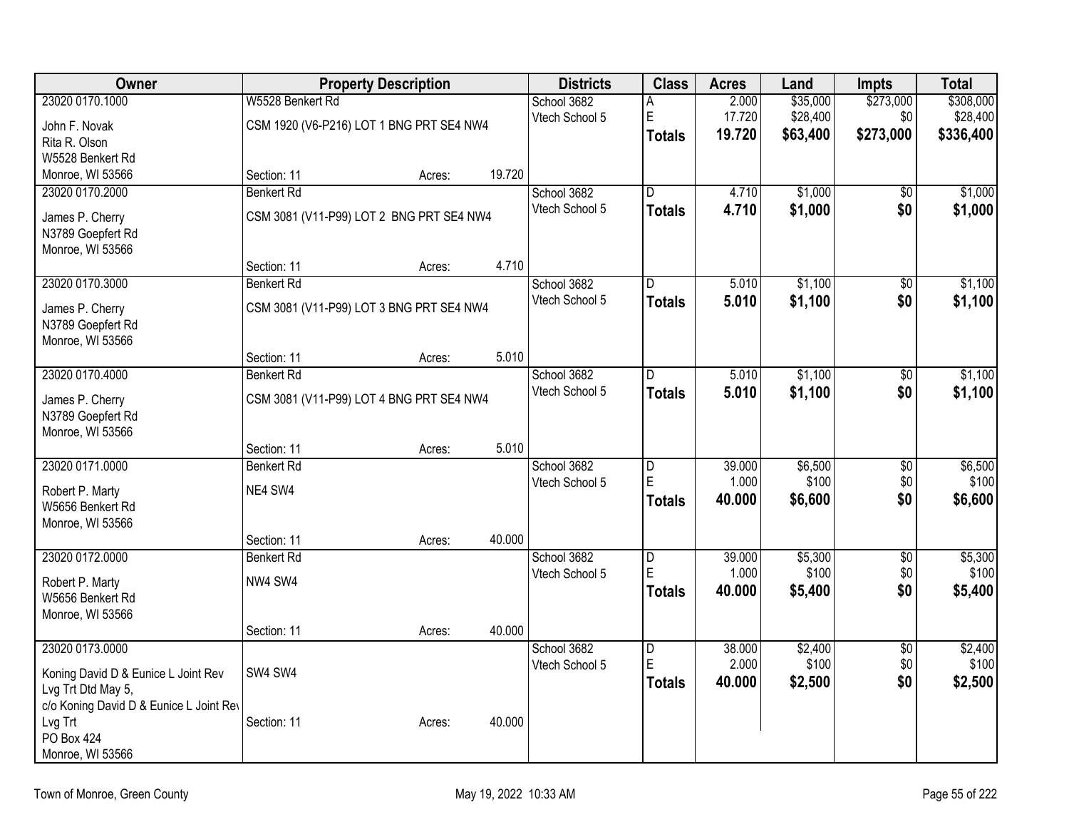| Owner | Property Description | Districts | Class | Acres | Land | Impts | Total |
|---|---|---|---|---|---|---|---|
| 23020 0170.1000<br>John F. Novak<br>Rita R. Olson<br>W5528 Benkert Rd<br>Monroe, WI 53566 | W5528 Benkert Rd<br>CSM 1920 (V6-P216) LOT 1 BNG PRT SE4 NW4<br>Section: 11 Acres: 19.720 | School 3682<br>Vtech School 5 | A<br>E<br>**Totals** | 2.000<br>17.720<br>**19.720** | $35,000<br>$28,400<br>**$63,400** | $273,000<br>$0<br>**$273,000** | $308,000<br>$28,400<br>**$336,400** |
| 23020 0170.2000<br>James P. Cherry<br>N3789 Goepfert Rd<br>Monroe, WI 53566 | Benkert Rd<br>CSM 3081 (V11-P99) LOT 2 BNG PRT SE4 NW4<br>Section: 11 Acres: 4.710 | School 3682<br>Vtech School 5 | D<br>**Totals** | 4.710<br>**4.710** | $1,000<br>**$1,000** | $0<br>**$0** | $1,000<br>**$1,000** |
| 23020 0170.3000<br>James P. Cherry<br>N3789 Goepfert Rd<br>Monroe, WI 53566 | Benkert Rd<br>CSM 3081 (V11-P99) LOT 3 BNG PRT SE4 NW4<br>Section: 11 Acres: 5.010 | School 3682<br>Vtech School 5 | D<br>**Totals** | 5.010<br>**5.010** | $1,100<br>**$1,100** | $0<br>**$0** | $1,100<br>**$1,100** |
| 23020 0170.4000<br>James P. Cherry<br>N3789 Goepfert Rd<br>Monroe, WI 53566 | Benkert Rd<br>CSM 3081 (V11-P99) LOT 4 BNG PRT SE4 NW4<br>Section: 11 Acres: 5.010 | School 3682<br>Vtech School 5 | D<br>**Totals** | 5.010<br>**5.010** | $1,100<br>**$1,100** | $0<br>**$0** | $1,100<br>**$1,100** |
| 23020 0171.0000<br>Robert P. Marty<br>W5656 Benkert Rd<br>Monroe, WI 53566 | Benkert Rd<br>NE4 SW4<br>Section: 11 Acres: 40.000 | School 3682<br>Vtech School 5 | D<br>E<br>**Totals** | 39.000<br>1.000<br>**40.000** | $6,500<br>$100<br>**$6,600** | $0<br>$0<br>**$0** | $6,500<br>$100<br>**$6,600** |
| 23020 0172.0000<br>Robert P. Marty<br>W5656 Benkert Rd<br>Monroe, WI 53566 | Benkert Rd<br>NW4 SW4<br>Section: 11 Acres: 40.000 | School 3682<br>Vtech School 5 | D<br>E<br>**Totals** | 39.000<br>1.000<br>**40.000** | $5,300<br>$100<br>**$5,400** | $0<br>$0<br>**$0** | $5,300<br>$100<br>**$5,400** |
| 23020 0173.0000<br>Koning David D & Eunice L Joint Rev Lvg Trt Dtd May 5,<br>c/o Koning David D & Eunice L Joint Rev Lvg Trt<br>PO Box 424<br>Monroe, WI 53566 | SW4 SW4<br>Section: 11 Acres: 40.000 | School 3682<br>Vtech School 5 | D<br>E<br>**Totals** | 38.000<br>2.000<br>**40.000** | $2,400<br>$100<br>**$2,500** | $0<br>$0<br>**$0** | $2,400<br>$100<br>**$2,500** |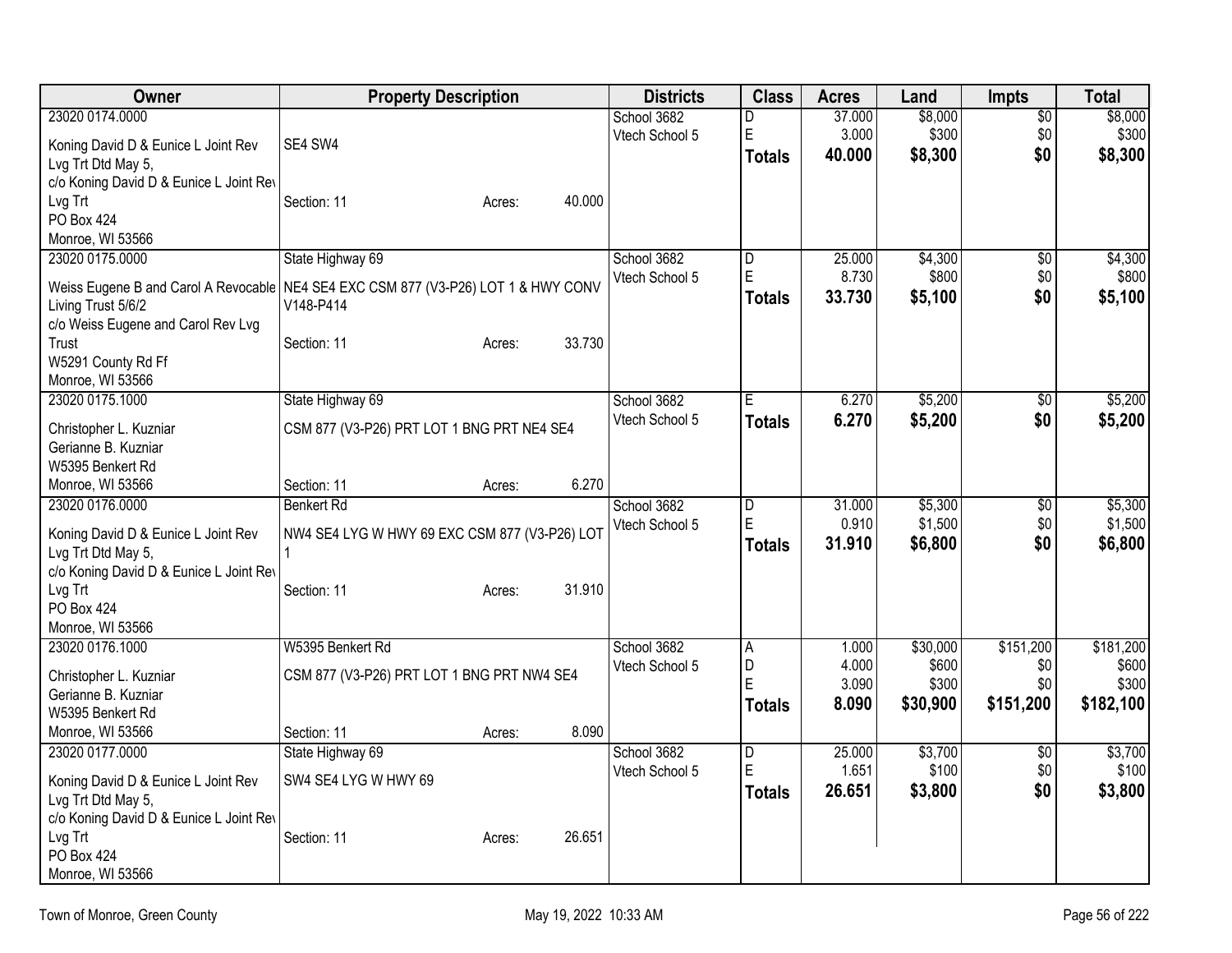| Owner | Property Description | Districts | Class | Acres | Land | Impts | Total |
|---|---|---|---|---|---|---|---|
| 23020 0174.0000<br>Koning David D & Eunice L Joint Rev Lvg Trt Dtd May 5,<br>c/o Koning David D & Eunice L Joint Rev Lvg Trt<br>PO Box 424<br>Monroe, WI 53566 | SE4 SW4<br>Section: 11 Acres: 40.000 | School 3682<br>Vtech School 5 | D<br>E<br>**Totals** | 37.000<br>3.000<br>**40.000** | $8,000<br>$300<br>**$8,300** | $0<br>$0<br>**$0** | $8,000<br>$300<br>**$8,300** |
| 23020 0175.0000<br>Weiss Eugene B and Carol A Revocable Living Trust 5/6/2<br>c/o Weiss Eugene and Carol Rev Lvg Trust<br>W5291 County Rd Ff<br>Monroe, WI 53566 | State Highway 69<br>NE4 SE4 EXC CSM 877 (V3-P26) LOT 1 & HWY CONV V148-P414<br>Section: 11 Acres: 33.730 | School 3682<br>Vtech School 5 | D<br>E<br>**Totals** | 25.000<br>8.730<br>**33.730** | $4,300<br>$800<br>**$5,100** | $0<br>$0<br>**$0** | $4,300<br>$800<br>**$5,100** |
| 23020 0175.1000<br>Christopher L. Kuzniar<br>Gerianne B. Kuzniar<br>W5395 Benkert Rd<br>Monroe, WI 53566 | State Highway 69<br>CSM 877 (V3-P26) PRT LOT 1 BNG PRT NE4 SE4<br>Section: 11 Acres: 6.270 | School 3682<br>Vtech School 5 | E<br>**Totals** | 6.270<br>**6.270** | $5,200<br>**$5,200** | $0<br>**$0** | $5,200<br>**$5,200** |
| 23020 0176.0000<br>Koning David D & Eunice L Joint Rev Lvg Trt Dtd May 5,<br>c/o Koning David D & Eunice L Joint Rev Lvg Trt<br>PO Box 424<br>Monroe, WI 53566 | Benkert Rd<br>NW4 SE4 LYG W HWY 69 EXC CSM 877 (V3-P26) LOT 1<br>Section: 11 Acres: 31.910 | School 3682<br>Vtech School 5 | D<br>E<br>**Totals** | 31.000<br>0.910<br>**31.910** | $5,300<br>$1,500<br>**$6,800** | $0<br>$0<br>**$0** | $5,300<br>$1,500<br>**$6,800** |
| 23020 0176.1000<br>Christopher L. Kuzniar<br>Gerianne B. Kuzniar<br>W5395 Benkert Rd<br>Monroe, WI 53566 | W5395 Benkert Rd<br>CSM 877 (V3-P26) PRT LOT 1 BNG PRT NW4 SE4<br>Section: 11 Acres: 8.090 | School 3682<br>Vtech School 5 | A<br>D<br>E<br>**Totals** | 1.000<br>4.000<br>3.090<br>**8.090** | $30,000<br>$600<br>$300<br>**$30,900** | $151,200<br>$0<br>$0<br>**$151,200** | $181,200<br>$600<br>$300<br>**$182,100** |
| 23020 0177.0000<br>Koning David D & Eunice L Joint Rev Lvg Trt Dtd May 5,<br>c/o Koning David D & Eunice L Joint Rev Lvg Trt<br>PO Box 424<br>Monroe, WI 53566 | State Highway 69<br>SW4 SE4 LYG W HWY 69<br>Section: 11 Acres: 26.651 | School 3682<br>Vtech School 5 | D<br>E<br>**Totals** | 25.000<br>1.651<br>**26.651** | $3,700<br>$100<br>**$3,800** | $0<br>$0<br>**$0** | $3,700<br>$100<br>**$3,800** |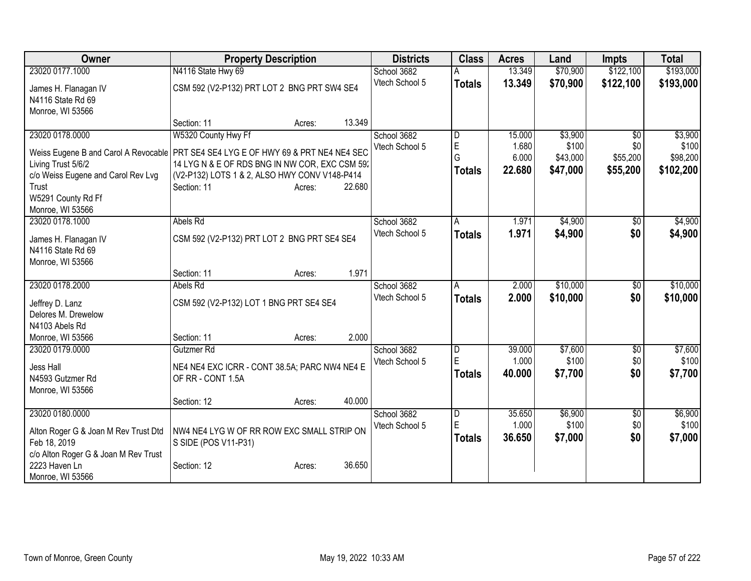| Owner | Property Description | | Districts | Class | Acres | Land | Impts | Total |
|---|---|---|---|---|---|---|---|---|
| 23020 0177.1000 | N4116 State Hwy 69 | | School 3682 | A | 13.349 | $70,900 | $122,100 | $193,000 |
| James H. Flanagan IV<br>N4116 State Rd 69<br>Monroe, WI 53566 | CSM 592 (V2-P132) PRT LOT 2 BNG PRT SW4 SE4 | | Vtech School 5 | **Totals** | **13.349** | **$70,900** | **$122,100** | **$193,000** |
| | Section: 11 | Acres: 13.349 | | | | | | |
| 23020 0178.0000 | W5320 County Hwy Ff | | School 3682 | D | 15.000 | $3,900 | $0 | $3,900 |
| Weiss Eugene B and Carol A Revocable Living Trust 5/6/2<br>c/o Weiss Eugene and Carol Rev Lvg Trust<br>W5291 County Rd Ff<br>Monroe, WI 53566 | PRT SE4 SE4 LYG E OF HWY 69 & PRT NE4 NE4 SEC 14 LYG N & E OF RDS BNG IN NW COR, EXC CSM 592 (V2-P132) LOTS 1 & 2, ALSO HWY CONV V148-P414 | | Vtech School 5 | E | 1.680 | $100 | $0 | $100 |
| | | | | G | 6.000 | $43,000 | $55,200 | $98,200 |
| | | | | **Totals** | **22.680** | **$47,000** | **$55,200** | **$102,200** |
| | Section: 11 | Acres: 22.680 | | | | | | |
| 23020 0178.1000 | Abels Rd | | School 3682 | A | 1.971 | $4,900 | $0 | $4,900 |
| James H. Flanagan IV<br>N4116 State Rd 69<br>Monroe, WI 53566 | CSM 592 (V2-P132) PRT LOT 2 BNG PRT SE4 SE4 | | Vtech School 5 | **Totals** | **1.971** | **$4,900** | **$0** | **$4,900** |
| | Section: 11 | Acres: 1.971 | | | | | | |
| 23020 0178.2000 | Abels Rd | | School 3682 | A | 2.000 | $10,000 | $0 | $10,000 |
| Jeffrey D. Lanz<br>Delores M. Drewelow<br>N4103 Abels Rd<br>Monroe, WI 53566 | CSM 592 (V2-P132) LOT 1 BNG PRT SE4 SE4 | | Vtech School 5 | **Totals** | **2.000** | **$10,000** | **$0** | **$10,000** |
| | Section: 11 | Acres: 2.000 | | | | | | |
| 23020 0179.0000 | Gutzmer Rd | | School 3682 | D | 39.000 | $7,600 | $0 | $7,600 |
| Jess Hall<br>N4593 Gutzmer Rd<br>Monroe, WI 53566 | NE4 NE4 EXC ICRR - CONT 38.5A; PARC NW4 NE4 E OF RR - CONT 1.5A | | Vtech School 5 | E | 1.000 | $100 | $0 | $100 |
| | | | | **Totals** | **40.000** | **$7,700** | **$0** | **$7,700** |
| | Section: 12 | Acres: 40.000 | | | | | | |
| 23020 0180.0000 | | | School 3682 | D | 35.650 | $6,900 | $0 | $6,900 |
| Alton Roger G & Joan M Rev Trust Dtd Feb 18, 2019<br>c/o Alton Roger G & Joan M Rev Trust<br>2223 Haven Ln<br>Monroe, WI 53566 | NW4 NE4 LYG W OF RR ROW EXC SMALL STRIP ON S SIDE (POS V11-P31) | | Vtech School 5 | E | 1.000 | $100 | $0 | $100 |
| | | | | **Totals** | **36.650** | **$7,000** | **$0** | **$7,000** |
| | Section: 12 | Acres: 36.650 | | | | | | |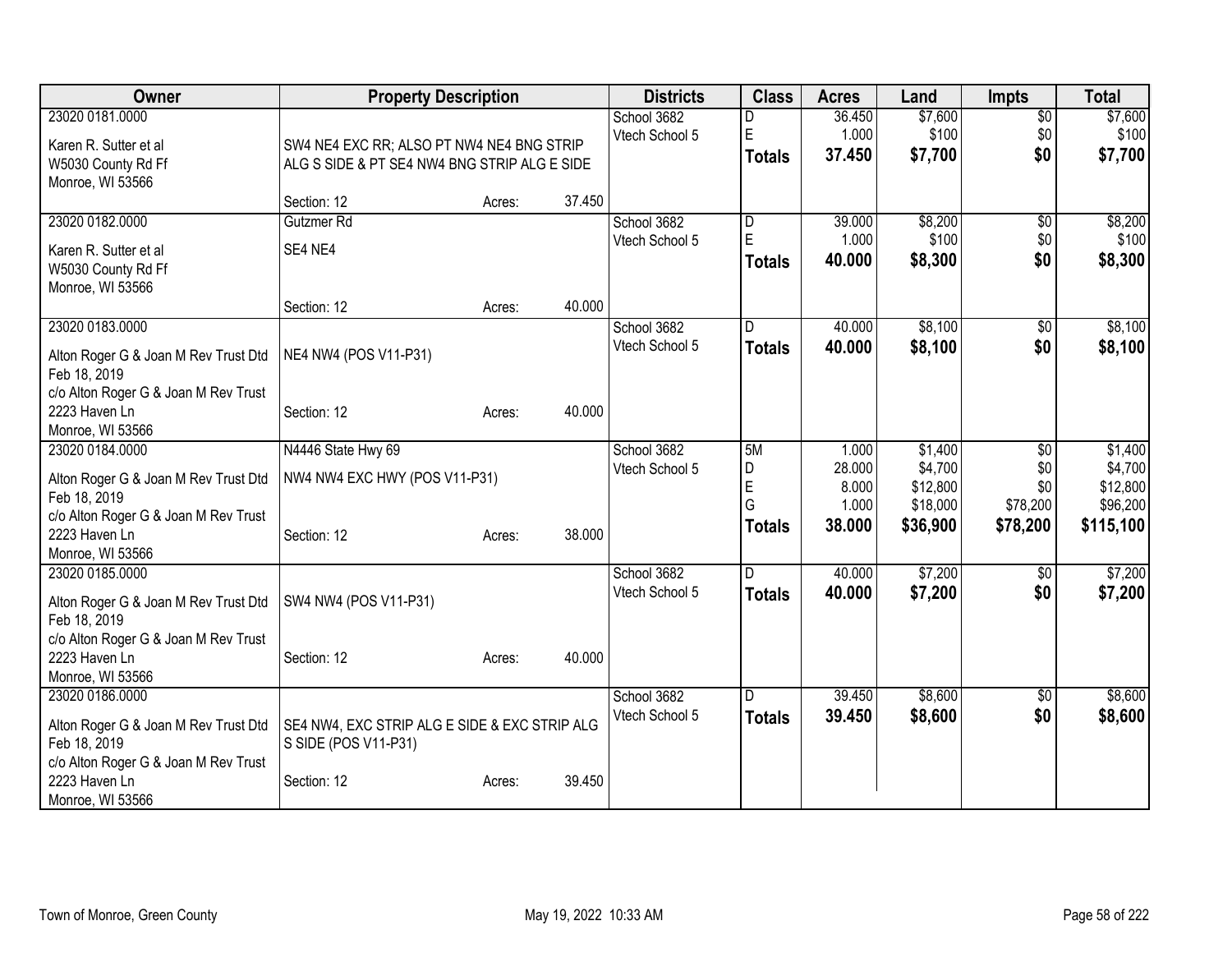| Owner | Property Description | Districts | Class | Acres | Land | Impts | Total |
|---|---|---|---|---|---|---|---|
| 23020 0181.0000<br>Karen R. Sutter et al<br>W5030 County Rd Ff<br>Monroe, WI 53566 | SW4 NE4 EXC RR; ALSO PT NW4 NE4 BNG STRIP ALG S SIDE & PT SE4 NW4 BNG STRIP ALG E SIDE<br>Section: 12 Acres: 37.450 | School 3682<br>Vtech School 5 | D<br>E<br>**Totals** | 36.450<br>1.000<br>**37.450** | $7,600<br>$100<br>**$7,700** | $0<br>$0<br>**$0** | $7,600<br>$100<br>**$7,700** |
| 23020 0182.0000<br>Karen R. Sutter et al<br>W5030 County Rd Ff<br>Monroe, WI 53566 | Gutzmer Rd<br>SE4 NE4<br>Section: 12 Acres: 40.000 | School 3682<br>Vtech School 5 | D<br>E<br>**Totals** | 39.000<br>1.000<br>**40.000** | $8,200<br>$100<br>**$8,300** | $0<br>$0<br>**$0** | $8,200<br>$100<br>**$8,300** |
| 23020 0183.0000<br>Alton Roger G & Joan M Rev Trust Dtd Feb 18, 2019<br>c/o Alton Roger G & Joan M Rev Trust<br>2223 Haven Ln<br>Monroe, WI 53566 | NE4 NW4 (POS V11-P31)<br>Section: 12 Acres: 40.000 | School 3682<br>Vtech School 5 | D<br>**Totals** | 40.000<br>**40.000** | $8,100<br>**$8,100** | $0<br>**$0** | $8,100<br>**$8,100** |
| 23020 0184.0000<br>Alton Roger G & Joan M Rev Trust Dtd Feb 18, 2019<br>c/o Alton Roger G & Joan M Rev Trust<br>2223 Haven Ln<br>Monroe, WI 53566 | N4446 State Hwy 69<br>NW4 NW4 EXC HWY (POS V11-P31)<br>Section: 12 Acres: 38.000 | School 3682<br>Vtech School 5 | 5M<br>D<br>E<br>G<br>**Totals** | 1.000<br>28.000<br>8.000<br>1.000<br>**38.000** | $1,400<br>$4,700<br>$12,800<br>$18,000<br>**$36,900** | $0<br>$0<br>$0<br>$78,200<br>**$78,200** | $1,400<br>$4,700<br>$12,800<br>$96,200<br>**$115,100** |
| 23020 0185.0000<br>Alton Roger G & Joan M Rev Trust Dtd Feb 18, 2019<br>c/o Alton Roger G & Joan M Rev Trust<br>2223 Haven Ln<br>Monroe, WI 53566 | SW4 NW4 (POS V11-P31)<br>Section: 12 Acres: 40.000 | School 3682<br>Vtech School 5 | D<br>**Totals** | 40.000<br>**40.000** | $7,200<br>**$7,200** | $0<br>**$0** | $7,200<br>**$7,200** |
| 23020 0186.0000<br>Alton Roger G & Joan M Rev Trust Dtd Feb 18, 2019<br>c/o Alton Roger G & Joan M Rev Trust<br>2223 Haven Ln<br>Monroe, WI 53566 | SE4 NW4, EXC STRIP ALG E SIDE & EXC STRIP ALG S SIDE (POS V11-P31)<br>Section: 12 Acres: 39.450 | School 3682<br>Vtech School 5 | D<br>**Totals** | 39.450<br>**39.450** | $8,600<br>**$8,600** | $0<br>**$0** | $8,600<br>**$8,600** |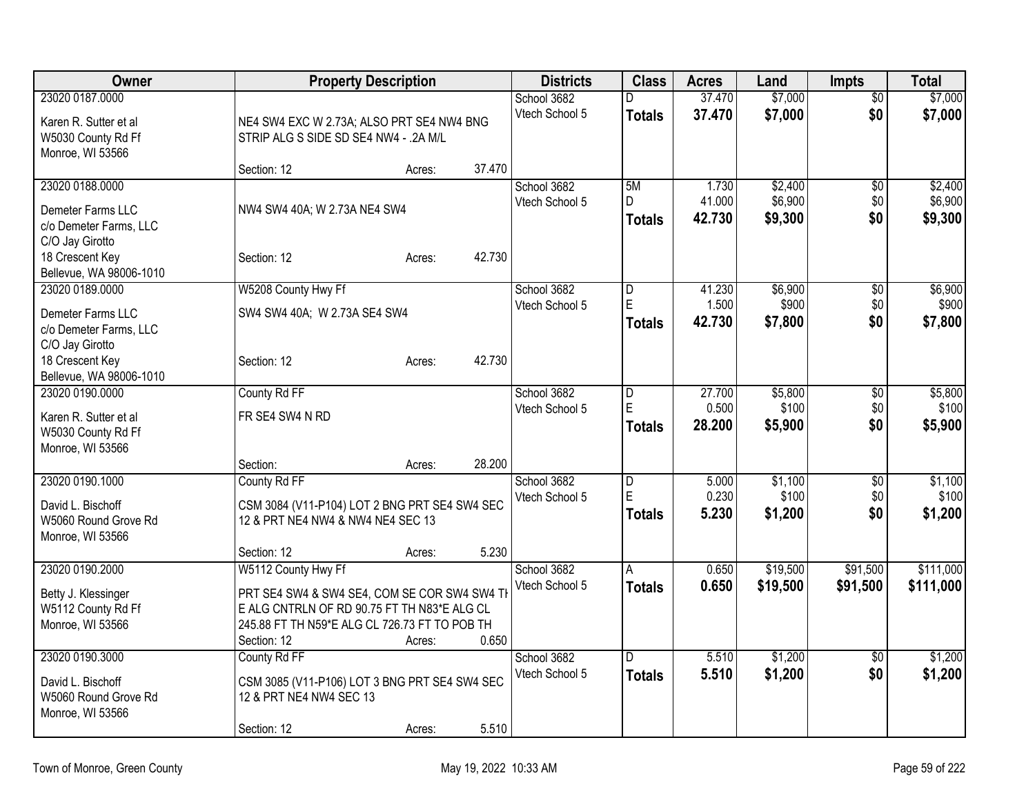| Owner | Property Description | | | Districts | Class | Acres | Land | Impts | Total |
|---|---|---|---|---|---|---|---|---|---|
| 23020 0187.0000<br>Karen R. Sutter et al<br>W5030 County Rd Ff<br>Monroe, WI 53566 | NE4 SW4 EXC W 2.73A; ALSO PRT SE4 NW4 BNG STRIP ALG S SIDE SD SE4 NW4 - .2A M/L<br>Section: 12 | Acres: | 37.470 | School 3682<br>Vtech School 5 | D<br>**Totals** | 37.470<br>**37.470** | $7,000<br>**$7,000** | $0<br>**$0** | $7,000<br>**$7,000** |
| 23020 0188.0000<br>Demeter Farms LLC<br>c/o Demeter Farms, LLC<br>C/O Jay Girotto<br>18 Crescent Key<br>Bellevue, WA 98006-1010 | NW4 SW4 40A; W 2.73A NE4 SW4<br>Section: 12 | Acres: | 42.730 | School 3682<br>Vtech School 5 | 5M<br>D<br>**Totals** | 1.730<br>41.000<br>**42.730** | $2,400<br>$6,900<br>**$9,300** | $0<br>$0<br>**$0** | $2,400<br>$6,900<br>**$9,300** |
| 23020 0189.0000<br>Demeter Farms LLC<br>c/o Demeter Farms, LLC<br>C/O Jay Girotto<br>18 Crescent Key<br>Bellevue, WA 98006-1010 | W5208 County Hwy Ff<br>SW4 SW4 40A; W 2.73A SE4 SW4<br>Section: 12 | Acres: | 42.730 | School 3682<br>Vtech School 5 | D<br>E<br>**Totals** | 41.230<br>1.500<br>**42.730** | $6,900<br>$900<br>**$7,800** | $0<br>$0<br>**$0** | $6,900<br>$900<br>**$7,800** |
| 23020 0190.0000<br>Karen R. Sutter et al<br>W5030 County Rd Ff<br>Monroe, WI 53566 | County Rd FF<br>FR SE4 SW4 N RD<br>Section: | Acres: | 28.200 | School 3682<br>Vtech School 5 | D<br>E<br>**Totals** | 27.700<br>0.500<br>**28.200** | $5,800<br>$100<br>**$5,900** | $0<br>$0<br>**$0** | $5,800<br>$100<br>**$5,900** |
| 23020 0190.1000<br>David L. Bischoff<br>W5060 Round Grove Rd<br>Monroe, WI 53566 | County Rd FF<br>CSM 3084 (V11-P104) LOT 2 BNG PRT SE4 SW4 SEC 12 & PRT NE4 NW4 & NW4 NE4 SEC 13<br>Section: 12 | Acres: | 5.230 | School 3682<br>Vtech School 5 | D<br>E<br>**Totals** | 5.000<br>0.230<br>**5.230** | $1,100<br>$100<br>**$1,200** | $0<br>$0<br>**$0** | $1,100<br>$100<br>**$1,200** |
| 23020 0190.2000<br>Betty J. Klessinger<br>W5112 County Rd Ff<br>Monroe, WI 53566 | W5112 County Hwy Ff<br>PRT SE4 SW4 & SW4 SE4, COM SE COR SW4 SW4 TH E ALG CNTRLN OF RD 90.75 FT TH N83*E ALG CL 245.88 FT TH N59*E ALG CL 726.73 FT TO POB TH<br>Section: 12 | Acres: | 0.650 | School 3682<br>Vtech School 5 | A<br>**Totals** | 0.650<br>**0.650** | $19,500<br>**$19,500** | $91,500<br>**$91,500** | $111,000<br>**$111,000** |
| 23020 0190.3000<br>David L. Bischoff<br>W5060 Round Grove Rd<br>Monroe, WI 53566 | County Rd FF<br>CSM 3085 (V11-P106) LOT 3 BNG PRT SE4 SW4 SEC 12 & PRT NE4 NW4 SEC 13<br>Section: 12 | Acres: | 5.510 | School 3682<br>Vtech School 5 | D<br>**Totals** | 5.510<br>**5.510** | $1,200<br>**$1,200** | $0<br>**$0** | $1,200<br>**$1,200** |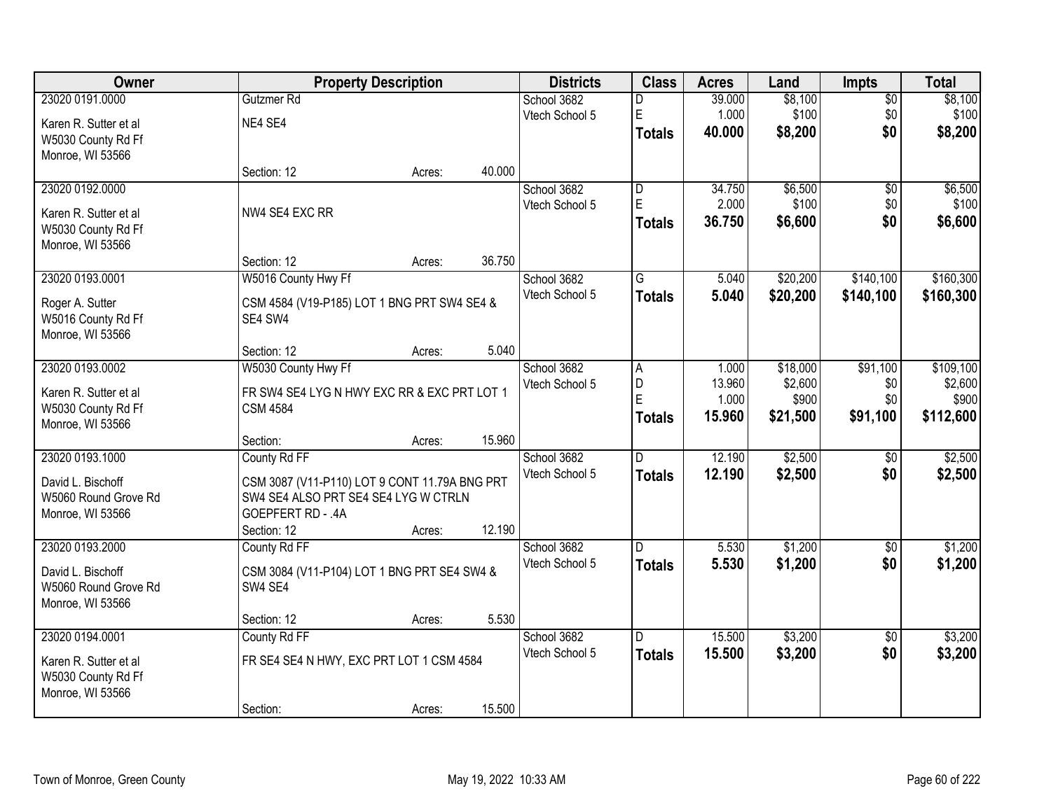| Owner | Property Description | Districts | Class | Acres | Land | Impts | Total |
|---|---|---|---|---|---|---|---|
| 23020 0191.0000<br>Karen R. Sutter et al<br>W5030 County Rd Ff<br>Monroe, WI 53566 | Gutzmer Rd<br>NE4 SE4<br>Section: 12 Acres: 40.000 | School 3682<br>Vtech School 5 | D<br>E<br>**Totals** | 39.000<br>1.000<br>**40.000** | $8,100<br>$100<br>**$8,200** | $0<br>$0<br>**$0** | $8,100<br>$100<br>**$8,200** |
| 23020 0192.0000<br>Karen R. Sutter et al<br>W5030 County Rd Ff<br>Monroe, WI 53566 | NW4 SE4 EXC RR<br>Section: 12 Acres: 36.750 | School 3682<br>Vtech School 5 | D<br>E<br>**Totals** | 34.750<br>2.000<br>**36.750** | $6,500<br>$100<br>**$6,600** | $0<br>$0<br>**$0** | $6,500<br>$100<br>**$6,600** |
| 23020 0193.0001<br>Roger A. Sutter<br>W5016 County Rd Ff<br>Monroe, WI 53566 | W5016 County Hwy Ff<br>CSM 4584 (V19-P185) LOT 1 BNG PRT SW4 SE4 & SE4 SW4<br>Section: 12 Acres: 5.040 | School 3682<br>Vtech School 5 | G<br>**Totals** | 5.040<br>**5.040** | $20,200<br>**$20,200** | $140,100<br>**$140,100** | $160,300<br>**$160,300** |
| 23020 0193.0002<br>Karen R. Sutter et al<br>W5030 County Rd Ff<br>Monroe, WI 53566 | W5030 County Hwy Ff<br>FR SW4 SE4 LYG N HWY EXC RR & EXC PRT LOT 1 CSM 4584<br>Section: Acres: 15.960 | School 3682<br>Vtech School 5 | A<br>D<br>E<br>**Totals** | 1.000<br>13.960<br>1.000<br>**15.960** | $18,000<br>$2,600<br>$900<br>**$21,500** | $91,100<br>$0<br>$0<br>**$91,100** | $109,100<br>$2,600<br>$900<br>**$112,600** |
| 23020 0193.1000<br>David L. Bischoff<br>W5060 Round Grove Rd<br>Monroe, WI 53566 | County Rd FF<br>CSM 3087 (V11-P110) LOT 9 CONT 11.79A BNG PRT SW4 SE4 ALSO PRT SE4 SE4 LYG W CTRLN GOEPFERT RD - .4A<br>Section: 12 Acres: 12.190 | School 3682<br>Vtech School 5 | D<br>**Totals** | 12.190<br>**12.190** | $2,500<br>**$2,500** | $0<br>**$0** | $2,500<br>**$2,500** |
| 23020 0193.2000<br>David L. Bischoff<br>W5060 Round Grove Rd<br>Monroe, WI 53566 | County Rd FF<br>CSM 3084 (V11-P104) LOT 1 BNG PRT SE4 SW4 & SW4 SE4<br>Section: 12 Acres: 5.530 | School 3682<br>Vtech School 5 | D<br>**Totals** | 5.530<br>**5.530** | $1,200<br>**$1,200** | $0<br>**$0** | $1,200<br>**$1,200** |
| 23020 0194.0001<br>Karen R. Sutter et al<br>W5030 County Rd Ff<br>Monroe, WI 53566 | County Rd FF<br>FR SE4 SE4 N HWY, EXC PRT LOT 1 CSM 4584<br>Section: Acres: 15.500 | School 3682<br>Vtech School 5 | D<br>**Totals** | 15.500<br>**15.500** | $3,200<br>**$3,200** | $0<br>**$0** | $3,200<br>**$3,200** |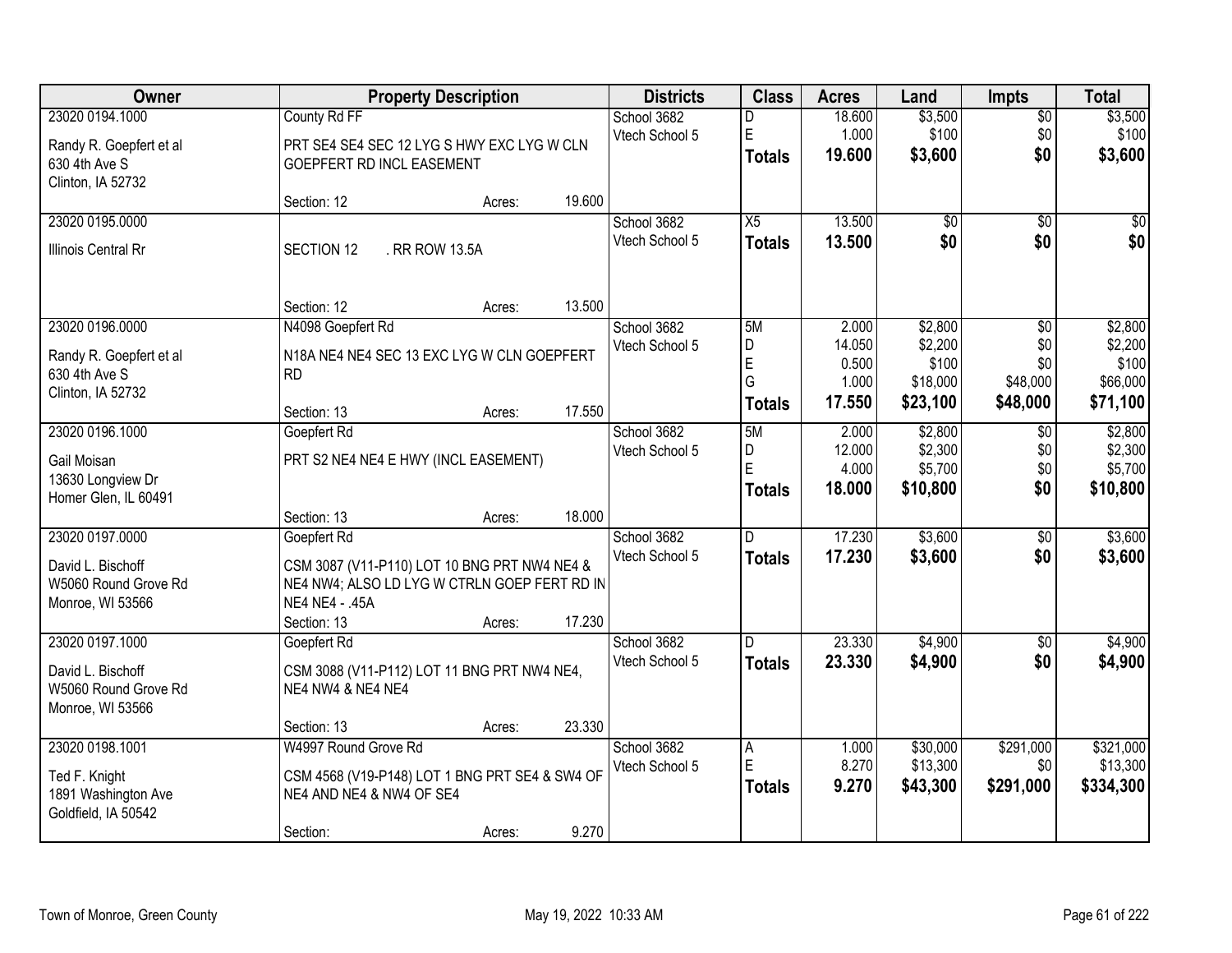| Owner | Property Description | Districts | Class | Acres | Land | Impts | Total |
|---|---|---|---|---|---|---|---|
| 23020 0194.1000<br>Randy R. Goepfert et al<br>630 4th Ave S<br>Clinton, IA 52732 | County Rd FF<br>PRT SE4 SE4 SEC 12 LYG S HWY EXC LYG W CLN GOEPFERT RD INCL EASEMENT<br>Section: 12 Acres: 19.600 | School 3682<br>Vtech School 5 | D<br>E<br>**Totals** | 18.600<br>1.000<br>**19.600** | $3,500<br>$100<br>**$3,600** | $0<br>$0<br>**$0** | $3,500<br>$100<br>**$3,600** |
| 23020 0195.0000<br>Illinois Central Rr | SECTION 12 . RR ROW 13.5A<br>Section: 12 Acres: 13.500 | School 3682<br>Vtech School 5 | X5<br>**Totals** | 13.500<br>**13.500** | $0<br>**$0** | $0<br>**$0** | $0<br>**$0** |
| 23020 0196.0000<br>Randy R. Goepfert et al<br>630 4th Ave S<br>Clinton, IA 52732 | N4098 Goepfert Rd<br>N18A NE4 NE4 SEC 13 EXC LYG W CLN GOEPFERT RD<br>Section: 13 Acres: 17.550 | School 3682<br>Vtech School 5 | 5M<br>D<br>E<br>G<br>**Totals** | 2.000<br>14.050<br>0.500<br>1.000<br>**17.550** | $2,800<br>$2,200<br>$100<br>$18,000<br>**$23,100** | $0<br>$0<br>$0<br>$48,000<br>**$48,000** | $2,800<br>$2,200<br>$100<br>$66,000<br>**$71,100** |
| 23020 0196.1000<br>Gail Moisan<br>13630 Longview Dr<br>Homer Glen, IL 60491 | Goepfert Rd<br>PRT S2 NE4 NE4 E HWY (INCL EASEMENT)<br>Section: 13 Acres: 18.000 | School 3682<br>Vtech School 5 | 5M<br>D<br>E<br>**Totals** | 2.000<br>12.000<br>4.000<br>**18.000** | $2,800<br>$2,300<br>$5,700<br>**$10,800** | $0<br>$0<br>$0<br>**$0** | $2,800<br>$2,300<br>$5,700<br>**$10,800** |
| 23020 0197.0000<br>David L. Bischoff<br>W5060 Round Grove Rd<br>Monroe, WI 53566 | Goepfert Rd<br>CSM 3087 (V11-P110) LOT 10 BNG PRT NW4 NE4 & NE4 NW4; ALSO LD LYG W CTRLN GOEP FERT RD IN NE4 NE4 - .45A<br>Section: 13 Acres: 17.230 | School 3682<br>Vtech School 5 | D<br>**Totals** | 17.230<br>**17.230** | $3,600<br>**$3,600** | $0<br>**$0** | $3,600<br>**$3,600** |
| 23020 0197.1000<br>David L. Bischoff<br>W5060 Round Grove Rd<br>Monroe, WI 53566 | Goepfert Rd<br>CSM 3088 (V11-P112) LOT 11 BNG PRT NW4 NE4, NE4 NW4 & NE4 NE4<br>Section: 13 Acres: 23.330 | School 3682<br>Vtech School 5 | D<br>**Totals** | 23.330<br>**23.330** | $4,900<br>**$4,900** | $0<br>**$0** | $4,900<br>**$4,900** |
| 23020 0198.1001<br>Ted F. Knight<br>1891 Washington Ave<br>Goldfield, IA 50542 | W4997 Round Grove Rd<br>CSM 4568 (V19-P148) LOT 1 BNG PRT SE4 & SW4 OF NE4 AND NE4 & NW4 OF SE4<br>Section: Acres: 9.270 | School 3682<br>Vtech School 5 | A<br>E<br>**Totals** | 1.000<br>8.270<br>**9.270** | $30,000<br>$13,300<br>**$43,300** | $291,000<br>$0<br>**$291,000** | $321,000<br>$13,300<br>**$334,300** |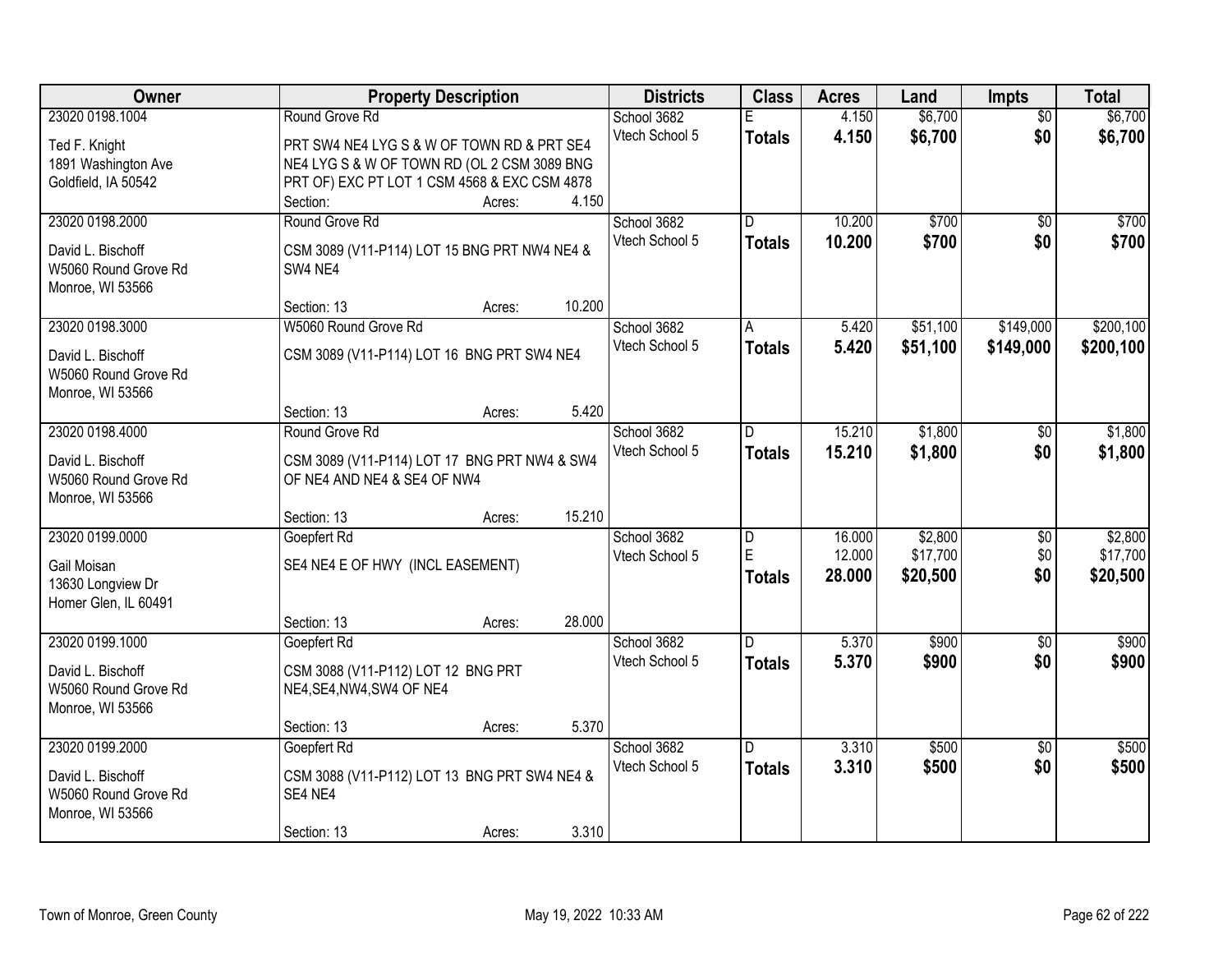| Owner | Property Description | Districts | Class | Acres | Land | Impts | Total |
|---|---|---|---|---|---|---|---|
| 23020 0198.1004<br>Ted F. Knight<br>1891 Washington Ave<br>Goldfield, IA 50542 | Round Grove Rd<br>PRT SW4 NE4 LYG S & W OF TOWN RD & PRT SE4 NE4 LYG S & W OF TOWN RD (OL 2 CSM 3089 BNG PRT OF) EXC PT LOT 1 CSM 4568 & EXC CSM 4878<br>Section: Acres: 4.150 | School 3682<br>Vtech School 5 | E<br>**Totals** | 4.150<br>**4.150** | $6,700<br>**$6,700** | $0<br>**$0** | $6,700<br>**$6,700** |
| 23020 0198.2000<br>David L. Bischoff<br>W5060 Round Grove Rd<br>Monroe, WI 53566 | Round Grove Rd<br>CSM 3089 (V11-P114) LOT 15 BNG PRT NW4 NE4 & SW4 NE4<br>Section: 13 Acres: 10.200 | School 3682<br>Vtech School 5 | D<br>**Totals** | 10.200<br>**10.200** | $700<br>**$700** | $0<br>**$0** | $700<br>**$700** |
| 23020 0198.3000<br>David L. Bischoff<br>W5060 Round Grove Rd<br>Monroe, WI 53566 | W5060 Round Grove Rd<br>CSM 3089 (V11-P114) LOT 16 BNG PRT SW4 NE4<br>Section: 13 Acres: 5.420 | School 3682<br>Vtech School 5 | A<br>**Totals** | 5.420<br>**5.420** | $51,100<br>**$51,100** | $149,000<br>**$149,000** | $200,100<br>**$200,100** |
| 23020 0198.4000<br>David L. Bischoff<br>W5060 Round Grove Rd<br>Monroe, WI 53566 | Round Grove Rd<br>CSM 3089 (V11-P114) LOT 17 BNG PRT NW4 & SW4 OF NE4 AND NE4 & SE4 OF NW4<br>Section: 13 Acres: 15.210 | School 3682<br>Vtech School 5 | D<br>**Totals** | 15.210<br>**15.210** | $1,800<br>**$1,800** | $0<br>**$0** | $1,800<br>**$1,800** |
| 23020 0199.0000<br>Gail Moisan<br>13630 Longview Dr<br>Homer Glen, IL 60491 | Goepfert Rd<br>SE4 NE4 E OF HWY (INCL EASEMENT)<br>Section: 13 Acres: 28.000 | School 3682<br>Vtech School 5 | D<br>E<br>**Totals** | 16.000<br>12.000<br>**28.000** | $2,800<br>$17,700<br>**$20,500** | $0<br>$0<br>**$0** | $2,800<br>$17,700<br>**$20,500** |
| 23020 0199.1000<br>David L. Bischoff<br>W5060 Round Grove Rd<br>Monroe, WI 53566 | Goepfert Rd<br>CSM 3088 (V11-P112) LOT 12 BNG PRT NE4,SE4,NW4,SW4 OF NE4<br>Section: 13 Acres: 5.370 | School 3682<br>Vtech School 5 | D<br>**Totals** | 5.370<br>**5.370** | $900<br>**$900** | $0<br>**$0** | $900<br>**$900** |
| 23020 0199.2000<br>David L. Bischoff<br>W5060 Round Grove Rd<br>Monroe, WI 53566 | Goepfert Rd<br>CSM 3088 (V11-P112) LOT 13 BNG PRT SW4 NE4 & SE4 NE4<br>Section: 13 Acres: 3.310 | School 3682<br>Vtech School 5 | D<br>**Totals** | 3.310<br>**3.310** | $500<br>**$500** | $0<br>**$0** | $500<br>**$500** |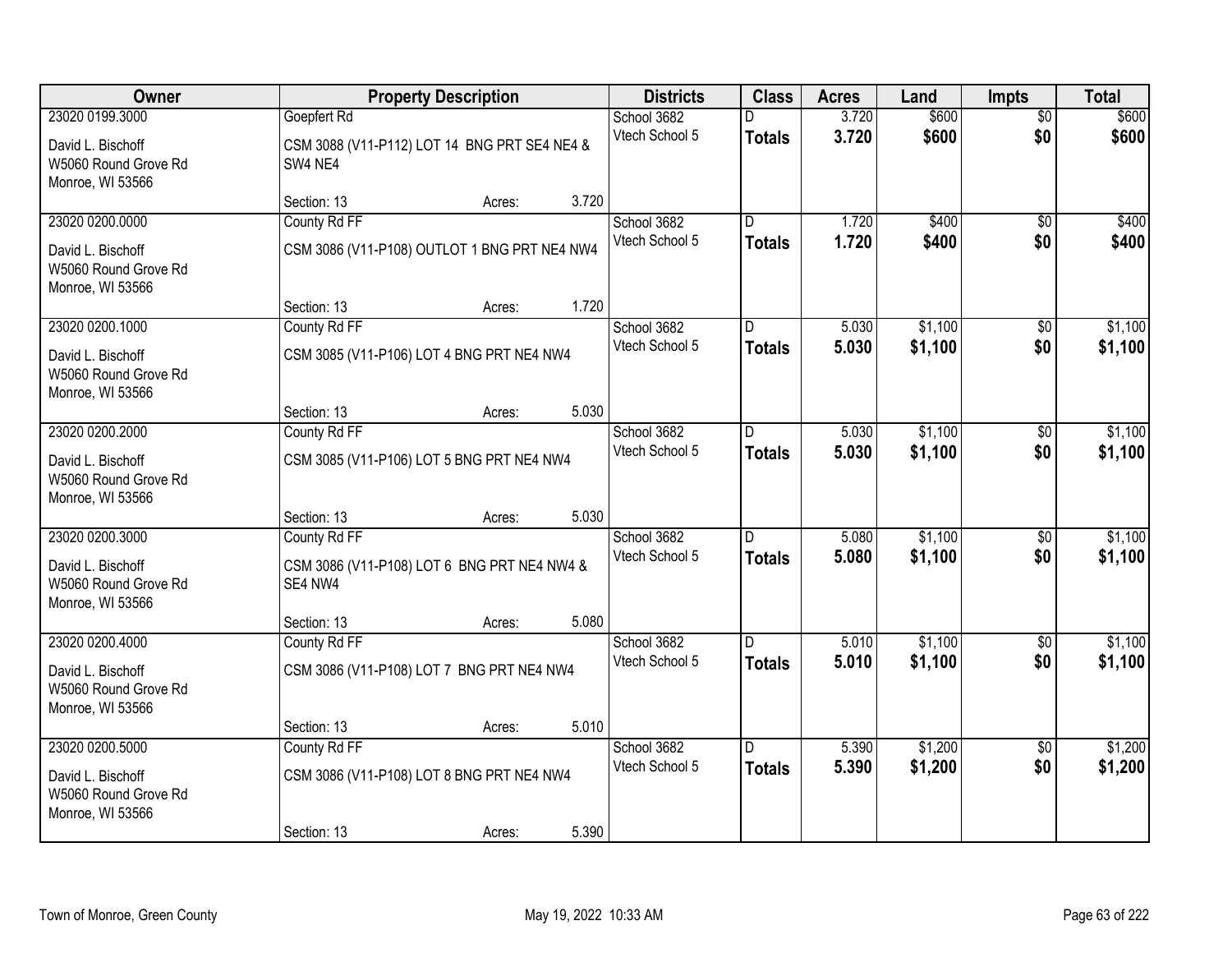| Owner | Property Description | Districts | Class | Acres | Land | Impts | Total |
|---|---|---|---|---|---|---|---|
| 23020 0199.3000<br>David L. Bischoff<br>W5060 Round Grove Rd<br>Monroe, WI 53566 | Goepfert Rd<br>CSM 3088 (V11-P112) LOT 14 BNG PRT SE4 NE4 & SW4 NE4<br>Section: 13 Acres: 3.720 | School 3682<br>Vtech School 5 | D<br>**Totals** | 3.720<br>**3.720** | $600<br>**$600** | $0<br>**$0** | $600<br>**$600** |
| 23020 0200.0000<br>David L. Bischoff<br>W5060 Round Grove Rd<br>Monroe, WI 53566 | County Rd FF<br>CSM 3086 (V11-P108) OUTLOT 1 BNG PRT NE4 NW4<br>Section: 13 Acres: 1.720 | School 3682<br>Vtech School 5 | D<br>**Totals** | 1.720<br>**1.720** | $400<br>**$400** | $0<br>**$0** | $400<br>**$400** |
| 23020 0200.1000<br>David L. Bischoff<br>W5060 Round Grove Rd<br>Monroe, WI 53566 | County Rd FF<br>CSM 3085 (V11-P106) LOT 4 BNG PRT NE4 NW4<br>Section: 13 Acres: 5.030 | School 3682<br>Vtech School 5 | D<br>**Totals** | 5.030<br>**5.030** | $1,100<br>**$1,100** | $0<br>**$0** | $1,100<br>**$1,100** |
| 23020 0200.2000<br>David L. Bischoff<br>W5060 Round Grove Rd<br>Monroe, WI 53566 | County Rd FF<br>CSM 3085 (V11-P106) LOT 5 BNG PRT NE4 NW4<br>Section: 13 Acres: 5.030 | School 3682<br>Vtech School 5 | D<br>**Totals** | 5.030<br>**5.030** | $1,100<br>**$1,100** | $0<br>**$0** | $1,100<br>**$1,100** |
| 23020 0200.3000<br>David L. Bischoff<br>W5060 Round Grove Rd<br>Monroe, WI 53566 | County Rd FF<br>CSM 3086 (V11-P108) LOT 6 BNG PRT NE4 NW4 & SE4 NW4<br>Section: 13 Acres: 5.080 | School 3682<br>Vtech School 5 | D<br>**Totals** | 5.080<br>**5.080** | $1,100<br>**$1,100** | $0<br>**$0** | $1,100<br>**$1,100** |
| 23020 0200.4000<br>David L. Bischoff<br>W5060 Round Grove Rd<br>Monroe, WI 53566 | County Rd FF<br>CSM 3086 (V11-P108) LOT 7 BNG PRT NE4 NW4<br>Section: 13 Acres: 5.010 | School 3682<br>Vtech School 5 | D<br>**Totals** | 5.010<br>**5.010** | $1,100<br>**$1,100** | $0<br>**$0** | $1,100<br>**$1,100** |
| 23020 0200.5000<br>David L. Bischoff<br>W5060 Round Grove Rd<br>Monroe, WI 53566 | County Rd FF<br>CSM 3086 (V11-P108) LOT 8 BNG PRT NE4 NW4<br>Section: 13 Acres: 5.390 | School 3682<br>Vtech School 5 | D<br>**Totals** | 5.390<br>**5.390** | $1,200<br>**$1,200** | $0<br>**$0** | $1,200<br>**$1,200** |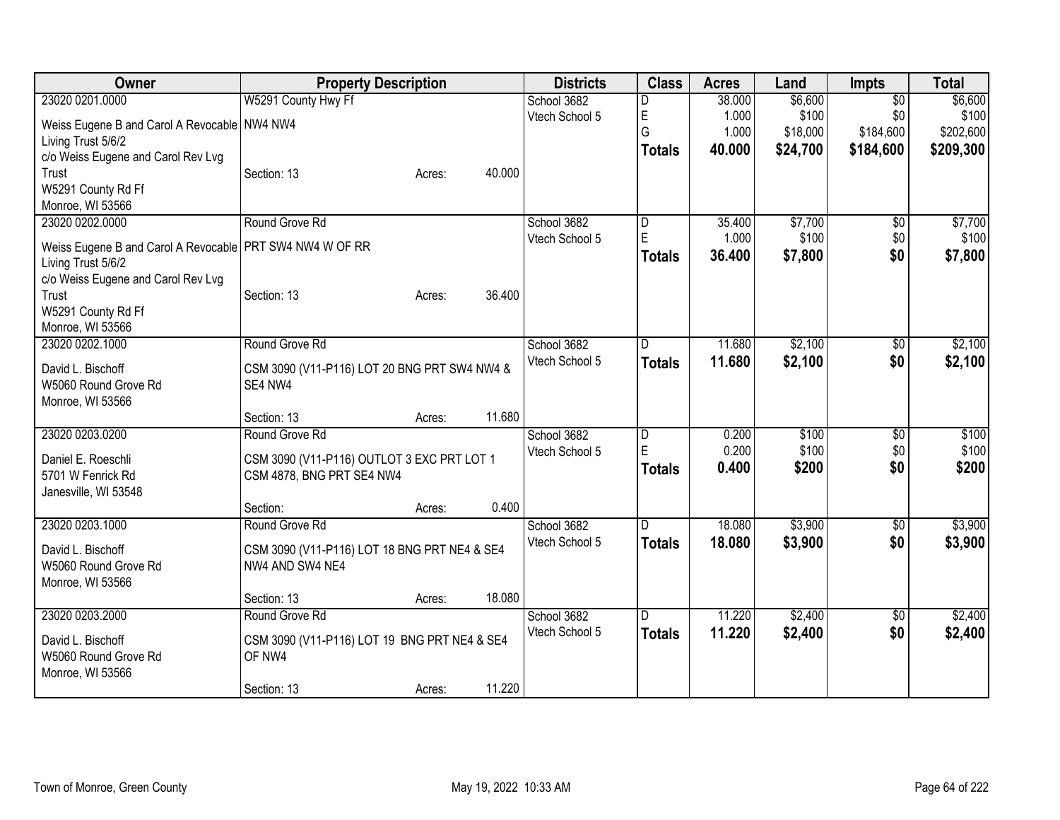| Owner | Property Description | Districts | Class | Acres | Land | Impts | Total |
|---|---|---|---|---|---|---|---|
| 23020 0201.0000<br>Weiss Eugene B and Carol A Revocable Living Trust 5/6/2<br>c/o Weiss Eugene and Carol Rev Lvg Trust<br>W5291 County Rd Ff<br>Monroe, WI 53566 | W5291 County Hwy Ff<br>NW4 NW4<br>Section: 13 Acres: 40.000 | School 3682<br>Vtech School 5 | D<br>E<br>G<br>**Totals** | 38.000<br>1.000<br>1.000<br>**40.000** | $6,600<br>$100<br>$18,000<br>**$24,700** | $0<br>$0<br>$184,600<br>**$184,600** | $6,600<br>$100<br>$202,600<br>**$209,300** |
| 23020 0202.0000<br>Weiss Eugene B and Carol A Revocable Living Trust 5/6/2<br>c/o Weiss Eugene and Carol Rev Lvg Trust<br>W5291 County Rd Ff<br>Monroe, WI 53566 | Round Grove Rd<br>PRT SW4 NW4 W OF RR<br>Section: 13 Acres: 36.400 | School 3682<br>Vtech School 5 | D<br>E<br>**Totals** | 35.400<br>1.000<br>**36.400** | $7,700<br>$100<br>**$7,800** | $0<br>$0<br>**$0** | $7,700<br>$100<br>**$7,800** |
| 23020 0202.1000<br>David L. Bischoff<br>W5060 Round Grove Rd<br>Monroe, WI 53566 | Round Grove Rd<br>CSM 3090 (V11-P116) LOT 20 BNG PRT SW4 NW4 & SE4 NW4<br>Section: 13 Acres: 11.680 | School 3682<br>Vtech School 5 | D<br>**Totals** | 11.680<br>**11.680** | $2,100<br>**$2,100** | $0<br>**$0** | $2,100<br>**$2,100** |
| 23020 0203.0200<br>Daniel E. Roeschli<br>5701 W Fenrick Rd<br>Janesville, WI 53548 | Round Grove Rd<br>CSM 3090 (V11-P116) OUTLOT 3 EXC PRT LOT 1 CSM 4878, BNG PRT SE4 NW4<br>Section: Acres: 0.400 | School 3682<br>Vtech School 5 | D<br>E<br>**Totals** | 0.200<br>0.200<br>**0.400** | $100<br>$100<br>**$200** | $0<br>$0<br>**$0** | $100<br>$100<br>**$200** |
| 23020 0203.1000<br>David L. Bischoff<br>W5060 Round Grove Rd<br>Monroe, WI 53566 | Round Grove Rd<br>CSM 3090 (V11-P116) LOT 18 BNG PRT NE4 & SE4 NW4 AND SW4 NE4<br>Section: 13 Acres: 18.080 | School 3682<br>Vtech School 5 | D<br>**Totals** | 18.080<br>**18.080** | $3,900<br>**$3,900** | $0<br>**$0** | $3,900<br>**$3,900** |
| 23020 0203.2000<br>David L. Bischoff<br>W5060 Round Grove Rd<br>Monroe, WI 53566 | Round Grove Rd<br>CSM 3090 (V11-P116) LOT 19 BNG PRT NE4 & SE4 OF NW4<br>Section: 13 Acres: 11.220 | School 3682<br>Vtech School 5 | D<br>**Totals** | 11.220<br>**11.220** | $2,400<br>**$2,400** | $0<br>**$0** | $2,400<br>**$2,400** |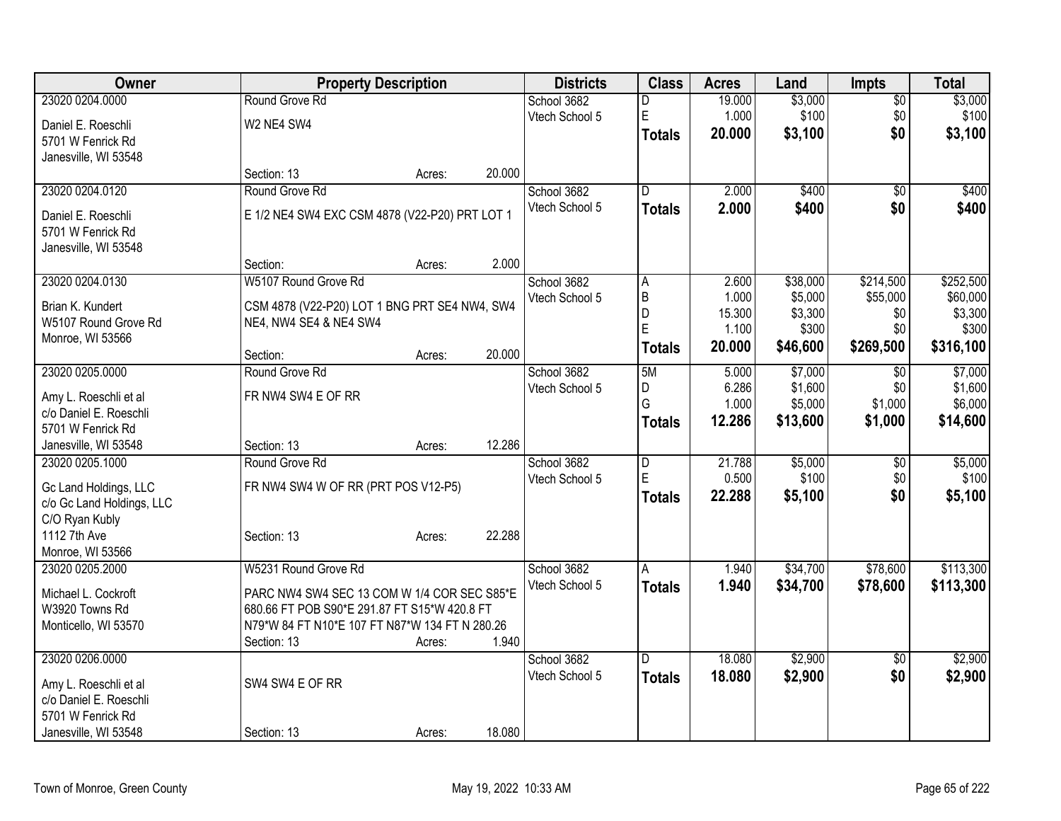| Owner | Property Description | | | Districts | Class | Acres | Land | Impts | Total |
|---|---|---|---|---|---|---|---|---|---|
| 23020 0204.0000 | Round Grove Rd | | | School 3682 | D | 19.000 | $3,000 | $0 | $3,000 |
| Daniel E. Roeschli | W2 NE4 SW4 | | | Vtech School 5 | E | 1.000 | $100 | $0 | $100 |
| 5701 W Fenrick Rd | | | | | **Totals** | **20.000** | **$3,100** | **$0** | **$3,100** |
| Janesville, WI 53548 | Section: 13 | Acres: | 20.000 | | | | | | |
| 23020 0204.0120 | Round Grove Rd | | | School 3682 | D | 2.000 | $400 | $0 | $400 |
| Daniel E. Roeschli | E 1/2 NE4 SW4 EXC CSM 4878 (V22-P20) PRT LOT 1 | | | Vtech School 5 | **Totals** | **2.000** | **$400** | **$0** | **$400** |
| 5701 W Fenrick Rd | | | | | | | | | |
| Janesville, WI 53548 | Section: | Acres: | 2.000 | | | | | | |
| 23020 0204.0130 | W5107 Round Grove Rd | | | School 3682 | A | 2.600 | $38,000 | $214,500 | $252,500 |
| Brian K. Kundert | CSM 4878 (V22-P20) LOT 1 BNG PRT SE4 NW4, SW4 | | | Vtech School 5 | B | 1.000 | $5,000 | $55,000 | $60,000 |
| W5107 Round Grove Rd | NE4, NW4 SE4 & NE4 SW4 | | | | D | 15.300 | $3,300 | $0 | $3,300 |
| Monroe, WI 53566 | | | | | E | 1.100 | $300 | $0 | $300 |
| | Section: | Acres: | 20.000 | | **Totals** | **20.000** | **$46,600** | **$269,500** | **$316,100** |
| 23020 0205.0000 | Round Grove Rd | | | School 3682 | 5M | 5.000 | $7,000 | $0 | $7,000 |
| Amy L. Roeschli et al | FR NW4 SW4 E OF RR | | | Vtech School 5 | D | 6.286 | $1,600 | $0 | $1,600 |
| c/o Daniel E. Roeschli | | | | | G | 1.000 | $5,000 | $1,000 | $6,000 |
| 5701 W Fenrick Rd | | | | | **Totals** | **12.286** | **$13,600** | **$1,000** | **$14,600** |
| Janesville, WI 53548 | Section: 13 | Acres: | 12.286 | | | | | | |
| 23020 0205.1000 | Round Grove Rd | | | School 3682 | D | 21.788 | $5,000 | $0 | $5,000 |
| Gc Land Holdings, LLC | FR NW4 SW4 W OF RR (PRT POS V12-P5) | | | Vtech School 5 | E | 0.500 | $100 | $0 | $100 |
| c/o Gc Land Holdings, LLC | | | | | **Totals** | **22.288** | **$5,100** | **$0** | **$5,100** |
| C/O Ryan Kubly | | | | | | | | | |
| 1112 7th Ave | Section: 13 | Acres: | 22.288 | | | | | | |
| Monroe, WI 53566 | | | | | | | | | |
| 23020 0205.2000 | W5231 Round Grove Rd | | | School 3682 | A | 1.940 | $34,700 | $78,600 | $113,300 |
| Michael L. Cockroft | PARC NW4 SW4 SEC 13 COM W 1/4 COR SEC S85*E | | | Vtech School 5 | **Totals** | **1.940** | **$34,700** | **$78,600** | **$113,300** |
| W3920 Towns Rd | 680.66 FT POB S90*E 291.87 FT S15*W 420.8 FT | | | | | | | | |
| Monticello, WI 53570 | N79*W 84 FT N10*E 107 FT N87*W 134 FT N 280.26 | | | | | | | | |
| | Section: 13 | Acres: | 1.940 | | | | | | |
| 23020 0206.0000 | | | | School 3682 | D | 18.080 | $2,900 | $0 | $2,900 |
| Amy L. Roeschli et al | SW4 SW4 E OF RR | | | Vtech School 5 | **Totals** | **18.080** | **$2,900** | **$0** | **$2,900** |
| c/o Daniel E. Roeschli | | | | | | | | | |
| 5701 W Fenrick Rd | | | | | | | | | |
| Janesville, WI 53548 | Section: 13 | Acres: | 18.080 | | | | | | |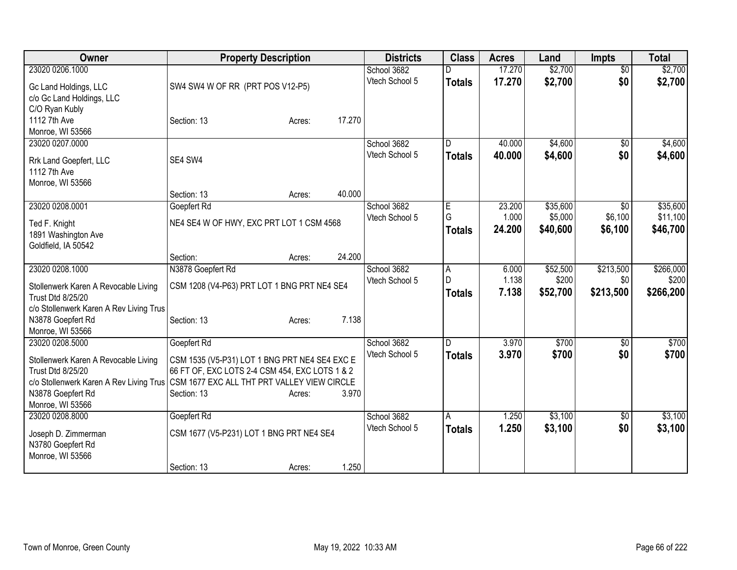| Owner | Property Description | Districts | Class | Acres | Land | Impts | Total |
|---|---|---|---|---|---|---|---|
| 23020 0206.1000<br>Gc Land Holdings, LLC<br>c/o Gc Land Holdings, LLC<br>C/O Ryan Kubly<br>1112 7th Ave<br>Monroe, WI 53566 | SW4 SW4 W OF RR (PRT POS V12-P5)<br>Section: 13 Acres: 17.270 | School 3682<br>Vtech School 5 | D<br>**Totals** | 17.270<br>**17.270** | $2,700<br>**$2,700** | $0<br>**$0** | $2,700<br>**$2,700** |
| 23020 0207.0000<br>Rrk Land Goepfert, LLC<br>1112 7th Ave<br>Monroe, WI 53566 | SE4 SW4<br>Section: 13 Acres: 40.000 | School 3682<br>Vtech School 5 | D<br>**Totals** | 40.000<br>**40.000** | $4,600<br>**$4,600** | $0<br>**$0** | $4,600<br>**$4,600** |
| 23020 0208.0001<br>Ted F. Knight<br>1891 Washington Ave<br>Goldfield, IA 50542 | Goepfert Rd<br>NE4 SE4 W OF HWY, EXC PRT LOT 1 CSM 4568<br>Section: Acres: 24.200 | School 3682<br>Vtech School 5 | E<br>G<br>**Totals** | 23.200<br>1.000<br>**24.200** | $35,600<br>$5,000<br>**$40,600** | $0<br>$6,100<br>**$6,100** | $35,600<br>$11,100<br>**$46,700** |
| 23020 0208.1000<br>Stollenwerk Karen A Revocable Living Trust Dtd 8/25/20<br>c/o Stollenwerk Karen A Rev Living Trus<br>N3878 Goepfert Rd<br>Monroe, WI 53566 | N3878 Goepfert Rd<br>CSM 1208 (V4-P63) PRT LOT 1 BNG PRT NE4 SE4<br>Section: 13 Acres: 7.138 | School 3682<br>Vtech School 5 | A<br>D<br>**Totals** | 6.000<br>1.138<br>**7.138** | $52,500<br>$200<br>**$52,700** | $213,500<br>$0<br>**$213,500** | $266,000<br>$200<br>**$266,200** |
| 23020 0208.5000<br>Stollenwerk Karen A Revocable Living Trust Dtd 8/25/20<br>c/o Stollenwerk Karen A Rev Living Trus<br>N3878 Goepfert Rd<br>Monroe, WI 53566 | Goepfert Rd<br>CSM 1535 (V5-P31) LOT 1 BNG PRT NE4 SE4 EXC E 66 FT OF, EXC LOTS 2-4 CSM 454, EXC LOTS 1 & 2 CSM 1677 EXC ALL THT PRT VALLEY VIEW CIRCLE<br>Section: 13 Acres: 3.970 | School 3682<br>Vtech School 5 | D<br>**Totals** | 3.970<br>**3.970** | $700<br>**$700** | $0<br>**$0** | $700<br>**$700** |
| 23020 0208.8000<br>Joseph D. Zimmerman<br>N3780 Goepfert Rd<br>Monroe, WI 53566 | Goepfert Rd<br>CSM 1677 (V5-P231) LOT 1 BNG PRT NE4 SE4<br>Section: 13 Acres: 1.250 | School 3682<br>Vtech School 5 | A<br>**Totals** | 1.250<br>**1.250** | $3,100<br>**$3,100** | $0<br>**$0** | $3,100<br>**$3,100** |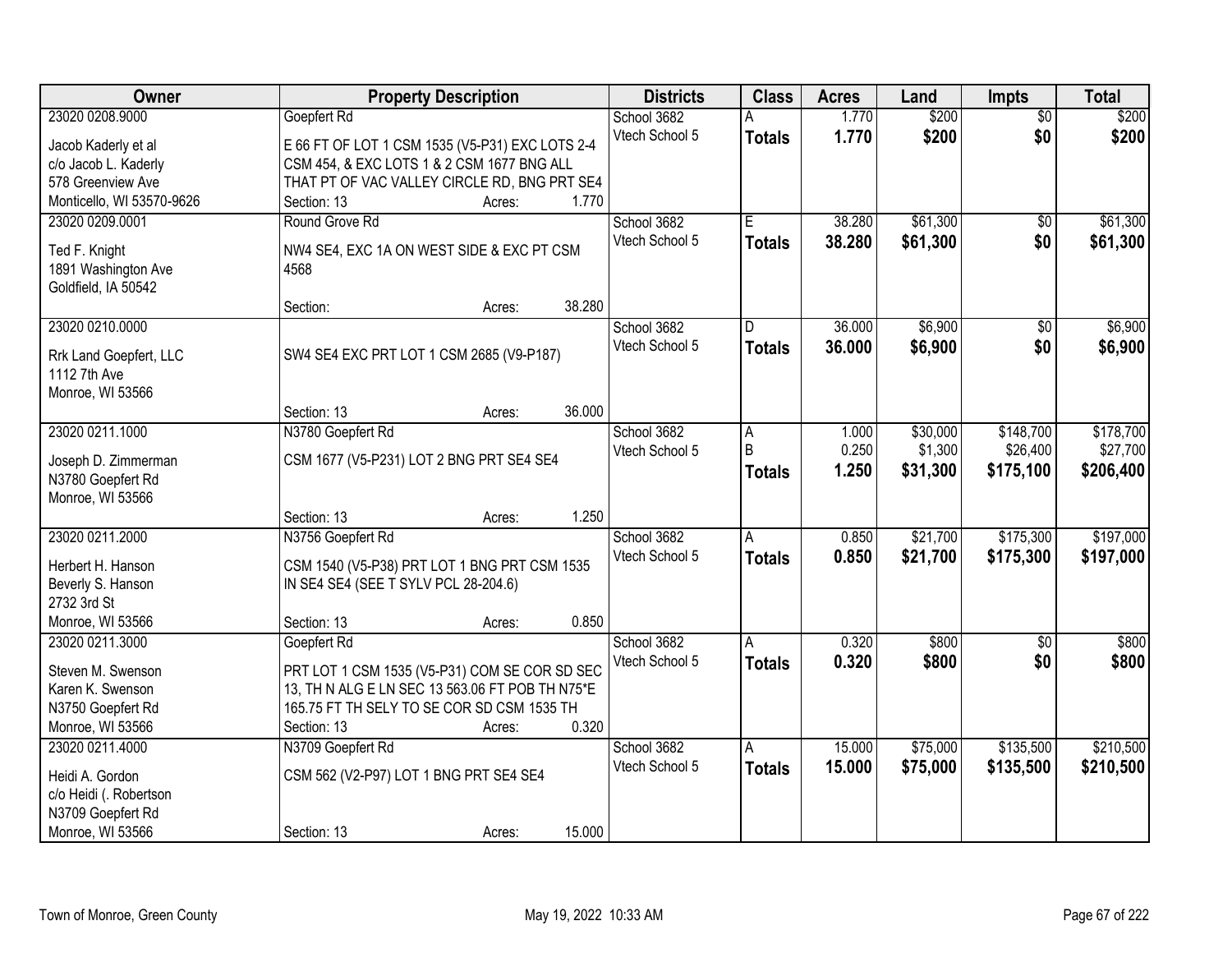| Owner | Property Description | Districts | Class | Acres | Land | Impts | Total |
|---|---|---|---|---|---|---|---|
| 23020 0208.9000<br>Jacob Kaderly et al<br>c/o Jacob L. Kaderly<br>578 Greenview Ave<br>Monticello, WI 53570-9626 | Goepfert Rd<br>E 66 FT OF LOT 1 CSM 1535 (V5-P31) EXC LOTS 2-4 CSM 454, & EXC LOTS 1 & 2 CSM 1677 BNG ALL THAT PT OF VAC VALLEY CIRCLE RD, BNG PRT SE4<br>Section: 13 Acres: 1.770 | School 3682<br>Vtech School 5 | A<br>**Totals** | 1.770<br>**1.770** | $200<br>**$200** | $0<br>**$0** | $200<br>**$200** |
| 23020 0209.0001<br>Ted F. Knight<br>1891 Washington Ave<br>Goldfield, IA 50542 | Round Grove Rd<br>NW4 SE4, EXC 1A ON WEST SIDE & EXC PT CSM 4568<br>Section: Acres: 38.280 | School 3682<br>Vtech School 5 | E<br>**Totals** | 38.280<br>**38.280** | $61,300<br>**$61,300** | $0<br>**$0** | $61,300<br>**$61,300** |
| 23020 0210.0000<br>Rrk Land Goepfert, LLC<br>1112 7th Ave<br>Monroe, WI 53566 | SW4 SE4 EXC PRT LOT 1 CSM 2685 (V9-P187)<br>Section: 13 Acres: 36.000 | School 3682<br>Vtech School 5 | D<br>**Totals** | 36.000<br>**36.000** | $6,900<br>**$6,900** | $0<br>**$0** | $6,900<br>**$6,900** |
| 23020 0211.1000<br>Joseph D. Zimmerman<br>N3780 Goepfert Rd<br>Monroe, WI 53566 | N3780 Goepfert Rd<br>CSM 1677 (V5-P231) LOT 2 BNG PRT SE4 SE4<br>Section: 13 Acres: 1.250 | School 3682<br>Vtech School 5 | A<br>B<br>**Totals** | 1.000<br>0.250<br>**1.250** | $30,000<br>$1,300<br>**$31,300** | $148,700<br>$26,400<br>**$175,100** | $178,700<br>$27,700<br>**$206,400** |
| 23020 0211.2000<br>Herbert H. Hanson<br>Beverly S. Hanson<br>2732 3rd St<br>Monroe, WI 53566 | N3756 Goepfert Rd<br>CSM 1540 (V5-P38) PRT LOT 1 BNG PRT CSM 1535 IN SE4 SE4 (SEE T SYLV PCL 28-204.6)<br>Section: 13 Acres: 0.850 | School 3682<br>Vtech School 5 | A<br>**Totals** | 0.850<br>**0.850** | $21,700<br>**$21,700** | $175,300<br>**$175,300** | $197,000<br>**$197,000** |
| 23020 0211.3000<br>Steven M. Swenson<br>Karen K. Swenson<br>N3750 Goepfert Rd<br>Monroe, WI 53566 | Goepfert Rd<br>PRT LOT 1 CSM 1535 (V5-P31) COM SE COR SD SEC 13, TH N ALG E LN SEC 13 563.06 FT POB TH N75*E 165.75 FT TH SELY TO SE COR SD CSM 1535 TH<br>Section: 13 Acres: 0.320 | School 3682<br>Vtech School 5 | A<br>**Totals** | 0.320<br>**0.320** | $800<br>**$800** | $0<br>**$0** | $800<br>**$800** |
| 23020 0211.4000<br>Heidi A. Gordon<br>c/o Heidi (. Robertson<br>N3709 Goepfert Rd<br>Monroe, WI 53566 | N3709 Goepfert Rd<br>CSM 562 (V2-P97) LOT 1 BNG PRT SE4 SE4<br>Section: 13 Acres: 15.000 | School 3682<br>Vtech School 5 | A<br>**Totals** | 15.000<br>**15.000** | $75,000<br>**$75,000** | $135,500<br>**$135,500** | $210,500<br>**$210,500** |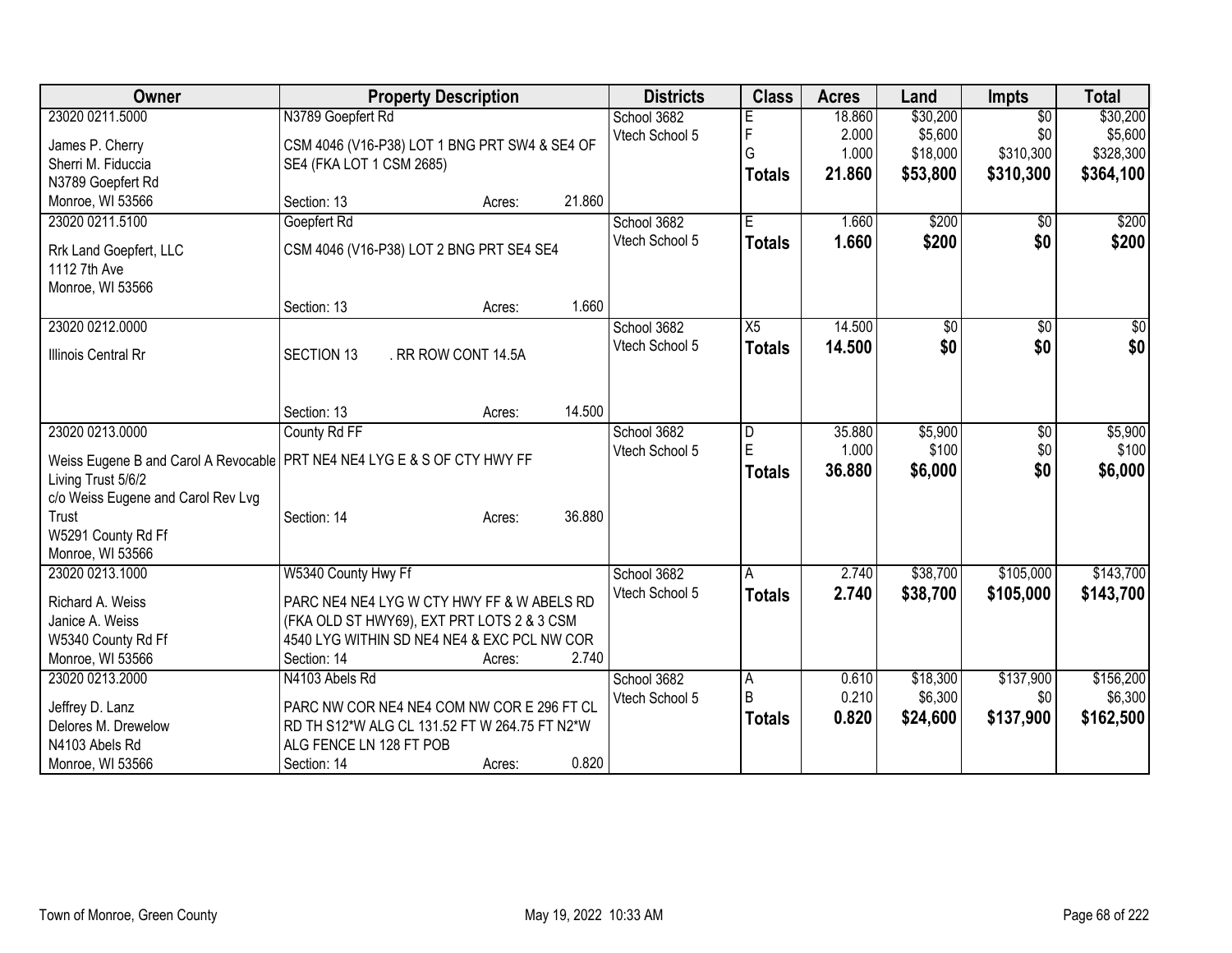| Owner | Property Description | Districts | Class | Acres | Land | Impts | Total |
|---|---|---|---|---|---|---|---|
| 23020 0211.5000<br>James P. Cherry<br>Sherri M. Fiduccia<br>N3789 Goepfert Rd<br>Monroe, WI 53566 | N3789 Goepfert Rd<br>CSM 4046 (V16-P38) LOT 1 BNG PRT SW4 & SE4 OF SE4 (FKA LOT 1 CSM 2685)<br>Section: 13 Acres: 21.860 | School 3682<br>Vtech School 5 | E<br>F<br>G<br>**Totals** | 18.860<br>2.000<br>1.000<br>**21.860** | $30,200<br>$5,600<br>$18,000<br>**$53,800** | $0<br>$0<br>$310,300<br>**$310,300** | $30,200<br>$5,600<br>$328,300<br>**$364,100** |
| 23020 0211.5100<br>Rrk Land Goepfert, LLC<br>1112 7th Ave<br>Monroe, WI 53566 | Goepfert Rd<br>CSM 4046 (V16-P38) LOT 2 BNG PRT SE4 SE4<br>Section: 13 Acres: 1.660 | School 3682<br>Vtech School 5 | E<br>**Totals** | 1.660<br>**1.660** | $200<br>**$200** | $0<br>**$0** | $200<br>**$200** |
| 23020 0212.0000<br>Illinois Central Rr | SECTION 13 . RR ROW CONT 14.5A<br>Section: 13 Acres: 14.500 | School 3682<br>Vtech School 5 | X5<br>**Totals** | 14.500<br>**14.500** | $0<br>**$0** | $0<br>**$0** | $0<br>**$0** |
| 23020 0213.0000<br>Weiss Eugene B and Carol A Revocable Living Trust 5/6/2<br>c/o Weiss Eugene and Carol Rev Lvg Trust<br>W5291 County Rd Ff<br>Monroe, WI 53566 | County Rd FF<br>PRT NE4 NE4 LYG E & S OF CTY HWY FF<br>Section: 14 Acres: 36.880 | School 3682<br>Vtech School 5 | D<br>E<br>**Totals** | 35.880<br>1.000<br>**36.880** | $5,900<br>$100<br>**$6,000** | $0<br>$0<br>**$0** | $5,900<br>$100<br>**$6,000** |
| 23020 0213.1000<br>Richard A. Weiss<br>Janice A. Weiss<br>W5340 County Rd Ff<br>Monroe, WI 53566 | W5340 County Hwy Ff<br>PARC NE4 NE4 LYG W CTY HWY FF & W ABELS RD (FKA OLD ST HWY69), EXT PRT LOTS 2 & 3 CSM 4540 LYG WITHIN SD NE4 NE4 & EXC PCL NW COR<br>Section: 14 Acres: 2.740 | School 3682<br>Vtech School 5 | A<br>**Totals** | 2.740<br>**2.740** | $38,700<br>**$38,700** | $105,000<br>**$105,000** | $143,700<br>**$143,700** |
| 23020 0213.2000<br>Jeffrey D. Lanz<br>Delores M. Drewelow<br>N4103 Abels Rd<br>Monroe, WI 53566 | N4103 Abels Rd<br>PARC NW COR NE4 NE4 COM NW COR E 296 FT CL RD TH S12*W ALG CL 131.52 FT W 264.75 FT N2*W ALG FENCE LN 128 FT POB<br>Section: 14 Acres: 0.820 | School 3682<br>Vtech School 5 | A<br>B<br>**Totals** | 0.610<br>0.210<br>**0.820** | $18,300<br>$6,300<br>**$24,600** | $137,900<br>$0<br>**$137,900** | $156,200<br>$6,300<br>**$162,500** |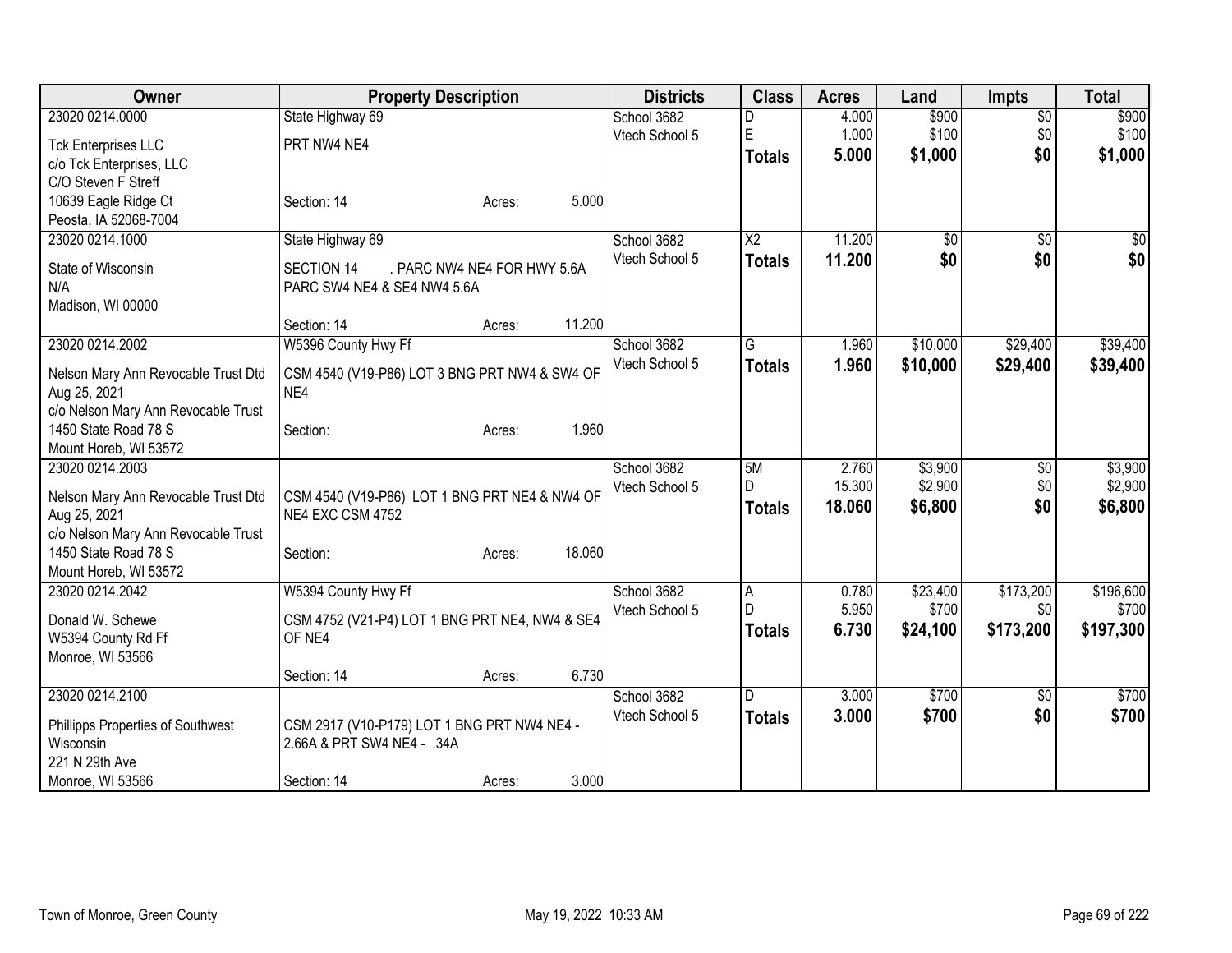| Owner | Property Description | | | Districts | Class | Acres | Land | Impts | Total |
|---|---|---|---|---|---|---|---|---|---|
| 23020 0214.0000 | State Highway 69 | | | School 3682 | D | 4.000 | $900 | $0 | $900 |
| Tck Enterprises LLC | PRT NW4 NE4 | | | Vtech School 5 | E | 1.000 | $100 | $0 | $100 |
| c/o Tck Enterprises, LLC | | | | | **Totals** | **5.000** | **$1,000** | **$0** | **$1,000** |
| C/O Steven F Streff | | | | | | | | | |
| 10639 Eagle Ridge Ct | Section: 14 | Acres: | 5.000 | | | | | | |
| Peosta, IA 52068-7004 | | | | | | | | | |
| 23020 0214.1000 | State Highway 69 | | | School 3682 | X2 | 11.200 | $0 | $0 | $0 |
| State of Wisconsin | SECTION 14 . PARC NW4 NE4 FOR HWY 5.6A PARC SW4 NE4 & SE4 NW4 5.6A | | | Vtech School 5 | **Totals** | **11.200** | **$0** | **$0** | **$0** |
| N/A | | | | | | | | | |
| Madison, WI 00000 | | | | | | | | | |
| | Section: 14 | Acres: | 11.200 | | | | | | |
| 23020 0214.2002 | W5396 County Hwy Ff | | | School 3682 | G | 1.960 | $10,000 | $29,400 | $39,400 |
| Nelson Mary Ann Revocable Trust Dtd Aug 25, 2021 | CSM 4540 (V19-P86) LOT 3 BNG PRT NW4 & SW4 OF NE4 | | | Vtech School 5 | **Totals** | **1.960** | **$10,000** | **$29,400** | **$39,400** |
| c/o Nelson Mary Ann Revocable Trust | | | | | | | | | |
| 1450 State Road 78 S | Section: | Acres: | 1.960 | | | | | | |
| Mount Horeb, WI 53572 | | | | | | | | | |
| 23020 0214.2003 | | | | School 3682 | 5M | 2.760 | $3,900 | $0 | $3,900 |
| Nelson Mary Ann Revocable Trust Dtd Aug 25, 2021 | CSM 4540 (V19-P86) LOT 1 BNG PRT NE4 & NW4 OF NE4 EXC CSM 4752 | | | Vtech School 5 | D | 15.300 | $2,900 | $0 | $2,900 |
| c/o Nelson Mary Ann Revocable Trust | | | | | **Totals** | **18.060** | **$6,800** | **$0** | **$6,800** |
| 1450 State Road 78 S | Section: | Acres: | 18.060 | | | | | | |
| Mount Horeb, WI 53572 | | | | | | | | | |
| 23020 0214.2042 | W5394 County Hwy Ff | | | School 3682 | A | 0.780 | $23,400 | $173,200 | $196,600 |
| Donald W. Schewe | CSM 4752 (V21-P4) LOT 1 BNG PRT NE4, NW4 & SE4 OF NE4 | | | Vtech School 5 | D | 5.950 | $700 | $0 | $700 |
| W5394 County Rd Ff | | | | | **Totals** | **6.730** | **$24,100** | **$173,200** | **$197,300** |
| Monroe, WI 53566 | | | | | | | | | |
| | Section: 14 | Acres: | 6.730 | | | | | | |
| 23020 0214.2100 | | | | School 3682 | D | 3.000 | $700 | $0 | $700 |
| Phillipps Properties of Southwest Wisconsin | CSM 2917 (V10-P179) LOT 1 BNG PRT NW4 NE4 - 2.66A & PRT SW4 NE4 - .34A | | | Vtech School 5 | **Totals** | **3.000** | **$700** | **$0** | **$700** |
| 221 N 29th Ave | | | | | | | | | |
| Monroe, WI 53566 | Section: 14 | Acres: | 3.000 | | | | | | |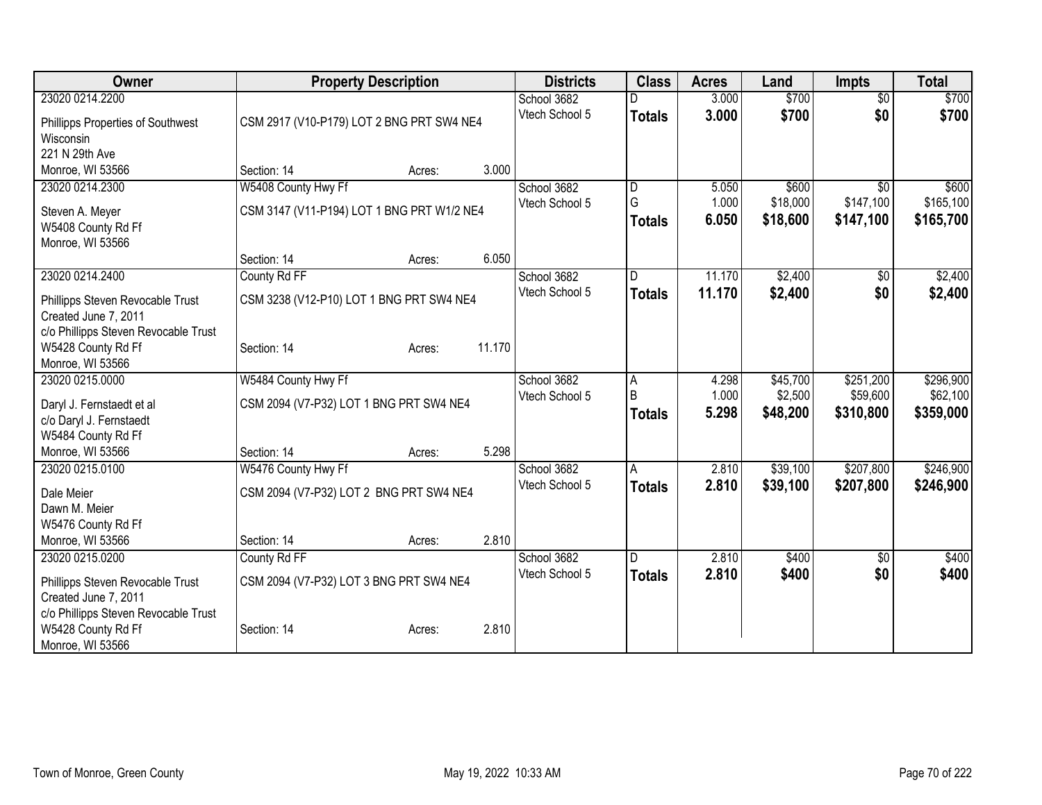| Owner | Property Description | Districts | Class | Acres | Land | Impts | Total |
|---|---|---|---|---|---|---|---|
| 23020 0214.2200<br>Phillipps Properties of Southwest Wisconsin<br>221 N 29th Ave<br>Monroe, WI 53566 | CSM 2917 (V10-P179) LOT 2 BNG PRT SW4 NE4<br>Section: 14 Acres: 3.000 | School 3682<br>Vtech School 5 | D<br>**Totals** | 3.000<br>**3.000** | $700<br>**$700** | $0<br>**$0** | $700<br>**$700** |
| 23020 0214.2300<br>Steven A. Meyer<br>W5408 County Rd Ff<br>Monroe, WI 53566 | W5408 County Hwy Ff<br>CSM 3147 (V11-P194) LOT 1 BNG PRT W1/2 NE4<br>Section: 14 Acres: 6.050 | School 3682<br>Vtech School 5 | D<br>G<br>**Totals** | 5.050<br>1.000<br>**6.050** | $600<br>$18,000<br>**$18,600** | $0<br>$147,100<br>**$147,100** | $600<br>$165,100<br>**$165,700** |
| 23020 0214.2400<br>Phillipps Steven Revocable Trust<br>Created June 7, 2011<br>c/o Phillipps Steven Revocable Trust<br>W5428 County Rd Ff<br>Monroe, WI 53566 | County Rd FF<br>CSM 3238 (V12-P10) LOT 1 BNG PRT SW4 NE4<br>Section: 14 Acres: 11.170 | School 3682<br>Vtech School 5 | D<br>**Totals** | 11.170<br>**11.170** | $2,400<br>**$2,400** | $0<br>**$0** | $2,400<br>**$2,400** |
| 23020 0215.0000<br>Daryl J. Fernstaedt et al<br>c/o Daryl J. Fernstaedt<br>W5484 County Rd Ff<br>Monroe, WI 53566 | W5484 County Hwy Ff<br>CSM 2094 (V7-P32) LOT 1 BNG PRT SW4 NE4<br>Section: 14 Acres: 5.298 | School 3682<br>Vtech School 5 | A<br>B<br>**Totals** | 4.298<br>1.000<br>**5.298** | $45,700<br>$2,500<br>**$48,200** | $251,200<br>$59,600<br>**$310,800** | $296,900<br>$62,100<br>**$359,000** |
| 23020 0215.0100<br>Dale Meier<br>Dawn M. Meier<br>W5476 County Rd Ff<br>Monroe, WI 53566 | W5476 County Hwy Ff<br>CSM 2094 (V7-P32) LOT 2 BNG PRT SW4 NE4<br>Section: 14 Acres: 2.810 | School 3682<br>Vtech School 5 | A<br>**Totals** | 2.810<br>**2.810** | $39,100<br>**$39,100** | $207,800<br>**$207,800** | $246,900<br>**$246,900** |
| 23020 0215.0200<br>Phillipps Steven Revocable Trust<br>Created June 7, 2011<br>c/o Phillipps Steven Revocable Trust<br>W5428 County Rd Ff<br>Monroe, WI 53566 | County Rd FF<br>CSM 2094 (V7-P32) LOT 3 BNG PRT SW4 NE4<br>Section: 14 Acres: 2.810 | School 3682<br>Vtech School 5 | D<br>**Totals** | 2.810<br>**2.810** | $400<br>**$400** | $0<br>**$0** | $400<br>**$400** |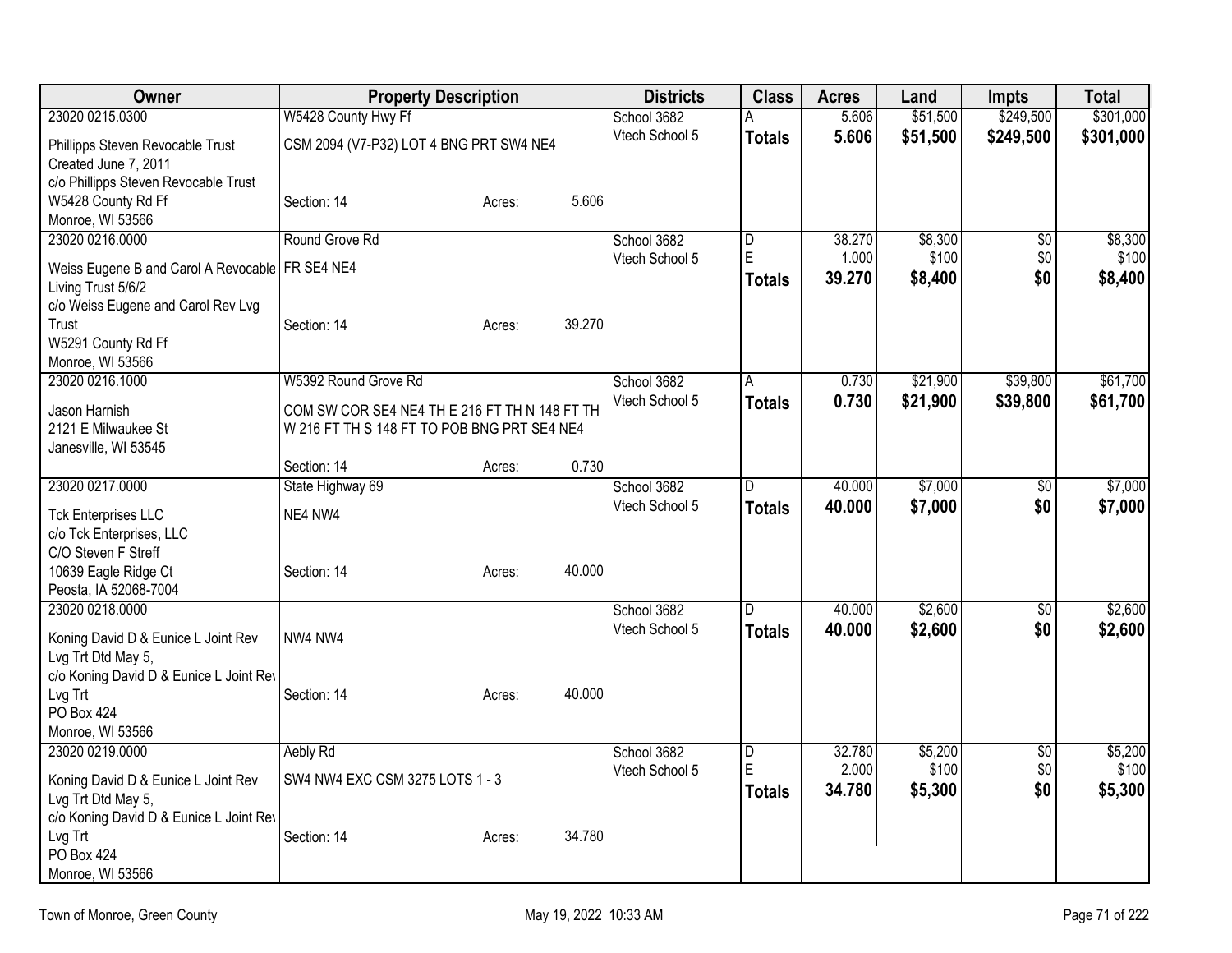| Owner | Property Description | | | Districts | Class | Acres | Land | Impts | Total |
|---|---|---|---|---|---|---|---|---|---|
| 23020 0215.0300 | W5428 County Hwy Ff | | | School 3682 | A | 5.606 | $51,500 | $249,500 | $301,000 |
| Phillipps Steven Revocable Trust Created June 7, 2011 c/o Phillipps Steven Revocable Trust W5428 County Rd Ff Monroe, WI 53566 | CSM 2094 (V7-P32) LOT 4 BNG PRT SW4 NE4 | | | Vtech School 5 | **Totals** | **5.606** | **$51,500** | **$249,500** | **$301,000** |
| | Section: 14 | Acres: | 5.606 | | | | | | |
| 23020 0216.0000 | Round Grove Rd | | | School 3682 | D | 38.270 | $8,300 | $0 | $8,300 |
| Weiss Eugene B and Carol A Revocable Living Trust 5/6/2 c/o Weiss Eugene and Carol Rev Lvg Trust W5291 County Rd Ff Monroe, WI 53566 | FR SE4 NE4 | | | Vtech School 5 | E | 1.000 | $100 | $0 | $100 |
| | | | | | **Totals** | **39.270** | **$8,400** | **$0** | **$8,400** |
| | Section: 14 | Acres: | 39.270 | | | | | | |
| 23020 0216.1000 | W5392 Round Grove Rd | | | School 3682 | A | 0.730 | $21,900 | $39,800 | $61,700 |
| Jason Harnish 2121 E Milwaukee St Janesville, WI 53545 | COM SW COR SE4 NE4 TH E 216 FT TH N 148 FT TH W 216 FT TH S 148 FT TO POB BNG PRT SE4 NE4 | | | Vtech School 5 | **Totals** | **0.730** | **$21,900** | **$39,800** | **$61,700** |
| | Section: 14 | Acres: | 0.730 | | | | | | |
| 23020 0217.0000 | State Highway 69 | | | School 3682 | D | 40.000 | $7,000 | $0 | $7,000 |
| Tck Enterprises LLC c/o Tck Enterprises, LLC C/O Steven F Streff 10639 Eagle Ridge Ct Peosta, IA 52068-7004 | NE4 NW4 | | | Vtech School 5 | **Totals** | **40.000** | **$7,000** | **$0** | **$7,000** |
| | Section: 14 | Acres: | 40.000 | | | | | | |
| 23020 0218.0000 | | | | School 3682 | D | 40.000 | $2,600 | $0 | $2,600 |
| Koning David D & Eunice L Joint Rev Lvg Trt Dtd May 5, c/o Koning David D & Eunice L Joint Rev Lvg Trt PO Box 424 Monroe, WI 53566 | NW4 NW4 | | | Vtech School 5 | **Totals** | **40.000** | **$2,600** | **$0** | **$2,600** |
| | Section: 14 | Acres: | 40.000 | | | | | | |
| 23020 0219.0000 | Aebly Rd | | | School 3682 | D | 32.780 | $5,200 | $0 | $5,200 |
| Koning David D & Eunice L Joint Rev Lvg Trt Dtd May 5, c/o Koning David D & Eunice L Joint Rev Lvg Trt PO Box 424 Monroe, WI 53566 | SW4 NW4 EXC CSM 3275 LOTS 1 - 3 | | | Vtech School 5 | E | 2.000 | $100 | $0 | $100 |
| | | | | | **Totals** | **34.780** | **$5,300** | **$0** | **$5,300** |
| | Section: 14 | Acres: | 34.780 | | | | | | |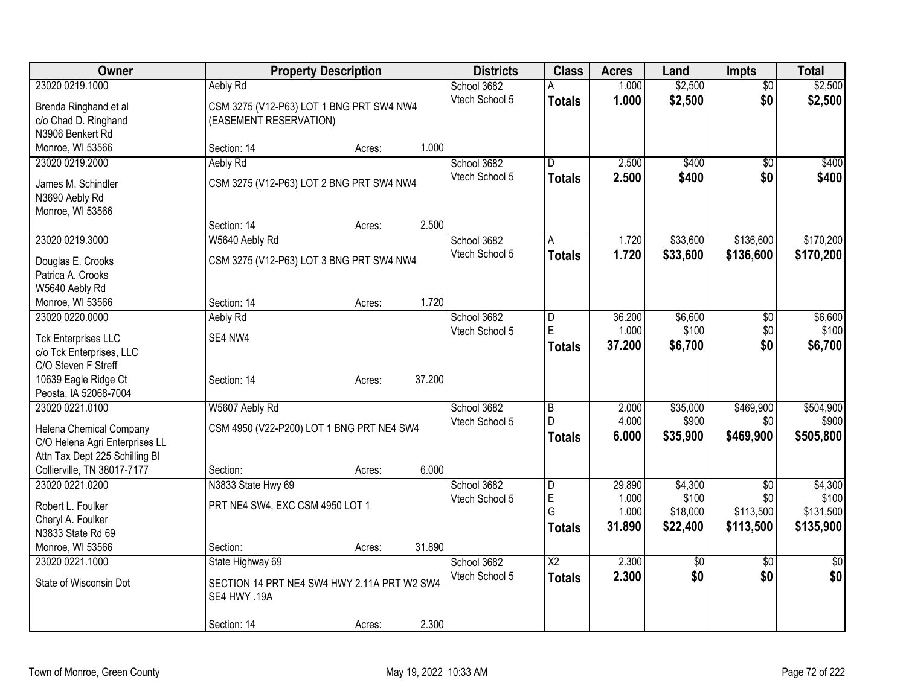| Owner | Property Description | Districts | Class | Acres | Land | Impts | Total |
|---|---|---|---|---|---|---|---|
| 23020 0219.1000<br>Brenda Ringhand et al<br>c/o Chad D. Ringhand<br>N3906 Benkert Rd<br>Monroe, WI 53566 | Aebly Rd<br>CSM 3275 (V12-P63) LOT 1 BNG PRT SW4 NW4 (EASEMENT RESERVATION)<br>Section: 14 Acres: 1.000 | School 3682<br>Vtech School 5 | A<br>**Totals** | 1.000<br>**1.000** | $2,500<br>**$2,500** | $0<br>**$0** | $2,500<br>**$2,500** |
| 23020 0219.2000<br>James M. Schindler<br>N3690 Aebly Rd<br>Monroe, WI 53566 | Aebly Rd<br>CSM 3275 (V12-P63) LOT 2 BNG PRT SW4 NW4<br>Section: 14 Acres: 2.500 | School 3682<br>Vtech School 5 | D<br>**Totals** | 2.500<br>**2.500** | $400<br>**$400** | $0<br>**$0** | $400<br>**$400** |
| 23020 0219.3000<br>Douglas E. Crooks<br>Patrica A. Crooks<br>W5640 Aebly Rd<br>Monroe, WI 53566 | W5640 Aebly Rd<br>CSM 3275 (V12-P63) LOT 3 BNG PRT SW4 NW4<br>Section: 14 Acres: 1.720 | School 3682<br>Vtech School 5 | A<br>**Totals** | 1.720<br>**1.720** | $33,600<br>**$33,600** | $136,600<br>**$136,600** | $170,200<br>**$170,200** |
| 23020 0220.0000<br>Tck Enterprises LLC<br>c/o Tck Enterprises, LLC<br>C/O Steven F Streff<br>10639 Eagle Ridge Ct<br>Peosta, IA 52068-7004 | Aebly Rd<br>SE4 NW4<br>Section: 14 Acres: 37.200 | School 3682<br>Vtech School 5 | D<br>E<br>**Totals** | 36.200<br>1.000<br>**37.200** | $6,600<br>$100<br>**$6,700** | $0<br>$0<br>**$0** | $6,600<br>$100<br>**$6,700** |
| 23020 0221.0100<br>Helena Chemical Company<br>C/O Helena Agri Enterprises LL<br>Attn Tax Dept 225 Schilling Bl<br>Collierville, TN 38017-7177 | W5607 Aebly Rd<br>CSM 4950 (V22-P200) LOT 1 BNG PRT NE4 SW4<br>Section: Acres: 6.000 | School 3682<br>Vtech School 5 | B<br>D<br>**Totals** | 2.000<br>4.000<br>**6.000** | $35,000<br>$900<br>**$35,900** | $469,900<br>$0<br>**$469,900** | $504,900<br>$900<br>**$505,800** |
| 23020 0221.0200<br>Robert L. Foulker<br>Cheryl A. Foulker<br>N3833 State Rd 69<br>Monroe, WI 53566 | N3833 State Hwy 69<br>PRT NE4 SW4, EXC CSM 4950 LOT 1<br>Section: Acres: 31.890 | School 3682<br>Vtech School 5 | D<br>E<br>G<br>**Totals** | 29.890<br>1.000<br>1.000<br>**31.890** | $4,300<br>$100<br>$18,000<br>**$22,400** | $0<br>$0<br>$113,500<br>**$113,500** | $4,300<br>$100<br>$131,500<br>**$135,900** |
| 23020 0221.1000<br>State of Wisconsin Dot | State Highway 69<br>SECTION 14 PRT NE4 SW4 HWY 2.11A PRT W2 SW4 SE4 HWY .19A<br>Section: 14 Acres: 2.300 | School 3682<br>Vtech School 5 | X2<br>**Totals** | 2.300<br>**2.300** | $0<br>**$0** | $0<br>**$0** | $0<br>**$0** |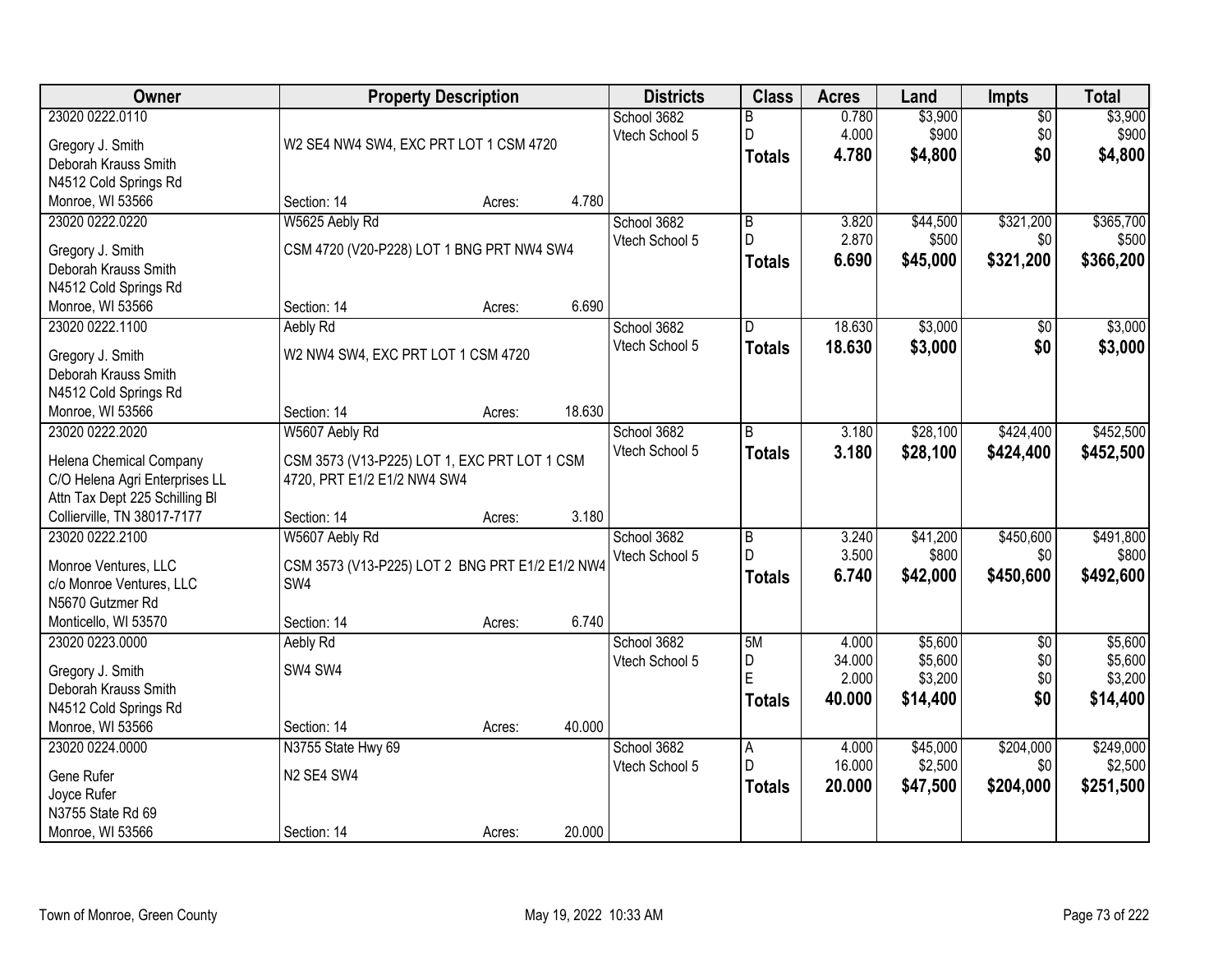| Owner | Property Description | | | Districts | Class | Acres | Land | Impts | Total |
|---|---|---|---|---|---|---|---|---|---|
| 23020 0222.0110 | | | | School 3682 | B | 0.780 | $3,900 | $0 | $3,900 |
| Gregory J. Smith | W2 SE4 NW4 SW4, EXC PRT LOT 1 CSM 4720 | | | Vtech School 5 | D | 4.000 | $900 | $0 | $900 |
| Deborah Krauss Smith | | | | | **Totals** | **4.780** | **$4,800** | **$0** | **$4,800** |
| N4512 Cold Springs Rd | | | | | | | | | |
| Monroe, WI 53566 | Section: 14 | Acres: | 4.780 | | | | | | |
| 23020 0222.0220 | W5625 Aebly Rd | | | School 3682 | B | 3.820 | $44,500 | $321,200 | $365,700 |
| Gregory J. Smith | CSM 4720 (V20-P228) LOT 1 BNG PRT NW4 SW4 | | | Vtech School 5 | D | 2.870 | $500 | $0 | $500 |
| Deborah Krauss Smith | | | | | **Totals** | **6.690** | **$45,000** | **$321,200** | **$366,200** |
| N4512 Cold Springs Rd | | | | | | | | | |
| Monroe, WI 53566 | Section: 14 | Acres: | 6.690 | | | | | | |
| 23020 0222.1100 | Aebly Rd | | | School 3682 | D | 18.630 | $3,000 | $0 | $3,000 |
| Gregory J. Smith | W2 NW4 SW4, EXC PRT LOT 1 CSM 4720 | | | Vtech School 5 | **Totals** | **18.630** | **$3,000** | **$0** | **$3,000** |
| Deborah Krauss Smith | | | | | | | | | |
| N4512 Cold Springs Rd | | | | | | | | | |
| Monroe, WI 53566 | Section: 14 | Acres: | 18.630 | | | | | | |
| 23020 0222.2020 | W5607 Aebly Rd | | | School 3682 | B | 3.180 | $28,100 | $424,400 | $452,500 |
| Helena Chemical Company | CSM 3573 (V13-P225) LOT 1, EXC PRT LOT 1 CSM 4720, PRT E1/2 E1/2 NW4 SW4 | | | Vtech School 5 | **Totals** | **3.180** | **$28,100** | **$424,400** | **$452,500** |
| C/O Helena Agri Enterprises LL | | | | | | | | | |
| Attn Tax Dept 225 Schilling Bl | | | | | | | | | |
| Collierville, TN 38017-7177 | Section: 14 | Acres: | 3.180 | | | | | | |
| 23020 0222.2100 | W5607 Aebly Rd | | | School 3682 | B | 3.240 | $41,200 | $450,600 | $491,800 |
| Monroe Ventures, LLC | CSM 3573 (V13-P225) LOT 2 BNG PRT E1/2 E1/2 NW4 SW4 | | | Vtech School 5 | D | 3.500 | $800 | $0 | $800 |
| c/o Monroe Ventures, LLC | | | | | **Totals** | **6.740** | **$42,000** | **$450,600** | **$492,600** |
| N5670 Gutzmer Rd | | | | | | | | | |
| Monticello, WI 53570 | Section: 14 | Acres: | 6.740 | | | | | | |
| 23020 0223.0000 | Aebly Rd | | | School 3682 | 5M | 4.000 | $5,600 | $0 | $5,600 |
| Gregory J. Smith | SW4 SW4 | | | Vtech School 5 | D | 34.000 | $5,600 | $0 | $5,600 |
| Deborah Krauss Smith | | | | | E | 2.000 | $3,200 | $0 | $3,200 |
| N4512 Cold Springs Rd | | | | | **Totals** | **40.000** | **$14,400** | **$0** | **$14,400** |
| Monroe, WI 53566 | Section: 14 | Acres: | 40.000 | | | | | | |
| 23020 0224.0000 | N3755 State Hwy 69 | | | School 3682 | A | 4.000 | $45,000 | $204,000 | $249,000 |
| Gene Rufer | N2 SE4 SW4 | | | Vtech School 5 | D | 16.000 | $2,500 | $0 | $2,500 |
| Joyce Rufer | | | | | **Totals** | **20.000** | **$47,500** | **$204,000** | **$251,500** |
| N3755 State Rd 69 | | | | | | | | | |
| Monroe, WI 53566 | Section: 14 | Acres: | 20.000 | | | | | | |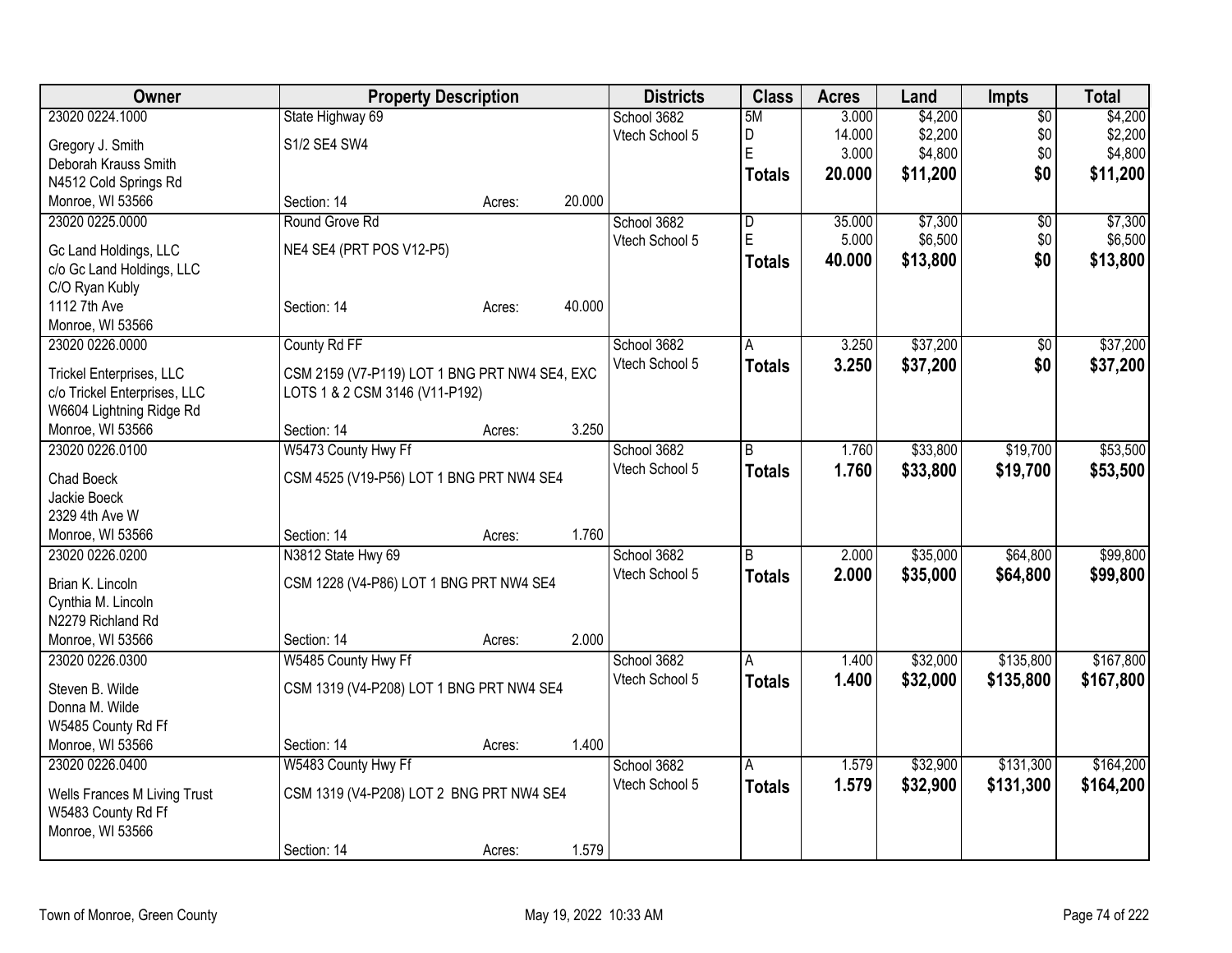| Owner | Property Description | | | Districts | Class | Acres | Land | Impts | Total |
|---|---|---|---|---|---|---|---|---|---|
| 23020 0224.1000 | State Highway 69 | | | School 3682 | 5M | 3.000 | $4,200 | $0 | $4,200 |
| Gregory J. Smith | S1/2 SE4 SW4 | | | Vtech School 5 | D | 14.000 | $2,200 | $0 | $2,200 |
| Deborah Krauss Smith | | | | | E | 3.000 | $4,800 | $0 | $4,800 |
| N4512 Cold Springs Rd | | | | | **Totals** | **20.000** | **$11,200** | **$0** | **$11,200** |
| Monroe, WI 53566 | Section: 14 | Acres: | 20.000 | | | | | | |
| 23020 0225.0000 | Round Grove Rd | | | School 3682 | D | 35.000 | $7,300 | $0 | $7,300 |
| Gc Land Holdings, LLC | NE4 SE4 (PRT POS V12-P5) | | | Vtech School 5 | E | 5.000 | $6,500 | $0 | $6,500 |
| c/o Gc Land Holdings, LLC | | | | | **Totals** | **40.000** | **$13,800** | **$0** | **$13,800** |
| C/O Ryan Kubly | | | | | | | | | |
| 1112 7th Ave | Section: 14 | Acres: | 40.000 | | | | | | |
| Monroe, WI 53566 | | | | | | | | | |
| 23020 0226.0000 | County Rd FF | | | School 3682 | A | 3.250 | $37,200 | $0 | $37,200 |
| Trickel Enterprises, LLC | CSM 2159 (V7-P119) LOT 1 BNG PRT NW4 SE4, EXC | | | Vtech School 5 | **Totals** | **3.250** | **$37,200** | **$0** | **$37,200** |
| c/o Trickel Enterprises, LLC | LOTS 1 & 2 CSM 3146 (V11-P192) | | | | | | | | |
| W6604 Lightning Ridge Rd | | | | | | | | | |
| Monroe, WI 53566 | Section: 14 | Acres: | 3.250 | | | | | | |
| 23020 0226.0100 | W5473 County Hwy Ff | | | School 3682 | B | 1.760 | $33,800 | $19,700 | $53,500 |
| Chad Boeck | CSM 4525 (V19-P56) LOT 1 BNG PRT NW4 SE4 | | | Vtech School 5 | **Totals** | **1.760** | **$33,800** | **$19,700** | **$53,500** |
| Jackie Boeck | | | | | | | | | |
| 2329 4th Ave W | | | | | | | | | |
| Monroe, WI 53566 | Section: 14 | Acres: | 1.760 | | | | | | |
| 23020 0226.0200 | N3812 State Hwy 69 | | | School 3682 | B | 2.000 | $35,000 | $64,800 | $99,800 |
| Brian K. Lincoln | CSM 1228 (V4-P86) LOT 1 BNG PRT NW4 SE4 | | | Vtech School 5 | **Totals** | **2.000** | **$35,000** | **$64,800** | **$99,800** |
| Cynthia M. Lincoln | | | | | | | | | |
| N2279 Richland Rd | | | | | | | | | |
| Monroe, WI 53566 | Section: 14 | Acres: | 2.000 | | | | | | |
| 23020 0226.0300 | W5485 County Hwy Ff | | | School 3682 | A | 1.400 | $32,000 | $135,800 | $167,800 |
| Steven B. Wilde | CSM 1319 (V4-P208) LOT 1 BNG PRT NW4 SE4 | | | Vtech School 5 | **Totals** | **1.400** | **$32,000** | **$135,800** | **$167,800** |
| Donna M. Wilde | | | | | | | | | |
| W5485 County Rd Ff | | | | | | | | | |
| Monroe, WI 53566 | Section: 14 | Acres: | 1.400 | | | | | | |
| 23020 0226.0400 | W5483 County Hwy Ff | | | School 3682 | A | 1.579 | $32,900 | $131,300 | $164,200 |
| Wells Frances M Living Trust | CSM 1319 (V4-P208) LOT 2 BNG PRT NW4 SE4 | | | Vtech School 5 | **Totals** | **1.579** | **$32,900** | **$131,300** | **$164,200** |
| W5483 County Rd Ff | | | | | | | | | |
| Monroe, WI 53566 | | | | | | | | | |
| | Section: 14 | Acres: | 1.579 | | | | | | |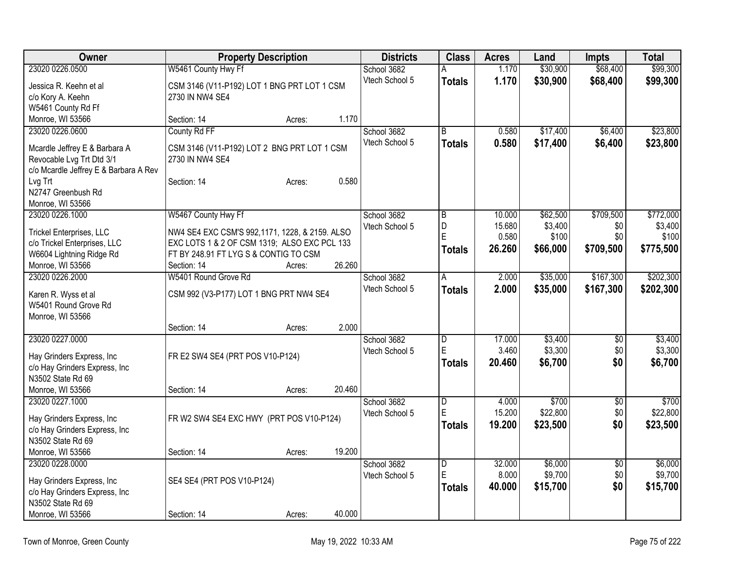| Owner | Property Description | Districts | Class | Acres | Land | Impts | Total |
|---|---|---|---|---|---|---|---|
| 23020 0226.0500<br>Jessica R. Keehn et al<br>c/o Kory A. Keehn<br>W5461 County Rd Ff<br>Monroe, WI 53566 | W5461 County Hwy Ff<br>CSM 3146 (V11-P192) LOT 1 BNG PRT LOT 1 CSM 2730 IN NW4 SE4<br>Section: 14 Acres: 1.170 | School 3682<br>Vtech School 5 | A<br>**Totals** | 1.170<br>**1.170** | $30,900<br>**$30,900** | $68,400<br>**$68,400** | $99,300<br>**$99,300** |
| 23020 0226.0600<br>Mcardle Jeffrey E & Barbara A Revocable Lvg Trt Dtd 3/1<br>c/o Mcardle Jeffrey E & Barbara A Rev Lvg Trt<br>N2747 Greenbush Rd<br>Monroe, WI 53566 | County Rd FF<br>CSM 3146 (V11-P192) LOT 2 BNG PRT LOT 1 CSM 2730 IN NW4 SE4<br>Section: 14 Acres: 0.580 | School 3682<br>Vtech School 5 | B<br>**Totals** | 0.580<br>**0.580** | $17,400<br>**$17,400** | $6,400<br>**$6,400** | $23,800<br>**$23,800** |
| 23020 0226.1000<br>Trickel Enterprises, LLC<br>c/o Trickel Enterprises, LLC<br>W6604 Lightning Ridge Rd<br>Monroe, WI 53566 | W5467 County Hwy Ff<br>NW4 SE4 EXC CSM'S 992,1171, 1228, & 2159. ALSO EXC LOTS 1 & 2 OF CSM 1319; ALSO EXC PCL 133 FT BY 248.91 FT LYG S & CONTIG TO CSM<br>Section: 14 Acres: 26.260 | School 3682<br>Vtech School 5 | B<br>D<br>E<br>**Totals** | 10.000<br>15.680<br>0.580<br>**26.260** | $62,500<br>$3,400<br>$100<br>**$66,000** | $709,500<br>$0<br>$0<br>**$709,500** | $772,000<br>$3,400<br>$100<br>**$775,500** |
| 23020 0226.2000<br>Karen R. Wyss et al<br>W5401 Round Grove Rd<br>Monroe, WI 53566 | W5401 Round Grove Rd<br>CSM 992 (V3-P177) LOT 1 BNG PRT NW4 SE4<br>Section: 14 Acres: 2.000 | School 3682<br>Vtech School 5 | A<br>**Totals** | 2.000<br>**2.000** | $35,000<br>**$35,000** | $167,300<br>**$167,300** | $202,300<br>**$202,300** |
| 23020 0227.0000<br>Hay Grinders Express, Inc<br>c/o Hay Grinders Express, Inc<br>N3502 State Rd 69<br>Monroe, WI 53566 | FR E2 SW4 SE4 (PRT POS V10-P124)<br>Section: 14 Acres: 20.460 | School 3682<br>Vtech School 5 | D<br>E<br>**Totals** | 17.000<br>3.460<br>**20.460** | $3,400<br>$3,300<br>**$6,700** | $0<br>$0<br>**$0** | $3,400<br>$3,300<br>**$6,700** |
| 23020 0227.1000<br>Hay Grinders Express, Inc<br>c/o Hay Grinders Express, Inc<br>N3502 State Rd 69<br>Monroe, WI 53566 | FR W2 SW4 SE4 EXC HWY (PRT POS V10-P124)<br>Section: 14 Acres: 19.200 | School 3682<br>Vtech School 5 | D<br>E<br>**Totals** | 4.000<br>15.200<br>**19.200** | $700<br>$22,800<br>**$23,500** | $0<br>$0<br>**$0** | $700<br>$22,800<br>**$23,500** |
| 23020 0228.0000<br>Hay Grinders Express, Inc<br>c/o Hay Grinders Express, Inc<br>N3502 State Rd 69<br>Monroe, WI 53566 | SE4 SE4 (PRT POS V10-P124)<br>Section: 14 Acres: 40.000 | School 3682<br>Vtech School 5 | D<br>E<br>**Totals** | 32.000<br>8.000<br>**40.000** | $6,000<br>$9,700<br>**$15,700** | $0<br>$0<br>**$0** | $6,000<br>$9,700<br>**$15,700** |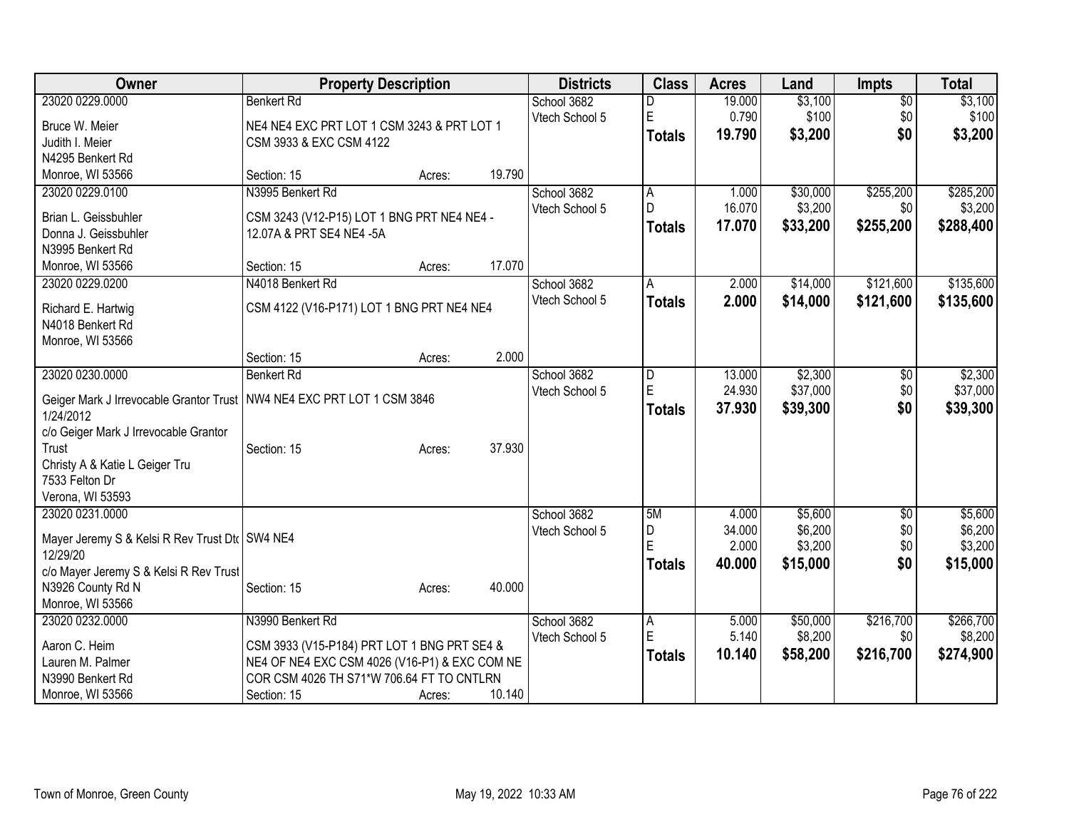| Owner | Property Description | Districts | Class | Acres | Land | Impts | Total |
|---|---|---|---|---|---|---|---|
| 23020 0229.0000<br>Bruce W. Meier<br>Judith I. Meier<br>N4295 Benkert Rd<br>Monroe, WI 53566 | Benkert Rd<br>NE4 NE4 EXC PRT LOT 1 CSM 3243 & PRT LOT 1 CSM 3933 & EXC CSM 4122<br>Section: 15 Acres: 19.790 | School 3682<br>Vtech School 5 | D<br>E<br>**Totals** | 19.000<br>0.790<br>**19.790** | $3,100<br>$100<br>**$3,200** | $0<br>$0<br>**$0** | $3,100<br>$100<br>**$3,200** |
| 23020 0229.0100<br>Brian L. Geissbuhler<br>Donna J. Geissbuhler<br>N3995 Benkert Rd<br>Monroe, WI 53566 | N3995 Benkert Rd<br>CSM 3243 (V12-P15) LOT 1 BNG PRT NE4 NE4 - 12.07A & PRT SE4 NE4 -5A<br>Section: 15 Acres: 17.070 | School 3682<br>Vtech School 5 | A<br>D<br>**Totals** | 1.000<br>16.070<br>**17.070** | $30,000<br>$3,200<br>**$33,200** | $255,200<br>$0<br>**$255,200** | $285,200<br>$3,200<br>**$288,400** |
| 23020 0229.0200<br>Richard E. Hartwig<br>N4018 Benkert Rd<br>Monroe, WI 53566 | N4018 Benkert Rd<br>CSM 4122 (V16-P171) LOT 1 BNG PRT NE4 NE4<br>Section: 15 Acres: 2.000 | School 3682<br>Vtech School 5 | A<br>**Totals** | 2.000<br>**2.000** | $14,000<br>**$14,000** | $121,600<br>**$121,600** | $135,600<br>**$135,600** |
| 23020 0230.0000<br>Geiger Mark J Irrevocable Grantor Trust 1/24/2012<br>c/o Geiger Mark J Irrevocable Grantor Trust<br>Christy A & Katie L Geiger Tru<br>7533 Felton Dr<br>Verona, WI 53593 | Benkert Rd<br>NW4 NE4 EXC PRT LOT 1 CSM 3846<br>Section: 15 Acres: 37.930 | School 3682<br>Vtech School 5 | D<br>E<br>**Totals** | 13.000<br>24.930<br>**37.930** | $2,300<br>$37,000<br>**$39,300** | $0<br>$0<br>**$0** | $2,300<br>$37,000<br>**$39,300** |
| 23020 0231.0000<br>Mayer Jeremy S & Kelsi R Rev Trust Dtd 12/29/20<br>c/o Mayer Jeremy S & Kelsi R Rev Trust<br>N3926 County Rd N<br>Monroe, WI 53566 | SW4 NE4<br>Section: 15 Acres: 40.000 | School 3682<br>Vtech School 5 | 5M<br>D<br>E<br>**Totals** | 4.000<br>34.000<br>2.000<br>**40.000** | $5,600<br>$6,200<br>$3,200<br>**$15,000** | $0<br>$0<br>$0<br>**$0** | $5,600<br>$6,200<br>$3,200<br>**$15,000** |
| 23020 0232.0000<br>Aaron C. Heim<br>Lauren M. Palmer<br>N3990 Benkert Rd<br>Monroe, WI 53566 | N3990 Benkert Rd<br>CSM 3933 (V15-P184) PRT LOT 1 BNG PRT SE4 & NE4 OF NE4 EXC CSM 4026 (V16-P1) & EXC COM NE COR CSM 4026 TH S71*W 706.64 FT TO CNTLRN<br>Section: 15 Acres: 10.140 | School 3682<br>Vtech School 5 | A<br>E<br>**Totals** | 5.000<br>5.140<br>**10.140** | $50,000<br>$8,200<br>**$58,200** | $216,700<br>$0<br>**$216,700** | $266,700<br>$8,200<br>**$274,900** |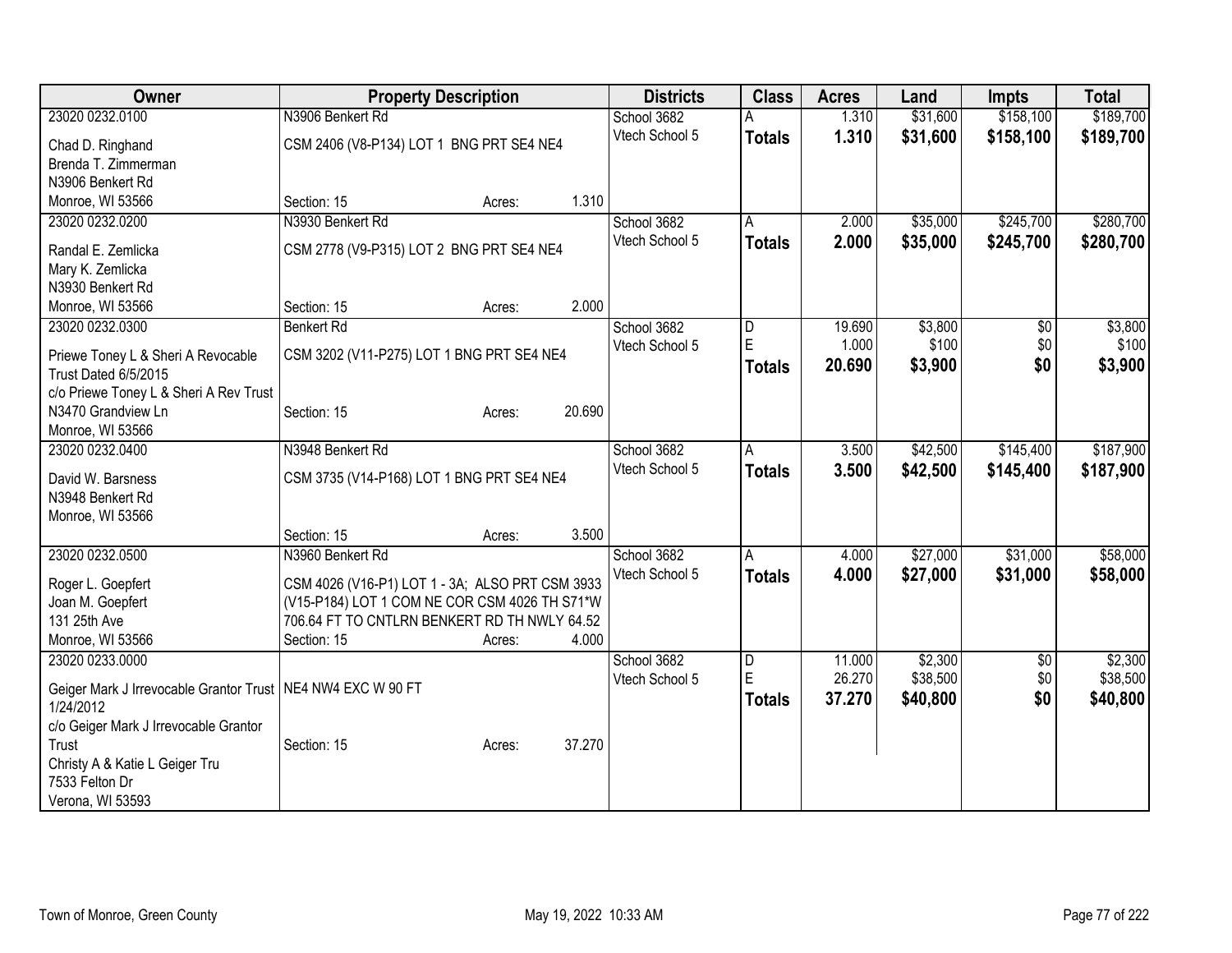| Owner | Property Description | | | Districts | Class | Acres | Land | Impts | Total |
|---|---|---|---|---|---|---|---|---|---|
| 23020 0232.0100 | N3906 Benkert Rd | | | School 3682 | A | 1.310 | $31,600 | $158,100 | $189,700 |
| Chad D. Ringhand<br>Brenda T. Zimmerman<br>N3906 Benkert Rd<br>Monroe, WI 53566 | CSM 2406 (V8-P134) LOT 1 BNG PRT SE4 NE4 | | | Vtech School 5 | **Totals** | **1.310** | **$31,600** | **$158,100** | **$189,700** |
| | Section: 15 | Acres: | 1.310 | | | | | | |
| 23020 0232.0200 | N3930 Benkert Rd | | | School 3682 | A | 2.000 | $35,000 | $245,700 | $280,700 |
| Randal E. Zemlicka<br>Mary K. Zemlicka<br>N3930 Benkert Rd<br>Monroe, WI 53566 | CSM 2778 (V9-P315) LOT 2 BNG PRT SE4 NE4 | | | Vtech School 5 | **Totals** | **2.000** | **$35,000** | **$245,700** | **$280,700** |
| | Section: 15 | Acres: | 2.000 | | | | | | |
| 23020 0232.0300 | Benkert Rd | | | School 3682 | D | 19.690 | $3,800 | $0 | $3,800 |
| Priewe Toney L & Sheri A Revocable Trust Dated 6/5/2015<br>c/o Priewe Toney L & Sheri A Rev Trust<br>N3470 Grandview Ln<br>Monroe, WI 53566 | CSM 3202 (V11-P275) LOT 1 BNG PRT SE4 NE4 | | | Vtech School 5 | E | 1.000 | $100 | $0 | $100 |
| | | | | | **Totals** | **20.690** | **$3,900** | **$0** | **$3,900** |
| | Section: 15 | Acres: | 20.690 | | | | | | |
| 23020 0232.0400 | N3948 Benkert Rd | | | School 3682 | A | 3.500 | $42,500 | $145,400 | $187,900 |
| David W. Barsness<br>N3948 Benkert Rd<br>Monroe, WI 53566 | CSM 3735 (V14-P168) LOT 1 BNG PRT SE4 NE4 | | | Vtech School 5 | **Totals** | **3.500** | **$42,500** | **$145,400** | **$187,900** |
| | Section: 15 | Acres: | 3.500 | | | | | | |
| 23020 0232.0500 | N3960 Benkert Rd | | | School 3682 | A | 4.000 | $27,000 | $31,000 | $58,000 |
| Roger L. Goepfert<br>Joan M. Goepfert<br>131 25th Ave<br>Monroe, WI 53566 | CSM 4026 (V16-P1) LOT 1 - 3A; ALSO PRT CSM 3933 (V15-P184) LOT 1 COM NE COR CSM 4026 TH S71*W 706.64 FT TO CNTLRN BENKERT RD TH NWLY 64.52 | | | Vtech School 5 | **Totals** | **4.000** | **$27,000** | **$31,000** | **$58,000** |
| | Section: 15 | Acres: | 4.000 | | | | | | |
| 23020 0233.0000 | | | | School 3682 | D | 11.000 | $2,300 | $0 | $2,300 |
| Geiger Mark J Irrevocable Grantor Trust 1/24/2012<br>c/o Geiger Mark J Irrevocable Grantor Trust<br>Christy A & Katie L Geiger Tru<br>7533 Felton Dr<br>Verona, WI 53593 | NE4 NW4 EXC W 90 FT | | | Vtech School 5 | E | 26.270 | $38,500 | $0 | $38,500 |
| | | | | | **Totals** | **37.270** | **$40,800** | **$0** | **$40,800** |
| | Section: 15 | Acres: | 37.270 | | | | | | |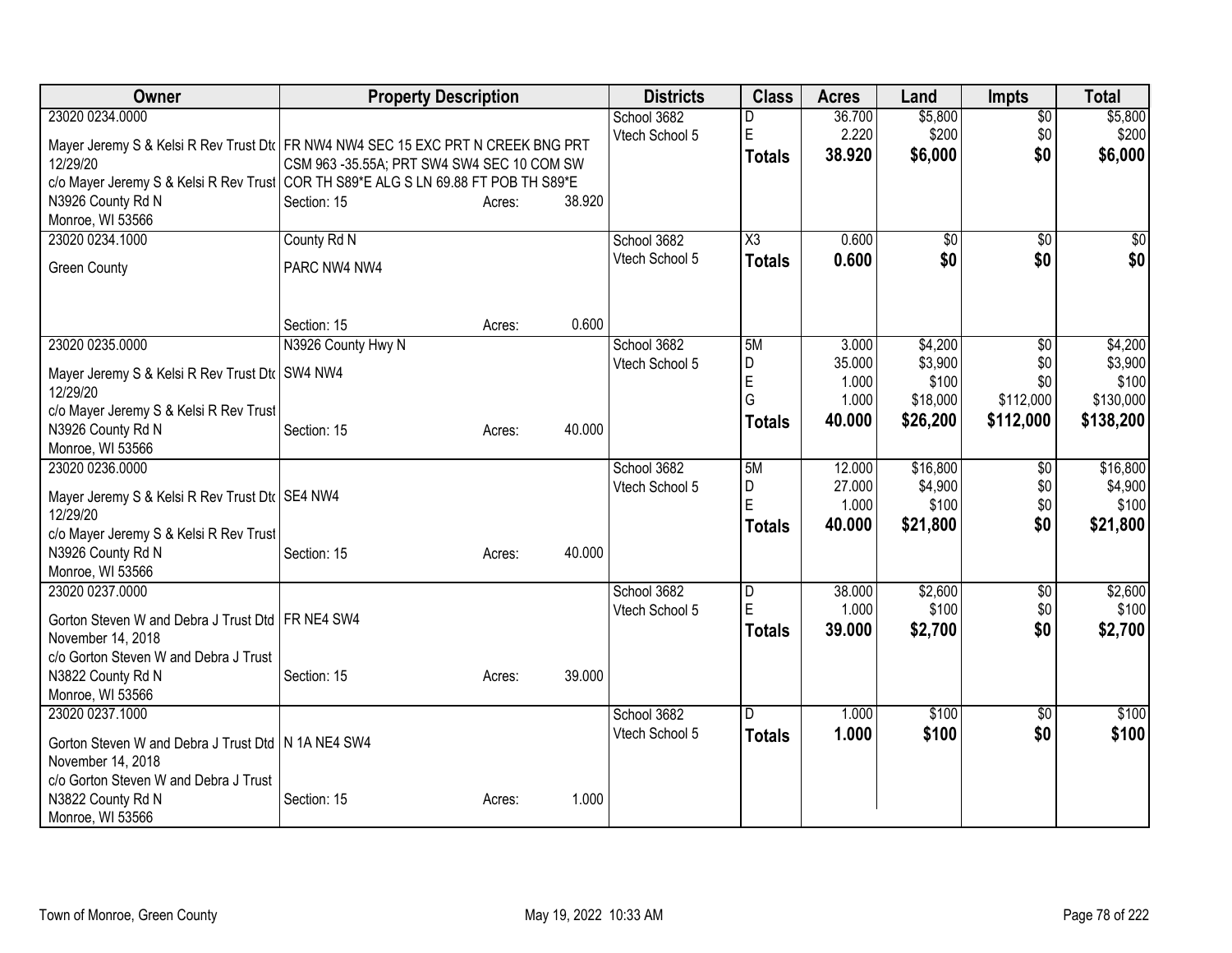| Owner | Property Description | Districts | Class | Acres | Land | Impts | Total |
|---|---|---|---|---|---|---|---|
| 23020 0234.0000<br>Mayer Jeremy S & Kelsi R Rev Trust Dtd 12/29/20<br>c/o Mayer Jeremy S & Kelsi R Rev Trust<br>N3926 County Rd N<br>Monroe, WI 53566 | FR NW4 NW4 SEC 15 EXC PRT N CREEK BNG PRT CSM 963 -35.55A; PRT SW4 SW4 SEC 10 COM SW COR TH S89*E ALG S LN 69.88 FT POB TH S89*E<br>Section: 15 Acres: 38.920 | School 3682<br>Vtech School 5 | D<br>E<br>**Totals** | 36.700<br>2.220<br>**38.920** | $5,800<br>$200<br>**$6,000** | $0<br>$0<br>**$0** | $5,800<br>$200<br>**$6,000** |
| 23020 0234.1000<br>Green County | County Rd N<br>PARC NW4 NW4<br>Section: 15 Acres: 0.600 | School 3682<br>Vtech School 5 | X3<br>**Totals** | 0.600<br>**0.600** | $0<br>**$0** | $0<br>**$0** | $0<br>**$0** |
| 23020 0235.0000<br>Mayer Jeremy S & Kelsi R Rev Trust Dtd 12/29/20<br>c/o Mayer Jeremy S & Kelsi R Rev Trust<br>N3926 County Rd N<br>Monroe, WI 53566 | N3926 County Hwy N<br>SW4 NW4<br>Section: 15 Acres: 40.000 | School 3682<br>Vtech School 5 | 5M<br>D<br>E<br>G<br>**Totals** | 3.000<br>35.000<br>1.000<br>1.000<br>**40.000** | $4,200<br>$3,900<br>$100<br>$18,000<br>**$26,200** | $0<br>$0<br>$0<br>$112,000<br>**$112,000** | $4,200<br>$3,900<br>$100<br>$130,000<br>**$138,200** |
| 23020 0236.0000<br>Mayer Jeremy S & Kelsi R Rev Trust Dtd 12/29/20<br>c/o Mayer Jeremy S & Kelsi R Rev Trust<br>N3926 County Rd N<br>Monroe, WI 53566 | SE4 NW4<br>Section: 15 Acres: 40.000 | School 3682<br>Vtech School 5 | 5M<br>D<br>E<br>**Totals** | 12.000<br>27.000<br>1.000<br>**40.000** | $16,800<br>$4,900<br>$100<br>**$21,800** | $0<br>$0<br>$0<br>**$0** | $16,800<br>$4,900<br>$100<br>**$21,800** |
| 23020 0237.0000<br>Gorton Steven W and Debra J Trust Dtd November 14, 2018<br>c/o Gorton Steven W and Debra J Trust<br>N3822 County Rd N<br>Monroe, WI 53566 | FR NE4 SW4<br>Section: 15 Acres: 39.000 | School 3682<br>Vtech School 5 | D<br>E<br>**Totals** | 38.000<br>1.000<br>**39.000** | $2,600<br>$100<br>**$2,700** | $0<br>$0<br>**$0** | $2,600<br>$100<br>**$2,700** |
| 23020 0237.1000<br>Gorton Steven W and Debra J Trust Dtd November 14, 2018<br>c/o Gorton Steven W and Debra J Trust<br>N3822 County Rd N<br>Monroe, WI 53566 | N 1A NE4 SW4<br>Section: 15 Acres: 1.000 | School 3682<br>Vtech School 5 | D<br>**Totals** | 1.000<br>**1.000** | $100<br>**$100** | $0<br>**$0** | $100<br>**$100** |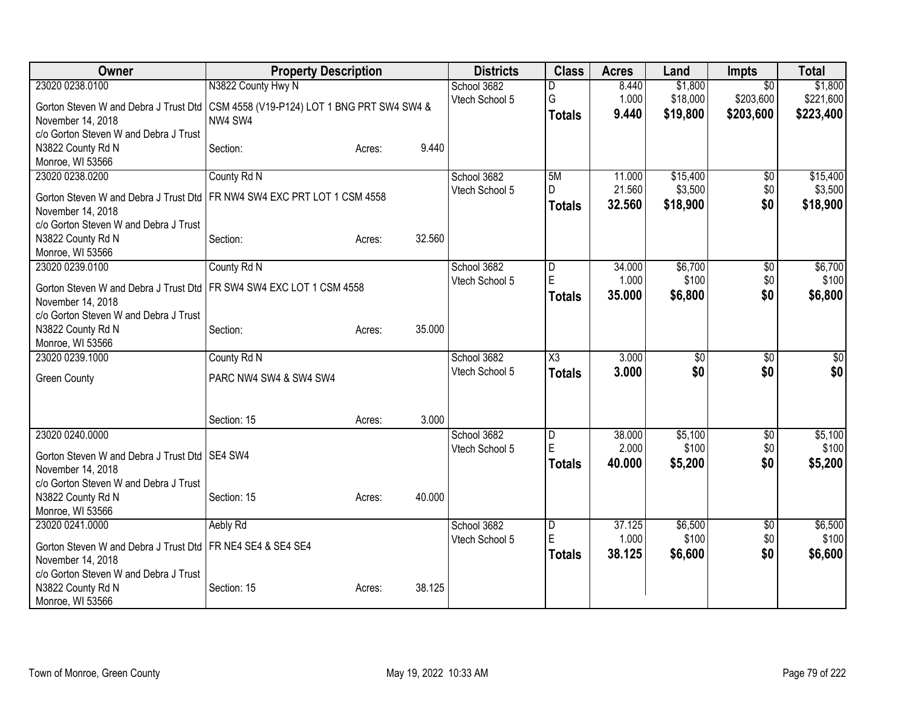| Owner | Property Description | | | Districts | Class | Acres | Land | Impts | Total |
|---|---|---|---|---|---|---|---|---|---|
| 23020 0238.0100 | N3822 County Hwy N | | | School 3682 | D | 8.440 | $1,800 | $0 | $1,800 |
| Gorton Steven W and Debra J Trust Dtd November 14, 2018 | CSM 4558 (V19-P124) LOT 1 BNG PRT SW4 SW4 & NW4 SW4 | | | Vtech School 5 | G | 1.000 | $18,000 | $203,600 | $221,600 |
| c/o Gorton Steven W and Debra J Trust | | | | | **Totals** | **9.440** | **$19,800** | **$203,600** | **$223,400** |
| N3822 County Rd N<br>Monroe, WI 53566 | Section: | Acres: | 9.440 | | | | | | |
| 23020 0238.0200 | County Rd N | | | School 3682 | 5M | 11.000 | $15,400 | $0 | $15,400 |
| Gorton Steven W and Debra J Trust Dtd November 14, 2018 | FR NW4 SW4 EXC PRT LOT 1 CSM 4558 | | | Vtech School 5 | D | 21.560 | $3,500 | $0 | $3,500 |
| c/o Gorton Steven W and Debra J Trust | | | | | **Totals** | **32.560** | **$18,900** | **$0** | **$18,900** |
| N3822 County Rd N<br>Monroe, WI 53566 | Section: | Acres: | 32.560 | | | | | | |
| 23020 0239.0100 | County Rd N | | | School 3682 | D | 34.000 | $6,700 | $0 | $6,700 |
| Gorton Steven W and Debra J Trust Dtd November 14, 2018 | FR SW4 SW4 EXC LOT 1 CSM 4558 | | | Vtech School 5 | E | 1.000 | $100 | $0 | $100 |
| c/o Gorton Steven W and Debra J Trust | | | | | **Totals** | **35.000** | **$6,800** | **$0** | **$6,800** |
| N3822 County Rd N<br>Monroe, WI 53566 | Section: | Acres: | 35.000 | | | | | | |
| 23020 0239.1000 | County Rd N | | | School 3682 | X3 | 3.000 | $0 | $0 | $0 |
| Green County | PARC NW4 SW4 & SW4 SW4 | | | Vtech School 5 | **Totals** | **3.000** | **$0** | **$0** | **$0** |
| | Section: 15 | Acres: | 3.000 | | | | | | |
| 23020 0240.0000 | | | | School 3682 | D | 38.000 | $5,100 | $0 | $5,100 |
| Gorton Steven W and Debra J Trust Dtd November 14, 2018 | SE4 SW4 | | | Vtech School 5 | E | 2.000 | $100 | $0 | $100 |
| c/o Gorton Steven W and Debra J Trust | | | | | **Totals** | **40.000** | **$5,200** | **$0** | **$5,200** |
| N3822 County Rd N<br>Monroe, WI 53566 | Section: 15 | Acres: | 40.000 | | | | | | |
| 23020 0241.0000 | Aebly Rd | | | School 3682 | D | 37.125 | $6,500 | $0 | $6,500 |
| Gorton Steven W and Debra J Trust Dtd November 14, 2018 | FR NE4 SE4 & SE4 SE4 | | | Vtech School 5 | E | 1.000 | $100 | $0 | $100 |
| c/o Gorton Steven W and Debra J Trust | | | | | **Totals** | **38.125** | **$6,600** | **$0** | **$6,600** |
| N3822 County Rd N<br>Monroe, WI 53566 | Section: 15 | Acres: | 38.125 | | | | | | |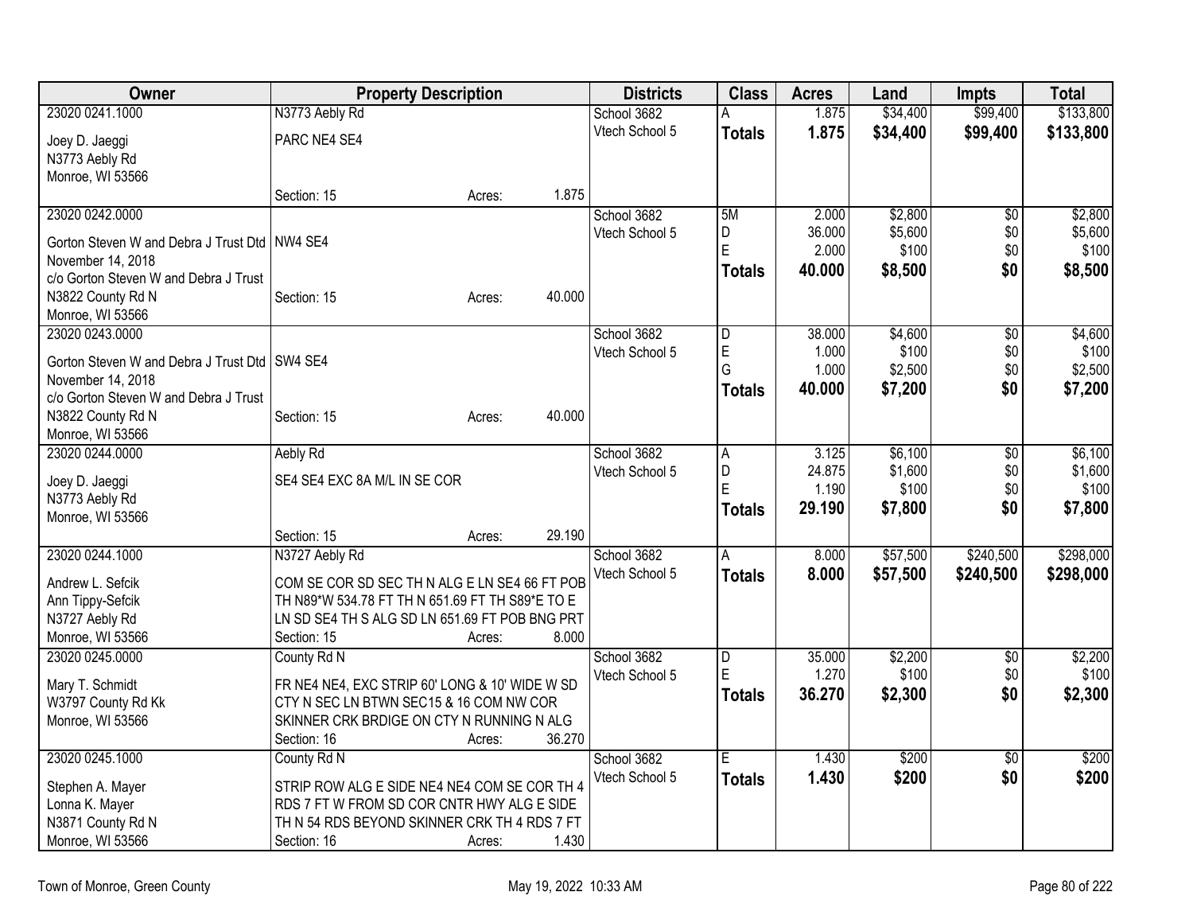| Owner | Property Description | Districts | Class | Acres | Land | Impts | Total |
|---|---|---|---|---|---|---|---|
| 23020 0241.1000<br>Joey D. Jaeggi<br>N3773 Aebly Rd<br>Monroe, WI 53566 | N3773 Aebly Rd<br>PARC NE4 SE4<br>Section: 15 Acres: 1.875 | School 3682<br>Vtech School 5 | A<br>**Totals** | 1.875<br>**1.875** | $34,400<br>**$34,400** | $99,400<br>**$99,400** | $133,800<br>**$133,800** |
| 23020 0242.0000<br>Gorton Steven W and Debra J Trust Dtd November 14, 2018<br>c/o Gorton Steven W and Debra J Trust<br>N3822 County Rd N<br>Monroe, WI 53566 | NW4 SE4<br>Section: 15 Acres: 40.000 | School 3682<br>Vtech School 5 | 5M<br>D<br>E<br>**Totals** | 2.000<br>36.000<br>2.000<br>**40.000** | $2,800<br>$5,600<br>$100<br>**$8,500** | $0<br>$0<br>$0<br>**$0** | $2,800<br>$5,600<br>$100<br>**$8,500** |
| 23020 0243.0000<br>Gorton Steven W and Debra J Trust Dtd November 14, 2018<br>c/o Gorton Steven W and Debra J Trust<br>N3822 County Rd N<br>Monroe, WI 53566 | SW4 SE4<br>Section: 15 Acres: 40.000 | School 3682<br>Vtech School 5 | D<br>E<br>G<br>**Totals** | 38.000<br>1.000<br>1.000<br>**40.000** | $4,600<br>$100<br>$2,500<br>**$7,200** | $0<br>$0<br>$0<br>**$0** | $4,600<br>$100<br>$2,500<br>**$7,200** |
| 23020 0244.0000<br>Joey D. Jaeggi<br>N3773 Aebly Rd<br>Monroe, WI 53566 | Aebly Rd<br>SE4 SE4 EXC 8A M/L IN SE COR<br>Section: 15 Acres: 29.190 | School 3682<br>Vtech School 5 | A<br>D<br>E<br>**Totals** | 3.125<br>24.875<br>1.190<br>**29.190** | $6,100<br>$1,600<br>$100<br>**$7,800** | $0<br>$0<br>$0<br>**$0** | $6,100<br>$1,600<br>$100<br>**$7,800** |
| 23020 0244.1000<br>Andrew L. Sefcik<br>Ann Tippy-Sefcik<br>N3727 Aebly Rd<br>Monroe, WI 53566 | N3727 Aebly Rd<br>COM SE COR SD SEC TH N ALG E LN SE4 66 FT POB TH N89*W 534.78 FT TH N 651.69 FT TH S89*E TO E LN SD SE4 TH S ALG SD LN 651.69 FT POB BNG PRT<br>Section: 15 Acres: 8.000 | School 3682<br>Vtech School 5 | A<br>**Totals** | 8.000<br>**8.000** | $57,500<br>**$57,500** | $240,500<br>**$240,500** | $298,000<br>**$298,000** |
| 23020 0245.0000<br>Mary T. Schmidt<br>W3797 County Rd Kk<br>Monroe, WI 53566 | County Rd N<br>FR NE4 NE4, EXC STRIP 60' LONG & 10' WIDE W SD CTY N SEC LN BTWN SEC15 & 16 COM NW COR SKINNER CRK BRDIGE ON CTY N RUNNING N ALG<br>Section: 16 Acres: 36.270 | School 3682<br>Vtech School 5 | D<br>E<br>**Totals** | 35.000<br>1.270<br>**36.270** | $2,200<br>$100<br>**$2,300** | $0<br>$0<br>**$0** | $2,200<br>$100<br>**$2,300** |
| 23020 0245.1000<br>Stephen A. Mayer<br>Lonna K. Mayer<br>N3871 County Rd N<br>Monroe, WI 53566 | County Rd N<br>STRIP ROW ALG E SIDE NE4 NE4 COM SE COR TH 4 RDS 7 FT W FROM SD COR CNTR HWY ALG E SIDE TH N 54 RDS BEYOND SKINNER CRK TH 4 RDS 7 FT<br>Section: 16 Acres: 1.430 | School 3682<br>Vtech School 5 | E<br>**Totals** | 1.430<br>**1.430** | $200<br>**$200** | $0<br>**$0** | $200<br>**$200** |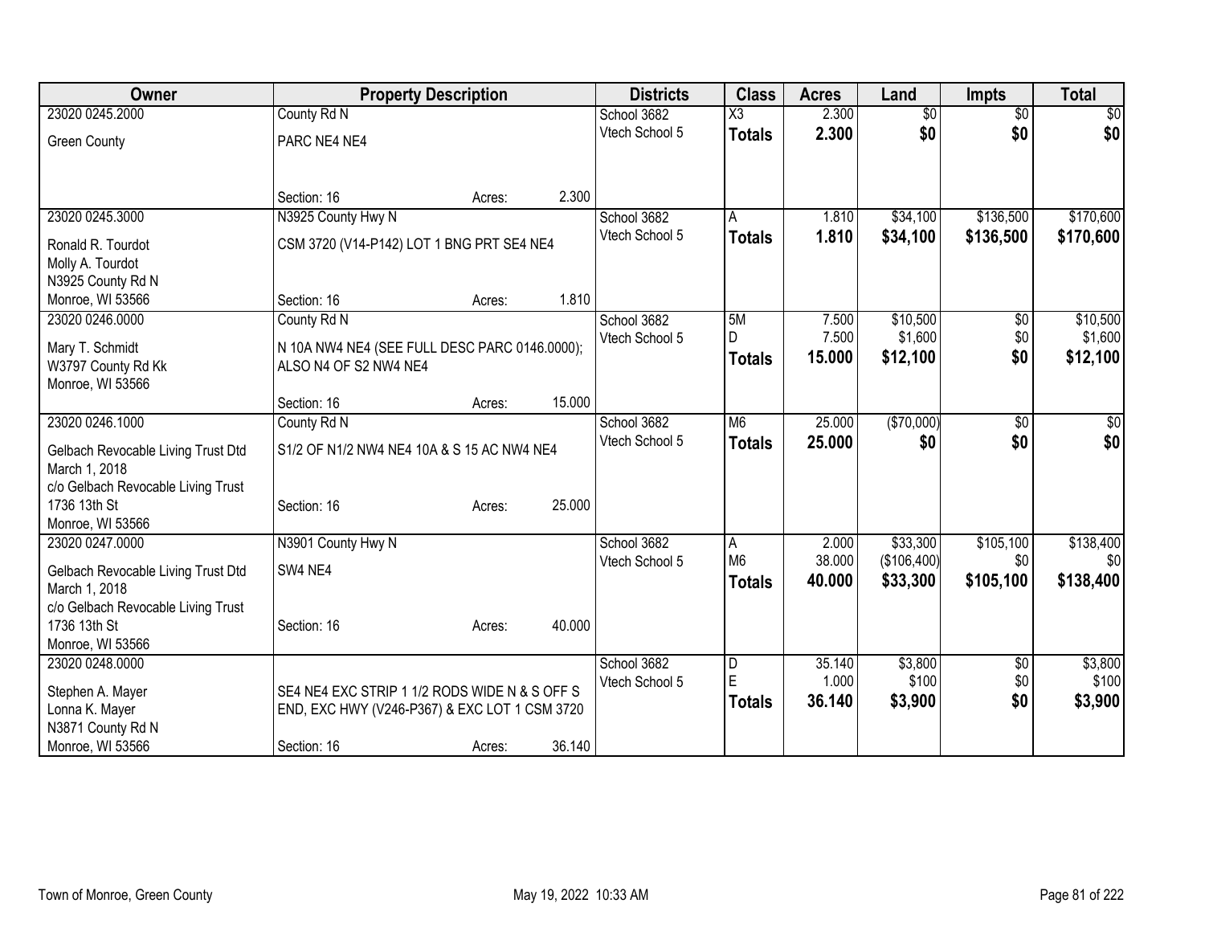| Owner | Property Description | | | Districts | Class | Acres | Land | Impts | Total |
|---|---|---|---|---|---|---|---|---|---|
| 23020 0245.2000 | County Rd N | | | School 3682 | X3 | 2.300 | $0 | $0 | $0 |
| Green County | PARC NE4 NE4 | | | Vtech School 5 | **Totals** | **2.300** | **$0** | **$0** | **$0** |
| | Section: 16 | Acres: | 2.300 | | | | | | |
| 23020 0245.3000 | N3925 County Hwy N | | | School 3682 | A | 1.810 | $34,100 | $136,500 | $170,600 |
| Ronald R. Tourdot<br>Molly A. Tourdot<br>N3925 County Rd N<br>Monroe, WI 53566 | CSM 3720 (V14-P142) LOT 1 BNG PRT SE4 NE4 | | | Vtech School 5 | **Totals** | **1.810** | **$34,100** | **$136,500** | **$170,600** |
| | Section: 16 | Acres: | 1.810 | | | | | | |
| 23020 0246.0000 | County Rd N | | | School 3682 | 5M | 7.500 | $10,500 | $0 | $10,500 |
| Mary T. Schmidt<br>W3797 County Rd Kk<br>Monroe, WI 53566 | N 10A NW4 NE4 (SEE FULL DESC PARC 0146.0000); ALSO N4 OF S2 NW4 NE4 | | | Vtech School 5 | D | 7.500 | $1,600 | $0 | $1,600 |
| | | | | | **Totals** | **15.000** | **$12,100** | **$0** | **$12,100** |
| | Section: 16 | Acres: | 15.000 | | | | | | |
| 23020 0246.1000 | County Rd N | | | School 3682 | M6 | 25.000 | ($70,000) | $0 | $0 |
| Gelbach Revocable Living Trust Dtd March 1, 2018<br>c/o Gelbach Revocable Living Trust<br>1736 13th St<br>Monroe, WI 53566 | S1/2 OF N1/2 NW4 NE4 10A & S 15 AC NW4 NE4 | | | Vtech School 5 | **Totals** | **25.000** | **$0** | **$0** | **$0** |
| | Section: 16 | Acres: | 25.000 | | | | | | |
| 23020 0247.0000 | N3901 County Hwy N | | | School 3682 | A | 2.000 | $33,300 | $105,100 | $138,400 |
| Gelbach Revocable Living Trust Dtd March 1, 2018<br>c/o Gelbach Revocable Living Trust<br>1736 13th St<br>Monroe, WI 53566 | SW4 NE4 | | | Vtech School 5 | M6 | 38.000 | ($106,400) | $0 | $0 |
| | | | | | **Totals** | **40.000** | **$33,300** | **$105,100** | **$138,400** |
| | Section: 16 | Acres: | 40.000 | | | | | | |
| 23020 0248.0000 | | | | School 3682 | D | 35.140 | $3,800 | $0 | $3,800 |
| Stephen A. Mayer<br>Lonna K. Mayer<br>N3871 County Rd N<br>Monroe, WI 53566 | SE4 NE4 EXC STRIP 1 1/2 RODS WIDE N & S OFF S END, EXC HWY (V246-P367) & EXC LOT 1 CSM 3720 | | | Vtech School 5 | E | 1.000 | $100 | $0 | $100 |
| | | | | | **Totals** | **36.140** | **$3,900** | **$0** | **$3,900** |
| | Section: 16 | Acres: | 36.140 | | | | | | |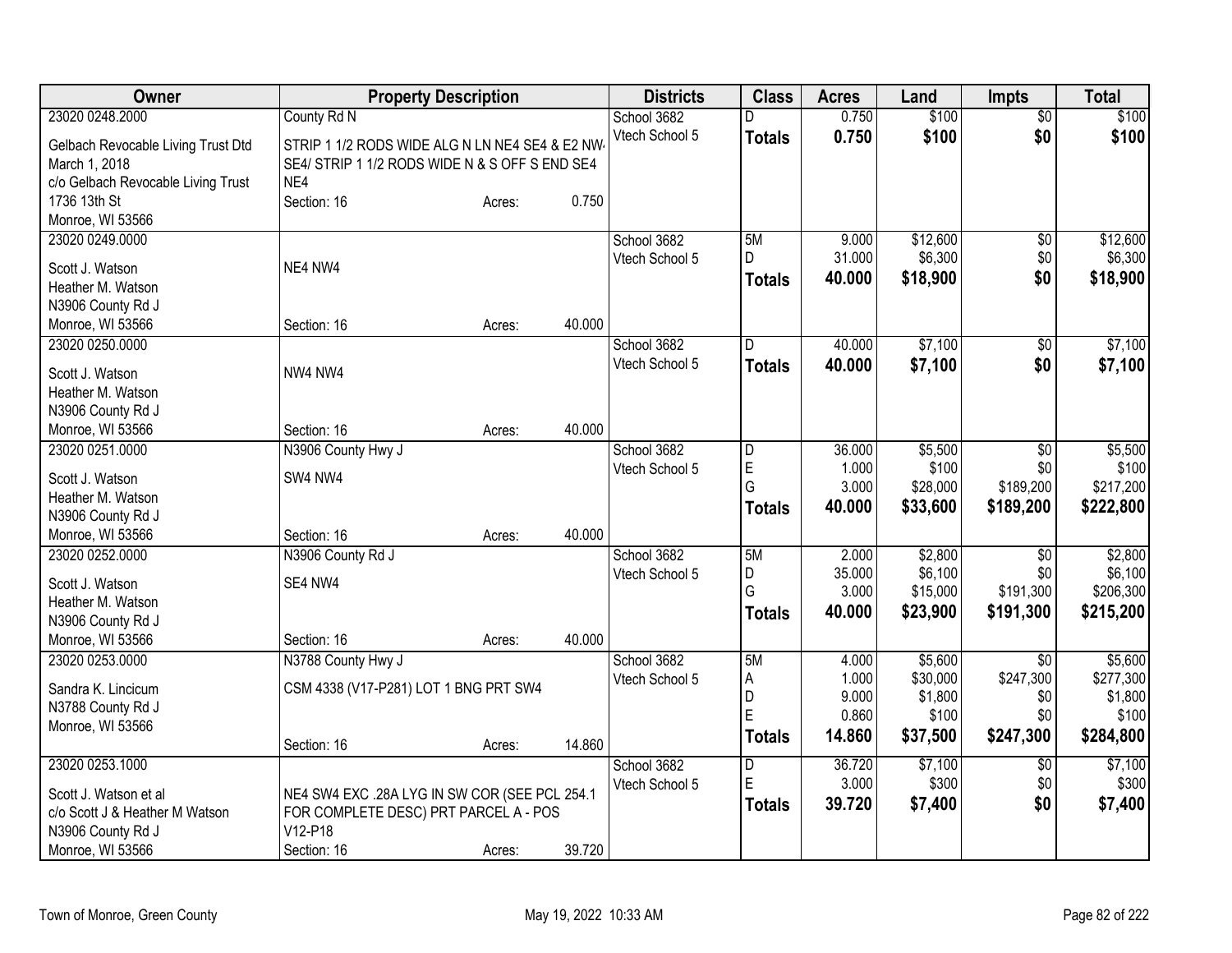| Owner | Property Description | Districts | Class | Acres | Land | Impts | Total |
|---|---|---|---|---|---|---|---|
| 23020 0248.2000<br>Gelbach Revocable Living Trust Dtd March 1, 2018<br>c/o Gelbach Revocable Living Trust<br>1736 13th St<br>Monroe, WI 53566 | County Rd N<br>STRIP 1 1/2 RODS WIDE ALG N LN NE4 SE4 & E2 NW4 SE4/ STRIP 1 1/2 RODS WIDE N & S OFF S END SE4 NE4<br>Section: 16 Acres: 0.750 | School 3682<br>Vtech School 5 | D<br>**Totals** | 0.750<br>**0.750** | $100<br>**$100** | $0<br>**$0** | $100<br>**$100** |
| 23020 0249.0000<br>Scott J. Watson<br>Heather M. Watson<br>N3906 County Rd J<br>Monroe, WI 53566 | NE4 NW4<br>Section: 16 Acres: 40.000 | School 3682<br>Vtech School 5 | 5M<br>D<br>**Totals** | 9.000<br>31.000<br>**40.000** | $12,600<br>$6,300<br>**$18,900** | $0<br>$0<br>**$0** | $12,600<br>$6,300<br>**$18,900** |
| 23020 0250.0000<br>Scott J. Watson<br>Heather M. Watson<br>N3906 County Rd J<br>Monroe, WI 53566 | NW4 NW4<br>Section: 16 Acres: 40.000 | School 3682<br>Vtech School 5 | D<br>**Totals** | 40.000<br>**40.000** | $7,100<br>**$7,100** | $0<br>**$0** | $7,100<br>**$7,100** |
| 23020 0251.0000<br>Scott J. Watson<br>Heather M. Watson<br>N3906 County Rd J<br>Monroe, WI 53566 | N3906 County Hwy J<br>SW4 NW4<br>Section: 16 Acres: 40.000 | School 3682<br>Vtech School 5 | D<br>E<br>G<br>**Totals** | 36.000<br>1.000<br>3.000<br>**40.000** | $5,500<br>$100<br>$28,000<br>**$33,600** | $0<br>$0<br>$189,200<br>**$189,200** | $5,500<br>$100<br>$217,200<br>**$222,800** |
| 23020 0252.0000<br>Scott J. Watson<br>Heather M. Watson<br>N3906 County Rd J<br>Monroe, WI 53566 | N3906 County Rd J<br>SE4 NW4<br>Section: 16 Acres: 40.000 | School 3682<br>Vtech School 5 | 5M<br>D<br>G<br>**Totals** | 2.000<br>35.000<br>3.000<br>**40.000** | $2,800<br>$6,100<br>$15,000<br>**$23,900** | $0<br>$0<br>$191,300<br>**$191,300** | $2,800<br>$6,100<br>$206,300<br>**$215,200** |
| 23020 0253.0000<br>Sandra K. Lincicum<br>N3788 County Rd J<br>Monroe, WI 53566 | N3788 County Hwy J<br>CSM 4338 (V17-P281) LOT 1 BNG PRT SW4<br>Section: 16 Acres: 14.860 | School 3682<br>Vtech School 5 | 5M<br>A<br>D<br>E<br>**Totals** | 4.000<br>1.000<br>9.000<br>0.860<br>**14.860** | $5,600<br>$30,000<br>$1,800<br>$100<br>**$37,500** | $0<br>$247,300<br>$0<br>$0<br>**$247,300** | $5,600<br>$277,300<br>$1,800<br>$100<br>**$284,800** |
| 23020 0253.1000<br>Scott J. Watson et al<br>c/o Scott J & Heather M Watson<br>N3906 County Rd J<br>Monroe, WI 53566 | NE4 SW4 EXC .28A LYG IN SW COR (SEE PCL 254.1 FOR COMPLETE DESC) PRT PARCEL A - POS V12-P18<br>Section: 16 Acres: 39.720 | School 3682<br>Vtech School 5 | D<br>E<br>**Totals** | 36.720<br>3.000<br>**39.720** | $7,100<br>$300<br>**$7,400** | $0<br>$0<br>**$0** | $7,100<br>$300<br>**$7,400** |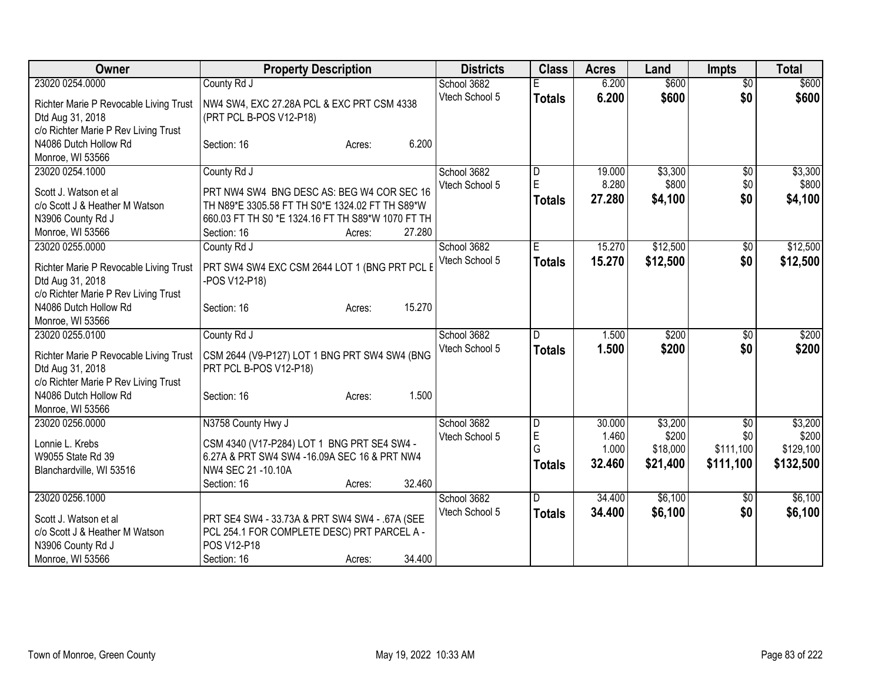| Owner | Property Description | Districts | Class | Acres | Land | Impts | Total |
|---|---|---|---|---|---|---|---|
| 23020 0254.0000<br>Richter Marie P Revocable Living Trust Dtd Aug 31, 2018<br>c/o Richter Marie P Rev Living Trust<br>N4086 Dutch Hollow Rd<br>Monroe, WI 53566 | County Rd J<br>NW4 SW4, EXC 27.28A PCL & EXC PRT CSM 4338 (PRT PCL B-POS V12-P18)<br>Section: 16 Acres: 6.200 | School 3682<br>Vtech School 5 | E<br>**Totals** | 6.200<br>**6.200** | $600<br>**$600** | $0<br>**$0** | $600<br>**$600** |
| 23020 0254.1000<br>Scott J. Watson et al<br>c/o Scott J & Heather M Watson<br>N3906 County Rd J<br>Monroe, WI 53566 | County Rd J<br>PRT NW4 SW4 BNG DESC AS: BEG W4 COR SEC 16 TH N89*E 3305.58 FT TH S0*E 1324.02 FT TH S89*W 660.03 FT TH S0 *E 1324.16 FT TH S89*W 1070 FT TH<br>Section: 16 Acres: 27.280 | School 3682<br>Vtech School 5 | D<br>E<br>**Totals** | 19.000<br>8.280<br>**27.280** | $3,300<br>$800<br>**$4,100** | $0<br>$0<br>**$0** | $3,300<br>$800<br>**$4,100** |
| 23020 0255.0000<br>Richter Marie P Revocable Living Trust Dtd Aug 31, 2018<br>c/o Richter Marie P Rev Living Trust<br>N4086 Dutch Hollow Rd<br>Monroe, WI 53566 | County Rd J<br>PRT SW4 SW4 EXC CSM 2644 LOT 1 (BNG PRT PCL E -POS V12-P18)<br>Section: 16 Acres: 15.270 | School 3682<br>Vtech School 5 | E<br>**Totals** | 15.270<br>**15.270** | $12,500<br>**$12,500** | $0<br>**$0** | $12,500<br>**$12,500** |
| 23020 0255.0100<br>Richter Marie P Revocable Living Trust Dtd Aug 31, 2018<br>c/o Richter Marie P Rev Living Trust<br>N4086 Dutch Hollow Rd<br>Monroe, WI 53566 | County Rd J<br>CSM 2644 (V9-P127) LOT 1 BNG PRT SW4 SW4 (BNG PRT PCL B-POS V12-P18)<br>Section: 16 Acres: 1.500 | School 3682<br>Vtech School 5 | D<br>**Totals** | 1.500<br>**1.500** | $200<br>**$200** | $0<br>**$0** | $200<br>**$200** |
| 23020 0256.0000<br>Lonnie L. Krebs<br>W9055 State Rd 39<br>Blanchardville, WI 53516 | N3758 County Hwy J<br>CSM 4340 (V17-P284) LOT 1 BNG PRT SE4 SW4 - 6.27A & PRT SW4 SW4 -16.09A SEC 16 & PRT NW4 NW4 SEC 21 -10.10A<br>Section: 16 Acres: 32.460 | School 3682<br>Vtech School 5 | D<br>E<br>G<br>**Totals** | 30.000<br>1.460<br>1.000<br>**32.460** | $3,200<br>$200<br>$18,000<br>**$21,400** | $0<br>$0<br>$111,100<br>**$111,100** | $3,200<br>$200<br>$129,100<br>**$132,500** |
| 23020 0256.1000<br>Scott J. Watson et al<br>c/o Scott J & Heather M Watson<br>N3906 County Rd J<br>Monroe, WI 53566 | PRT SE4 SW4 - 33.73A & PRT SW4 SW4 - .67A (SEE PCL 254.1 FOR COMPLETE DESC) PRT PARCEL A - POS V12-P18<br>Section: 16 Acres: 34.400 | School 3682<br>Vtech School 5 | D<br>**Totals** | 34.400<br>**34.400** | $6,100<br>**$6,100** | $0<br>**$0** | $6,100<br>**$6,100** |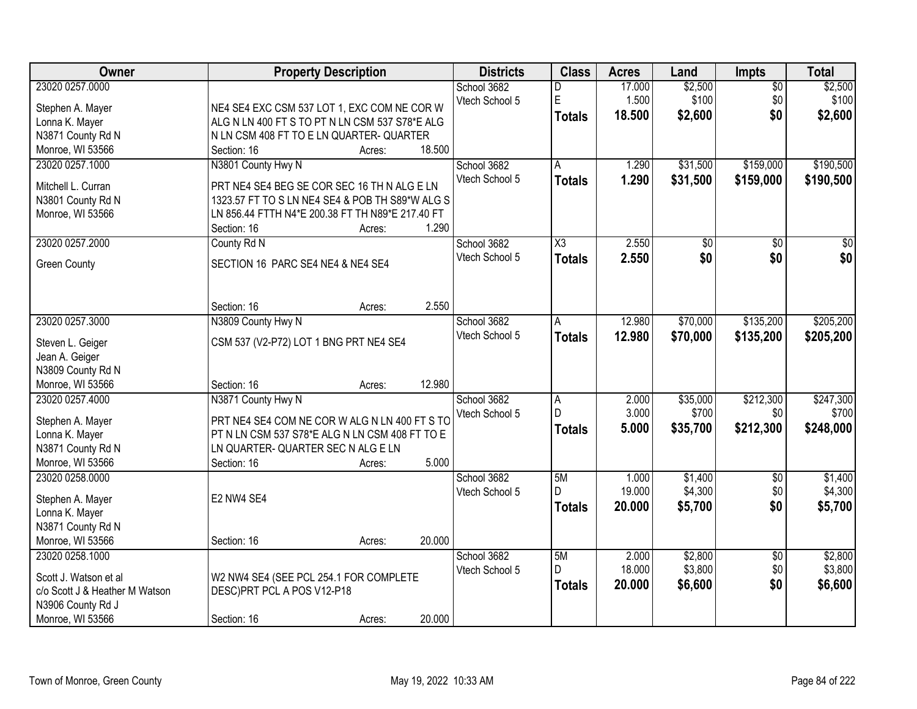| Owner | Property Description | Districts | Class | Acres | Land | Impts | Total |
|---|---|---|---|---|---|---|---|
| 23020 0257.0000<br>Stephen A. Mayer<br>Lonna K. Mayer<br>N3871 County Rd N<br>Monroe, WI 53566 | NE4 SE4 EXC CSM 537 LOT 1, EXC COM NE COR W ALG N LN 400 FT S TO PT N LN CSM 537 S78*E ALG N LN CSM 408 FT TO E LN QUARTER- QUARTER<br>Section: 16 Acres: 18.500 | School 3682<br>Vtech School 5 | D<br>E<br>**Totals** | 17.000<br>1.500<br>**18.500** | $2,500<br>$100<br>**$2,600** | $0<br>$0<br>**$0** | $2,500<br>$100<br>**$2,600** |
| 23020 0257.1000<br>Mitchell L. Curran<br>N3801 County Rd N<br>Monroe, WI 53566 | N3801 County Hwy N<br>PRT NE4 SE4 BEG SE COR SEC 16 TH N ALG E LN 1323.57 FT TO S LN NE4 SE4 & POB TH S89*W ALG S LN 856.44 FTTH N4*E 200.38 FT TH N89*E 217.40 FT<br>Section: 16 Acres: 1.290 | School 3682<br>Vtech School 5 | A<br>**Totals** | 1.290<br>**1.290** | $31,500<br>**$31,500** | $159,000<br>**$159,000** | $190,500<br>**$190,500** |
| 23020 0257.2000<br>Green County | County Rd N<br>SECTION 16 PARC SE4 NE4 & NE4 SE4<br>Section: 16 Acres: 2.550 | School 3682<br>Vtech School 5 | X3<br>**Totals** | 2.550<br>**2.550** | $0<br>**$0** | $0<br>**$0** | $0<br>**$0** |
| 23020 0257.3000<br>Steven L. Geiger<br>Jean A. Geiger<br>N3809 County Rd N<br>Monroe, WI 53566 | N3809 County Hwy N<br>CSM 537 (V2-P72) LOT 1 BNG PRT NE4 SE4<br>Section: 16 Acres: 12.980 | School 3682<br>Vtech School 5 | A<br>**Totals** | 12.980<br>**12.980** | $70,000<br>**$70,000** | $135,200<br>**$135,200** | $205,200<br>**$205,200** |
| 23020 0257.4000<br>Stephen A. Mayer<br>Lonna K. Mayer<br>N3871 County Rd N<br>Monroe, WI 53566 | N3871 County Hwy N<br>PRT NE4 SE4 COM NE COR W ALG N LN 400 FT S TO PT N LN CSM 537 S78*E ALG N LN CSM 408 FT TO E LN QUARTER- QUARTER SEC N ALG E LN<br>Section: 16 Acres: 5.000 | School 3682<br>Vtech School 5 | A<br>D<br>**Totals** | 2.000<br>3.000<br>**5.000** | $35,000<br>$700<br>**$35,700** | $212,300<br>$0<br>**$212,300** | $247,300<br>$700<br>**$248,000** |
| 23020 0258.0000<br>Stephen A. Mayer<br>Lonna K. Mayer<br>N3871 County Rd N<br>Monroe, WI 53566 | E2 NW4 SE4<br>Section: 16 Acres: 20.000 | School 3682<br>Vtech School 5 | 5M<br>D<br>**Totals** | 1.000<br>19.000<br>**20.000** | $1,400<br>$4,300<br>**$5,700** | $0<br>$0<br>**$0** | $1,400<br>$4,300<br>**$5,700** |
| 23020 0258.1000<br>Scott J. Watson et al<br>c/o Scott J & Heather M Watson<br>N3906 County Rd J<br>Monroe, WI 53566 | W2 NW4 SE4 (SEE PCL 254.1 FOR COMPLETE DESC)PRT PCL A POS V12-P18<br>Section: 16 Acres: 20.000 | School 3682<br>Vtech School 5 | 5M<br>D<br>**Totals** | 2.000<br>18.000<br>**20.000** | $2,800<br>$3,800<br>**$6,600** | $0<br>$0<br>**$0** | $2,800<br>$3,800<br>**$6,600** |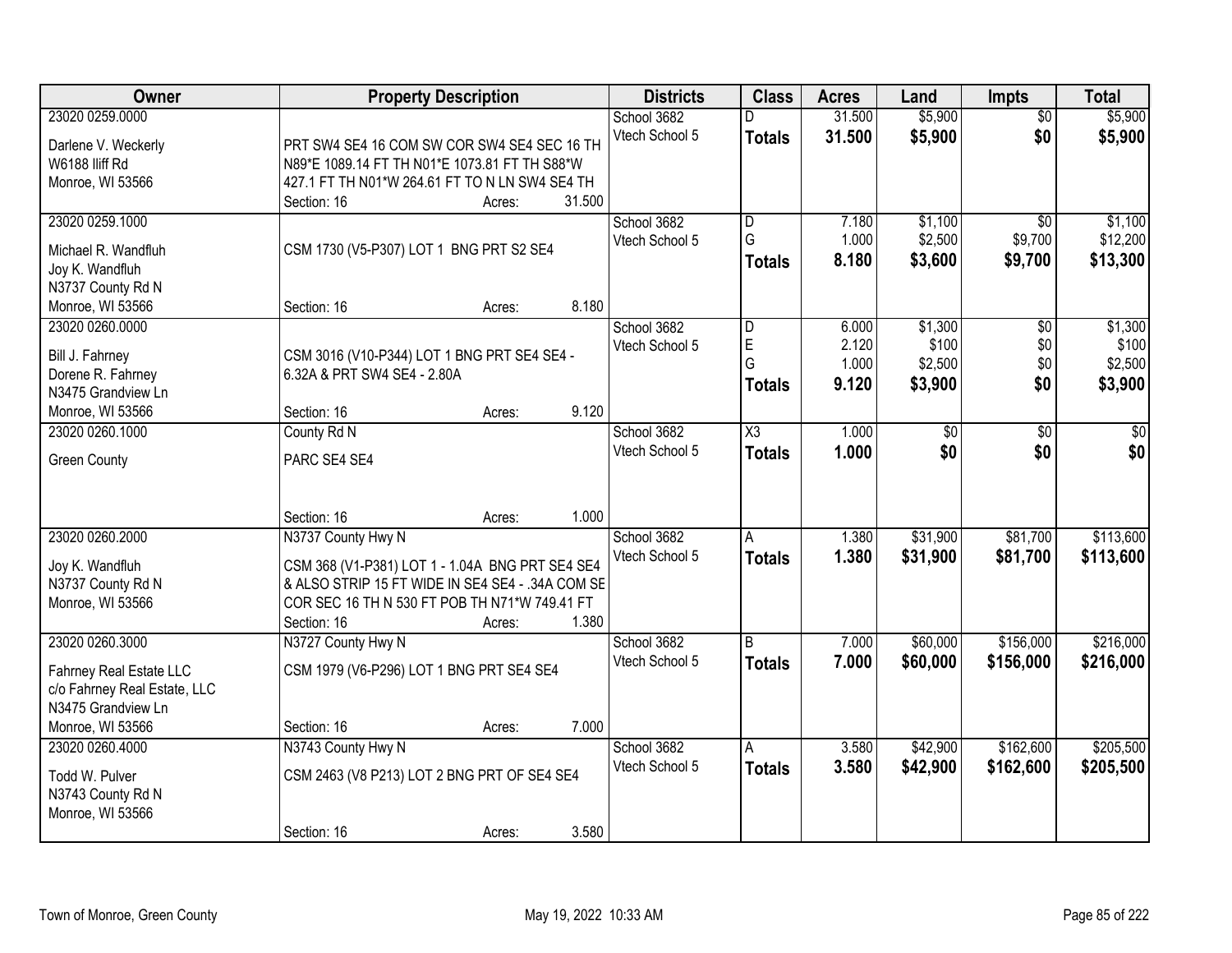| Owner | Property Description | Districts | Class | Acres | Land | Impts | Total |
|---|---|---|---|---|---|---|---|
| 23020 0259.0000<br>Darlene V. Weckerly<br>W6188 Iliff Rd<br>Monroe, WI 53566 | PRT SW4 SE4 16 COM SW COR SW4 SE4 SEC 16 TH N89*E 1089.14 FT TH N01*E 1073.81 FT TH S88*W 427.1 FT TH N01*W 264.61 FT TO N LN SW4 SE4 TH<br>Section: 16 Acres: 31.500 | School 3682<br>Vtech School 5 | D<br>**Totals** | 31.500<br>**31.500** | $5,900<br>**$5,900** | $0<br>**$0** | $5,900<br>**$5,900** |
| 23020 0259.1000<br>Michael R. Wandfluh<br>Joy K. Wandfluh<br>N3737 County Rd N<br>Monroe, WI 53566 | CSM 1730 (V5-P307) LOT 1 BNG PRT S2 SE4<br>Section: 16 Acres: 8.180 | School 3682<br>Vtech School 5 | D<br>G<br>**Totals** | 7.180<br>1.000<br>**8.180** | $1,100<br>$2,500<br>**$3,600** | $0<br>$9,700<br>**$9,700** | $1,100<br>$12,200<br>**$13,300** |
| 23020 0260.0000<br>Bill J. Fahrney<br>Dorene R. Fahrney<br>N3475 Grandview Ln<br>Monroe, WI 53566 | CSM 3016 (V10-P344) LOT 1 BNG PRT SE4 SE4 - 6.32A & PRT SW4 SE4 - 2.80A<br>Section: 16 Acres: 9.120 | School 3682<br>Vtech School 5 | D<br>E<br>G<br>**Totals** | 6.000<br>2.120<br>1.000<br>**9.120** | $1,300<br>$100<br>$2,500<br>**$3,900** | $0<br>$0<br>$0<br>**$0** | $1,300<br>$100<br>$2,500<br>**$3,900** |
| 23020 0260.1000<br>Green County | County Rd N<br>PARC SE4 SE4<br>Section: 16 Acres: 1.000 | School 3682<br>Vtech School 5 | X3<br>**Totals** | 1.000<br>**1.000** | $0<br>**$0** | $0<br>**$0** | $0<br>**$0** |
| 23020 0260.2000<br>Joy K. Wandfluh<br>N3737 County Rd N<br>Monroe, WI 53566 | N3737 County Hwy N<br>CSM 368 (V1-P381) LOT 1 - 1.04A BNG PRT SE4 SE4 & ALSO STRIP 15 FT WIDE IN SE4 SE4 - .34A COM SE COR SEC 16 TH N 530 FT POB TH N71*W 749.41 FT<br>Section: 16 Acres: 1.380 | School 3682<br>Vtech School 5 | A<br>**Totals** | 1.380<br>**1.380** | $31,900<br>**$31,900** | $81,700<br>**$81,700** | $113,600<br>**$113,600** |
| 23020 0260.3000<br>Fahrney Real Estate LLC<br>c/o Fahrney Real Estate, LLC<br>N3475 Grandview Ln<br>Monroe, WI 53566 | N3727 County Hwy N<br>CSM 1979 (V6-P296) LOT 1 BNG PRT SE4 SE4<br>Section: 16 Acres: 7.000 | School 3682<br>Vtech School 5 | B<br>**Totals** | 7.000<br>**7.000** | $60,000<br>**$60,000** | $156,000<br>**$156,000** | $216,000<br>**$216,000** |
| 23020 0260.4000<br>Todd W. Pulver<br>N3743 County Rd N<br>Monroe, WI 53566 | N3743 County Hwy N<br>CSM 2463 (V8 P213) LOT 2 BNG PRT OF SE4 SE4<br>Section: 16 Acres: 3.580 | School 3682<br>Vtech School 5 | A<br>**Totals** | 3.580<br>**3.580** | $42,900<br>**$42,900** | $162,600<br>**$162,600** | $205,500<br>**$205,500** |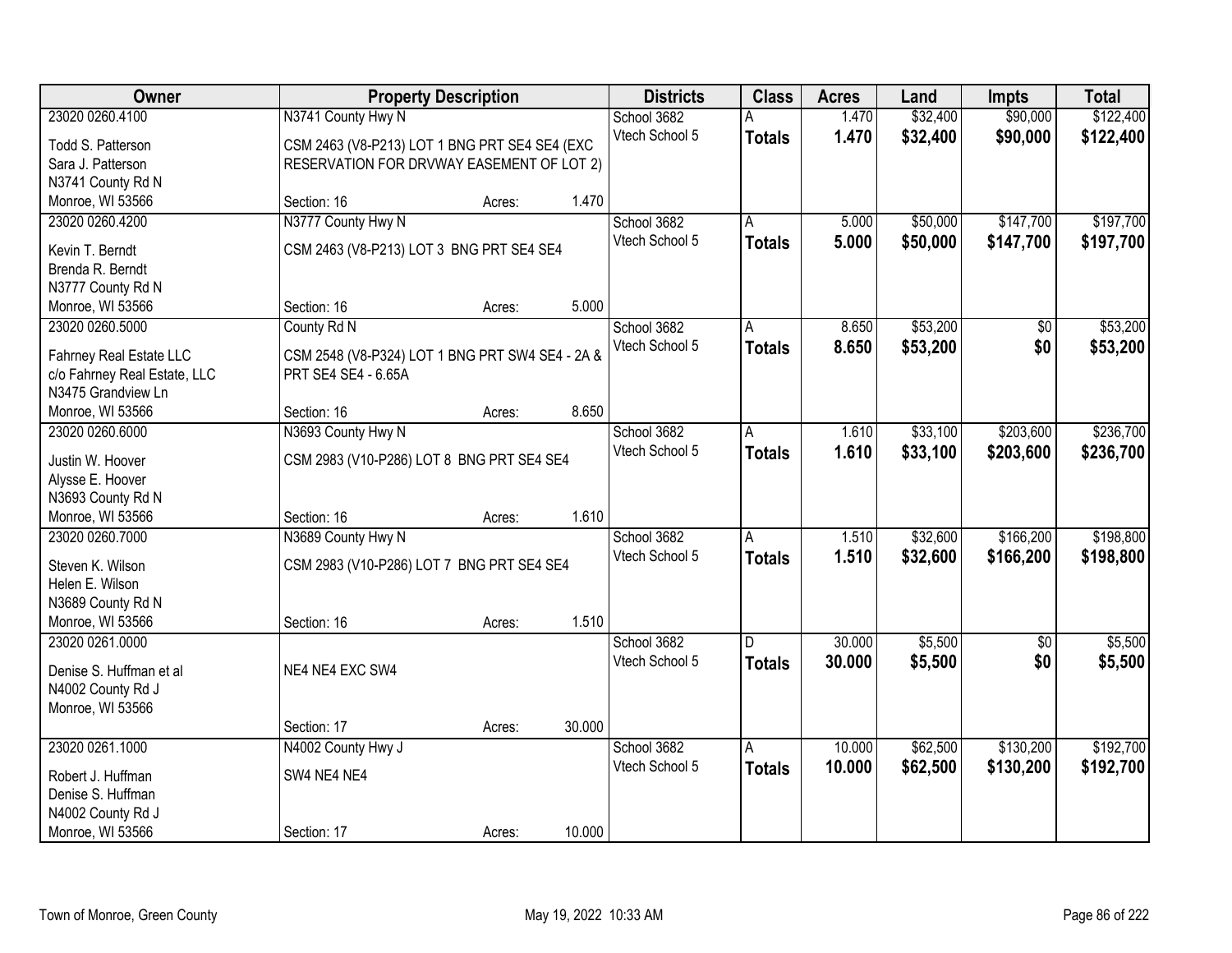| Owner | Property Description | | | Districts | Class | Acres | Land | Impts | Total |
|---|---|---|---|---|---|---|---|---|---|
| 23020 0260.4100 | N3741 County Hwy N | | | School 3682 | A | 1.470 | $32,400 | $90,000 | $122,400 |
| Todd S. Patterson<br>Sara J. Patterson<br>N3741 County Rd N<br>Monroe, WI 53566 | CSM 2463 (V8-P213) LOT 1 BNG PRT SE4 SE4 (EXC RESERVATION FOR DRVWAY EASEMENT OF LOT 2) | | | Vtech School 5 | **Totals** | **1.470** | **$32,400** | **$90,000** | **$122,400** |
| | Section: 16 | Acres: | 1.470 | | | | | | |
| 23020 0260.4200 | N3777 County Hwy N | | | School 3682 | A | 5.000 | $50,000 | $147,700 | $197,700 |
| Kevin T. Berndt<br>Brenda R. Berndt<br>N3777 County Rd N<br>Monroe, WI 53566 | CSM 2463 (V8-P213) LOT 3 BNG PRT SE4 SE4 | | | Vtech School 5 | **Totals** | **5.000** | **$50,000** | **$147,700** | **$197,700** |
| | Section: 16 | Acres: | 5.000 | | | | | | |
| 23020 0260.5000 | County Rd N | | | School 3682 | A | 8.650 | $53,200 | $0 | $53,200 |
| Fahrney Real Estate LLC<br>c/o Fahrney Real Estate, LLC<br>N3475 Grandview Ln<br>Monroe, WI 53566 | CSM 2548 (V8-P324) LOT 1 BNG PRT SW4 SE4 - 2A & PRT SE4 SE4 - 6.65A | | | Vtech School 5 | **Totals** | **8.650** | **$53,200** | **$0** | **$53,200** |
| | Section: 16 | Acres: | 8.650 | | | | | | |
| 23020 0260.6000 | N3693 County Hwy N | | | School 3682 | A | 1.610 | $33,100 | $203,600 | $236,700 |
| Justin W. Hoover<br>Alysse E. Hoover<br>N3693 County Rd N<br>Monroe, WI 53566 | CSM 2983 (V10-P286) LOT 8 BNG PRT SE4 SE4 | | | Vtech School 5 | **Totals** | **1.610** | **$33,100** | **$203,600** | **$236,700** |
| | Section: 16 | Acres: | 1.610 | | | | | | |
| 23020 0260.7000 | N3689 County Hwy N | | | School 3682 | A | 1.510 | $32,600 | $166,200 | $198,800 |
| Steven K. Wilson<br>Helen E. Wilson<br>N3689 County Rd N<br>Monroe, WI 53566 | CSM 2983 (V10-P286) LOT 7 BNG PRT SE4 SE4 | | | Vtech School 5 | **Totals** | **1.510** | **$32,600** | **$166,200** | **$198,800** |
| | Section: 16 | Acres: | 1.510 | | | | | | |
| 23020 0261.0000 | | | | School 3682 | D | 30.000 | $5,500 | $0 | $5,500 |
| Denise S. Huffman et al<br>N4002 County Rd J<br>Monroe, WI 53566 | NE4 NE4 EXC SW4 | | | Vtech School 5 | **Totals** | **30.000** | **$5,500** | **$0** | **$5,500** |
| | Section: 17 | Acres: | 30.000 | | | | | | |
| 23020 0261.1000 | N4002 County Hwy J | | | School 3682 | A | 10.000 | $62,500 | $130,200 | $192,700 |
| Robert J. Huffman<br>Denise S. Huffman<br>N4002 County Rd J<br>Monroe, WI 53566 | SW4 NE4 NE4 | | | Vtech School 5 | **Totals** | **10.000** | **$62,500** | **$130,200** | **$192,700** |
| | Section: 17 | Acres: | 10.000 | | | | | | |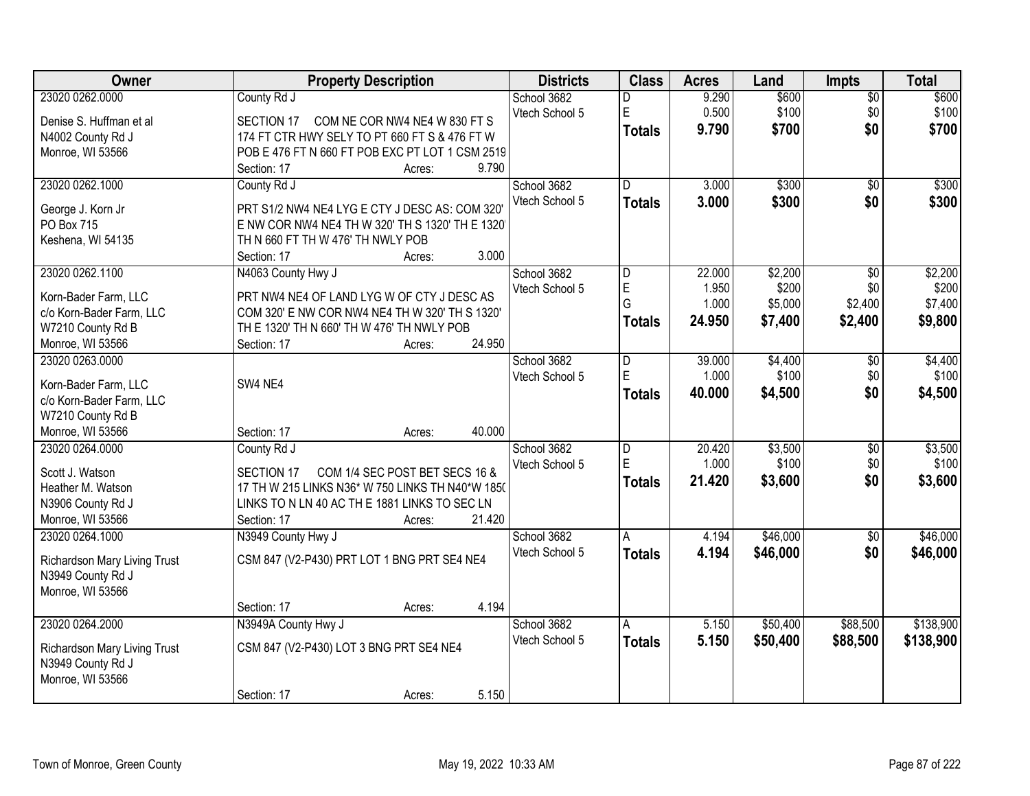| Owner | Property Description | Districts | Class | Acres | Land | Impts | Total |
|---|---|---|---|---|---|---|---|
| 23020 0262.0000<br>Denise S. Huffman et al<br>N4002 County Rd J<br>Monroe, WI 53566 | County Rd J<br>SECTION 17 COM NE COR NW4 NE4 W 830 FT S 174 FT CTR HWY SELY TO PT 660 FT S & 476 FT W POB E 476 FT N 660 FT POB EXC PT LOT 1 CSM 2519<br>Section: 17 Acres: 9.790 | School 3682<br>Vtech School 5 | D<br>E<br>**Totals** | 9.290<br>0.500<br>**9.790** | $600<br>$100<br>**$700** | $0<br>$0<br>**$0** | $600<br>$100<br>**$700** |
| 23020 0262.1000<br>George J. Korn Jr<br>PO Box 715<br>Keshena, WI 54135 | County Rd J<br>PRT S1/2 NW4 NE4 LYG E CTY J DESC AS: COM 320' E NW COR NW4 NE4 TH W 320' TH S 1320' TH E 1320' TH N 660 FT TH W 476' TH NWLY POB<br>Section: 17 Acres: 3.000 | School 3682<br>Vtech School 5 | D<br>**Totals** | 3.000<br>**3.000** | $300<br>**$300** | $0<br>**$0** | $300<br>**$300** |
| 23020 0262.1100<br>Korn-Bader Farm, LLC<br>c/o Korn-Bader Farm, LLC<br>W7210 County Rd B<br>Monroe, WI 53566 | N4063 County Hwy J<br>PRT NW4 NE4 OF LAND LYG W OF CTY J DESC AS COM 320' E NW COR NW4 NE4 TH W 320' TH S 1320' TH E 1320' TH N 660' TH W 476' TH NWLY POB<br>Section: 17 Acres: 24.950 | School 3682<br>Vtech School 5 | D<br>E<br>G<br>**Totals** | 22.000<br>1.950<br>1.000<br>**24.950** | $2,200<br>$200<br>$5,000<br>**$7,400** | $0<br>$0<br>$2,400<br>**$2,400** | $2,200<br>$200<br>$7,400<br>**$9,800** |
| 23020 0263.0000<br>Korn-Bader Farm, LLC<br>c/o Korn-Bader Farm, LLC<br>W7210 County Rd B<br>Monroe, WI 53566 | SW4 NE4<br>Section: 17 Acres: 40.000 | School 3682<br>Vtech School 5 | D<br>E<br>**Totals** | 39.000<br>1.000<br>**40.000** | $4,400<br>$100<br>**$4,500** | $0<br>$0<br>**$0** | $4,400<br>$100<br>**$4,500** |
| 23020 0264.0000<br>Scott J. Watson<br>Heather M. Watson<br>N3906 County Rd J<br>Monroe, WI 53566 | County Rd J<br>SECTION 17 COM 1/4 SEC POST BET SECS 16 & 17 TH W 215 LINKS N36* W 750 LINKS TH N40*W 1850 LINKS TO N LN 40 AC TH E 1881 LINKS TO SEC LN<br>Section: 17 Acres: 21.420 | School 3682<br>Vtech School 5 | D<br>E<br>**Totals** | 20.420<br>1.000<br>**21.420** | $3,500<br>$100<br>**$3,600** | $0<br>$0<br>**$0** | $3,500<br>$100<br>**$3,600** |
| 23020 0264.1000<br>Richardson Mary Living Trust<br>N3949 County Rd J<br>Monroe, WI 53566 | N3949 County Hwy J<br>CSM 847 (V2-P430) PRT LOT 1 BNG PRT SE4 NE4<br>Section: 17 Acres: 4.194 | School 3682<br>Vtech School 5 | A<br>**Totals** | 4.194<br>**4.194** | $46,000<br>**$46,000** | $0<br>**$0** | $46,000<br>**$46,000** |
| 23020 0264.2000<br>Richardson Mary Living Trust<br>N3949 County Rd J<br>Monroe, WI 53566 | N3949A County Hwy J<br>CSM 847 (V2-P430) LOT 3 BNG PRT SE4 NE4<br>Section: 17 Acres: 5.150 | School 3682<br>Vtech School 5 | A<br>**Totals** | 5.150<br>**5.150** | $50,400<br>**$50,400** | $88,500<br>**$88,500** | $138,900<br>**$138,900** |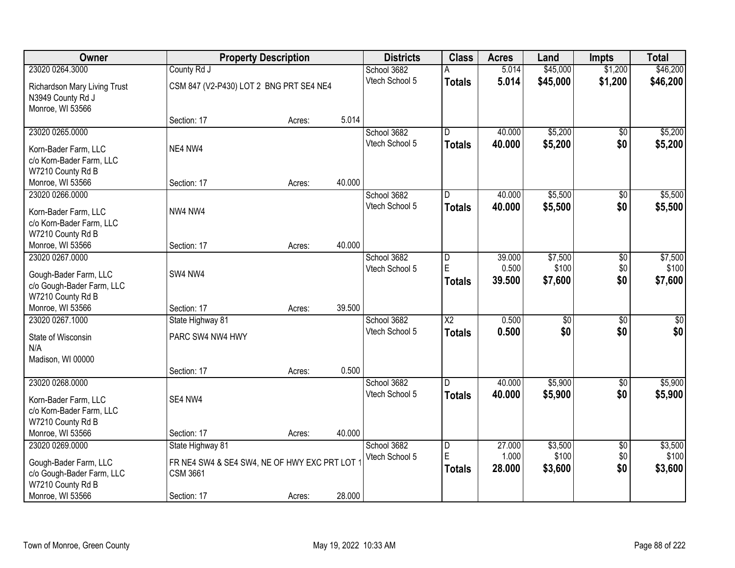| Owner | Property Description | | | Districts | Class | Acres | Land | Impts | Total |
|---|---|---|---|---|---|---|---|---|---|
| 23020 0264.3000 | County Rd J | | | School 3682 | A | 5.014 | $45,000 | $1,200 | $46,200 |
| Richardson Mary Living Trust<br>N3949 County Rd J<br>Monroe, WI 53566 | CSM 847 (V2-P430) LOT 2 BNG PRT SE4 NE4 | | | Vtech School 5 | **Totals** | **5.014** | **$45,000** | **$1,200** | **$46,200** |
| | Section: 17 | Acres: | 5.014 | | | | | | |
| 23020 0265.0000 | | | | School 3682 | D | 40.000 | $5,200 | $0 | $5,200 |
| Korn-Bader Farm, LLC<br>c/o Korn-Bader Farm, LLC<br>W7210 County Rd B<br>Monroe, WI 53566 | NE4 NW4 | | | Vtech School 5 | **Totals** | **40.000** | **$5,200** | **$0** | **$5,200** |
| | Section: 17 | Acres: | 40.000 | | | | | | |
| 23020 0266.0000 | | | | School 3682 | D | 40.000 | $5,500 | $0 | $5,500 |
| Korn-Bader Farm, LLC<br>c/o Korn-Bader Farm, LLC<br>W7210 County Rd B<br>Monroe, WI 53566 | NW4 NW4 | | | Vtech School 5 | **Totals** | **40.000** | **$5,500** | **$0** | **$5,500** |
| | Section: 17 | Acres: | 40.000 | | | | | | |
| 23020 0267.0000 | | | | School 3682 | D | 39.000 | $7,500 | $0 | $7,500 |
| Gough-Bader Farm, LLC<br>c/o Gough-Bader Farm, LLC<br>W7210 County Rd B<br>Monroe, WI 53566 | SW4 NW4 | | | Vtech School 5 | E | 0.500 | $100 | $0 | $100 |
| | | | | | **Totals** | **39.500** | **$7,600** | **$0** | **$7,600** |
| | Section: 17 | Acres: | 39.500 | | | | | | |
| 23020 0267.1000 | State Highway 81 | | | School 3682 | X2 | 0.500 | $0 | $0 | $0 |
| State of Wisconsin<br>N/A<br>Madison, WI 00000 | PARC SW4 NW4 HWY | | | Vtech School 5 | **Totals** | **0.500** | **$0** | **$0** | **$0** |
| | Section: 17 | Acres: | 0.500 | | | | | | |
| 23020 0268.0000 | | | | School 3682 | D | 40.000 | $5,900 | $0 | $5,900 |
| Korn-Bader Farm, LLC<br>c/o Korn-Bader Farm, LLC<br>W7210 County Rd B<br>Monroe, WI 53566 | SE4 NW4 | | | Vtech School 5 | **Totals** | **40.000** | **$5,900** | **$0** | **$5,900** |
| | Section: 17 | Acres: | 40.000 | | | | | | |
| 23020 0269.0000 | State Highway 81 | | | School 3682 | D | 27.000 | $3,500 | $0 | $3,500 |
| Gough-Bader Farm, LLC<br>c/o Gough-Bader Farm, LLC<br>W7210 County Rd B<br>Monroe, WI 53566 | FR NE4 SW4 & SE4 SW4, NE OF HWY EXC PRT LOT 1 CSM 3661 | | | Vtech School 5 | E | 1.000 | $100 | $0 | $100 |
| | | | | | **Totals** | **28.000** | **$3,600** | **$0** | **$3,600** |
| | Section: 17 | Acres: | 28.000 | | | | | | |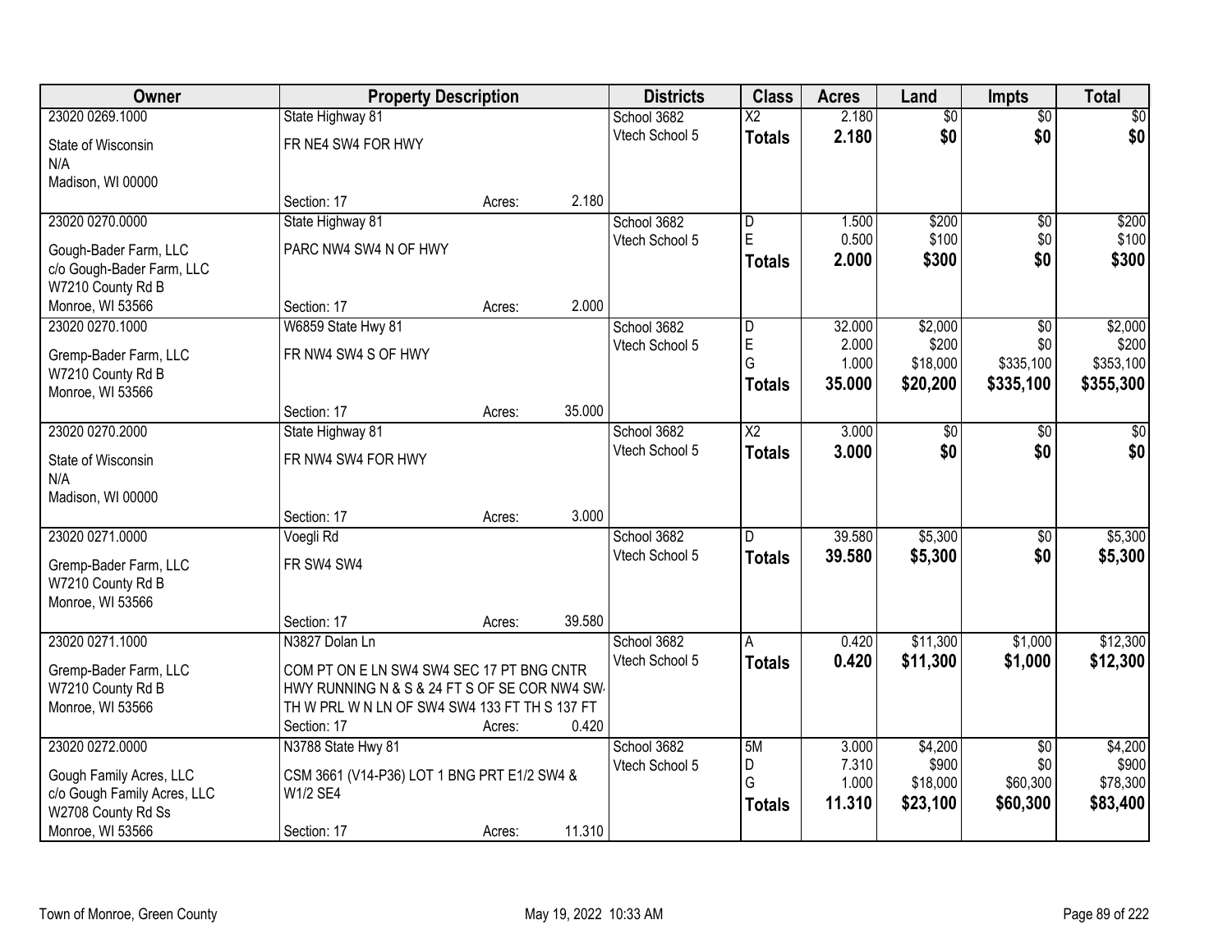| Owner | Property Description | | | Districts | Class | Acres | Land | Impts | Total |
|---|---|---|---|---|---|---|---|---|---|
| 23020 0269.1000 | State Highway 81 | | | School 3682 | X2 | 2.180 | $0 | $0 | $0 |
| State of Wisconsin<br>N/A<br>Madison, WI 00000 | FR NE4 SW4 FOR HWY | | | Vtech School 5 | **Totals** | **2.180** | **$0** | **$0** | **$0** |
| | Section: 17 | Acres: | 2.180 | | | | | | |
| 23020 0270.0000 | State Highway 81 | | | School 3682 | D | 1.500 | $200 | $0 | $200 |
| Gough-Bader Farm, LLC<br>c/o Gough-Bader Farm, LLC<br>W7210 County Rd B<br>Monroe, WI 53566 | PARC NW4 SW4 N OF HWY | | | Vtech School 5 | E | 0.500 | $100 | $0 | $100 |
| | | | | | **Totals** | **2.000** | **$300** | **$0** | **$300** |
| | Section: 17 | Acres: | 2.000 | | | | | | |
| 23020 0270.1000 | W6859 State Hwy 81 | | | School 3682 | D | 32.000 | $2,000 | $0 | $2,000 |
| Gremp-Bader Farm, LLC<br>W7210 County Rd B<br>Monroe, WI 53566 | FR NW4 SW4 S OF HWY | | | Vtech School 5 | E | 2.000 | $200 | $0 | $200 |
| | | | | | G | 1.000 | $18,000 | $335,100 | $353,100 |
| | | | | | **Totals** | **35.000** | **$20,200** | **$335,100** | **$355,300** |
| | Section: 17 | Acres: | 35.000 | | | | | | |
| 23020 0270.2000 | State Highway 81 | | | School 3682 | X2 | 3.000 | $0 | $0 | $0 |
| State of Wisconsin<br>N/A<br>Madison, WI 00000 | FR NW4 SW4 FOR HWY | | | Vtech School 5 | **Totals** | **3.000** | **$0** | **$0** | **$0** |
| | Section: 17 | Acres: | 3.000 | | | | | | |
| 23020 0271.0000 | Voegli Rd | | | School 3682 | D | 39.580 | $5,300 | $0 | $5,300 |
| Gremp-Bader Farm, LLC<br>W7210 County Rd B<br>Monroe, WI 53566 | FR SW4 SW4 | | | Vtech School 5 | **Totals** | **39.580** | **$5,300** | **$0** | **$5,300** |
| | Section: 17 | Acres: | 39.580 | | | | | | |
| 23020 0271.1000 | N3827 Dolan Ln | | | School 3682 | A | 0.420 | $11,300 | $1,000 | $12,300 |
| Gremp-Bader Farm, LLC<br>W7210 County Rd B<br>Monroe, WI 53566 | COM PT ON E LN SW4 SW4 SEC 17 PT BNG CNTR HWY RUNNING N & S & 24 FT S OF SE COR NW4 SW4 TH W PRL W N LN OF SW4 SW4 133 FT TH S 137 FT | | | Vtech School 5 | **Totals** | **0.420** | **$11,300** | **$1,000** | **$12,300** |
| | Section: 17 | Acres: | 0.420 | | | | | | |
| 23020 0272.0000 | N3788 State Hwy 81 | | | School 3682 | 5M | 3.000 | $4,200 | $0 | $4,200 |
| Gough Family Acres, LLC<br>c/o Gough Family Acres, LLC<br>W2708 County Rd Ss<br>Monroe, WI 53566 | CSM 3661 (V14-P36) LOT 1 BNG PRT E1/2 SW4 & W1/2 SE4 | | | Vtech School 5 | D | 7.310 | $900 | $0 | $900 |
| | | | | | G | 1.000 | $18,000 | $60,300 | $78,300 |
| | | | | | **Totals** | **11.310** | **$23,100** | **$60,300** | **$83,400** |
| | Section: 17 | Acres: | 11.310 | | | | | | |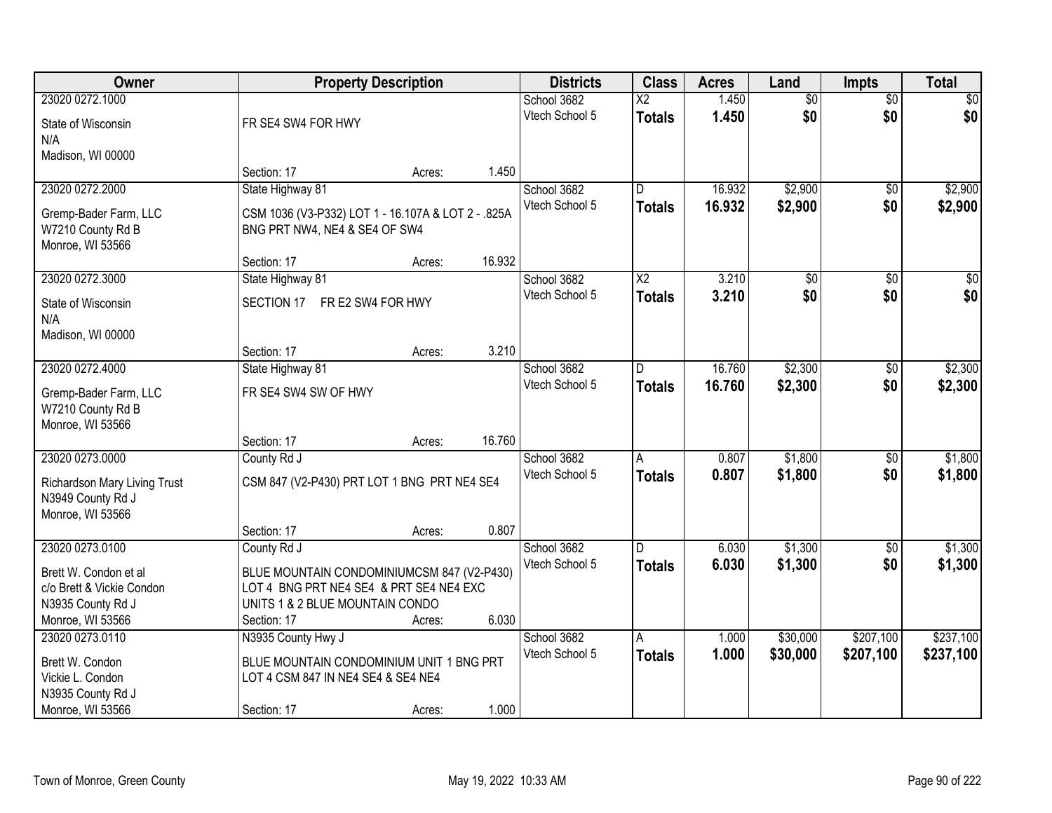| Owner | Property Description | Districts | Class | Acres | Land | Impts | Total |
|---|---|---|---|---|---|---|---|
| 23020 0272.1000<br>State of Wisconsin<br>N/A<br>Madison, WI 00000 | FR SE4 SW4 FOR HWY<br>Section: 17 Acres: 1.450 | School 3682<br>Vtech School 5 | X2<br>**Totals** | 1.450<br>**1.450** | $0<br>**$0** | $0<br>**$0** | $0<br>**$0** |
| 23020 0272.2000<br>Gremp-Bader Farm, LLC<br>W7210 County Rd B<br>Monroe, WI 53566 | State Highway 81<br>CSM 1036 (V3-P332) LOT 1 - 16.107A & LOT 2 - .825A BNG PRT NW4, NE4 & SE4 OF SW4<br>Section: 17 Acres: 16.932 | School 3682<br>Vtech School 5 | D<br>**Totals** | 16.932<br>**16.932** | $2,900<br>**$2,900** | $0<br>**$0** | $2,900<br>**$2,900** |
| 23020 0272.3000<br>State of Wisconsin<br>N/A<br>Madison, WI 00000 | State Highway 81<br>SECTION 17 FR E2 SW4 FOR HWY<br>Section: 17 Acres: 3.210 | School 3682<br>Vtech School 5 | X2<br>**Totals** | 3.210<br>**3.210** | $0<br>**$0** | $0<br>**$0** | $0<br>**$0** |
| 23020 0272.4000<br>Gremp-Bader Farm, LLC<br>W7210 County Rd B<br>Monroe, WI 53566 | State Highway 81<br>FR SE4 SW4 SW OF HWY<br>Section: 17 Acres: 16.760 | School 3682<br>Vtech School 5 | D<br>**Totals** | 16.760<br>**16.760** | $2,300<br>**$2,300** | $0<br>**$0** | $2,300<br>**$2,300** |
| 23020 0273.0000<br>Richardson Mary Living Trust<br>N3949 County Rd J<br>Monroe, WI 53566 | County Rd J<br>CSM 847 (V2-P430) PRT LOT 1 BNG PRT NE4 SE4<br>Section: 17 Acres: 0.807 | School 3682<br>Vtech School 5 | A<br>**Totals** | 0.807<br>**0.807** | $1,800<br>**$1,800** | $0<br>**$0** | $1,800<br>**$1,800** |
| 23020 0273.0100<br>Brett W. Condon et al<br>c/o Brett & Vickie Condon<br>N3935 County Rd J<br>Monroe, WI 53566 | County Rd J<br>BLUE MOUNTAIN CONDOMINIUMCSM 847 (V2-P430) LOT 4 BNG PRT NE4 SE4 & PRT SE4 NE4 EXC UNITS 1 & 2 BLUE MOUNTAIN CONDO<br>Section: 17 Acres: 6.030 | School 3682<br>Vtech School 5 | D<br>**Totals** | 6.030<br>**6.030** | $1,300<br>**$1,300** | $0<br>**$0** | $1,300<br>**$1,300** |
| 23020 0273.0110<br>Brett W. Condon<br>Vickie L. Condon<br>N3935 County Rd J<br>Monroe, WI 53566 | N3935 County Hwy J<br>BLUE MOUNTAIN CONDOMINIUM UNIT 1 BNG PRT LOT 4 CSM 847 IN NE4 SE4 & SE4 NE4<br>Section: 17 Acres: 1.000 | School 3682<br>Vtech School 5 | A<br>**Totals** | 1.000<br>**1.000** | $30,000<br>**$30,000** | $207,100<br>**$207,100** | $237,100<br>**$237,100** |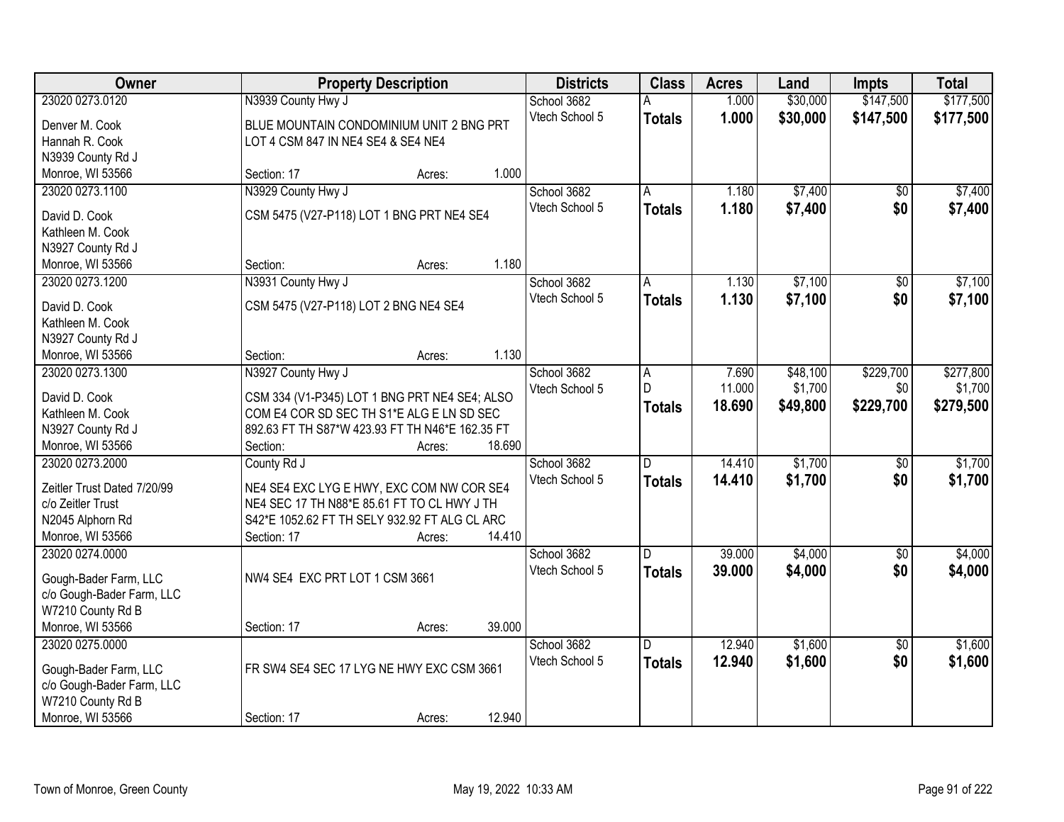| Owner | Property Description | Districts | Class | Acres | Land | Impts | Total |
|---|---|---|---|---|---|---|---|
| 23020 0273.0120<br>Denver M. Cook<br>Hannah R. Cook<br>N3939 County Rd J<br>Monroe, WI 53566 | N3939 County Hwy J<br>BLUE MOUNTAIN CONDOMINIUM UNIT 2 BNG PRT LOT 4 CSM 847 IN NE4 SE4 & SE4 NE4<br>Section: 17 Acres: 1.000 | School 3682<br>Vtech School 5 | A<br>**Totals** | 1.000<br>**1.000** | $30,000<br>**$30,000** | $147,500<br>**$147,500** | $177,500<br>**$177,500** |
| 23020 0273.1100<br>David D. Cook<br>Kathleen M. Cook<br>N3927 County Rd J<br>Monroe, WI 53566 | N3929 County Hwy J<br>CSM 5475 (V27-P118) LOT 1 BNG PRT NE4 SE4<br>Section: Acres: 1.180 | School 3682<br>Vtech School 5 | A<br>**Totals** | 1.180<br>**1.180** | $7,400<br>**$7,400** | $0<br>**$0** | $7,400<br>**$7,400** |
| 23020 0273.1200<br>David D. Cook<br>Kathleen M. Cook<br>N3927 County Rd J<br>Monroe, WI 53566 | N3931 County Hwy J<br>CSM 5475 (V27-P118) LOT 2 BNG NE4 SE4<br>Section: Acres: 1.130 | School 3682<br>Vtech School 5 | A<br>**Totals** | 1.130<br>**1.130** | $7,100<br>**$7,100** | $0<br>**$0** | $7,100<br>**$7,100** |
| 23020 0273.1300<br>David D. Cook<br>Kathleen M. Cook<br>N3927 County Rd J<br>Monroe, WI 53566 | N3927 County Hwy J<br>CSM 334 (V1-P345) LOT 1 BNG PRT NE4 SE4; ALSO COM E4 COR SD SEC TH S1*E ALG E LN SD SEC 892.63 FT TH S87*W 423.93 FT TH N46*E 162.35 FT<br>Section: Acres: 18.690 | School 3682<br>Vtech School 5 | A<br>D<br>**Totals** | 7.690<br>11.000<br>**18.690** | $48,100<br>$1,700<br>**$49,800** | $229,700<br>$0<br>**$229,700** | $277,800<br>$1,700<br>**$279,500** |
| 23020 0273.2000<br>Zeitler Trust Dated 7/20/99<br>c/o Zeitler Trust<br>N2045 Alphorn Rd<br>Monroe, WI 53566 | County Rd J<br>NE4 SE4 EXC LYG E HWY, EXC COM NW COR SE4 NE4 SEC 17 TH N88*E 85.61 FT TO CL HWY J TH S42*E 1052.62 FT TH SELY 932.92 FT ALG CL ARC<br>Section: 17 Acres: 14.410 | School 3682<br>Vtech School 5 | D<br>**Totals** | 14.410<br>**14.410** | $1,700<br>**$1,700** | $0<br>**$0** | $1,700<br>**$1,700** |
| 23020 0274.0000<br>Gough-Bader Farm, LLC<br>c/o Gough-Bader Farm, LLC<br>W7210 County Rd B<br>Monroe, WI 53566 | NW4 SE4 EXC PRT LOT 1 CSM 3661<br>Section: 17 Acres: 39.000 | School 3682<br>Vtech School 5 | D<br>**Totals** | 39.000<br>**39.000** | $4,000<br>**$4,000** | $0<br>**$0** | $4,000<br>**$4,000** |
| 23020 0275.0000<br>Gough-Bader Farm, LLC<br>c/o Gough-Bader Farm, LLC<br>W7210 County Rd B<br>Monroe, WI 53566 | FR SW4 SE4 SEC 17 LYG NE HWY EXC CSM 3661<br>Section: 17 Acres: 12.940 | School 3682<br>Vtech School 5 | D<br>**Totals** | 12.940<br>**12.940** | $1,600<br>**$1,600** | $0<br>**$0** | $1,600<br>**$1,600** |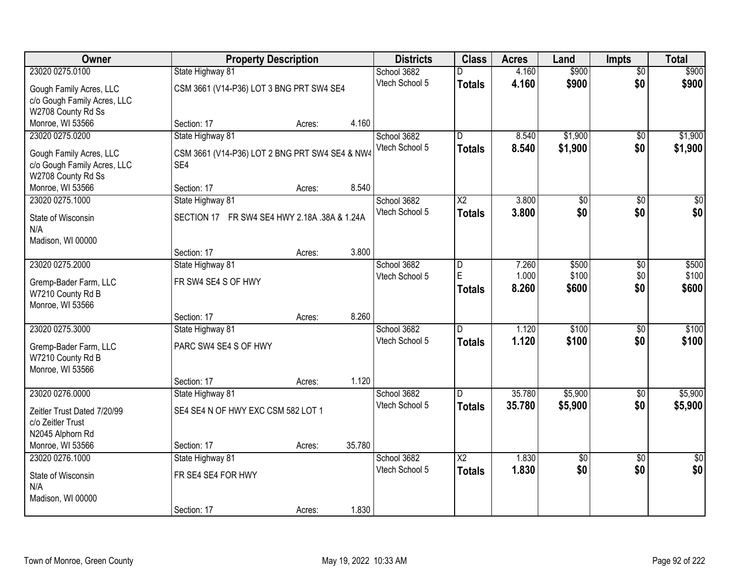| Owner | Property Description | Districts | Class | Acres | Land | Impts | Total |
|---|---|---|---|---|---|---|---|
| 23020 0275.0100<br>Gough Family Acres, LLC<br>c/o Gough Family Acres, LLC<br>W2708 County Rd Ss<br>Monroe, WI 53566 | State Highway 81<br>CSM 3661 (V14-P36) LOT 3 BNG PRT SW4 SE4<br>Section: 17 Acres: 4.160 | School 3682<br>Vtech School 5 | D<br>**Totals** | 4.160<br>**4.160** | $900<br>**$900** | $0<br>**$0** | $900<br>**$900** |
| 23020 0275.0200<br>Gough Family Acres, LLC<br>c/o Gough Family Acres, LLC<br>W2708 County Rd Ss<br>Monroe, WI 53566 | State Highway 81<br>CSM 3661 (V14-P36) LOT 2 BNG PRT SW4 SE4 & NW4 SE4<br>Section: 17 Acres: 8.540 | School 3682<br>Vtech School 5 | D<br>**Totals** | 8.540<br>**8.540** | $1,900<br>**$1,900** | $0<br>**$0** | $1,900<br>**$1,900** |
| 23020 0275.1000<br>State of Wisconsin<br>N/A<br>Madison, WI 00000 | State Highway 81<br>SECTION 17 FR SW4 SE4 HWY 2.18A .38A & 1.24A<br>Section: 17 Acres: 3.800 | School 3682<br>Vtech School 5 | X2<br>**Totals** | 3.800<br>**3.800** | $0<br>**$0** | $0<br>**$0** | $0<br>**$0** |
| 23020 0275.2000<br>Gremp-Bader Farm, LLC<br>W7210 County Rd B<br>Monroe, WI 53566 | State Highway 81<br>FR SW4 SE4 S OF HWY<br>Section: 17 Acres: 8.260 | School 3682<br>Vtech School 5 | D<br>E<br>**Totals** | 7.260<br>1.000<br>**8.260** | $500<br>$100<br>**$600** | $0<br>$0<br>**$0** | $500<br>$100<br>**$600** |
| 23020 0275.3000<br>Gremp-Bader Farm, LLC<br>W7210 County Rd B<br>Monroe, WI 53566 | State Highway 81<br>PARC SW4 SE4 S OF HWY<br>Section: 17 Acres: 1.120 | School 3682<br>Vtech School 5 | D<br>**Totals** | 1.120<br>**1.120** | $100<br>**$100** | $0<br>**$0** | $100<br>**$100** |
| 23020 0276.0000<br>Zeitler Trust Dated 7/20/99<br>c/o Zeitler Trust<br>N2045 Alphorn Rd<br>Monroe, WI 53566 | State Highway 81<br>SE4 SE4 N OF HWY EXC CSM 582 LOT 1<br>Section: 17 Acres: 35.780 | School 3682<br>Vtech School 5 | D<br>**Totals** | 35.780<br>**35.780** | $5,900<br>**$5,900** | $0<br>**$0** | $5,900<br>**$5,900** |
| 23020 0276.1000<br>State of Wisconsin<br>N/A<br>Madison, WI 00000 | State Highway 81<br>FR SE4 SE4 FOR HWY<br>Section: 17 Acres: 1.830 | School 3682<br>Vtech School 5 | X2<br>**Totals** | 1.830<br>**1.830** | $0<br>**$0** | $0<br>**$0** | $0<br>**$0** |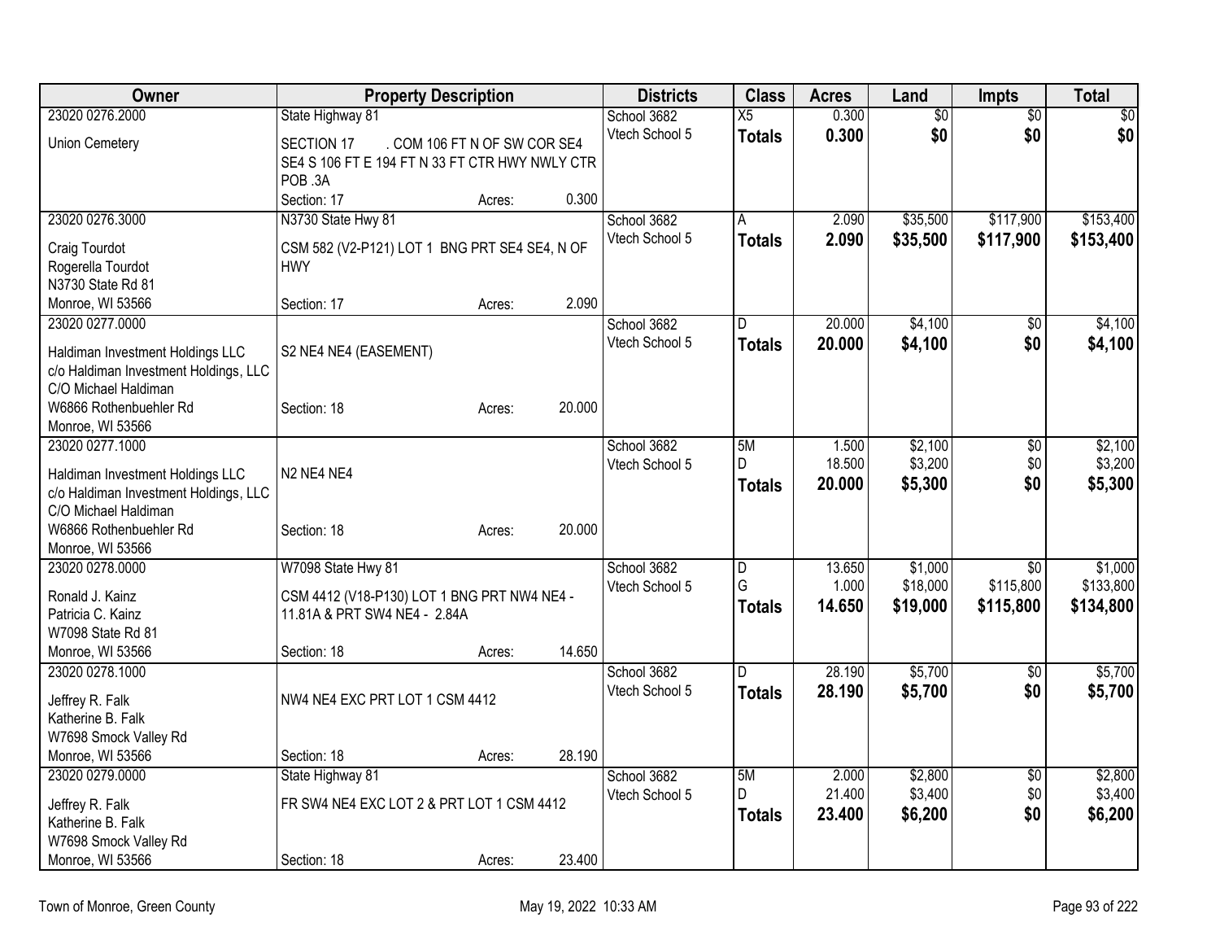| Owner | Property Description | | | Districts | Class | Acres | Land | Impts | Total |
|---|---|---|---|---|---|---|---|---|---|
| 23020 0276.2000 | State Highway 81 | | | School 3682 | X5 | 0.300 | $0 | $0 | $0 |
| Union Cemetery | SECTION 17 . COM 106 FT N OF SW COR SE4 SE4 S 106 FT E 194 FT N 33 FT CTR HWY NWLY CTR POB .3A | | | Vtech School 5 | **Totals** | **0.300** | **$0** | **$0** | **$0** |
| | Section: 17 | Acres: | 0.300 | | | | | | |
| 23020 0276.3000 | N3730 State Hwy 81 | | | School 3682 | A | 2.090 | $35,500 | $117,900 | $153,400 |
| Craig Tourdot<br>Rogerella Tourdot<br>N3730 State Rd 81<br>Monroe, WI 53566 | CSM 582 (V2-P121) LOT 1 BNG PRT SE4 SE4, N OF HWY | | | Vtech School 5 | **Totals** | **2.090** | **$35,500** | **$117,900** | **$153,400** |
| | Section: 17 | Acres: | 2.090 | | | | | | |
| 23020 0277.0000 | | | | School 3682 | D | 20.000 | $4,100 | $0 | $4,100 |
| Haldiman Investment Holdings LLC<br>c/o Haldiman Investment Holdings, LLC<br>C/O Michael Haldiman<br>W6866 Rothenbuehler Rd<br>Monroe, WI 53566 | S2 NE4 NE4 (EASEMENT) | | | Vtech School 5 | **Totals** | **20.000** | **$4,100** | **$0** | **$4,100** |
| | Section: 18 | Acres: | 20.000 | | | | | | |
| 23020 0277.1000 | | | | School 3682 | 5M | 1.500 | $2,100 | $0 | $2,100 |
| Haldiman Investment Holdings LLC<br>c/o Haldiman Investment Holdings, LLC<br>C/O Michael Haldiman<br>W6866 Rothenbuehler Rd<br>Monroe, WI 53566 | N2 NE4 NE4 | | | Vtech School 5 | D | 18.500 | $3,200 | $0 | $3,200 |
| | | | | | **Totals** | **20.000** | **$5,300** | **$0** | **$5,300** |
| | Section: 18 | Acres: | 20.000 | | | | | | |
| 23020 0278.0000 | W7098 State Hwy 81 | | | School 3682 | D | 13.650 | $1,000 | $0 | $1,000 |
| Ronald J. Kainz<br>Patricia C. Kainz<br>W7098 State Rd 81<br>Monroe, WI 53566 | CSM 4412 (V18-P130) LOT 1 BNG PRT NW4 NE4 - 11.81A & PRT SW4 NE4 - 2.84A | | | Vtech School 5 | G | 1.000 | $18,000 | $115,800 | $133,800 |
| | | | | | **Totals** | **14.650** | **$19,000** | **$115,800** | **$134,800** |
| | Section: 18 | Acres: | 14.650 | | | | | | |
| 23020 0278.1000 | | | | School 3682 | D | 28.190 | $5,700 | $0 | $5,700 |
| Jeffrey R. Falk<br>Katherine B. Falk<br>W7698 Smock Valley Rd<br>Monroe, WI 53566 | NW4 NE4 EXC PRT LOT 1 CSM 4412 | | | Vtech School 5 | **Totals** | **28.190** | **$5,700** | **$0** | **$5,700** |
| | Section: 18 | Acres: | 28.190 | | | | | | |
| 23020 0279.0000 | State Highway 81 | | | School 3682 | 5M | 2.000 | $2,800 | $0 | $2,800 |
| Jeffrey R. Falk<br>Katherine B. Falk<br>W7698 Smock Valley Rd<br>Monroe, WI 53566 | FR SW4 NE4 EXC LOT 2 & PRT LOT 1 CSM 4412 | | | Vtech School 5 | D | 21.400 | $3,400 | $0 | $3,400 |
| | | | | | **Totals** | **23.400** | **$6,200** | **$0** | **$6,200** |
| | Section: 18 | Acres: | 23.400 | | | | | | |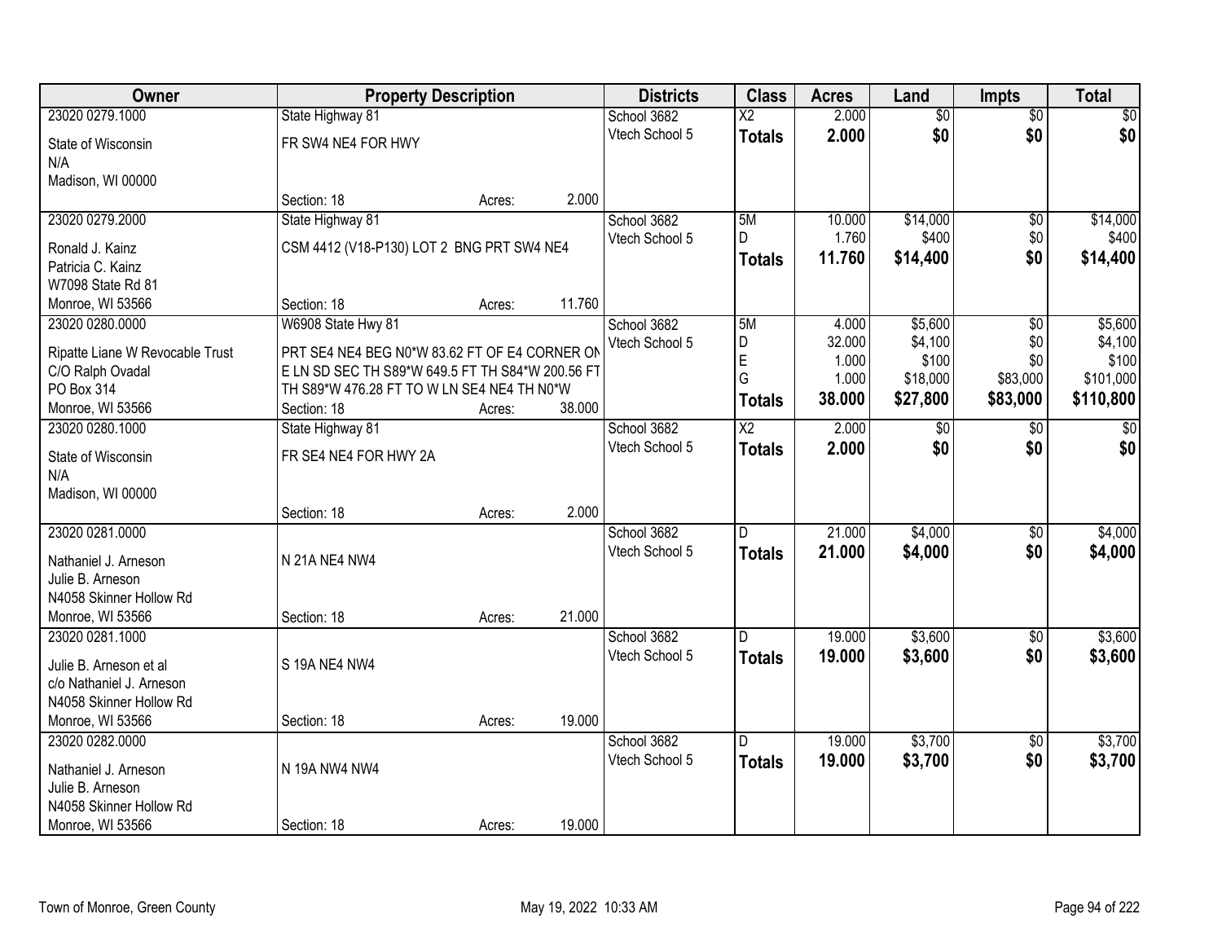| Owner | Property Description | | | Districts | Class | Acres | Land | Impts | Total |
|---|---|---|---|---|---|---|---|---|---|
| 23020 0279.1000 | State Highway 81 | | | School 3682 | X2 | 2.000 | $0 | $0 | $0 |
| State of Wisconsin<br>N/A<br>Madison, WI 00000 | FR SW4 NE4 FOR HWY | | | Vtech School 5 | **Totals** | **2.000** | **$0** | **$0** | **$0** |
| | Section: 18 | Acres: | 2.000 | | | | | | |
| 23020 0279.2000 | State Highway 81 | | | School 3682 | 5M | 10.000 | $14,000 | $0 | $14,000 |
| Ronald J. Kainz<br>Patricia C. Kainz<br>W7098 State Rd 81 | CSM 4412 (V18-P130) LOT 2 BNG PRT SW4 NE4 | | | Vtech School 5 | D | 1.760 | $400 | $0 | $400 |
| | | | | | **Totals** | **11.760** | **$14,400** | **$0** | **$14,400** |
| Monroe, WI 53566 | Section: 18 | Acres: | 11.760 | | | | | | |
| 23020 0280.0000 | W6908 State Hwy 81 | | | School 3682 | 5M | 4.000 | $5,600 | $0 | $5,600 |
| Ripatte Liane W Revocable Trust<br>C/O Ralph Ovadal<br>PO Box 314 | PRT SE4 NE4 BEG N0*W 83.62 FT OF E4 CORNER ON E LN SD SEC TH S89*W 649.5 FT TH S84*W 200.56 FT TH S89*W 476.28 FT TO W LN SE4 NE4 TH N0*W | | | Vtech School 5 | D | 32.000 | $4,100 | $0 | $4,100 |
| | | | | | E | 1.000 | $100 | $0 | $100 |
| | | | | | G | 1.000 | $18,000 | $83,000 | $101,000 |
| | | | | | **Totals** | **38.000** | **$27,800** | **$83,000** | **$110,800** |
| Monroe, WI 53566 | Section: 18 | Acres: | 38.000 | | | | | | |
| 23020 0280.1000 | State Highway 81 | | | School 3682 | X2 | 2.000 | $0 | $0 | $0 |
| State of Wisconsin<br>N/A<br>Madison, WI 00000 | FR SE4 NE4 FOR HWY 2A | | | Vtech School 5 | **Totals** | **2.000** | **$0** | **$0** | **$0** |
| | Section: 18 | Acres: | 2.000 | | | | | | |
| 23020 0281.0000 | | | | School 3682 | D | 21.000 | $4,000 | $0 | $4,000 |
| Nathaniel J. Arneson<br>Julie B. Arneson<br>N4058 Skinner Hollow Rd | N 21A NE4 NW4 | | | Vtech School 5 | **Totals** | **21.000** | **$4,000** | **$0** | **$4,000** |
| Monroe, WI 53566 | Section: 18 | Acres: | 21.000 | | | | | | |
| 23020 0281.1000 | | | | School 3682 | D | 19.000 | $3,600 | $0 | $3,600 |
| Julie B. Arneson et al<br>c/o Nathaniel J. Arneson<br>N4058 Skinner Hollow Rd | S 19A NE4 NW4 | | | Vtech School 5 | **Totals** | **19.000** | **$3,600** | **$0** | **$3,600** |
| Monroe, WI 53566 | Section: 18 | Acres: | 19.000 | | | | | | |
| 23020 0282.0000 | | | | School 3682 | D | 19.000 | $3,700 | $0 | $3,700 |
| Nathaniel J. Arneson<br>Julie B. Arneson<br>N4058 Skinner Hollow Rd | N 19A NW4 NW4 | | | Vtech School 5 | **Totals** | **19.000** | **$3,700** | **$0** | **$3,700** |
| Monroe, WI 53566 | Section: 18 | Acres: | 19.000 | | | | | | |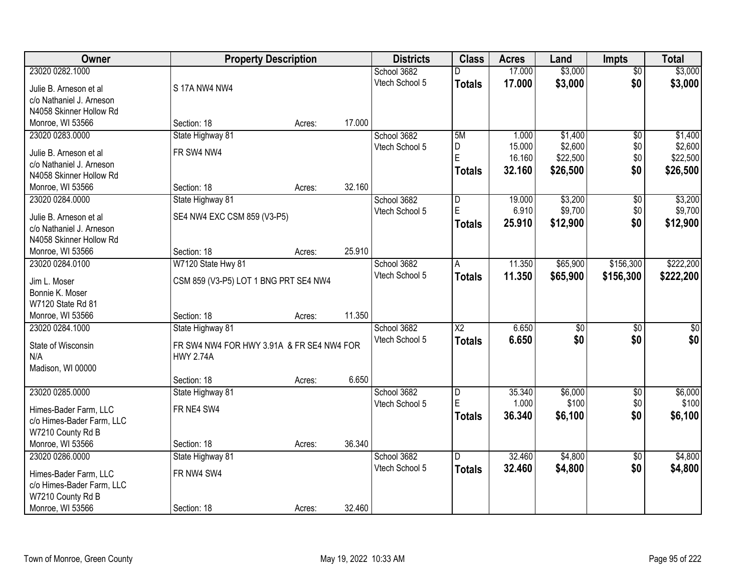| Owner | Property Description | | | Districts | Class | Acres | Land | Impts | Total |
|---|---|---|---|---|---|---|---|---|---|
| 23020 0282.1000 | | | | School 3682 | D | 17.000 | $3,000 | $0 | $3,000 |
| Julie B. Arneson et al | S 17A NW4 NW4 | | | Vtech School 5 | **Totals** | **17.000** | **$3,000** | **$0** | **$3,000** |
| c/o Nathaniel J. Arneson | | | | | | | | | |
| N4058 Skinner Hollow Rd | | | | | | | | | |
| Monroe, WI 53566 | Section: 18 | Acres: | 17.000 | | | | | | |
| 23020 0283.0000 | State Highway 81 | | | School 3682 | 5M | 1.000 | $1,400 | $0 | $1,400 |
| Julie B. Arneson et al | FR SW4 NW4 | | | Vtech School 5 | D | 15.000 | $2,600 | $0 | $2,600 |
| c/o Nathaniel J. Arneson | | | | | E | 16.160 | $22,500 | $0 | $22,500 |
| N4058 Skinner Hollow Rd | | | | | **Totals** | **32.160** | **$26,500** | **$0** | **$26,500** |
| Monroe, WI 53566 | Section: 18 | Acres: | 32.160 | | | | | | |
| 23020 0284.0000 | State Highway 81 | | | School 3682 | D | 19.000 | $3,200 | $0 | $3,200 |
| Julie B. Arneson et al | SE4 NW4 EXC CSM 859 (V3-P5) | | | Vtech School 5 | E | 6.910 | $9,700 | $0 | $9,700 |
| c/o Nathaniel J. Arneson | | | | | **Totals** | **25.910** | **$12,900** | **$0** | **$12,900** |
| N4058 Skinner Hollow Rd | | | | | | | | | |
| Monroe, WI 53566 | Section: 18 | Acres: | 25.910 | | | | | | |
| 23020 0284.0100 | W7120 State Hwy 81 | | | School 3682 | A | 11.350 | $65,900 | $156,300 | $222,200 |
| Jim L. Moser | CSM 859 (V3-P5) LOT 1 BNG PRT SE4 NW4 | | | Vtech School 5 | **Totals** | **11.350** | **$65,900** | **$156,300** | **$222,200** |
| Bonnie K. Moser | | | | | | | | | |
| W7120 State Rd 81 | | | | | | | | | |
| Monroe, WI 53566 | Section: 18 | Acres: | 11.350 | | | | | | |
| 23020 0284.1000 | State Highway 81 | | | School 3682 | X2 | 6.650 | $0 | $0 | $0 |
| State of Wisconsin | FR SW4 NW4 FOR HWY 3.91A & FR SE4 NW4 FOR HWY 2.74A | | | Vtech School 5 | **Totals** | **6.650** | **$0** | **$0** | **$0** |
| N/A | | | | | | | | | |
| Madison, WI 00000 | | | | | | | | | |
| | Section: 18 | Acres: | 6.650 | | | | | | |
| 23020 0285.0000 | State Highway 81 | | | School 3682 | D | 35.340 | $6,000 | $0 | $6,000 |
| Himes-Bader Farm, LLC | FR NE4 SW4 | | | Vtech School 5 | E | 1.000 | $100 | $0 | $100 |
| c/o Himes-Bader Farm, LLC | | | | | **Totals** | **36.340** | **$6,100** | **$0** | **$6,100** |
| W7210 County Rd B | | | | | | | | | |
| Monroe, WI 53566 | Section: 18 | Acres: | 36.340 | | | | | | |
| 23020 0286.0000 | State Highway 81 | | | School 3682 | D | 32.460 | $4,800 | $0 | $4,800 |
| Himes-Bader Farm, LLC | FR NW4 SW4 | | | Vtech School 5 | **Totals** | **32.460** | **$4,800** | **$0** | **$4,800** |
| c/o Himes-Bader Farm, LLC | | | | | | | | | |
| W7210 County Rd B | | | | | | | | | |
| Monroe, WI 53566 | Section: 18 | Acres: | 32.460 | | | | | | |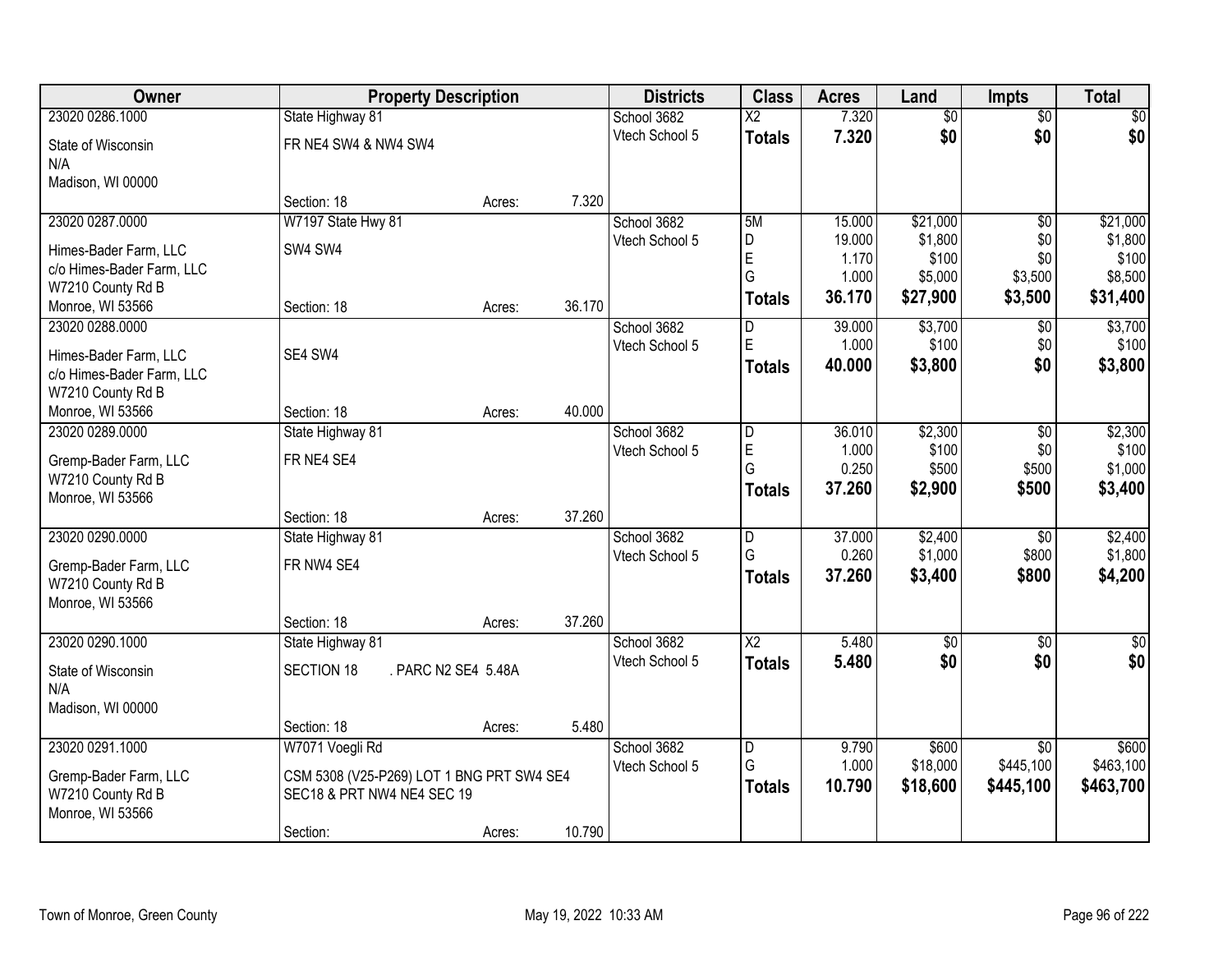| Owner | Property Description | | | Districts | Class | Acres | Land | Impts | Total |
|---|---|---|---|---|---|---|---|---|---|
| 23020 0286.1000 | State Highway 81 | | | School 3682 | X2 | 7.320 | $0 | $0 | $0 |
| State of Wisconsin<br>N/A<br>Madison, WI 00000 | FR NE4 SW4 & NW4 SW4 | | | Vtech School 5 | **Totals** | **7.320** | **$0** | **$0** | **$0** |
| | Section: 18 | Acres: | 7.320 | | | | | | |
| 23020 0287.0000 | W7197 State Hwy 81 | | | School 3682 | 5M | 15.000 | $21,000 | $0 | $21,000 |
| Himes-Bader Farm, LLC<br>c/o Himes-Bader Farm, LLC<br>W7210 County Rd B<br>Monroe, WI 53566 | SW4 SW4 | | | Vtech School 5 | D | 19.000 | $1,800 | $0 | $1,800 |
| | | | | | E | 1.170 | $100 | $0 | $100 |
| | | | | | G | 1.000 | $5,000 | $3,500 | $8,500 |
| | Section: 18 | Acres: | 36.170 | | **Totals** | **36.170** | **$27,900** | **$3,500** | **$31,400** |
| 23020 0288.0000 | | | | School 3682 | D | 39.000 | $3,700 | $0 | $3,700 |
| Himes-Bader Farm, LLC<br>c/o Himes-Bader Farm, LLC<br>W7210 County Rd B<br>Monroe, WI 53566 | SE4 SW4 | | | Vtech School 5 | E | 1.000 | $100 | $0 | $100 |
| | | | | | **Totals** | **40.000** | **$3,800** | **$0** | **$3,800** |
| | Section: 18 | Acres: | 40.000 | | | | | | |
| 23020 0289.0000 | State Highway 81 | | | School 3682 | D | 36.010 | $2,300 | $0 | $2,300 |
| Gremp-Bader Farm, LLC<br>W7210 County Rd B<br>Monroe, WI 53566 | FR NE4 SE4 | | | Vtech School 5 | E | 1.000 | $100 | $0 | $100 |
| | | | | | G | 0.250 | $500 | $500 | $1,000 |
| | | | | | **Totals** | **37.260** | **$2,900** | **$500** | **$3,400** |
| | Section: 18 | Acres: | 37.260 | | | | | | |
| 23020 0290.0000 | State Highway 81 | | | School 3682 | D | 37.000 | $2,400 | $0 | $2,400 |
| Gremp-Bader Farm, LLC<br>W7210 County Rd B<br>Monroe, WI 53566 | FR NW4 SE4 | | | Vtech School 5 | G | 0.260 | $1,000 | $800 | $1,800 |
| | | | | | **Totals** | **37.260** | **$3,400** | **$800** | **$4,200** |
| | Section: 18 | Acres: | 37.260 | | | | | | |
| 23020 0290.1000 | State Highway 81 | | | School 3682 | X2 | 5.480 | $0 | $0 | $0 |
| State of Wisconsin<br>N/A<br>Madison, WI 00000 | SECTION 18 . PARC N2 SE4 5.48A | | | Vtech School 5 | **Totals** | **5.480** | **$0** | **$0** | **$0** |
| | Section: 18 | Acres: | 5.480 | | | | | | |
| 23020 0291.1000 | W7071 Voegli Rd | | | School 3682 | D | 9.790 | $600 | $0 | $600 |
| Gremp-Bader Farm, LLC<br>W7210 County Rd B<br>Monroe, WI 53566 | CSM 5308 (V25-P269) LOT 1 BNG PRT SW4 SE4 SEC18 & PRT NW4 NE4 SEC 19 | | | Vtech School 5 | G | 1.000 | $18,000 | $445,100 | $463,100 |
| | | | | | **Totals** | **10.790** | **$18,600** | **$445,100** | **$463,700** |
| | Section: | Acres: | 10.790 | | | | | | |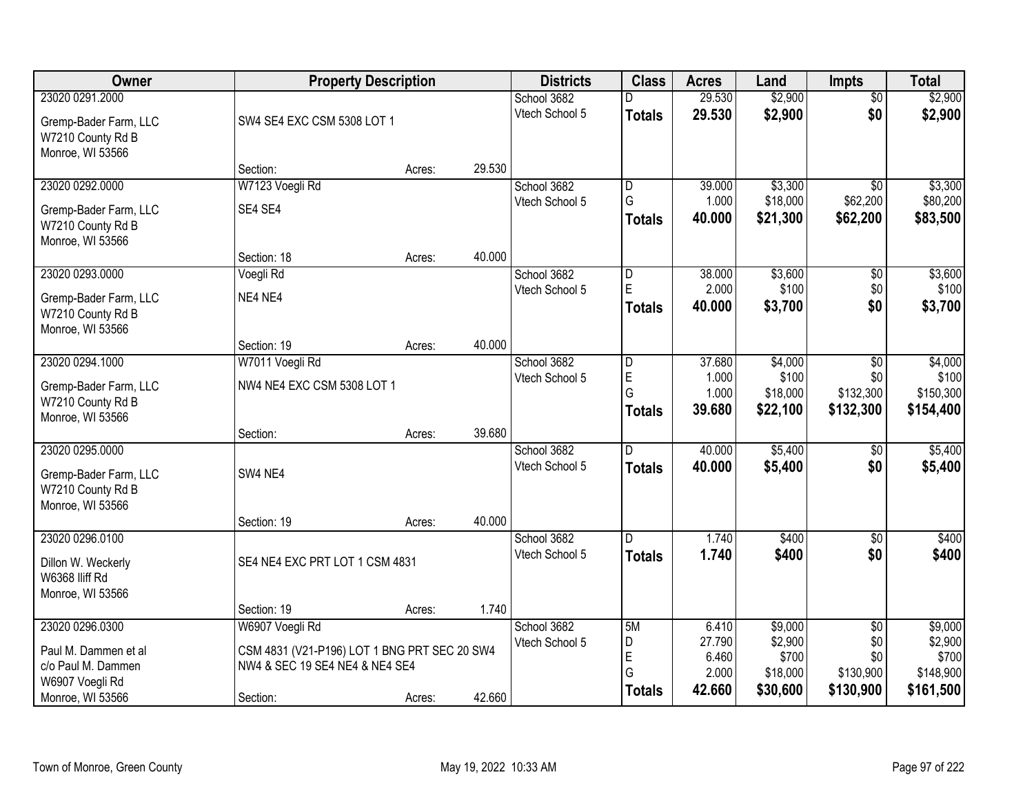| Owner | Property Description | Districts | Class | Acres | Land | Impts | Total |
|---|---|---|---|---|---|---|---|
| 23020 0291.2000<br>Gremp-Bader Farm, LLC<br>W7210 County Rd B<br>Monroe, WI 53566 | SW4 SE4 EXC CSM 5308 LOT 1<br>Section: Acres: 29.530 | School 3682<br>Vtech School 5 | D<br>**Totals** | 29.530<br>**29.530** | $2,900<br>**$2,900** | $0<br>**$0** | $2,900<br>**$2,900** |
| 23020 0292.0000<br>Gremp-Bader Farm, LLC<br>W7210 County Rd B<br>Monroe, WI 53566 | W7123 Voegli Rd<br>SE4 SE4<br>Section: 18 Acres: 40.000 | School 3682<br>Vtech School 5 | D<br>G<br>**Totals** | 39.000<br>1.000<br>**40.000** | $3,300<br>$18,000<br>**$21,300** | $0<br>$62,200<br>**$62,200** | $3,300<br>$80,200<br>**$83,500** |
| 23020 0293.0000<br>Gremp-Bader Farm, LLC<br>W7210 County Rd B<br>Monroe, WI 53566 | Voegli Rd<br>NE4 NE4<br>Section: 19 Acres: 40.000 | School 3682<br>Vtech School 5 | D<br>E<br>**Totals** | 38.000<br>2.000<br>**40.000** | $3,600<br>$100<br>**$3,700** | $0<br>$0<br>**$0** | $3,600<br>$100<br>**$3,700** |
| 23020 0294.1000<br>Gremp-Bader Farm, LLC<br>W7210 County Rd B<br>Monroe, WI 53566 | W7011 Voegli Rd<br>NW4 NE4 EXC CSM 5308 LOT 1<br>Section: Acres: 39.680 | School 3682<br>Vtech School 5 | D<br>E<br>G<br>**Totals** | 37.680<br>1.000<br>1.000<br>**39.680** | $4,000<br>$100<br>$18,000<br>**$22,100** | $0<br>$0<br>$132,300<br>**$132,300** | $4,000<br>$100<br>$150,300<br>**$154,400** |
| 23020 0295.0000<br>Gremp-Bader Farm, LLC<br>W7210 County Rd B<br>Monroe, WI 53566 | SW4 NE4<br>Section: 19 Acres: 40.000 | School 3682<br>Vtech School 5 | D<br>**Totals** | 40.000<br>**40.000** | $5,400<br>**$5,400** | $0<br>**$0** | $5,400<br>**$5,400** |
| 23020 0296.0100<br>Dillon W. Weckerly<br>W6368 Iliff Rd<br>Monroe, WI 53566 | SE4 NE4 EXC PRT LOT 1 CSM 4831<br>Section: 19 Acres: 1.740 | School 3682<br>Vtech School 5 | D<br>**Totals** | 1.740<br>**1.740** | $400<br>**$400** | $0<br>**$0** | $400<br>**$400** |
| 23020 0296.0300<br>Paul M. Dammen et al<br>c/o Paul M. Dammen<br>W6907 Voegli Rd<br>Monroe, WI 53566 | W6907 Voegli Rd<br>CSM 4831 (V21-P196) LOT 1 BNG PRT SEC 20 SW4 NW4 & SEC 19 SE4 NE4 & NE4 SE4<br>Section: Acres: 42.660 | School 3682<br>Vtech School 5 | 5M<br>D<br>E<br>G<br>**Totals** | 6.410<br>27.790<br>6.460<br>2.000<br>**42.660** | $9,000<br>$2,900<br>$700<br>$18,000<br>**$30,600** | $0<br>$0<br>$0<br>$130,900<br>**$130,900** | $9,000<br>$2,900<br>$700<br>$148,900<br>**$161,500** |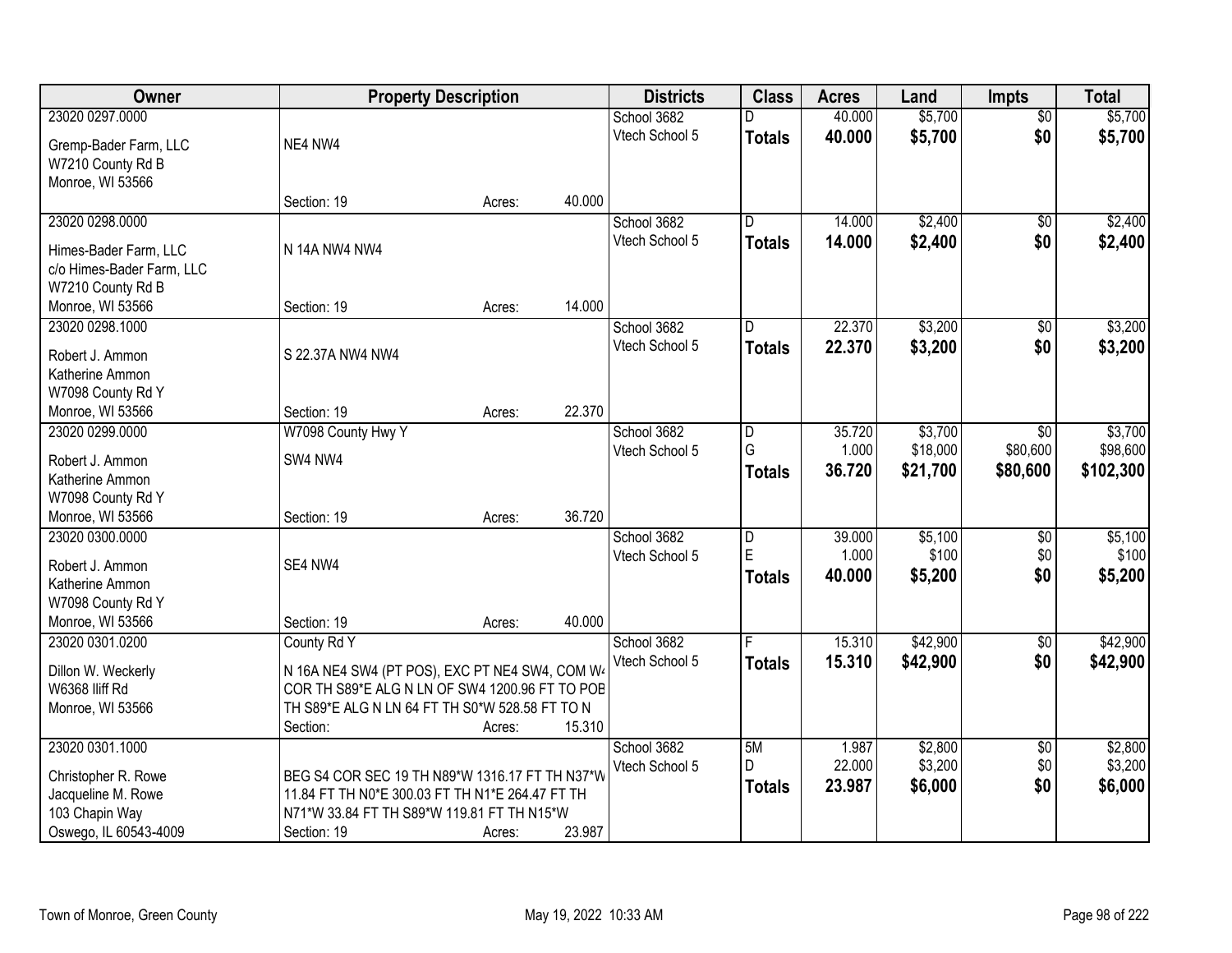| Owner | Property Description | | | Districts | Class | Acres | Land | Impts | Total |
|---|---|---|---|---|---|---|---|---|---|
| 23020 0297.0000 | | | | School 3682 | D | 40.000 | $5,700 | $0 | $5,700 |
| Gremp-Bader Farm, LLC | NE4 NW4 | | | Vtech School 5 | **Totals** | **40.000** | **$5,700** | **$0** | **$5,700** |
| W7210 County Rd B | | | | | | | | | |
| Monroe, WI 53566 | | | | | | | | | |
| | Section: 19 | Acres: | 40.000 | | | | | | |
| 23020 0298.0000 | | | | School 3682 | D | 14.000 | $2,400 | $0 | $2,400 |
| Himes-Bader Farm, LLC | N 14A NW4 NW4 | | | Vtech School 5 | **Totals** | **14.000** | **$2,400** | **$0** | **$2,400** |
| c/o Himes-Bader Farm, LLC | | | | | | | | | |
| W7210 County Rd B | | | | | | | | | |
| Monroe, WI 53566 | Section: 19 | Acres: | 14.000 | | | | | | |
| 23020 0298.1000 | | | | School 3682 | D | 22.370 | $3,200 | $0 | $3,200 |
| Robert J. Ammon | S 22.37A NW4 NW4 | | | Vtech School 5 | **Totals** | **22.370** | **$3,200** | **$0** | **$3,200** |
| Katherine Ammon | | | | | | | | | |
| W7098 County Rd Y | | | | | | | | | |
| Monroe, WI 53566 | Section: 19 | Acres: | 22.370 | | | | | | |
| 23020 0299.0000 | W7098 County Hwy Y | | | School 3682 | D | 35.720 | $3,700 | $0 | $3,700 |
| Robert J. Ammon | SW4 NW4 | | | Vtech School 5 | G | 1.000 | $18,000 | $80,600 | $98,600 |
| Katherine Ammon | | | | | **Totals** | **36.720** | **$21,700** | **$80,600** | **$102,300** |
| W7098 County Rd Y | | | | | | | | | |
| Monroe, WI 53566 | Section: 19 | Acres: | 36.720 | | | | | | |
| 23020 0300.0000 | | | | School 3682 | D | 39.000 | $5,100 | $0 | $5,100 |
| Robert J. Ammon | SE4 NW4 | | | Vtech School 5 | E | 1.000 | $100 | $0 | $100 |
| Katherine Ammon | | | | | **Totals** | **40.000** | **$5,200** | **$0** | **$5,200** |
| W7098 County Rd Y | | | | | | | | | |
| Monroe, WI 53566 | Section: 19 | Acres: | 40.000 | | | | | | |
| 23020 0301.0200 | County Rd Y | | | School 3682 | F | 15.310 | $42,900 | $0 | $42,900 |
| Dillon W. Weckerly | N 16A NE4 SW4 (PT POS), EXC PT NE4 SW4, COM W4 | | | Vtech School 5 | **Totals** | **15.310** | **$42,900** | **$0** | **$42,900** |
| W6368 Iliff Rd | COR TH S89*E ALG N LN OF SW4 1200.96 FT TO POB | | | | | | | | |
| Monroe, WI 53566 | TH S89*E ALG N LN 64 FT TH S0*W 528.58 FT TO N | | | | | | | | |
| | Section: | Acres: | 15.310 | | | | | | |
| 23020 0301.1000 | | | | School 3682 | 5M | 1.987 | $2,800 | $0 | $2,800 |
| Christopher R. Rowe | BEG S4 COR SEC 19 TH N89*W 1316.17 FT TH N37*W | | | Vtech School 5 | D | 22.000 | $3,200 | $0 | $3,200 |
| Jacqueline M. Rowe | 11.84 FT TH N0*E 300.03 FT TH N1*E 264.47 FT TH | | | | **Totals** | **23.987** | **$6,000** | **$0** | **$6,000** |
| 103 Chapin Way | N71*W 33.84 FT TH S89*W 119.81 FT TH N15*W | | | | | | | | |
| Oswego, IL 60543-4009 | Section: 19 | Acres: | 23.987 | | | | | | |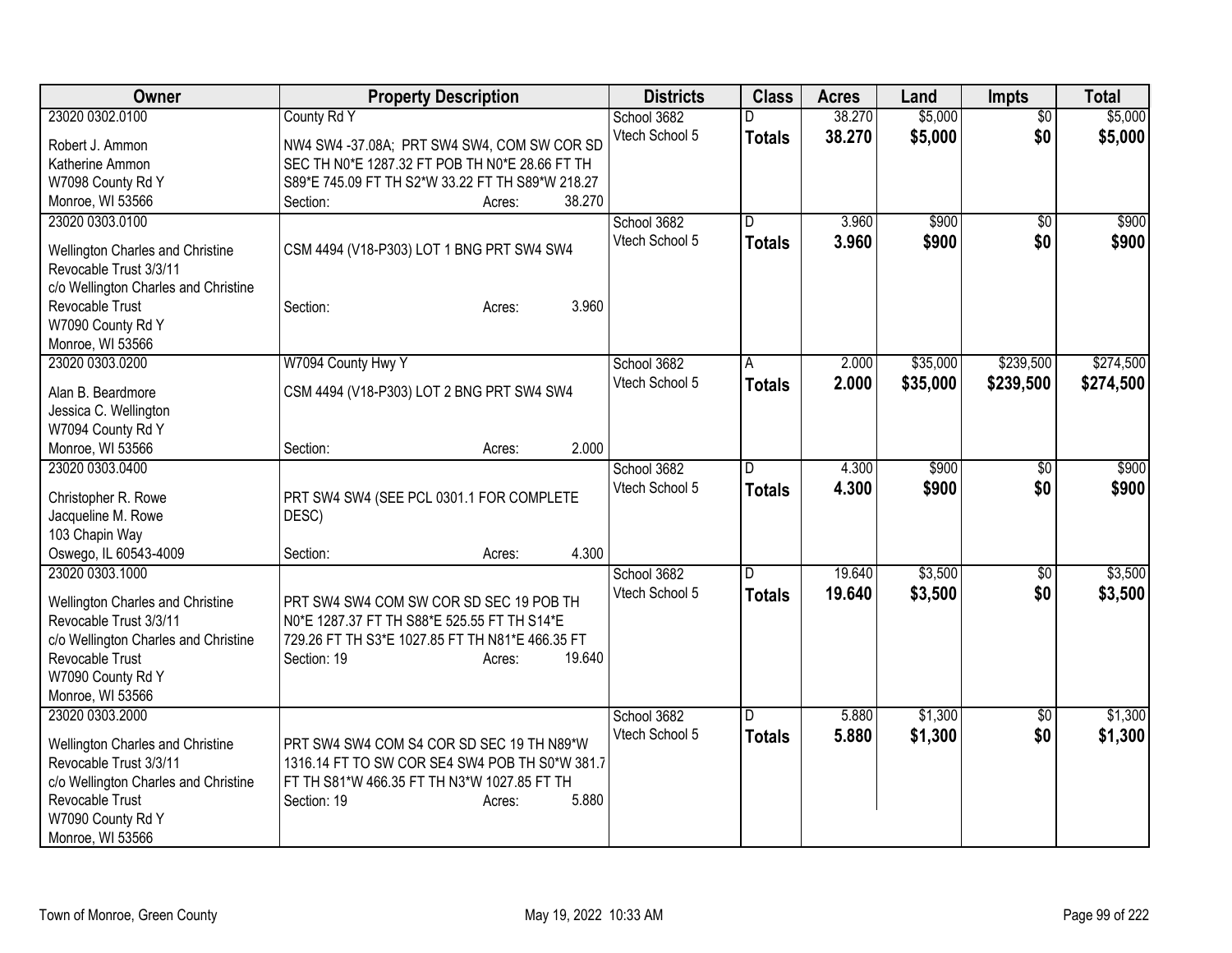| Owner | Property Description | Districts | Class | Acres | Land | Impts | Total |
|---|---|---|---|---|---|---|---|
| 23020 0302.0100<br>Robert J. Ammon<br>Katherine Ammon<br>W7098 County Rd Y<br>Monroe, WI 53566 | County Rd Y<br>NW4 SW4 -37.08A; PRT SW4 SW4, COM SW COR SD SEC TH N0*E 1287.32 FT POB TH N0*E 28.66 FT TH S89*E 745.09 FT TH S2*W 33.22 FT TH S89*W 218.27<br>Section: Acres: 38.270 | School 3682<br>Vtech School 5 | D<br>**Totals** | 38.270<br>**38.270** | $5,000<br>**$5,000** | $0<br>**$0** | $5,000<br>**$5,000** |
| 23020 0303.0100<br>Wellington Charles and Christine Revocable Trust 3/3/11<br>c/o Wellington Charles and Christine Revocable Trust<br>W7090 County Rd Y<br>Monroe, WI 53566 | CSM 4494 (V18-P303) LOT 1 BNG PRT SW4 SW4<br>Section: Acres: 3.960 | School 3682<br>Vtech School 5 | D<br>**Totals** | 3.960<br>**3.960** | $900<br>**$900** | $0<br>**$0** | $900<br>**$900** |
| 23020 0303.0200<br>Alan B. Beardmore<br>Jessica C. Wellington<br>W7094 County Rd Y<br>Monroe, WI 53566 | W7094 County Hwy Y<br>CSM 4494 (V18-P303) LOT 2 BNG PRT SW4 SW4<br>Section: Acres: 2.000 | School 3682<br>Vtech School 5 | A<br>**Totals** | 2.000<br>**2.000** | $35,000<br>**$35,000** | $239,500<br>**$239,500** | $274,500<br>**$274,500** |
| 23020 0303.0400<br>Christopher R. Rowe<br>Jacqueline M. Rowe<br>103 Chapin Way<br>Oswego, IL 60543-4009 | PRT SW4 SW4 (SEE PCL 0301.1 FOR COMPLETE DESC)<br>Section: Acres: 4.300 | School 3682<br>Vtech School 5 | D<br>**Totals** | 4.300<br>**4.300** | $900<br>**$900** | $0<br>**$0** | $900<br>**$900** |
| 23020 0303.1000<br>Wellington Charles and Christine Revocable Trust 3/3/11<br>c/o Wellington Charles and Christine Revocable Trust<br>W7090 County Rd Y<br>Monroe, WI 53566 | PRT SW4 SW4 COM SW COR SD SEC 19 POB TH N0*E 1287.37 FT TH S88*E 525.55 FT TH S14*E 729.26 FT TH S3*E 1027.85 FT TH N81*E 466.35 FT<br>Section: 19 Acres: 19.640 | School 3682<br>Vtech School 5 | D<br>**Totals** | 19.640<br>**19.640** | $3,500<br>**$3,500** | $0<br>**$0** | $3,500<br>**$3,500** |
| 23020 0303.2000<br>Wellington Charles and Christine Revocable Trust 3/3/11<br>c/o Wellington Charles and Christine Revocable Trust<br>W7090 County Rd Y<br>Monroe, WI 53566 | PRT SW4 SW4 COM S4 COR SD SEC 19 TH N89*W 1316.14 FT TO SW COR SE4 SW4 POB TH S0*W 381.7 FT TH S81*W 466.35 FT TH N3*W 1027.85 FT TH<br>Section: 19 Acres: 5.880 | School 3682<br>Vtech School 5 | D<br>**Totals** | 5.880<br>**5.880** | $1,300<br>**$1,300** | $0<br>**$0** | $1,300<br>**$1,300** |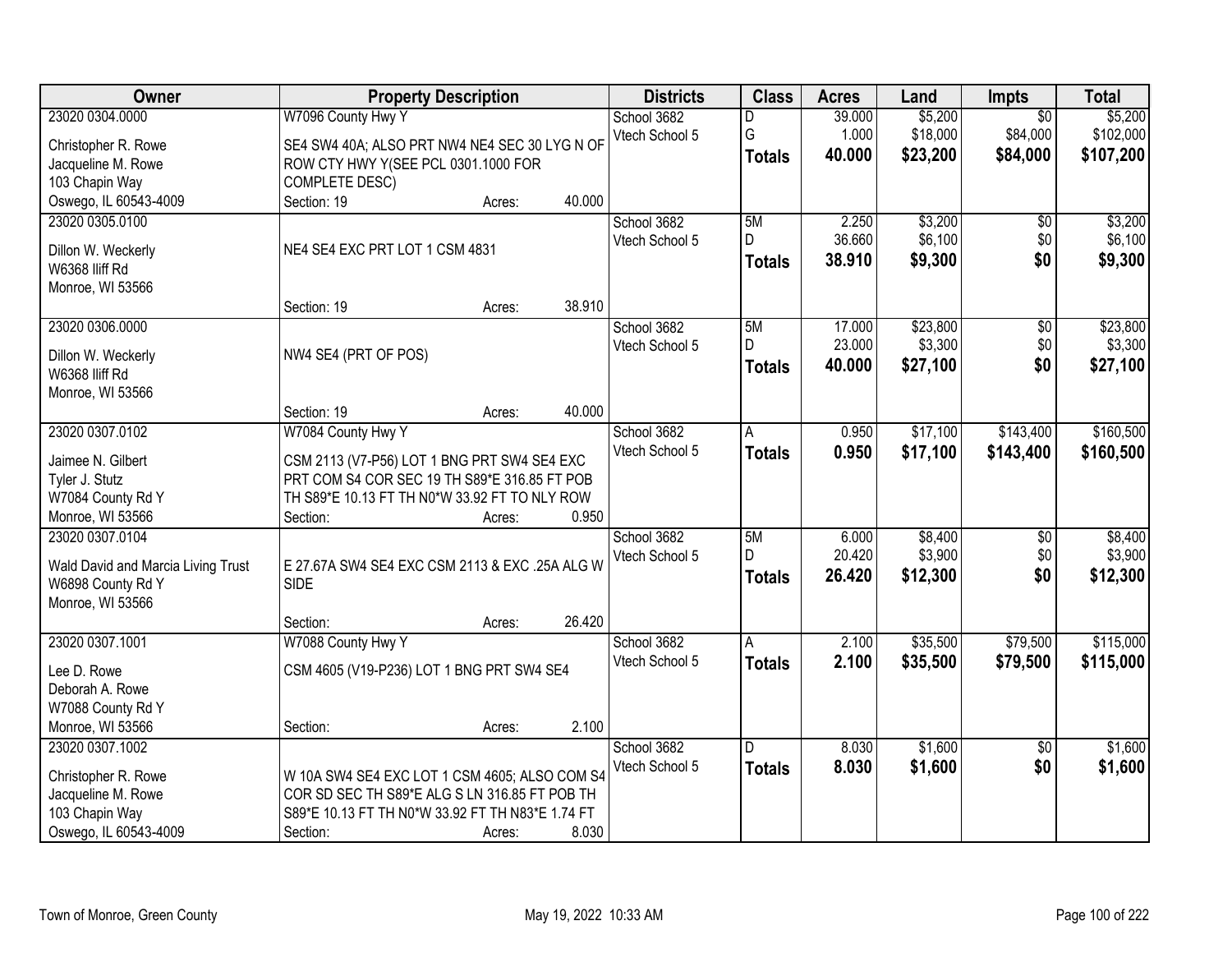| Owner | Property Description | Districts | Class | Acres | Land | Impts | Total |
|---|---|---|---|---|---|---|---|
| 23020 0304.0000<br>Christopher R. Rowe<br>Jacqueline M. Rowe<br>103 Chapin Way<br>Oswego, IL 60543-4009 | W7096 County Hwy Y<br>SE4 SW4 40A; ALSO PRT NW4 NE4 SEC 30 LYG N OF ROW CTY HWY Y(SEE PCL 0301.1000 FOR COMPLETE DESC)<br>Section: 19 Acres: 40.000 | School 3682<br>Vtech School 5 | D<br>G<br>**Totals** | 39.000<br>1.000<br>**40.000** | $5,200<br>$18,000<br>**$23,200** | $0<br>$84,000<br>**$84,000** | $5,200<br>$102,000<br>**$107,200** |
| 23020 0305.0100<br>Dillon W. Weckerly<br>W6368 Iliff Rd<br>Monroe, WI 53566 | NE4 SE4 EXC PRT LOT 1 CSM 4831<br>Section: 19 Acres: 38.910 | School 3682<br>Vtech School 5 | 5M<br>D<br>**Totals** | 2.250<br>36.660<br>**38.910** | $3,200<br>$6,100<br>**$9,300** | $0<br>$0<br>**$0** | $3,200<br>$6,100<br>**$9,300** |
| 23020 0306.0000<br>Dillon W. Weckerly<br>W6368 Iliff Rd<br>Monroe, WI 53566 | NW4 SE4 (PRT OF POS)<br>Section: 19 Acres: 40.000 | School 3682<br>Vtech School 5 | 5M<br>D<br>**Totals** | 17.000<br>23.000<br>**40.000** | $23,800<br>$3,300<br>**$27,100** | $0<br>$0<br>**$0** | $23,800<br>$3,300<br>**$27,100** |
| 23020 0307.0102<br>Jaimee N. Gilbert<br>Tyler J. Stutz<br>W7084 County Rd Y<br>Monroe, WI 53566 | W7084 County Hwy Y<br>CSM 2113 (V7-P56) LOT 1 BNG PRT SW4 SE4 EXC PRT COM S4 COR SEC 19 TH S89*E 316.85 FT POB TH S89*E 10.13 FT TH N0*W 33.92 FT TO NLY ROW<br>Section: Acres: 0.950 | School 3682<br>Vtech School 5 | A<br>**Totals** | 0.950<br>**0.950** | $17,100<br>**$17,100** | $143,400<br>**$143,400** | $160,500<br>**$160,500** |
| 23020 0307.0104<br>Wald David and Marcia Living Trust<br>W6898 County Rd Y<br>Monroe, WI 53566 | E 27.67A SW4 SE4 EXC CSM 2113 & EXC .25A ALG W SIDE<br>Section: Acres: 26.420 | School 3682<br>Vtech School 5 | 5M<br>D<br>**Totals** | 6.000<br>20.420<br>**26.420** | $8,400<br>$3,900<br>**$12,300** | $0<br>$0<br>**$0** | $8,400<br>$3,900<br>**$12,300** |
| 23020 0307.1001<br>Lee D. Rowe<br>Deborah A. Rowe<br>W7088 County Rd Y<br>Monroe, WI 53566 | W7088 County Hwy Y<br>CSM 4605 (V19-P236) LOT 1 BNG PRT SW4 SE4<br>Section: Acres: 2.100 | School 3682<br>Vtech School 5 | A<br>**Totals** | 2.100<br>**2.100** | $35,500<br>**$35,500** | $79,500<br>**$79,500** | $115,000<br>**$115,000** |
| 23020 0307.1002<br>Christopher R. Rowe<br>Jacqueline M. Rowe<br>103 Chapin Way<br>Oswego, IL 60543-4009 | W 10A SW4 SE4 EXC LOT 1 CSM 4605; ALSO COM S4 COR SD SEC TH S89*E ALG S LN 316.85 FT POB TH S89*E 10.13 FT TH N0*W 33.92 FT TH N83*E 1.74 FT<br>Section: Acres: 8.030 | School 3682<br>Vtech School 5 | D<br>**Totals** | 8.030<br>**8.030** | $1,600<br>**$1,600** | $0<br>**$0** | $1,600<br>**$1,600** |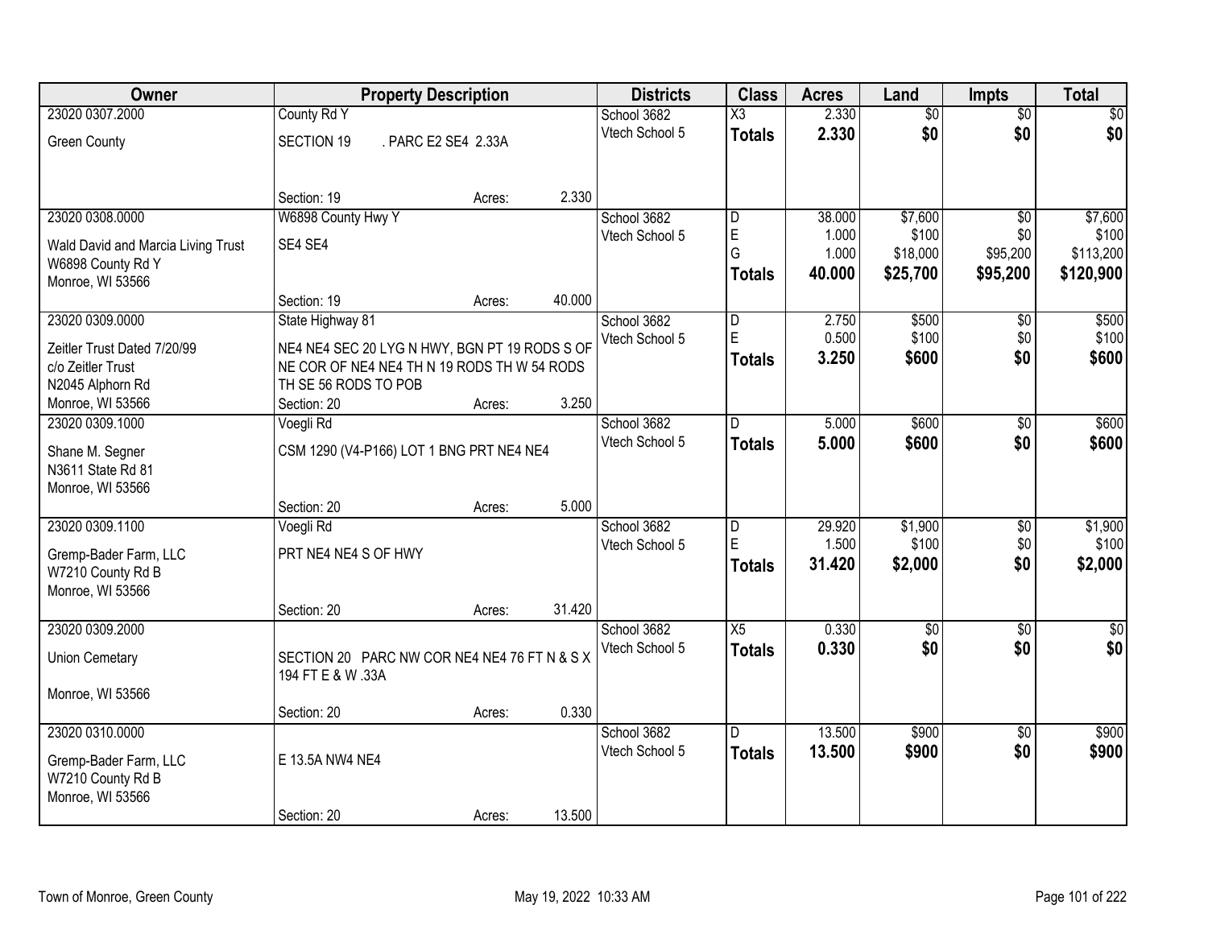| Owner | Property Description | Districts | Class | Acres | Land | Impts | Total |
|---|---|---|---|---|---|---|---|
| 23020 0307.2000<br>Green County | County Rd Y<br>SECTION 19 . PARC E2 SE4 2.33A<br>Section: 19 Acres: 2.330 | School 3682<br>Vtech School 5 | X3<br>**Totals** | 2.330<br>**2.330** | $0<br>**$0** | $0<br>**$0** | $0<br>**$0** |
| 23020 0308.0000<br>Wald David and Marcia Living Trust<br>W6898 County Rd Y<br>Monroe, WI 53566 | W6898 County Hwy Y<br>SE4 SE4<br>Section: 19 Acres: 40.000 | School 3682<br>Vtech School 5 | D<br>E<br>G<br>**Totals** | 38.000<br>1.000<br>1.000<br>**40.000** | $7,600<br>$100<br>$18,000<br>**$25,700** | $0<br>$0<br>$95,200<br>**$95,200** | $7,600<br>$100<br>$113,200<br>**$120,900** |
| 23020 0309.0000<br>Zeitler Trust Dated 7/20/99<br>c/o Zeitler Trust<br>N2045 Alphorn Rd<br>Monroe, WI 53566 | State Highway 81<br>NE4 NE4 SEC 20 LYG N HWY, BGN PT 19 RODS S OF NE COR OF NE4 NE4 TH N 19 RODS TH W 54 RODS TH SE 56 RODS TO POB<br>Section: 20 Acres: 3.250 | School 3682<br>Vtech School 5 | D<br>E<br>**Totals** | 2.750<br>0.500<br>**3.250** | $500<br>$100<br>**$600** | $0<br>$0<br>**$0** | $500<br>$100<br>**$600** |
| 23020 0309.1000<br>Shane M. Segner<br>N3611 State Rd 81<br>Monroe, WI 53566 | Voegli Rd<br>CSM 1290 (V4-P166) LOT 1 BNG PRT NE4 NE4<br>Section: 20 Acres: 5.000 | School 3682<br>Vtech School 5 | D<br>**Totals** | 5.000<br>**5.000** | $600<br>**$600** | $0<br>**$0** | $600<br>**$600** |
| 23020 0309.1100<br>Gremp-Bader Farm, LLC<br>W7210 County Rd B<br>Monroe, WI 53566 | Voegli Rd<br>PRT NE4 NE4 S OF HWY<br>Section: 20 Acres: 31.420 | School 3682<br>Vtech School 5 | D<br>E<br>**Totals** | 29.920<br>1.500<br>**31.420** | $1,900<br>$100<br>**$2,000** | $0<br>$0<br>**$0** | $1,900<br>$100<br>**$2,000** |
| 23020 0309.2000<br>Union Cemetary<br>Monroe, WI 53566 | SECTION 20 PARC NW COR NE4 NE4 76 FT N & S X 194 FT E & W .33A<br>Section: 20 Acres: 0.330 | School 3682<br>Vtech School 5 | X5<br>**Totals** | 0.330<br>**0.330** | $0<br>**$0** | $0<br>**$0** | $0<br>**$0** |
| 23020 0310.0000<br>Gremp-Bader Farm, LLC<br>W7210 County Rd B<br>Monroe, WI 53566 | E 13.5A NW4 NE4<br>Section: 20 Acres: 13.500 | School 3682<br>Vtech School 5 | D<br>**Totals** | 13.500<br>**13.500** | $900<br>**$900** | $0<br>**$0** | $900<br>**$900** |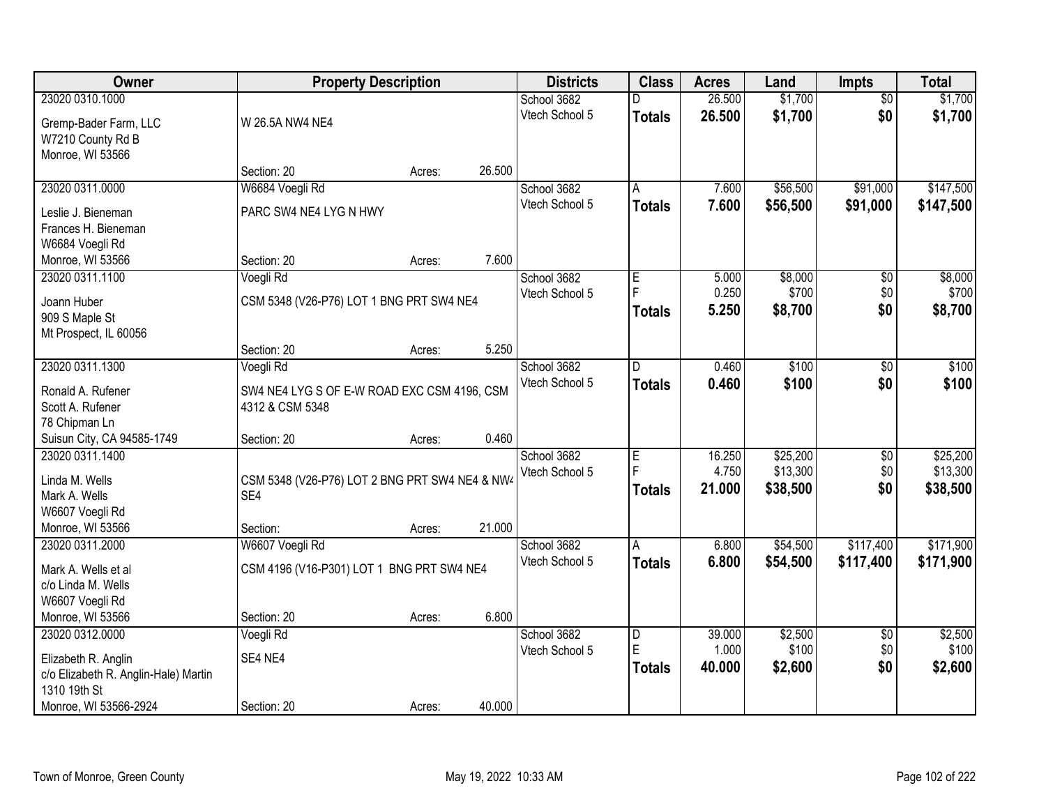| Owner | Property Description | Districts | Class | Acres | Land | Impts | Total |
|---|---|---|---|---|---|---|---|
| 23020 0310.1000<br>Gremp-Bader Farm, LLC<br>W7210 County Rd B<br>Monroe, WI 53566 | W 26.5A NW4 NE4<br>Section: 20 Acres: 26.500 | School 3682<br>Vtech School 5 | D<br>**Totals** | 26.500<br>**26.500** | $1,700<br>**$1,700** | $0<br>**$0** | $1,700<br>**$1,700** |
| 23020 0311.0000<br>Leslie J. Bieneman<br>Frances H. Bieneman<br>W6684 Voegli Rd<br>Monroe, WI 53566 | W6684 Voegli Rd<br>PARC SW4 NE4 LYG N HWY<br>Section: 20 Acres: 7.600 | School 3682<br>Vtech School 5 | A<br>**Totals** | 7.600<br>**7.600** | $56,500<br>**$56,500** | $91,000<br>**$91,000** | $147,500<br>**$147,500** |
| 23020 0311.1100<br>Joann Huber<br>909 S Maple St<br>Mt Prospect, IL 60056 | Voegli Rd<br>CSM 5348 (V26-P76) LOT 1 BNG PRT SW4 NE4<br>Section: 20 Acres: 5.250 | School 3682<br>Vtech School 5 | E<br>F<br>**Totals** | 5.000<br>0.250<br>**5.250** | $8,000<br>$700<br>**$8,700** | $0<br>$0<br>**$0** | $8,000<br>$700<br>**$8,700** |
| 23020 0311.1300<br>Ronald A. Rufener<br>Scott A. Rufener<br>78 Chipman Ln<br>Suisun City, CA 94585-1749 | Voegli Rd<br>SW4 NE4 LYG S OF E-W ROAD EXC CSM 4196, CSM 4312 & CSM 5348<br>Section: 20 Acres: 0.460 | School 3682<br>Vtech School 5 | D<br>**Totals** | 0.460<br>**0.460** | $100<br>**$100** | $0<br>**$0** | $100<br>**$100** |
| 23020 0311.1400<br>Linda M. Wells<br>Mark A. Wells<br>W6607 Voegli Rd<br>Monroe, WI 53566 | CSM 5348 (V26-P76) LOT 2 BNG PRT SW4 NE4 & NW4 SE4<br>Section: Acres: 21.000 | School 3682<br>Vtech School 5 | E<br>F<br>**Totals** | 16.250<br>4.750<br>**21.000** | $25,200<br>$13,300<br>**$38,500** | $0<br>$0<br>**$0** | $25,200<br>$13,300<br>**$38,500** |
| 23020 0311.2000<br>Mark A. Wells et al<br>c/o Linda M. Wells<br>W6607 Voegli Rd<br>Monroe, WI 53566 | W6607 Voegli Rd<br>CSM 4196 (V16-P301) LOT 1 BNG PRT SW4 NE4<br>Section: 20 Acres: 6.800 | School 3682<br>Vtech School 5 | A<br>**Totals** | 6.800<br>**6.800** | $54,500<br>**$54,500** | $117,400<br>**$117,400** | $171,900<br>**$171,900** |
| 23020 0312.0000<br>Elizabeth R. Anglin<br>c/o Elizabeth R. Anglin-Hale) Martin<br>1310 19th St<br>Monroe, WI 53566-2924 | Voegli Rd<br>SE4 NE4<br>Section: 20 Acres: 40.000 | School 3682<br>Vtech School 5 | D<br>E<br>**Totals** | 39.000<br>1.000<br>**40.000** | $2,500<br>$100<br>**$2,600** | $0<br>$0<br>**$0** | $2,500<br>$100<br>**$2,600** |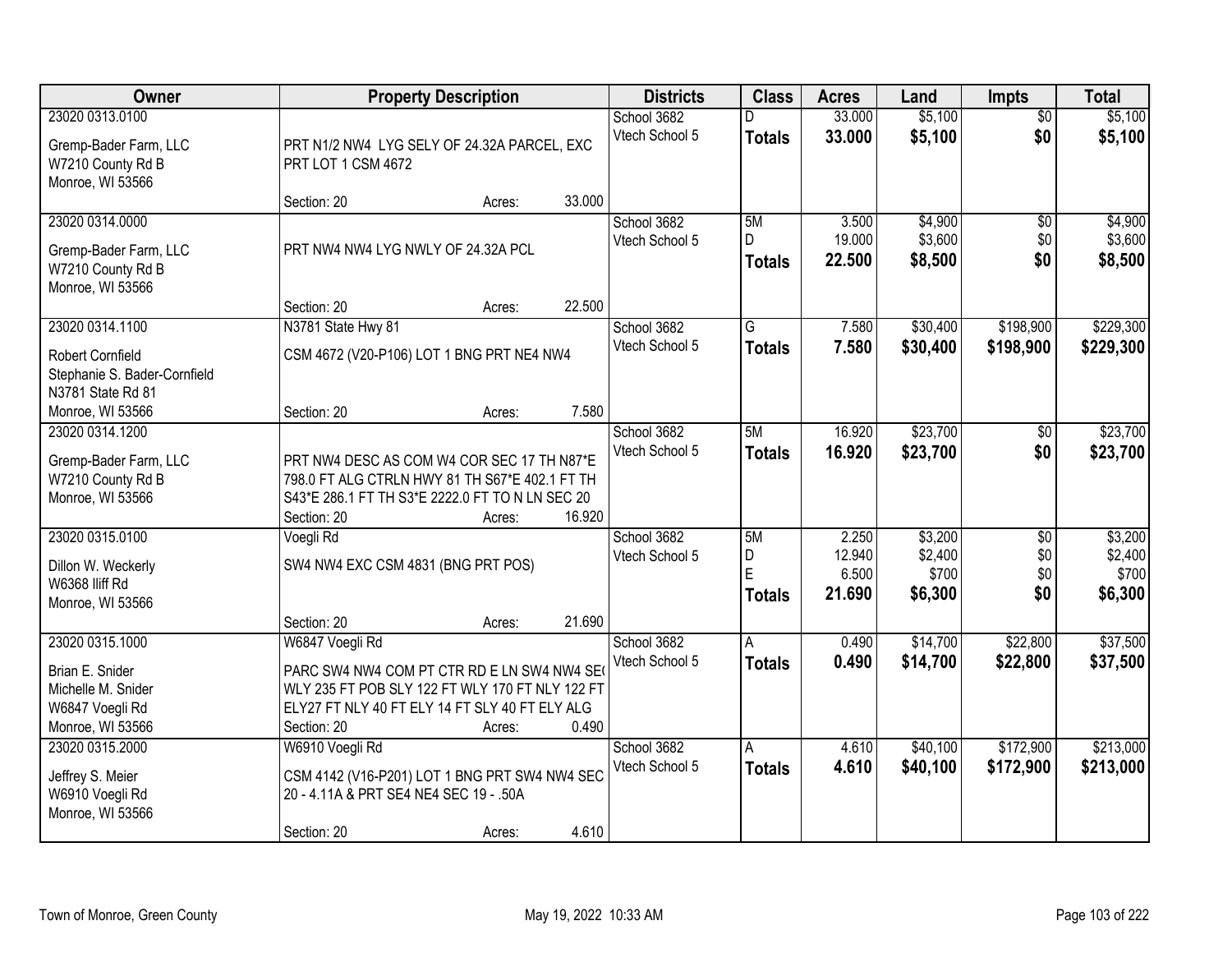| Owner | Property Description | Districts | Class | Acres | Land | Impts | Total |
|---|---|---|---|---|---|---|---|
| 23020 0313.0100<br><br>Gremp-Bader Farm, LLC<br>W7210 County Rd B<br>Monroe, WI 53566 | PRT N1/2 NW4 LYG SELY OF 24.32A PARCEL, EXC PRT LOT 1 CSM 4672<br><br>Section: 20 Acres: 33.000 | School 3682<br>Vtech School 5 | D<br>**Totals** | 33.000<br>**33.000** | $5,100<br>**$5,100** | $0<br>**$0** | $5,100<br>**$5,100** |
| 23020 0314.0000<br><br>Gremp-Bader Farm, LLC<br>W7210 County Rd B<br>Monroe, WI 53566 | PRT NW4 NW4 LYG NWLY OF 24.32A PCL<br><br>Section: 20 Acres: 22.500 | School 3682<br>Vtech School 5 | 5M<br>D<br>**Totals** | 3.500<br>19.000<br>**22.500** | $4,900<br>$3,600<br>**$8,500** | $0<br>$0<br>**$0** | $4,900<br>$3,600<br>**$8,500** |
| 23020 0314.1100<br><br>Robert Cornfield<br>Stephanie S. Bader-Cornfield<br>N3781 State Rd 81<br>Monroe, WI 53566 | N3781 State Hwy 81<br>CSM 4672 (V20-P106) LOT 1 BNG PRT NE4 NW4<br><br>Section: 20 Acres: 7.580 | School 3682<br>Vtech School 5 | G<br>**Totals** | 7.580<br>**7.580** | $30,400<br>**$30,400** | $198,900<br>**$198,900** | $229,300<br>**$229,300** |
| 23020 0314.1200<br><br>Gremp-Bader Farm, LLC<br>W7210 County Rd B<br>Monroe, WI 53566 | PRT NW4 DESC AS COM W4 COR SEC 17 TH N87*E 798.0 FT ALG CTRLN HWY 81 TH S67*E 402.1 FT TH S43*E 286.1 FT TH S3*E 2222.0 FT TO N LN SEC 20<br>Section: 20 Acres: 16.920 | School 3682<br>Vtech School 5 | 5M<br>**Totals** | 16.920<br>**16.920** | $23,700<br>**$23,700** | $0<br>**$0** | $23,700<br>**$23,700** |
| 23020 0315.0100<br><br>Dillon W. Weckerly<br>W6368 Iliff Rd<br>Monroe, WI 53566 | Voegli Rd<br>SW4 NW4 EXC CSM 4831 (BNG PRT POS)<br><br>Section: 20 Acres: 21.690 | School 3682<br>Vtech School 5 | 5M<br>D<br>E<br>**Totals** | 2.250<br>12.940<br>6.500<br>**21.690** | $3,200<br>$2,400<br>$700<br>**$6,300** | $0<br>$0<br>$0<br>**$0** | $3,200<br>$2,400<br>$700<br>**$6,300** |
| 23020 0315.1000<br><br>Brian E. Snider<br>Michelle M. Snider<br>W6847 Voegli Rd<br>Monroe, WI 53566 | W6847 Voegli Rd<br>PARC SW4 NW4 COM PT CTR RD E LN SW4 NW4 SE( WLY 235 FT POB SLY 122 FT WLY 170 FT NLY 122 FT ELY27 FT NLY 40 FT ELY 14 FT SLY 40 FT ELY ALG<br>Section: 20 Acres: 0.490 | School 3682<br>Vtech School 5 | A<br>**Totals** | 0.490<br>**0.490** | $14,700<br>**$14,700** | $22,800<br>**$22,800** | $37,500<br>**$37,500** |
| 23020 0315.2000<br><br>Jeffrey S. Meier<br>W6910 Voegli Rd<br>Monroe, WI 53566 | W6910 Voegli Rd<br>CSM 4142 (V16-P201) LOT 1 BNG PRT SW4 NW4 SEC 20 - 4.11A & PRT SE4 NE4 SEC 19 - .50A<br><br>Section: 20 Acres: 4.610 | School 3682<br>Vtech School 5 | A<br>**Totals** | 4.610<br>**4.610** | $40,100<br>**$40,100** | $172,900<br>**$172,900** | $213,000<br>**$213,000** |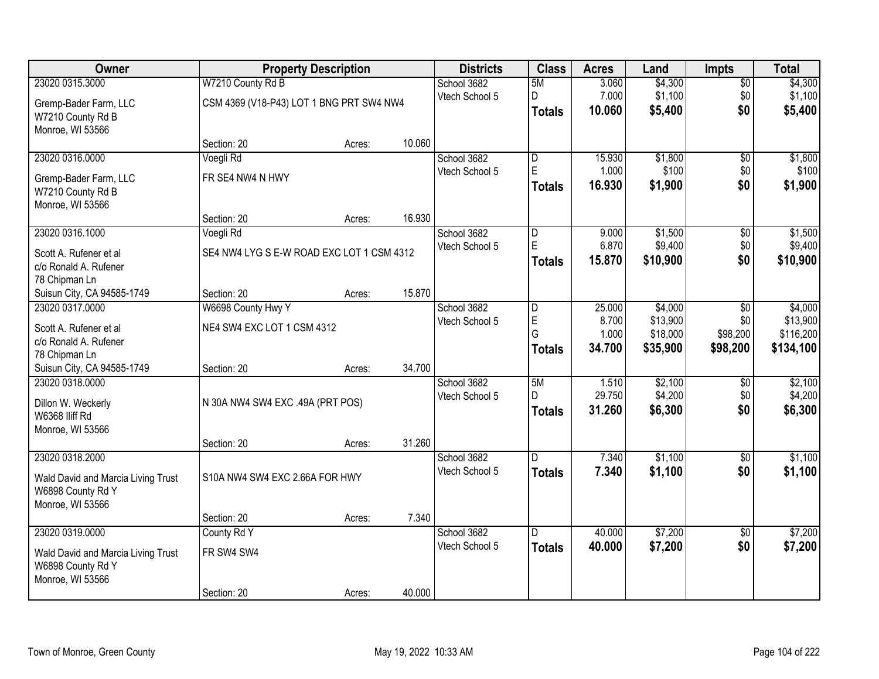| Owner | Property Description | | | Districts | Class | Acres | Land | Impts | Total |
|---|---|---|---|---|---|---|---|---|---|
| 23020 0315.3000 | W7210 County Rd B | | | School 3682 | 5M | 3.060 | $4,300 | $0 | $4,300 |
| Gremp-Bader Farm, LLC | CSM 4369 (V18-P43) LOT 1 BNG PRT SW4 NW4 | | | Vtech School 5 | D | 7.000 | $1,100 | $0 | $1,100 |
| W7210 County Rd B | | | | | **Totals** | **10.060** | **$5,400** | **$0** | **$5,400** |
| Monroe, WI 53566 | | | | | | | | | |
| | Section: 20 | Acres: | 10.060 | | | | | | |
| 23020 0316.0000 | Voegli Rd | | | School 3682 | D | 15.930 | $1,800 | $0 | $1,800 |
| Gremp-Bader Farm, LLC | FR SE4 NW4 N HWY | | | Vtech School 5 | E | 1.000 | $100 | $0 | $100 |
| W7210 County Rd B | | | | | **Totals** | **16.930** | **$1,900** | **$0** | **$1,900** |
| Monroe, WI 53566 | | | | | | | | | |
| | Section: 20 | Acres: | 16.930 | | | | | | |
| 23020 0316.1000 | Voegli Rd | | | School 3682 | D | 9.000 | $1,500 | $0 | $1,500 |
| Scott A. Rufener et al | SE4 NW4 LYG S E-W ROAD EXC LOT 1 CSM 4312 | | | Vtech School 5 | E | 6.870 | $9,400 | $0 | $9,400 |
| c/o Ronald A. Rufener | | | | | **Totals** | **15.870** | **$10,900** | **$0** | **$10,900** |
| 78 Chipman Ln | | | | | | | | | |
| Suisun City, CA 94585-1749 | Section: 20 | Acres: | 15.870 | | | | | | |
| 23020 0317.0000 | W6698 County Hwy Y | | | School 3682 | D | 25.000 | $4,000 | $0 | $4,000 |
| Scott A. Rufener et al | NE4 SW4 EXC LOT 1 CSM 4312 | | | Vtech School 5 | E | 8.700 | $13,900 | $0 | $13,900 |
| c/o Ronald A. Rufener | | | | | G | 1.000 | $18,000 | $98,200 | $116,200 |
| 78 Chipman Ln | | | | | **Totals** | **34.700** | **$35,900** | **$98,200** | **$134,100** |
| Suisun City, CA 94585-1749 | Section: 20 | Acres: | 34.700 | | | | | | |
| 23020 0318.0000 | | | | School 3682 | 5M | 1.510 | $2,100 | $0 | $2,100 |
| Dillon W. Weckerly | N 30A NW4 SW4 EXC .49A (PRT POS) | | | Vtech School 5 | D | 29.750 | $4,200 | $0 | $4,200 |
| W6368 Iliff Rd | | | | | **Totals** | **31.260** | **$6,300** | **$0** | **$6,300** |
| Monroe, WI 53566 | | | | | | | | | |
| | Section: 20 | Acres: | 31.260 | | | | | | |
| 23020 0318.2000 | | | | School 3682 | D | 7.340 | $1,100 | $0 | $1,100 |
| Wald David and Marcia Living Trust | S10A NW4 SW4 EXC 2.66A FOR HWY | | | Vtech School 5 | **Totals** | **7.340** | **$1,100** | **$0** | **$1,100** |
| W6898 County Rd Y | | | | | | | | | |
| Monroe, WI 53566 | | | | | | | | | |
| | Section: 20 | Acres: | 7.340 | | | | | | |
| 23020 0319.0000 | County Rd Y | | | School 3682 | D | 40.000 | $7,200 | $0 | $7,200 |
| Wald David and Marcia Living Trust | FR SW4 SW4 | | | Vtech School 5 | **Totals** | **40.000** | **$7,200** | **$0** | **$7,200** |
| W6898 County Rd Y | | | | | | | | | |
| Monroe, WI 53566 | | | | | | | | | |
| | Section: 20 | Acres: | 40.000 | | | | | | |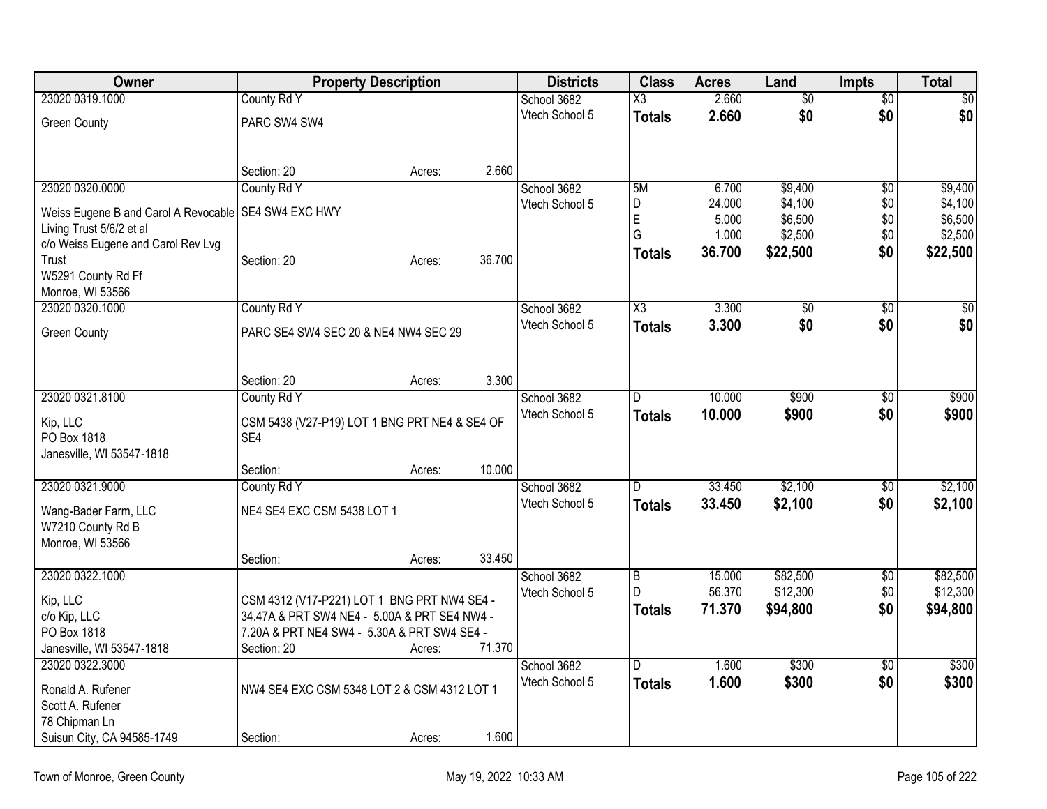| Owner | Property Description | | | Districts | Class | Acres | Land | Impts | Total |
|---|---|---|---|---|---|---|---|---|---|
| 23020 0319.1000 | County Rd Y | | | School 3682 | X3 | 2.660 | $0 | $0 | $0 |
| Green County | PARC SW4 SW4 | | | Vtech School 5 | **Totals** | **2.660** | **$0** | **$0** | **$0** |
| | Section: 20 | Acres: | 2.660 | | | | | | |
| 23020 0320.0000 | County Rd Y | | | School 3682 | 5M | 6.700 | $9,400 | $0 | $9,400 |
| Weiss Eugene B and Carol A Revocable Living Trust 5/6/2 et al | SE4 SW4 EXC HWY | | | Vtech School 5 | D | 24.000 | $4,100 | $0 | $4,100 |
| c/o Weiss Eugene and Carol Rev Lvg Trust | | | | | E | 5.000 | $6,500 | $0 | $6,500 |
| W5291 County Rd Ff | | | | | G | 1.000 | $2,500 | $0 | $2,500 |
| Monroe, WI 53566 | Section: 20 | Acres: | 36.700 | | **Totals** | **36.700** | **$22,500** | **$0** | **$22,500** |
| 23020 0320.1000 | County Rd Y | | | School 3682 | X3 | 3.300 | $0 | $0 | $0 |
| Green County | PARC SE4 SW4 SEC 20 & NE4 NW4 SEC 29 | | | Vtech School 5 | **Totals** | **3.300** | **$0** | **$0** | **$0** |
| | Section: 20 | Acres: | 3.300 | | | | | | |
| 23020 0321.8100 | County Rd Y | | | School 3682 | D | 10.000 | $900 | $0 | $900 |
| Kip, LLC | CSM 5438 (V27-P19) LOT 1 BNG PRT NE4 & SE4 OF SE4 | | | Vtech School 5 | **Totals** | **10.000** | **$900** | **$0** | **$900** |
| PO Box 1818 | | | | | | | | | |
| Janesville, WI 53547-1818 | Section: | Acres: | 10.000 | | | | | | |
| 23020 0321.9000 | County Rd Y | | | School 3682 | D | 33.450 | $2,100 | $0 | $2,100 |
| Wang-Bader Farm, LLC | NE4 SE4 EXC CSM 5438 LOT 1 | | | Vtech School 5 | **Totals** | **33.450** | **$2,100** | **$0** | **$2,100** |
| W7210 County Rd B | | | | | | | | | |
| Monroe, WI 53566 | Section: | Acres: | 33.450 | | | | | | |
| 23020 0322.1000 | | | | School 3682 | B | 15.000 | $82,500 | $0 | $82,500 |
| Kip, LLC | CSM 4312 (V17-P221) LOT 1 BNG PRT NW4 SE4 - 34.47A & PRT SW4 NE4 - 5.00A & PRT SE4 NW4 - 7.20A & PRT NE4 SW4 - 5.30A & PRT SW4 SE4 - | | | Vtech School 5 | D | 56.370 | $12,300 | $0 | $12,300 |
| c/o Kip, LLC | | | | | **Totals** | **71.370** | **$94,800** | **$0** | **$94,800** |
| PO Box 1818 | | | | | | | | | |
| Janesville, WI 53547-1818 | Section: 20 | Acres: | 71.370 | | | | | | |
| 23020 0322.3000 | | | | School 3682 | D | 1.600 | $300 | $0 | $300 |
| Ronald A. Rufener | NW4 SE4 EXC CSM 5348 LOT 2 & CSM 4312 LOT 1 | | | Vtech School 5 | **Totals** | **1.600** | **$300** | **$0** | **$300** |
| Scott A. Rufener | | | | | | | | | |
| 78 Chipman Ln | | | | | | | | | |
| Suisun City, CA 94585-1749 | Section: | Acres: | 1.600 | | | | | | |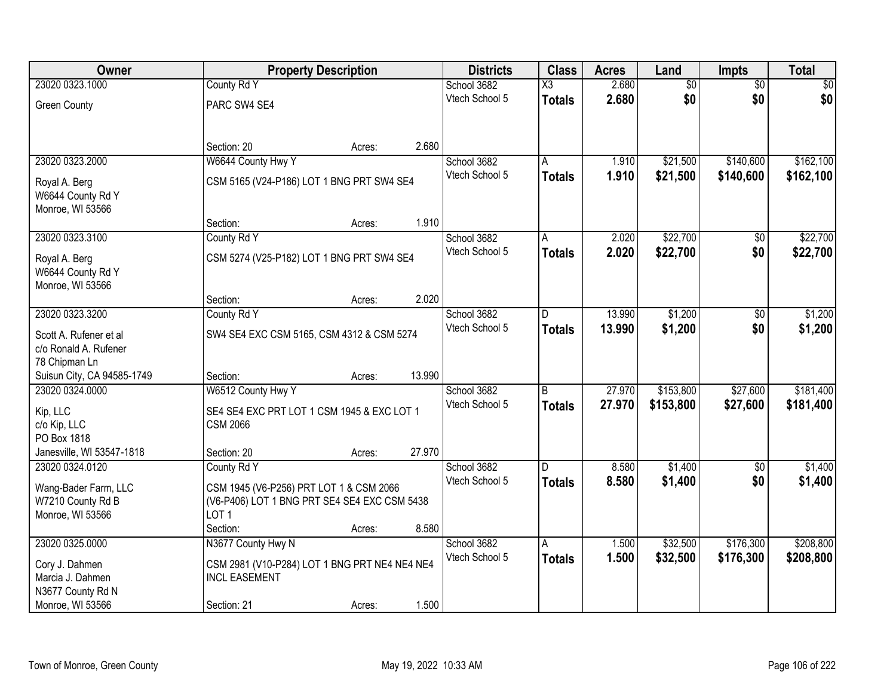| Owner | Property Description | | | Districts | Class | Acres | Land | Impts | Total |
|---|---|---|---|---|---|---|---|---|---|
| 23020 0323.1000<br>Green County | County Rd Y<br>PARC SW4 SE4<br>Section: 20 | Acres: | 2.680 | School 3682<br>Vtech School 5 | X3<br>**Totals** | 2.680<br>**2.680** | $0<br>**$0** | $0<br>**$0** | $0<br>**$0** |
| 23020 0323.2000<br>Royal A. Berg<br>W6644 County Rd Y<br>Monroe, WI 53566 | W6644 County Hwy Y<br>CSM 5165 (V24-P186) LOT 1 BNG PRT SW4 SE4<br>Section: | Acres: | 1.910 | School 3682<br>Vtech School 5 | A<br>**Totals** | 1.910<br>**1.910** | $21,500<br>**$21,500** | $140,600<br>**$140,600** | $162,100<br>**$162,100** |
| 23020 0323.3100<br>Royal A. Berg<br>W6644 County Rd Y<br>Monroe, WI 53566 | County Rd Y<br>CSM 5274 (V25-P182) LOT 1 BNG PRT SW4 SE4<br>Section: | Acres: | 2.020 | School 3682<br>Vtech School 5 | A<br>**Totals** | 2.020<br>**2.020** | $22,700<br>**$22,700** | $0<br>**$0** | $22,700<br>**$22,700** |
| 23020 0323.3200<br>Scott A. Rufener et al<br>c/o Ronald A. Rufener<br>78 Chipman Ln<br>Suisun City, CA 94585-1749 | County Rd Y<br>SW4 SE4 EXC CSM 5165, CSM 4312 & CSM 5274<br>Section: | Acres: | 13.990 | School 3682<br>Vtech School 5 | D<br>**Totals** | 13.990<br>**13.990** | $1,200<br>**$1,200** | $0<br>**$0** | $1,200<br>**$1,200** |
| 23020 0324.0000<br>Kip, LLC<br>c/o Kip, LLC<br>PO Box 1818<br>Janesville, WI 53547-1818 | W6512 County Hwy Y<br>SE4 SE4 EXC PRT LOT 1 CSM 1945 & EXC LOT 1 CSM 2066<br>Section: 20 | Acres: | 27.970 | School 3682<br>Vtech School 5 | B<br>**Totals** | 27.970<br>**27.970** | $153,800<br>**$153,800** | $27,600<br>**$27,600** | $181,400<br>**$181,400** |
| 23020 0324.0120<br>Wang-Bader Farm, LLC<br>W7210 County Rd B<br>Monroe, WI 53566 | County Rd Y<br>CSM 1945 (V6-P256) PRT LOT 1 & CSM 2066 (V6-P406) LOT 1 BNG PRT SE4 SE4 EXC CSM 5438 LOT 1<br>Section: | Acres: | 8.580 | School 3682<br>Vtech School 5 | D<br>**Totals** | 8.580<br>**8.580** | $1,400<br>**$1,400** | $0<br>**$0** | $1,400<br>**$1,400** |
| 23020 0325.0000<br>Cory J. Dahmen<br>Marcia J. Dahmen<br>N3677 County Rd N<br>Monroe, WI 53566 | N3677 County Hwy N<br>CSM 2981 (V10-P284) LOT 1 BNG PRT NE4 NE4 NE4 INCL EASEMENT<br>Section: 21 | Acres: | 1.500 | School 3682<br>Vtech School 5 | A<br>**Totals** | 1.500<br>**1.500** | $32,500<br>**$32,500** | $176,300<br>**$176,300** | $208,800<br>**$208,800** |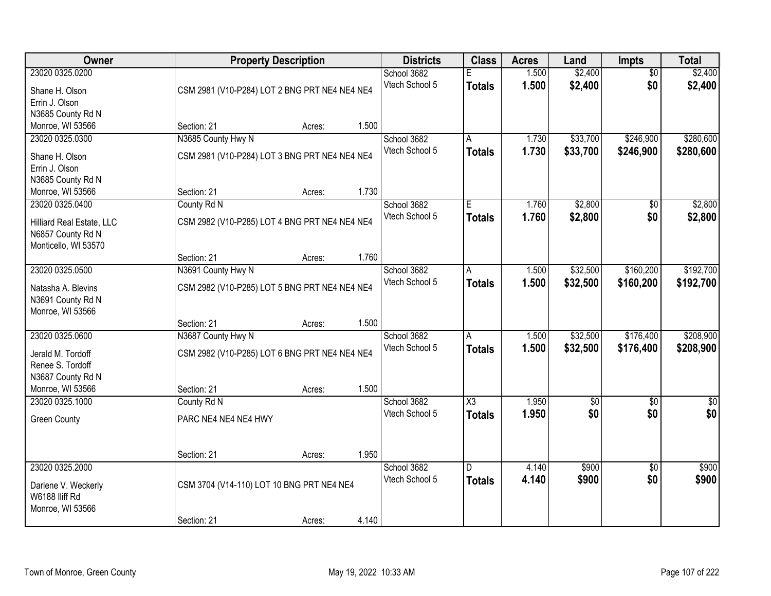| Owner | Property Description | | | Districts | Class | Acres | Land | Impts | Total |
|---|---|---|---|---|---|---|---|---|---|
| 23020 0325.0200 | | | | School 3682 | E | 1.500 | $2,400 | $0 | $2,400 |
| Shane H. Olson<br>Errin J. Olson<br>N3685 County Rd N<br>Monroe, WI 53566 | CSM 2981 (V10-P284) LOT 2 BNG PRT NE4 NE4 NE4 | | | Vtech School 5 | **Totals** | **1.500** | **$2,400** | **$0** | **$2,400** |
| | Section: 21 | Acres: | 1.500 | | | | | | |
| 23020 0325.0300 | N3685 County Hwy N | | | School 3682 | A | 1.730 | $33,700 | $246,900 | $280,600 |
| Shane H. Olson<br>Errin J. Olson<br>N3685 County Rd N<br>Monroe, WI 53566 | CSM 2981 (V10-P284) LOT 3 BNG PRT NE4 NE4 NE4 | | | Vtech School 5 | **Totals** | **1.730** | **$33,700** | **$246,900** | **$280,600** |
| | Section: 21 | Acres: | 1.730 | | | | | | |
| 23020 0325.0400 | County Rd N | | | School 3682 | E | 1.760 | $2,800 | $0 | $2,800 |
| Hilliard Real Estate, LLC<br>N6857 County Rd N<br>Monticello, WI 53570 | CSM 2982 (V10-P285) LOT 4 BNG PRT NE4 NE4 NE4 | | | Vtech School 5 | **Totals** | **1.760** | **$2,800** | **$0** | **$2,800** |
| | Section: 21 | Acres: | 1.760 | | | | | | |
| 23020 0325.0500 | N3691 County Hwy N | | | School 3682 | A | 1.500 | $32,500 | $160,200 | $192,700 |
| Natasha A. Blevins<br>N3691 County Rd N<br>Monroe, WI 53566 | CSM 2982 (V10-P285) LOT 5 BNG PRT NE4 NE4 NE4 | | | Vtech School 5 | **Totals** | **1.500** | **$32,500** | **$160,200** | **$192,700** |
| | Section: 21 | Acres: | 1.500 | | | | | | |
| 23020 0325.0600 | N3687 County Hwy N | | | School 3682 | A | 1.500 | $32,500 | $176,400 | $208,900 |
| Jerald M. Tordoff<br>Renee S. Tordoff<br>N3687 County Rd N<br>Monroe, WI 53566 | CSM 2982 (V10-P285) LOT 6 BNG PRT NE4 NE4 NE4 | | | Vtech School 5 | **Totals** | **1.500** | **$32,500** | **$176,400** | **$208,900** |
| | Section: 21 | Acres: | 1.500 | | | | | | |
| 23020 0325.1000 | County Rd N | | | School 3682 | X3 | 1.950 | $0 | $0 | $0 |
| Green County | PARC NE4 NE4 NE4 HWY | | | Vtech School 5 | **Totals** | **1.950** | **$0** | **$0** | **$0** |
| | Section: 21 | Acres: | 1.950 | | | | | | |
| 23020 0325.2000 | | | | School 3682 | D | 4.140 | $900 | $0 | $900 |
| Darlene V. Weckerly<br>W6188 Iliff Rd<br>Monroe, WI 53566 | CSM 3704 (V14-110) LOT 10 BNG PRT NE4 NE4 | | | Vtech School 5 | **Totals** | **4.140** | **$900** | **$0** | **$900** |
| | Section: 21 | Acres: | 4.140 | | | | | | |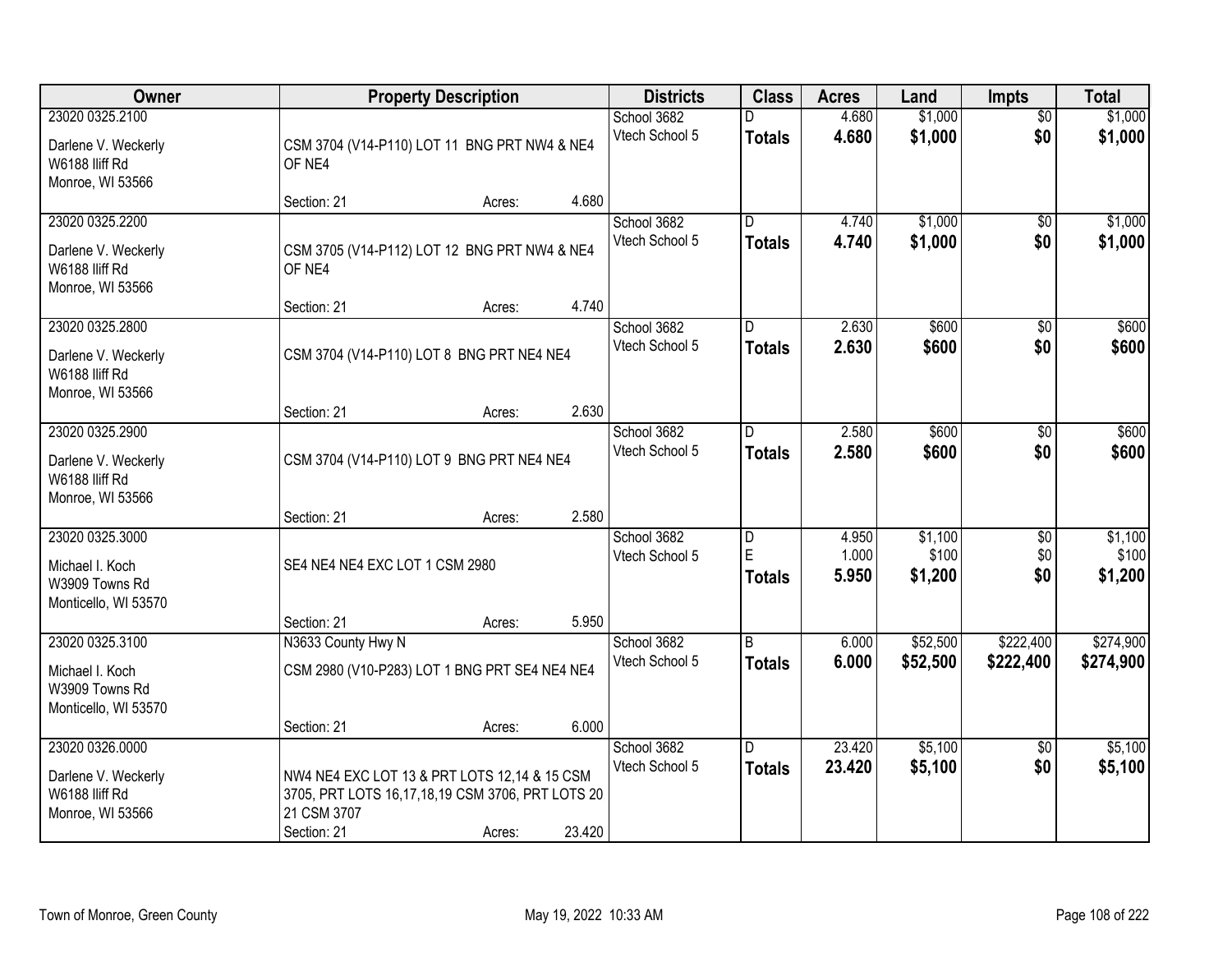| Owner | Property Description | Districts | Class | Acres | Land | Impts | Total |
|---|---|---|---|---|---|---|---|
| 23020 0325.2100<br>Darlene V. Weckerly<br>W6188 Iliff Rd<br>Monroe, WI 53566 | CSM 3704 (V14-P110) LOT 11 BNG PRT NW4 & NE4 OF NE4<br>Section: 21 Acres: 4.680 | School 3682<br>Vtech School 5 | D<br>**Totals** | 4.680<br>**4.680** | $1,000<br>**$1,000** | $0<br>**$0** | $1,000<br>**$1,000** |
| 23020 0325.2200<br>Darlene V. Weckerly<br>W6188 Iliff Rd<br>Monroe, WI 53566 | CSM 3705 (V14-P112) LOT 12 BNG PRT NW4 & NE4 OF NE4<br>Section: 21 Acres: 4.740 | School 3682<br>Vtech School 5 | D<br>**Totals** | 4.740<br>**4.740** | $1,000<br>**$1,000** | $0<br>**$0** | $1,000<br>**$1,000** |
| 23020 0325.2800<br>Darlene V. Weckerly<br>W6188 Iliff Rd<br>Monroe, WI 53566 | CSM 3704 (V14-P110) LOT 8 BNG PRT NE4 NE4<br>Section: 21 Acres: 2.630 | School 3682<br>Vtech School 5 | D<br>**Totals** | 2.630<br>**2.630** | $600<br>**$600** | $0<br>**$0** | $600<br>**$600** |
| 23020 0325.2900<br>Darlene V. Weckerly<br>W6188 Iliff Rd<br>Monroe, WI 53566 | CSM 3704 (V14-P110) LOT 9 BNG PRT NE4 NE4<br>Section: 21 Acres: 2.580 | School 3682<br>Vtech School 5 | D<br>**Totals** | 2.580<br>**2.580** | $600<br>**$600** | $0<br>**$0** | $600<br>**$600** |
| 23020 0325.3000<br>Michael I. Koch<br>W3909 Towns Rd<br>Monticello, WI 53570 | SE4 NE4 NE4 EXC LOT 1 CSM 2980<br>Section: 21 Acres: 5.950 | School 3682<br>Vtech School 5 | D<br>E<br>**Totals** | 4.950<br>1.000<br>**5.950** | $1,100<br>$100<br>**$1,200** | $0<br>$0<br>**$0** | $1,100<br>$100<br>**$1,200** |
| 23020 0325.3100<br>Michael I. Koch<br>W3909 Towns Rd<br>Monticello, WI 53570 | N3633 County Hwy N<br>CSM 2980 (V10-P283) LOT 1 BNG PRT SE4 NE4 NE4<br>Section: 21 Acres: 6.000 | School 3682<br>Vtech School 5 | B<br>**Totals** | 6.000<br>**6.000** | $52,500<br>**$52,500** | $222,400<br>**$222,400** | $274,900<br>**$274,900** |
| 23020 0326.0000<br>Darlene V. Weckerly<br>W6188 Iliff Rd<br>Monroe, WI 53566 | NW4 NE4 EXC LOT 13 & PRT LOTS 12,14 & 15 CSM 3705, PRT LOTS 16,17,18,19 CSM 3706, PRT LOTS 20 21 CSM 3707<br>Section: 21 Acres: 23.420 | School 3682<br>Vtech School 5 | D<br>**Totals** | 23.420<br>**23.420** | $5,100<br>**$5,100** | $0<br>**$0** | $5,100<br>**$5,100** |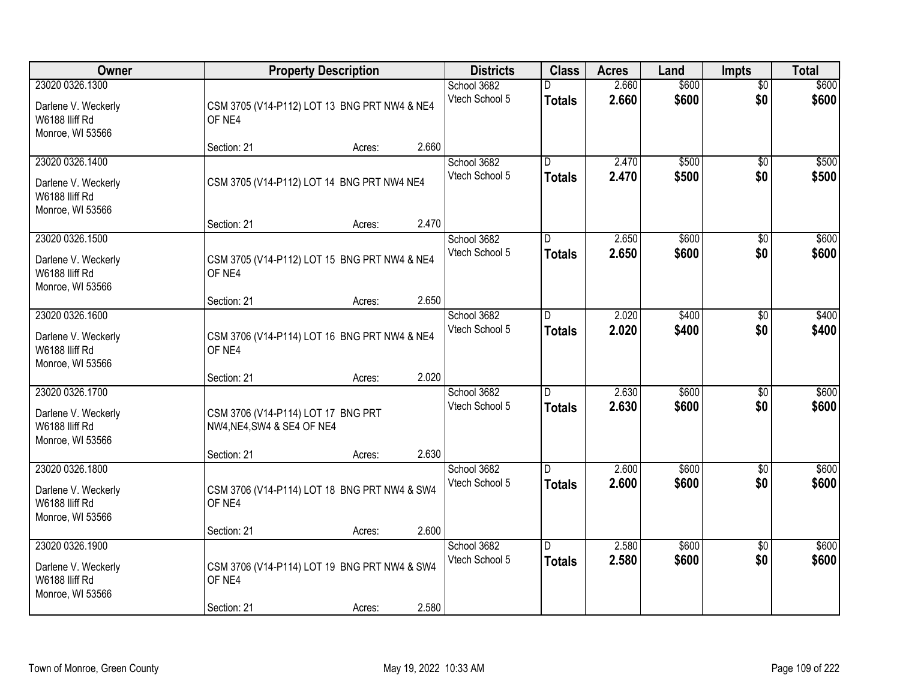| Owner | Property Description | Districts | Class | Acres | Land | Impts | Total |
|---|---|---|---|---|---|---|---|
| 23020 0326.1300<br>Darlene V. Weckerly<br>W6188 Iliff Rd<br>Monroe, WI 53566 | CSM 3705 (V14-P112) LOT 13 BNG PRT NW4 & NE4 OF NE4<br>Section: 21 Acres: 2.660 | School 3682<br>Vtech School 5 | D<br>**Totals** | 2.660<br>**2.660** | $600<br>**$600** | $0<br>**$0** | $600<br>**$600** |
| 23020 0326.1400<br>Darlene V. Weckerly<br>W6188 Iliff Rd<br>Monroe, WI 53566 | CSM 3705 (V14-P112) LOT 14 BNG PRT NW4 NE4<br>Section: 21 Acres: 2.470 | School 3682<br>Vtech School 5 | D<br>**Totals** | 2.470<br>**2.470** | $500<br>**$500** | $0<br>**$0** | $500<br>**$500** |
| 23020 0326.1500<br>Darlene V. Weckerly<br>W6188 Iliff Rd<br>Monroe, WI 53566 | CSM 3705 (V14-P112) LOT 15 BNG PRT NW4 & NE4 OF NE4<br>Section: 21 Acres: 2.650 | School 3682<br>Vtech School 5 | D<br>**Totals** | 2.650<br>**2.650** | $600<br>**$600** | $0<br>**$0** | $600<br>**$600** |
| 23020 0326.1600<br>Darlene V. Weckerly<br>W6188 Iliff Rd<br>Monroe, WI 53566 | CSM 3706 (V14-P114) LOT 16 BNG PRT NW4 & NE4 OF NE4<br>Section: 21 Acres: 2.020 | School 3682<br>Vtech School 5 | D<br>**Totals** | 2.020<br>**2.020** | $400<br>**$400** | $0<br>**$0** | $400<br>**$400** |
| 23020 0326.1700<br>Darlene V. Weckerly<br>W6188 Iliff Rd<br>Monroe, WI 53566 | CSM 3706 (V14-P114) LOT 17 BNG PRT NW4,NE4,SW4 & SE4 OF NE4<br>Section: 21 Acres: 2.630 | School 3682<br>Vtech School 5 | D<br>**Totals** | 2.630<br>**2.630** | $600<br>**$600** | $0<br>**$0** | $600<br>**$600** |
| 23020 0326.1800<br>Darlene V. Weckerly<br>W6188 Iliff Rd<br>Monroe, WI 53566 | CSM 3706 (V14-P114) LOT 18 BNG PRT NW4 & SW4 OF NE4<br>Section: 21 Acres: 2.600 | School 3682<br>Vtech School 5 | D<br>**Totals** | 2.600<br>**2.600** | $600<br>**$600** | $0<br>**$0** | $600<br>**$600** |
| 23020 0326.1900<br>Darlene V. Weckerly<br>W6188 Iliff Rd<br>Monroe, WI 53566 | CSM 3706 (V14-P114) LOT 19 BNG PRT NW4 & SW4 OF NE4<br>Section: 21 Acres: 2.580 | School 3682<br>Vtech School 5 | D<br>**Totals** | 2.580<br>**2.580** | $600<br>**$600** | $0<br>**$0** | $600<br>**$600** |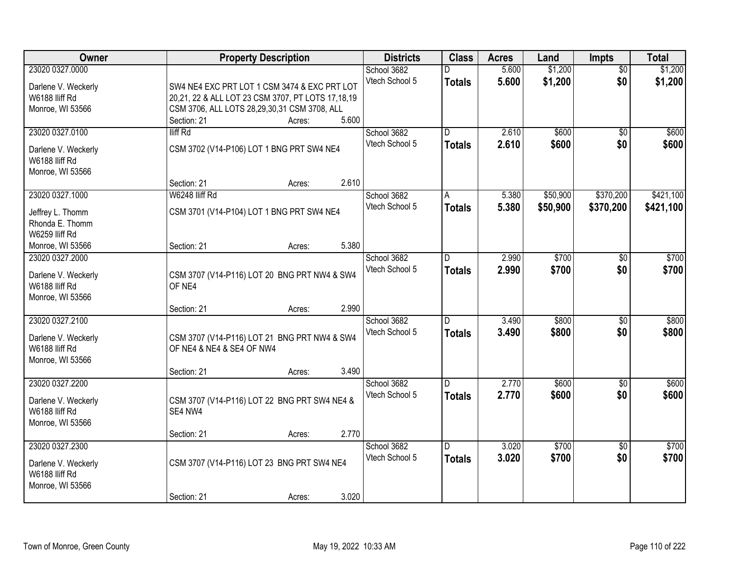| Owner | Property Description | Districts | Class | Acres | Land | Impts | Total |
|---|---|---|---|---|---|---|---|
| 23020 0327.0000<br>Darlene V. Weckerly<br>W6188 Iliff Rd<br>Monroe, WI 53566 | SW4 NE4 EXC PRT LOT 1 CSM 3474 & EXC PRT LOT 20,21, 22 & ALL LOT 23 CSM 3707, PT LOTS 17,18,19 CSM 3706, ALL LOTS 28,29,30,31 CSM 3708, ALL<br>Section: 21 Acres: 5.600 | School 3682<br>Vtech School 5 | D<br>**Totals** | 5.600<br>**5.600** | $1,200<br>**$1,200** | $0<br>**$0** | $1,200<br>**$1,200** |
| 23020 0327.0100<br>Darlene V. Weckerly<br>W6188 Iliff Rd<br>Monroe, WI 53566 | Iliff Rd<br>CSM 3702 (V14-P106) LOT 1 BNG PRT SW4 NE4<br>Section: 21 Acres: 2.610 | School 3682<br>Vtech School 5 | D<br>**Totals** | 2.610<br>**2.610** | $600<br>**$600** | $0<br>**$0** | $600<br>**$600** |
| 23020 0327.1000<br>Jeffrey L. Thomm<br>Rhonda E. Thomm<br>W6259 Iliff Rd<br>Monroe, WI 53566 | W6248 Iliff Rd<br>CSM 3701 (V14-P104) LOT 1 BNG PRT SW4 NE4<br>Section: 21 Acres: 5.380 | School 3682<br>Vtech School 5 | A<br>**Totals** | 5.380<br>**5.380** | $50,900<br>**$50,900** | $370,200<br>**$370,200** | $421,100<br>**$421,100** |
| 23020 0327.2000<br>Darlene V. Weckerly<br>W6188 Iliff Rd<br>Monroe, WI 53566 | CSM 3707 (V14-P116) LOT 20 BNG PRT NW4 & SW4 OF NE4<br>Section: 21 Acres: 2.990 | School 3682<br>Vtech School 5 | D<br>**Totals** | 2.990<br>**2.990** | $700<br>**$700** | $0<br>**$0** | $700<br>**$700** |
| 23020 0327.2100<br>Darlene V. Weckerly<br>W6188 Iliff Rd<br>Monroe, WI 53566 | CSM 3707 (V14-P116) LOT 21 BNG PRT NW4 & SW4 OF NE4 & NE4 & SE4 OF NW4<br>Section: 21 Acres: 3.490 | School 3682<br>Vtech School 5 | D<br>**Totals** | 3.490<br>**3.490** | $800<br>**$800** | $0<br>**$0** | $800<br>**$800** |
| 23020 0327.2200<br>Darlene V. Weckerly<br>W6188 Iliff Rd<br>Monroe, WI 53566 | CSM 3707 (V14-P116) LOT 22 BNG PRT SW4 NE4 & SE4 NW4<br>Section: 21 Acres: 2.770 | School 3682<br>Vtech School 5 | D<br>**Totals** | 2.770<br>**2.770** | $600<br>**$600** | $0<br>**$0** | $600<br>**$600** |
| 23020 0327.2300<br>Darlene V. Weckerly<br>W6188 Iliff Rd<br>Monroe, WI 53566 | CSM 3707 (V14-P116) LOT 23 BNG PRT SW4 NE4<br>Section: 21 Acres: 3.020 | School 3682<br>Vtech School 5 | D<br>**Totals** | 3.020<br>**3.020** | $700<br>**$700** | $0<br>**$0** | $700<br>**$700** |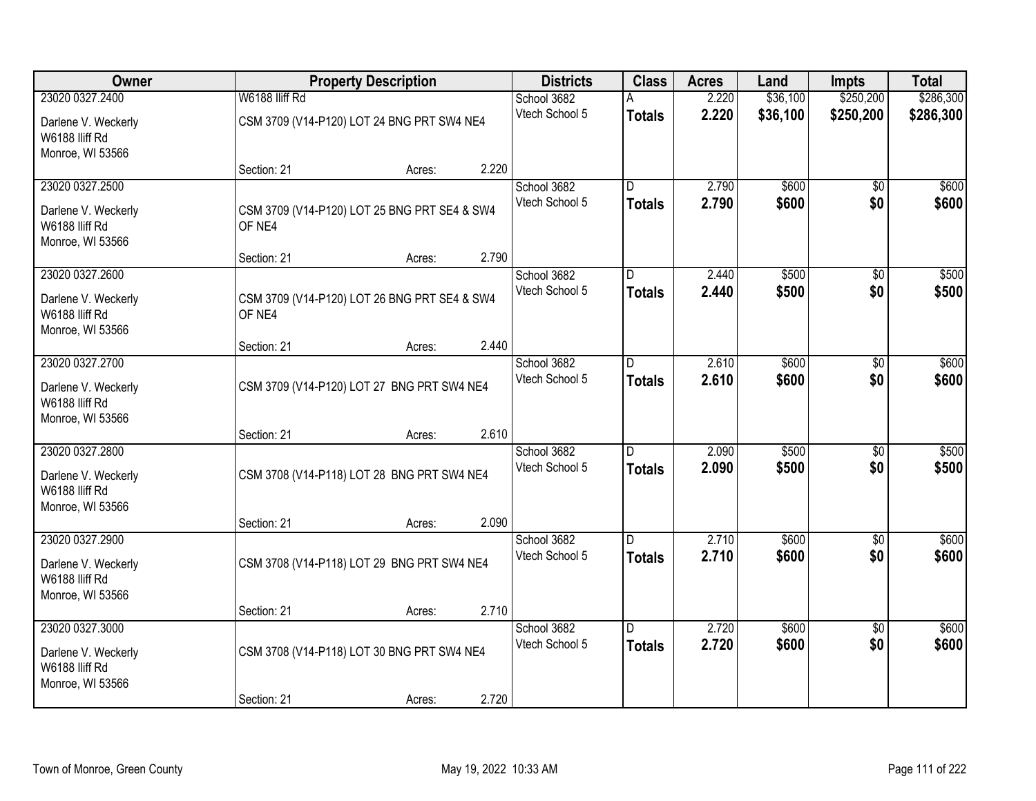| Owner | Property Description | | | Districts | Class | Acres | Land | Impts | Total |
|---|---|---|---|---|---|---|---|---|---|
| 23020 0327.2400 | W6188 Iliff Rd | | | School 3682 | A | 2.220 | $36,100 | $250,200 | $286,300 |
| Darlene V. Weckerly<br>W6188 Iliff Rd<br>Monroe, WI 53566 | CSM 3709 (V14-P120) LOT 24 BNG PRT SW4 NE4 | | | Vtech School 5 | **Totals** | **2.220** | **$36,100** | **$250,200** | **$286,300** |
| | Section: 21 | Acres: | 2.220 | | | | | | |
| 23020 0327.2500 | | | | School 3682 | D | 2.790 | $600 | $0 | $600 |
| Darlene V. Weckerly<br>W6188 Iliff Rd<br>Monroe, WI 53566 | CSM 3709 (V14-P120) LOT 25 BNG PRT SE4 & SW4 OF NE4 | | | Vtech School 5 | **Totals** | **2.790** | **$600** | **$0** | **$600** |
| | Section: 21 | Acres: | 2.790 | | | | | | |
| 23020 0327.2600 | | | | School 3682 | D | 2.440 | $500 | $0 | $500 |
| Darlene V. Weckerly<br>W6188 Iliff Rd<br>Monroe, WI 53566 | CSM 3709 (V14-P120) LOT 26 BNG PRT SE4 & SW4 OF NE4 | | | Vtech School 5 | **Totals** | **2.440** | **$500** | **$0** | **$500** |
| | Section: 21 | Acres: | 2.440 | | | | | | |
| 23020 0327.2700 | | | | School 3682 | D | 2.610 | $600 | $0 | $600 |
| Darlene V. Weckerly<br>W6188 Iliff Rd<br>Monroe, WI 53566 | CSM 3709 (V14-P120) LOT 27 BNG PRT SW4 NE4 | | | Vtech School 5 | **Totals** | **2.610** | **$600** | **$0** | **$600** |
| | Section: 21 | Acres: | 2.610 | | | | | | |
| 23020 0327.2800 | | | | School 3682 | D | 2.090 | $500 | $0 | $500 |
| Darlene V. Weckerly<br>W6188 Iliff Rd<br>Monroe, WI 53566 | CSM 3708 (V14-P118) LOT 28 BNG PRT SW4 NE4 | | | Vtech School 5 | **Totals** | **2.090** | **$500** | **$0** | **$500** |
| | Section: 21 | Acres: | 2.090 | | | | | | |
| 23020 0327.2900 | | | | School 3682 | D | 2.710 | $600 | $0 | $600 |
| Darlene V. Weckerly<br>W6188 Iliff Rd<br>Monroe, WI 53566 | CSM 3708 (V14-P118) LOT 29 BNG PRT SW4 NE4 | | | Vtech School 5 | **Totals** | **2.710** | **$600** | **$0** | **$600** |
| | Section: 21 | Acres: | 2.710 | | | | | | |
| 23020 0327.3000 | | | | School 3682 | D | 2.720 | $600 | $0 | $600 |
| Darlene V. Weckerly<br>W6188 Iliff Rd<br>Monroe, WI 53566 | CSM 3708 (V14-P118) LOT 30 BNG PRT SW4 NE4 | | | Vtech School 5 | **Totals** | **2.720** | **$600** | **$0** | **$600** |
| | Section: 21 | Acres: | 2.720 | | | | | | |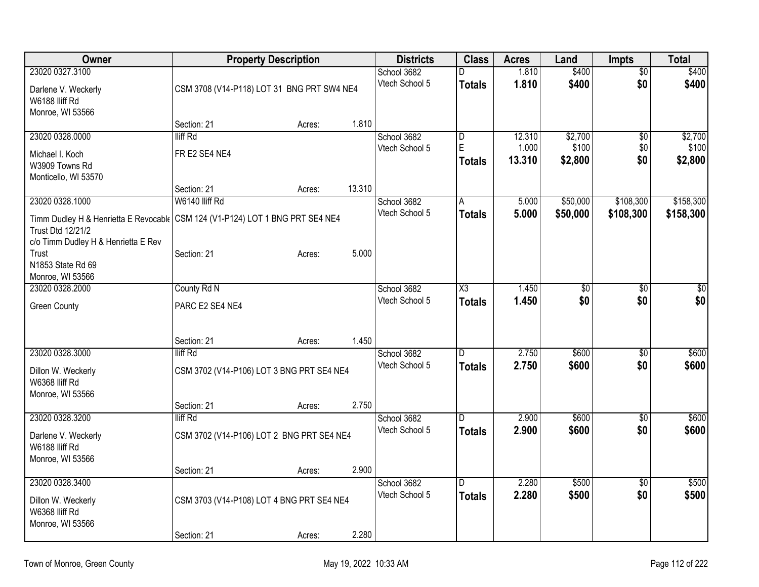| Owner | Property Description | | | Districts | Class | Acres | Land | Impts | Total |
|---|---|---|---|---|---|---|---|---|---|
| 23020 0327.3100<br><br>Darlene V. Weckerly<br>W6188 Iliff Rd<br>Monroe, WI 53566 | CSM 3708 (V14-P118) LOT 31 BNG PRT SW4 NE4<br><br>Section: 21 | Acres: | 1.810 | School 3682<br>Vtech School 5 | D<br>**Totals** | 1.810<br>**1.810** | $400<br>**$400** | $0<br>**$0** | $400<br>**$400** |
| 23020 0328.0000<br><br>Michael I. Koch<br>W3909 Towns Rd<br>Monticello, WI 53570 | Iliff Rd<br>FR E2 SE4 NE4<br><br>Section: 21 | Acres: | 13.310 | School 3682<br>Vtech School 5 | D<br>E<br>**Totals** | 12.310<br>1.000<br>**13.310** | $2,700<br>$100<br>**$2,800** | $0<br>$0<br>**$0** | $2,700<br>$100<br>**$2,800** |
| 23020 0328.1000<br><br>Timm Dudley H & Henrietta E Revocable Trust Dtd 12/21/2<br>c/o Timm Dudley H & Henrietta E Rev Trust<br>N1853 State Rd 69<br>Monroe, WI 53566 | W6140 Iliff Rd<br>CSM 124 (V1-P124) LOT 1 BNG PRT SE4 NE4<br><br>Section: 21 | Acres: | 5.000 | School 3682<br>Vtech School 5 | A<br>**Totals** | 5.000<br>**5.000** | $50,000<br>**$50,000** | $108,300<br>**$108,300** | $158,300<br>**$158,300** |
| 23020 0328.2000<br><br>Green County | County Rd N<br>PARC E2 SE4 NE4<br><br>Section: 21 | Acres: | 1.450 | School 3682<br>Vtech School 5 | X3<br>**Totals** | 1.450<br>**1.450** | $0<br>**$0** | $0<br>**$0** | $0<br>**$0** |
| 23020 0328.3000<br><br>Dillon W. Weckerly<br>W6368 Iliff Rd<br>Monroe, WI 53566 | Iliff Rd<br>CSM 3702 (V14-P106) LOT 3 BNG PRT SE4 NE4<br><br>Section: 21 | Acres: | 2.750 | School 3682<br>Vtech School 5 | D<br>**Totals** | 2.750<br>**2.750** | $600<br>**$600** | $0<br>**$0** | $600<br>**$600** |
| 23020 0328.3200<br><br>Darlene V. Weckerly<br>W6188 Iliff Rd<br>Monroe, WI 53566 | Iliff Rd<br>CSM 3702 (V14-P106) LOT 2 BNG PRT SE4 NE4<br><br>Section: 21 | Acres: | 2.900 | School 3682<br>Vtech School 5 | D<br>**Totals** | 2.900<br>**2.900** | $600<br>**$600** | $0<br>**$0** | $600<br>**$600** |
| 23020 0328.3400<br><br>Dillon W. Weckerly<br>W6368 Iliff Rd<br>Monroe, WI 53566 | CSM 3703 (V14-P108) LOT 4 BNG PRT SE4 NE4<br><br>Section: 21 | Acres: | 2.280 | School 3682<br>Vtech School 5 | D<br>**Totals** | 2.280<br>**2.280** | $500<br>**$500** | $0<br>**$0** | $500<br>**$500** |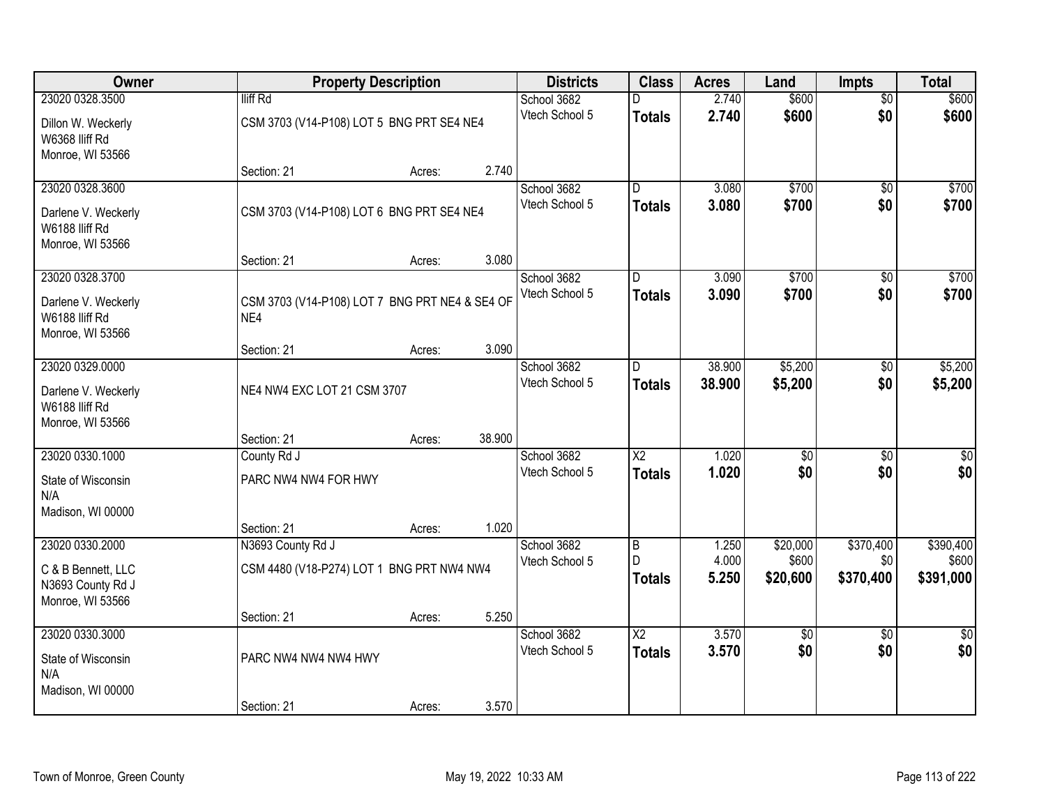| Owner | Property Description | | | Districts | Class | Acres | Land | Impts | Total |
|---|---|---|---|---|---|---|---|---|---|
| 23020 0328.3500 | Iliff Rd | | | School 3682 | D | 2.740 | $600 | $0 | $600 |
| Dillon W. Weckerly<br>W6368 Iliff Rd<br>Monroe, WI 53566 | CSM 3703 (V14-P108) LOT 5 BNG PRT SE4 NE4 | | | Vtech School 5 | **Totals** | **2.740** | **$600** | **$0** | **$600** |
| | Section: 21 | Acres: | 2.740 | | | | | | |
| 23020 0328.3600 | | | | School 3682 | D | 3.080 | $700 | $0 | $700 |
| Darlene V. Weckerly<br>W6188 Iliff Rd<br>Monroe, WI 53566 | CSM 3703 (V14-P108) LOT 6 BNG PRT SE4 NE4 | | | Vtech School 5 | **Totals** | **3.080** | **$700** | **$0** | **$700** |
| | Section: 21 | Acres: | 3.080 | | | | | | |
| 23020 0328.3700 | | | | School 3682 | D | 3.090 | $700 | $0 | $700 |
| Darlene V. Weckerly<br>W6188 Iliff Rd<br>Monroe, WI 53566 | CSM 3703 (V14-P108) LOT 7 BNG PRT NE4 & SE4 OF NE4 | | | Vtech School 5 | **Totals** | **3.090** | **$700** | **$0** | **$700** |
| | Section: 21 | Acres: | 3.090 | | | | | | |
| 23020 0329.0000 | | | | School 3682 | D | 38.900 | $5,200 | $0 | $5,200 |
| Darlene V. Weckerly<br>W6188 Iliff Rd<br>Monroe, WI 53566 | NE4 NW4 EXC LOT 21 CSM 3707 | | | Vtech School 5 | **Totals** | **38.900** | **$5,200** | **$0** | **$5,200** |
| | Section: 21 | Acres: | 38.900 | | | | | | |
| 23020 0330.1000 | County Rd J | | | School 3682 | X2 | 1.020 | $0 | $0 | $0 |
| State of Wisconsin<br>N/A<br>Madison, WI 00000 | PARC NW4 NW4 FOR HWY | | | Vtech School 5 | **Totals** | **1.020** | **$0** | **$0** | **$0** |
| | Section: 21 | Acres: | 1.020 | | | | | | |
| 23020 0330.2000 | N3693 County Rd J | | | School 3682 | B | 1.250 | $20,000 | $370,400 | $390,400 |
| C & B Bennett, LLC<br>N3693 County Rd J<br>Monroe, WI 53566 | CSM 4480 (V18-P274) LOT 1 BNG PRT NW4 NW4 | | | Vtech School 5 | D | 4.000 | $600 | $0 | $600 |
| | | | | | **Totals** | **5.250** | **$20,600** | **$370,400** | **$391,000** |
| | Section: 21 | Acres: | 5.250 | | | | | | |
| 23020 0330.3000 | | | | School 3682 | X2 | 3.570 | $0 | $0 | $0 |
| State of Wisconsin<br>N/A<br>Madison, WI 00000 | PARC NW4 NW4 NW4 HWY | | | Vtech School 5 | **Totals** | **3.570** | **$0** | **$0** | **$0** |
| | Section: 21 | Acres: | 3.570 | | | | | | |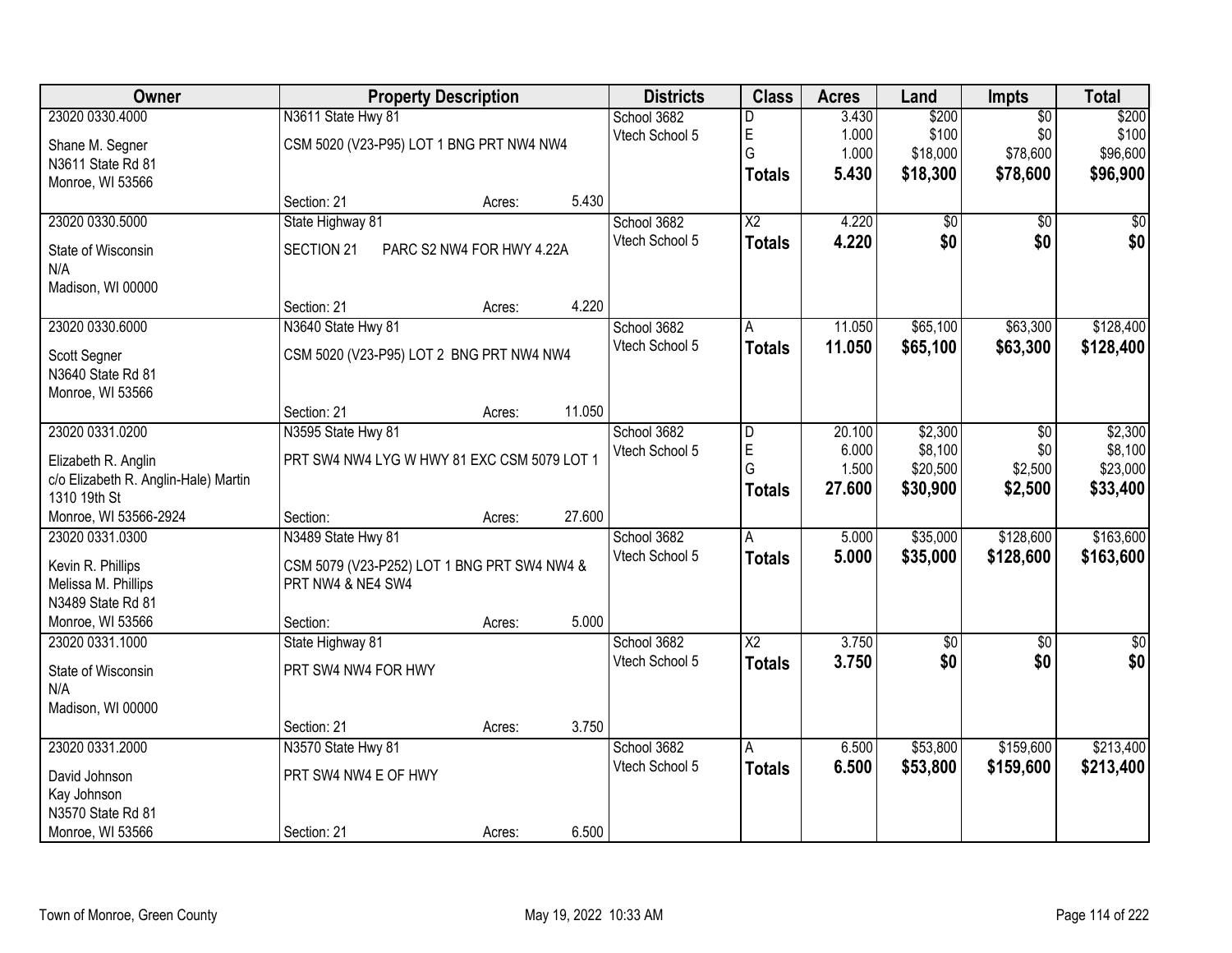| Owner | Property Description | Districts | Class | Acres | Land | Impts | Total |
|---|---|---|---|---|---|---|---|
| 23020 0330.4000<br>Shane M. Segner<br>N3611 State Rd 81<br>Monroe, WI 53566 | N3611 State Hwy 81<br>CSM 5020 (V23-P95) LOT 1 BNG PRT NW4 NW4<br>Section: 21 Acres: 5.430 | School 3682<br>Vtech School 5 | D<br>E<br>G<br>**Totals** | 3.430<br>1.000<br>1.000<br>**5.430** | $200<br>$100<br>$18,000<br>**$18,300** | $0<br>$0<br>$78,600<br>**$78,600** | $200<br>$100<br>$96,600<br>**$96,900** |
| 23020 0330.5000<br>State of Wisconsin<br>N/A<br>Madison, WI 00000 | State Highway 81<br>SECTION 21 PARC S2 NW4 FOR HWY 4.22A<br>Section: 21 Acres: 4.220 | School 3682<br>Vtech School 5 | X2<br>**Totals** | 4.220<br>**4.220** | $0<br>**$0** | $0<br>**$0** | $0<br>**$0** |
| 23020 0330.6000<br>Scott Segner<br>N3640 State Rd 81<br>Monroe, WI 53566 | N3640 State Hwy 81<br>CSM 5020 (V23-P95) LOT 2 BNG PRT NW4 NW4<br>Section: 21 Acres: 11.050 | School 3682<br>Vtech School 5 | A<br>**Totals** | 11.050<br>**11.050** | $65,100<br>**$65,100** | $63,300<br>**$63,300** | $128,400<br>**$128,400** |
| 23020 0331.0200<br>Elizabeth R. Anglin<br>c/o Elizabeth R. Anglin-Hale) Martin<br>1310 19th St<br>Monroe, WI 53566-2924 | N3595 State Hwy 81<br>PRT SW4 NW4 LYG W HWY 81 EXC CSM 5079 LOT 1<br>Section: Acres: 27.600 | School 3682<br>Vtech School 5 | D<br>E<br>G<br>**Totals** | 20.100<br>6.000<br>1.500<br>**27.600** | $2,300<br>$8,100<br>$20,500<br>**$30,900** | $0<br>$0<br>$2,500<br>**$2,500** | $2,300<br>$8,100<br>$23,000<br>**$33,400** |
| 23020 0331.0300<br>Kevin R. Phillips<br>Melissa M. Phillips<br>N3489 State Rd 81<br>Monroe, WI 53566 | N3489 State Hwy 81<br>CSM 5079 (V23-P252) LOT 1 BNG PRT SW4 NW4 & PRT NW4 & NE4 SW4<br>Section: Acres: 5.000 | School 3682<br>Vtech School 5 | A<br>**Totals** | 5.000<br>**5.000** | $35,000<br>**$35,000** | $128,600<br>**$128,600** | $163,600<br>**$163,600** |
| 23020 0331.1000<br>State of Wisconsin<br>N/A<br>Madison, WI 00000 | State Highway 81<br>PRT SW4 NW4 FOR HWY<br>Section: 21 Acres: 3.750 | School 3682<br>Vtech School 5 | X2<br>**Totals** | 3.750<br>**3.750** | $0<br>**$0** | $0<br>**$0** | $0<br>**$0** |
| 23020 0331.2000<br>David Johnson<br>Kay Johnson<br>N3570 State Rd 81<br>Monroe, WI 53566 | N3570 State Hwy 81<br>PRT SW4 NW4 E OF HWY<br>Section: 21 Acres: 6.500 | School 3682<br>Vtech School 5 | A<br>**Totals** | 6.500<br>**6.500** | $53,800<br>**$53,800** | $159,600<br>**$159,600** | $213,400<br>**$213,400** |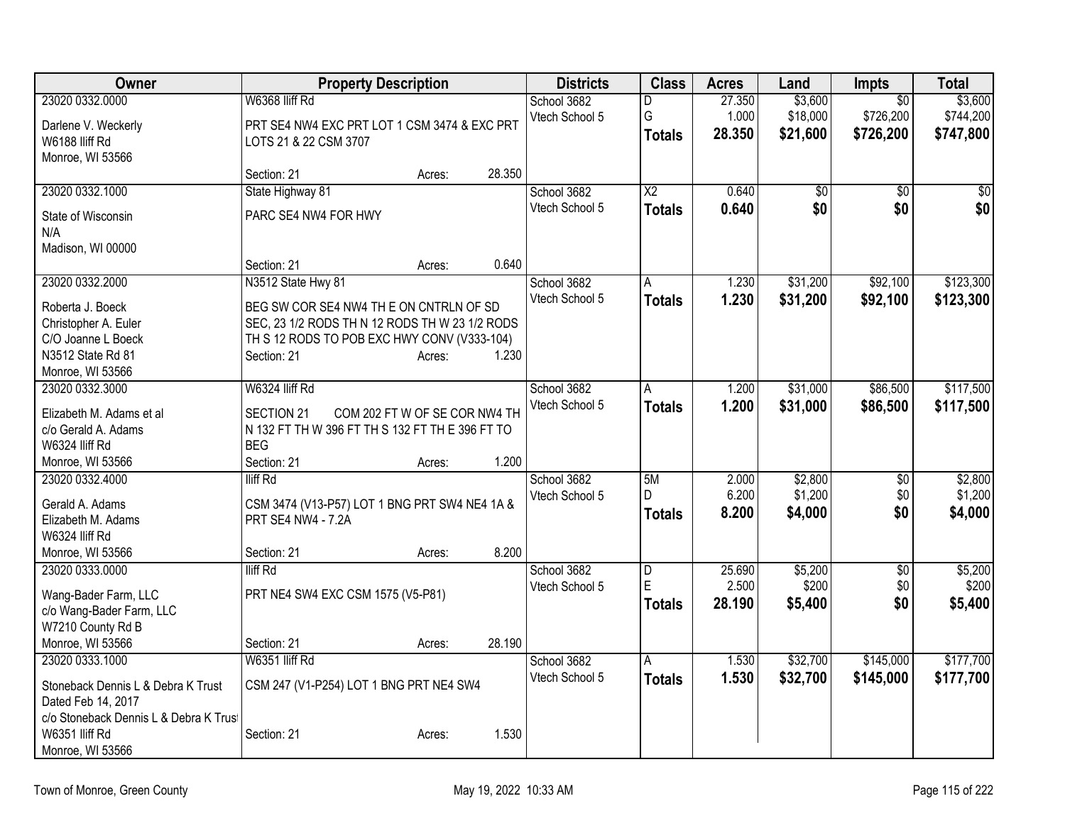| Owner | Property Description | Districts | Class | Acres | Land | Impts | Total |
|---|---|---|---|---|---|---|---|
| 23020 0332.0000<br>Darlene V. Weckerly<br>W6188 Iliff Rd<br>Monroe, WI 53566 | W6368 Iliff Rd<br>PRT SE4 NW4 EXC PRT LOT 1 CSM 3474 & EXC PRT LOTS 21 & 22 CSM 3707<br>Section: 21 Acres: 28.350 | School 3682<br>Vtech School 5 | D<br>G<br>**Totals** | 27.350<br>1.000<br>**28.350** | $3,600<br>$18,000<br>**$21,600** | $0<br>$726,200<br>**$726,200** | $3,600<br>$744,200<br>**$747,800** |
| 23020 0332.1000<br>State of Wisconsin<br>N/A<br>Madison, WI 00000 | State Highway 81<br>PARC SE4 NW4 FOR HWY<br>Section: 21 Acres: 0.640 | School 3682<br>Vtech School 5 | X2<br>**Totals** | 0.640<br>**0.640** | $0<br>**$0** | $0<br>**$0** | $0<br>**$0** |
| 23020 0332.2000<br>Roberta J. Boeck<br>Christopher A. Euler<br>C/O Joanne L Boeck<br>N3512 State Rd 81<br>Monroe, WI 53566 | N3512 State Hwy 81<br>BEG SW COR SE4 NW4 TH E ON CNTRLN OF SD SEC, 23 1/2 RODS TH N 12 RODS TH W 23 1/2 RODS TH S 12 RODS TO POB EXC HWY CONV (V333-104)<br>Section: 21 Acres: 1.230 | School 3682<br>Vtech School 5 | A<br>**Totals** | 1.230<br>**1.230** | $31,200<br>**$31,200** | $92,100<br>**$92,100** | $123,300<br>**$123,300** |
| 23020 0332.3000<br>Elizabeth M. Adams et al<br>c/o Gerald A. Adams<br>W6324 Iliff Rd<br>Monroe, WI 53566 | W6324 Iliff Rd<br>SECTION 21 COM 202 FT W OF SE COR NW4 TH N 132 FT TH W 396 FT TH S 132 FT TH E 396 FT TO BEG<br>Section: 21 Acres: 1.200 | School 3682<br>Vtech School 5 | A<br>**Totals** | 1.200<br>**1.200** | $31,000<br>**$31,000** | $86,500<br>**$86,500** | $117,500<br>**$117,500** |
| 23020 0332.4000<br>Gerald A. Adams<br>Elizabeth M. Adams<br>W6324 Iliff Rd<br>Monroe, WI 53566 | Iliff Rd<br>CSM 3474 (V13-P57) LOT 1 BNG PRT SW4 NE4 1A & PRT SE4 NW4 - 7.2A<br>Section: 21 Acres: 8.200 | School 3682<br>Vtech School 5 | 5M<br>D<br>**Totals** | 2.000<br>6.200<br>**8.200** | $2,800<br>$1,200<br>**$4,000** | $0<br>$0<br>**$0** | $2,800<br>$1,200<br>**$4,000** |
| 23020 0333.0000<br>Wang-Bader Farm, LLC<br>c/o Wang-Bader Farm, LLC<br>W7210 County Rd B<br>Monroe, WI 53566 | Iliff Rd<br>PRT NE4 SW4 EXC CSM 1575 (V5-P81)<br>Section: 21 Acres: 28.190 | School 3682<br>Vtech School 5 | D<br>E<br>**Totals** | 25.690<br>2.500<br>**28.190** | $5,200<br>$200<br>**$5,400** | $0<br>$0<br>**$0** | $5,200<br>$200<br>**$5,400** |
| 23020 0333.1000<br>Stoneback Dennis L & Debra K Trust<br>Dated Feb 14, 2017<br>c/o Stoneback Dennis L & Debra K Trust<br>W6351 Iliff Rd<br>Monroe, WI 53566 | W6351 Iliff Rd<br>CSM 247 (V1-P254) LOT 1 BNG PRT NE4 SW4<br>Section: 21 Acres: 1.530 | School 3682<br>Vtech School 5 | A<br>**Totals** | 1.530<br>**1.530** | $32,700<br>**$32,700** | $145,000<br>**$145,000** | $177,700<br>**$177,700** |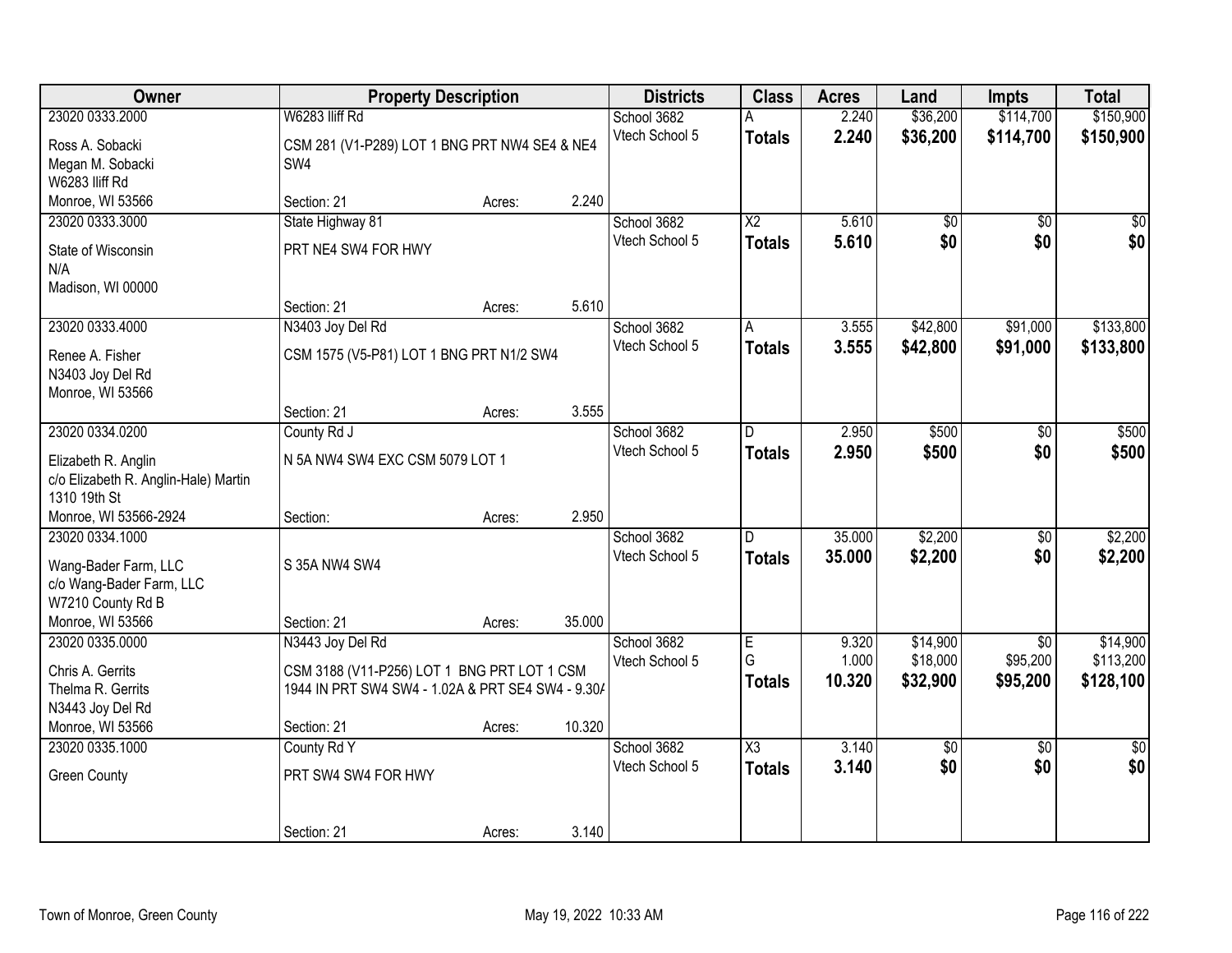| Owner | Property Description | | | Districts | Class | Acres | Land | Impts | Total |
|---|---|---|---|---|---|---|---|---|---|
| 23020 0333.2000 | W6283 Iliff Rd | | | School 3682 | A | 2.240 | $36,200 | $114,700 | $150,900 |
| Ross A. Sobacki<br>Megan M. Sobacki<br>W6283 Iliff Rd<br>Monroe, WI 53566 | CSM 281 (V1-P289) LOT 1 BNG PRT NW4 SE4 & NE4 SW4 | | | Vtech School 5 | **Totals** | **2.240** | **$36,200** | **$114,700** | **$150,900** |
| | Section: 21 | Acres: | 2.240 | | | | | | |
| 23020 0333.3000 | State Highway 81 | | | School 3682 | X2 | 5.610 | $0 | $0 | $0 |
| State of Wisconsin<br>N/A<br>Madison, WI 00000 | PRT NE4 SW4 FOR HWY | | | Vtech School 5 | **Totals** | **5.610** | **$0** | **$0** | **$0** |
| | Section: 21 | Acres: | 5.610 | | | | | | |
| 23020 0333.4000 | N3403 Joy Del Rd | | | School 3682 | A | 3.555 | $42,800 | $91,000 | $133,800 |
| Renee A. Fisher<br>N3403 Joy Del Rd<br>Monroe, WI 53566 | CSM 1575 (V5-P81) LOT 1 BNG PRT N1/2 SW4 | | | Vtech School 5 | **Totals** | **3.555** | **$42,800** | **$91,000** | **$133,800** |
| | Section: 21 | Acres: | 3.555 | | | | | | |
| 23020 0334.0200 | County Rd J | | | School 3682 | D | 2.950 | $500 | $0 | $500 |
| Elizabeth R. Anglin<br>c/o Elizabeth R. Anglin-Hale) Martin<br>1310 19th St<br>Monroe, WI 53566-2924 | N 5A NW4 SW4 EXC CSM 5079 LOT 1 | | | Vtech School 5 | **Totals** | **2.950** | **$500** | **$0** | **$500** |
| | Section: | Acres: | 2.950 | | | | | | |
| 23020 0334.1000 | | | | School 3682 | D | 35.000 | $2,200 | $0 | $2,200 |
| Wang-Bader Farm, LLC<br>c/o Wang-Bader Farm, LLC<br>W7210 County Rd B<br>Monroe, WI 53566 | S 35A NW4 SW4 | | | Vtech School 5 | **Totals** | **35.000** | **$2,200** | **$0** | **$2,200** |
| | Section: 21 | Acres: | 35.000 | | | | | | |
| 23020 0335.0000 | N3443 Joy Del Rd | | | School 3682 | E | 9.320 | $14,900 | $0 | $14,900 |
| Chris A. Gerrits<br>Thelma R. Gerrits<br>N3443 Joy Del Rd<br>Monroe, WI 53566 | CSM 3188 (V11-P256) LOT 1 BNG PRT LOT 1 CSM 1944 IN PRT SW4 SW4 - 1.02A & PRT SE4 SW4 - 9.30A | | | Vtech School 5 | G | 1.000 | $18,000 | $95,200 | $113,200 |
| | | | | | **Totals** | **10.320** | **$32,900** | **$95,200** | **$128,100** |
| | Section: 21 | Acres: | 10.320 | | | | | | |
| 23020 0335.1000 | County Rd Y | | | School 3682 | X3 | 3.140 | $0 | $0 | $0 |
| Green County | PRT SW4 SW4 FOR HWY | | | Vtech School 5 | **Totals** | **3.140** | **$0** | **$0** | **$0** |
| | Section: 21 | Acres: | 3.140 | | | | | | |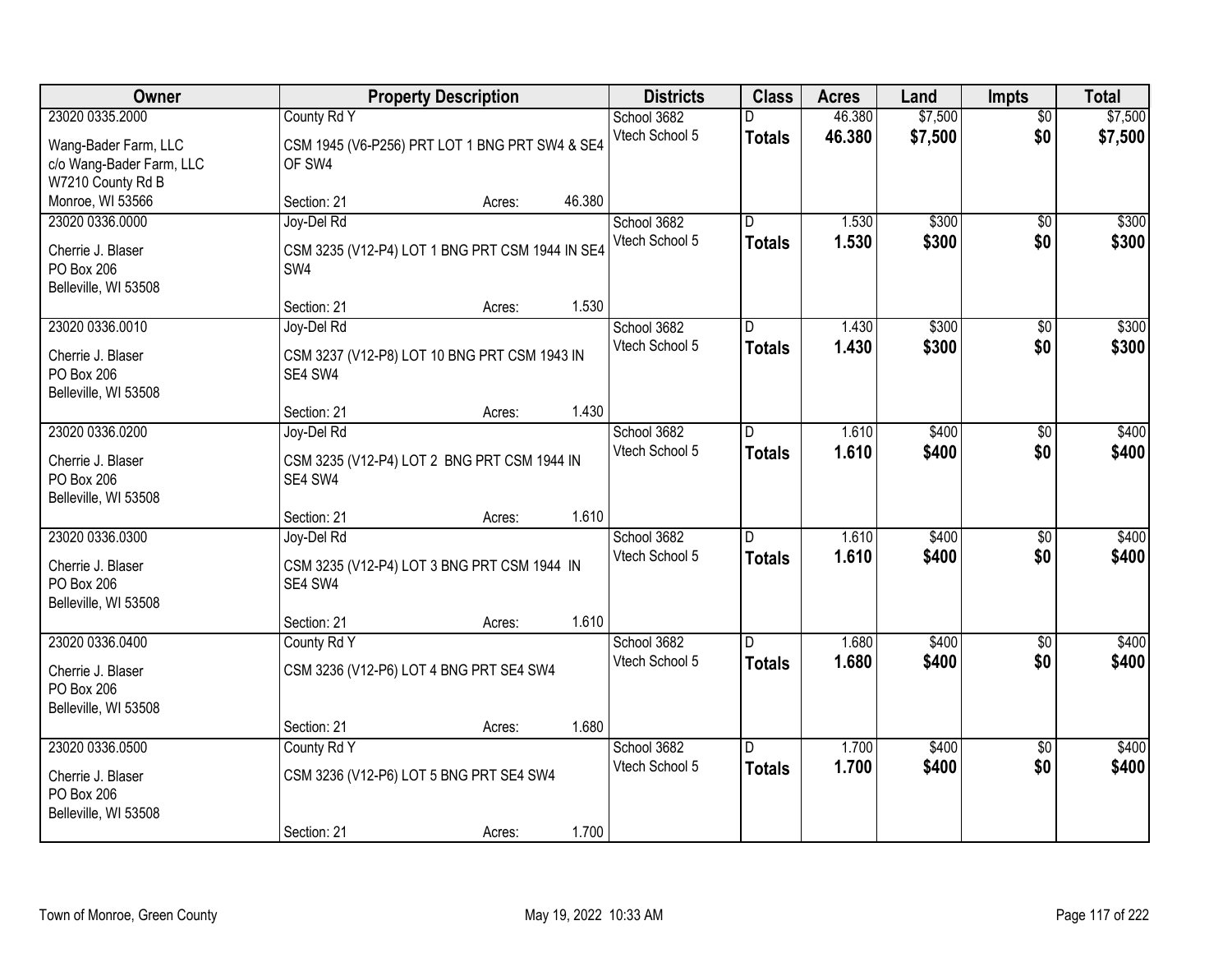| Owner | Property Description | Districts | Class | Acres | Land | Impts | Total |
|---|---|---|---|---|---|---|---|
| 23020 0335.2000<br>Wang-Bader Farm, LLC<br>c/o Wang-Bader Farm, LLC<br>W7210 County Rd B<br>Monroe, WI 53566 | County Rd Y<br>CSM 1945 (V6-P256) PRT LOT 1 BNG PRT SW4 & SE4 OF SW4<br>Section: 21 Acres: 46.380 | School 3682<br>Vtech School 5 | D<br>**Totals** | 46.380<br>**46.380** | $7,500<br>**$7,500** | $0<br>**$0** | $7,500<br>**$7,500** |
| 23020 0336.0000<br>Cherrie J. Blaser<br>PO Box 206<br>Belleville, WI 53508 | Joy-Del Rd<br>CSM 3235 (V12-P4) LOT 1 BNG PRT CSM 1944 IN SE4 SW4<br>Section: 21 Acres: 1.530 | School 3682<br>Vtech School 5 | D<br>**Totals** | 1.530<br>**1.530** | $300<br>**$300** | $0<br>**$0** | $300<br>**$300** |
| 23020 0336.0010<br>Cherrie J. Blaser<br>PO Box 206<br>Belleville, WI 53508 | Joy-Del Rd<br>CSM 3237 (V12-P8) LOT 10 BNG PRT CSM 1943 IN SE4 SW4<br>Section: 21 Acres: 1.430 | School 3682<br>Vtech School 5 | D<br>**Totals** | 1.430<br>**1.430** | $300<br>**$300** | $0<br>**$0** | $300<br>**$300** |
| 23020 0336.0200<br>Cherrie J. Blaser<br>PO Box 206<br>Belleville, WI 53508 | Joy-Del Rd<br>CSM 3235 (V12-P4) LOT 2 BNG PRT CSM 1944 IN SE4 SW4<br>Section: 21 Acres: 1.610 | School 3682<br>Vtech School 5 | D<br>**Totals** | 1.610<br>**1.610** | $400<br>**$400** | $0<br>**$0** | $400<br>**$400** |
| 23020 0336.0300<br>Cherrie J. Blaser<br>PO Box 206<br>Belleville, WI 53508 | Joy-Del Rd<br>CSM 3235 (V12-P4) LOT 3 BNG PRT CSM 1944 IN SE4 SW4<br>Section: 21 Acres: 1.610 | School 3682<br>Vtech School 5 | D<br>**Totals** | 1.610<br>**1.610** | $400<br>**$400** | $0<br>**$0** | $400<br>**$400** |
| 23020 0336.0400<br>Cherrie J. Blaser<br>PO Box 206<br>Belleville, WI 53508 | County Rd Y<br>CSM 3236 (V12-P6) LOT 4 BNG PRT SE4 SW4<br>Section: 21 Acres: 1.680 | School 3682<br>Vtech School 5 | D<br>**Totals** | 1.680<br>**1.680** | $400<br>**$400** | $0<br>**$0** | $400<br>**$400** |
| 23020 0336.0500<br>Cherrie J. Blaser<br>PO Box 206<br>Belleville, WI 53508 | County Rd Y<br>CSM 3236 (V12-P6) LOT 5 BNG PRT SE4 SW4<br>Section: 21 Acres: 1.700 | School 3682<br>Vtech School 5 | D<br>**Totals** | 1.700<br>**1.700** | $400<br>**$400** | $0<br>**$0** | $400<br>**$400** |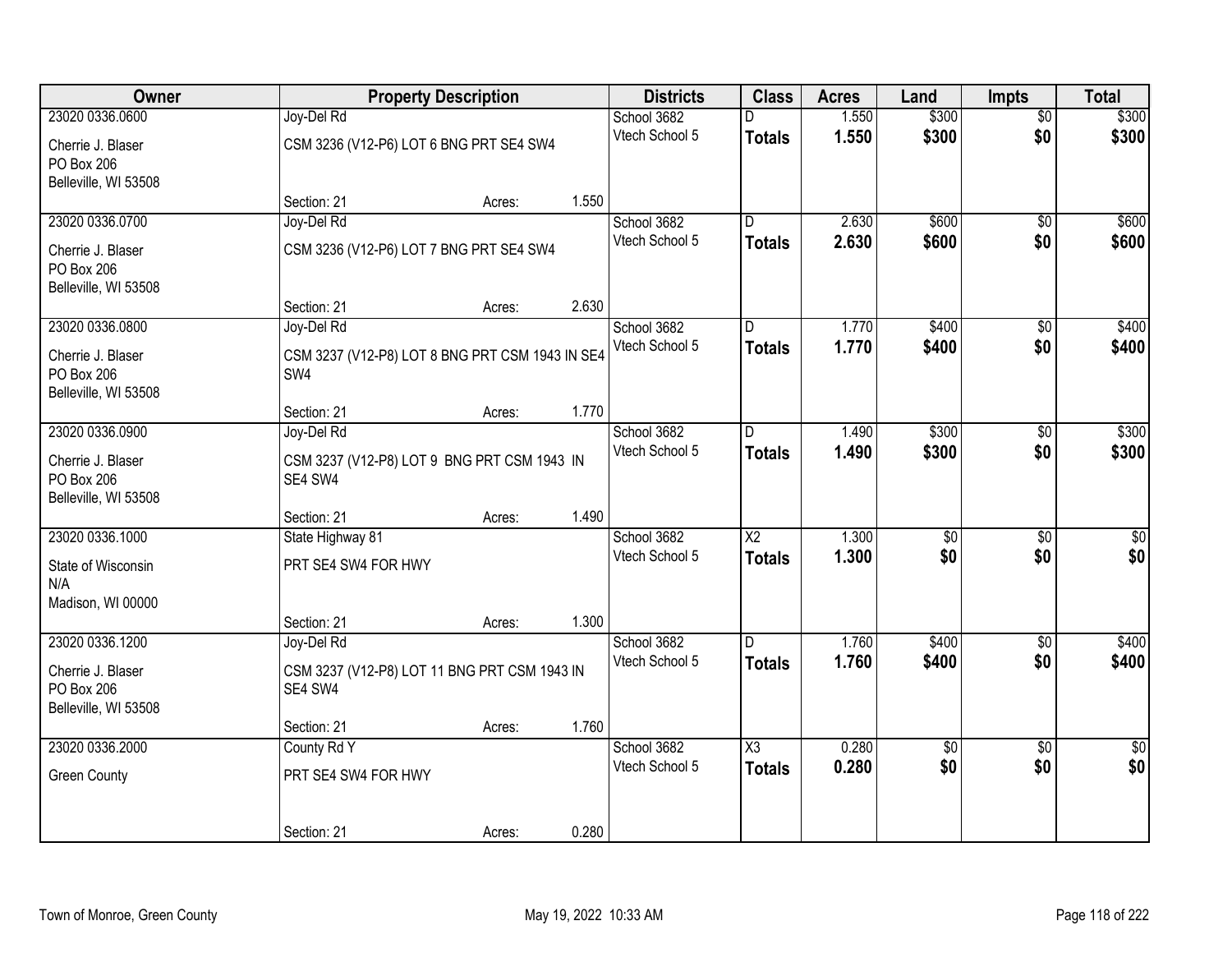| Owner | Property Description | Districts | Class | Acres | Land | Impts | Total |
|---|---|---|---|---|---|---|---|
| 23020 0336.0600 | Joy-Del Rd | School 3682 | D | 1.550 | $300 | $0 | $300 |
| Cherrie J. Blaser<br>PO Box 206<br>Belleville, WI 53508 | CSM 3236 (V12-P6) LOT 6 BNG PRT SE4 SW4 | Vtech School 5 | **Totals** | **1.550** | **$300** | **$0** | **$300** |
| | Section: 21 Acres: 1.550 | | | | | | |
| 23020 0336.0700 | Joy-Del Rd | School 3682 | D | 2.630 | $600 | $0 | $600 |
| Cherrie J. Blaser<br>PO Box 206<br>Belleville, WI 53508 | CSM 3236 (V12-P6) LOT 7 BNG PRT SE4 SW4 | Vtech School 5 | **Totals** | **2.630** | **$600** | **$0** | **$600** |
| | Section: 21 Acres: 2.630 | | | | | | |
| 23020 0336.0800 | Joy-Del Rd | School 3682 | D | 1.770 | $400 | $0 | $400 |
| Cherrie J. Blaser<br>PO Box 206<br>Belleville, WI 53508 | CSM 3237 (V12-P8) LOT 8 BNG PRT CSM 1943 IN SE4 SW4 | Vtech School 5 | **Totals** | **1.770** | **$400** | **$0** | **$400** |
| | Section: 21 Acres: 1.770 | | | | | | |
| 23020 0336.0900 | Joy-Del Rd | School 3682 | D | 1.490 | $300 | $0 | $300 |
| Cherrie J. Blaser<br>PO Box 206<br>Belleville, WI 53508 | CSM 3237 (V12-P8) LOT 9 BNG PRT CSM 1943 IN SE4 SW4 | Vtech School 5 | **Totals** | **1.490** | **$300** | **$0** | **$300** |
| | Section: 21 Acres: 1.490 | | | | | | |
| 23020 0336.1000 | State Highway 81 | School 3682 | X2 | 1.300 | $0 | $0 | $0 |
| State of Wisconsin<br>N/A<br>Madison, WI 00000 | PRT SE4 SW4 FOR HWY | Vtech School 5 | **Totals** | **1.300** | **$0** | **$0** | **$0** |
| | Section: 21 Acres: 1.300 | | | | | | |
| 23020 0336.1200 | Joy-Del Rd | School 3682 | D | 1.760 | $400 | $0 | $400 |
| Cherrie J. Blaser<br>PO Box 206<br>Belleville, WI 53508 | CSM 3237 (V12-P8) LOT 11 BNG PRT CSM 1943 IN SE4 SW4 | Vtech School 5 | **Totals** | **1.760** | **$400** | **$0** | **$400** |
| | Section: 21 Acres: 1.760 | | | | | | |
| 23020 0336.2000 | County Rd Y | School 3682 | X3 | 0.280 | $0 | $0 | $0 |
| Green County | PRT SE4 SW4 FOR HWY | Vtech School 5 | **Totals** | **0.280** | **$0** | **$0** | **$0** |
| | Section: 21 Acres: 0.280 | | | | | | |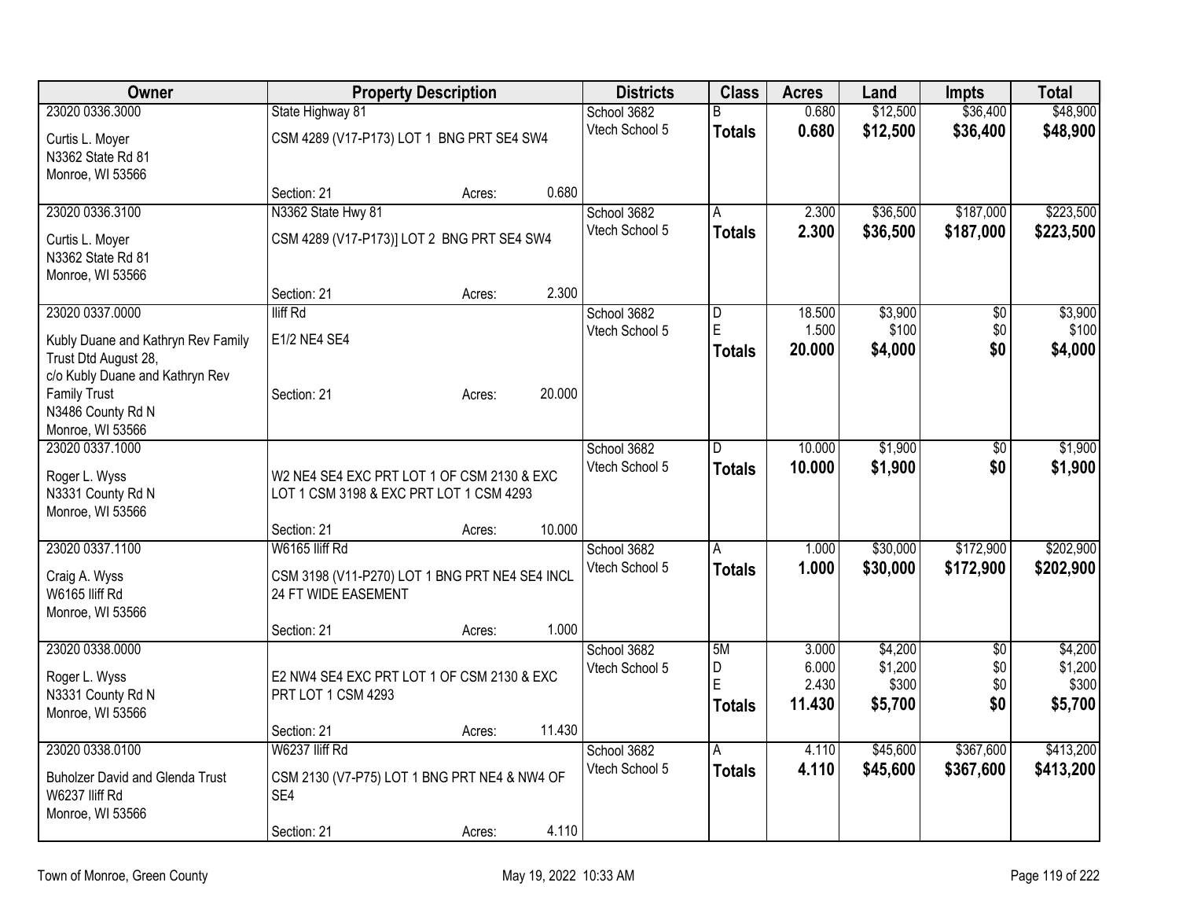| Owner | Property Description | | | Districts | Class | Acres | Land | Impts | Total |
|---|---|---|---|---|---|---|---|---|---|
| 23020 0336.3000 | State Highway 81 | | | School 3682 | B | 0.680 | $12,500 | $36,400 | $48,900 |
| Curtis L. Moyer<br>N3362 State Rd 81<br>Monroe, WI 53566 | CSM 4289 (V17-P173) LOT 1 BNG PRT SE4 SW4 | | | Vtech School 5 | **Totals** | **0.680** | **$12,500** | **$36,400** | **$48,900** |
| | Section: 21 | Acres: | 0.680 | | | | | | |
| 23020 0336.3100 | N3362 State Hwy 81 | | | School 3682 | A | 2.300 | $36,500 | $187,000 | $223,500 |
| Curtis L. Moyer<br>N3362 State Rd 81<br>Monroe, WI 53566 | CSM 4289 (V17-P173)] LOT 2 BNG PRT SE4 SW4 | | | Vtech School 5 | **Totals** | **2.300** | **$36,500** | **$187,000** | **$223,500** |
| | Section: 21 | Acres: | 2.300 | | | | | | |
| 23020 0337.0000 | Iliff Rd | | | School 3682 | D | 18.500 | $3,900 | $0 | $3,900 |
| Kubly Duane and Kathryn Rev Family Trust Dtd August 28,<br>c/o Kubly Duane and Kathryn Rev Family Trust<br>N3486 County Rd N<br>Monroe, WI 53566 | E1/2 NE4 SE4 | | | Vtech School 5 | E | 1.500 | $100 | $0 | $100 |
| | | | | | **Totals** | **20.000** | **$4,000** | **$0** | **$4,000** |
| | Section: 21 | Acres: | 20.000 | | | | | | |
| 23020 0337.1000 | | | | School 3682 | D | 10.000 | $1,900 | $0 | $1,900 |
| Roger L. Wyss<br>N3331 County Rd N<br>Monroe, WI 53566 | W2 NE4 SE4 EXC PRT LOT 1 OF CSM 2130 & EXC LOT 1 CSM 3198 & EXC PRT LOT 1 CSM 4293 | | | Vtech School 5 | **Totals** | **10.000** | **$1,900** | **$0** | **$1,900** |
| | Section: 21 | Acres: | 10.000 | | | | | | |
| 23020 0337.1100 | W6165 Iliff Rd | | | School 3682 | A | 1.000 | $30,000 | $172,900 | $202,900 |
| Craig A. Wyss<br>W6165 Iliff Rd<br>Monroe, WI 53566 | CSM 3198 (V11-P270) LOT 1 BNG PRT NE4 SE4 INCL 24 FT WIDE EASEMENT | | | Vtech School 5 | **Totals** | **1.000** | **$30,000** | **$172,900** | **$202,900** |
| | Section: 21 | Acres: | 1.000 | | | | | | |
| 23020 0338.0000 | | | | School 3682 | 5M | 3.000 | $4,200 | $0 | $4,200 |
| Roger L. Wyss<br>N3331 County Rd N<br>Monroe, WI 53566 | E2 NW4 SE4 EXC PRT LOT 1 OF CSM 2130 & EXC PRT LOT 1 CSM 4293 | | | Vtech School 5 | D | 6.000 | $1,200 | $0 | $1,200 |
| | | | | | E | 2.430 | $300 | $0 | $300 |
| | | | | | **Totals** | **11.430** | **$5,700** | **$0** | **$5,700** |
| | Section: 21 | Acres: | 11.430 | | | | | | |
| 23020 0338.0100 | W6237 Iliff Rd | | | School 3682 | A | 4.110 | $45,600 | $367,600 | $413,200 |
| Buholzer David and Glenda Trust<br>W6237 Iliff Rd<br>Monroe, WI 53566 | CSM 2130 (V7-P75) LOT 1 BNG PRT NE4 & NW4 OF SE4 | | | Vtech School 5 | **Totals** | **4.110** | **$45,600** | **$367,600** | **$413,200** |
| | Section: 21 | Acres: | 4.110 | | | | | | |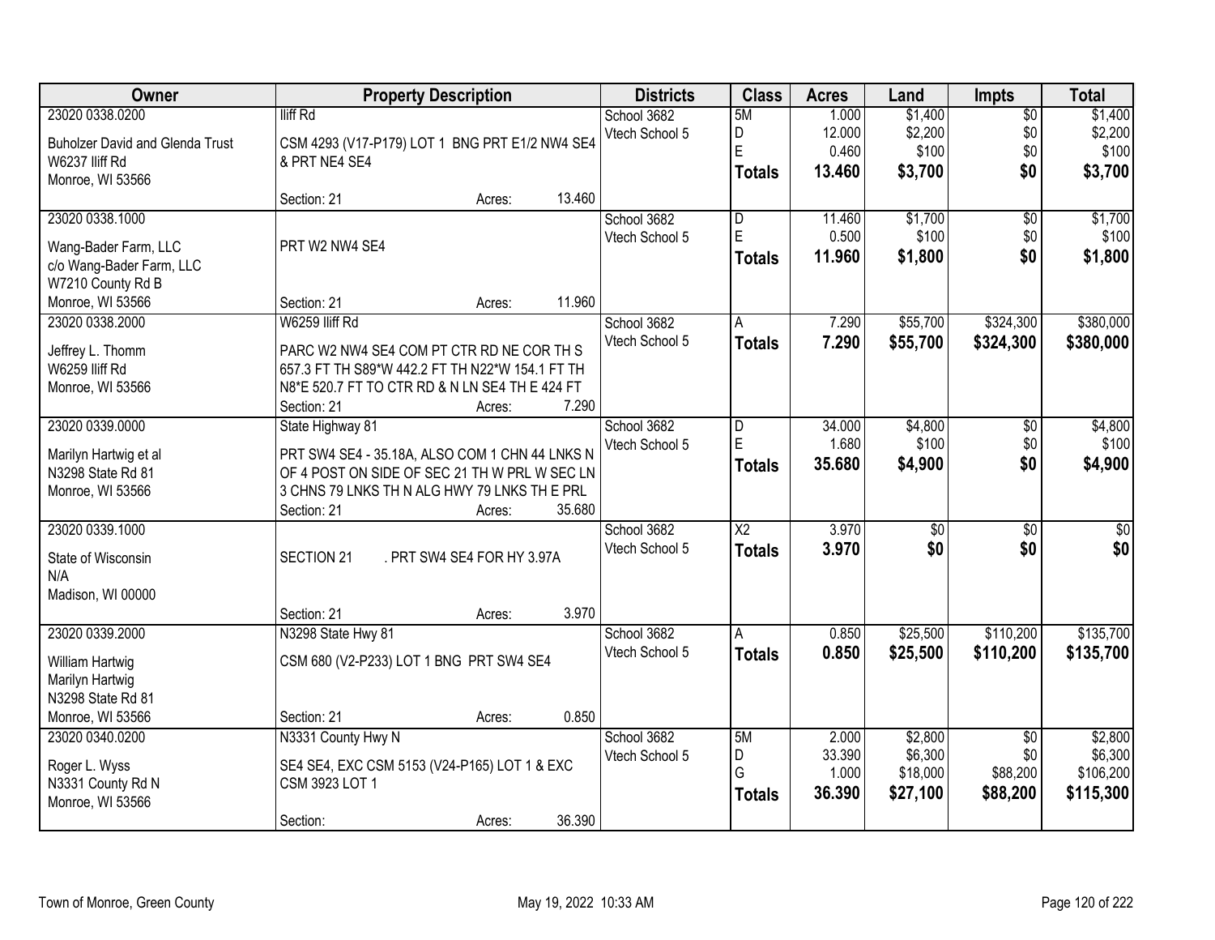| Owner | Property Description | Districts | Class | Acres | Land | Impts | Total |
|---|---|---|---|---|---|---|---|
| 23020 0338.0200<br>Buholzer David and Glenda Trust<br>W6237 Iliff Rd<br>Monroe, WI 53566 | Iliff Rd<br>CSM 4293 (V17-P179) LOT 1 BNG PRT E1/2 NW4 SE4 & PRT NE4 SE4<br>Section: 21 Acres: 13.460 | School 3682<br>Vtech School 5 | 5M<br>D<br>E<br>**Totals** | 1.000<br>12.000<br>0.460<br>**13.460** | $1,400<br>$2,200<br>$100<br>**$3,700** | $0<br>$0<br>$0<br>**$0** | $1,400<br>$2,200<br>$100<br>**$3,700** |
| 23020 0338.1000<br>Wang-Bader Farm, LLC<br>c/o Wang-Bader Farm, LLC<br>W7210 County Rd B<br>Monroe, WI 53566 | PRT W2 NW4 SE4<br>Section: 21 Acres: 11.960 | School 3682<br>Vtech School 5 | D<br>E<br>**Totals** | 11.460<br>0.500<br>**11.960** | $1,700<br>$100<br>**$1,800** | $0<br>$0<br>**$0** | $1,700<br>$100<br>**$1,800** |
| 23020 0338.2000<br>Jeffrey L. Thomm<br>W6259 Iliff Rd<br>Monroe, WI 53566 | W6259 Iliff Rd<br>PARC W2 NW4 SE4 COM PT CTR RD NE COR TH S 657.3 FT TH S89*W 442.2 FT TH N22*W 154.1 FT TH N8*E 520.7 FT TO CTR RD & N LN SE4 TH E 424 FT<br>Section: 21 Acres: 7.290 | School 3682<br>Vtech School 5 | A<br>**Totals** | 7.290<br>**7.290** | $55,700<br>**$55,700** | $324,300<br>**$324,300** | $380,000<br>**$380,000** |
| 23020 0339.0000<br>Marilyn Hartwig et al<br>N3298 State Rd 81<br>Monroe, WI 53566 | State Highway 81<br>PRT SW4 SE4 - 35.18A, ALSO COM 1 CHN 44 LNKS N OF 4 POST ON SIDE OF SEC 21 TH W PRL W SEC LN 3 CHNS 79 LNKS TH N ALG HWY 79 LNKS TH E PRL<br>Section: 21 Acres: 35.680 | School 3682<br>Vtech School 5 | D<br>E<br>**Totals** | 34.000<br>1.680<br>**35.680** | $4,800<br>$100<br>**$4,900** | $0<br>$0<br>**$0** | $4,800<br>$100<br>**$4,900** |
| 23020 0339.1000<br>State of Wisconsin<br>N/A<br>Madison, WI 00000 | SECTION 21 . PRT SW4 SE4 FOR HY 3.97A<br>Section: 21 Acres: 3.970 | School 3682<br>Vtech School 5 | X2<br>**Totals** | 3.970<br>**3.970** | $0<br>**$0** | $0<br>**$0** | $0<br>**$0** |
| 23020 0339.2000<br>William Hartwig<br>Marilyn Hartwig<br>N3298 State Rd 81<br>Monroe, WI 53566 | N3298 State Hwy 81<br>CSM 680 (V2-P233) LOT 1 BNG PRT SW4 SE4<br>Section: 21 Acres: 0.850 | School 3682<br>Vtech School 5 | A<br>**Totals** | 0.850<br>**0.850** | $25,500<br>**$25,500** | $110,200<br>**$110,200** | $135,700<br>**$135,700** |
| 23020 0340.0200<br>Roger L. Wyss<br>N3331 County Rd N<br>Monroe, WI 53566 | N3331 County Hwy N<br>SE4 SE4, EXC CSM 5153 (V24-P165) LOT 1 & EXC CSM 3923 LOT 1<br>Section: Acres: 36.390 | School 3682<br>Vtech School 5 | 5M<br>D<br>G<br>**Totals** | 2.000<br>33.390<br>1.000<br>**36.390** | $2,800<br>$6,300<br>$18,000<br>**$27,100** | $0<br>$0<br>$88,200<br>**$88,200** | $2,800<br>$6,300<br>$106,200<br>**$115,300** |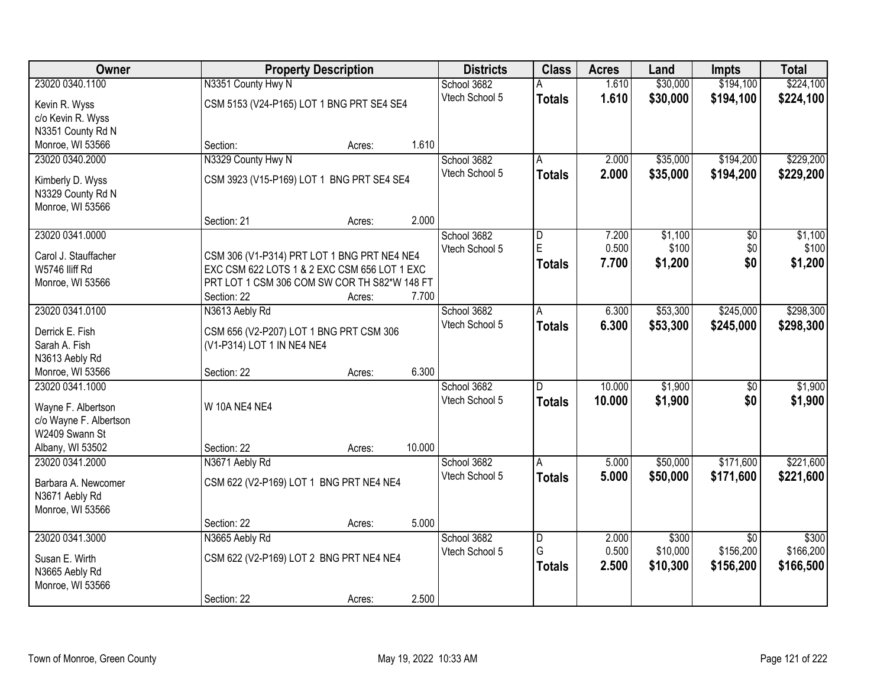| Owner | Property Description | Districts | Class | Acres | Land | Impts | Total |
|---|---|---|---|---|---|---|---|
| 23020 0340.1100<br>Kevin R. Wyss<br>c/o Kevin R. Wyss<br>N3351 County Rd N<br>Monroe, WI 53566 | N3351 County Hwy N<br>CSM 5153 (V24-P165) LOT 1 BNG PRT SE4 SE4<br>Section: Acres: 1.610 | School 3682<br>Vtech School 5 | A<br>**Totals** | 1.610<br>**1.610** | \$30,000<br>**\$30,000** | \$194,100<br>**\$194,100** | \$224,100<br>**\$224,100** |
| 23020 0340.2000<br>Kimberly D. Wyss<br>N3329 County Rd N<br>Monroe, WI 53566 | N3329 County Hwy N<br>CSM 3923 (V15-P169) LOT 1 BNG PRT SE4 SE4<br>Section: 21 Acres: 2.000 | School 3682<br>Vtech School 5 | A<br>**Totals** | 2.000<br>**2.000** | \$35,000<br>**\$35,000** | \$194,200<br>**\$194,200** | \$229,200<br>**\$229,200** |
| 23020 0341.0000<br>Carol J. Stauffacher<br>W5746 Iliff Rd<br>Monroe, WI 53566 | CSM 306 (V1-P314) PRT LOT 1 BNG PRT NE4 NE4 EXC CSM 622 LOTS 1 & 2 EXC CSM 656 LOT 1 EXC PRT LOT 1 CSM 306 COM SW COR TH S82*W 148 FT<br>Section: 22 Acres: 7.700 | School 3682<br>Vtech School 5 | D<br>E<br>**Totals** | 7.200<br>0.500<br>**7.700** | \$1,100<br>\$100<br>**\$1,200** | \$0<br>\$0<br>**\$0** | \$1,100<br>\$100<br>**\$1,200** |
| 23020 0341.0100<br>Derrick E. Fish<br>Sarah A. Fish<br>N3613 Aebly Rd<br>Monroe, WI 53566 | N3613 Aebly Rd<br>CSM 656 (V2-P207) LOT 1 BNG PRT CSM 306 (V1-P314) LOT 1 IN NE4 NE4<br>Section: 22 Acres: 6.300 | School 3682<br>Vtech School 5 | A<br>**Totals** | 6.300<br>**6.300** | \$53,300<br>**\$53,300** | \$245,000<br>**\$245,000** | \$298,300<br>**\$298,300** |
| 23020 0341.1000<br>Wayne F. Albertson<br>c/o Wayne F. Albertson<br>W2409 Swann St<br>Albany, WI 53502 | W 10A NE4 NE4<br>Section: 22 Acres: 10.000 | School 3682<br>Vtech School 5 | D<br>**Totals** | 10.000<br>**10.000** | \$1,900<br>**\$1,900** | \$0<br>**\$0** | \$1,900<br>**\$1,900** |
| 23020 0341.2000<br>Barbara A. Newcomer<br>N3671 Aebly Rd<br>Monroe, WI 53566 | N3671 Aebly Rd<br>CSM 622 (V2-P169) LOT 1 BNG PRT NE4 NE4<br>Section: 22 Acres: 5.000 | School 3682<br>Vtech School 5 | A<br>**Totals** | 5.000<br>**5.000** | \$50,000<br>**\$50,000** | \$171,600<br>**\$171,600** | \$221,600<br>**\$221,600** |
| 23020 0341.3000<br>Susan E. Wirth<br>N3665 Aebly Rd<br>Monroe, WI 53566 | N3665 Aebly Rd<br>CSM 622 (V2-P169) LOT 2 BNG PRT NE4 NE4<br>Section: 22 Acres: 2.500 | School 3682<br>Vtech School 5 | D<br>G<br>**Totals** | 2.000<br>0.500<br>**2.500** | \$300<br>\$10,000<br>**\$10,300** | \$0<br>\$156,200<br>**\$156,200** | \$300<br>\$166,200<br>**\$166,500** |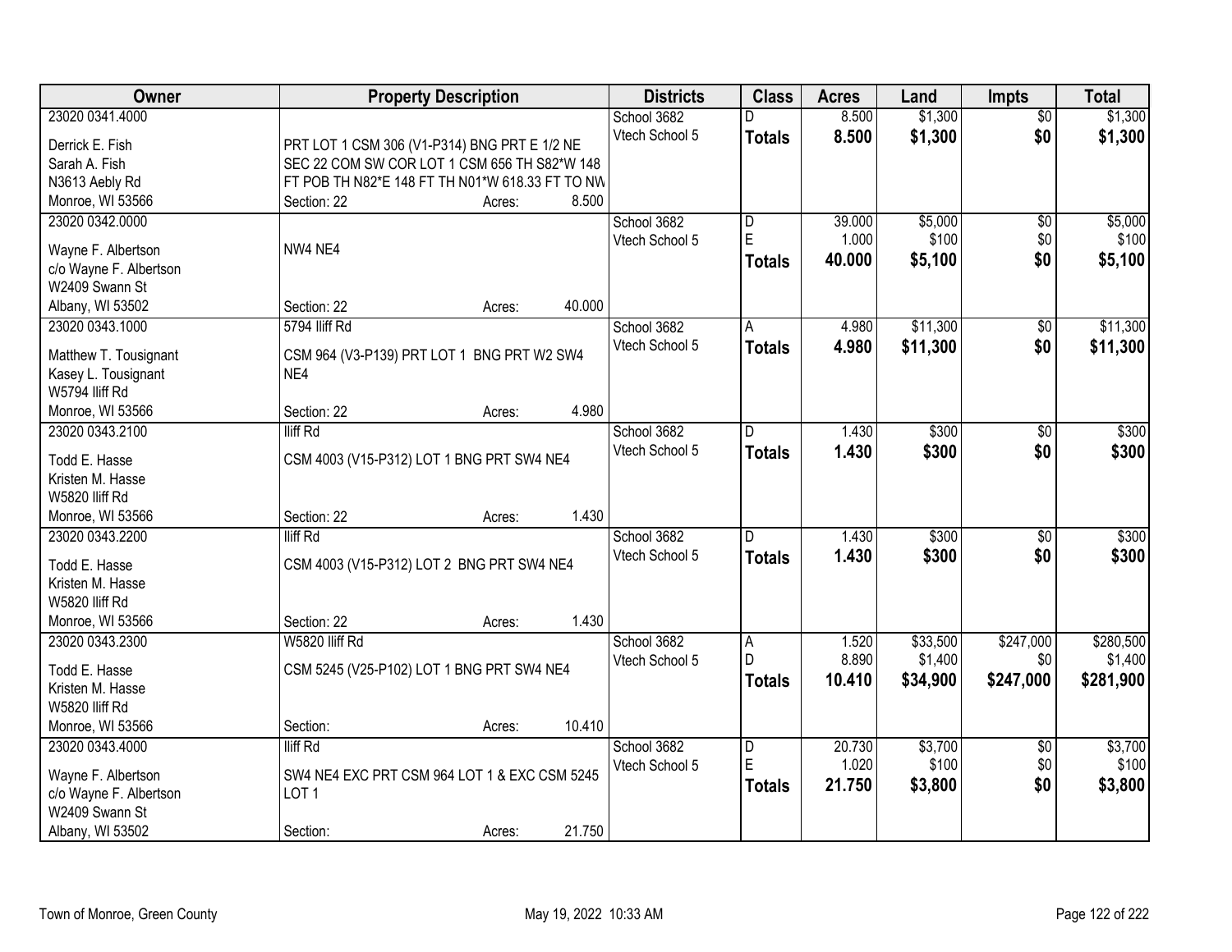| Owner | Property Description | Districts | Class | Acres | Land | Impts | Total |
|---|---|---|---|---|---|---|---|
| 23020 0341.4000<br>Derrick E. Fish<br>Sarah A. Fish<br>N3613 Aebly Rd<br>Monroe, WI 53566 | PRT LOT 1 CSM 306 (V1-P314) BNG PRT E 1/2 NE SEC 22 COM SW COR LOT 1 CSM 656 TH S82*W 148 FT POB TH N82*E 148 FT TH N01*W 618.33 FT TO NW<br>Section: 22 Acres: 8.500 | School 3682<br>Vtech School 5 | D<br>**Totals** | 8.500<br>**8.500** | $1,300<br>**$1,300** | $0<br>**$0** | $1,300<br>**$1,300** |
| 23020 0342.0000<br>Wayne F. Albertson<br>c/o Wayne F. Albertson<br>W2409 Swann St<br>Albany, WI 53502 | NW4 NE4<br>Section: 22 Acres: 40.000 | School 3682<br>Vtech School 5 | D<br>E<br>**Totals** | 39.000<br>1.000<br>**40.000** | $5,000<br>$100<br>**$5,100** | $0<br>$0<br>**$0** | $5,000<br>$100<br>**$5,100** |
| 23020 0343.1000<br>Matthew T. Tousignant<br>Kasey L. Tousignant<br>W5794 Iliff Rd<br>Monroe, WI 53566 | 5794 Iliff Rd<br>CSM 964 (V3-P139) PRT LOT 1 BNG PRT W2 SW4 NE4<br>Section: 22 Acres: 4.980 | School 3682<br>Vtech School 5 | A<br>**Totals** | 4.980<br>**4.980** | $11,300<br>**$11,300** | $0<br>**$0** | $11,300<br>**$11,300** |
| 23020 0343.2100<br>Todd E. Hasse<br>Kristen M. Hasse<br>W5820 Iliff Rd<br>Monroe, WI 53566 | Iliff Rd<br>CSM 4003 (V15-P312) LOT 1 BNG PRT SW4 NE4<br>Section: 22 Acres: 1.430 | School 3682<br>Vtech School 5 | D<br>**Totals** | 1.430<br>**1.430** | $300<br>**$300** | $0<br>**$0** | $300<br>**$300** |
| 23020 0343.2200<br>Todd E. Hasse<br>Kristen M. Hasse<br>W5820 Iliff Rd<br>Monroe, WI 53566 | Iliff Rd<br>CSM 4003 (V15-P312) LOT 2 BNG PRT SW4 NE4<br>Section: 22 Acres: 1.430 | School 3682<br>Vtech School 5 | D<br>**Totals** | 1.430<br>**1.430** | $300<br>**$300** | $0<br>**$0** | $300<br>**$300** |
| 23020 0343.2300<br>Todd E. Hasse<br>Kristen M. Hasse<br>W5820 Iliff Rd<br>Monroe, WI 53566 | W5820 Iliff Rd<br>CSM 5245 (V25-P102) LOT 1 BNG PRT SW4 NE4<br>Section: Acres: 10.410 | School 3682<br>Vtech School 5 | A<br>D<br>**Totals** | 1.520<br>8.890<br>**10.410** | $33,500<br>$1,400<br>**$34,900** | $247,000<br>$0<br>**$247,000** | $280,500<br>$1,400<br>**$281,900** |
| 23020 0343.4000<br>Wayne F. Albertson<br>c/o Wayne F. Albertson<br>W2409 Swann St<br>Albany, WI 53502 | Iliff Rd<br>SW4 NE4 EXC PRT CSM 964 LOT 1 & EXC CSM 5245 LOT 1<br>Section: Acres: 21.750 | School 3682<br>Vtech School 5 | D<br>E<br>**Totals** | 20.730<br>1.020<br>**21.750** | $3,700<br>$100<br>**$3,800** | $0<br>$0<br>**$0** | $3,700<br>$100<br>**$3,800** |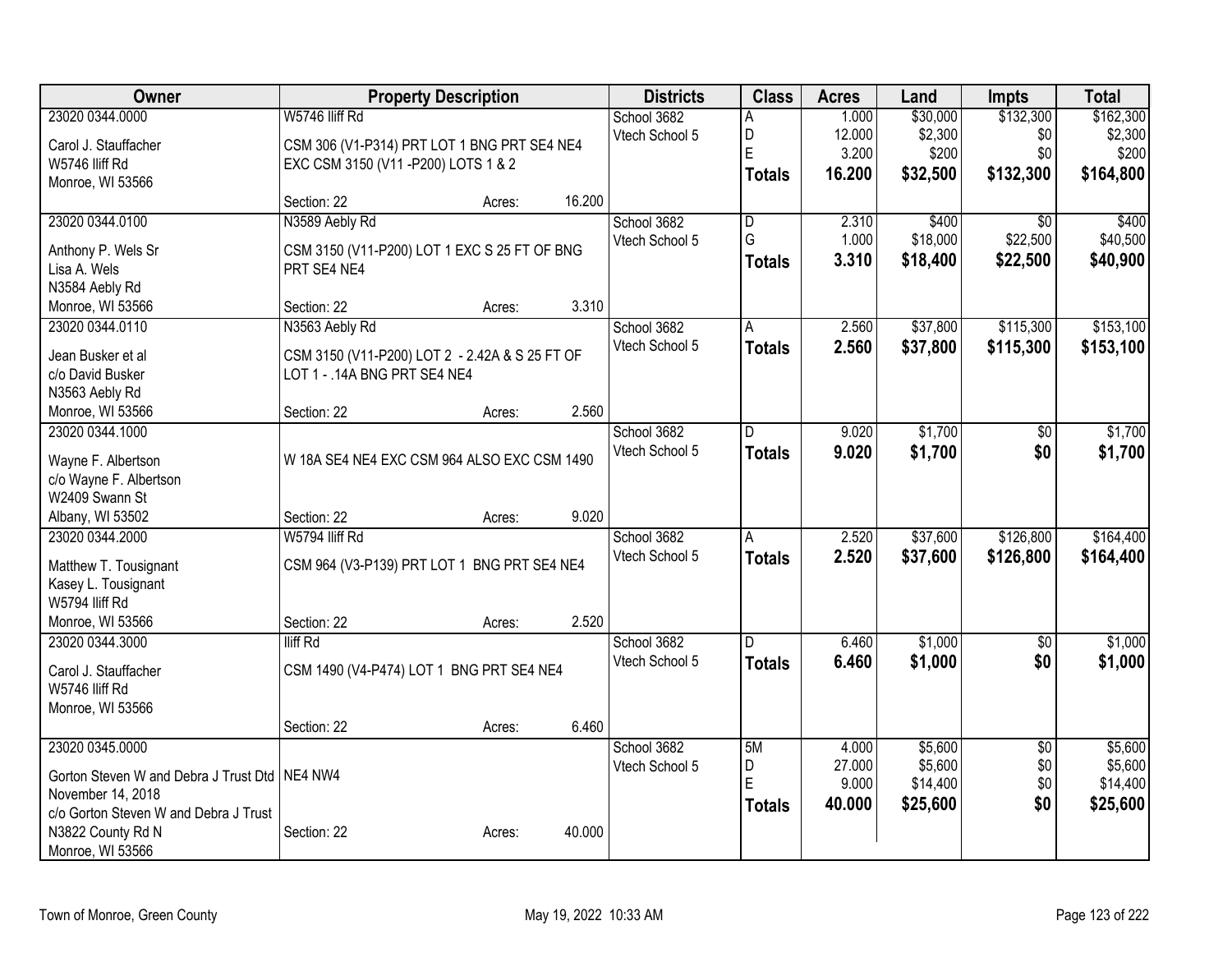| Owner | Property Description | Districts | Class | Acres | Land | Impts | Total |
|---|---|---|---|---|---|---|---|
| 23020 0344.0000 | W5746 Iliff Rd | School 3682 | A | 1.000 | $30,000 | $132,300 | $162,300 |
| Carol J. Stauffacher | CSM 306 (V1-P314) PRT LOT 1 BNG PRT SE4 NE4 | Vtech School 5 | D | 12.000 | $2,300 | $0 | $2,300 |
| W5746 Iliff Rd | EXC CSM 3150 (V11 -P200) LOTS 1 & 2 | | E | 3.200 | $200 | $0 | $200 |
| Monroe, WI 53566 | | | **Totals** | **16.200** | **$32,500** | **$132,300** | **$164,800** |
| | Section: 22 Acres: 16.200 | | | | | | |
| 23020 0344.0100 | N3589 Aebly Rd | School 3682 | D | 2.310 | $400 | $0 | $400 |
| Anthony P. Wels Sr | CSM 3150 (V11-P200) LOT 1 EXC S 25 FT OF BNG | Vtech School 5 | G | 1.000 | $18,000 | $22,500 | $40,500 |
| Lisa A. Wels | PRT SE4 NE4 | | **Totals** | **3.310** | **$18,400** | **$22,500** | **$40,900** |
| N3584 Aebly Rd | | | | | | | |
| Monroe, WI 53566 | Section: 22 Acres: 3.310 | | | | | | |
| 23020 0344.0110 | N3563 Aebly Rd | School 3682 | A | 2.560 | $37,800 | $115,300 | $153,100 |
| Jean Busker et al | CSM 3150 (V11-P200) LOT 2 - 2.42A & S 25 FT OF | Vtech School 5 | **Totals** | **2.560** | **$37,800** | **$115,300** | **$153,100** |
| c/o David Busker | LOT 1 - .14A BNG PRT SE4 NE4 | | | | | | |
| N3563 Aebly Rd | | | | | | | |
| Monroe, WI 53566 | Section: 22 Acres: 2.560 | | | | | | |
| 23020 0344.1000 | | School 3682 | D | 9.020 | $1,700 | $0 | $1,700 |
| Wayne F. Albertson | W 18A SE4 NE4 EXC CSM 964 ALSO EXC CSM 1490 | Vtech School 5 | **Totals** | **9.020** | **$1,700** | **$0** | **$1,700** |
| c/o Wayne F. Albertson | | | | | | | |
| W2409 Swann St | | | | | | | |
| Albany, WI 53502 | Section: 22 Acres: 9.020 | | | | | | |
| 23020 0344.2000 | W5794 Iliff Rd | School 3682 | A | 2.520 | $37,600 | $126,800 | $164,400 |
| Matthew T. Tousignant | CSM 964 (V3-P139) PRT LOT 1 BNG PRT SE4 NE4 | Vtech School 5 | **Totals** | **2.520** | **$37,600** | **$126,800** | **$164,400** |
| Kasey L. Tousignant | | | | | | | |
| W5794 Iliff Rd | | | | | | | |
| Monroe, WI 53566 | Section: 22 Acres: 2.520 | | | | | | |
| 23020 0344.3000 | Iliff Rd | School 3682 | D | 6.460 | $1,000 | $0 | $1,000 |
| Carol J. Stauffacher | CSM 1490 (V4-P474) LOT 1 BNG PRT SE4 NE4 | Vtech School 5 | **Totals** | **6.460** | **$1,000** | **$0** | **$1,000** |
| W5746 Iliff Rd | | | | | | | |
| Monroe, WI 53566 | | | | | | | |
| | Section: 22 Acres: 6.460 | | | | | | |
| 23020 0345.0000 | | School 3682 | 5M | 4.000 | $5,600 | $0 | $5,600 |
| Gorton Steven W and Debra J Trust Dtd | NE4 NW4 | Vtech School 5 | D | 27.000 | $5,600 | $0 | $5,600 |
| November 14, 2018 | | | E | 9.000 | $14,400 | $0 | $14,400 |
| c/o Gorton Steven W and Debra J Trust | | | **Totals** | **40.000** | **$25,600** | **$0** | **$25,600** |
| N3822 County Rd N | Section: 22 Acres: 40.000 | | | | | | |
| Monroe, WI 53566 | | | | | | | |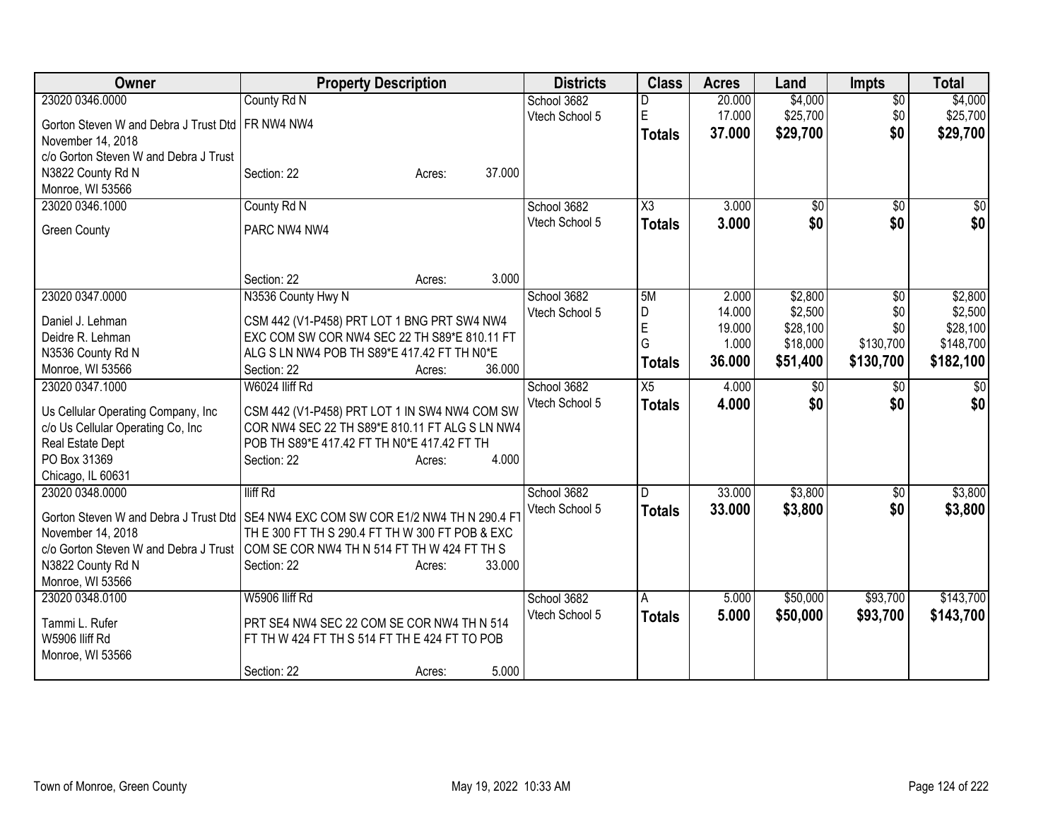| Owner | Property Description | Districts | Class | Acres | Land | Impts | Total |
|---|---|---|---|---|---|---|---|
| 23020 0346.0000<br>Gorton Steven W and Debra J Trust Dtd November 14, 2018<br>c/o Gorton Steven W and Debra J Trust<br>N3822 County Rd N<br>Monroe, WI 53566 | County Rd N<br>FR NW4 NW4<br>Section: 22 Acres: 37.000 | School 3682<br>Vtech School 5 | D<br>E<br>**Totals** | 20.000<br>17.000<br>**37.000** | $4,000<br>$25,700<br>**$29,700** | $0<br>$0<br>**$0** | $4,000<br>$25,700<br>**$29,700** |
| 23020 0346.1000<br>Green County | County Rd N<br>PARC NW4 NW4<br>Section: 22 Acres: 3.000 | School 3682<br>Vtech School 5 | X3<br>**Totals** | 3.000<br>**3.000** | $0<br>**$0** | $0<br>**$0** | $0<br>**$0** |
| 23020 0347.0000<br>Daniel J. Lehman<br>Deidre R. Lehman<br>N3536 County Rd N<br>Monroe, WI 53566 | N3536 County Hwy N<br>CSM 442 (V1-P458) PRT LOT 1 BNG PRT SW4 NW4 EXC COM SW COR NW4 SEC 22 TH S89*E 810.11 FT ALG S LN NW4 POB TH S89*E 417.42 FT TH N0*E<br>Section: 22 Acres: 36.000 | School 3682<br>Vtech School 5 | 5M<br>D<br>E<br>G<br>**Totals** | 2.000<br>14.000<br>19.000<br>1.000<br>**36.000** | $2,800<br>$2,500<br>$28,100<br>$18,000<br>**$51,400** | $0<br>$0<br>$0<br>$130,700<br>**$130,700** | $2,800<br>$2,500<br>$28,100<br>$148,700<br>**$182,100** |
| 23020 0347.1000<br>Us Cellular Operating Company, Inc<br>c/o Us Cellular Operating Co, Inc<br>Real Estate Dept<br>PO Box 31369<br>Chicago, IL 60631 | W6024 Iliff Rd<br>CSM 442 (V1-P458) PRT LOT 1 IN SW4 NW4 COM SW COR NW4 SEC 22 TH S89*E 810.11 FT ALG S LN NW4 POB TH S89*E 417.42 FT TH N0*E 417.42 FT TH<br>Section: 22 Acres: 4.000 | School 3682<br>Vtech School 5 | X5<br>**Totals** | 4.000<br>**4.000** | $0<br>**$0** | $0<br>**$0** | $0<br>**$0** |
| 23020 0348.0000<br>Gorton Steven W and Debra J Trust Dtd November 14, 2018<br>c/o Gorton Steven W and Debra J Trust<br>N3822 County Rd N<br>Monroe, WI 53566 | Iliff Rd<br>SE4 NW4 EXC COM SW COR E1/2 NW4 TH N 290.4 FT TH E 300 FT TH S 290.4 FT TH W 300 FT POB & EXC COM SE COR NW4 TH N 514 FT TH W 424 FT TH S<br>Section: 22 Acres: 33.000 | School 3682<br>Vtech School 5 | D<br>**Totals** | 33.000<br>**33.000** | $3,800<br>**$3,800** | $0<br>**$0** | $3,800<br>**$3,800** |
| 23020 0348.0100<br>Tammi L. Rufer<br>W5906 Iliff Rd<br>Monroe, WI 53566 | W5906 Iliff Rd<br>PRT SE4 NW4 SEC 22 COM SE COR NW4 TH N 514 FT TH W 424 FT TH S 514 FT TH E 424 FT TO POB<br>Section: 22 Acres: 5.000 | School 3682<br>Vtech School 5 | A<br>**Totals** | 5.000<br>**5.000** | $50,000<br>**$50,000** | $93,700<br>**$93,700** | $143,700<br>**$143,700** |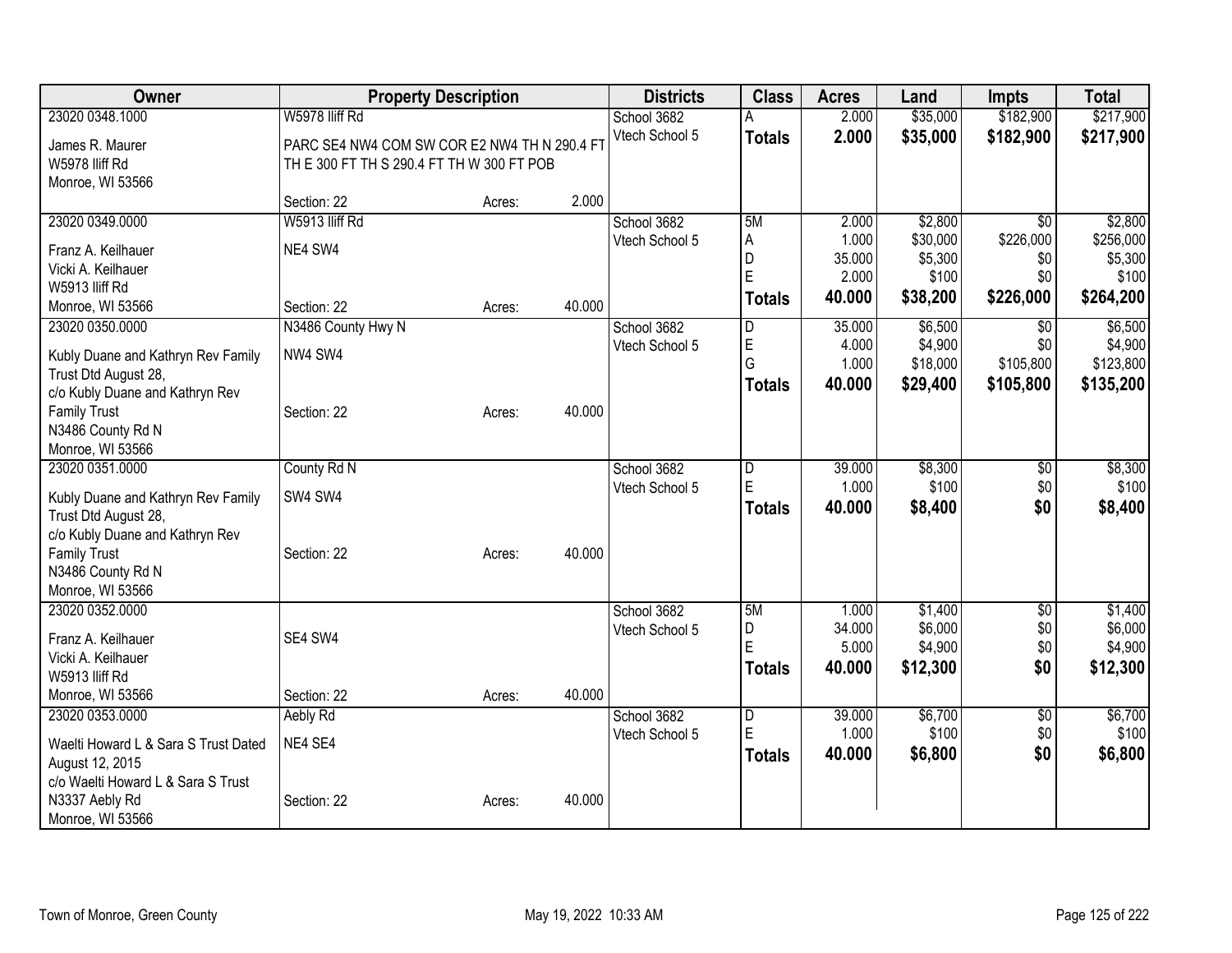| Owner | Property Description | | | Districts | Class | Acres | Land | Impts | Total |
|---|---|---|---|---|---|---|---|---|---|
| 23020 0348.1000 | W5978 Iliff Rd | | | School 3682 | A | 2.000 | $35,000 | $182,900 | $217,900 |
| James R. Maurer | PARC SE4 NW4 COM SW COR E2 NW4 TH N 290.4 FT TH E 300 FT TH S 290.4 FT TH W 300 FT POB | | | Vtech School 5 | **Totals** | **2.000** | **$35,000** | **$182,900** | **$217,900** |
| W5978 Iliff Rd | | | | | | | | | |
| Monroe, WI 53566 | Section: 22 | Acres: | 2.000 | | | | | | |
| 23020 0349.0000 | W5913 Iliff Rd | | | School 3682 | 5M | 2.000 | $2,800 | $0 | $2,800 |
| Franz A. Keilhauer | NE4 SW4 | | | Vtech School 5 | A | 1.000 | $30,000 | $226,000 | $256,000 |
| Vicki A. Keilhauer | | | | | D | 35.000 | $5,300 | $0 | $5,300 |
| W5913 Iliff Rd | | | | | E | 2.000 | $100 | $0 | $100 |
| Monroe, WI 53566 | Section: 22 | Acres: | 40.000 | | **Totals** | **40.000** | **$38,200** | **$226,000** | **$264,200** |
| 23020 0350.0000 | N3486 County Hwy N | | | School 3682 | D | 35.000 | $6,500 | $0 | $6,500 |
| Kubly Duane and Kathryn Rev Family Trust Dtd August 28, | NW4 SW4 | | | Vtech School 5 | E | 4.000 | $4,900 | $0 | $4,900 |
| c/o Kubly Duane and Kathryn Rev Family Trust | | | | | G | 1.000 | $18,000 | $105,800 | $123,800 |
| N3486 County Rd N | Section: 22 | Acres: | 40.000 | | **Totals** | **40.000** | **$29,400** | **$105,800** | **$135,200** |
| Monroe, WI 53566 | | | | | | | | | |
| 23020 0351.0000 | County Rd N | | | School 3682 | D | 39.000 | $8,300 | $0 | $8,300 |
| Kubly Duane and Kathryn Rev Family Trust Dtd August 28, | SW4 SW4 | | | Vtech School 5 | E | 1.000 | $100 | $0 | $100 |
| c/o Kubly Duane and Kathryn Rev Family Trust | | | | | **Totals** | **40.000** | **$8,400** | **$0** | **$8,400** |
| N3486 County Rd N | Section: 22 | Acres: | 40.000 | | | | | | |
| Monroe, WI 53566 | | | | | | | | | |
| 23020 0352.0000 | | | | School 3682 | 5M | 1.000 | $1,400 | $0 | $1,400 |
| Franz A. Keilhauer | SE4 SW4 | | | Vtech School 5 | D | 34.000 | $6,000 | $0 | $6,000 |
| Vicki A. Keilhauer | | | | | E | 5.000 | $4,900 | $0 | $4,900 |
| W5913 Iliff Rd | | | | | **Totals** | **40.000** | **$12,300** | **$0** | **$12,300** |
| Monroe, WI 53566 | Section: 22 | Acres: | 40.000 | | | | | | |
| 23020 0353.0000 | Aebly Rd | | | School 3682 | D | 39.000 | $6,700 | $0 | $6,700 |
| Waelti Howard L & Sara S Trust Dated August 12, 2015 | NE4 SE4 | | | Vtech School 5 | E | 1.000 | $100 | $0 | $100 |
| c/o Waelti Howard L & Sara S Trust | | | | | **Totals** | **40.000** | **$6,800** | **$0** | **$6,800** |
| N3337 Aebly Rd | Section: 22 | Acres: | 40.000 | | | | | | |
| Monroe, WI 53566 | | | | | | | | | |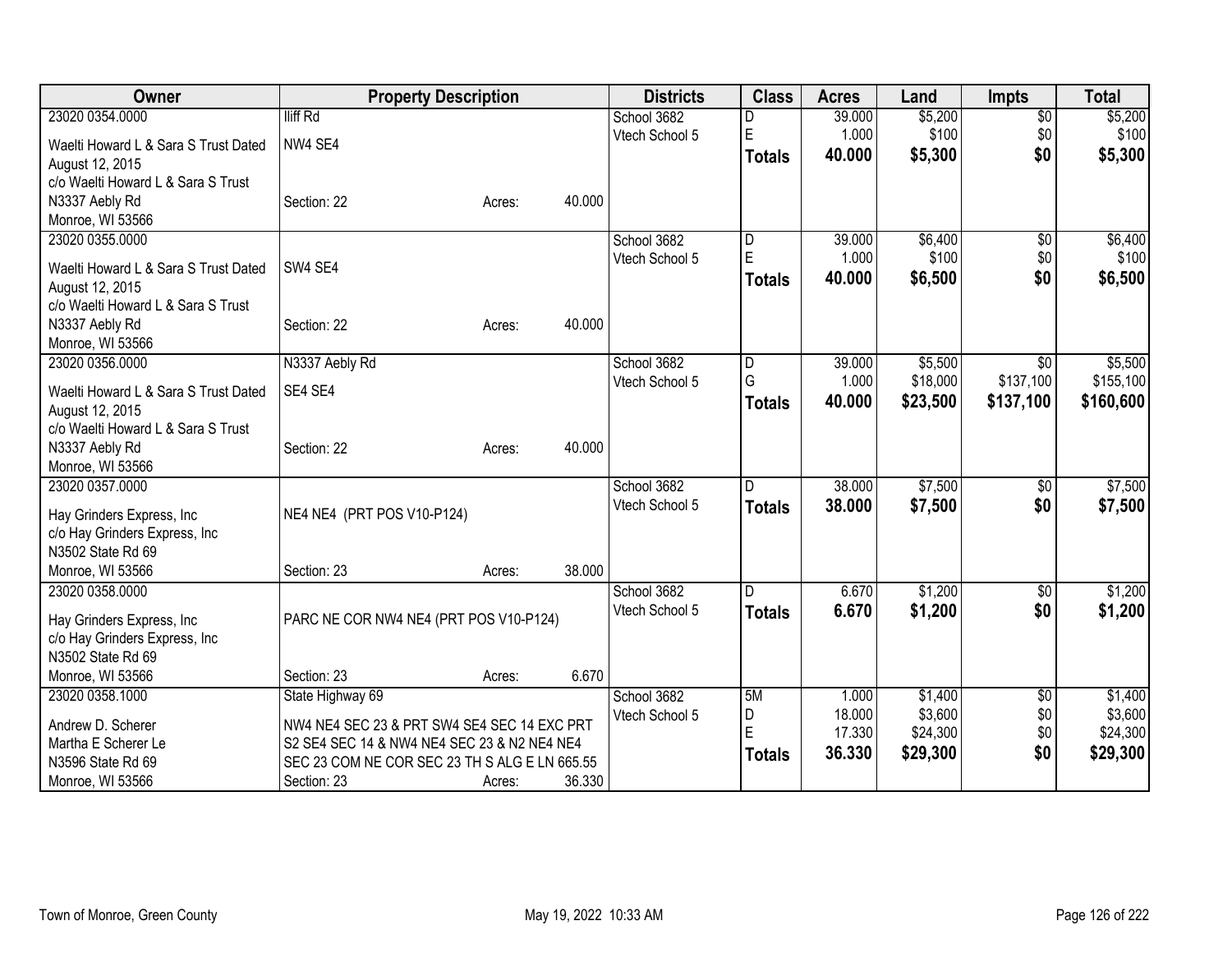| Owner | Property Description | Districts | Class | Acres | Land | Impts | Total |
|---|---|---|---|---|---|---|---|
| 23020 0354.0000<br>Waelti Howard L & Sara S Trust Dated August 12, 2015<br>c/o Waelti Howard L & Sara S Trust<br>N3337 Aebly Rd<br>Monroe, WI 53566 | Iliff Rd<br>NW4 SE4<br>Section: 22 Acres: 40.000 | School 3682<br>Vtech School 5 | D<br>E<br>**Totals** | 39.000<br>1.000<br>**40.000** | $5,200<br>$100<br>**$5,300** | $0<br>$0<br>**$0** | $5,200<br>$100<br>**$5,300** |
| 23020 0355.0000<br>Waelti Howard L & Sara S Trust Dated August 12, 2015<br>c/o Waelti Howard L & Sara S Trust<br>N3337 Aebly Rd<br>Monroe, WI 53566 | SW4 SE4<br>Section: 22 Acres: 40.000 | School 3682<br>Vtech School 5 | D<br>E<br>**Totals** | 39.000<br>1.000<br>**40.000** | $6,400<br>$100<br>**$6,500** | $0<br>$0<br>**$0** | $6,400<br>$100<br>**$6,500** |
| 23020 0356.0000<br>Waelti Howard L & Sara S Trust Dated August 12, 2015<br>c/o Waelti Howard L & Sara S Trust<br>N3337 Aebly Rd<br>Monroe, WI 53566 | N3337 Aebly Rd<br>SE4 SE4<br>Section: 22 Acres: 40.000 | School 3682<br>Vtech School 5 | D<br>G<br>**Totals** | 39.000<br>1.000<br>**40.000** | $5,500<br>$18,000<br>**$23,500** | $0<br>$137,100<br>**$137,100** | $5,500<br>$155,100<br>**$160,600** |
| 23020 0357.0000<br>Hay Grinders Express, Inc<br>c/o Hay Grinders Express, Inc<br>N3502 State Rd 69<br>Monroe, WI 53566 | NE4 NE4 (PRT POS V10-P124)<br>Section: 23 Acres: 38.000 | School 3682<br>Vtech School 5 | D<br>**Totals** | 38.000<br>**38.000** | $7,500<br>**$7,500** | $0<br>**$0** | $7,500<br>**$7,500** |
| 23020 0358.0000<br>Hay Grinders Express, Inc<br>c/o Hay Grinders Express, Inc<br>N3502 State Rd 69<br>Monroe, WI 53566 | PARC NE COR NW4 NE4 (PRT POS V10-P124)<br>Section: 23 Acres: 6.670 | School 3682<br>Vtech School 5 | D<br>**Totals** | 6.670<br>**6.670** | $1,200<br>**$1,200** | $0<br>**$0** | $1,200<br>**$1,200** |
| 23020 0358.1000<br>Andrew D. Scherer<br>Martha E Scherer Le<br>N3596 State Rd 69<br>Monroe, WI 53566 | State Highway 69<br>NW4 NE4 SEC 23 & PRT SW4 SE4 SEC 14 EXC PRT S2 SE4 SEC 14 & NW4 NE4 SEC 23 & N2 NE4 NE4 SEC 23 COM NE COR SEC 23 TH S ALG E LN 665.55<br>Section: 23 Acres: 36.330 | School 3682<br>Vtech School 5 | 5M<br>D<br>E<br>**Totals** | 1.000<br>18.000<br>17.330<br>**36.330** | $1,400<br>$3,600<br>$24,300<br>**$29,300** | $0<br>$0<br>$0<br>**$0** | $1,400<br>$3,600<br>$24,300<br>**$29,300** |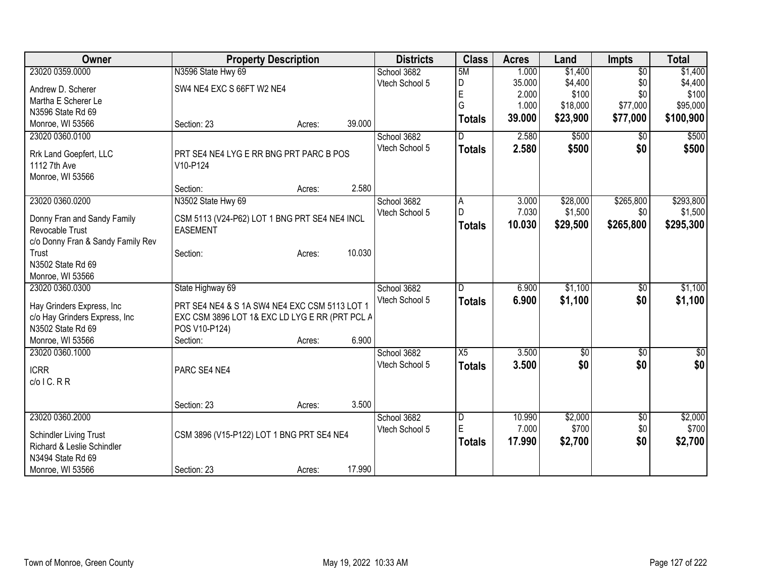| Owner | Property Description | | | Districts | Class | Acres | Land | Impts | Total |
|---|---|---|---|---|---|---|---|---|---|
| 23020 0359.0000 | N3596 State Hwy 69 | | | School 3682 | 5M | 1.000 | $1,400 | $0 | $1,400 |
| Andrew D. Scherer | SW4 NE4 EXC S 66FT W2 NE4 | | | Vtech School 5 | D | 35.000 | $4,400 | $0 | $4,400 |
| Martha E Scherer Le | | | | | E | 2.000 | $100 | $0 | $100 |
| N3596 State Rd 69 | | | | | G | 1.000 | $18,000 | $77,000 | $95,000 |
| Monroe, WI 53566 | Section: 23 | Acres: | 39.000 | | **Totals** | **39.000** | **$23,900** | **$77,000** | **$100,900** |
| 23020 0360.0100 | | | | School 3682 | D | 2.580 | $500 | $0 | $500 |
| Rrk Land Goepfert, LLC | PRT SE4 NE4 LYG E RR BNG PRT PARC B POS V10-P124 | | | Vtech School 5 | **Totals** | **2.580** | **$500** | **$0** | **$500** |
| 1112 7th Ave | | | | | | | | | |
| Monroe, WI 53566 | | | | | | | | | |
| | Section: | Acres: | 2.580 | | | | | | |
| 23020 0360.0200 | N3502 State Hwy 69 | | | School 3682 | A | 3.000 | $28,000 | $265,800 | $293,800 |
| Donny Fran and Sandy Family Revocable Trust | CSM 5113 (V24-P62) LOT 1 BNG PRT SE4 NE4 INCL EASEMENT | | | Vtech School 5 | D | 7.030 | $1,500 | $0 | $1,500 |
| c/o Donny Fran & Sandy Family Rev Trust | | | | | **Totals** | **10.030** | **$29,500** | **$265,800** | **$295,300** |
| N3502 State Rd 69 | Section: | Acres: | 10.030 | | | | | | |
| Monroe, WI 53566 | | | | | | | | | |
| 23020 0360.0300 | State Highway 69 | | | School 3682 | D | 6.900 | $1,100 | $0 | $1,100 |
| Hay Grinders Express, Inc | PRT SE4 NE4 & S 1A SW4 NE4 EXC CSM 5113 LOT 1 EXC CSM 3896 LOT 1& EXC LD LYG E RR (PRT PCL A POS V10-P124) | | | Vtech School 5 | **Totals** | **6.900** | **$1,100** | **$0** | **$1,100** |
| c/o Hay Grinders Express, Inc | | | | | | | | | |
| N3502 State Rd 69 | | | | | | | | | |
| Monroe, WI 53566 | Section: | Acres: | 6.900 | | | | | | |
| 23020 0360.1000 | | | | School 3682 | X5 | 3.500 | $0 | $0 | $0 |
| ICRR | PARC SE4 NE4 | | | Vtech School 5 | **Totals** | **3.500** | **$0** | **$0** | **$0** |
| c/o I C. R R | | | | | | | | | |
| | Section: 23 | Acres: | 3.500 | | | | | | |
| 23020 0360.2000 | | | | School 3682 | D | 10.990 | $2,000 | $0 | $2,000 |
| Schindler Living Trust | CSM 3896 (V15-P122) LOT 1 BNG PRT SE4 NE4 | | | Vtech School 5 | E | 7.000 | $700 | $0 | $700 |
| Richard & Leslie Schindler | | | | | **Totals** | **17.990** | **$2,700** | **$0** | **$2,700** |
| N3494 State Rd 69 | | | | | | | | | |
| Monroe, WI 53566 | Section: 23 | Acres: | 17.990 | | | | | | |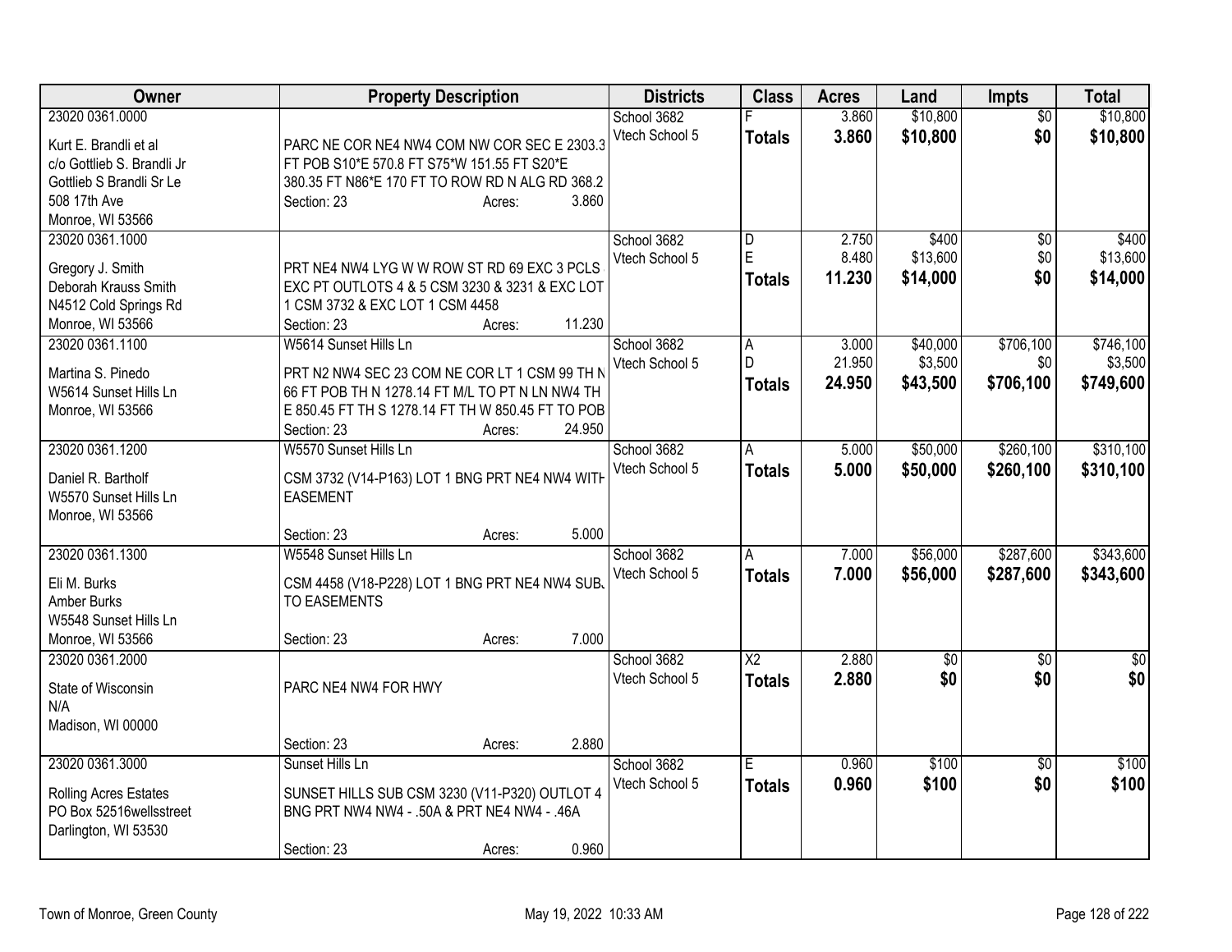| Owner | Property Description | Districts | Class | Acres | Land | Impts | Total |
|---|---|---|---|---|---|---|---|
| 23020 0361.0000<br>Kurt E. Brandli et al<br>c/o Gottlieb S. Brandli Jr<br>Gottlieb S Brandli Sr Le<br>508 17th Ave<br>Monroe, WI 53566 | PARC NE COR NE4 NW4 COM NW COR SEC E 2303.3 FT POB S10*E 570.8 FT S75*W 151.55 FT S20*E 380.35 FT N86*E 170 FT TO ROW RD N ALG RD 368.2<br>Section: 23 Acres: 3.860 | School 3682<br>Vtech School 5 | F<br>**Totals** | 3.860<br>**3.860** | $10,800<br>**$10,800** | $0<br>**$0** | $10,800<br>**$10,800** |
| 23020 0361.1000<br>Gregory J. Smith<br>Deborah Krauss Smith<br>N4512 Cold Springs Rd<br>Monroe, WI 53566 | PRT NE4 NW4 LYG W W ROW ST RD 69 EXC 3 PCLS EXC PT OUTLOTS 4 & 5 CSM 3230 & 3231 & EXC LOT 1 CSM 3732 & EXC LOT 1 CSM 4458<br>Section: 23 Acres: 11.230 | School 3682<br>Vtech School 5 | D<br>E<br>**Totals** | 2.750<br>8.480<br>**11.230** | $400<br>$13,600<br>**$14,000** | $0<br>$0<br>**$0** | $400<br>$13,600<br>**$14,000** |
| 23020 0361.1100<br>Martina S. Pinedo<br>W5614 Sunset Hills Ln<br>Monroe, WI 53566 | W5614 Sunset Hills Ln<br>PRT N2 NW4 SEC 23 COM NE COR LT 1 CSM 99 TH N 66 FT POB TH N 1278.14 FT M/L TO PT N LN NW4 TH E 850.45 FT TH S 1278.14 FT TH W 850.45 FT TO POB<br>Section: 23 Acres: 24.950 | School 3682<br>Vtech School 5 | A<br>D<br>**Totals** | 3.000<br>21.950<br>**24.950** | $40,000<br>$3,500<br>**$43,500** | $706,100<br>$0<br>**$706,100** | $746,100<br>$3,500<br>**$749,600** |
| 23020 0361.1200<br>Daniel R. Bartholf<br>W5570 Sunset Hills Ln<br>Monroe, WI 53566 | W5570 Sunset Hills Ln<br>CSM 3732 (V14-P163) LOT 1 BNG PRT NE4 NW4 WITH EASEMENT<br>Section: 23 Acres: 5.000 | School 3682<br>Vtech School 5 | A<br>**Totals** | 5.000<br>**5.000** | $50,000<br>**$50,000** | $260,100<br>**$260,100** | $310,100<br>**$310,100** |
| 23020 0361.1300<br>Eli M. Burks<br>Amber Burks<br>W5548 Sunset Hills Ln<br>Monroe, WI 53566 | W5548 Sunset Hills Ln<br>CSM 4458 (V18-P228) LOT 1 BNG PRT NE4 NW4 SUBJ TO EASEMENTS<br>Section: 23 Acres: 7.000 | School 3682<br>Vtech School 5 | A<br>**Totals** | 7.000<br>**7.000** | $56,000<br>**$56,000** | $287,600<br>**$287,600** | $343,600<br>**$343,600** |
| 23020 0361.2000<br>State of Wisconsin<br>N/A<br>Madison, WI 00000 | PARC NE4 NW4 FOR HWY<br>Section: 23 Acres: 2.880 | School 3682<br>Vtech School 5 | X2<br>**Totals** | 2.880<br>**2.880** | $0<br>**$0** | $0<br>**$0** | $0<br>**$0** |
| 23020 0361.3000<br>Rolling Acres Estates<br>PO Box 52516wellsstreet<br>Darlington, WI 53530 | Sunset Hills Ln<br>SUNSET HILLS SUB CSM 3230 (V11-P320) OUTLOT 4 BNG PRT NW4 NW4 - .50A & PRT NE4 NW4 - .46A<br>Section: 23 Acres: 0.960 | School 3682<br>Vtech School 5 | E<br>**Totals** | 0.960<br>**0.960** | $100<br>**$100** | $0<br>**$0** | $100<br>**$100** |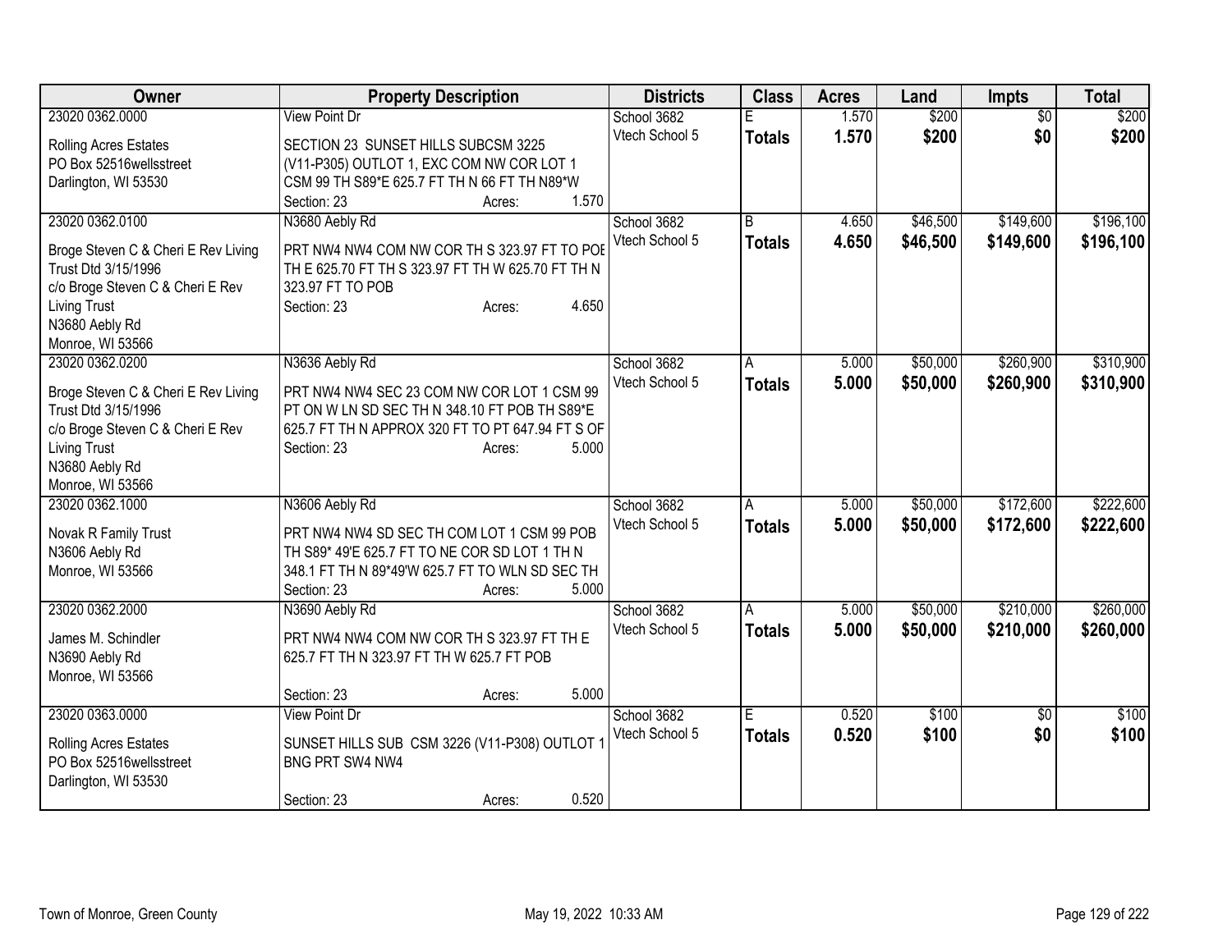| Owner | Property Description | Districts | Class | Acres | Land | Impts | Total |
|---|---|---|---|---|---|---|---|
| 23020 0362.0000<br>Rolling Acres Estates<br>PO Box 52516wellsstreet<br>Darlington, WI 53530 | View Point Dr<br>SECTION 23 SUNSET HILLS SUBCSM 3225 (V11-P305) OUTLOT 1, EXC COM NW COR LOT 1 CSM 99 TH S89*E 625.7 FT TH N 66 FT TH N89*W<br>Section: 23 Acres: 1.570 | School 3682<br>Vtech School 5 | E<br>**Totals** | 1.570<br>**1.570** | $200<br>**$200** | $0<br>**$0** | $200<br>**$200** |
| 23020 0362.0100<br>Broge Steven C & Cheri E Rev Living Trust Dtd 3/15/1996<br>c/o Broge Steven C & Cheri E Rev Living Trust<br>N3680 Aebly Rd<br>Monroe, WI 53566 | N3680 Aebly Rd<br>PRT NW4 NW4 COM NW COR TH S 323.97 FT TO POB TH E 625.70 FT TH S 323.97 FT TH W 625.70 FT TH N 323.97 FT TO POB<br>Section: 23 Acres: 4.650 | School 3682<br>Vtech School 5 | B<br>**Totals** | 4.650<br>**4.650** | $46,500<br>**$46,500** | $149,600<br>**$149,600** | $196,100<br>**$196,100** |
| 23020 0362.0200<br>Broge Steven C & Cheri E Rev Living Trust Dtd 3/15/1996<br>c/o Broge Steven C & Cheri E Rev Living Trust<br>N3680 Aebly Rd<br>Monroe, WI 53566 | N3636 Aebly Rd<br>PRT NW4 NW4 SEC 23 COM NW COR LOT 1 CSM 99 PT ON W LN SD SEC TH N 348.10 FT POB TH S89*E 625.7 FT TH N APPROX 320 FT TO PT 647.94 FT S OF<br>Section: 23 Acres: 5.000 | School 3682<br>Vtech School 5 | A<br>**Totals** | 5.000<br>**5.000** | $50,000<br>**$50,000** | $260,900<br>**$260,900** | $310,900<br>**$310,900** |
| 23020 0362.1000<br>Novak R Family Trust<br>N3606 Aebly Rd<br>Monroe, WI 53566 | N3606 Aebly Rd<br>PRT NW4 NW4 SD SEC TH COM LOT 1 CSM 99 POB TH S89* 49'E 625.7 FT TO NE COR SD LOT 1 TH N 348.1 FT TH N 89*49'W 625.7 FT TO WLN SD SEC TH<br>Section: 23 Acres: 5.000 | School 3682<br>Vtech School 5 | A<br>**Totals** | 5.000<br>**5.000** | $50,000<br>**$50,000** | $172,600<br>**$172,600** | $222,600<br>**$222,600** |
| 23020 0362.2000<br>James M. Schindler<br>N3690 Aebly Rd<br>Monroe, WI 53566 | N3690 Aebly Rd<br>PRT NW4 NW4 COM NW COR TH S 323.97 FT TH E 625.7 FT TH N 323.97 FT TH W 625.7 FT POB<br>Section: 23 Acres: 5.000 | School 3682<br>Vtech School 5 | A<br>**Totals** | 5.000<br>**5.000** | $50,000<br>**$50,000** | $210,000<br>**$210,000** | $260,000<br>**$260,000** |
| 23020 0363.0000<br>Rolling Acres Estates<br>PO Box 52516wellsstreet<br>Darlington, WI 53530 | View Point Dr<br>SUNSET HILLS SUB CSM 3226 (V11-P308) OUTLOT 1 BNG PRT SW4 NW4<br>Section: 23 Acres: 0.520 | School 3682<br>Vtech School 5 | E<br>**Totals** | 0.520<br>**0.520** | $100<br>**$100** | $0<br>**$0** | $100<br>**$100** |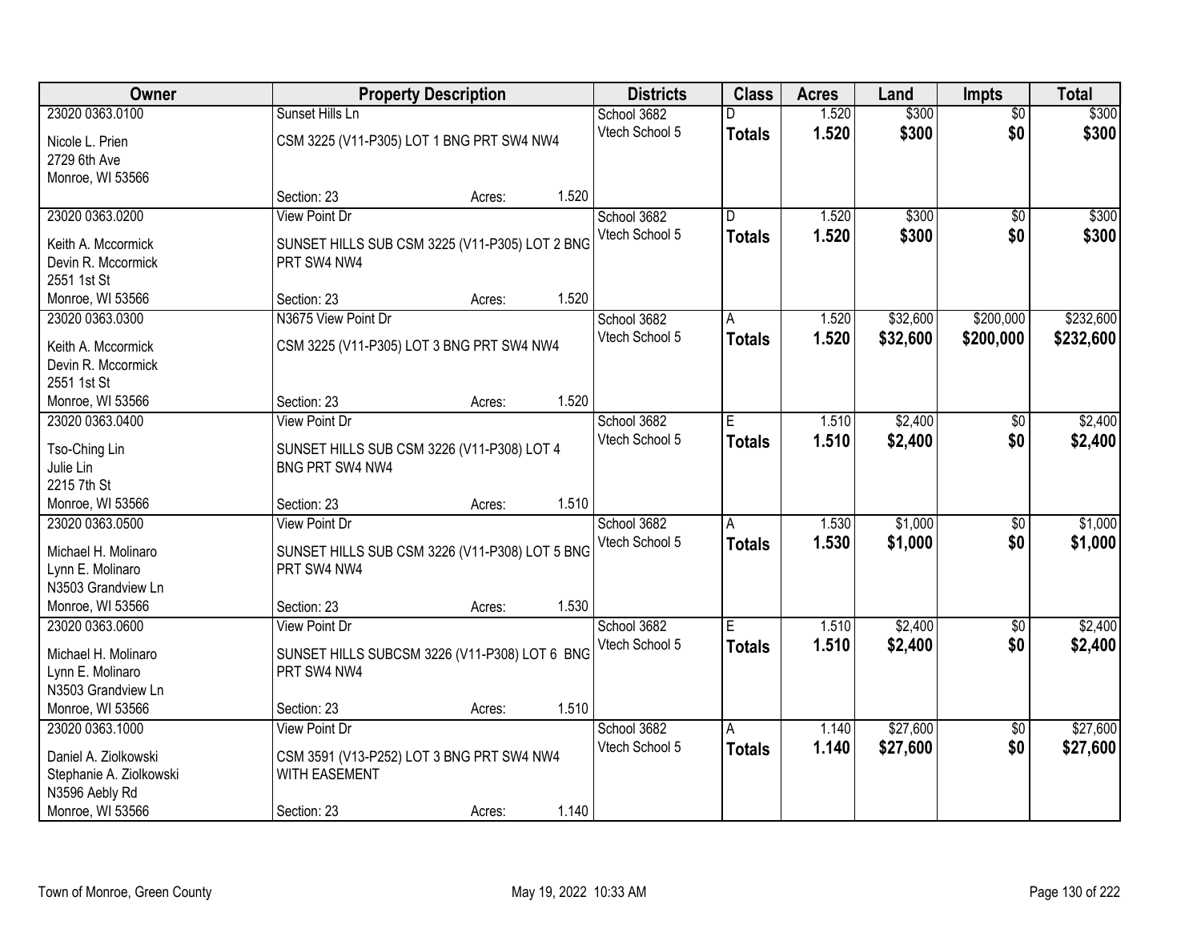| Owner | Property Description | | | Districts | Class | Acres | Land | Impts | Total |
|---|---|---|---|---|---|---|---|---|---|
| 23020 0363.0100 | Sunset Hills Ln | | | School 3682 | D | 1.520 | $300 | $0 | $300 |
| Nicole L. Prien<br>2729 6th Ave<br>Monroe, WI 53566 | CSM 3225 (V11-P305) LOT 1 BNG PRT SW4 NW4 | | | Vtech School 5 | **Totals** | **1.520** | **$300** | **$0** | **$300** |
| | Section: 23 | Acres: | 1.520 | | | | | | |
| 23020 0363.0200 | View Point Dr | | | School 3682 | D | 1.520 | $300 | $0 | $300 |
| Keith A. Mccormick<br>Devin R. Mccormick<br>2551 1st St<br>Monroe, WI 53566 | SUNSET HILLS SUB CSM 3225 (V11-P305) LOT 2 BNG PRT SW4 NW4 | | | Vtech School 5 | **Totals** | **1.520** | **$300** | **$0** | **$300** |
| | Section: 23 | Acres: | 1.520 | | | | | | |
| 23020 0363.0300 | N3675 View Point Dr | | | School 3682 | A | 1.520 | $32,600 | $200,000 | $232,600 |
| Keith A. Mccormick<br>Devin R. Mccormick<br>2551 1st St<br>Monroe, WI 53566 | CSM 3225 (V11-P305) LOT 3 BNG PRT SW4 NW4 | | | Vtech School 5 | **Totals** | **1.520** | **$32,600** | **$200,000** | **$232,600** |
| | Section: 23 | Acres: | 1.520 | | | | | | |
| 23020 0363.0400 | View Point Dr | | | School 3682 | E | 1.510 | $2,400 | $0 | $2,400 |
| Tso-Ching Lin<br>Julie Lin<br>2215 7th St<br>Monroe, WI 53566 | SUNSET HILLS SUB CSM 3226 (V11-P308) LOT 4 BNG PRT SW4 NW4 | | | Vtech School 5 | **Totals** | **1.510** | **$2,400** | **$0** | **$2,400** |
| | Section: 23 | Acres: | 1.510 | | | | | | |
| 23020 0363.0500 | View Point Dr | | | School 3682 | A | 1.530 | $1,000 | $0 | $1,000 |
| Michael H. Molinaro<br>Lynn E. Molinaro<br>N3503 Grandview Ln<br>Monroe, WI 53566 | SUNSET HILLS SUB CSM 3226 (V11-P308) LOT 5 BNG PRT SW4 NW4 | | | Vtech School 5 | **Totals** | **1.530** | **$1,000** | **$0** | **$1,000** |
| | Section: 23 | Acres: | 1.530 | | | | | | |
| 23020 0363.0600 | View Point Dr | | | School 3682 | E | 1.510 | $2,400 | $0 | $2,400 |
| Michael H. Molinaro<br>Lynn E. Molinaro<br>N3503 Grandview Ln<br>Monroe, WI 53566 | SUNSET HILLS SUBCSM 3226 (V11-P308) LOT 6 BNG PRT SW4 NW4 | | | Vtech School 5 | **Totals** | **1.510** | **$2,400** | **$0** | **$2,400** |
| | Section: 23 | Acres: | 1.510 | | | | | | |
| 23020 0363.1000 | View Point Dr | | | School 3682 | A | 1.140 | $27,600 | $0 | $27,600 |
| Daniel A. Ziolkowski<br>Stephanie A. Ziolkowski<br>N3596 Aebly Rd<br>Monroe, WI 53566 | CSM 3591 (V13-P252) LOT 3 BNG PRT SW4 NW4 WITH EASEMENT | | | Vtech School 5 | **Totals** | **1.140** | **$27,600** | **$0** | **$27,600** |
| | Section: 23 | Acres: | 1.140 | | | | | | |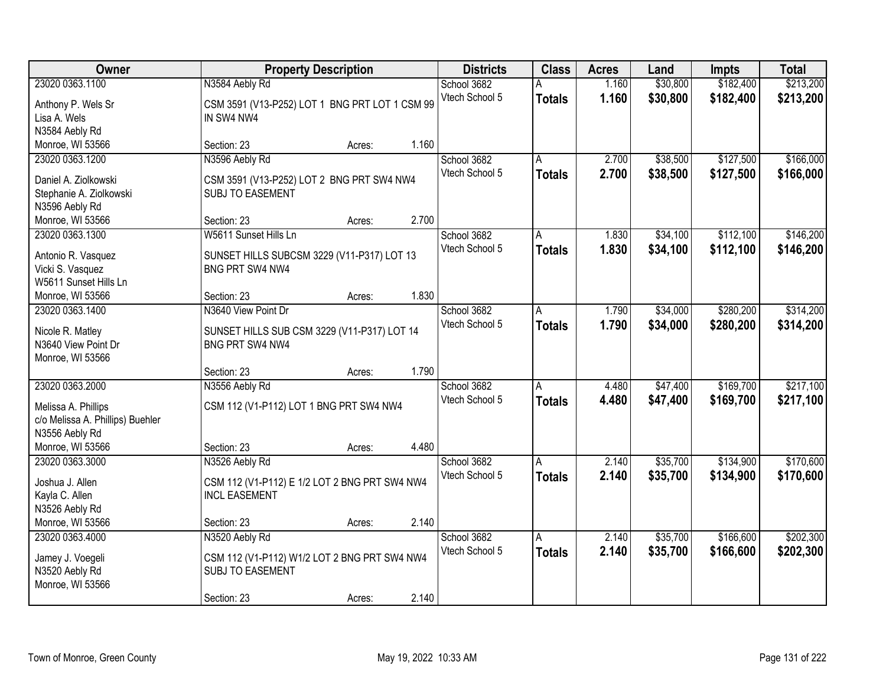| Owner | Property Description | Districts | Class | Acres | Land | Impts | Total |
|---|---|---|---|---|---|---|---|
| 23020 0363.1100<br>Anthony P. Wels Sr<br>Lisa A. Wels<br>N3584 Aebly Rd<br>Monroe, WI 53566 | N3584 Aebly Rd<br>CSM 3591 (V13-P252) LOT 1 BNG PRT LOT 1 CSM 99 IN SW4 NW4<br>Section: 23 Acres: 1.160 | School 3682<br>Vtech School 5 | A<br>**Totals** | 1.160<br>**1.160** | $30,800<br>**$30,800** | $182,400<br>**$182,400** | $213,200<br>**$213,200** |
| 23020 0363.1200<br>Daniel A. Ziolkowski<br>Stephanie A. Ziolkowski<br>N3596 Aebly Rd<br>Monroe, WI 53566 | N3596 Aebly Rd<br>CSM 3591 (V13-P252) LOT 2 BNG PRT SW4 NW4 SUBJ TO EASEMENT<br>Section: 23 Acres: 2.700 | School 3682<br>Vtech School 5 | A<br>**Totals** | 2.700<br>**2.700** | $38,500<br>**$38,500** | $127,500<br>**$127,500** | $166,000<br>**$166,000** |
| 23020 0363.1300<br>Antonio R. Vasquez<br>Vicki S. Vasquez<br>W5611 Sunset Hills Ln<br>Monroe, WI 53566 | W5611 Sunset Hills Ln<br>SUNSET HILLS SUBCSM 3229 (V11-P317) LOT 13 BNG PRT SW4 NW4<br>Section: 23 Acres: 1.830 | School 3682<br>Vtech School 5 | A<br>**Totals** | 1.830<br>**1.830** | $34,100<br>**$34,100** | $112,100<br>**$112,100** | $146,200<br>**$146,200** |
| 23020 0363.1400<br>Nicole R. Matley<br>N3640 View Point Dr<br>Monroe, WI 53566 | N3640 View Point Dr<br>SUNSET HILLS SUB CSM 3229 (V11-P317) LOT 14 BNG PRT SW4 NW4<br>Section: 23 Acres: 1.790 | School 3682<br>Vtech School 5 | A<br>**Totals** | 1.790<br>**1.790** | $34,000<br>**$34,000** | $280,200<br>**$280,200** | $314,200<br>**$314,200** |
| 23020 0363.2000<br>Melissa A. Phillips<br>c/o Melissa A. Phillips) Buehler<br>N3556 Aebly Rd<br>Monroe, WI 53566 | N3556 Aebly Rd<br>CSM 112 (V1-P112) LOT 1 BNG PRT SW4 NW4<br>Section: 23 Acres: 4.480 | School 3682<br>Vtech School 5 | A<br>**Totals** | 4.480<br>**4.480** | $47,400<br>**$47,400** | $169,700<br>**$169,700** | $217,100<br>**$217,100** |
| 23020 0363.3000<br>Joshua J. Allen<br>Kayla C. Allen<br>N3526 Aebly Rd<br>Monroe, WI 53566 | N3526 Aebly Rd<br>CSM 112 (V1-P112) E 1/2 LOT 2 BNG PRT SW4 NW4 INCL EASEMENT<br>Section: 23 Acres: 2.140 | School 3682<br>Vtech School 5 | A<br>**Totals** | 2.140<br>**2.140** | $35,700<br>**$35,700** | $134,900<br>**$134,900** | $170,600<br>**$170,600** |
| 23020 0363.4000<br>Jamey J. Voegeli<br>N3520 Aebly Rd<br>Monroe, WI 53566 | N3520 Aebly Rd<br>CSM 112 (V1-P112) W1/2 LOT 2 BNG PRT SW4 NW4 SUBJ TO EASEMENT<br>Section: 23 Acres: 2.140 | School 3682<br>Vtech School 5 | A<br>**Totals** | 2.140<br>**2.140** | $35,700<br>**$35,700** | $166,600<br>**$166,600** | $202,300<br>**$202,300** |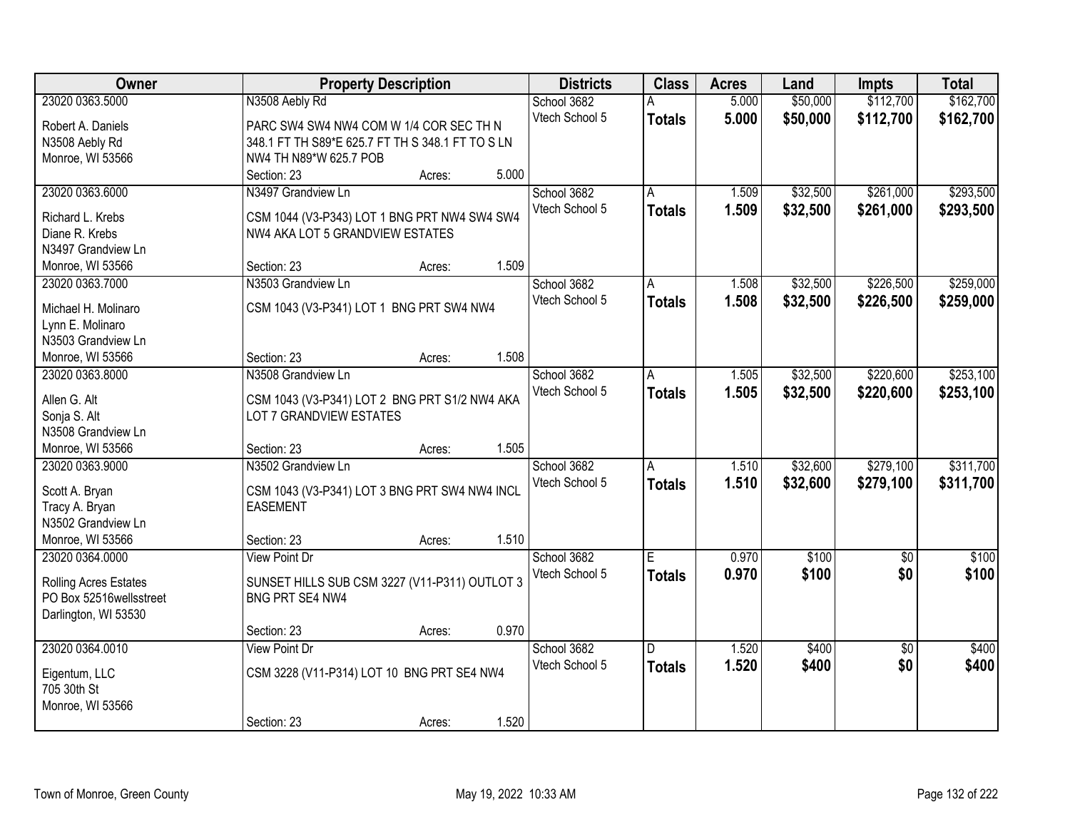| Owner | Property Description | Districts | Class | Acres | Land | Impts | Total |
|---|---|---|---|---|---|---|---|
| 23020 0363.5000<br>Robert A. Daniels<br>N3508 Aebly Rd<br>Monroe, WI 53566 | N3508 Aebly Rd<br>PARC SW4 SW4 NW4 COM W 1/4 COR SEC TH N 348.1 FT TH S89*E 625.7 FT TH S 348.1 FT TO S LN NW4 TH N89*W 625.7 POB<br>Section: 23 Acres: 5.000 | School 3682<br>Vtech School 5 | A<br>**Totals** | 5.000<br>**5.000** | $50,000<br>**$50,000** | $112,700<br>**$112,700** | $162,700<br>**$162,700** |
| 23020 0363.6000<br>Richard L. Krebs<br>Diane R. Krebs<br>N3497 Grandview Ln<br>Monroe, WI 53566 | N3497 Grandview Ln<br>CSM 1044 (V3-P343) LOT 1 BNG PRT NW4 SW4 SW4 NW4 AKA LOT 5 GRANDVIEW ESTATES<br>Section: 23 Acres: 1.509 | School 3682<br>Vtech School 5 | A<br>**Totals** | 1.509<br>**1.509** | $32,500<br>**$32,500** | $261,000<br>**$261,000** | $293,500<br>**$293,500** |
| 23020 0363.7000<br>Michael H. Molinaro<br>Lynn E. Molinaro<br>N3503 Grandview Ln<br>Monroe, WI 53566 | N3503 Grandview Ln<br>CSM 1043 (V3-P341) LOT 1 BNG PRT SW4 NW4<br>Section: 23 Acres: 1.508 | School 3682<br>Vtech School 5 | A<br>**Totals** | 1.508<br>**1.508** | $32,500<br>**$32,500** | $226,500<br>**$226,500** | $259,000<br>**$259,000** |
| 23020 0363.8000<br>Allen G. Alt<br>Sonja S. Alt<br>N3508 Grandview Ln<br>Monroe, WI 53566 | N3508 Grandview Ln<br>CSM 1043 (V3-P341) LOT 2 BNG PRT S1/2 NW4 AKA LOT 7 GRANDVIEW ESTATES<br>Section: 23 Acres: 1.505 | School 3682<br>Vtech School 5 | A<br>**Totals** | 1.505<br>**1.505** | $32,500<br>**$32,500** | $220,600<br>**$220,600** | $253,100<br>**$253,100** |
| 23020 0363.9000<br>Scott A. Bryan<br>Tracy A. Bryan<br>N3502 Grandview Ln<br>Monroe, WI 53566 | N3502 Grandview Ln<br>CSM 1043 (V3-P341) LOT 3 BNG PRT SW4 NW4 INCL EASEMENT<br>Section: 23 Acres: 1.510 | School 3682<br>Vtech School 5 | A<br>**Totals** | 1.510<br>**1.510** | $32,600<br>**$32,600** | $279,100<br>**$279,100** | $311,700<br>**$311,700** |
| 23020 0364.0000<br>Rolling Acres Estates<br>PO Box 52516wellsstreet<br>Darlington, WI 53530 | View Point Dr<br>SUNSET HILLS SUB CSM 3227 (V11-P311) OUTLOT 3 BNG PRT SE4 NW4<br>Section: 23 Acres: 0.970 | School 3682<br>Vtech School 5 | E<br>**Totals** | 0.970<br>**0.970** | $100<br>**$100** | $0<br>**$0** | $100<br>**$100** |
| 23020 0364.0010<br>Eigentum, LLC<br>705 30th St<br>Monroe, WI 53566 | View Point Dr<br>CSM 3228 (V11-P314) LOT 10 BNG PRT SE4 NW4<br>Section: 23 Acres: 1.520 | School 3682<br>Vtech School 5 | D<br>**Totals** | 1.520<br>**1.520** | $400<br>**$400** | $0<br>**$0** | $400<br>**$400** |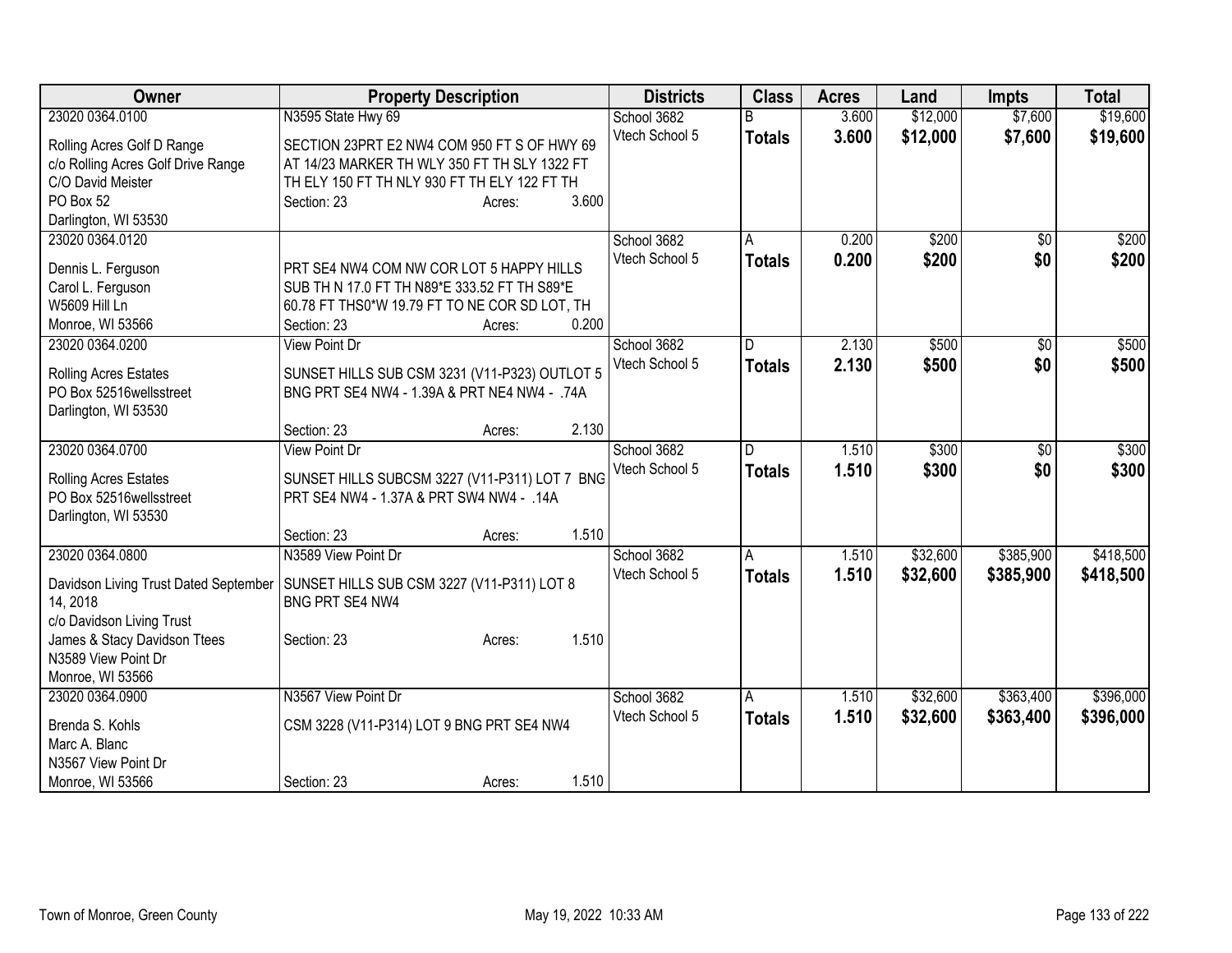| Owner | Property Description | Districts | Class | Acres | Land | Impts | Total |
|---|---|---|---|---|---|---|---|
| 23020 0364.0100<br>Rolling Acres Golf D Range<br>c/o Rolling Acres Golf Drive Range<br>C/O David Meister<br>PO Box 52<br>Darlington, WI 53530 | N3595 State Hwy 69<br>SECTION 23PRT E2 NW4 COM 950 FT S OF HWY 69 AT 14/23 MARKER TH WLY 350 FT TH SLY 1322 FT TH ELY 150 FT TH NLY 930 FT TH ELY 122 FT TH<br>Section: 23 Acres: 3.600 | School 3682<br>Vtech School 5 | B<br>**Totals** | 3.600<br>**3.600** | $12,000<br>**$12,000** | $7,600<br>**$7,600** | $19,600<br>**$19,600** |
| 23020 0364.0120<br>Dennis L. Ferguson<br>Carol L. Ferguson<br>W5609 Hill Ln<br>Monroe, WI 53566 | PRT SE4 NW4 COM NW COR LOT 5 HAPPY HILLS SUB TH N 17.0 FT TH N89*E 333.52 FT TH S89*E 60.78 FT THS0*W 19.79 FT TO NE COR SD LOT, TH<br>Section: 23 Acres: 0.200 | School 3682<br>Vtech School 5 | A<br>**Totals** | 0.200<br>**0.200** | $200<br>**$200** | $0<br>**$0** | $200<br>**$200** |
| 23020 0364.0200<br>Rolling Acres Estates<br>PO Box 52516wellsstreet<br>Darlington, WI 53530 | View Point Dr<br>SUNSET HILLS SUB CSM 3231 (V11-P323) OUTLOT 5 BNG PRT SE4 NW4 - 1.39A & PRT NE4 NW4 - .74A<br>Section: 23 Acres: 2.130 | School 3682<br>Vtech School 5 | D<br>**Totals** | 2.130<br>**2.130** | $500<br>**$500** | $0<br>**$0** | $500<br>**$500** |
| 23020 0364.0700<br>Rolling Acres Estates<br>PO Box 52516wellsstreet<br>Darlington, WI 53530 | View Point Dr<br>SUNSET HILLS SUBCSM 3227 (V11-P311) LOT 7 BNG PRT SE4 NW4 - 1.37A & PRT SW4 NW4 - .14A<br>Section: 23 Acres: 1.510 | School 3682<br>Vtech School 5 | D<br>**Totals** | 1.510<br>**1.510** | $300<br>**$300** | $0<br>**$0** | $300<br>**$300** |
| 23020 0364.0800<br>Davidson Living Trust Dated September 14, 2018<br>c/o Davidson Living Trust<br>James & Stacy Davidson Ttees<br>N3589 View Point Dr<br>Monroe, WI 53566 | N3589 View Point Dr<br>SUNSET HILLS SUB CSM 3227 (V11-P311) LOT 8 BNG PRT SE4 NW4<br>Section: 23 Acres: 1.510 | School 3682<br>Vtech School 5 | A<br>**Totals** | 1.510<br>**1.510** | $32,600<br>**$32,600** | $385,900<br>**$385,900** | $418,500<br>**$418,500** |
| 23020 0364.0900<br>Brenda S. Kohls<br>Marc A. Blanc<br>N3567 View Point Dr<br>Monroe, WI 53566 | N3567 View Point Dr<br>CSM 3228 (V11-P314) LOT 9 BNG PRT SE4 NW4<br>Section: 23 Acres: 1.510 | School 3682<br>Vtech School 5 | A<br>**Totals** | 1.510<br>**1.510** | $32,600<br>**$32,600** | $363,400<br>**$363,400** | $396,000<br>**$396,000** |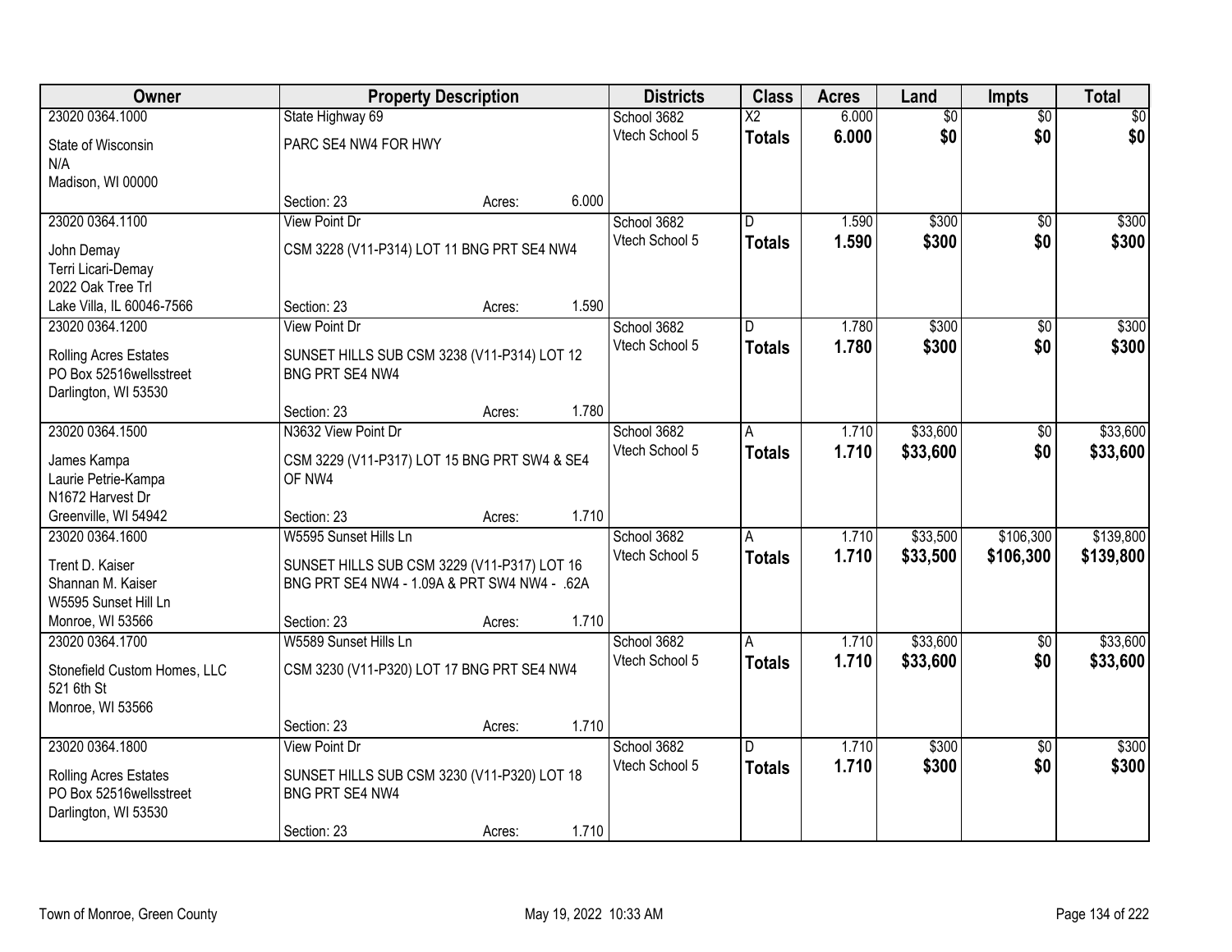| Owner | Property Description | | | Districts | Class | Acres | Land | Impts | Total |
|---|---|---|---|---|---|---|---|---|---|
| 23020 0364.1000 | State Highway 69 | | | School 3682 | X2 | 6.000 | $0 | $0 | $0 |
| State of Wisconsin<br>N/A<br>Madison, WI 00000 | PARC SE4 NW4 FOR HWY | | | Vtech School 5 | **Totals** | **6.000** | **$0** | **$0** | **$0** |
| | Section: 23 | Acres: | 6.000 | | | | | | |
| 23020 0364.1100 | View Point Dr | | | School 3682 | D | 1.590 | $300 | $0 | $300 |
| John Demay<br>Terri Licari-Demay<br>2022 Oak Tree Trl<br>Lake Villa, IL 60046-7566 | CSM 3228 (V11-P314) LOT 11 BNG PRT SE4 NW4 | | | Vtech School 5 | **Totals** | **1.590** | **$300** | **$0** | **$300** |
| | Section: 23 | Acres: | 1.590 | | | | | | |
| 23020 0364.1200 | View Point Dr | | | School 3682 | D | 1.780 | $300 | $0 | $300 |
| Rolling Acres Estates<br>PO Box 52516wellsstreet<br>Darlington, WI 53530 | SUNSET HILLS SUB CSM 3238 (V11-P314) LOT 12 BNG PRT SE4 NW4 | | | Vtech School 5 | **Totals** | **1.780** | **$300** | **$0** | **$300** |
| | Section: 23 | Acres: | 1.780 | | | | | | |
| 23020 0364.1500 | N3632 View Point Dr | | | School 3682 | A | 1.710 | $33,600 | $0 | $33,600 |
| James Kampa<br>Laurie Petrie-Kampa<br>N1672 Harvest Dr<br>Greenville, WI 54942 | CSM 3229 (V11-P317) LOT 15 BNG PRT SW4 & SE4 OF NW4 | | | Vtech School 5 | **Totals** | **1.710** | **$33,600** | **$0** | **$33,600** |
| | Section: 23 | Acres: | 1.710 | | | | | | |
| 23020 0364.1600 | W5595 Sunset Hills Ln | | | School 3682 | A | 1.710 | $33,500 | $106,300 | $139,800 |
| Trent D. Kaiser<br>Shannan M. Kaiser<br>W5595 Sunset Hill Ln<br>Monroe, WI 53566 | SUNSET HILLS SUB CSM 3229 (V11-P317) LOT 16 BNG PRT SE4 NW4 - 1.09A & PRT SW4 NW4 - .62A | | | Vtech School 5 | **Totals** | **1.710** | **$33,500** | **$106,300** | **$139,800** |
| | Section: 23 | Acres: | 1.710 | | | | | | |
| 23020 0364.1700 | W5589 Sunset Hills Ln | | | School 3682 | A | 1.710 | $33,600 | $0 | $33,600 |
| Stonefield Custom Homes, LLC<br>521 6th St<br>Monroe, WI 53566 | CSM 3230 (V11-P320) LOT 17 BNG PRT SE4 NW4 | | | Vtech School 5 | **Totals** | **1.710** | **$33,600** | **$0** | **$33,600** |
| | Section: 23 | Acres: | 1.710 | | | | | | |
| 23020 0364.1800 | View Point Dr | | | School 3682 | D | 1.710 | $300 | $0 | $300 |
| Rolling Acres Estates<br>PO Box 52516wellsstreet<br>Darlington, WI 53530 | SUNSET HILLS SUB CSM 3230 (V11-P320) LOT 18 BNG PRT SE4 NW4 | | | Vtech School 5 | **Totals** | **1.710** | **$300** | **$0** | **$300** |
| | Section: 23 | Acres: | 1.710 | | | | | | |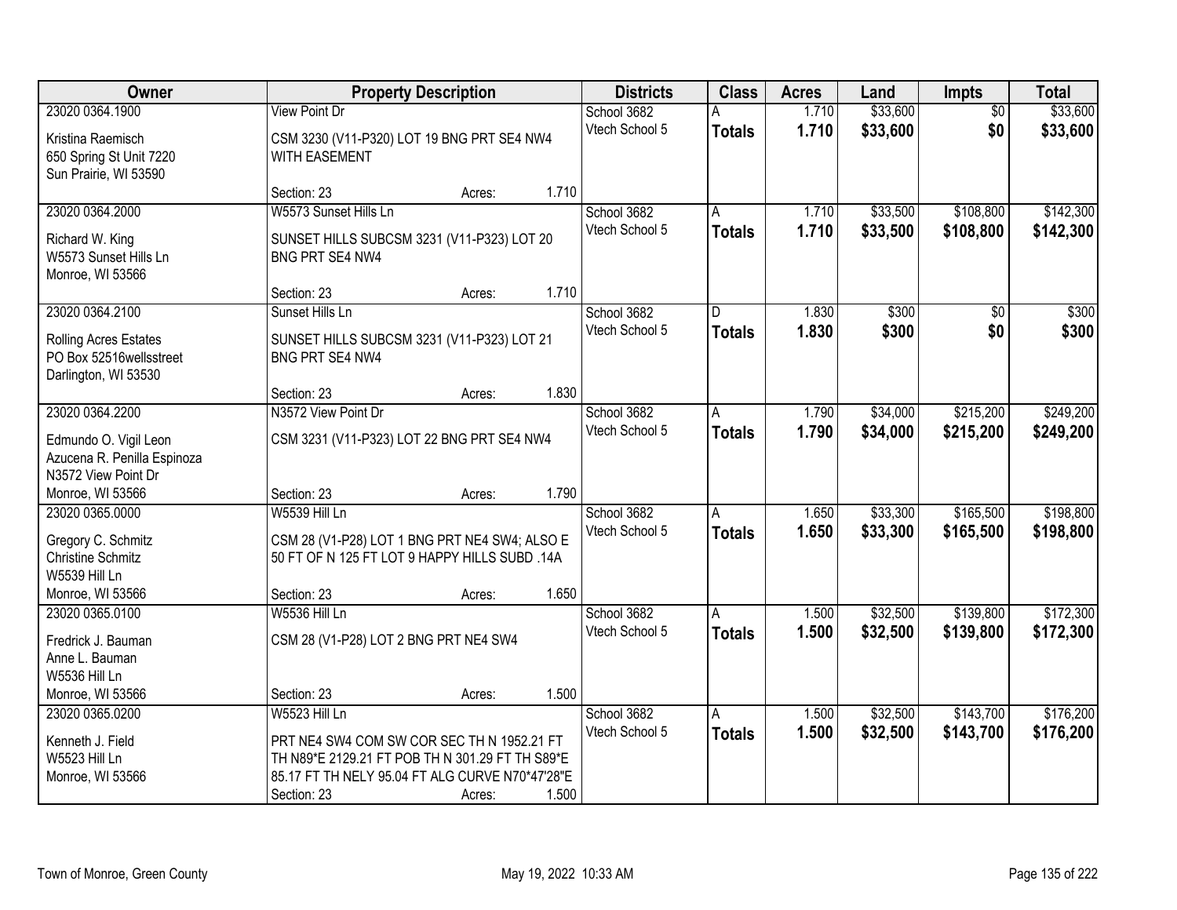| Owner | Property Description | Districts | Class | Acres | Land | Impts | Total |
|---|---|---|---|---|---|---|---|
| 23020 0364.1900<br>Kristina Raemisch<br>650 Spring St Unit 7220<br>Sun Prairie, WI 53590 | View Point Dr<br>CSM 3230 (V11-P320) LOT 19 BNG PRT SE4 NW4 WITH EASEMENT<br>Section: 23 Acres: 1.710 | School 3682<br>Vtech School 5 | A<br>**Totals** | 1.710<br>**1.710** | $33,600<br>**$33,600** | $0<br>**$0** | $33,600<br>**$33,600** |
| 23020 0364.2000<br>Richard W. King<br>W5573 Sunset Hills Ln<br>Monroe, WI 53566 | W5573 Sunset Hills Ln<br>SUNSET HILLS SUBCSM 3231 (V11-P323) LOT 20 BNG PRT SE4 NW4<br>Section: 23 Acres: 1.710 | School 3682<br>Vtech School 5 | A<br>**Totals** | 1.710<br>**1.710** | $33,500<br>**$33,500** | $108,800<br>**$108,800** | $142,300<br>**$142,300** |
| 23020 0364.2100<br>Rolling Acres Estates<br>PO Box 52516wellsstreet<br>Darlington, WI 53530 | Sunset Hills Ln<br>SUNSET HILLS SUBCSM 3231 (V11-P323) LOT 21 BNG PRT SE4 NW4<br>Section: 23 Acres: 1.830 | School 3682<br>Vtech School 5 | D<br>**Totals** | 1.830<br>**1.830** | $300<br>**$300** | $0<br>**$0** | $300<br>**$300** |
| 23020 0364.2200<br>Edmundo O. Vigil Leon<br>Azucena R. Penilla Espinoza<br>N3572 View Point Dr<br>Monroe, WI 53566 | N3572 View Point Dr<br>CSM 3231 (V11-P323) LOT 22 BNG PRT SE4 NW4<br>Section: 23 Acres: 1.790 | School 3682<br>Vtech School 5 | A<br>**Totals** | 1.790<br>**1.790** | $34,000<br>**$34,000** | $215,200<br>**$215,200** | $249,200<br>**$249,200** |
| 23020 0365.0000<br>Gregory C. Schmitz<br>Christine Schmitz<br>W5539 Hill Ln<br>Monroe, WI 53566 | W5539 Hill Ln<br>CSM 28 (V1-P28) LOT 1 BNG PRT NE4 SW4; ALSO E 50 FT OF N 125 FT LOT 9 HAPPY HILLS SUBD .14A<br>Section: 23 Acres: 1.650 | School 3682<br>Vtech School 5 | A<br>**Totals** | 1.650<br>**1.650** | $33,300<br>**$33,300** | $165,500<br>**$165,500** | $198,800<br>**$198,800** |
| 23020 0365.0100<br>Fredrick J. Bauman<br>Anne L. Bauman<br>W5536 Hill Ln<br>Monroe, WI 53566 | W5536 Hill Ln<br>CSM 28 (V1-P28) LOT 2 BNG PRT NE4 SW4<br>Section: 23 Acres: 1.500 | School 3682<br>Vtech School 5 | A<br>**Totals** | 1.500<br>**1.500** | $32,500<br>**$32,500** | $139,800<br>**$139,800** | $172,300<br>**$172,300** |
| 23020 0365.0200<br>Kenneth J. Field<br>W5523 Hill Ln<br>Monroe, WI 53566 | W5523 Hill Ln<br>PRT NE4 SW4 COM SW COR SEC TH N 1952.21 FT TH N89*E 2129.21 FT POB TH N 301.29 FT TH S89*E 85.17 FT TH NELY 95.04 FT ALG CURVE N70*47'28"E<br>Section: 23 Acres: 1.500 | School 3682<br>Vtech School 5 | A<br>**Totals** | 1.500<br>**1.500** | $32,500<br>**$32,500** | $143,700<br>**$143,700** | $176,200<br>**$176,200** |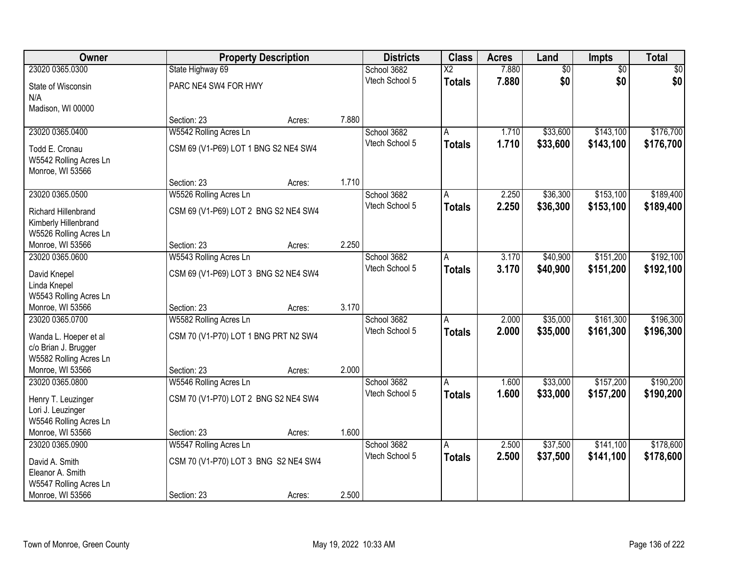| Owner | Property Description | | | Districts | Class | Acres | Land | Impts | Total |
|---|---|---|---|---|---|---|---|---|---|
| 23020 0365.0300 | State Highway 69 | | | School 3682 | X2 | 7.880 | $0 | $0 | $0 |
| State of Wisconsin<br>N/A<br>Madison, WI 00000 | PARC NE4 SW4 FOR HWY | | | Vtech School 5 | **Totals** | **7.880** | **$0** | **$0** | **$0** |
| | Section: 23 | Acres: | 7.880 | | | | | | |
| 23020 0365.0400 | W5542 Rolling Acres Ln | | | School 3682 | A | 1.710 | $33,600 | $143,100 | $176,700 |
| Todd E. Cronau<br>W5542 Rolling Acres Ln<br>Monroe, WI 53566 | CSM 69 (V1-P69) LOT 1 BNG S2 NE4 SW4 | | | Vtech School 5 | **Totals** | **1.710** | **$33,600** | **$143,100** | **$176,700** |
| | Section: 23 | Acres: | 1.710 | | | | | | |
| 23020 0365.0500 | W5526 Rolling Acres Ln | | | School 3682 | A | 2.250 | $36,300 | $153,100 | $189,400 |
| Richard Hillenbrand<br>Kimberly Hillenbrand<br>W5526 Rolling Acres Ln<br>Monroe, WI 53566 | CSM 69 (V1-P69) LOT 2 BNG S2 NE4 SW4 | | | Vtech School 5 | **Totals** | **2.250** | **$36,300** | **$153,100** | **$189,400** |
| | Section: 23 | Acres: | 2.250 | | | | | | |
| 23020 0365.0600 | W5543 Rolling Acres Ln | | | School 3682 | A | 3.170 | $40,900 | $151,200 | $192,100 |
| David Knepel<br>Linda Knepel<br>W5543 Rolling Acres Ln<br>Monroe, WI 53566 | CSM 69 (V1-P69) LOT 3 BNG S2 NE4 SW4 | | | Vtech School 5 | **Totals** | **3.170** | **$40,900** | **$151,200** | **$192,100** |
| | Section: 23 | Acres: | 3.170 | | | | | | |
| 23020 0365.0700 | W5582 Rolling Acres Ln | | | School 3682 | A | 2.000 | $35,000 | $161,300 | $196,300 |
| Wanda L. Hoeper et al<br>c/o Brian J. Brugger<br>W5582 Rolling Acres Ln<br>Monroe, WI 53566 | CSM 70 (V1-P70) LOT 1 BNG PRT N2 SW4 | | | Vtech School 5 | **Totals** | **2.000** | **$35,000** | **$161,300** | **$196,300** |
| | Section: 23 | Acres: | 2.000 | | | | | | |
| 23020 0365.0800 | W5546 Rolling Acres Ln | | | School 3682 | A | 1.600 | $33,000 | $157,200 | $190,200 |
| Henry T. Leuzinger<br>Lori J. Leuzinger<br>W5546 Rolling Acres Ln<br>Monroe, WI 53566 | CSM 70 (V1-P70) LOT 2 BNG S2 NE4 SW4 | | | Vtech School 5 | **Totals** | **1.600** | **$33,000** | **$157,200** | **$190,200** |
| | Section: 23 | Acres: | 1.600 | | | | | | |
| 23020 0365.0900 | W5547 Rolling Acres Ln | | | School 3682 | A | 2.500 | $37,500 | $141,100 | $178,600 |
| David A. Smith<br>Eleanor A. Smith<br>W5547 Rolling Acres Ln<br>Monroe, WI 53566 | CSM 70 (V1-P70) LOT 3 BNG S2 NE4 SW4 | | | Vtech School 5 | **Totals** | **2.500** | **$37,500** | **$141,100** | **$178,600** |
| | Section: 23 | Acres: | 2.500 | | | | | | |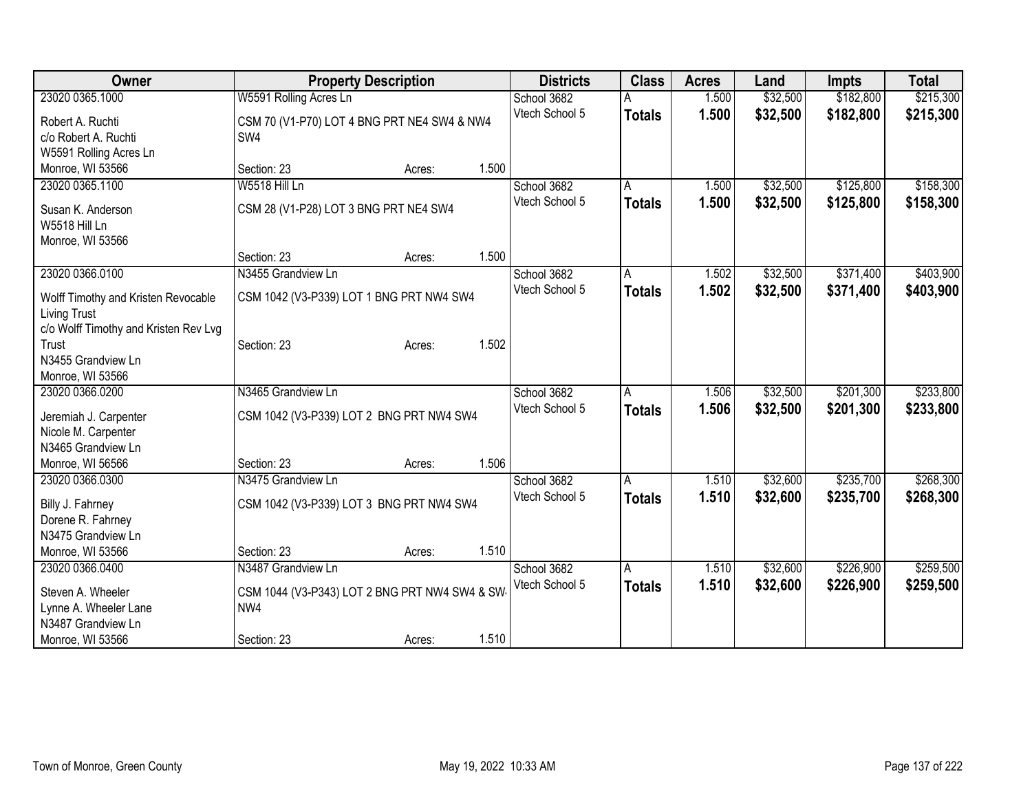| Owner | Property Description | Districts | Class | Acres | Land | Impts | Total |
|---|---|---|---|---|---|---|---|
| 23020 0365.1000<br>Robert A. Ruchti<br>c/o Robert A. Ruchti<br>W5591 Rolling Acres Ln<br>Monroe, WI 53566 | W5591 Rolling Acres Ln<br>CSM 70 (V1-P70) LOT 4 BNG PRT NE4 SW4 & NW4 SW4<br>Section: 23 Acres: 1.500 | School 3682<br>Vtech School 5 | A<br>**Totals** | 1.500<br>**1.500** | $32,500<br>**$32,500** | $182,800<br>**$182,800** | $215,300<br>**$215,300** |
| 23020 0365.1100<br>Susan K. Anderson<br>W5518 Hill Ln<br>Monroe, WI 53566 | W5518 Hill Ln<br>CSM 28 (V1-P28) LOT 3 BNG PRT NE4 SW4<br>Section: 23 Acres: 1.500 | School 3682<br>Vtech School 5 | A<br>**Totals** | 1.500<br>**1.500** | $32,500<br>**$32,500** | $125,800<br>**$125,800** | $158,300<br>**$158,300** |
| 23020 0366.0100<br>Wolff Timothy and Kristen Revocable Living Trust<br>c/o Wolff Timothy and Kristen Rev Lvg Trust<br>N3455 Grandview Ln<br>Monroe, WI 53566 | N3455 Grandview Ln<br>CSM 1042 (V3-P339) LOT 1 BNG PRT NW4 SW4<br>Section: 23 Acres: 1.502 | School 3682<br>Vtech School 5 | A<br>**Totals** | 1.502<br>**1.502** | $32,500<br>**$32,500** | $371,400<br>**$371,400** | $403,900<br>**$403,900** |
| 23020 0366.0200<br>Jeremiah J. Carpenter<br>Nicole M. Carpenter<br>N3465 Grandview Ln<br>Monroe, WI 56566 | N3465 Grandview Ln<br>CSM 1042 (V3-P339) LOT 2 BNG PRT NW4 SW4<br>Section: 23 Acres: 1.506 | School 3682<br>Vtech School 5 | A<br>**Totals** | 1.506<br>**1.506** | $32,500<br>**$32,500** | $201,300<br>**$201,300** | $233,800<br>**$233,800** |
| 23020 0366.0300<br>Billy J. Fahrney<br>Dorene R. Fahrney<br>N3475 Grandview Ln<br>Monroe, WI 53566 | N3475 Grandview Ln<br>CSM 1042 (V3-P339) LOT 3 BNG PRT NW4 SW4<br>Section: 23 Acres: 1.510 | School 3682<br>Vtech School 5 | A<br>**Totals** | 1.510<br>**1.510** | $32,600<br>**$32,600** | $235,700<br>**$235,700** | $268,300<br>**$268,300** |
| 23020 0366.0400<br>Steven A. Wheeler<br>Lynne A. Wheeler Lane<br>N3487 Grandview Ln<br>Monroe, WI 53566 | N3487 Grandview Ln<br>CSM 1044 (V3-P343) LOT 2 BNG PRT NW4 SW4 & SW4 NW4<br>Section: 23 Acres: 1.510 | School 3682<br>Vtech School 5 | A<br>**Totals** | 1.510<br>**1.510** | $32,600<br>**$32,600** | $226,900<br>**$226,900** | $259,500<br>**$259,500** |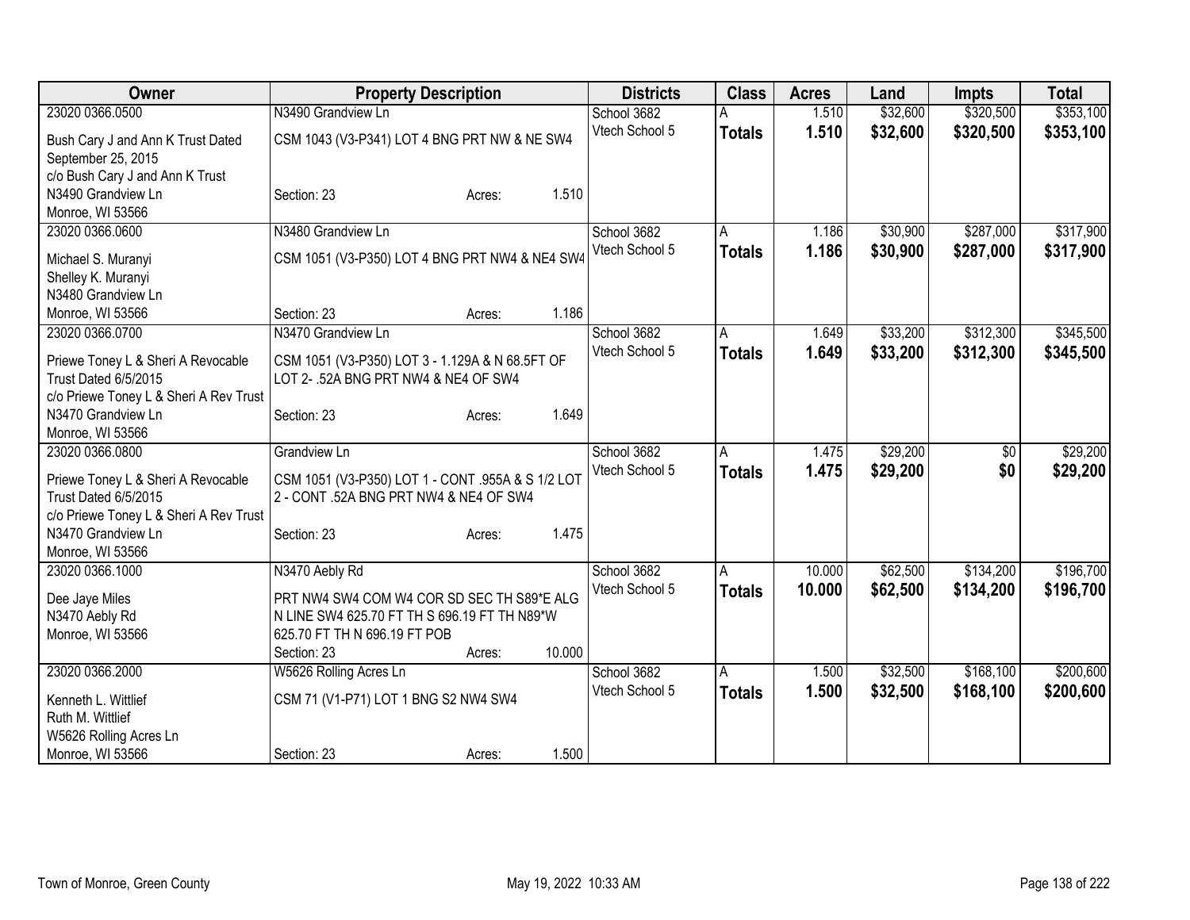| Owner | Property Description | Districts | Class | Acres | Land | Impts | Total |
|---|---|---|---|---|---|---|---|
| 23020 0366.0500 | N3490 Grandview Ln | School 3682 | A | 1.510 | $32,600 | $320,500 | $353,100 |
| Bush Cary J and Ann K Trust Dated September 25, 2015<br>c/o Bush Cary J and Ann K Trust<br>N3490 Grandview Ln<br>Monroe, WI 53566 | CSM 1043 (V3-P341) LOT 4 BNG PRT NW & NE SW4<br><br>Section: 23 Acres: 1.510 | Vtech School 5 | **Totals** | **1.510** | **$32,600** | **$320,500** | **$353,100** |
| 23020 0366.0600 | N3480 Grandview Ln | School 3682 | A | 1.186 | $30,900 | $287,000 | $317,900 |
| Michael S. Muranyi<br>Shelley K. Muranyi<br>N3480 Grandview Ln<br>Monroe, WI 53566 | CSM 1051 (V3-P350) LOT 4 BNG PRT NW4 & NE4 SW4<br><br>Section: 23 Acres: 1.186 | Vtech School 5 | **Totals** | **1.186** | **$30,900** | **$287,000** | **$317,900** |
| 23020 0366.0700 | N3470 Grandview Ln | School 3682 | A | 1.649 | $33,200 | $312,300 | $345,500 |
| Priewe Toney L & Sheri A Revocable Trust Dated 6/5/2015<br>c/o Priewe Toney L & Sheri A Rev Trust<br>N3470 Grandview Ln<br>Monroe, WI 53566 | CSM 1051 (V3-P350) LOT 3 - 1.129A & N 68.5FT OF LOT 2- .52A BNG PRT NW4 & NE4 OF SW4<br><br>Section: 23 Acres: 1.649 | Vtech School 5 | **Totals** | **1.649** | **$33,200** | **$312,300** | **$345,500** |
| 23020 0366.0800 | Grandview Ln | School 3682 | A | 1.475 | $29,200 | $0 | $29,200 |
| Priewe Toney L & Sheri A Revocable Trust Dated 6/5/2015<br>c/o Priewe Toney L & Sheri A Rev Trust<br>N3470 Grandview Ln<br>Monroe, WI 53566 | CSM 1051 (V3-P350) LOT 1 - CONT .955A & S 1/2 LOT 2 - CONT .52A BNG PRT NW4 & NE4 OF SW4<br><br>Section: 23 Acres: 1.475 | Vtech School 5 | **Totals** | **1.475** | **$29,200** | **$0** | **$29,200** |
| 23020 0366.1000 | N3470 Aebly Rd | School 3682 | A | 10.000 | $62,500 | $134,200 | $196,700 |
| Dee Jaye Miles<br>N3470 Aebly Rd<br>Monroe, WI 53566 | PRT NW4 SW4 COM W4 COR SD SEC TH S89*E ALG N LINE SW4 625.70 FT TH S 696.19 FT TH N89*W 625.70 FT TH N 696.19 FT POB<br>Section: 23 Acres: 10.000 | Vtech School 5 | **Totals** | **10.000** | **$62,500** | **$134,200** | **$196,700** |
| 23020 0366.2000 | W5626 Rolling Acres Ln | School 3682 | A | 1.500 | $32,500 | $168,100 | $200,600 |
| Kenneth L. Wittlief<br>Ruth M. Wittlief<br>W5626 Rolling Acres Ln<br>Monroe, WI 53566 | CSM 71 (V1-P71) LOT 1 BNG S2 NW4 SW4<br><br>Section: 23 Acres: 1.500 | Vtech School 5 | **Totals** | **1.500** | **$32,500** | **$168,100** | **$200,600** |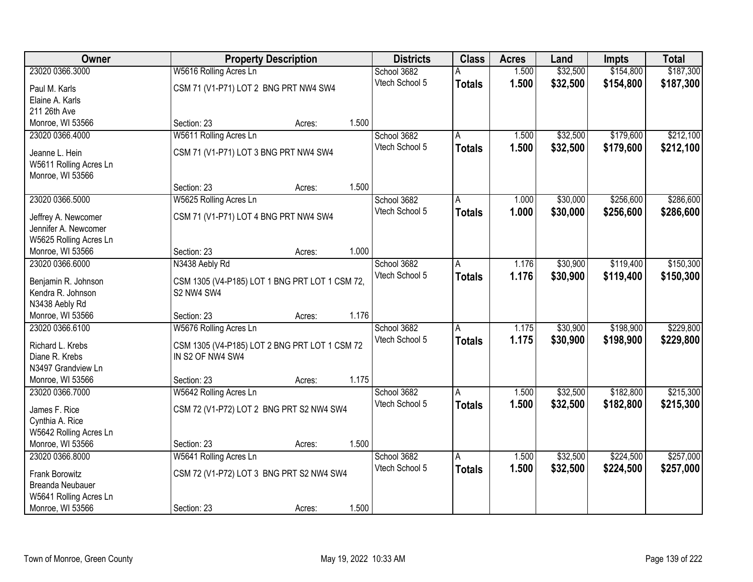| Owner | Property Description | Districts | Class | Acres | Land | Impts | Total |
|---|---|---|---|---|---|---|---|
| 23020 0366.3000<br>Paul M. Karls<br>Elaine A. Karls<br>211 26th Ave<br>Monroe, WI 53566 | W5616 Rolling Acres Ln<br>CSM 71 (V1-P71) LOT 2 BNG PRT NW4 SW4<br>Section: 23 Acres: 1.500 | School 3682<br>Vtech School 5 | A<br>**Totals** | 1.500<br>**1.500** | $32,500<br>**$32,500** | $154,800<br>**$154,800** | $187,300<br>**$187,300** |
| 23020 0366.4000<br>Jeanne L. Hein<br>W5611 Rolling Acres Ln<br>Monroe, WI 53566 | W5611 Rolling Acres Ln<br>CSM 71 (V1-P71) LOT 3 BNG PRT NW4 SW4<br>Section: 23 Acres: 1.500 | School 3682<br>Vtech School 5 | A<br>**Totals** | 1.500<br>**1.500** | $32,500<br>**$32,500** | $179,600<br>**$179,600** | $212,100<br>**$212,100** |
| 23020 0366.5000<br>Jeffrey A. Newcomer<br>Jennifer A. Newcomer<br>W5625 Rolling Acres Ln<br>Monroe, WI 53566 | W5625 Rolling Acres Ln<br>CSM 71 (V1-P71) LOT 4 BNG PRT NW4 SW4<br>Section: 23 Acres: 1.000 | School 3682<br>Vtech School 5 | A<br>**Totals** | 1.000<br>**1.000** | $30,000<br>**$30,000** | $256,600<br>**$256,600** | $286,600<br>**$286,600** |
| 23020 0366.6000<br>Benjamin R. Johnson<br>Kendra R. Johnson<br>N3438 Aebly Rd<br>Monroe, WI 53566 | N3438 Aebly Rd<br>CSM 1305 (V4-P185) LOT 1 BNG PRT LOT 1 CSM 72, S2 NW4 SW4<br>Section: 23 Acres: 1.176 | School 3682<br>Vtech School 5 | A<br>**Totals** | 1.176<br>**1.176** | $30,900<br>**$30,900** | $119,400<br>**$119,400** | $150,300<br>**$150,300** |
| 23020 0366.6100<br>Richard L. Krebs<br>Diane R. Krebs<br>N3497 Grandview Ln<br>Monroe, WI 53566 | W5676 Rolling Acres Ln<br>CSM 1305 (V4-P185) LOT 2 BNG PRT LOT 1 CSM 72 IN S2 OF NW4 SW4<br>Section: 23 Acres: 1.175 | School 3682<br>Vtech School 5 | A<br>**Totals** | 1.175<br>**1.175** | $30,900<br>**$30,900** | $198,900<br>**$198,900** | $229,800<br>**$229,800** |
| 23020 0366.7000<br>James F. Rice<br>Cynthia A. Rice<br>W5642 Rolling Acres Ln<br>Monroe, WI 53566 | W5642 Rolling Acres Ln<br>CSM 72 (V1-P72) LOT 2 BNG PRT S2 NW4 SW4<br>Section: 23 Acres: 1.500 | School 3682<br>Vtech School 5 | A<br>**Totals** | 1.500<br>**1.500** | $32,500<br>**$32,500** | $182,800<br>**$182,800** | $215,300<br>**$215,300** |
| 23020 0366.8000<br>Frank Borowitz<br>Breanda Neubauer<br>W5641 Rolling Acres Ln<br>Monroe, WI 53566 | W5641 Rolling Acres Ln<br>CSM 72 (V1-P72) LOT 3 BNG PRT S2 NW4 SW4<br>Section: 23 Acres: 1.500 | School 3682<br>Vtech School 5 | A<br>**Totals** | 1.500<br>**1.500** | $32,500<br>**$32,500** | $224,500<br>**$224,500** | $257,000<br>**$257,000** |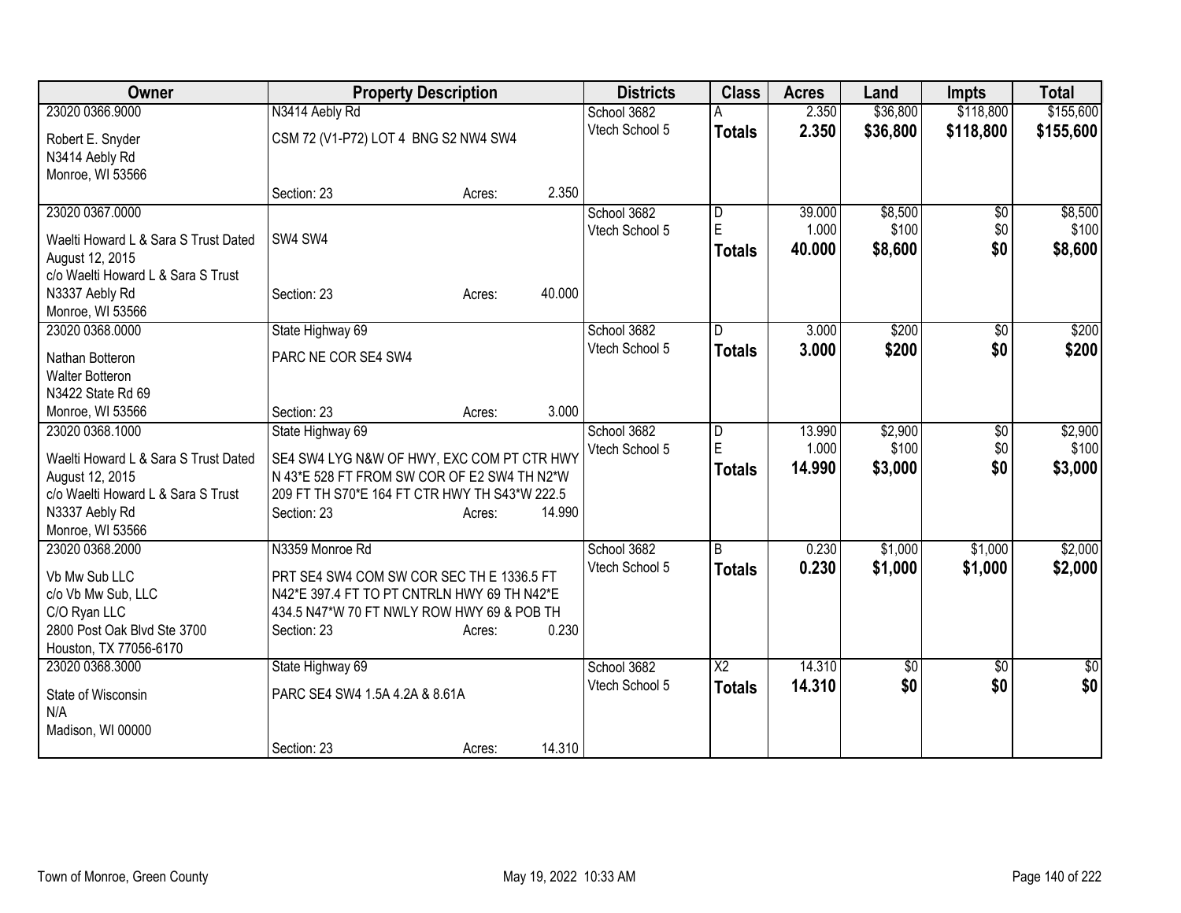| Owner | Property Description | Districts | Class | Acres | Land | Impts | Total |
|---|---|---|---|---|---|---|---|
| 23020 0366.9000<br>Robert E. Snyder<br>N3414 Aebly Rd<br>Monroe, WI 53566 | N3414 Aebly Rd<br>CSM 72 (V1-P72) LOT 4 BNG S2 NW4 SW4<br>Section: 23 Acres: 2.350 | School 3682<br>Vtech School 5 | A<br>**Totals** | 2.350<br>**2.350** | \$36,800<br>**\$36,800** | \$118,800<br>**\$118,800** | \$155,600<br>**\$155,600** |
| 23020 0367.0000<br>Waelti Howard L & Sara S Trust Dated August 12, 2015<br>c/o Waelti Howard L & Sara S Trust<br>N3337 Aebly Rd<br>Monroe, WI 53566 | SW4 SW4<br>Section: 23 Acres: 40.000 | School 3682<br>Vtech School 5 | D<br>E<br>**Totals** | 39.000<br>1.000<br>**40.000** | \$8,500<br>\$100<br>**\$8,600** | \$0<br>\$0<br>**\$0** | \$8,500<br>\$100<br>**\$8,600** |
| 23020 0368.0000<br>Nathan Botteron<br>Walter Botteron<br>N3422 State Rd 69<br>Monroe, WI 53566 | State Highway 69<br>PARC NE COR SE4 SW4<br>Section: 23 Acres: 3.000 | School 3682<br>Vtech School 5 | D<br>**Totals** | 3.000<br>**3.000** | \$200<br>**\$200** | \$0<br>**\$0** | \$200<br>**\$200** |
| 23020 0368.1000<br>Waelti Howard L & Sara S Trust Dated August 12, 2015<br>c/o Waelti Howard L & Sara S Trust<br>N3337 Aebly Rd<br>Monroe, WI 53566 | State Highway 69<br>SE4 SW4 LYG N&W OF HWY, EXC COM PT CTR HWY N 43*E 528 FT FROM SW COR OF E2 SW4 TH N2*W 209 FT TH S70*E 164 FT CTR HWY TH S43*W 222.5<br>Section: 23 Acres: 14.990 | School 3682<br>Vtech School 5 | D<br>E<br>**Totals** | 13.990<br>1.000<br>**14.990** | \$2,900<br>\$100<br>**\$3,000** | \$0<br>\$0<br>**\$0** | \$2,900<br>\$100<br>**\$3,000** |
| 23020 0368.2000<br>Vb Mw Sub LLC<br>c/o Vb Mw Sub, LLC<br>C/O Ryan LLC<br>2800 Post Oak Blvd Ste 3700<br>Houston, TX 77056-6170 | N3359 Monroe Rd<br>PRT SE4 SW4 COM SW COR SEC TH E 1336.5 FT N42*E 397.4 FT TO PT CNTRLN HWY 69 TH N42*E 434.5 N47*W 70 FT NWLY ROW HWY 69 & POB TH<br>Section: 23 Acres: 0.230 | School 3682<br>Vtech School 5 | B<br>**Totals** | 0.230<br>**0.230** | \$1,000<br>**\$1,000** | \$1,000<br>**\$1,000** | \$2,000<br>**\$2,000** |
| 23020 0368.3000<br>State of Wisconsin<br>N/A<br>Madison, WI 00000 | State Highway 69<br>PARC SE4 SW4 1.5A 4.2A & 8.61A<br>Section: 23 Acres: 14.310 | School 3682<br>Vtech School 5 | X2<br>**Totals** | 14.310<br>**14.310** | \$0<br>**\$0** | \$0<br>**\$0** | \$0<br>**\$0** |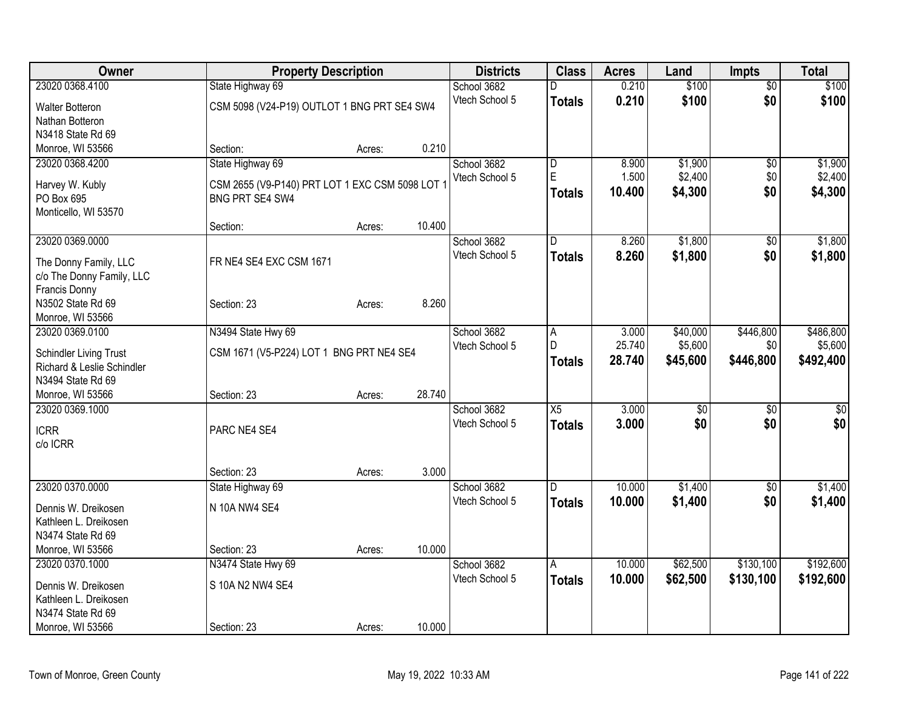| Owner | Property Description | | | Districts | Class | Acres | Land | Impts | Total |
|---|---|---|---|---|---|---|---|---|---|
| 23020 0368.4100 | State Highway 69 | | | School 3682 | D | 0.210 | $100 | $0 | $100 |
| Walter Botteron<br>Nathan Botteron<br>N3418 State Rd 69<br>Monroe, WI 53566 | CSM 5098 (V24-P19) OUTLOT 1 BNG PRT SE4 SW4 | | | Vtech School 5 | **Totals** | **0.210** | **$100** | **$0** | **$100** |
| | Section: | Acres: | 0.210 | | | | | | |
| 23020 0368.4200 | State Highway 69 | | | School 3682 | D | 8.900 | $1,900 | $0 | $1,900 |
| Harvey W. Kubly<br>PO Box 695<br>Monticello, WI 53570 | CSM 2655 (V9-P140) PRT LOT 1 EXC CSM 5098 LOT 1 BNG PRT SE4 SW4 | | | Vtech School 5 | E | 1.500 | $2,400 | $0 | $2,400 |
| | | | | | **Totals** | **10.400** | **$4,300** | **$0** | **$4,300** |
| | Section: | Acres: | 10.400 | | | | | | |
| 23020 0369.0000 | | | | School 3682 | D | 8.260 | $1,800 | $0 | $1,800 |
| The Donny Family, LLC<br>c/o The Donny Family, LLC<br>Francis Donny<br>N3502 State Rd 69<br>Monroe, WI 53566 | FR NE4 SE4 EXC CSM 1671 | | | Vtech School 5 | **Totals** | **8.260** | **$1,800** | **$0** | **$1,800** |
| | Section: 23 | Acres: | 8.260 | | | | | | |
| 23020 0369.0100 | N3494 State Hwy 69 | | | School 3682 | A | 3.000 | $40,000 | $446,800 | $486,800 |
| Schindler Living Trust<br>Richard & Leslie Schindler<br>N3494 State Rd 69<br>Monroe, WI 53566 | CSM 1671 (V5-P224) LOT 1 BNG PRT NE4 SE4 | | | Vtech School 5 | D | 25.740 | $5,600 | $0 | $5,600 |
| | | | | | **Totals** | **28.740** | **$45,600** | **$446,800** | **$492,400** |
| | Section: 23 | Acres: | 28.740 | | | | | | |
| 23020 0369.1000 | | | | School 3682 | X5 | 3.000 | $0 | $0 | $0 |
| ICRR<br>c/o ICRR | PARC NE4 SE4 | | | Vtech School 5 | **Totals** | **3.000** | **$0** | **$0** | **$0** |
| | Section: 23 | Acres: | 3.000 | | | | | | |
| 23020 0370.0000 | State Highway 69 | | | School 3682 | D | 10.000 | $1,400 | $0 | $1,400 |
| Dennis W. Dreikosen<br>Kathleen L. Dreikosen<br>N3474 State Rd 69<br>Monroe, WI 53566 | N 10A NW4 SE4 | | | Vtech School 5 | **Totals** | **10.000** | **$1,400** | **$0** | **$1,400** |
| | Section: 23 | Acres: | 10.000 | | | | | | |
| 23020 0370.1000 | N3474 State Hwy 69 | | | School 3682 | A | 10.000 | $62,500 | $130,100 | $192,600 |
| Dennis W. Dreikosen<br>Kathleen L. Dreikosen<br>N3474 State Rd 69<br>Monroe, WI 53566 | S 10A N2 NW4 SE4 | | | Vtech School 5 | **Totals** | **10.000** | **$62,500** | **$130,100** | **$192,600** |
| | Section: 23 | Acres: | 10.000 | | | | | | |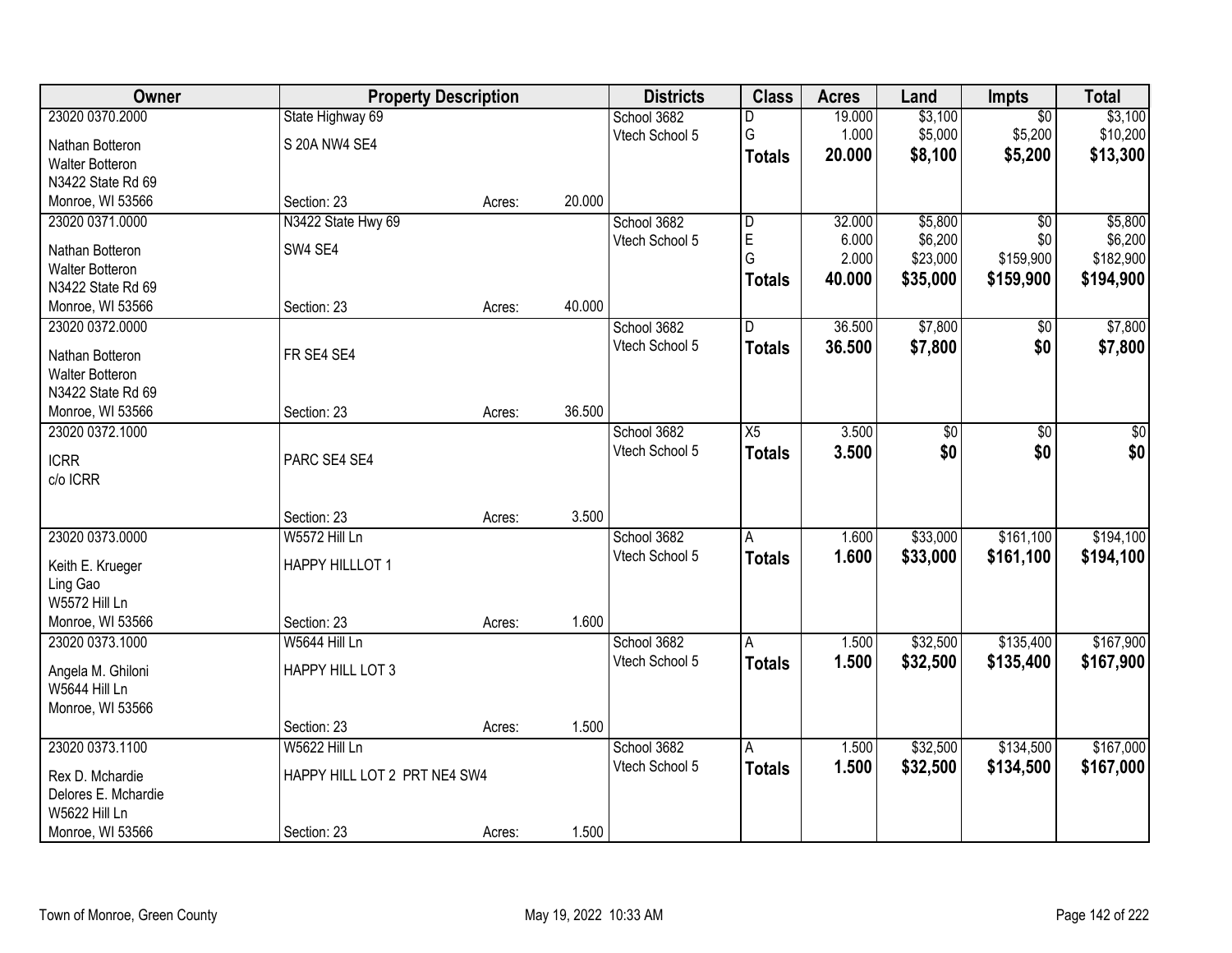| Owner | Property Description | | | Districts | Class | Acres | Land | Impts | Total |
|---|---|---|---|---|---|---|---|---|---|
| 23020 0370.2000 | State Highway 69 | | | School 3682 | D | 19.000 | $3,100 | $0 | $3,100 |
| Nathan Botteron | S 20A NW4 SE4 | | | Vtech School 5 | G | 1.000 | $5,000 | $5,200 | $10,200 |
| Walter Botteron | | | | | **Totals** | **20.000** | **$8,100** | **$5,200** | **$13,300** |
| N3422 State Rd 69 | | | | | | | | | |
| Monroe, WI 53566 | Section: 23 | Acres: | 20.000 | | | | | | |
| 23020 0371.0000 | N3422 State Hwy 69 | | | School 3682 | D | 32.000 | $5,800 | $0 | $5,800 |
| Nathan Botteron | SW4 SE4 | | | Vtech School 5 | E | 6.000 | $6,200 | $0 | $6,200 |
| Walter Botteron | | | | | G | 2.000 | $23,000 | $159,900 | $182,900 |
| N3422 State Rd 69 | | | | | **Totals** | **40.000** | **$35,000** | **$159,900** | **$194,900** |
| Monroe, WI 53566 | Section: 23 | Acres: | 40.000 | | | | | | |
| 23020 0372.0000 | | | | School 3682 | D | 36.500 | $7,800 | $0 | $7,800 |
| Nathan Botteron | FR SE4 SE4 | | | Vtech School 5 | **Totals** | **36.500** | **$7,800** | **$0** | **$7,800** |
| Walter Botteron | | | | | | | | | |
| N3422 State Rd 69 | | | | | | | | | |
| Monroe, WI 53566 | Section: 23 | Acres: | 36.500 | | | | | | |
| 23020 0372.1000 | | | | School 3682 | X5 | 3.500 | $0 | $0 | $0 |
| ICRR | PARC SE4 SE4 | | | Vtech School 5 | **Totals** | **3.500** | **$0** | **$0** | **$0** |
| c/o ICRR | | | | | | | | | |
| | Section: 23 | Acres: | 3.500 | | | | | | |
| 23020 0373.0000 | W5572 Hill Ln | | | School 3682 | A | 1.600 | $33,000 | $161,100 | $194,100 |
| Keith E. Krueger | HAPPY HILLLOT 1 | | | Vtech School 5 | **Totals** | **1.600** | **$33,000** | **$161,100** | **$194,100** |
| Ling Gao | | | | | | | | | |
| W5572 Hill Ln | | | | | | | | | |
| Monroe, WI 53566 | Section: 23 | Acres: | 1.600 | | | | | | |
| 23020 0373.1000 | W5644 Hill Ln | | | School 3682 | A | 1.500 | $32,500 | $135,400 | $167,900 |
| Angela M. Ghiloni | HAPPY HILL LOT 3 | | | Vtech School 5 | **Totals** | **1.500** | **$32,500** | **$135,400** | **$167,900** |
| W5644 Hill Ln | | | | | | | | | |
| Monroe, WI 53566 | | | | | | | | | |
| | Section: 23 | Acres: | 1.500 | | | | | | |
| 23020 0373.1100 | W5622 Hill Ln | | | School 3682 | A | 1.500 | $32,500 | $134,500 | $167,000 |
| Rex D. Mchardie | HAPPY HILL LOT 2 PRT NE4 SW4 | | | Vtech School 5 | **Totals** | **1.500** | **$32,500** | **$134,500** | **$167,000** |
| Delores E. Mchardie | | | | | | | | | |
| W5622 Hill Ln | | | | | | | | | |
| Monroe, WI 53566 | Section: 23 | Acres: | 1.500 | | | | | | |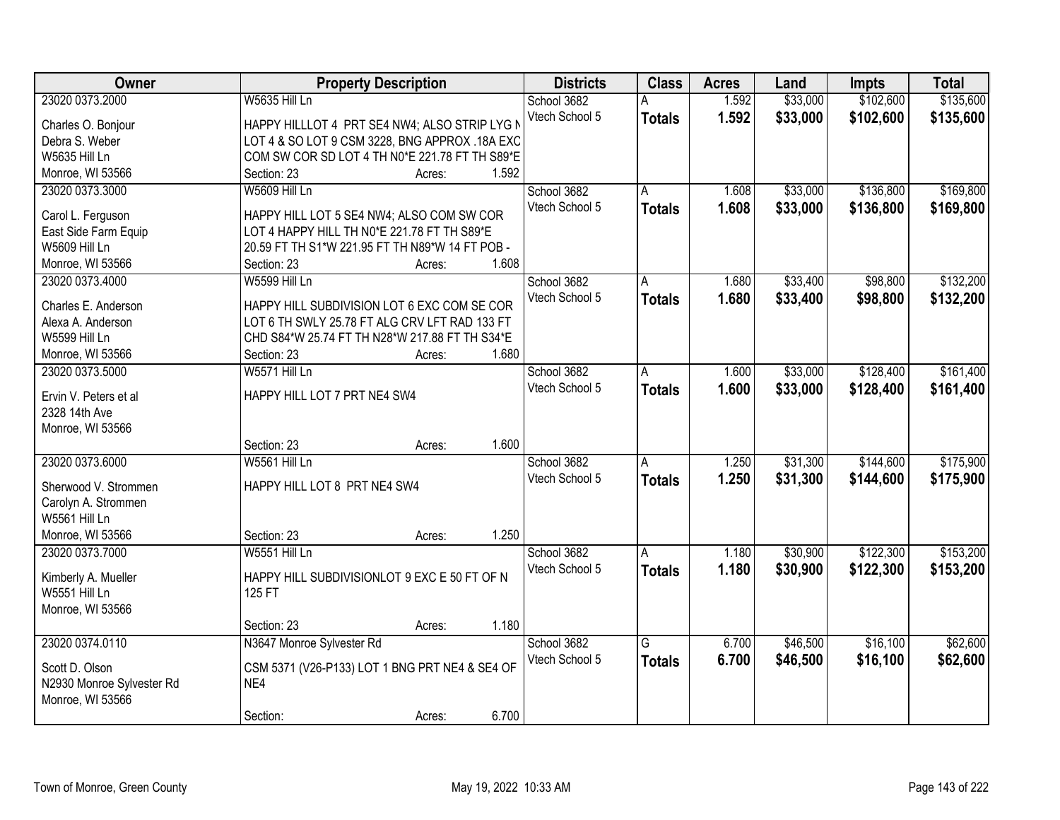| Owner | Property Description | Districts | Class | Acres | Land | Impts | Total |
|---|---|---|---|---|---|---|---|
| 23020 0373.2000<br>Charles O. Bonjour<br>Debra S. Weber<br>W5635 Hill Ln<br>Monroe, WI 53566 | W5635 Hill Ln<br>HAPPY HILLLOT 4 PRT SE4 NW4; ALSO STRIP LYG N LOT 4 & SO LOT 9 CSM 3228, BNG APPROX .18A EXC COM SW COR SD LOT 4 TH N0*E 221.78 FT TH S89*E<br>Section: 23 Acres: 1.592 | School 3682<br>Vtech School 5 | A<br>**Totals** | 1.592<br>**1.592** | $33,000<br>**$33,000** | $102,600<br>**$102,600** | $135,600<br>**$135,600** |
| 23020 0373.3000<br>Carol L. Ferguson<br>East Side Farm Equip<br>W5609 Hill Ln<br>Monroe, WI 53566 | W5609 Hill Ln<br>HAPPY HILL LOT 5 SE4 NW4; ALSO COM SW COR LOT 4 HAPPY HILL TH N0*E 221.78 FT TH S89*E 20.59 FT TH S1*W 221.95 FT TH N89*W 14 FT POB -<br>Section: 23 Acres: 1.608 | School 3682<br>Vtech School 5 | A<br>**Totals** | 1.608<br>**1.608** | $33,000<br>**$33,000** | $136,800<br>**$136,800** | $169,800<br>**$169,800** |
| 23020 0373.4000<br>Charles E. Anderson<br>Alexa A. Anderson<br>W5599 Hill Ln<br>Monroe, WI 53566 | W5599 Hill Ln<br>HAPPY HILL SUBDIVISION LOT 6 EXC COM SE COR LOT 6 TH SWLY 25.78 FT ALG CRV LFT RAD 133 FT CHD S84*W 25.74 FT TH N28*W 217.88 FT TH S34*E<br>Section: 23 Acres: 1.680 | School 3682<br>Vtech School 5 | A<br>**Totals** | 1.680<br>**1.680** | $33,400<br>**$33,400** | $98,800<br>**$98,800** | $132,200<br>**$132,200** |
| 23020 0373.5000<br>Ervin V. Peters et al<br>2328 14th Ave<br>Monroe, WI 53566 | W5571 Hill Ln<br>HAPPY HILL LOT 7 PRT NE4 SW4<br>Section: 23 Acres: 1.600 | School 3682<br>Vtech School 5 | A<br>**Totals** | 1.600<br>**1.600** | $33,000<br>**$33,000** | $128,400<br>**$128,400** | $161,400<br>**$161,400** |
| 23020 0373.6000<br>Sherwood V. Strommen<br>Carolyn A. Strommen<br>W5561 Hill Ln<br>Monroe, WI 53566 | W5561 Hill Ln<br>HAPPY HILL LOT 8 PRT NE4 SW4<br>Section: 23 Acres: 1.250 | School 3682<br>Vtech School 5 | A<br>**Totals** | 1.250<br>**1.250** | $31,300<br>**$31,300** | $144,600<br>**$144,600** | $175,900<br>**$175,900** |
| 23020 0373.7000<br>Kimberly A. Mueller<br>W5551 Hill Ln<br>Monroe, WI 53566 | W5551 Hill Ln<br>HAPPY HILL SUBDIVISIONLOT 9 EXC E 50 FT OF N 125 FT<br>Section: 23 Acres: 1.180 | School 3682<br>Vtech School 5 | A<br>**Totals** | 1.180<br>**1.180** | $30,900<br>**$30,900** | $122,300<br>**$122,300** | $153,200<br>**$153,200** |
| 23020 0374.0110<br>Scott D. Olson<br>N2930 Monroe Sylvester Rd<br>Monroe, WI 53566 | N3647 Monroe Sylvester Rd<br>CSM 5371 (V26-P133) LOT 1 BNG PRT NE4 & SE4 OF NE4<br>Section: Acres: 6.700 | School 3682<br>Vtech School 5 | G<br>**Totals** | 6.700<br>**6.700** | $46,500<br>**$46,500** | $16,100<br>**$16,100** | $62,600<br>**$62,600** |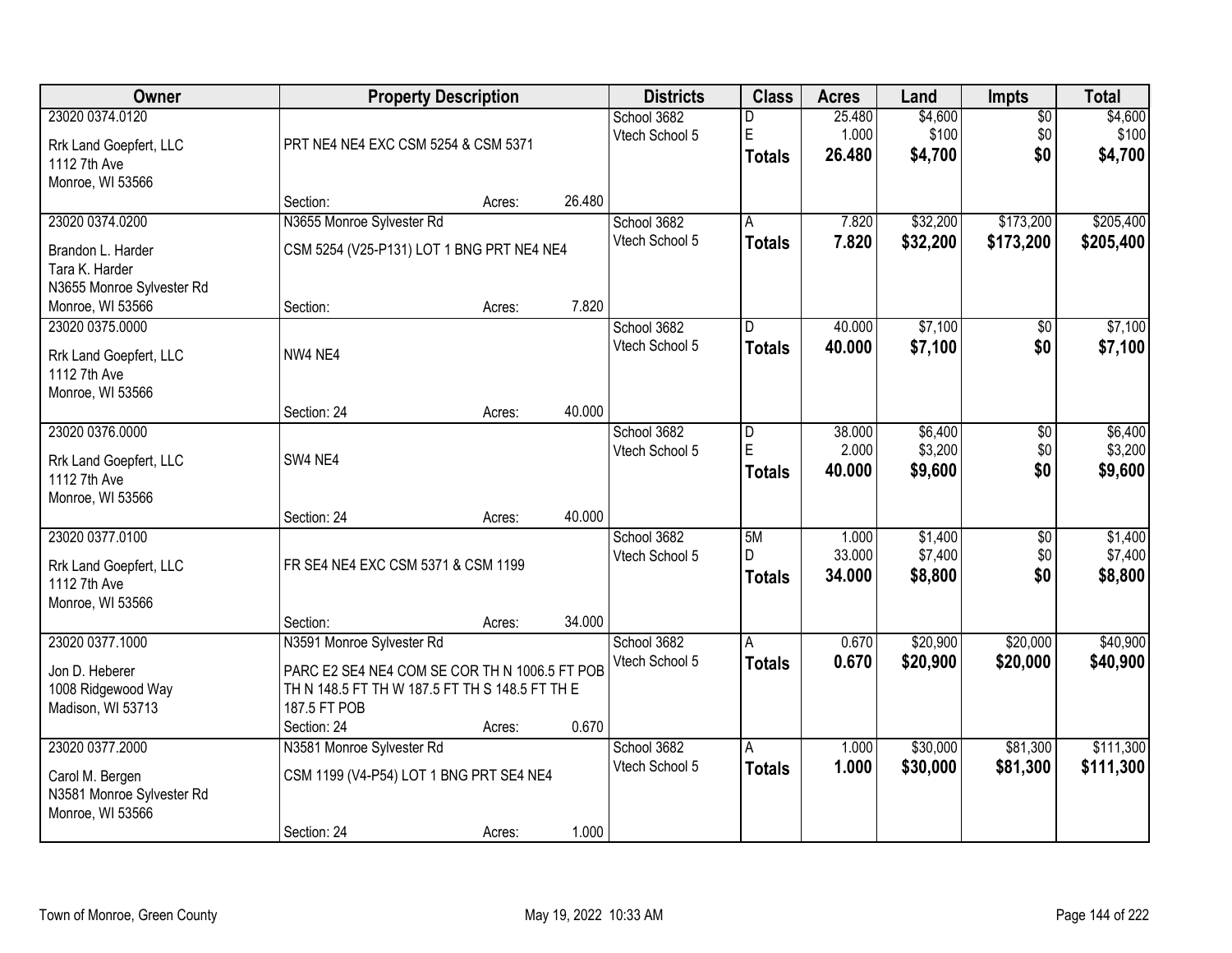| Owner | Property Description | | | Districts | Class | Acres | Land | Impts | Total |
|---|---|---|---|---|---|---|---|---|---|
| 23020 0374.0120<br><br>Rrk Land Goepfert, LLC<br>1112 7th Ave<br>Monroe, WI 53566 | PRT NE4 NE4 EXC CSM 5254 & CSM 5371<br><br>Section: | Acres: | 26.480 | School 3682<br>Vtech School 5 | D<br>E<br>**Totals** | 25.480<br>1.000<br>**26.480** | $4,600<br>$100<br>**$4,700** | $0<br>$0<br>**$0** | $4,600<br>$100<br>**$4,700** |
| 23020 0374.0200<br><br>Brandon L. Harder<br>Tara K. Harder<br>N3655 Monroe Sylvester Rd<br>Monroe, WI 53566 | N3655 Monroe Sylvester Rd<br>CSM 5254 (V25-P131) LOT 1 BNG PRT NE4 NE4<br><br>Section: | Acres: | 7.820 | School 3682<br>Vtech School 5 | A<br>**Totals** | 7.820<br>**7.820** | $32,200<br>**$32,200** | $173,200<br>**$173,200** | $205,400<br>**$205,400** |
| 23020 0375.0000<br><br>Rrk Land Goepfert, LLC<br>1112 7th Ave<br>Monroe, WI 53566 | NW4 NE4<br><br>Section: 24 | Acres: | 40.000 | School 3682<br>Vtech School 5 | D<br>**Totals** | 40.000<br>**40.000** | $7,100<br>**$7,100** | $0<br>**$0** | $7,100<br>**$7,100** |
| 23020 0376.0000<br><br>Rrk Land Goepfert, LLC<br>1112 7th Ave<br>Monroe, WI 53566 | SW4 NE4<br><br>Section: 24 | Acres: | 40.000 | School 3682<br>Vtech School 5 | D<br>E<br>**Totals** | 38.000<br>2.000<br>**40.000** | $6,400<br>$3,200<br>**$9,600** | $0<br>$0<br>**$0** | $6,400<br>$3,200<br>**$9,600** |
| 23020 0377.0100<br><br>Rrk Land Goepfert, LLC<br>1112 7th Ave<br>Monroe, WI 53566 | FR SE4 NE4 EXC CSM 5371 & CSM 1199<br><br>Section: | Acres: | 34.000 | School 3682<br>Vtech School 5 | 5M<br>D<br>**Totals** | 1.000<br>33.000<br>**34.000** | $1,400<br>$7,400<br>**$8,800** | $0<br>$0<br>**$0** | $1,400<br>$7,400<br>**$8,800** |
| 23020 0377.1000<br><br>Jon D. Heberer<br>1008 Ridgewood Way<br>Madison, WI 53713 | N3591 Monroe Sylvester Rd<br>PARC E2 SE4 NE4 COM SE COR TH N 1006.5 FT POB TH N 148.5 FT TH W 187.5 FT TH S 148.5 FT TH E 187.5 FT POB<br>Section: 24 | Acres: | 0.670 | School 3682<br>Vtech School 5 | A<br>**Totals** | 0.670<br>**0.670** | $20,900<br>**$20,900** | $20,000<br>**$20,000** | $40,900<br>**$40,900** |
| 23020 0377.2000<br><br>Carol M. Bergen<br>N3581 Monroe Sylvester Rd<br>Monroe, WI 53566 | N3581 Monroe Sylvester Rd<br>CSM 1199 (V4-P54) LOT 1 BNG PRT SE4 NE4<br><br>Section: 24 | Acres: | 1.000 | School 3682<br>Vtech School 5 | A<br>**Totals** | 1.000<br>**1.000** | $30,000<br>**$30,000** | $81,300<br>**$81,300** | $111,300<br>**$111,300** |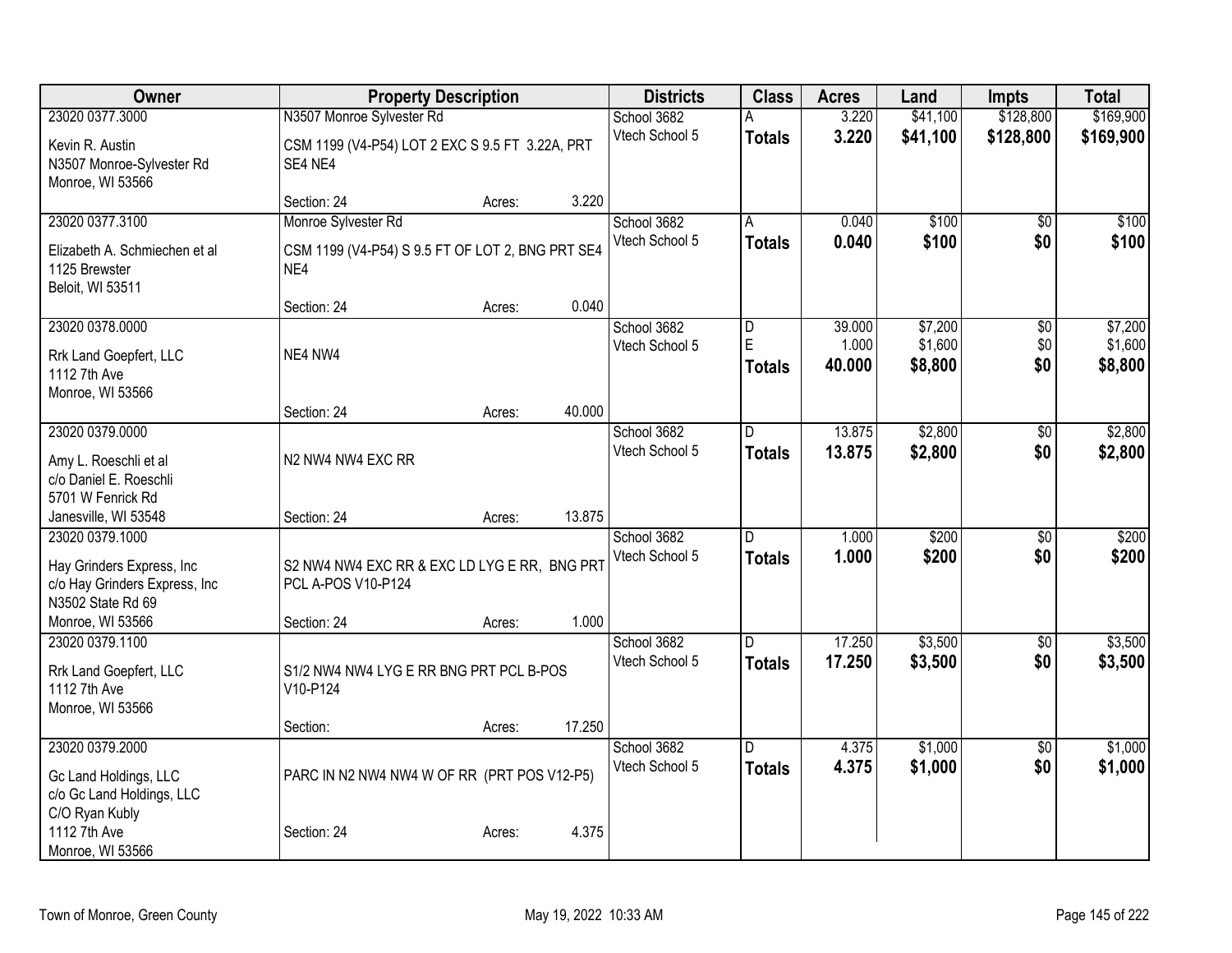| Owner | Property Description | | | Districts | Class | Acres | Land | Impts | Total |
|---|---|---|---|---|---|---|---|---|---|
| 23020 0377.3000 | N3507 Monroe Sylvester Rd | | | School 3682 | A | 3.220 | $41,100 | $128,800 | $169,900 |
| Kevin R. Austin<br>N3507 Monroe-Sylvester Rd<br>Monroe, WI 53566 | CSM 1199 (V4-P54) LOT 2 EXC S 9.5 FT 3.22A, PRT SE4 NE4 | | | Vtech School 5 | **Totals** | **3.220** | **$41,100** | **$128,800** | **$169,900** |
| | Section: 24 | Acres: | 3.220 | | | | | | |
| 23020 0377.3100 | Monroe Sylvester Rd | | | School 3682 | A | 0.040 | $100 | $0 | $100 |
| Elizabeth A. Schmiechen et al<br>1125 Brewster<br>Beloit, WI 53511 | CSM 1199 (V4-P54) S 9.5 FT OF LOT 2, BNG PRT SE4 NE4 | | | Vtech School 5 | **Totals** | **0.040** | **$100** | **$0** | **$100** |
| | Section: 24 | Acres: | 0.040 | | | | | | |
| 23020 0378.0000 | | | | School 3682 | D | 39.000 | $7,200 | $0 | $7,200 |
| Rrk Land Goepfert, LLC<br>1112 7th Ave<br>Monroe, WI 53566 | NE4 NW4 | | | Vtech School 5 | E | 1.000 | $1,600 | $0 | $1,600 |
| | | | | | **Totals** | **40.000** | **$8,800** | **$0** | **$8,800** |
| | Section: 24 | Acres: | 40.000 | | | | | | |
| 23020 0379.0000 | | | | School 3682 | D | 13.875 | $2,800 | $0 | $2,800 |
| Amy L. Roeschli et al<br>c/o Daniel E. Roeschli<br>5701 W Fenrick Rd<br>Janesville, WI 53548 | N2 NW4 NW4 EXC RR | | | Vtech School 5 | **Totals** | **13.875** | **$2,800** | **$0** | **$2,800** |
| | Section: 24 | Acres: | 13.875 | | | | | | |
| 23020 0379.1000 | | | | School 3682 | D | 1.000 | $200 | $0 | $200 |
| Hay Grinders Express, Inc<br>c/o Hay Grinders Express, Inc<br>N3502 State Rd 69<br>Monroe, WI 53566 | S2 NW4 NW4 EXC RR & EXC LD LYG E RR, BNG PRT PCL A-POS V10-P124 | | | Vtech School 5 | **Totals** | **1.000** | **$200** | **$0** | **$200** |
| | Section: 24 | Acres: | 1.000 | | | | | | |
| 23020 0379.1100 | | | | School 3682 | D | 17.250 | $3,500 | $0 | $3,500 |
| Rrk Land Goepfert, LLC<br>1112 7th Ave<br>Monroe, WI 53566 | S1/2 NW4 NW4 LYG E RR BNG PRT PCL B-POS V10-P124 | | | Vtech School 5 | **Totals** | **17.250** | **$3,500** | **$0** | **$3,500** |
| | Section: | Acres: | 17.250 | | | | | | |
| 23020 0379.2000 | | | | School 3682 | D | 4.375 | $1,000 | $0 | $1,000 |
| Gc Land Holdings, LLC<br>c/o Gc Land Holdings, LLC<br>C/O Ryan Kubly<br>1112 7th Ave<br>Monroe, WI 53566 | PARC IN N2 NW4 NW4 W OF RR (PRT POS V12-P5) | | | Vtech School 5 | **Totals** | **4.375** | **$1,000** | **$0** | **$1,000** |
| | Section: 24 | Acres: | 4.375 | | | | | | |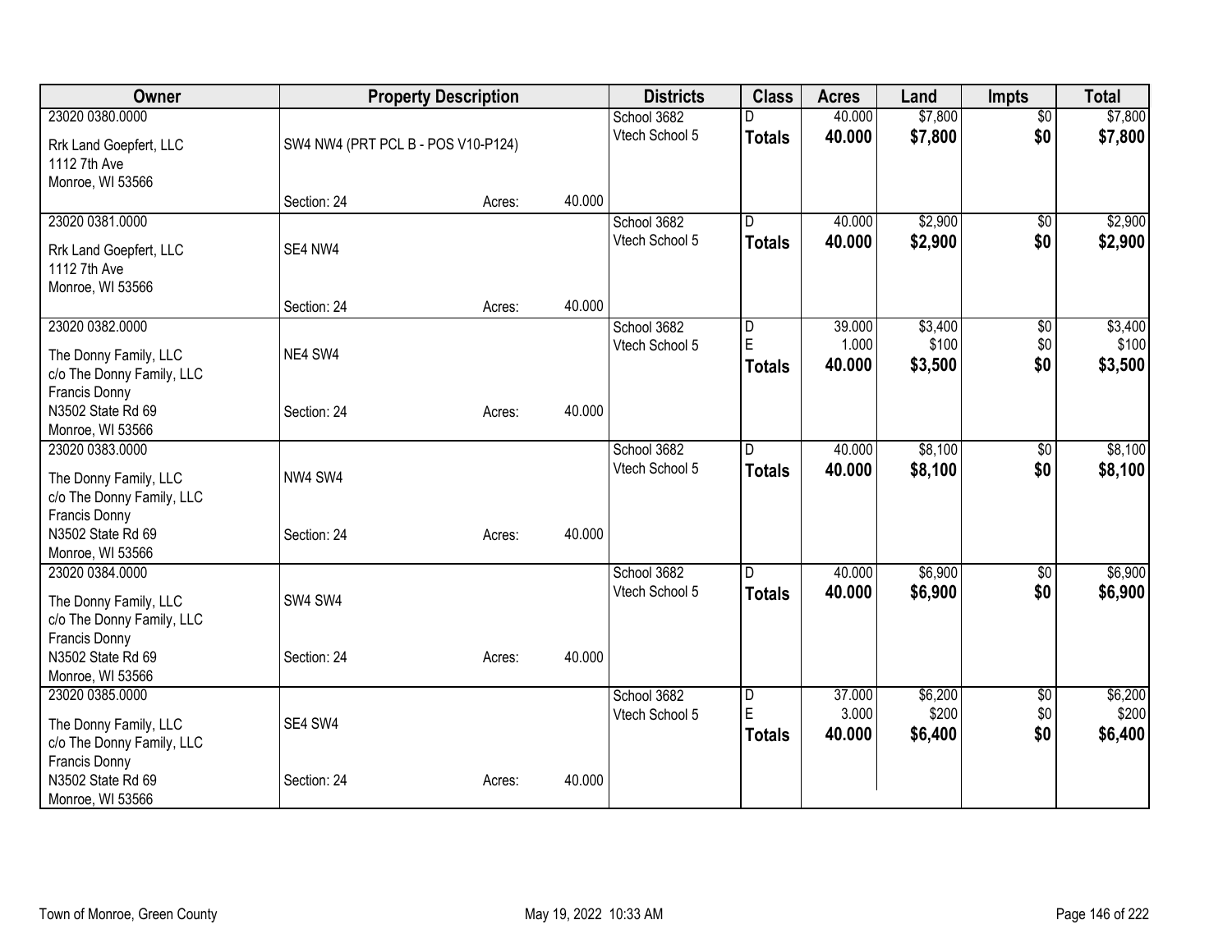| Owner | Property Description | | | Districts | Class | Acres | Land | Impts | Total |
|---|---|---|---|---|---|---|---|---|---|
| 23020 0380.0000<br>Rrk Land Goepfert, LLC<br>1112 7th Ave<br>Monroe, WI 53566 | SW4 NW4 (PRT PCL B - POS V10-P124)<br>Section: 24 | Acres: | 40.000 | School 3682<br>Vtech School 5 | D<br>**Totals** | 40.000<br>**40.000** | $7,800<br>**$7,800** | $0<br>**$0** | $7,800<br>**$7,800** |
| 23020 0381.0000<br>Rrk Land Goepfert, LLC<br>1112 7th Ave<br>Monroe, WI 53566 | SE4 NW4<br>Section: 24 | Acres: | 40.000 | School 3682<br>Vtech School 5 | D<br>**Totals** | 40.000<br>**40.000** | $2,900<br>**$2,900** | $0<br>**$0** | $2,900<br>**$2,900** |
| 23020 0382.0000<br>The Donny Family, LLC<br>c/o The Donny Family, LLC<br>Francis Donny<br>N3502 State Rd 69<br>Monroe, WI 53566 | NE4 SW4<br>Section: 24 | Acres: | 40.000 | School 3682<br>Vtech School 5 | D<br>E<br>**Totals** | 39.000<br>1.000<br>**40.000** | $3,400<br>$100<br>**$3,500** | $0<br>$0<br>**$0** | $3,400<br>$100<br>**$3,500** |
| 23020 0383.0000<br>The Donny Family, LLC<br>c/o The Donny Family, LLC<br>Francis Donny<br>N3502 State Rd 69<br>Monroe, WI 53566 | NW4 SW4<br>Section: 24 | Acres: | 40.000 | School 3682<br>Vtech School 5 | D<br>**Totals** | 40.000<br>**40.000** | $8,100<br>**$8,100** | $0<br>**$0** | $8,100<br>**$8,100** |
| 23020 0384.0000<br>The Donny Family, LLC<br>c/o The Donny Family, LLC<br>Francis Donny<br>N3502 State Rd 69<br>Monroe, WI 53566 | SW4 SW4<br>Section: 24 | Acres: | 40.000 | School 3682<br>Vtech School 5 | D<br>**Totals** | 40.000<br>**40.000** | $6,900<br>**$6,900** | $0<br>**$0** | $6,900<br>**$6,900** |
| 23020 0385.0000<br>The Donny Family, LLC<br>c/o The Donny Family, LLC<br>Francis Donny<br>N3502 State Rd 69<br>Monroe, WI 53566 | SE4 SW4<br>Section: 24 | Acres: | 40.000 | School 3682<br>Vtech School 5 | D<br>E<br>**Totals** | 37.000<br>3.000<br>**40.000** | $6,200<br>$200<br>**$6,400** | $0<br>$0<br>**$0** | $6,200<br>$200<br>**$6,400** |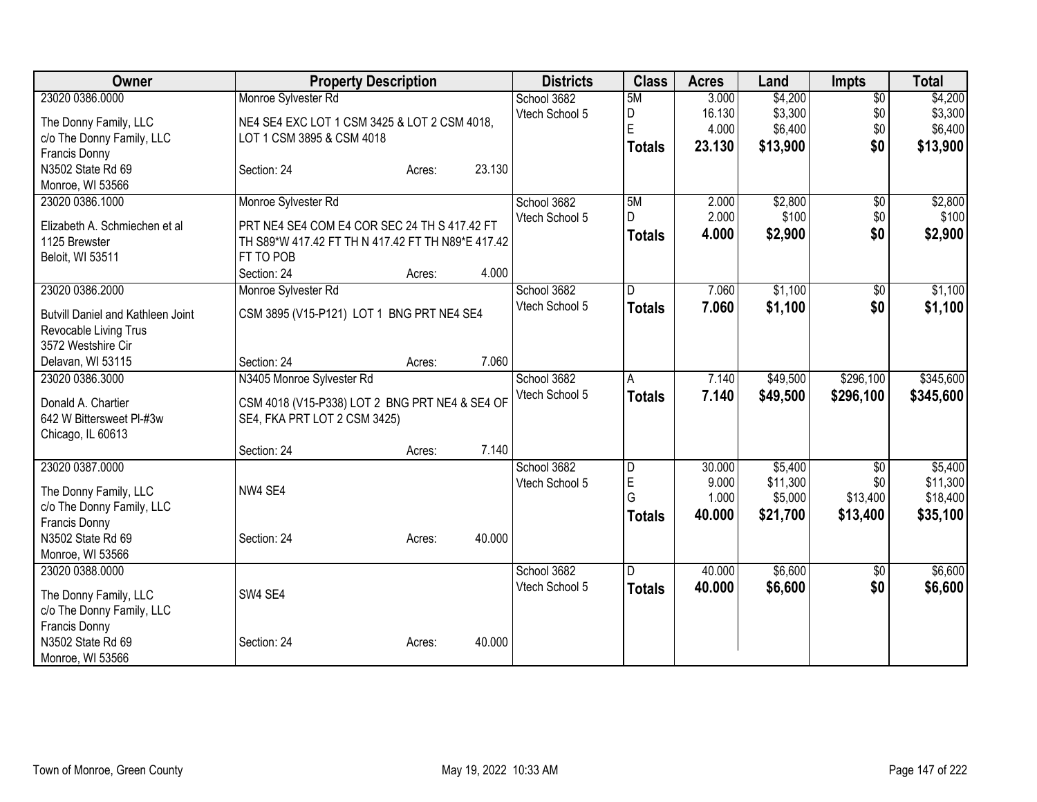| Owner | Property Description | | | Districts | Class | Acres | Land | Impts | Total |
|---|---|---|---|---|---|---|---|---|---|
| 23020 0386.0000 | Monroe Sylvester Rd | | | School 3682 | 5M | 3.000 | $4,200 | $0 | $4,200 |
| The Donny Family, LLC | NE4 SE4 EXC LOT 1 CSM 3425 & LOT 2 CSM 4018, | | | Vtech School 5 | D | 16.130 | $3,300 | $0 | $3,300 |
| c/o The Donny Family, LLC | LOT 1 CSM 3895 & CSM 4018 | | | | E | 4.000 | $6,400 | $0 | $6,400 |
| Francis Donny | | | | | **Totals** | **23.130** | **$13,900** | **$0** | **$13,900** |
| N3502 State Rd 69 | Section: 24 | Acres: | 23.130 | | | | | | |
| Monroe, WI 53566 | | | | | | | | | |
| 23020 0386.1000 | Monroe Sylvester Rd | | | School 3682 | 5M | 2.000 | $2,800 | $0 | $2,800 |
| Elizabeth A. Schmiechen et al | PRT NE4 SE4 COM E4 COR SEC 24 TH S 417.42 FT | | | Vtech School 5 | D | 2.000 | $100 | $0 | $100 |
| 1125 Brewster | TH S89*W 417.42 FT TH N 417.42 FT TH N89*E 417.42 | | | | **Totals** | **4.000** | **$2,900** | **$0** | **$2,900** |
| Beloit, WI 53511 | FT TO POB | | | | | | | | |
| | Section: 24 | Acres: | 4.000 | | | | | | |
| 23020 0386.2000 | Monroe Sylvester Rd | | | School 3682 | D | 7.060 | $1,100 | $0 | $1,100 |
| Butvill Daniel and Kathleen Joint | CSM 3895 (V15-P121) LOT 1 BNG PRT NE4 SE4 | | | Vtech School 5 | **Totals** | **7.060** | **$1,100** | **$0** | **$1,100** |
| Revocable Living Trus | | | | | | | | | |
| 3572 Westshire Cir | | | | | | | | | |
| Delavan, WI 53115 | Section: 24 | Acres: | 7.060 | | | | | | |
| 23020 0386.3000 | N3405 Monroe Sylvester Rd | | | School 3682 | A | 7.140 | $49,500 | $296,100 | $345,600 |
| Donald A. Chartier | CSM 4018 (V15-P338) LOT 2 BNG PRT NE4 & SE4 OF | | | Vtech School 5 | **Totals** | **7.140** | **$49,500** | **$296,100** | **$345,600** |
| 642 W Bittersweet Pl-#3w | SE4, FKA PRT LOT 2 CSM 3425) | | | | | | | | |
| Chicago, IL 60613 | | | | | | | | | |
| | Section: 24 | Acres: | 7.140 | | | | | | |
| 23020 0387.0000 | | | | School 3682 | D | 30.000 | $5,400 | $0 | $5,400 |
| The Donny Family, LLC | NW4 SE4 | | | Vtech School 5 | E | 9.000 | $11,300 | $0 | $11,300 |
| c/o The Donny Family, LLC | | | | | G | 1.000 | $5,000 | $13,400 | $18,400 |
| Francis Donny | | | | | **Totals** | **40.000** | **$21,700** | **$13,400** | **$35,100** |
| N3502 State Rd 69 | Section: 24 | Acres: | 40.000 | | | | | | |
| Monroe, WI 53566 | | | | | | | | | |
| 23020 0388.0000 | | | | School 3682 | D | 40.000 | $6,600 | $0 | $6,600 |
| The Donny Family, LLC | SW4 SE4 | | | Vtech School 5 | **Totals** | **40.000** | **$6,600** | **$0** | **$6,600** |
| c/o The Donny Family, LLC | | | | | | | | | |
| Francis Donny | | | | | | | | | |
| N3502 State Rd 69 | Section: 24 | Acres: | 40.000 | | | | | | |
| Monroe, WI 53566 | | | | | | | | | |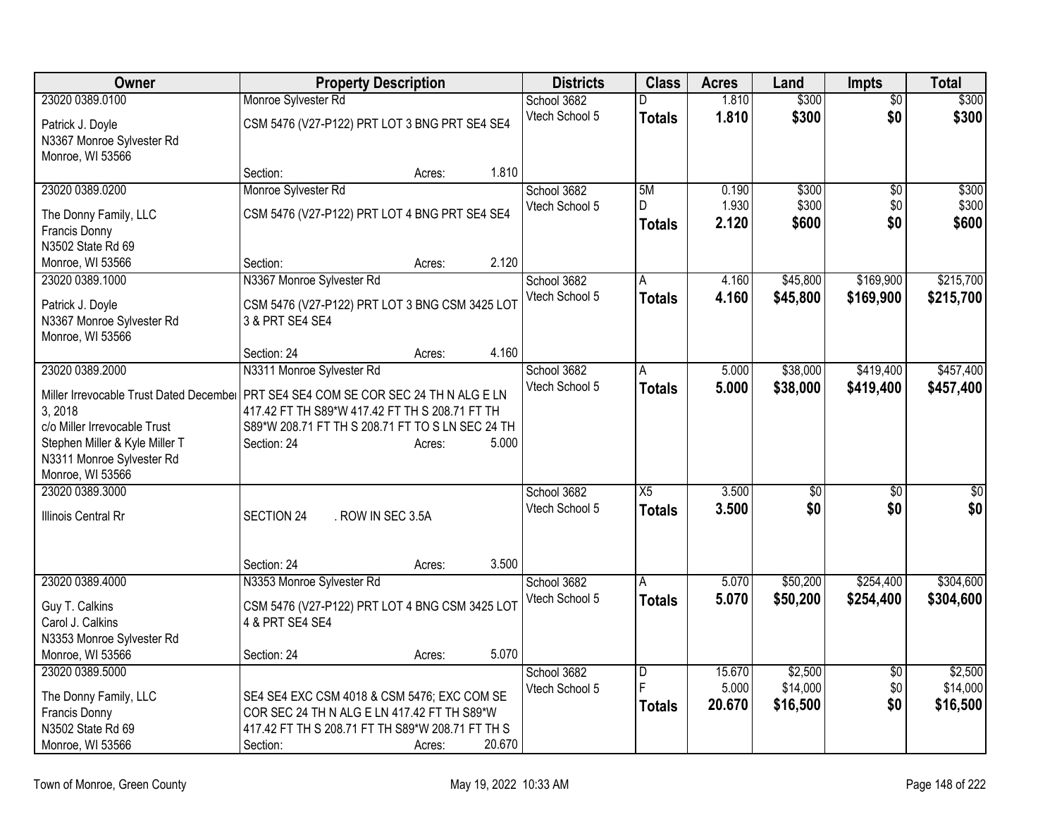| Owner | Property Description | Districts | Class | Acres | Land | Impts | Total |
|---|---|---|---|---|---|---|---|
| 23020 0389.0100<br>Patrick J. Doyle<br>N3367 Monroe Sylvester Rd<br>Monroe, WI 53566 | Monroe Sylvester Rd<br>CSM 5476 (V27-P122) PRT LOT 3 BNG PRT SE4 SE4<br>Section: Acres: 1.810 | School 3682<br>Vtech School 5 | D<br>**Totals** | 1.810<br>**1.810** | $300<br>**$300** | $0<br>**$0** | $300<br>**$300** |
| 23020 0389.0200<br>The Donny Family, LLC<br>Francis Donny<br>N3502 State Rd 69<br>Monroe, WI 53566 | Monroe Sylvester Rd<br>CSM 5476 (V27-P122) PRT LOT 4 BNG PRT SE4 SE4<br>Section: Acres: 2.120 | School 3682<br>Vtech School 5 | 5M<br>D<br>**Totals** | 0.190<br>1.930<br>**2.120** | $300<br>$300<br>**$600** | $0<br>$0<br>**$0** | $300<br>$300<br>**$600** |
| 23020 0389.1000<br>Patrick J. Doyle<br>N3367 Monroe Sylvester Rd<br>Monroe, WI 53566 | N3367 Monroe Sylvester Rd<br>CSM 5476 (V27-P122) PRT LOT 3 BNG CSM 3425 LOT 3 & PRT SE4 SE4<br>Section: 24 Acres: 4.160 | School 3682<br>Vtech School 5 | A<br>**Totals** | 4.160<br>**4.160** | $45,800<br>**$45,800** | $169,900<br>**$169,900** | $215,700<br>**$215,700** |
| 23020 0389.2000<br>Miller Irrevocable Trust Dated December 3, 2018<br>c/o Miller Irrevocable Trust<br>Stephen Miller & Kyle Miller T<br>N3311 Monroe Sylvester Rd<br>Monroe, WI 53566 | N3311 Monroe Sylvester Rd<br>PRT SE4 SE4 COM SE COR SEC 24 TH N ALG E LN 417.42 FT TH S89*W 417.42 FT TH S 208.71 FT TH S89*W 208.71 FT TH S 208.71 FT TO S LN SEC 24 TH<br>Section: 24 Acres: 5.000 | School 3682<br>Vtech School 5 | A<br>**Totals** | 5.000<br>**5.000** | $38,000<br>**$38,000** | $419,400<br>**$419,400** | $457,400<br>**$457,400** |
| 23020 0389.3000<br>Illinois Central Rr | SECTION 24 . ROW IN SEC 3.5A<br>Section: 24 Acres: 3.500 | School 3682<br>Vtech School 5 | X5<br>**Totals** | 3.500<br>**3.500** | $0<br>**$0** | $0<br>**$0** | $0<br>**$0** |
| 23020 0389.4000<br>Guy T. Calkins<br>Carol J. Calkins<br>N3353 Monroe Sylvester Rd<br>Monroe, WI 53566 | N3353 Monroe Sylvester Rd<br>CSM 5476 (V27-P122) PRT LOT 4 BNG CSM 3425 LOT 4 & PRT SE4 SE4<br>Section: 24 Acres: 5.070 | School 3682<br>Vtech School 5 | A<br>**Totals** | 5.070<br>**5.070** | $50,200<br>**$50,200** | $254,400<br>**$254,400** | $304,600<br>**$304,600** |
| 23020 0389.5000<br>The Donny Family, LLC<br>Francis Donny<br>N3502 State Rd 69<br>Monroe, WI 53566 | SE4 SE4 EXC CSM 4018 & CSM 5476; EXC COM SE COR SEC 24 TH N ALG E LN 417.42 FT TH S89*W 417.42 FT TH S 208.71 FT TH S89*W 208.71 FT TH S<br>Section: Acres: 20.670 | School 3682<br>Vtech School 5 | D<br>F<br>**Totals** | 15.670<br>5.000<br>**20.670** | $2,500<br>$14,000<br>**$16,500** | $0<br>$0<br>**$0** | $2,500<br>$14,000<br>**$16,500** |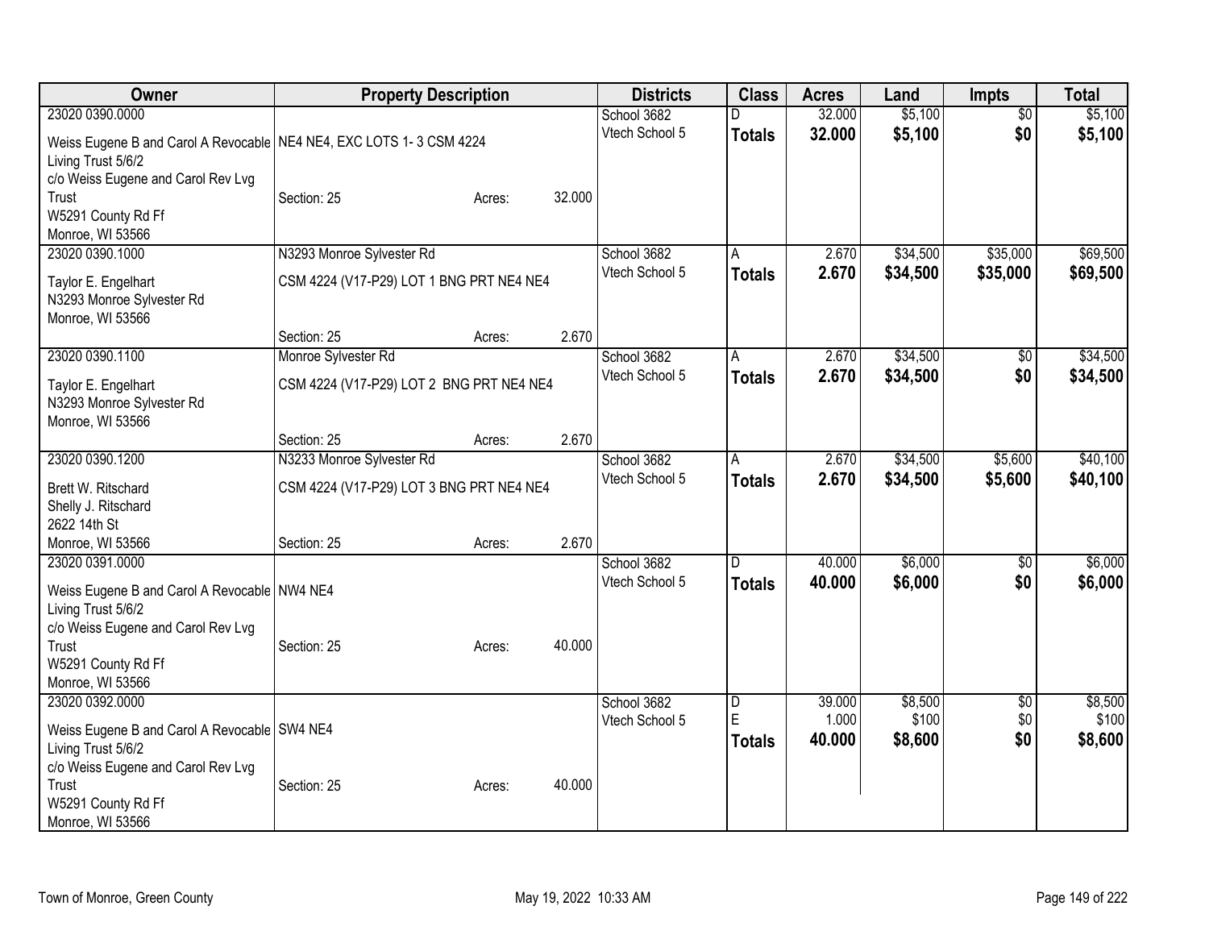| Owner | Property Description | Districts | Class | Acres | Land | Impts | Total |
|---|---|---|---|---|---|---|---|
| 23020 0390.0000<br>Weiss Eugene B and Carol A Revocable Living Trust 5/6/2<br>c/o Weiss Eugene and Carol Rev Lvg Trust<br>W5291 County Rd Ff<br>Monroe, WI 53566 | NE4 NE4, EXC LOTS 1- 3 CSM 4224<br>Section: 25 Acres: 32.000 | School 3682<br>Vtech School 5 | D<br>**Totals** | 32.000<br>**32.000** | $5,100<br>**$5,100** | $0<br>**$0** | $5,100<br>**$5,100** |
| 23020 0390.1000<br>Taylor E. Engelhart<br>N3293 Monroe Sylvester Rd<br>Monroe, WI 53566 | N3293 Monroe Sylvester Rd<br>CSM 4224 (V17-P29) LOT 1 BNG PRT NE4 NE4<br>Section: 25 Acres: 2.670 | School 3682<br>Vtech School 5 | A<br>**Totals** | 2.670<br>**2.670** | $34,500<br>**$34,500** | $35,000<br>**$35,000** | $69,500<br>**$69,500** |
| 23020 0390.1100<br>Taylor E. Engelhart<br>N3293 Monroe Sylvester Rd<br>Monroe, WI 53566 | Monroe Sylvester Rd<br>CSM 4224 (V17-P29) LOT 2 BNG PRT NE4 NE4<br>Section: 25 Acres: 2.670 | School 3682<br>Vtech School 5 | A<br>**Totals** | 2.670<br>**2.670** | $34,500<br>**$34,500** | $0<br>**$0** | $34,500<br>**$34,500** |
| 23020 0390.1200<br>Brett W. Ritschard<br>Shelly J. Ritschard<br>2622 14th St<br>Monroe, WI 53566 | N3233 Monroe Sylvester Rd<br>CSM 4224 (V17-P29) LOT 3 BNG PRT NE4 NE4<br>Section: 25 Acres: 2.670 | School 3682<br>Vtech School 5 | A<br>**Totals** | 2.670<br>**2.670** | $34,500<br>**$34,500** | $5,600<br>**$5,600** | $40,100<br>**$40,100** |
| 23020 0391.0000<br>Weiss Eugene B and Carol A Revocable Living Trust 5/6/2<br>c/o Weiss Eugene and Carol Rev Lvg Trust<br>W5291 County Rd Ff<br>Monroe, WI 53566 | NW4 NE4<br>Section: 25 Acres: 40.000 | School 3682<br>Vtech School 5 | D<br>**Totals** | 40.000<br>**40.000** | $6,000<br>**$6,000** | $0<br>**$0** | $6,000<br>**$6,000** |
| 23020 0392.0000<br>Weiss Eugene B and Carol A Revocable Living Trust 5/6/2<br>c/o Weiss Eugene and Carol Rev Lvg Trust<br>W5291 County Rd Ff<br>Monroe, WI 53566 | SW4 NE4<br>Section: 25 Acres: 40.000 | School 3682<br>Vtech School 5 | D<br>E<br>**Totals** | 39.000<br>1.000<br>**40.000** | $8,500<br>$100<br>**$8,600** | $0<br>$0<br>**$0** | $8,500<br>$100<br>**$8,600** |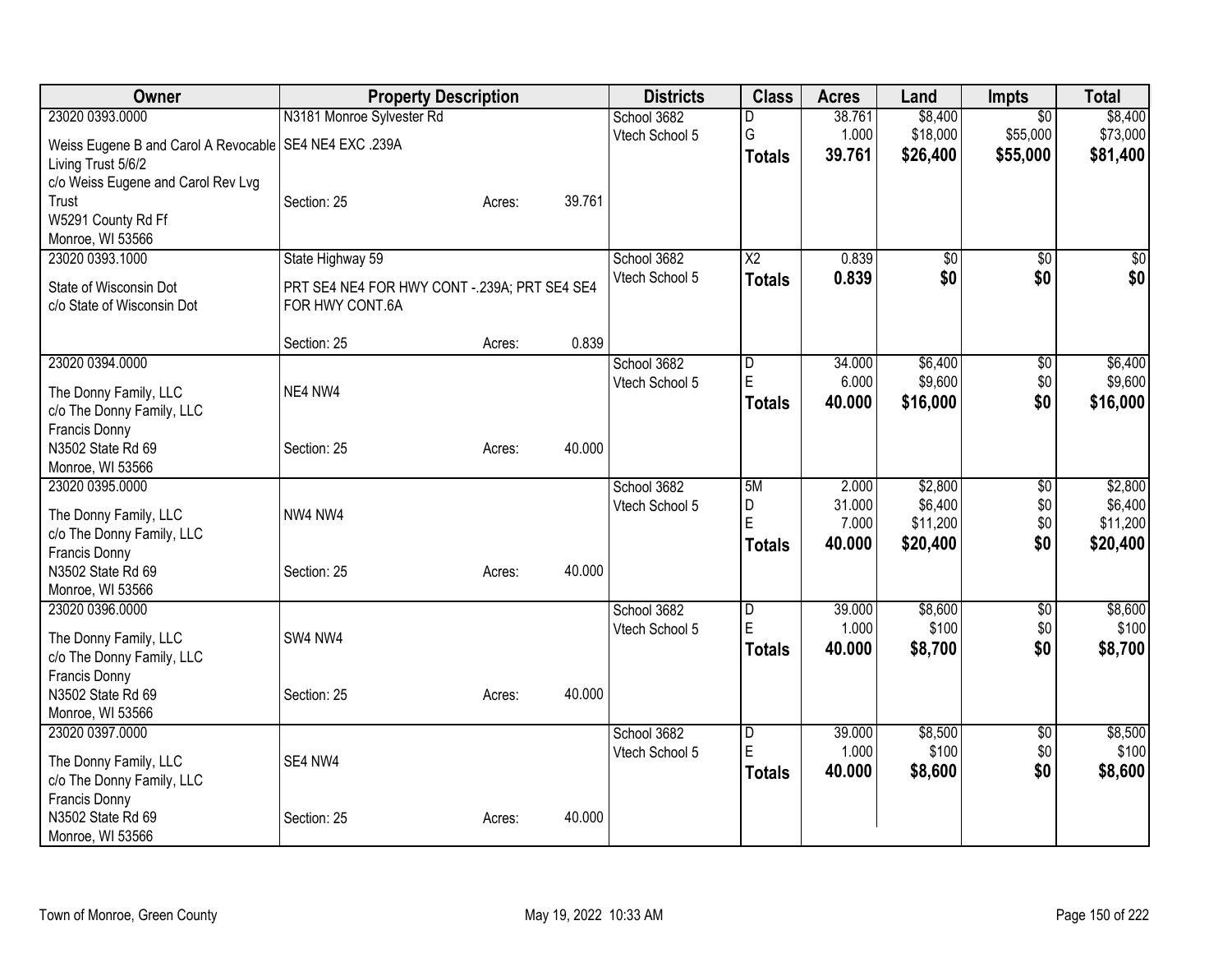| Owner | Property Description | | | Districts | Class | Acres | Land | Impts | Total |
|---|---|---|---|---|---|---|---|---|---|
| 23020 0393.0000 | N3181 Monroe Sylvester Rd | | | School 3682 | D | 38.761 | $8,400 | $0 | $8,400 |
| Weiss Eugene B and Carol A Revocable Living Trust 5/6/2 | SE4 NE4 EXC .239A | | | Vtech School 5 | G | 1.000 | $18,000 | $55,000 | $73,000 |
| c/o Weiss Eugene and Carol Rev Lvg Trust | | | | | **Totals** | **39.761** | **$26,400** | **$55,000** | **$81,400** |
| W5291 County Rd Ff | Section: 25 | Acres: | 39.761 | | | | | | |
| Monroe, WI 53566 | | | | | | | | | |
| 23020 0393.1000 | State Highway 59 | | | School 3682 | X2 | 0.839 | $0 | $0 | $0 |
| State of Wisconsin Dot | PRT SE4 NE4 FOR HWY CONT -.239A; PRT SE4 SE4 FOR HWY CONT.6A | | | Vtech School 5 | **Totals** | **0.839** | **$0** | **$0** | **$0** |
| c/o State of Wisconsin Dot | Section: 25 | Acres: | 0.839 | | | | | | |
| 23020 0394.0000 | | | | School 3682 | D | 34.000 | $6,400 | $0 | $6,400 |
| The Donny Family, LLC | NE4 NW4 | | | Vtech School 5 | E | 6.000 | $9,600 | $0 | $9,600 |
| c/o The Donny Family, LLC | | | | | **Totals** | **40.000** | **$16,000** | **$0** | **$16,000** |
| Francis Donny | | | | | | | | | |
| N3502 State Rd 69 | Section: 25 | Acres: | 40.000 | | | | | | |
| Monroe, WI 53566 | | | | | | | | | |
| 23020 0395.0000 | | | | School 3682 | 5M | 2.000 | $2,800 | $0 | $2,800 |
| The Donny Family, LLC | NW4 NW4 | | | Vtech School 5 | D | 31.000 | $6,400 | $0 | $6,400 |
| c/o The Donny Family, LLC | | | | | E | 7.000 | $11,200 | $0 | $11,200 |
| Francis Donny | | | | | **Totals** | **40.000** | **$20,400** | **$0** | **$20,400** |
| N3502 State Rd 69 | Section: 25 | Acres: | 40.000 | | | | | | |
| Monroe, WI 53566 | | | | | | | | | |
| 23020 0396.0000 | | | | School 3682 | D | 39.000 | $8,600 | $0 | $8,600 |
| The Donny Family, LLC | SW4 NW4 | | | Vtech School 5 | E | 1.000 | $100 | $0 | $100 |
| c/o The Donny Family, LLC | | | | | **Totals** | **40.000** | **$8,700** | **$0** | **$8,700** |
| Francis Donny | | | | | | | | | |
| N3502 State Rd 69 | Section: 25 | Acres: | 40.000 | | | | | | |
| Monroe, WI 53566 | | | | | | | | | |
| 23020 0397.0000 | | | | School 3682 | D | 39.000 | $8,500 | $0 | $8,500 |
| The Donny Family, LLC | SE4 NW4 | | | Vtech School 5 | E | 1.000 | $100 | $0 | $100 |
| c/o The Donny Family, LLC | | | | | **Totals** | **40.000** | **$8,600** | **$0** | **$8,600** |
| Francis Donny | | | | | | | | | |
| N3502 State Rd 69 | Section: 25 | Acres: | 40.000 | | | | | | |
| Monroe, WI 53566 | | | | | | | | | |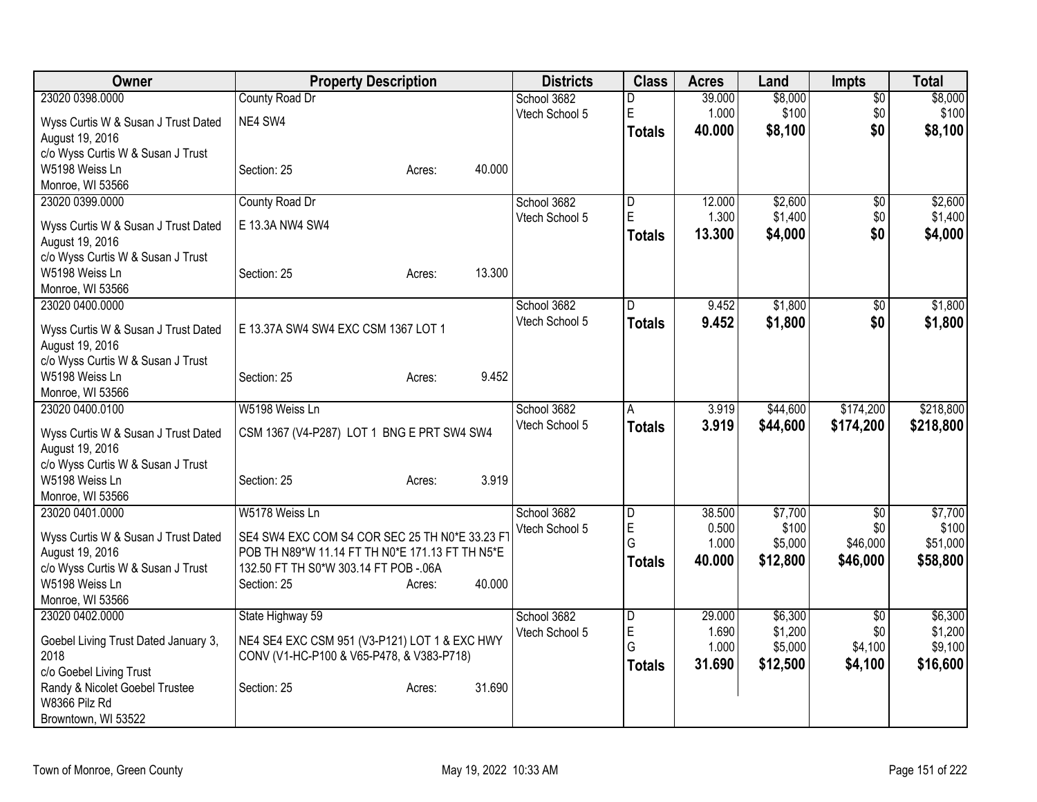| Owner | Property Description | | | Districts | Class | Acres | Land | Impts | Total |
|---|---|---|---|---|---|---|---|---|---|
| 23020 0398.0000 | County Road Dr | | | School 3682 | D | 39.000 | $8,000 | $0 | $8,000 |
| Wyss Curtis W & Susan J Trust Dated August 19, 2016 | NE4 SW4 | | | Vtech School 5 | E | 1.000 | $100 | $0 | $100 |
| c/o Wyss Curtis W & Susan J Trust | | | | | **Totals** | **40.000** | **$8,100** | **$0** | **$8,100** |
| W5198 Weiss Ln<br>Monroe, WI 53566 | Section: 25 | Acres: | 40.000 | | | | | | |
| 23020 0399.0000 | County Road Dr | | | School 3682 | D | 12.000 | $2,600 | $0 | $2,600 |
| Wyss Curtis W & Susan J Trust Dated August 19, 2016 | E 13.3A NW4 SW4 | | | Vtech School 5 | E | 1.300 | $1,400 | $0 | $1,400 |
| c/o Wyss Curtis W & Susan J Trust | | | | | **Totals** | **13.300** | **$4,000** | **$0** | **$4,000** |
| W5198 Weiss Ln<br>Monroe, WI 53566 | Section: 25 | Acres: | 13.300 | | | | | | |
| 23020 0400.0000 | | | | School 3682 | D | 9.452 | $1,800 | $0 | $1,800 |
| Wyss Curtis W & Susan J Trust Dated August 19, 2016<br>c/o Wyss Curtis W & Susan J Trust | E 13.37A SW4 SW4 EXC CSM 1367 LOT 1 | | | Vtech School 5 | **Totals** | **9.452** | **$1,800** | **$0** | **$1,800** |
| W5198 Weiss Ln<br>Monroe, WI 53566 | Section: 25 | Acres: | 9.452 | | | | | | |
| 23020 0400.0100 | W5198 Weiss Ln | | | School 3682 | A | 3.919 | $44,600 | $174,200 | $218,800 |
| Wyss Curtis W & Susan J Trust Dated August 19, 2016<br>c/o Wyss Curtis W & Susan J Trust | CSM 1367 (V4-P287) LOT 1 BNG E PRT SW4 SW4 | | | Vtech School 5 | **Totals** | **3.919** | **$44,600** | **$174,200** | **$218,800** |
| W5198 Weiss Ln<br>Monroe, WI 53566 | Section: 25 | Acres: | 3.919 | | | | | | |
| 23020 0401.0000 | W5178 Weiss Ln | | | School 3682 | D | 38.500 | $7,700 | $0 | $7,700 |
| Wyss Curtis W & Susan J Trust Dated August 19, 2016 | SE4 SW4 EXC COM S4 COR SEC 25 TH N0*E 33.23 FT POB TH N89*W 11.14 FT TH N0*E 171.13 FT TH N5*E 132.50 FT TH S0*W 303.14 FT POB -.06A | | | Vtech School 5 | E | 0.500 | $100 | $0 | $100 |
| c/o Wyss Curtis W & Susan J Trust | | | | | G | 1.000 | $5,000 | $46,000 | $51,000 |
| | | | | | **Totals** | **40.000** | **$12,800** | **$46,000** | **$58,800** |
| W5198 Weiss Ln<br>Monroe, WI 53566 | Section: 25 | Acres: | 40.000 | | | | | | |
| 23020 0402.0000 | State Highway 59 | | | School 3682 | D | 29.000 | $6,300 | $0 | $6,300 |
| Goebel Living Trust Dated January 3, 2018 | NE4 SE4 EXC CSM 951 (V3-P121) LOT 1 & EXC HWY CONV (V1-HC-P100 & V65-P478, & V383-P718) | | | Vtech School 5 | E | 1.690 | $1,200 | $0 | $1,200 |
| c/o Goebel Living Trust | | | | | G | 1.000 | $5,000 | $4,100 | $9,100 |
| | | | | | **Totals** | **31.690** | **$12,500** | **$4,100** | **$16,600** |
| Randy & Nicolet Goebel Trustee<br>W8366 Pilz Rd<br>Browntown, WI 53522 | Section: 25 | Acres: | 31.690 | | | | | | |

Town of Monroe, Green County

May 19, 2022 10:33 AM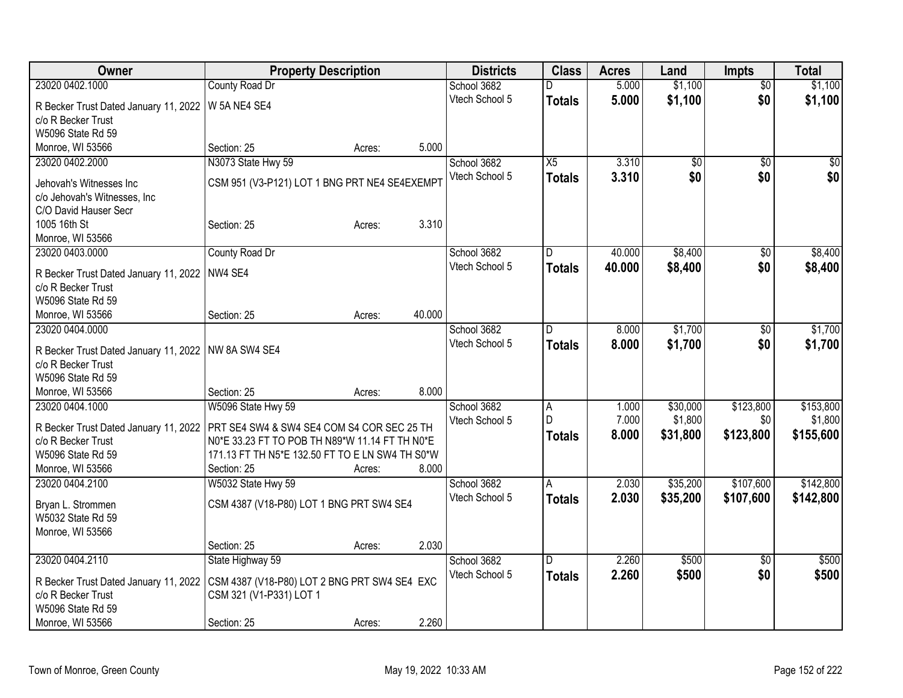| Owner | Property Description | | | Districts | Class | Acres | Land | Impts | Total |
|---|---|---|---|---|---|---|---|---|---|
| 23020 0402.1000 | County Road Dr | | | School 3682 | D | 5.000 | $1,100 | $0 | $1,100 |
| R Becker Trust Dated January 11, 2022 | W 5A NE4 SE4 | | | Vtech School 5 | **Totals** | **5.000** | **$1,100** | **$0** | **$1,100** |
| c/o R Becker Trust | | | | | | | | | |
| W5096 State Rd 59 | | | | | | | | | |
| Monroe, WI 53566 | Section: 25 | Acres: | 5.000 | | | | | | |
| 23020 0402.2000 | N3073 State Hwy 59 | | | School 3682 | X5 | 3.310 | $0 | $0 | $0 |
| Jehovah's Witnesses Inc | CSM 951 (V3-P121) LOT 1 BNG PRT NE4 SE4EXEMPT | | | Vtech School 5 | **Totals** | **3.310** | **$0** | **$0** | **$0** |
| c/o Jehovah's Witnesses, Inc | | | | | | | | | |
| C/O David Hauser Secr | | | | | | | | | |
| 1005 16th St | Section: 25 | Acres: | 3.310 | | | | | | |
| Monroe, WI 53566 | | | | | | | | | |
| 23020 0403.0000 | County Road Dr | | | School 3682 | D | 40.000 | $8,400 | $0 | $8,400 |
| R Becker Trust Dated January 11, 2022 | NW4 SE4 | | | Vtech School 5 | **Totals** | **40.000** | **$8,400** | **$0** | **$8,400** |
| c/o R Becker Trust | | | | | | | | | |
| W5096 State Rd 59 | | | | | | | | | |
| Monroe, WI 53566 | Section: 25 | Acres: | 40.000 | | | | | | |
| 23020 0404.0000 | | | | School 3682 | D | 8.000 | $1,700 | $0 | $1,700 |
| R Becker Trust Dated January 11, 2022 | NW 8A SW4 SE4 | | | Vtech School 5 | **Totals** | **8.000** | **$1,700** | **$0** | **$1,700** |
| c/o R Becker Trust | | | | | | | | | |
| W5096 State Rd 59 | | | | | | | | | |
| Monroe, WI 53566 | Section: 25 | Acres: | 8.000 | | | | | | |
| 23020 0404.1000 | W5096 State Hwy 59 | | | School 3682 | A | 1.000 | $30,000 | $123,800 | $153,800 |
| R Becker Trust Dated January 11, 2022 | PRT SE4 SW4 & SW4 SE4 COM S4 COR SEC 25 TH | | | Vtech School 5 | D | 7.000 | $1,800 | $0 | $1,800 |
| c/o R Becker Trust | N0*E 33.23 FT TO POB TH N89*W 11.14 FT TH N0*E | | | | **Totals** | **8.000** | **$31,800** | **$123,800** | **$155,600** |
| W5096 State Rd 59 | 171.13 FT TH N5*E 132.50 FT TO E LN SW4 TH S0*W | | | | | | | | |
| Monroe, WI 53566 | Section: 25 | Acres: | 8.000 | | | | | | |
| 23020 0404.2100 | W5032 State Hwy 59 | | | School 3682 | A | 2.030 | $35,200 | $107,600 | $142,800 |
| Bryan L. Strommen | CSM 4387 (V18-P80) LOT 1 BNG PRT SW4 SE4 | | | Vtech School 5 | **Totals** | **2.030** | **$35,200** | **$107,600** | **$142,800** |
| W5032 State Rd 59 | | | | | | | | | |
| Monroe, WI 53566 | | | | | | | | | |
| | Section: 25 | Acres: | 2.030 | | | | | | |
| 23020 0404.2110 | State Highway 59 | | | School 3682 | D | 2.260 | $500 | $0 | $500 |
| R Becker Trust Dated January 11, 2022 | CSM 4387 (V18-P80) LOT 2 BNG PRT SW4 SE4 EXC | | | Vtech School 5 | **Totals** | **2.260** | **$500** | **$0** | **$500** |
| c/o R Becker Trust | CSM 321 (V1-P331) LOT 1 | | | | | | | | |
| W5096 State Rd 59 | | | | | | | | | |
| Monroe, WI 53566 | Section: 25 | Acres: | 2.260 | | | | | | |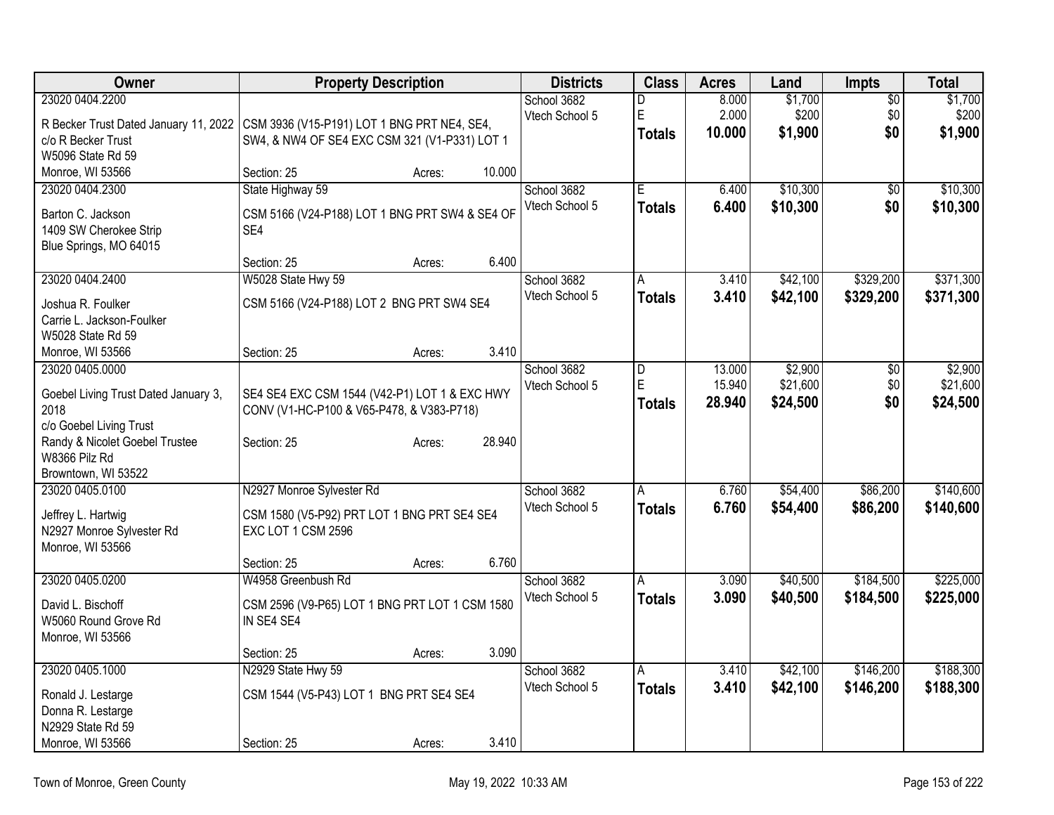| Owner | Property Description | Districts | Class | Acres | Land | Impts | Total |
|---|---|---|---|---|---|---|---|
| 23020 0404.2200<br>R Becker Trust Dated January 11, 2022<br>c/o R Becker Trust<br>W5096 State Rd 59<br>Monroe, WI 53566 | CSM 3936 (V15-P191) LOT 1 BNG PRT NE4, SE4, SW4, & NW4 OF SE4 EXC CSM 321 (V1-P331) LOT 1<br>Section: 25 Acres: 10.000 | School 3682<br>Vtech School 5 | D<br>E<br>**Totals** | 8.000<br>2.000<br>**10.000** | $1,700<br>$200<br>**$1,900** | $0<br>$0<br>**$0** | $1,700<br>$200<br>**$1,900** |
| 23020 0404.2300<br>Barton C. Jackson<br>1409 SW Cherokee Strip<br>Blue Springs, MO 64015 | State Highway 59<br>CSM 5166 (V24-P188) LOT 1 BNG PRT SW4 & SE4 OF SE4<br>Section: 25 Acres: 6.400 | School 3682<br>Vtech School 5 | E<br>**Totals** | 6.400<br>**6.400** | $10,300<br>**$10,300** | $0<br>**$0** | $10,300<br>**$10,300** |
| 23020 0404.2400<br>Joshua R. Foulker<br>Carrie L. Jackson-Foulker<br>W5028 State Rd 59<br>Monroe, WI 53566 | W5028 State Hwy 59<br>CSM 5166 (V24-P188) LOT 2 BNG PRT SW4 SE4<br>Section: 25 Acres: 3.410 | School 3682<br>Vtech School 5 | A<br>**Totals** | 3.410<br>**3.410** | $42,100<br>**$42,100** | $329,200<br>**$329,200** | $371,300<br>**$371,300** |
| 23020 0405.0000<br>Goebel Living Trust Dated January 3, 2018<br>c/o Goebel Living Trust<br>Randy & Nicolet Goebel Trustee<br>W8366 Pilz Rd<br>Browntown, WI 53522 | SE4 SE4 EXC CSM 1544 (V42-P1) LOT 1 & EXC HWY CONV (V1-HC-P100 & V65-P478, & V383-P718)<br>Section: 25 Acres: 28.940 | School 3682<br>Vtech School 5 | D<br>E<br>**Totals** | 13.000<br>15.940<br>**28.940** | $2,900<br>$21,600<br>**$24,500** | $0<br>$0<br>**$0** | $2,900<br>$21,600<br>**$24,500** |
| 23020 0405.0100<br>Jeffrey L. Hartwig<br>N2927 Monroe Sylvester Rd<br>Monroe, WI 53566 | N2927 Monroe Sylvester Rd<br>CSM 1580 (V5-P92) PRT LOT 1 BNG PRT SE4 SE4 EXC LOT 1 CSM 2596<br>Section: 25 Acres: 6.760 | School 3682<br>Vtech School 5 | A<br>**Totals** | 6.760<br>**6.760** | $54,400<br>**$54,400** | $86,200<br>**$86,200** | $140,600<br>**$140,600** |
| 23020 0405.0200<br>David L. Bischoff<br>W5060 Round Grove Rd<br>Monroe, WI 53566 | W4958 Greenbush Rd<br>CSM 2596 (V9-P65) LOT 1 BNG PRT LOT 1 CSM 1580 IN SE4 SE4<br>Section: 25 Acres: 3.090 | School 3682<br>Vtech School 5 | A<br>**Totals** | 3.090<br>**3.090** | $40,500<br>**$40,500** | $184,500<br>**$184,500** | $225,000<br>**$225,000** |
| 23020 0405.1000<br>Ronald J. Lestarge<br>Donna R. Lestarge<br>N2929 State Rd 59<br>Monroe, WI 53566 | N2929 State Hwy 59<br>CSM 1544 (V5-P43) LOT 1 BNG PRT SE4 SE4<br>Section: 25 Acres: 3.410 | School 3682<br>Vtech School 5 | A<br>**Totals** | 3.410<br>**3.410** | $42,100<br>**$42,100** | $146,200<br>**$146,200** | $188,300<br>**$188,300** |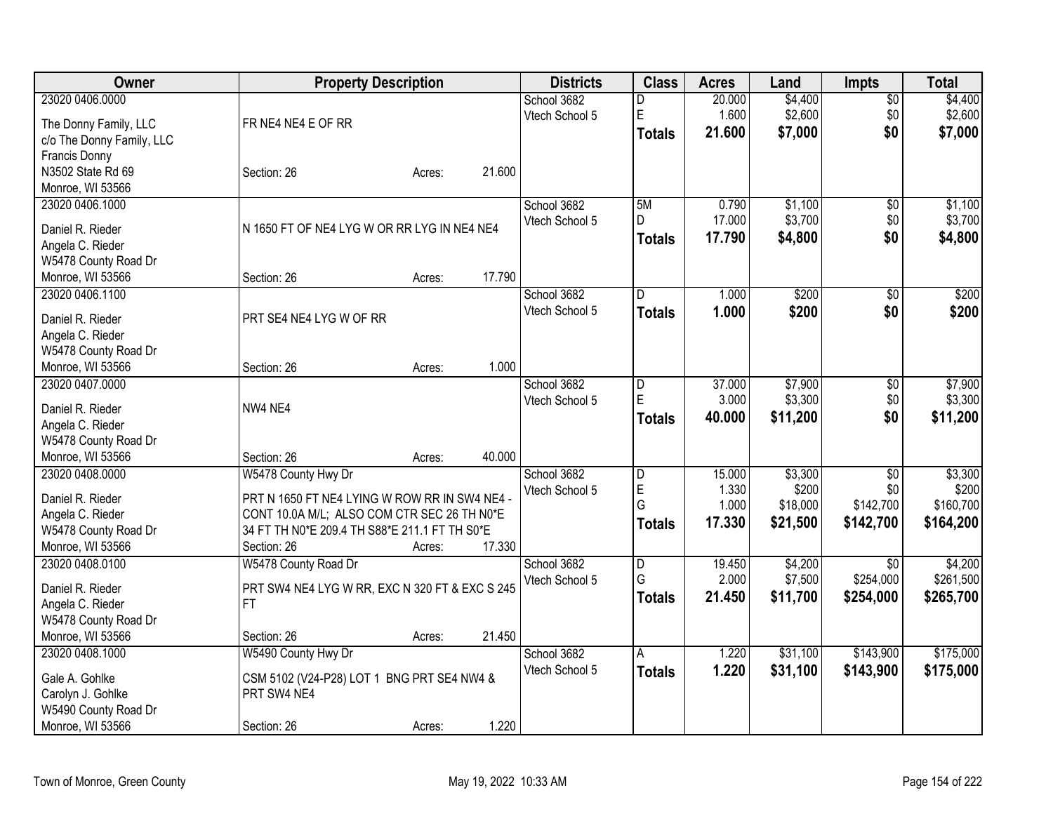| Owner | Property Description | Districts | Class | Acres | Land | Impts | Total |
|---|---|---|---|---|---|---|---|
| 23020 0406.0000<br>The Donny Family, LLC<br>c/o The Donny Family, LLC<br>Francis Donny<br>N3502 State Rd 69<br>Monroe, WI 53566 | FR NE4 NE4 E OF RR<br>Section: 26 Acres: 21.600 | School 3682<br>Vtech School 5 | D<br>E<br>**Totals** | 20.000<br>1.600<br>**21.600** | $4,400<br>$2,600<br>**$7,000** | $0<br>$0<br>**$0** | $4,400<br>$2,600<br>**$7,000** |
| 23020 0406.1000<br>Daniel R. Rieder<br>Angela C. Rieder<br>W5478 County Road Dr<br>Monroe, WI 53566 | N 1650 FT OF NE4 LYG W OR RR LYG IN NE4 NE4<br>Section: 26 Acres: 17.790 | School 3682<br>Vtech School 5 | 5M<br>D<br>**Totals** | 0.790<br>17.000<br>**17.790** | $1,100<br>$3,700<br>**$4,800** | $0<br>$0<br>**$0** | $1,100<br>$3,700<br>**$4,800** |
| 23020 0406.1100<br>Daniel R. Rieder<br>Angela C. Rieder<br>W5478 County Road Dr<br>Monroe, WI 53566 | PRT SE4 NE4 LYG W OF RR<br>Section: 26 Acres: 1.000 | School 3682<br>Vtech School 5 | D<br>**Totals** | 1.000<br>**1.000** | $200<br>**$200** | $0<br>**$0** | $200<br>**$200** |
| 23020 0407.0000<br>Daniel R. Rieder<br>Angela C. Rieder<br>W5478 County Road Dr<br>Monroe, WI 53566 | NW4 NE4<br>Section: 26 Acres: 40.000 | School 3682<br>Vtech School 5 | D<br>E<br>**Totals** | 37.000<br>3.000<br>**40.000** | $7,900<br>$3,300<br>**$11,200** | $0<br>$0<br>**$0** | $7,900<br>$3,300<br>**$11,200** |
| 23020 0408.0000<br>Daniel R. Rieder<br>Angela C. Rieder<br>W5478 County Road Dr<br>Monroe, WI 53566 | W5478 County Hwy Dr<br>PRT N 1650 FT NE4 LYING W ROW RR IN SW4 NE4 - CONT 10.0A M/L; ALSO COM CTR SEC 26 TH N0*E 34 FT TH N0*E 209.4 TH S88*E 211.1 FT TH S0*E<br>Section: 26 Acres: 17.330 | School 3682<br>Vtech School 5 | D<br>E<br>G<br>**Totals** | 15.000<br>1.330<br>1.000<br>**17.330** | $3,300<br>$200<br>$18,000<br>**$21,500** | $0<br>$0<br>$142,700<br>**$142,700** | $3,300<br>$200<br>$160,700<br>**$164,200** |
| 23020 0408.0100<br>Daniel R. Rieder<br>Angela C. Rieder<br>W5478 County Road Dr<br>Monroe, WI 53566 | W5478 County Road Dr<br>PRT SW4 NE4 LYG W RR, EXC N 320 FT & EXC S 245 FT<br>Section: 26 Acres: 21.450 | School 3682<br>Vtech School 5 | D<br>G<br>**Totals** | 19.450<br>2.000<br>**21.450** | $4,200<br>$7,500<br>**$11,700** | $0<br>$254,000<br>**$254,000** | $4,200<br>$261,500<br>**$265,700** |
| 23020 0408.1000<br>Gale A. Gohlke<br>Carolyn J. Gohlke<br>W5490 County Road Dr<br>Monroe, WI 53566 | W5490 County Hwy Dr<br>CSM 5102 (V24-P28) LOT 1 BNG PRT SE4 NW4 & PRT SW4 NE4<br>Section: 26 Acres: 1.220 | School 3682<br>Vtech School 5 | A<br>**Totals** | 1.220<br>**1.220** | $31,100<br>**$31,100** | $143,900<br>**$143,900** | $175,000<br>**$175,000** |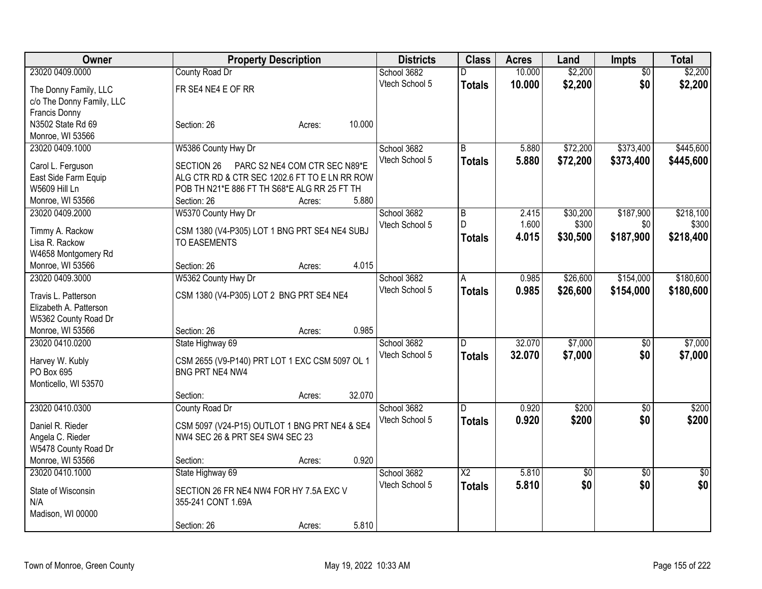| Owner | Property Description | Districts | Class | Acres | Land | Impts | Total |
|---|---|---|---|---|---|---|---|
| 23020 0409.0000<br>The Donny Family, LLC<br>c/o The Donny Family, LLC<br>Francis Donny<br>N3502 State Rd 69<br>Monroe, WI 53566 | County Road Dr<br>FR SE4 NE4 E OF RR<br>Section: 26 Acres: 10.000 | School 3682<br>Vtech School 5 | D<br>**Totals** | 10.000<br>**10.000** | $2,200<br>**$2,200** | $0<br>**$0** | $2,200<br>**$2,200** |
| 23020 0409.1000<br>Carol L. Ferguson<br>East Side Farm Equip<br>W5609 Hill Ln<br>Monroe, WI 53566 | W5386 County Hwy Dr<br>SECTION 26 PARC S2 NE4 COM CTR SEC N89*E ALG CTR RD & CTR SEC 1202.6 FT TO E LN RR ROW POB TH N21*E 886 FT TH S68*E ALG RR 25 FT TH<br>Section: 26 Acres: 5.880 | School 3682<br>Vtech School 5 | B<br>**Totals** | 5.880<br>**5.880** | $72,200<br>**$72,200** | $373,400<br>**$373,400** | $445,600<br>**$445,600** |
| 23020 0409.2000<br>Timmy A. Rackow<br>Lisa R. Rackow<br>W4658 Montgomery Rd<br>Monroe, WI 53566 | W5370 County Hwy Dr<br>CSM 1380 (V4-P305) LOT 1 BNG PRT SE4 NE4 SUBJ TO EASEMENTS<br>Section: 26 Acres: 4.015 | School 3682<br>Vtech School 5 | B<br>D<br>**Totals** | 2.415<br>1.600<br>**4.015** | $30,200<br>$300<br>**$30,500** | $187,900<br>$0<br>**$187,900** | $218,100<br>$300<br>**$218,400** |
| 23020 0409.3000<br>Travis L. Patterson<br>Elizabeth A. Patterson<br>W5362 County Road Dr<br>Monroe, WI 53566 | W5362 County Hwy Dr<br>CSM 1380 (V4-P305) LOT 2 BNG PRT SE4 NE4<br>Section: 26 Acres: 0.985 | School 3682<br>Vtech School 5 | A<br>**Totals** | 0.985<br>**0.985** | $26,600<br>**$26,600** | $154,000<br>**$154,000** | $180,600<br>**$180,600** |
| 23020 0410.0200<br>Harvey W. Kubly<br>PO Box 695<br>Monticello, WI 53570 | State Highway 69<br>CSM 2655 (V9-P140) PRT LOT 1 EXC CSM 5097 OL 1 BNG PRT NE4 NW4<br>Section: Acres: 32.070 | School 3682<br>Vtech School 5 | D<br>**Totals** | 32.070<br>**32.070** | $7,000<br>**$7,000** | $0<br>**$0** | $7,000<br>**$7,000** |
| 23020 0410.0300<br>Daniel R. Rieder<br>Angela C. Rieder<br>W5478 County Road Dr<br>Monroe, WI 53566 | County Road Dr<br>CSM 5097 (V24-P15) OUTLOT 1 BNG PRT NE4 & SE4 NW4 SEC 26 & PRT SE4 SW4 SEC 23<br>Section: Acres: 0.920 | School 3682<br>Vtech School 5 | D<br>**Totals** | 0.920<br>**0.920** | $200<br>**$200** | $0<br>**$0** | $200<br>**$200** |
| 23020 0410.1000<br>State of Wisconsin<br>N/A<br>Madison, WI 00000 | State Highway 69<br>SECTION 26 FR NE4 NW4 FOR HY 7.5A EXC V 355-241 CONT 1.69A<br>Section: 26 Acres: 5.810 | School 3682<br>Vtech School 5 | X2<br>**Totals** | 5.810<br>**5.810** | $0<br>**$0** | $0<br>**$0** | $0<br>**$0** |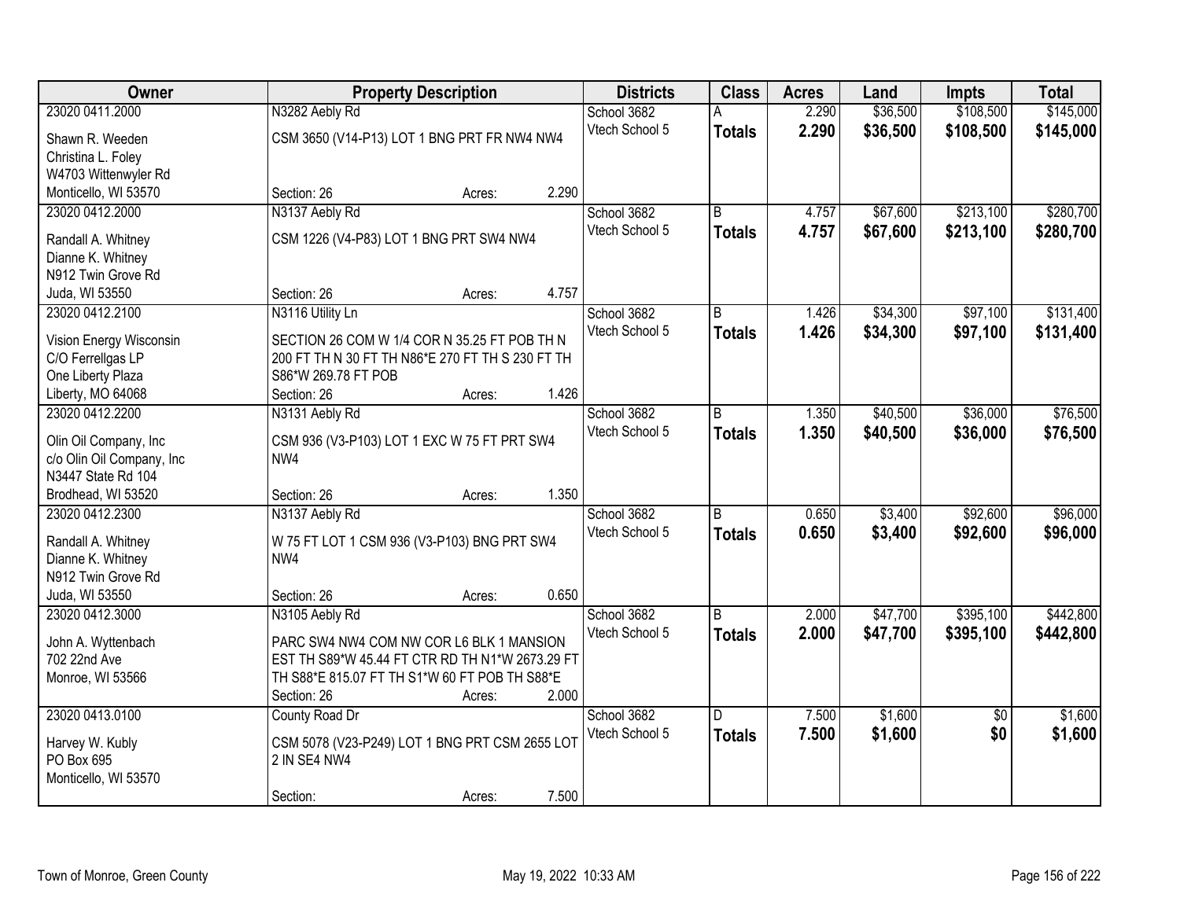| Owner | Property Description | Districts | Class | Acres | Land | Impts | Total |
|---|---|---|---|---|---|---|---|
| 23020 0411.2000<br>Shawn R. Weeden<br>Christina L. Foley<br>W4703 Wittenwyler Rd<br>Monticello, WI 53570 | N3282 Aebly Rd<br>CSM 3650 (V14-P13) LOT 1 BNG PRT FR NW4 NW4<br>Section: 26 Acres: 2.290 | School 3682<br>Vtech School 5 | A<br>**Totals** | 2.290<br>**2.290** | $36,500<br>**$36,500** | $108,500<br>**$108,500** | $145,000<br>**$145,000** |
| 23020 0412.2000<br>Randall A. Whitney<br>Dianne K. Whitney<br>N912 Twin Grove Rd<br>Juda, WI 53550 | N3137 Aebly Rd<br>CSM 1226 (V4-P83) LOT 1 BNG PRT SW4 NW4<br>Section: 26 Acres: 4.757 | School 3682<br>Vtech School 5 | B<br>**Totals** | 4.757<br>**4.757** | $67,600<br>**$67,600** | $213,100<br>**$213,100** | $280,700<br>**$280,700** |
| 23020 0412.2100<br>Vision Energy Wisconsin<br>C/O Ferrellgas LP<br>One Liberty Plaza<br>Liberty, MO 64068 | N3116 Utility Ln<br>SECTION 26 COM W 1/4 COR N 35.25 FT POB TH N 200 FT TH N 30 FT TH N86*E 270 FT TH S 230 FT TH S86*W 269.78 FT POB<br>Section: 26 Acres: 1.426 | School 3682<br>Vtech School 5 | B<br>**Totals** | 1.426<br>**1.426** | $34,300<br>**$34,300** | $97,100<br>**$97,100** | $131,400<br>**$131,400** |
| 23020 0412.2200<br>Olin Oil Company, Inc<br>c/o Olin Oil Company, Inc<br>N3447 State Rd 104<br>Brodhead, WI 53520 | N3131 Aebly Rd<br>CSM 936 (V3-P103) LOT 1 EXC W 75 FT PRT SW4 NW4<br>Section: 26 Acres: 1.350 | School 3682<br>Vtech School 5 | B<br>**Totals** | 1.350<br>**1.350** | $40,500<br>**$40,500** | $36,000<br>**$36,000** | $76,500<br>**$76,500** |
| 23020 0412.2300<br>Randall A. Whitney<br>Dianne K. Whitney<br>N912 Twin Grove Rd<br>Juda, WI 53550 | N3137 Aebly Rd<br>W 75 FT LOT 1 CSM 936 (V3-P103) BNG PRT SW4 NW4<br>Section: 26 Acres: 0.650 | School 3682<br>Vtech School 5 | B<br>**Totals** | 0.650<br>**0.650** | $3,400<br>**$3,400** | $92,600<br>**$92,600** | $96,000<br>**$96,000** |
| 23020 0412.3000<br>John A. Wyttenbach<br>702 22nd Ave<br>Monroe, WI 53566 | N3105 Aebly Rd<br>PARC SW4 NW4 COM NW COR L6 BLK 1 MANSION EST TH S89*W 45.44 FT CTR RD TH N1*W 2673.29 FT TH S88*E 815.07 FT TH S1*W 60 FT POB TH S88*E<br>Section: 26 Acres: 2.000 | School 3682<br>Vtech School 5 | B<br>**Totals** | 2.000<br>**2.000** | $47,700<br>**$47,700** | $395,100<br>**$395,100** | $442,800<br>**$442,800** |
| 23020 0413.0100<br>Harvey W. Kubly<br>PO Box 695<br>Monticello, WI 53570 | County Road Dr<br>CSM 5078 (V23-P249) LOT 1 BNG PRT CSM 2655 LOT 2 IN SE4 NW4<br>Section: Acres: 7.500 | School 3682<br>Vtech School 5 | D<br>**Totals** | 7.500<br>**7.500** | $1,600<br>**$1,600** | $0<br>**$0** | $1,600<br>**$1,600** |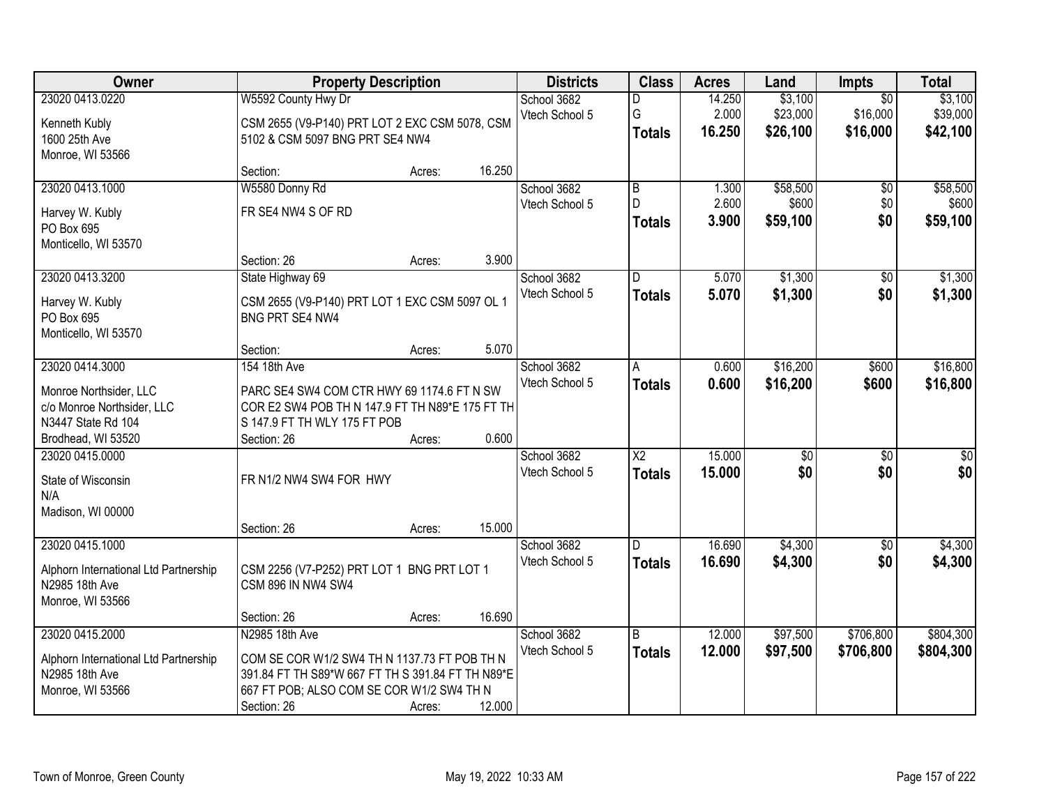| Owner | Property Description | Districts | Class | Acres | Land | Impts | Total |
|---|---|---|---|---|---|---|---|
| 23020 0413.0220<br>Kenneth Kubly<br>1600 25th Ave<br>Monroe, WI 53566 | W5592 County Hwy Dr<br>CSM 2655 (V9-P140) PRT LOT 2 EXC CSM 5078, CSM 5102 & CSM 5097 BNG PRT SE4 NW4<br>Section: Acres: 16.250 | School 3682<br>Vtech School 5 | D<br>G<br>**Totals** | 14.250<br>2.000<br>**16.250** | $3,100<br>$23,000<br>**$26,100** | $0<br>$16,000<br>**$16,000** | $3,100<br>$39,000<br>**$42,100** |
| 23020 0413.1000<br>Harvey W. Kubly<br>PO Box 695<br>Monticello, WI 53570 | W5580 Donny Rd<br>FR SE4 NW4 S OF RD<br>Section: 26 Acres: 3.900 | School 3682<br>Vtech School 5 | B<br>D<br>**Totals** | 1.300<br>2.600<br>**3.900** | $58,500<br>$600<br>**$59,100** | $0<br>$0<br>**$0** | $58,500<br>$600<br>**$59,100** |
| 23020 0413.3200<br>Harvey W. Kubly<br>PO Box 695<br>Monticello, WI 53570 | State Highway 69<br>CSM 2655 (V9-P140) PRT LOT 1 EXC CSM 5097 OL 1 BNG PRT SE4 NW4<br>Section: Acres: 5.070 | School 3682<br>Vtech School 5 | D<br>**Totals** | 5.070<br>**5.070** | $1,300<br>**$1,300** | $0<br>**$0** | $1,300<br>**$1,300** |
| 23020 0414.3000<br>Monroe Northsider, LLC<br>c/o Monroe Northsider, LLC<br>N3447 State Rd 104<br>Brodhead, WI 53520 | 154 18th Ave<br>PARC SE4 SW4 COM CTR HWY 69 1174.6 FT N SW COR E2 SW4 POB TH N 147.9 FT TH N89*E 175 FT TH S 147.9 FT TH WLY 175 FT POB<br>Section: 26 Acres: 0.600 | School 3682<br>Vtech School 5 | A<br>**Totals** | 0.600<br>**0.600** | $16,200<br>**$16,200** | $600<br>**$600** | $16,800<br>**$16,800** |
| 23020 0415.0000<br>State of Wisconsin<br>N/A<br>Madison, WI 00000 | FR N1/2 NW4 SW4 FOR HWY<br>Section: 26 Acres: 15.000 | School 3682<br>Vtech School 5 | X2<br>**Totals** | 15.000<br>**15.000** | $0<br>**$0** | $0<br>**$0** | $0<br>**$0** |
| 23020 0415.1000<br>Alphorn International Ltd Partnership<br>N2985 18th Ave<br>Monroe, WI 53566 | CSM 2256 (V7-P252) PRT LOT 1 BNG PRT LOT 1 CSM 896 IN NW4 SW4<br>Section: 26 Acres: 16.690 | School 3682<br>Vtech School 5 | D<br>**Totals** | 16.690<br>**16.690** | $4,300<br>**$4,300** | $0<br>**$0** | $4,300<br>**$4,300** |
| 23020 0415.2000<br>Alphorn International Ltd Partnership<br>N2985 18th Ave<br>Monroe, WI 53566 | N2985 18th Ave<br>COM SE COR W1/2 SW4 TH N 1137.73 FT POB TH N 391.84 FT TH S89*W 667 FT TH S 391.84 FT TH N89*E 667 FT POB; ALSO COM SE COR W1/2 SW4 TH N<br>Section: 26 Acres: 12.000 | School 3682<br>Vtech School 5 | B<br>**Totals** | 12.000<br>**12.000** | $97,500<br>**$97,500** | $706,800<br>**$706,800** | $804,300<br>**$804,300** |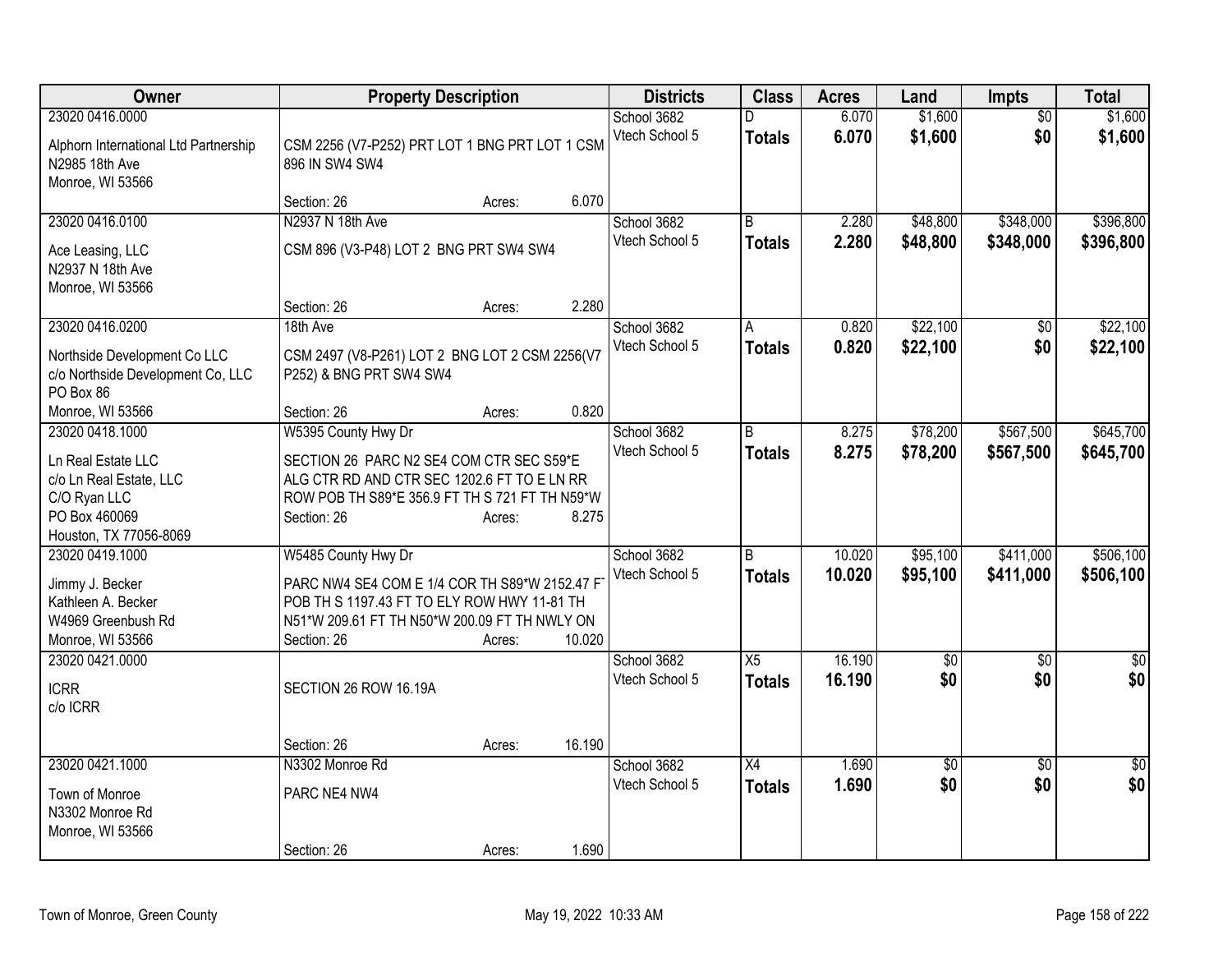| Owner | Property Description | Districts | Class | Acres | Land | Impts | Total |
|---|---|---|---|---|---|---|---|
| 23020 0416.0000 | | School 3682 | D | 6.070 | $1,600 | $0 | $1,600 |
| Alphorn International Ltd Partnership<br>N2985 18th Ave<br>Monroe, WI 53566 | CSM 2256 (V7-P252) PRT LOT 1 BNG PRT LOT 1 CSM 896 IN SW4 SW4<br>Section: 26 Acres: 6.070 | Vtech School 5 | **Totals** | **6.070** | **$1,600** | **$0** | **$1,600** |
| 23020 0416.0100 | N2937 N 18th Ave | School 3682 | B | 2.280 | $48,800 | $348,000 | $396,800 |
| Ace Leasing, LLC<br>N2937 N 18th Ave<br>Monroe, WI 53566 | CSM 896 (V3-P48) LOT 2 BNG PRT SW4 SW4<br>Section: 26 Acres: 2.280 | Vtech School 5 | **Totals** | **2.280** | **$48,800** | **$348,000** | **$396,800** |
| 23020 0416.0200 | 18th Ave | School 3682 | A | 0.820 | $22,100 | $0 | $22,100 |
| Northside Development Co LLC<br>c/o Northside Development Co, LLC<br>PO Box 86<br>Monroe, WI 53566 | CSM 2497 (V8-P261) LOT 2 BNG LOT 2 CSM 2256(V7 P252) & BNG PRT SW4 SW4<br>Section: 26 Acres: 0.820 | Vtech School 5 | **Totals** | **0.820** | **$22,100** | **$0** | **$22,100** |
| 23020 0418.1000 | W5395 County Hwy Dr | School 3682 | B | 8.275 | $78,200 | $567,500 | $645,700 |
| Ln Real Estate LLC<br>c/o Ln Real Estate, LLC<br>C/O Ryan LLC<br>PO Box 460069<br>Houston, TX 77056-8069 | SECTION 26 PARC N2 SE4 COM CTR SEC S59*E ALG CTR RD AND CTR SEC 1202.6 FT TO E LN RR ROW POB TH S89*E 356.9 FT TH S 721 FT TH N59*W<br>Section: 26 Acres: 8.275 | Vtech School 5 | **Totals** | **8.275** | **$78,200** | **$567,500** | **$645,700** |
| 23020 0419.1000 | W5485 County Hwy Dr | School 3682 | B | 10.020 | $95,100 | $411,000 | $506,100 |
| Jimmy J. Becker<br>Kathleen A. Becker<br>W4969 Greenbush Rd<br>Monroe, WI 53566 | PARC NW4 SE4 COM E 1/4 COR TH S89*W 2152.47 FT POB TH S 1197.43 FT TO ELY ROW HWY 11-81 TH N51*W 209.61 FT TH N50*W 200.09 FT TH NWLY ON<br>Section: 26 Acres: 10.020 | Vtech School 5 | **Totals** | **10.020** | **$95,100** | **$411,000** | **$506,100** |
| 23020 0421.0000 | | School 3682 | X5 | 16.190 | $0 | $0 | $0 |
| ICRR<br>c/o ICRR | SECTION 26 ROW 16.19A<br>Section: 26 Acres: 16.190 | Vtech School 5 | **Totals** | **16.190** | **$0** | **$0** | **$0** |
| 23020 0421.1000 | N3302 Monroe Rd | School 3682 | X4 | 1.690 | $0 | $0 | $0 |
| Town of Monroe<br>N3302 Monroe Rd<br>Monroe, WI 53566 | PARC NE4 NW4<br>Section: 26 Acres: 1.690 | Vtech School 5 | **Totals** | **1.690** | **$0** | **$0** | **$0** |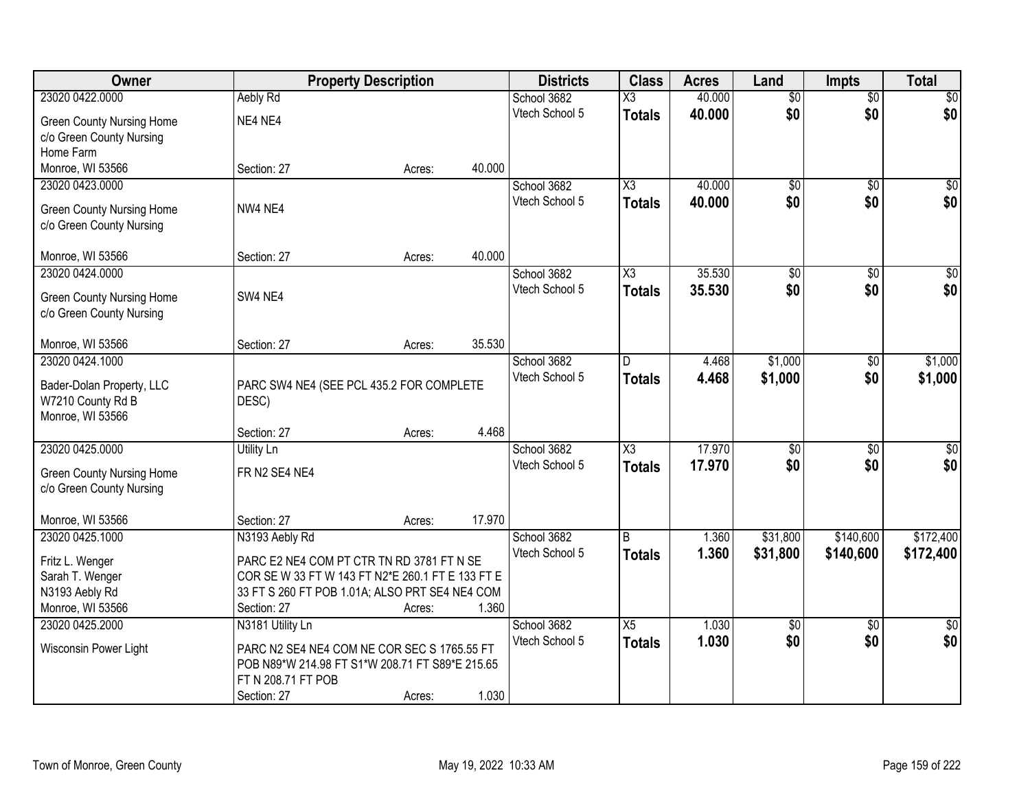| Owner | Property Description | Districts | Class | Acres | Land | Impts | Total |
|---|---|---|---|---|---|---|---|
| 23020 0422.0000<br>Green County Nursing Home<br>c/o Green County Nursing<br>Home Farm<br>Monroe, WI 53566 | Aebly Rd<br>NE4 NE4<br>Section: 27 Acres: 40.000 | School 3682<br>Vtech School 5 | X3<br>**Totals** | 40.000<br>**40.000** | $0<br>**$0** | $0<br>**$0** | $0<br>**$0** |
| 23020 0423.0000<br>Green County Nursing Home<br>c/o Green County Nursing<br>Monroe, WI 53566 | NW4 NE4<br>Section: 27 Acres: 40.000 | School 3682<br>Vtech School 5 | X3<br>**Totals** | 40.000<br>**40.000** | $0<br>**$0** | $0<br>**$0** | $0<br>**$0** |
| 23020 0424.0000<br>Green County Nursing Home<br>c/o Green County Nursing<br>Monroe, WI 53566 | SW4 NE4<br>Section: 27 Acres: 35.530 | School 3682<br>Vtech School 5 | X3<br>**Totals** | 35.530<br>**35.530** | $0<br>**$0** | $0<br>**$0** | $0<br>**$0** |
| 23020 0424.1000<br>Bader-Dolan Property, LLC<br>W7210 County Rd B<br>Monroe, WI 53566 | PARC SW4 NE4 (SEE PCL 435.2 FOR COMPLETE DESC)<br>Section: 27 Acres: 4.468 | School 3682<br>Vtech School 5 | D<br>**Totals** | 4.468<br>**4.468** | $1,000<br>**$1,000** | $0<br>**$0** | $1,000<br>**$1,000** |
| 23020 0425.0000<br>Green County Nursing Home<br>c/o Green County Nursing<br>Monroe, WI 53566 | Utility Ln<br>FR N2 SE4 NE4<br>Section: 27 Acres: 17.970 | School 3682<br>Vtech School 5 | X3<br>**Totals** | 17.970<br>**17.970** | $0<br>**$0** | $0<br>**$0** | $0<br>**$0** |
| 23020 0425.1000<br>Fritz L. Wenger<br>Sarah T. Wenger<br>N3193 Aebly Rd<br>Monroe, WI 53566 | N3193 Aebly Rd<br>PARC E2 NE4 COM PT CTR TN RD 3781 FT N SE COR SE W 33 FT W 143 FT N2*E 260.1 FT E 133 FT E 33 FT S 260 FT POB 1.01A; ALSO PRT SE4 NE4 COM<br>Section: 27 Acres: 1.360 | School 3682<br>Vtech School 5 | B<br>**Totals** | 1.360<br>**1.360** | $31,800<br>**$31,800** | $140,600<br>**$140,600** | $172,400<br>**$172,400** |
| 23020 0425.2000<br>Wisconsin Power Light | N3181 Utility Ln<br>PARC N2 SE4 NE4 COM NE COR SEC S 1765.55 FT POB N89*W 214.98 FT S1*W 208.71 FT S89*E 215.65 FT N 208.71 FT POB<br>Section: 27 Acres: 1.030 | School 3682<br>Vtech School 5 | X5<br>**Totals** | 1.030<br>**1.030** | $0<br>**$0** | $0<br>**$0** | $0<br>**$0** |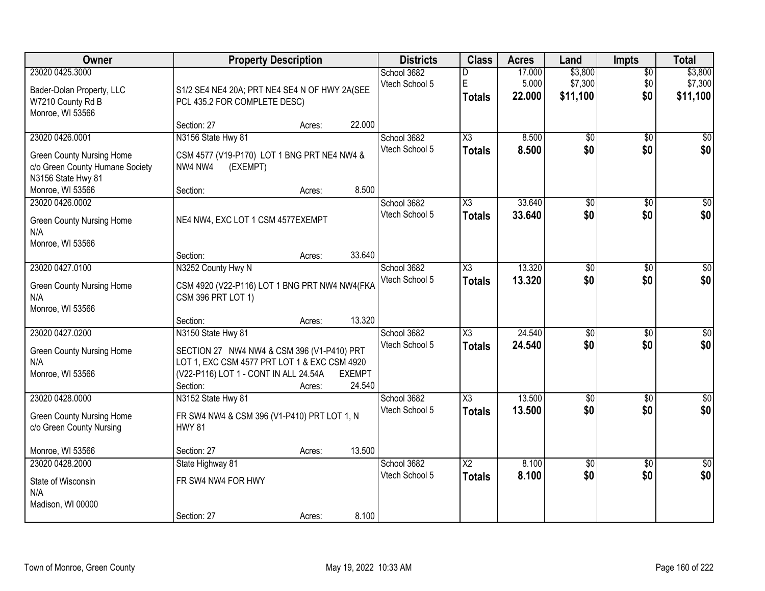| Owner | Property Description | Districts | Class | Acres | Land | Impts | Total |
|---|---|---|---|---|---|---|---|
| 23020 0425.3000<br>Bader-Dolan Property, LLC<br>W7210 County Rd B<br>Monroe, WI 53566 | S1/2 SE4 NE4 20A; PRT NE4 SE4 N OF HWY 2A(SEE PCL 435.2 FOR COMPLETE DESC)<br>Section: 27 Acres: 22.000 | School 3682<br>Vtech School 5 | D<br>E<br>**Totals** | 17.000<br>5.000<br>**22.000** | $3,800<br>$7,300<br>**$11,100** | $0<br>$0<br>**$0** | $3,800<br>$7,300<br>**$11,100** |
| 23020 0426.0001<br>Green County Nursing Home<br>c/o Green County Humane Society<br>N3156 State Hwy 81<br>Monroe, WI 53566 | N3156 State Hwy 81<br>CSM 4577 (V19-P170) LOT 1 BNG PRT NE4 NW4 & NW4 NW4 (EXEMPT)<br>Section: Acres: 8.500 | School 3682<br>Vtech School 5 | X3<br>**Totals** | 8.500<br>**8.500** | $0<br>**$0** | $0<br>**$0** | $0<br>**$0** |
| 23020 0426.0002<br>Green County Nursing Home<br>N/A<br>Monroe, WI 53566 | NE4 NW4, EXC LOT 1 CSM 4577EXEMPT<br>Section: Acres: 33.640 | School 3682<br>Vtech School 5 | X3<br>**Totals** | 33.640<br>**33.640** | $0<br>**$0** | $0<br>**$0** | $0<br>**$0** |
| 23020 0427.0100<br>Green County Nursing Home<br>N/A<br>Monroe, WI 53566 | N3252 County Hwy N<br>CSM 4920 (V22-P116) LOT 1 BNG PRT NW4 NW4(FKA CSM 396 PRT LOT 1)<br>Section: Acres: 13.320 | School 3682<br>Vtech School 5 | X3<br>**Totals** | 13.320<br>**13.320** | $0<br>**$0** | $0<br>**$0** | $0<br>**$0** |
| 23020 0427.0200<br>Green County Nursing Home<br>N/A<br>Monroe, WI 53566 | N3150 State Hwy 81<br>SECTION 27 NW4 NW4 & CSM 396 (V1-P410) PRT LOT 1, EXC CSM 4577 PRT LOT 1 & EXC CSM 4920 (V22-P116) LOT 1 - CONT IN ALL 24.54A EXEMPT<br>Section: Acres: 24.540 | School 3682<br>Vtech School 5 | X3<br>**Totals** | 24.540<br>**24.540** | $0<br>**$0** | $0<br>**$0** | $0<br>**$0** |
| 23020 0428.0000<br>Green County Nursing Home<br>c/o Green County Nursing<br><br>Monroe, WI 53566 | N3152 State Hwy 81<br>FR SW4 NW4 & CSM 396 (V1-P410) PRT LOT 1, N HWY 81<br>Section: 27 Acres: 13.500 | School 3682<br>Vtech School 5 | X3<br>**Totals** | 13.500<br>**13.500** | $0<br>**$0** | $0<br>**$0** | $0<br>**$0** |
| 23020 0428.2000<br>State of Wisconsin<br>N/A<br>Madison, WI 00000 | State Highway 81<br>FR SW4 NW4 FOR HWY<br>Section: 27 Acres: 8.100 | School 3682<br>Vtech School 5 | X2<br>**Totals** | 8.100<br>**8.100** | $0<br>**$0** | $0<br>**$0** | $0<br>**$0** |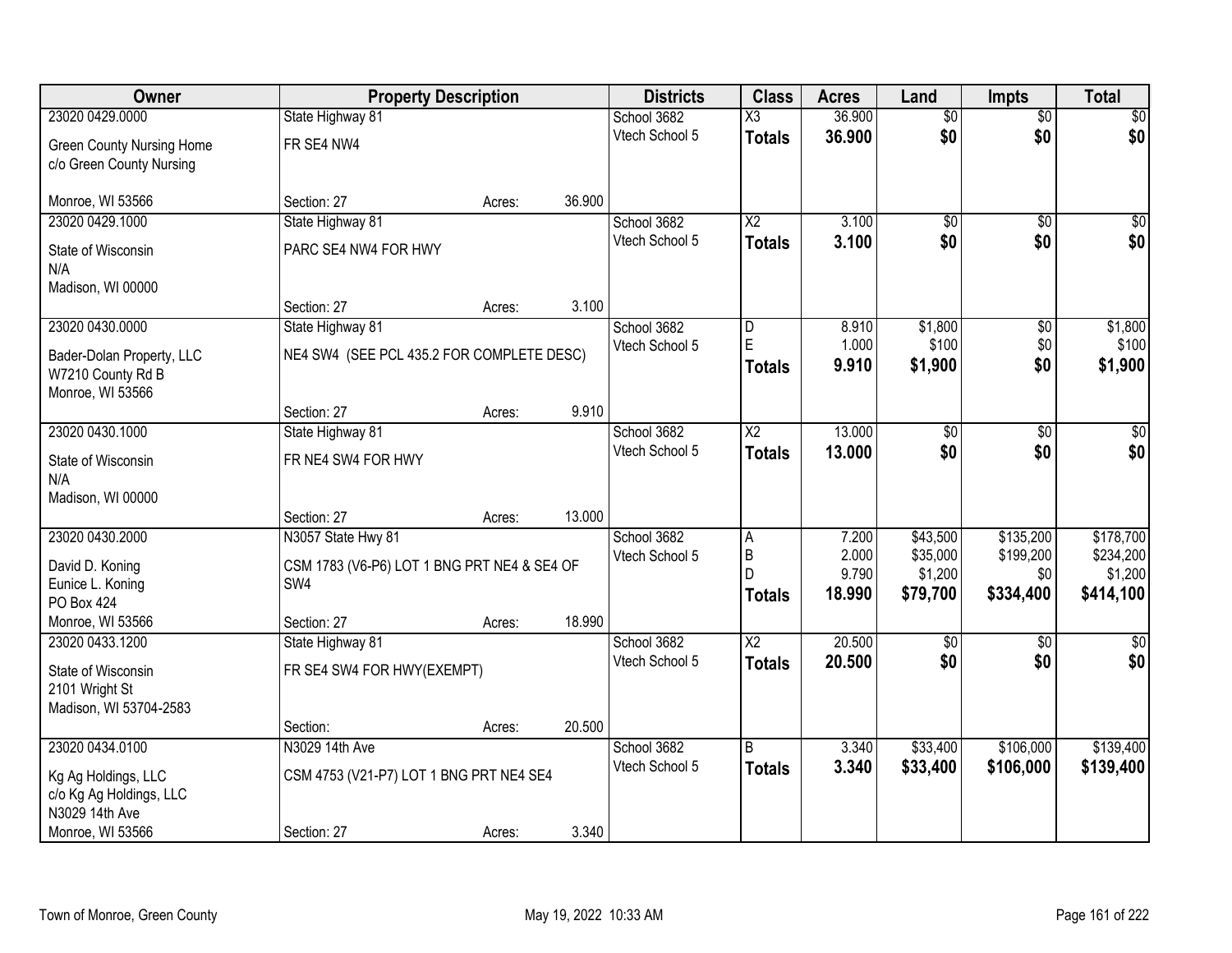| Owner | Property Description | Districts | Class | Acres | Land | Impts | Total |
|---|---|---|---|---|---|---|---|
| 23020 0429.0000<br>Green County Nursing Home<br>c/o Green County Nursing<br><br>Monroe, WI 53566 | State Highway 81<br>FR SE4 NW4<br><br>Section: 27 Acres: 36.900 | School 3682<br>Vtech School 5 | X3<br>**Totals** | 36.900<br>**36.900** | $0<br>**$0** | $0<br>**$0** | $0<br>**$0** |
| 23020 0429.1000<br>State of Wisconsin<br>N/A<br>Madison, WI 00000 | State Highway 81<br>PARC SE4 NW4 FOR HWY<br><br>Section: 27 Acres: 3.100 | School 3682<br>Vtech School 5 | X2<br>**Totals** | 3.100<br>**3.100** | $0<br>**$0** | $0<br>**$0** | $0<br>**$0** |
| 23020 0430.0000<br>Bader-Dolan Property, LLC<br>W7210 County Rd B<br>Monroe, WI 53566 | State Highway 81<br>NE4 SW4 (SEE PCL 435.2 FOR COMPLETE DESC)<br><br>Section: 27 Acres: 9.910 | School 3682<br>Vtech School 5 | D<br>E<br>**Totals** | 8.910<br>1.000<br>**9.910** | $1,800<br>$100<br>**$1,900** | $0<br>$0<br>**$0** | $1,800<br>$100<br>**$1,900** |
| 23020 0430.1000<br>State of Wisconsin<br>N/A<br>Madison, WI 00000 | State Highway 81<br>FR NE4 SW4 FOR HWY<br><br>Section: 27 Acres: 13.000 | School 3682<br>Vtech School 5 | X2<br>**Totals** | 13.000<br>**13.000** | $0<br>**$0** | $0<br>**$0** | $0<br>**$0** |
| 23020 0430.2000<br>David D. Koning<br>Eunice L. Koning<br>PO Box 424<br>Monroe, WI 53566 | N3057 State Hwy 81<br>CSM 1783 (V6-P6) LOT 1 BNG PRT NE4 & SE4 OF SW4<br><br>Section: 27 Acres: 18.990 | School 3682<br>Vtech School 5 | A<br>B<br>D<br>**Totals** | 7.200<br>2.000<br>9.790<br>**18.990** | $43,500<br>$35,000<br>$1,200<br>**$79,700** | $135,200<br>$199,200<br>$0<br>**$334,400** | $178,700<br>$234,200<br>$1,200<br>**$414,100** |
| 23020 0433.1200<br>State of Wisconsin<br>2101 Wright St<br>Madison, WI 53704-2583 | State Highway 81<br>FR SE4 SW4 FOR HWY(EXEMPT)<br><br>Section: Acres: 20.500 | School 3682<br>Vtech School 5 | X2<br>**Totals** | 20.500<br>**20.500** | $0<br>**$0** | $0<br>**$0** | $0<br>**$0** |
| 23020 0434.0100<br>Kg Ag Holdings, LLC<br>c/o Kg Ag Holdings, LLC<br>N3029 14th Ave<br>Monroe, WI 53566 | N3029 14th Ave<br>CSM 4753 (V21-P7) LOT 1 BNG PRT NE4 SE4<br><br>Section: 27 Acres: 3.340 | School 3682<br>Vtech School 5 | B<br>**Totals** | 3.340<br>**3.340** | $33,400<br>**$33,400** | $106,000<br>**$106,000** | $139,400<br>**$139,400** |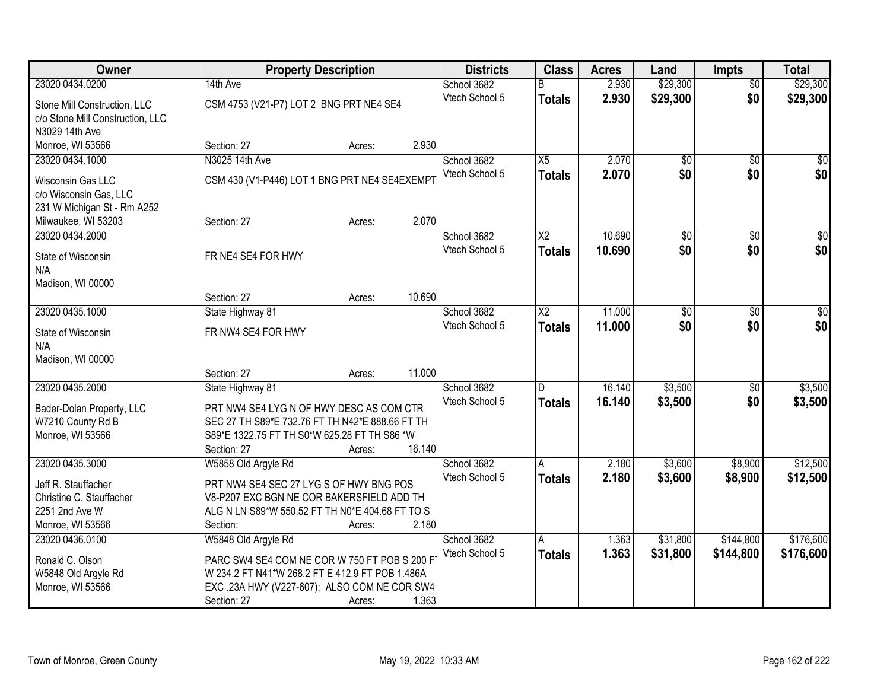| Owner | Property Description | Districts | Class | Acres | Land | Impts | Total |
|---|---|---|---|---|---|---|---|
| 23020 0434.0200<br>Stone Mill Construction, LLC<br>c/o Stone Mill Construction, LLC<br>N3029 14th Ave<br>Monroe, WI 53566 | 14th Ave<br>CSM 4753 (V21-P7) LOT 2 BNG PRT NE4 SE4<br>Section: 27 Acres: 2.930 | School 3682<br>Vtech School 5 | B<br>**Totals** | 2.930<br>**2.930** | $29,300<br>**$29,300** | $0<br>**$0** | $29,300<br>**$29,300** |
| 23020 0434.1000<br>Wisconsin Gas LLC<br>c/o Wisconsin Gas, LLC<br>231 W Michigan St - Rm A252<br>Milwaukee, WI 53203 | N3025 14th Ave<br>CSM 430 (V1-P446) LOT 1 BNG PRT NE4 SE4EXEMPT<br>Section: 27 Acres: 2.070 | School 3682<br>Vtech School 5 | X5<br>**Totals** | 2.070<br>**2.070** | $0<br>**$0** | $0<br>**$0** | $0<br>**$0** |
| 23020 0434.2000<br>State of Wisconsin<br>N/A<br>Madison, WI 00000 | FR NE4 SE4 FOR HWY<br>Section: 27 Acres: 10.690 | School 3682<br>Vtech School 5 | X2<br>**Totals** | 10.690<br>**10.690** | $0<br>**$0** | $0<br>**$0** | $0<br>**$0** |
| 23020 0435.1000<br>State of Wisconsin<br>N/A<br>Madison, WI 00000 | State Highway 81<br>FR NW4 SE4 FOR HWY<br>Section: 27 Acres: 11.000 | School 3682<br>Vtech School 5 | X2<br>**Totals** | 11.000<br>**11.000** | $0<br>**$0** | $0<br>**$0** | $0<br>**$0** |
| 23020 0435.2000<br>Bader-Dolan Property, LLC<br>W7210 County Rd B<br>Monroe, WI 53566 | State Highway 81<br>PRT NW4 SE4 LYG N OF HWY DESC AS COM CTR SEC 27 TH S89*E 732.76 FT TH N42*E 888.66 FT TH S89*E 1322.75 FT TH S0*W 625.28 FT TH S86 *W<br>Section: 27 Acres: 16.140 | School 3682<br>Vtech School 5 | D<br>**Totals** | 16.140<br>**16.140** | $3,500<br>**$3,500** | $0<br>**$0** | $3,500<br>**$3,500** |
| 23020 0435.3000<br>Jeff R. Stauffacher<br>Christine C. Stauffacher<br>2251 2nd Ave W<br>Monroe, WI 53566 | W5858 Old Argyle Rd<br>PRT NW4 SE4 SEC 27 LYG S OF HWY BNG POS V8-P207 EXC BGN NE COR BAKERSFIELD ADD TH ALG N LN S89*W 550.52 FT TH N0*E 404.68 FT TO S<br>Section: Acres: 2.180 | School 3682<br>Vtech School 5 | A<br>**Totals** | 2.180<br>**2.180** | $3,600<br>**$3,600** | $8,900<br>**$8,900** | $12,500<br>**$12,500** |
| 23020 0436.0100<br>Ronald C. Olson<br>W5848 Old Argyle Rd<br>Monroe, WI 53566 | W5848 Old Argyle Rd<br>PARC SW4 SE4 COM NE COR W 750 FT POB S 200 FT W 234.2 FT N41*W 268.2 FT E 412.9 FT POB 1.486A EXC .23A HWY (V227-607); ALSO COM NE COR SW4<br>Section: 27 Acres: 1.363 | School 3682<br>Vtech School 5 | A<br>**Totals** | 1.363<br>**1.363** | $31,800<br>**$31,800** | $144,800<br>**$144,800** | $176,600<br>**$176,600** |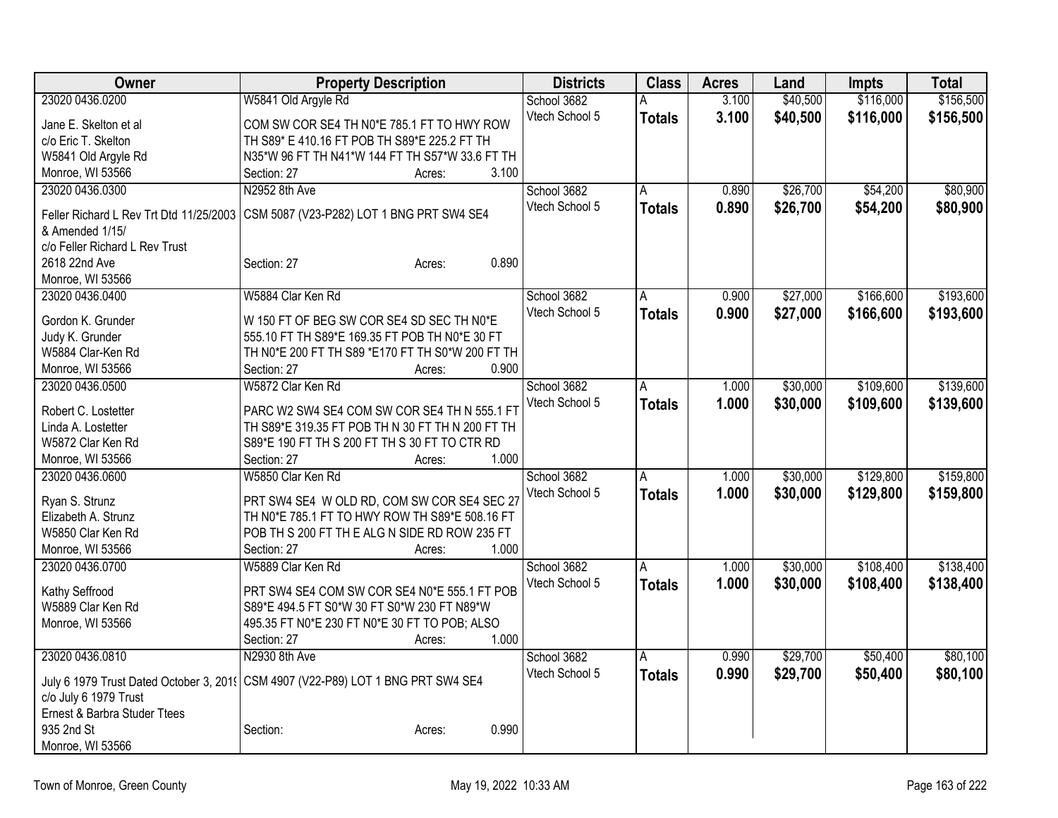| Owner | Property Description | Districts | Class | Acres | Land | Impts | Total |
|---|---|---|---|---|---|---|---|
| 23020 0436.0200<br>Jane E. Skelton et al<br>c/o Eric T. Skelton<br>W5841 Old Argyle Rd<br>Monroe, WI 53566 | W5841 Old Argyle Rd<br>COM SW COR SE4 TH N0*E 785.1 FT TO HWY ROW TH S89* E 410.16 FT POB TH S89*E 225.2 FT TH N35*W 96 FT TH N41*W 144 FT TH S57*W 33.6 FT TH<br>Section: 27 Acres: 3.100 | School 3682<br>Vtech School 5 | A<br>**Totals** | 3.100<br>**3.100** | $40,500<br>**$40,500** | $116,000<br>**$116,000** | $156,500<br>**$156,500** |
| 23020 0436.0300<br>Feller Richard L Rev Trt Dtd 11/25/2003 & Amended 1/15/<br>c/o Feller Richard L Rev Trust<br>2618 22nd Ave<br>Monroe, WI 53566 | N2952 8th Ave<br>CSM 5087 (V23-P282) LOT 1 BNG PRT SW4 SE4<br>Section: 27 Acres: 0.890 | School 3682<br>Vtech School 5 | A<br>**Totals** | 0.890<br>**0.890** | $26,700<br>**$26,700** | $54,200<br>**$54,200** | $80,900<br>**$80,900** |
| 23020 0436.0400<br>Gordon K. Grunder<br>Judy K. Grunder<br>W5884 Clar-Ken Rd<br>Monroe, WI 53566 | W5884 Clar Ken Rd<br>W 150 FT OF BEG SW COR SE4 SD SEC TH N0*E 555.10 FT TH S89*E 169.35 FT POB TH N0*E 30 FT TH N0*E 200 FT TH S89 *E170 FT TH S0*W 200 FT TH<br>Section: 27 Acres: 0.900 | School 3682<br>Vtech School 5 | A<br>**Totals** | 0.900<br>**0.900** | $27,000<br>**$27,000** | $166,600<br>**$166,600** | $193,600<br>**$193,600** |
| 23020 0436.0500<br>Robert C. Lostetter<br>Linda A. Lostetter<br>W5872 Clar Ken Rd<br>Monroe, WI 53566 | W5872 Clar Ken Rd<br>PARC W2 SW4 SE4 COM SW COR SE4 TH N 555.1 FT TH S89*E 319.35 FT POB TH N 30 FT TH N 200 FT TH S89*E 190 FT TH S 200 FT TH S 30 FT TO CTR RD<br>Section: 27 Acres: 1.000 | School 3682<br>Vtech School 5 | A<br>**Totals** | 1.000<br>**1.000** | $30,000<br>**$30,000** | $109,600<br>**$109,600** | $139,600<br>**$139,600** |
| 23020 0436.0600<br>Ryan S. Strunz<br>Elizabeth A. Strunz<br>W5850 Clar Ken Rd<br>Monroe, WI 53566 | W5850 Clar Ken Rd<br>PRT SW4 SE4 W OLD RD, COM SW COR SE4 SEC 27 TH N0*E 785.1 FT TO HWY ROW TH S89*E 508.16 FT POB TH S 200 FT TH E ALG N SIDE RD ROW 235 FT<br>Section: 27 Acres: 1.000 | School 3682<br>Vtech School 5 | A<br>**Totals** | 1.000<br>**1.000** | $30,000<br>**$30,000** | $129,800<br>**$129,800** | $159,800<br>**$159,800** |
| 23020 0436.0700<br>Kathy Seffrood<br>W5889 Clar Ken Rd<br>Monroe, WI 53566 | W5889 Clar Ken Rd<br>PRT SW4 SE4 COM SW COR SE4 N0*E 555.1 FT POB S89*E 494.5 FT S0*W 30 FT S0*W 230 FT N89*W 495.35 FT N0*E 230 FT N0*E 30 FT TO POB; ALSO<br>Section: 27 Acres: 1.000 | School 3682<br>Vtech School 5 | A<br>**Totals** | 1.000<br>**1.000** | $30,000<br>**$30,000** | $108,400<br>**$108,400** | $138,400<br>**$138,400** |
| 23020 0436.0810<br>July 6 1979 Trust Dated October 3, 2019<br>c/o July 6 1979 Trust<br>Ernest & Barbra Studer Ttees<br>935 2nd St<br>Monroe, WI 53566 | N2930 8th Ave<br>CSM 4907 (V22-P89) LOT 1 BNG PRT SW4 SE4<br>Section: Acres: 0.990 | School 3682<br>Vtech School 5 | A<br>**Totals** | 0.990<br>**0.990** | $29,700<br>**$29,700** | $50,400<br>**$50,400** | $80,100<br>**$80,100** |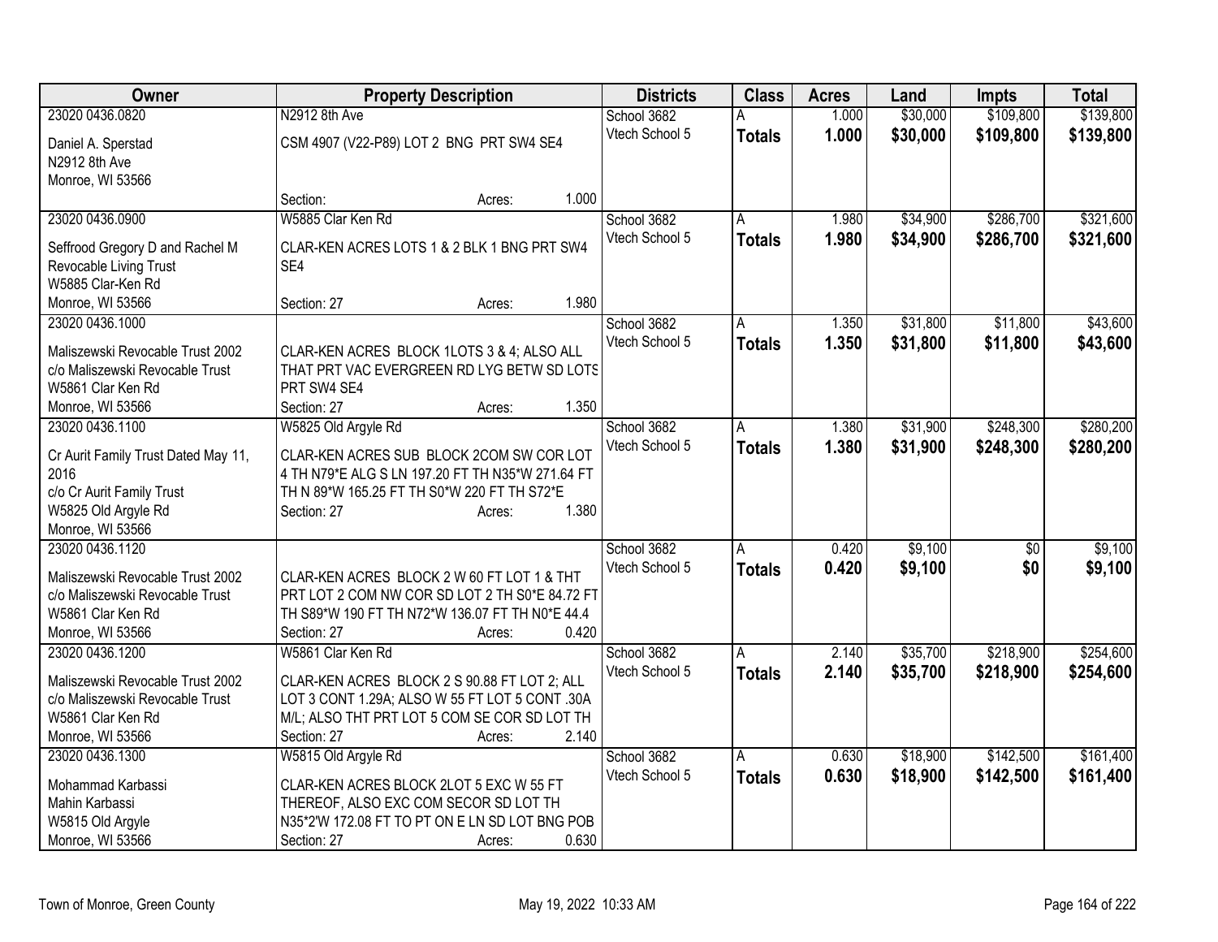| Owner | Property Description | Districts | Class | Acres | Land | Impts | Total |
|---|---|---|---|---|---|---|---|
| 23020 0436.0820<br>Daniel A. Sperstad<br>N2912 8th Ave<br>Monroe, WI 53566 | N2912 8th Ave<br>CSM 4907 (V22-P89) LOT 2 BNG PRT SW4 SE4<br>Section: Acres: 1.000 | School 3682<br>Vtech School 5 | A<br>**Totals** | 1.000<br>**1.000** | $30,000<br>**$30,000** | $109,800<br>**$109,800** | $139,800<br>**$139,800** |
| 23020 0436.0900<br>Seffrood Gregory D and Rachel M Revocable Living Trust<br>W5885 Clar-Ken Rd<br>Monroe, WI 53566 | W5885 Clar Ken Rd<br>CLAR-KEN ACRES LOTS 1 & 2 BLK 1 BNG PRT SW4 SE4<br>Section: 27 Acres: 1.980 | School 3682<br>Vtech School 5 | A<br>**Totals** | 1.980<br>**1.980** | $34,900<br>**$34,900** | $286,700<br>**$286,700** | $321,600<br>**$321,600** |
| 23020 0436.1000<br>Maliszewski Revocable Trust 2002<br>c/o Maliszewski Revocable Trust<br>W5861 Clar Ken Rd<br>Monroe, WI 53566 | CLAR-KEN ACRES BLOCK 1LOTS 3 & 4; ALSO ALL THAT PRT VAC EVERGREEN RD LYG BETW SD LOTS PRT SW4 SE4<br>Section: 27 Acres: 1.350 | School 3682<br>Vtech School 5 | A<br>**Totals** | 1.350<br>**1.350** | $31,800<br>**$31,800** | $11,800<br>**$11,800** | $43,600<br>**$43,600** |
| 23020 0436.1100<br>Cr Aurit Family Trust Dated May 11, 2016<br>c/o Cr Aurit Family Trust<br>W5825 Old Argyle Rd<br>Monroe, WI 53566 | W5825 Old Argyle Rd<br>CLAR-KEN ACRES SUB BLOCK 2COM SW COR LOT 4 TH N79*E ALG S LN 197.20 FT TH N35*W 271.64 FT TH N 89*W 165.25 FT TH S0*W 220 FT TH S72*E<br>Section: 27 Acres: 1.380 | School 3682<br>Vtech School 5 | A<br>**Totals** | 1.380<br>**1.380** | $31,900<br>**$31,900** | $248,300<br>**$248,300** | $280,200<br>**$280,200** |
| 23020 0436.1120<br>Maliszewski Revocable Trust 2002<br>c/o Maliszewski Revocable Trust<br>W5861 Clar Ken Rd<br>Monroe, WI 53566 | CLAR-KEN ACRES BLOCK 2 W 60 FT LOT 1 & THT PRT LOT 2 COM NW COR SD LOT 2 TH S0*E 84.72 FT TH S89*W 190 FT TH N72*W 136.07 FT TH N0*E 44.4<br>Section: 27 Acres: 0.420 | School 3682<br>Vtech School 5 | A<br>**Totals** | 0.420<br>**0.420** | $9,100<br>**$9,100** | $0<br>**$0** | $9,100<br>**$9,100** |
| 23020 0436.1200<br>Maliszewski Revocable Trust 2002<br>c/o Maliszewski Revocable Trust<br>W5861 Clar Ken Rd<br>Monroe, WI 53566 | W5861 Clar Ken Rd<br>CLAR-KEN ACRES BLOCK 2 S 90.88 FT LOT 2; ALL LOT 3 CONT 1.29A; ALSO W 55 FT LOT 5 CONT .30A M/L; ALSO THT PRT LOT 5 COM SE COR SD LOT TH<br>Section: 27 Acres: 2.140 | School 3682<br>Vtech School 5 | A<br>**Totals** | 2.140<br>**2.140** | $35,700<br>**$35,700** | $218,900<br>**$218,900** | $254,600<br>**$254,600** |
| 23020 0436.1300<br>Mohammad Karbassi<br>Mahin Karbassi<br>W5815 Old Argyle<br>Monroe, WI 53566 | W5815 Old Argyle Rd<br>CLAR-KEN ACRES BLOCK 2LOT 5 EXC W 55 FT THEREOF, ALSO EXC COM SECOR SD LOT TH N35*2'W 172.08 FT TO PT ON E LN SD LOT BNG POB<br>Section: 27 Acres: 0.630 | School 3682<br>Vtech School 5 | A<br>**Totals** | 0.630<br>**0.630** | $18,900<br>**$18,900** | $142,500<br>**$142,500** | $161,400<br>**$161,400** |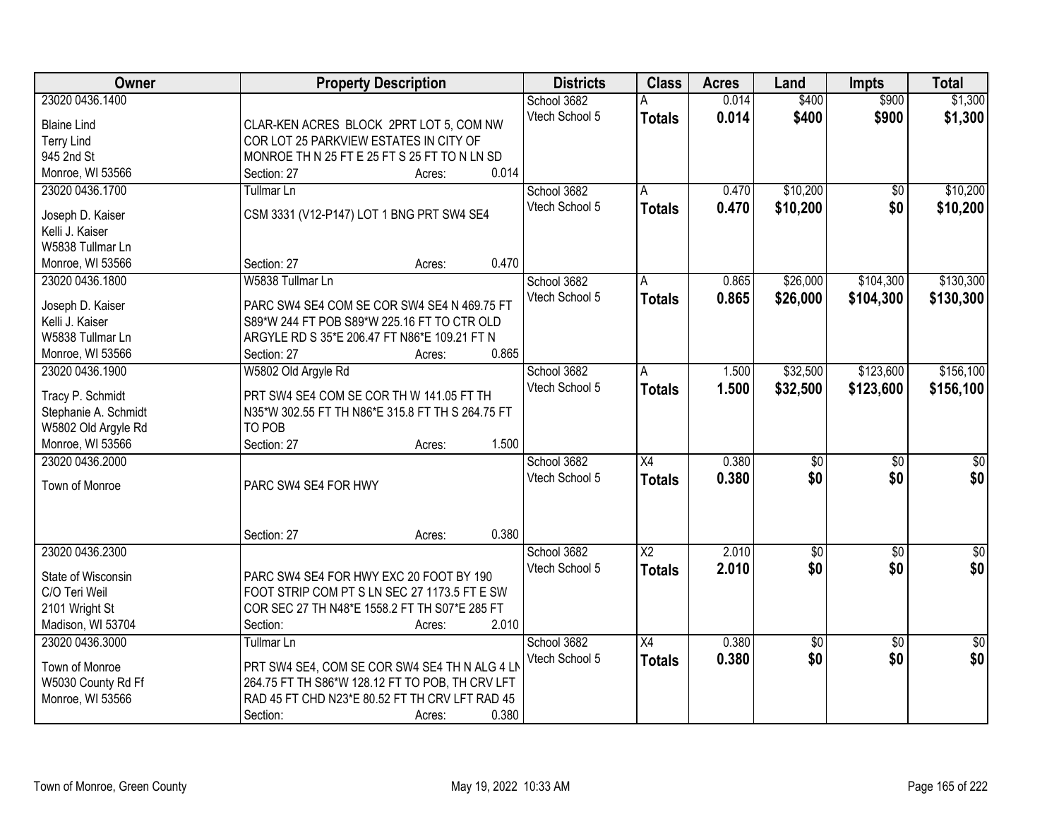| Owner | Property Description | Districts | Class | Acres | Land | Impts | Total |
|---|---|---|---|---|---|---|---|
| 23020 0436.1400<br>Blaine Lind<br>Terry Lind<br>945 2nd St<br>Monroe, WI 53566 | CLAR-KEN ACRES BLOCK 2PRT LOT 5, COM NW COR LOT 25 PARKVIEW ESTATES IN CITY OF MONROE TH N 25 FT E 25 FT S 25 FT TO N LN SD<br>Section: 27 Acres: 0.014 | School 3682<br>Vtech School 5 | A<br>**Totals** | 0.014<br>**0.014** | $400<br>**$400** | $900<br>**$900** | $1,300<br>**$1,300** |
| 23020 0436.1700<br>Joseph D. Kaiser<br>Kelli J. Kaiser<br>W5838 Tullmar Ln<br>Monroe, WI 53566 | Tullmar Ln<br>CSM 3331 (V12-P147) LOT 1 BNG PRT SW4 SE4<br>Section: 27 Acres: 0.470 | School 3682<br>Vtech School 5 | A<br>**Totals** | 0.470<br>**0.470** | $10,200<br>**$10,200** | $0<br>**$0** | $10,200<br>**$10,200** |
| 23020 0436.1800<br>Joseph D. Kaiser<br>Kelli J. Kaiser<br>W5838 Tullmar Ln<br>Monroe, WI 53566 | W5838 Tullmar Ln<br>PARC SW4 SE4 COM SE COR SW4 SE4 N 469.75 FT S89*W 244 FT POB S89*W 225.16 FT TO CTR OLD ARGYLE RD S 35*E 206.47 FT N86*E 109.21 FT N<br>Section: 27 Acres: 0.865 | School 3682<br>Vtech School 5 | A<br>**Totals** | 0.865<br>**0.865** | $26,000<br>**$26,000** | $104,300<br>**$104,300** | $130,300<br>**$130,300** |
| 23020 0436.1900<br>Tracy P. Schmidt<br>Stephanie A. Schmidt<br>W5802 Old Argyle Rd<br>Monroe, WI 53566 | W5802 Old Argyle Rd<br>PRT SW4 SE4 COM SE COR TH W 141.05 FT TH N35*W 302.55 FT TH N86*E 315.8 FT TH S 264.75 FT TO POB<br>Section: 27 Acres: 1.500 | School 3682<br>Vtech School 5 | A<br>**Totals** | 1.500<br>**1.500** | $32,500<br>**$32,500** | $123,600<br>**$123,600** | $156,100<br>**$156,100** |
| 23020 0436.2000<br>Town of Monroe | PARC SW4 SE4 FOR HWY<br>Section: 27 Acres: 0.380 | School 3682<br>Vtech School 5 | X4<br>**Totals** | 0.380<br>**0.380** | $0<br>**$0** | $0<br>**$0** | $0<br>**$0** |
| 23020 0436.2300<br>State of Wisconsin<br>C/O Teri Weil<br>2101 Wright St<br>Madison, WI 53704 | PARC SW4 SE4 FOR HWY EXC 20 FOOT BY 190 FOOT STRIP COM PT S LN SEC 27 1173.5 FT E SW COR SEC 27 TH N48*E 1558.2 FT TH S07*E 285 FT<br>Section: Acres: 2.010 | School 3682<br>Vtech School 5 | X2<br>**Totals** | 2.010<br>**2.010** | $0<br>**$0** | $0<br>**$0** | $0<br>**$0** |
| 23020 0436.3000<br>Town of Monroe<br>W5030 County Rd Ff<br>Monroe, WI 53566 | Tullmar Ln<br>PRT SW4 SE4, COM SE COR SW4 SE4 TH N ALG 4 LN 264.75 FT TH S86*W 128.12 FT TO POB, TH CRV LFT RAD 45 FT CHD N23*E 80.52 FT TH CRV LFT RAD 45<br>Section: Acres: 0.380 | School 3682<br>Vtech School 5 | X4<br>**Totals** | 0.380<br>**0.380** | $0<br>**$0** | $0<br>**$0** | $0<br>**$0** |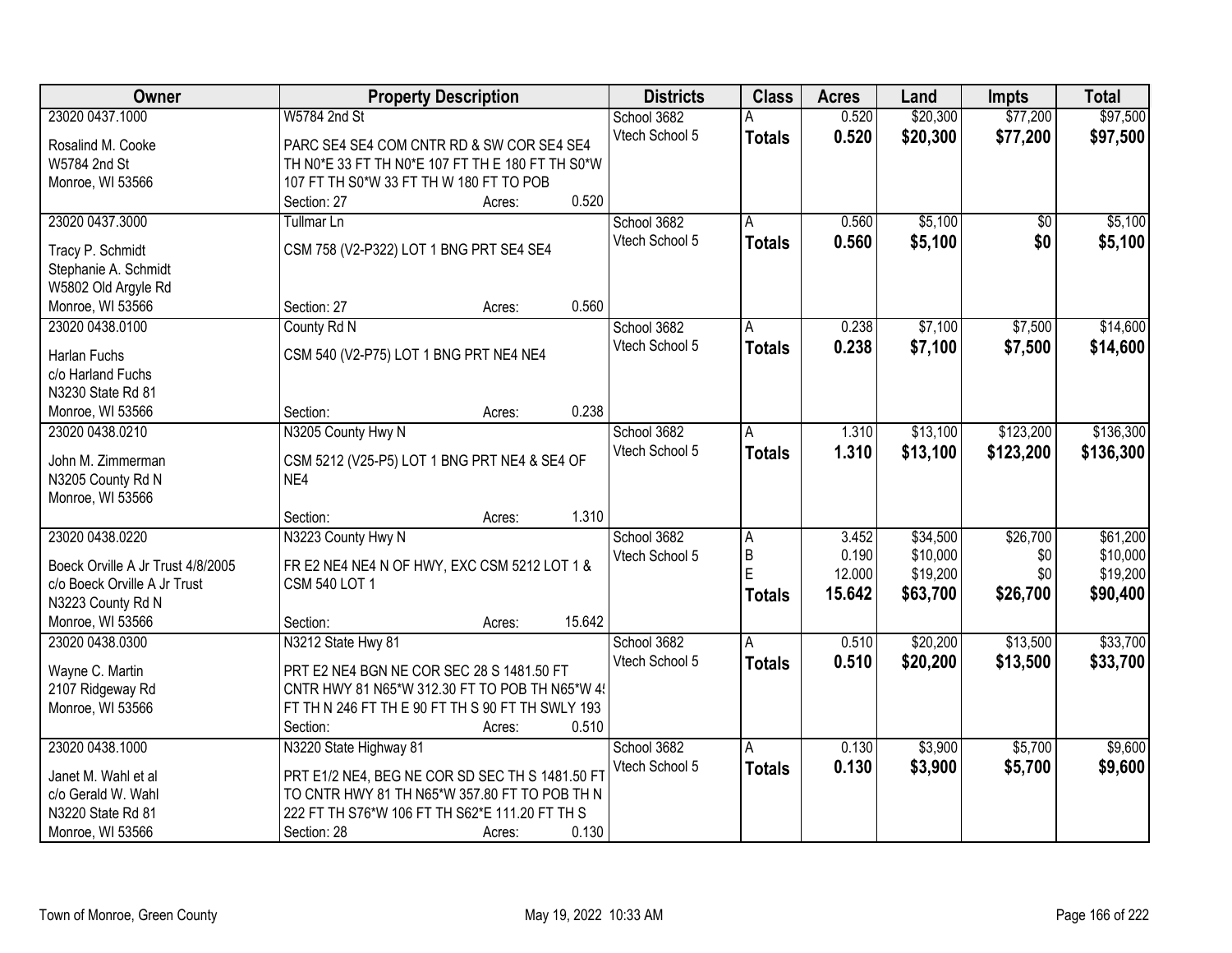| Owner | Property Description | Districts | Class | Acres | Land | Impts | Total |
|---|---|---|---|---|---|---|---|
| 23020 0437.1000<br>Rosalind M. Cooke<br>W5784 2nd St<br>Monroe, WI 53566 | W5784 2nd St<br>PARC SE4 SE4 COM CNTR RD & SW COR SE4 SE4 TH N0*E 33 FT TH N0*E 107 FT TH E 180 FT TH S0*W 107 FT TH S0*W 33 FT TH W 180 FT TO POB<br>Section: 27 Acres: 0.520 | School 3682<br>Vtech School 5 | A<br>**Totals** | 0.520<br>**0.520** | $20,300<br>**$20,300** | $77,200<br>**$77,200** | $97,500<br>**$97,500** |
| 23020 0437.3000<br>Tracy P. Schmidt<br>Stephanie A. Schmidt<br>W5802 Old Argyle Rd<br>Monroe, WI 53566 | Tullmar Ln<br>CSM 758 (V2-P322) LOT 1 BNG PRT SE4 SE4<br>Section: 27 Acres: 0.560 | School 3682<br>Vtech School 5 | A<br>**Totals** | 0.560<br>**0.560** | $5,100<br>**$5,100** | $0<br>**$0** | $5,100<br>**$5,100** |
| 23020 0438.0100<br>Harlan Fuchs<br>c/o Harland Fuchs<br>N3230 State Rd 81<br>Monroe, WI 53566 | County Rd N<br>CSM 540 (V2-P75) LOT 1 BNG PRT NE4 NE4<br>Section: Acres: 0.238 | School 3682<br>Vtech School 5 | A<br>**Totals** | 0.238<br>**0.238** | $7,100<br>**$7,100** | $7,500<br>**$7,500** | $14,600<br>**$14,600** |
| 23020 0438.0210<br>John M. Zimmerman<br>N3205 County Rd N<br>Monroe, WI 53566 | N3205 County Hwy N<br>CSM 5212 (V25-P5) LOT 1 BNG PRT NE4 & SE4 OF NE4<br>Section: Acres: 1.310 | School 3682<br>Vtech School 5 | A<br>**Totals** | 1.310<br>**1.310** | $13,100<br>**$13,100** | $123,200<br>**$123,200** | $136,300<br>**$136,300** |
| 23020 0438.0220<br>Boeck Orville A Jr Trust 4/8/2005<br>c/o Boeck Orville A Jr Trust<br>N3223 County Rd N<br>Monroe, WI 53566 | N3223 County Hwy N<br>FR E2 NE4 NE4 N OF HWY, EXC CSM 5212 LOT 1 & CSM 540 LOT 1<br>Section: Acres: 15.642 | School 3682<br>Vtech School 5 | A<br>B<br>E<br>**Totals** | 3.452<br>0.190<br>12.000<br>**15.642** | $34,500<br>$10,000<br>$19,200<br>**$63,700** | $26,700<br>$0<br>$0<br>**$26,700** | $61,200<br>$10,000<br>$19,200<br>**$90,400** |
| 23020 0438.0300<br>Wayne C. Martin<br>2107 Ridgeway Rd<br>Monroe, WI 53566 | N3212 State Hwy 81<br>PRT E2 NE4 BGN NE COR SEC 28 S 1481.50 FT CNTR HWY 81 N65*W 312.30 FT TO POB TH N65*W 4! FT TH N 246 FT TH E 90 FT TH S 90 FT TH SWLY 193<br>Section: Acres: 0.510 | School 3682<br>Vtech School 5 | A<br>**Totals** | 0.510<br>**0.510** | $20,200<br>**$20,200** | $13,500<br>**$13,500** | $33,700<br>**$33,700** |
| 23020 0438.1000<br>Janet M. Wahl et al<br>c/o Gerald W. Wahl<br>N3220 State Rd 81<br>Monroe, WI 53566 | N3220 State Highway 81<br>PRT E1/2 NE4, BEG NE COR SD SEC TH S 1481.50 FT TO CNTR HWY 81 TH N65*W 357.80 FT TO POB TH N 222 FT TH S76*W 106 FT TH S62*E 111.20 FT TH S<br>Section: 28 Acres: 0.130 | School 3682<br>Vtech School 5 | A<br>**Totals** | 0.130<br>**0.130** | $3,900<br>**$3,900** | $5,700<br>**$5,700** | $9,600<br>**$9,600** |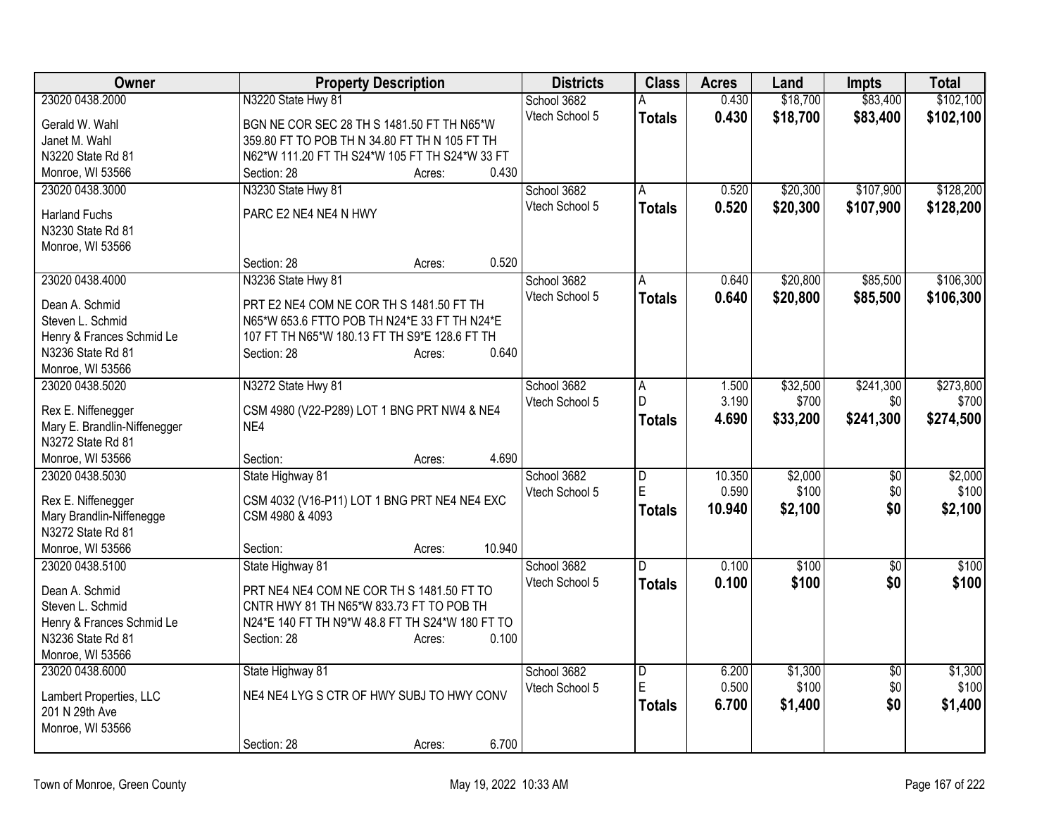| Owner | Property Description | Districts | Class | Acres | Land | Impts | Total |
|---|---|---|---|---|---|---|---|
| 23020 0438.2000<br>Gerald W. Wahl<br>Janet M. Wahl<br>N3220 State Rd 81<br>Monroe, WI 53566 | N3220 State Hwy 81<br>BGN NE COR SEC 28 TH S 1481.50 FT TH N65*W 359.80 FT TO POB TH N 34.80 FT TH N 105 FT TH N62*W 111.20 FT TH S24*W 105 FT TH S24*W 33 FT<br>Section: 28 Acres: 0.430 | School 3682<br>Vtech School 5 | A<br>**Totals** | 0.430<br>**0.430** | $18,700<br>**$18,700** | $83,400<br>**$83,400** | $102,100<br>**$102,100** |
| 23020 0438.3000<br>Harland Fuchs<br>N3230 State Rd 81<br>Monroe, WI 53566 | N3230 State Hwy 81<br>PARC E2 NE4 NE4 N HWY<br>Section: 28 Acres: 0.520 | School 3682<br>Vtech School 5 | A<br>**Totals** | 0.520<br>**0.520** | $20,300<br>**$20,300** | $107,900<br>**$107,900** | $128,200<br>**$128,200** |
| 23020 0438.4000<br>Dean A. Schmid<br>Steven L. Schmid<br>Henry & Frances Schmid Le<br>N3236 State Rd 81<br>Monroe, WI 53566 | N3236 State Hwy 81<br>PRT E2 NE4 COM NE COR TH S 1481.50 FT TH N65*W 653.6 FTTO POB TH N24*E 33 FT TH N24*E 107 FT TH N65*W 180.13 FT TH S9*E 128.6 FT TH<br>Section: 28 Acres: 0.640 | School 3682<br>Vtech School 5 | A<br>**Totals** | 0.640<br>**0.640** | $20,800<br>**$20,800** | $85,500<br>**$85,500** | $106,300<br>**$106,300** |
| 23020 0438.5020<br>Rex E. Niffenegger<br>Mary E. Brandlin-Niffenegger<br>N3272 State Rd 81<br>Monroe, WI 53566 | N3272 State Hwy 81<br>CSM 4980 (V22-P289) LOT 1 BNG PRT NW4 & NE4 NE4<br>Section: Acres: 4.690 | School 3682<br>Vtech School 5 | A<br>D<br>**Totals** | 1.500<br>3.190<br>**4.690** | $32,500<br>$700<br>**$33,200** | $241,300<br>$0<br>**$241,300** | $273,800<br>$700<br>**$274,500** |
| 23020 0438.5030<br>Rex E. Niffenegger<br>Mary Brandlin-Niffenegge<br>N3272 State Rd 81<br>Monroe, WI 53566 | State Highway 81<br>CSM 4032 (V16-P11) LOT 1 BNG PRT NE4 NE4 EXC CSM 4980 & 4093<br>Section: Acres: 10.940 | School 3682<br>Vtech School 5 | D<br>E<br>**Totals** | 10.350<br>0.590<br>**10.940** | $2,000<br>$100<br>**$2,100** | $0<br>$0<br>**$0** | $2,000<br>$100<br>**$2,100** |
| 23020 0438.5100<br>Dean A. Schmid<br>Steven L. Schmid<br>Henry & Frances Schmid Le<br>N3236 State Rd 81<br>Monroe, WI 53566 | State Highway 81<br>PRT NE4 NE4 COM NE COR TH S 1481.50 FT TO CNTR HWY 81 TH N65*W 833.73 FT TO POB TH N24*E 140 FT TH N9*W 48.8 FT TH S24*W 180 FT TO<br>Section: 28 Acres: 0.100 | School 3682<br>Vtech School 5 | D<br>**Totals** | 0.100<br>**0.100** | $100<br>**$100** | $0<br>**$0** | $100<br>**$100** |
| 23020 0438.6000<br>Lambert Properties, LLC<br>201 N 29th Ave<br>Monroe, WI 53566 | State Highway 81<br>NE4 NE4 LYG S CTR OF HWY SUBJ TO HWY CONV<br>Section: 28 Acres: 6.700 | School 3682<br>Vtech School 5 | D<br>E<br>**Totals** | 6.200<br>0.500<br>**6.700** | $1,300<br>$100<br>**$1,400** | $0<br>$0<br>**$0** | $1,300<br>$100<br>**$1,400** |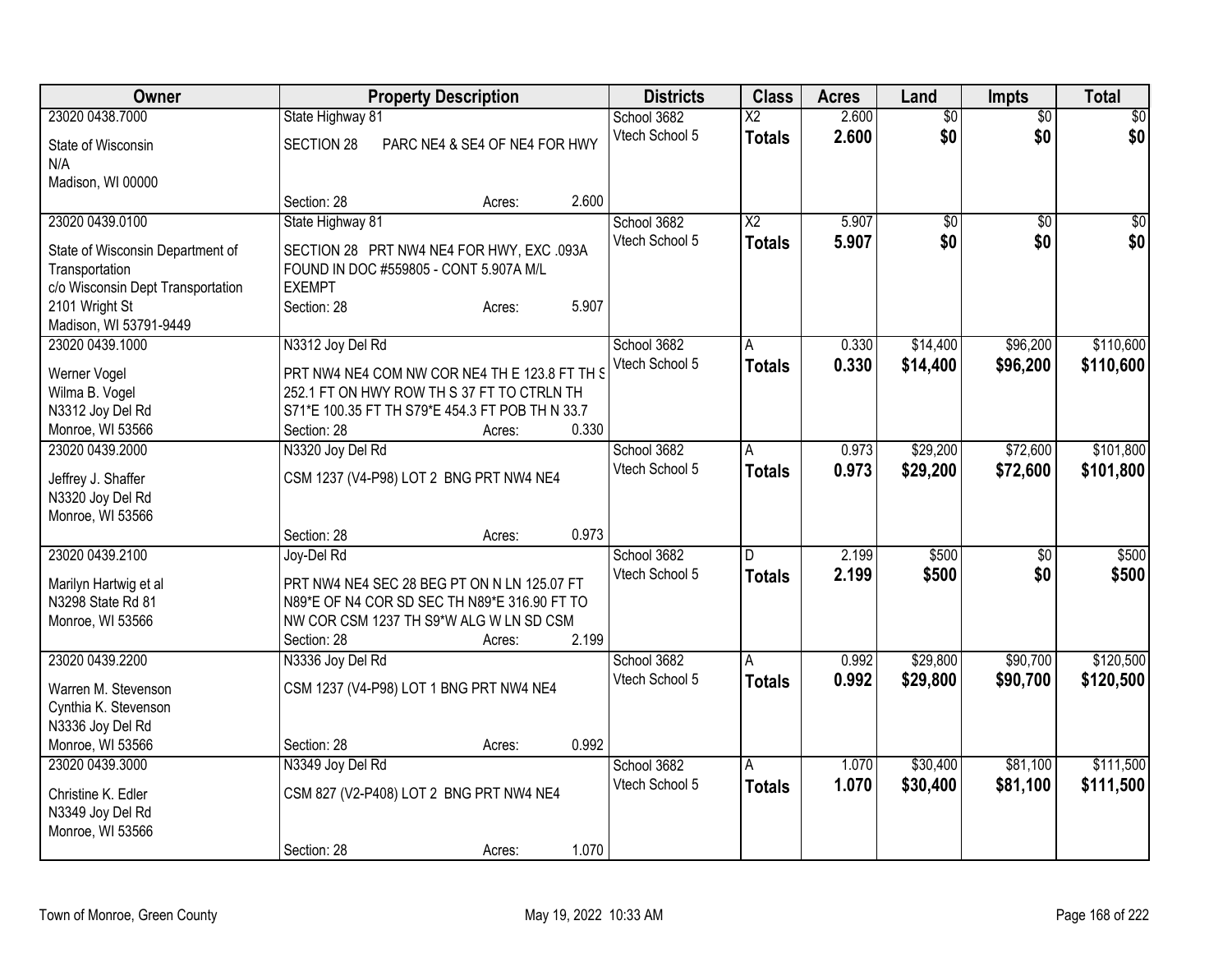| Owner | Property Description | Districts | Class | Acres | Land | Impts | Total |
|---|---|---|---|---|---|---|---|
| 23020 0438.7000<br>State of Wisconsin<br>N/A<br>Madison, WI 00000 | State Highway 81<br>SECTION 28 PARC NE4 & SE4 OF NE4 FOR HWY<br>Section: 28 Acres: 2.600 | School 3682<br>Vtech School 5 | X2<br>**Totals** | 2.600<br>**2.600** | $0<br>**$0** | $0<br>**$0** | $0<br>**$0** |
| 23020 0439.0100<br>State of Wisconsin Department of Transportation<br>c/o Wisconsin Dept Transportation<br>2101 Wright St<br>Madison, WI 53791-9449 | State Highway 81<br>SECTION 28 PRT NW4 NE4 FOR HWY, EXC .093A FOUND IN DOC #559805 - CONT 5.907A M/L EXEMPT<br>Section: 28 Acres: 5.907 | School 3682<br>Vtech School 5 | X2<br>**Totals** | 5.907<br>**5.907** | $0<br>**$0** | $0<br>**$0** | $0<br>**$0** |
| 23020 0439.1000<br>Werner Vogel<br>Wilma B. Vogel<br>N3312 Joy Del Rd<br>Monroe, WI 53566 | N3312 Joy Del Rd<br>PRT NW4 NE4 COM NW COR NE4 TH E 123.8 FT TH S 252.1 FT ON HWY ROW TH S 37 FT TO CTRLN TH S71*E 100.35 FT TH S79*E 454.3 FT POB TH N 33.7<br>Section: 28 Acres: 0.330 | School 3682<br>Vtech School 5 | A<br>**Totals** | 0.330<br>**0.330** | $14,400<br>**$14,400** | $96,200<br>**$96,200** | $110,600<br>**$110,600** |
| 23020 0439.2000<br>Jeffrey J. Shaffer<br>N3320 Joy Del Rd<br>Monroe, WI 53566 | N3320 Joy Del Rd<br>CSM 1237 (V4-P98) LOT 2 BNG PRT NW4 NE4<br>Section: 28 Acres: 0.973 | School 3682<br>Vtech School 5 | A<br>**Totals** | 0.973<br>**0.973** | $29,200<br>**$29,200** | $72,600<br>**$72,600** | $101,800<br>**$101,800** |
| 23020 0439.2100<br>Marilyn Hartwig et al<br>N3298 State Rd 81<br>Monroe, WI 53566 | Joy-Del Rd<br>PRT NW4 NE4 SEC 28 BEG PT ON N LN 125.07 FT N89*E OF N4 COR SD SEC TH N89*E 316.90 FT TO NW COR CSM 1237 TH S9*W ALG W LN SD CSM<br>Section: 28 Acres: 2.199 | School 3682<br>Vtech School 5 | D<br>**Totals** | 2.199<br>**2.199** | $500<br>**$500** | $0<br>**$0** | $500<br>**$500** |
| 23020 0439.2200<br>Warren M. Stevenson<br>Cynthia K. Stevenson<br>N3336 Joy Del Rd<br>Monroe, WI 53566 | N3336 Joy Del Rd<br>CSM 1237 (V4-P98) LOT 1 BNG PRT NW4 NE4<br>Section: 28 Acres: 0.992 | School 3682<br>Vtech School 5 | A<br>**Totals** | 0.992<br>**0.992** | $29,800<br>**$29,800** | $90,700<br>**$90,700** | $120,500<br>**$120,500** |
| 23020 0439.3000<br>Christine K. Edler<br>N3349 Joy Del Rd<br>Monroe, WI 53566 | N3349 Joy Del Rd<br>CSM 827 (V2-P408) LOT 2 BNG PRT NW4 NE4<br>Section: 28 Acres: 1.070 | School 3682<br>Vtech School 5 | A<br>**Totals** | 1.070<br>**1.070** | $30,400<br>**$30,400** | $81,100<br>**$81,100** | $111,500<br>**$111,500** |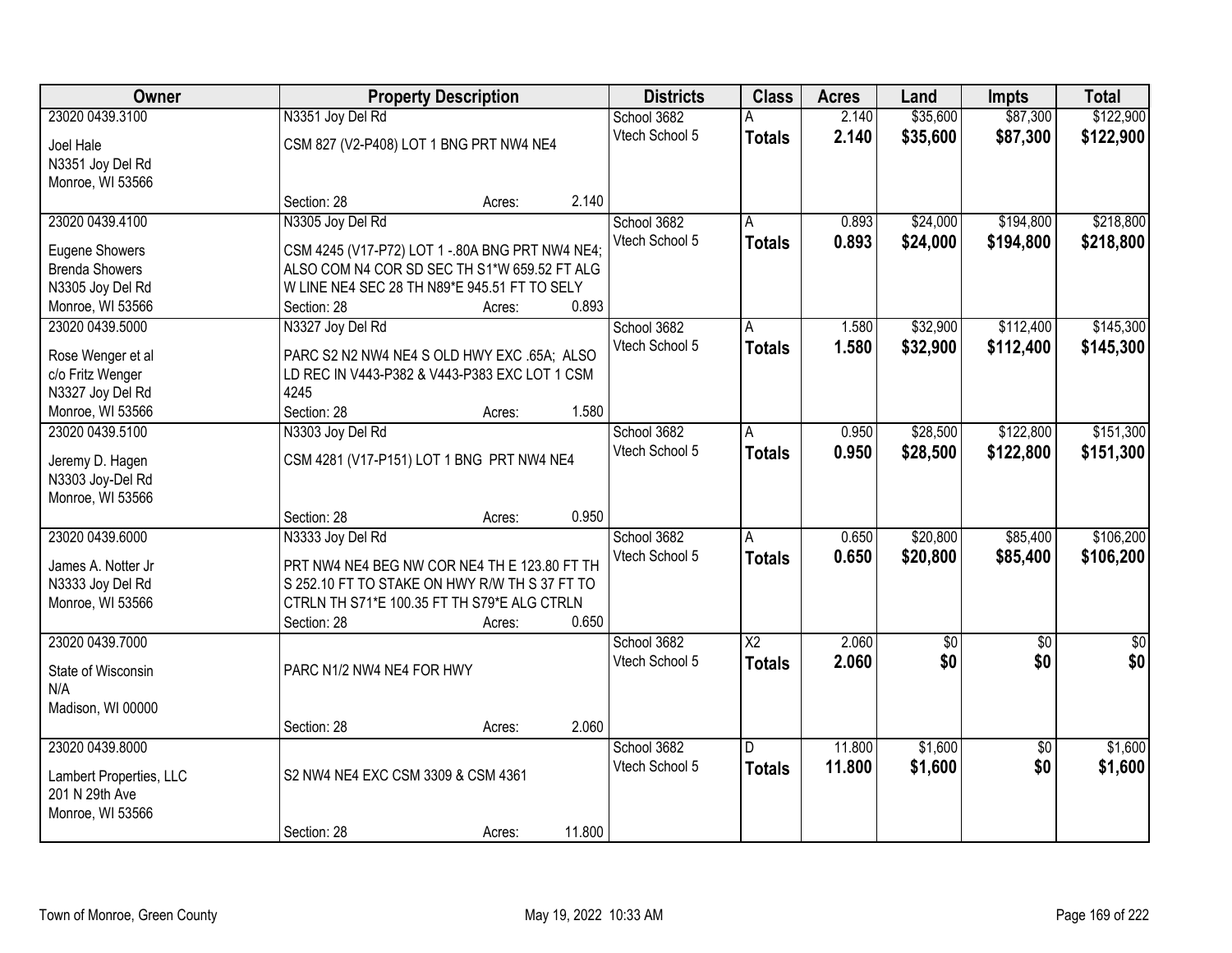| Owner | Property Description | Districts | Class | Acres | Land | Impts | Total |
|---|---|---|---|---|---|---|---|
| 23020 0439.3100<br>Joel Hale<br>N3351 Joy Del Rd<br>Monroe, WI 53566 | N3351 Joy Del Rd<br>CSM 827 (V2-P408) LOT 1 BNG PRT NW4 NE4<br>Section: 28 Acres: 2.140 | School 3682<br>Vtech School 5 | A<br>**Totals** | 2.140<br>**2.140** | $35,600<br>**$35,600** | $87,300<br>**$87,300** | $122,900<br>**$122,900** |
| 23020 0439.4100<br>Eugene Showers<br>Brenda Showers<br>N3305 Joy Del Rd<br>Monroe, WI 53566 | N3305 Joy Del Rd<br>CSM 4245 (V17-P72) LOT 1 -.80A BNG PRT NW4 NE4; ALSO COM N4 COR SD SEC TH S1*W 659.52 FT ALG W LINE NE4 SEC 28 TH N89*E 945.51 FT TO SELY<br>Section: 28 Acres: 0.893 | School 3682<br>Vtech School 5 | A<br>**Totals** | 0.893<br>**0.893** | $24,000<br>**$24,000** | $194,800<br>**$194,800** | $218,800<br>**$218,800** |
| 23020 0439.5000<br>Rose Wenger et al<br>c/o Fritz Wenger<br>N3327 Joy Del Rd<br>Monroe, WI 53566 | N3327 Joy Del Rd<br>PARC S2 N2 NW4 NE4 S OLD HWY EXC .65A; ALSO LD REC IN V443-P382 & V443-P383 EXC LOT 1 CSM 4245<br>Section: 28 Acres: 1.580 | School 3682<br>Vtech School 5 | A<br>**Totals** | 1.580<br>**1.580** | $32,900<br>**$32,900** | $112,400<br>**$112,400** | $145,300<br>**$145,300** |
| 23020 0439.5100<br>Jeremy D. Hagen<br>N3303 Joy-Del Rd<br>Monroe, WI 53566 | N3303 Joy Del Rd<br>CSM 4281 (V17-P151) LOT 1 BNG PRT NW4 NE4<br>Section: 28 Acres: 0.950 | School 3682<br>Vtech School 5 | A<br>**Totals** | 0.950<br>**0.950** | $28,500<br>**$28,500** | $122,800<br>**$122,800** | $151,300<br>**$151,300** |
| 23020 0439.6000<br>James A. Notter Jr<br>N3333 Joy Del Rd<br>Monroe, WI 53566 | N3333 Joy Del Rd<br>PRT NW4 NE4 BEG NW COR NE4 TH E 123.80 FT TH S 252.10 FT TO STAKE ON HWY R/W TH S 37 FT TO CTRLN TH S71*E 100.35 FT TH S79*E ALG CTRLN<br>Section: 28 Acres: 0.650 | School 3682<br>Vtech School 5 | A<br>**Totals** | 0.650<br>**0.650** | $20,800<br>**$20,800** | $85,400<br>**$85,400** | $106,200<br>**$106,200** |
| 23020 0439.7000<br>State of Wisconsin<br>N/A<br>Madison, WI 00000 | PARC N1/2 NW4 NE4 FOR HWY<br>Section: 28 Acres: 2.060 | School 3682<br>Vtech School 5 | X2<br>**Totals** | 2.060<br>**2.060** | $0<br>**$0** | $0<br>**$0** | $0<br>**$0** |
| 23020 0439.8000<br>Lambert Properties, LLC<br>201 N 29th Ave<br>Monroe, WI 53566 | S2 NW4 NE4 EXC CSM 3309 & CSM 4361<br>Section: 28 Acres: 11.800 | School 3682<br>Vtech School 5 | D<br>**Totals** | 11.800<br>**11.800** | $1,600<br>**$1,600** | $0<br>**$0** | $1,600<br>**$1,600** |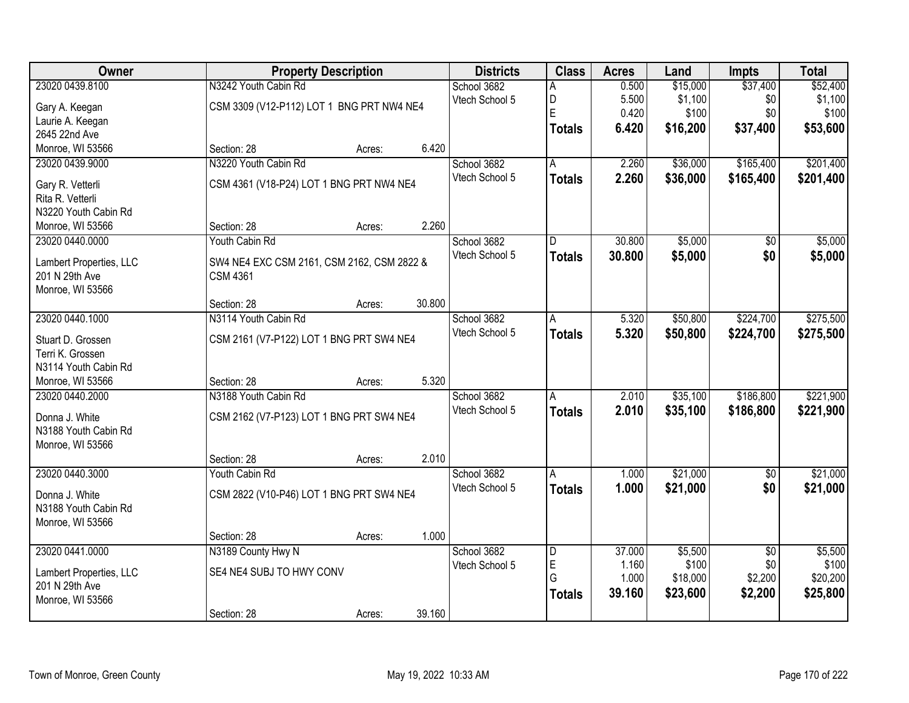| Owner | Property Description | | | Districts | Class | Acres | Land | Impts | Total |
|---|---|---|---|---|---|---|---|---|---|
| 23020 0439.8100 | N3242 Youth Cabin Rd | | | School 3682 | A | 0.500 | $15,000 | $37,400 | $52,400 |
| Gary A. Keegan | CSM 3309 (V12-P112) LOT 1 BNG PRT NW4 NE4 | | | Vtech School 5 | D | 5.500 | $1,100 | $0 | $1,100 |
| Laurie A. Keegan | | | | | E | 0.420 | $100 | $0 | $100 |
| 2645 22nd Ave | | | | | **Totals** | **6.420** | **$16,200** | **$37,400** | **$53,600** |
| Monroe, WI 53566 | Section: 28 | Acres: | 6.420 | | | | | | |
| 23020 0439.9000 | N3220 Youth Cabin Rd | | | School 3682 | A | 2.260 | $36,000 | $165,400 | $201,400 |
| Gary R. Vetterli | CSM 4361 (V18-P24) LOT 1 BNG PRT NW4 NE4 | | | Vtech School 5 | **Totals** | **2.260** | **$36,000** | **$165,400** | **$201,400** |
| Rita R. Vetterli | | | | | | | | | |
| N3220 Youth Cabin Rd | | | | | | | | | |
| Monroe, WI 53566 | Section: 28 | Acres: | 2.260 | | | | | | |
| 23020 0440.0000 | Youth Cabin Rd | | | School 3682 | D | 30.800 | $5,000 | $0 | $5,000 |
| Lambert Properties, LLC | SW4 NE4 EXC CSM 2161, CSM 2162, CSM 2822 & CSM 4361 | | | Vtech School 5 | **Totals** | **30.800** | **$5,000** | **$0** | **$5,000** |
| 201 N 29th Ave | | | | | | | | | |
| Monroe, WI 53566 | | | | | | | | | |
| | Section: 28 | Acres: | 30.800 | | | | | | |
| 23020 0440.1000 | N3114 Youth Cabin Rd | | | School 3682 | A | 5.320 | $50,800 | $224,700 | $275,500 |
| Stuart D. Grossen | CSM 2161 (V7-P122) LOT 1 BNG PRT SW4 NE4 | | | Vtech School 5 | **Totals** | **5.320** | **$50,800** | **$224,700** | **$275,500** |
| Terri K. Grossen | | | | | | | | | |
| N3114 Youth Cabin Rd | | | | | | | | | |
| Monroe, WI 53566 | Section: 28 | Acres: | 5.320 | | | | | | |
| 23020 0440.2000 | N3188 Youth Cabin Rd | | | School 3682 | A | 2.010 | $35,100 | $186,800 | $221,900 |
| Donna J. White | CSM 2162 (V7-P123) LOT 1 BNG PRT SW4 NE4 | | | Vtech School 5 | **Totals** | **2.010** | **$35,100** | **$186,800** | **$221,900** |
| N3188 Youth Cabin Rd | | | | | | | | | |
| Monroe, WI 53566 | | | | | | | | | |
| | Section: 28 | Acres: | 2.010 | | | | | | |
| 23020 0440.3000 | Youth Cabin Rd | | | School 3682 | A | 1.000 | $21,000 | $0 | $21,000 |
| Donna J. White | CSM 2822 (V10-P46) LOT 1 BNG PRT SW4 NE4 | | | Vtech School 5 | **Totals** | **1.000** | **$21,000** | **$0** | **$21,000** |
| N3188 Youth Cabin Rd | | | | | | | | | |
| Monroe, WI 53566 | | | | | | | | | |
| | Section: 28 | Acres: | 1.000 | | | | | | |
| 23020 0441.0000 | N3189 County Hwy N | | | School 3682 | D | 37.000 | $5,500 | $0 | $5,500 |
| Lambert Properties, LLC | SE4 NE4 SUBJ TO HWY CONV | | | Vtech School 5 | E | 1.160 | $100 | $0 | $100 |
| 201 N 29th Ave | | | | | G | 1.000 | $18,000 | $2,200 | $20,200 |
| Monroe, WI 53566 | | | | | **Totals** | **39.160** | **$23,600** | **$2,200** | **$25,800** |
| | Section: 28 | Acres: | 39.160 | | | | | | |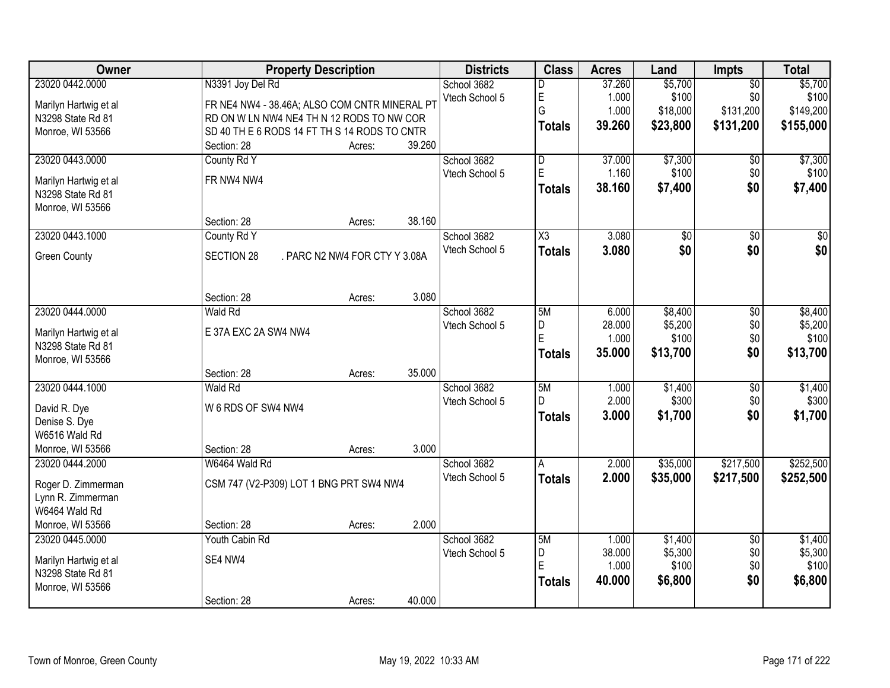| Owner | Property Description | | | Districts | Class | Acres | Land | Impts | Total |
|---|---|---|---|---|---|---|---|---|---|
| 23020 0442.0000 | N3391 Joy Del Rd | | | School 3682 | D | 37.260 | $5,700 | $0 | $5,700 |
| Marilyn Hartwig et al | FR NE4 NW4 - 38.46A; ALSO COM CNTR MINERAL PT | | | Vtech School 5 | E | 1.000 | $100 | $0 | $100 |
| N3298 State Rd 81 | RD ON W LN NW4 NE4 TH N 12 RODS TO NW COR | | | | G | 1.000 | $18,000 | $131,200 | $149,200 |
| Monroe, WI 53566 | SD 40 TH E 6 RODS 14 FT TH S 14 RODS TO CNTR | | | | **Totals** | **39.260** | **$23,800** | **$131,200** | **$155,000** |
| | Section: 28 | Acres: | 39.260 | | | | | | |
| 23020 0443.0000 | County Rd Y | | | School 3682 | D | 37.000 | $7,300 | $0 | $7,300 |
| Marilyn Hartwig et al | FR NW4 NW4 | | | Vtech School 5 | E | 1.160 | $100 | $0 | $100 |
| N3298 State Rd 81 | | | | | **Totals** | **38.160** | **$7,400** | **$0** | **$7,400** |
| Monroe, WI 53566 | | | | | | | | | |
| | Section: 28 | Acres: | 38.160 | | | | | | |
| 23020 0443.1000 | County Rd Y | | | School 3682 | X3 | 3.080 | $0 | $0 | $0 |
| Green County | SECTION 28 . PARC N2 NW4 FOR CTY Y 3.08A | | | Vtech School 5 | **Totals** | **3.080** | **$0** | **$0** | **$0** |
| | Section: 28 | Acres: | 3.080 | | | | | | |
| 23020 0444.0000 | Wald Rd | | | School 3682 | 5M | 6.000 | $8,400 | $0 | $8,400 |
| Marilyn Hartwig et al | E 37A EXC 2A SW4 NW4 | | | Vtech School 5 | D | 28.000 | $5,200 | $0 | $5,200 |
| N3298 State Rd 81 | | | | | E | 1.000 | $100 | $0 | $100 |
| Monroe, WI 53566 | | | | | **Totals** | **35.000** | **$13,700** | **$0** | **$13,700** |
| | Section: 28 | Acres: | 35.000 | | | | | | |
| 23020 0444.1000 | Wald Rd | | | School 3682 | 5M | 1.000 | $1,400 | $0 | $1,400 |
| David R. Dye | W 6 RDS OF SW4 NW4 | | | Vtech School 5 | D | 2.000 | $300 | $0 | $300 |
| Denise S. Dye | | | | | **Totals** | **3.000** | **$1,700** | **$0** | **$1,700** |
| W6516 Wald Rd | | | | | | | | | |
| Monroe, WI 53566 | Section: 28 | Acres: | 3.000 | | | | | | |
| 23020 0444.2000 | W6464 Wald Rd | | | School 3682 | A | 2.000 | $35,000 | $217,500 | $252,500 |
| Roger D. Zimmerman | CSM 747 (V2-P309) LOT 1 BNG PRT SW4 NW4 | | | Vtech School 5 | **Totals** | **2.000** | **$35,000** | **$217,500** | **$252,500** |
| Lynn R. Zimmerman | | | | | | | | | |
| W6464 Wald Rd | | | | | | | | | |
| Monroe, WI 53566 | Section: 28 | Acres: | 2.000 | | | | | | |
| 23020 0445.0000 | Youth Cabin Rd | | | School 3682 | 5M | 1.000 | $1,400 | $0 | $1,400 |
| Marilyn Hartwig et al | SE4 NW4 | | | Vtech School 5 | D | 38.000 | $5,300 | $0 | $5,300 |
| N3298 State Rd 81 | | | | | E | 1.000 | $100 | $0 | $100 |
| Monroe, WI 53566 | | | | | **Totals** | **40.000** | **$6,800** | **$0** | **$6,800** |
| | Section: 28 | Acres: | 40.000 | | | | | | |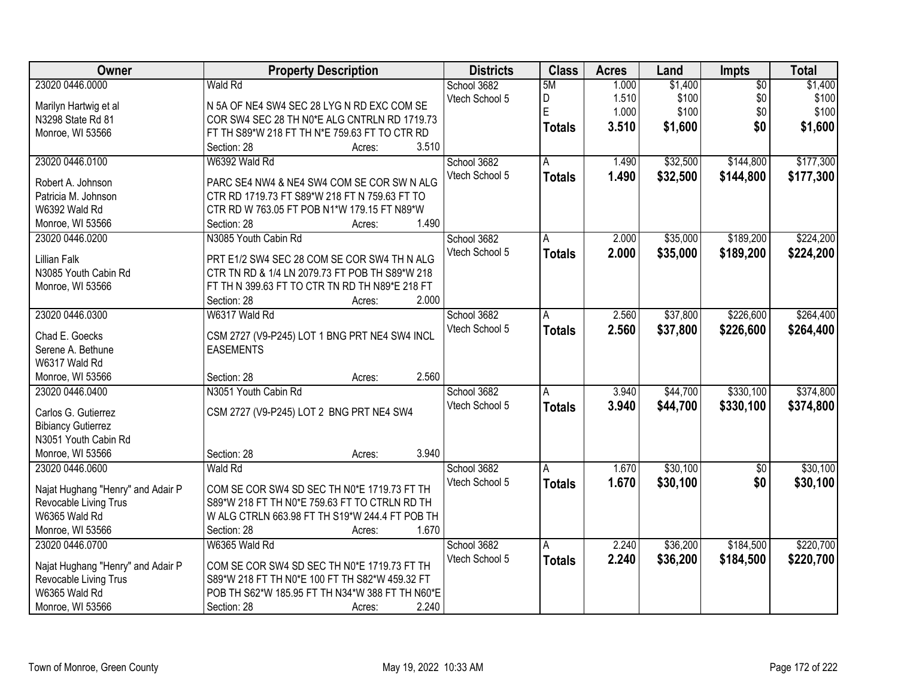| Owner | Property Description | Districts | Class | Acres | Land | Impts | Total |
|---|---|---|---|---|---|---|---|
| 23020 0446.0000<br>Marilyn Hartwig et al<br>N3298 State Rd 81<br>Monroe, WI 53566 | Wald Rd<br>N 5A OF NE4 SW4 SEC 28 LYG N RD EXC COM SE COR SW4 SEC 28 TH N0*E ALG CNTRLN RD 1719.73 FT TH S89*W 218 FT TH N*E 759.63 FT TO CTR RD<br>Section: 28 Acres: 3.510 | School 3682<br>Vtech School 5 | 5M<br>D<br>E<br>**Totals** | 1.000<br>1.510<br>1.000<br>**3.510** | $1,400<br>$100<br>$100<br>**$1,600** | $0<br>$0<br>$0<br>**$0** | $1,400<br>$100<br>$100<br>**$1,600** |
| 23020 0446.0100<br>Robert A. Johnson<br>Patricia M. Johnson<br>W6392 Wald Rd<br>Monroe, WI 53566 | W6392 Wald Rd<br>PARC SE4 NW4 & NE4 SW4 COM SE COR SW N ALG CTR RD 1719.73 FT S89*W 218 FT N 759.63 FT TO CTR RD W 763.05 FT POB N1*W 179.15 FT N89*W<br>Section: 28 Acres: 1.490 | School 3682<br>Vtech School 5 | A<br>**Totals** | 1.490<br>**1.490** | $32,500<br>**$32,500** | $144,800<br>**$144,800** | $177,300<br>**$177,300** |
| 23020 0446.0200<br>Lillian Falk<br>N3085 Youth Cabin Rd<br>Monroe, WI 53566 | N3085 Youth Cabin Rd<br>PRT E1/2 SW4 SEC 28 COM SE COR SW4 TH N ALG CTR TN RD & 1/4 LN 2079.73 FT POB TH S89*W 218 FT TH N 399.63 FT TO CTR TN RD TH N89*E 218 FT<br>Section: 28 Acres: 2.000 | School 3682<br>Vtech School 5 | A<br>**Totals** | 2.000<br>**2.000** | $35,000<br>**$35,000** | $189,200<br>**$189,200** | $224,200<br>**$224,200** |
| 23020 0446.0300<br>Chad E. Goecks<br>Serene A. Bethune<br>W6317 Wald Rd<br>Monroe, WI 53566 | W6317 Wald Rd<br>CSM 2727 (V9-P245) LOT 1 BNG PRT NE4 SW4 INCL EASEMENTS<br>Section: 28 Acres: 2.560 | School 3682<br>Vtech School 5 | A<br>**Totals** | 2.560<br>**2.560** | $37,800<br>**$37,800** | $226,600<br>**$226,600** | $264,400<br>**$264,400** |
| 23020 0446.0400<br>Carlos G. Gutierrez<br>Bibiancy Gutierrez<br>N3051 Youth Cabin Rd<br>Monroe, WI 53566 | N3051 Youth Cabin Rd<br>CSM 2727 (V9-P245) LOT 2 BNG PRT NE4 SW4<br>Section: 28 Acres: 3.940 | School 3682<br>Vtech School 5 | A<br>**Totals** | 3.940<br>**3.940** | $44,700<br>**$44,700** | $330,100<br>**$330,100** | $374,800<br>**$374,800** |
| 23020 0446.0600<br>Najat Hughang "Henry" and Adair P Revocable Living Trus<br>W6365 Wald Rd<br>Monroe, WI 53566 | Wald Rd<br>COM SE COR SW4 SD SEC TH N0*E 1719.73 FT TH S89*W 218 FT TH N0*E 759.63 FT TO CTRLN RD TH W ALG CTRLN 663.98 FT TH S19*W 244.4 FT POB TH<br>Section: 28 Acres: 1.670 | School 3682<br>Vtech School 5 | A<br>**Totals** | 1.670<br>**1.670** | $30,100<br>**$30,100** | $0<br>**$0** | $30,100<br>**$30,100** |
| 23020 0446.0700<br>Najat Hughang "Henry" and Adair P Revocable Living Trus<br>W6365 Wald Rd<br>Monroe, WI 53566 | W6365 Wald Rd<br>COM SE COR SW4 SD SEC TH N0*E 1719.73 FT TH S89*W 218 FT TH N0*E 100 FT TH S82*W 459.32 FT POB TH S62*W 185.95 FT TH N34*W 388 FT TH N60*E<br>Section: 28 Acres: 2.240 | School 3682<br>Vtech School 5 | A<br>**Totals** | 2.240<br>**2.240** | $36,200<br>**$36,200** | $184,500<br>**$184,500** | $220,700<br>**$220,700** |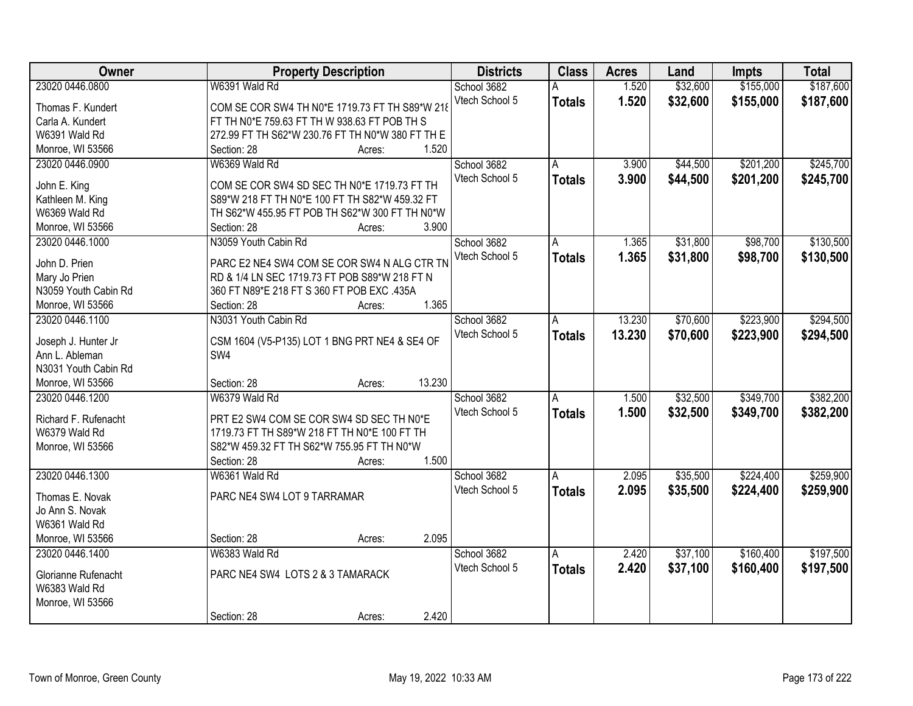| Owner | Property Description | Districts | Class | Acres | Land | Impts | Total |
|---|---|---|---|---|---|---|---|
| 23020 0446.0800<br>Thomas F. Kundert<br>Carla A. Kundert<br>W6391 Wald Rd<br>Monroe, WI 53566 | W6391 Wald Rd<br>COM SE COR SW4 TH N0*E 1719.73 FT TH S89*W 218 FT TH N0*E 759.63 FT TH W 938.63 FT POB TH S 272.99 FT TH S62*W 230.76 FT TH N0*W 380 FT TH E<br>Section: 28 Acres: 1.520 | School 3682<br>Vtech School 5 | A<br>**Totals** | 1.520<br>**1.520** | $32,600<br>**$32,600** | $155,000<br>**$155,000** | $187,600<br>**$187,600** |
| 23020 0446.0900<br>John E. King<br>Kathleen M. King<br>W6369 Wald Rd<br>Monroe, WI 53566 | W6369 Wald Rd<br>COM SE COR SW4 SD SEC TH N0*E 1719.73 FT TH S89*W 218 FT TH N0*E 100 FT TH S82*W 459.32 FT TH S62*W 455.95 FT POB TH S62*W 300 FT TH N0*W<br>Section: 28 Acres: 3.900 | School 3682<br>Vtech School 5 | A<br>**Totals** | 3.900<br>**3.900** | $44,500<br>**$44,500** | $201,200<br>**$201,200** | $245,700<br>**$245,700** |
| 23020 0446.1000<br>John D. Prien<br>Mary Jo Prien<br>N3059 Youth Cabin Rd<br>Monroe, WI 53566 | N3059 Youth Cabin Rd<br>PARC E2 NE4 SW4 COM SE COR SW4 N ALG CTR TN RD & 1/4 LN SEC 1719.73 FT POB S89*W 218 FT N 360 FT N89*E 218 FT S 360 FT POB EXC .435A<br>Section: 28 Acres: 1.365 | School 3682<br>Vtech School 5 | A<br>**Totals** | 1.365<br>**1.365** | $31,800<br>**$31,800** | $98,700<br>**$98,700** | $130,500<br>**$130,500** |
| 23020 0446.1100<br>Joseph J. Hunter Jr<br>Ann L. Ableman<br>N3031 Youth Cabin Rd<br>Monroe, WI 53566 | N3031 Youth Cabin Rd<br>CSM 1604 (V5-P135) LOT 1 BNG PRT NE4 & SE4 OF SW4<br>Section: 28 Acres: 13.230 | School 3682<br>Vtech School 5 | A<br>**Totals** | 13.230<br>**13.230** | $70,600<br>**$70,600** | $223,900<br>**$223,900** | $294,500<br>**$294,500** |
| 23020 0446.1200<br>Richard F. Rufenacht<br>W6379 Wald Rd<br>Monroe, WI 53566 | W6379 Wald Rd<br>PRT E2 SW4 COM SE COR SW4 SD SEC TH N0*E 1719.73 FT TH S89*W 218 FT TH N0*E 100 FT TH S82*W 459.32 FT TH S62*W 755.95 FT TH N0*W<br>Section: 28 Acres: 1.500 | School 3682<br>Vtech School 5 | A<br>**Totals** | 1.500<br>**1.500** | $32,500<br>**$32,500** | $349,700<br>**$349,700** | $382,200<br>**$382,200** |
| 23020 0446.1300<br>Thomas E. Novak<br>Jo Ann S. Novak<br>W6361 Wald Rd<br>Monroe, WI 53566 | W6361 Wald Rd<br>PARC NE4 SW4 LOT 9 TARRAMAR<br>Section: 28 Acres: 2.095 | School 3682<br>Vtech School 5 | A<br>**Totals** | 2.095<br>**2.095** | $35,500<br>**$35,500** | $224,400<br>**$224,400** | $259,900<br>**$259,900** |
| 23020 0446.1400<br>Glorianne Rufenacht<br>W6383 Wald Rd<br>Monroe, WI 53566 | W6383 Wald Rd<br>PARC NE4 SW4 LOTS 2 & 3 TAMARACK<br>Section: 28 Acres: 2.420 | School 3682<br>Vtech School 5 | A<br>**Totals** | 2.420<br>**2.420** | $37,100<br>**$37,100** | $160,400<br>**$160,400** | $197,500<br>**$197,500** |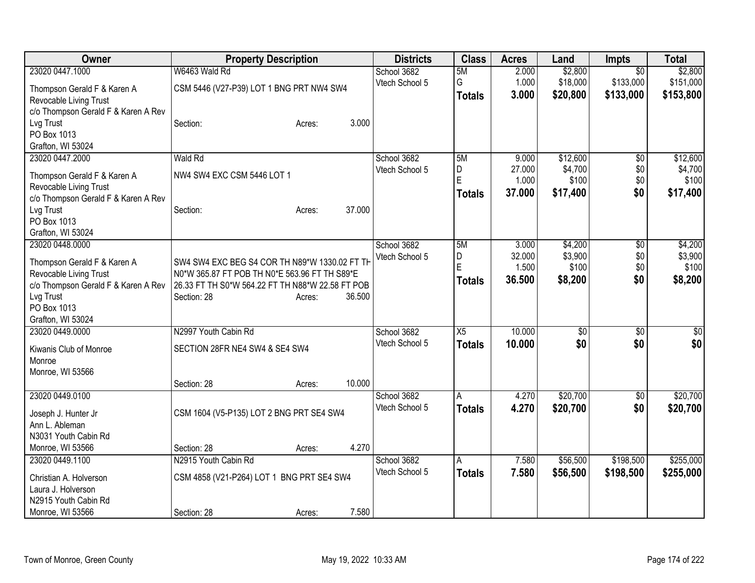| Owner | Property Description | Districts | Class | Acres | Land | Impts | Total |
|---|---|---|---|---|---|---|---|
| 23020 0447.1000<br>Thompson Gerald F & Karen A Revocable Living Trust<br>c/o Thompson Gerald F & Karen A Rev Lvg Trust<br>PO Box 1013<br>Grafton, WI 53024 | W6463 Wald Rd<br>CSM 5446 (V27-P39) LOT 1 BNG PRT NW4 SW4<br>Section: Acres: 3.000 | School 3682<br>Vtech School 5 | 5M<br>G<br>**Totals** | 2.000<br>1.000<br>**3.000** | $2,800<br>$18,000<br>**$20,800** | $0<br>$133,000<br>**$133,000** | $2,800<br>$151,000<br>**$153,800** |
| 23020 0447.2000<br>Thompson Gerald F & Karen A Revocable Living Trust<br>c/o Thompson Gerald F & Karen A Rev Lvg Trust<br>PO Box 1013<br>Grafton, WI 53024 | Wald Rd<br>NW4 SW4 EXC CSM 5446 LOT 1<br>Section: Acres: 37.000 | School 3682<br>Vtech School 5 | 5M<br>D<br>E<br>**Totals** | 9.000<br>27.000<br>1.000<br>**37.000** | $12,600<br>$4,700<br>$100<br>**$17,400** | $0<br>$0<br>$0<br>**$0** | $12,600<br>$4,700<br>$100<br>**$17,400** |
| 23020 0448.0000<br>Thompson Gerald F & Karen A Revocable Living Trust<br>c/o Thompson Gerald F & Karen A Rev Lvg Trust<br>PO Box 1013<br>Grafton, WI 53024 | SW4 SW4 EXC BEG S4 COR TH N89*W 1330.02 FT TH N0*W 365.87 FT POB TH N0*E 563.96 FT TH S89*E 26.33 FT TH S0*W 564.22 FT TH N88*W 22.58 FT POB<br>Section: 28 Acres: 36.500 | School 3682<br>Vtech School 5 | 5M<br>D<br>E<br>**Totals** | 3.000<br>32.000<br>1.500<br>**36.500** | $4,200<br>$3,900<br>$100<br>**$8,200** | $0<br>$0<br>$0<br>**$0** | $4,200<br>$3,900<br>$100<br>**$8,200** |
| 23020 0449.0000<br>Kiwanis Club of Monroe<br>Monroe<br>Monroe, WI 53566 | N2997 Youth Cabin Rd<br>SECTION 28FR NE4 SW4 & SE4 SW4<br>Section: 28 Acres: 10.000 | School 3682<br>Vtech School 5 | X5<br>**Totals** | 10.000<br>**10.000** | $0<br>**$0** | $0<br>**$0** | $0<br>**$0** |
| 23020 0449.0100<br>Joseph J. Hunter Jr<br>Ann L. Ableman<br>N3031 Youth Cabin Rd<br>Monroe, WI 53566 | CSM 1604 (V5-P135) LOT 2 BNG PRT SE4 SW4<br>Section: 28 Acres: 4.270 | School 3682<br>Vtech School 5 | A<br>**Totals** | 4.270<br>**4.270** | $20,700<br>**$20,700** | $0<br>**$0** | $20,700<br>**$20,700** |
| 23020 0449.1100<br>Christian A. Holverson<br>Laura J. Holverson<br>N2915 Youth Cabin Rd<br>Monroe, WI 53566 | N2915 Youth Cabin Rd<br>CSM 4858 (V21-P264) LOT 1 BNG PRT SE4 SW4<br>Section: 28 Acres: 7.580 | School 3682<br>Vtech School 5 | A<br>**Totals** | 7.580<br>**7.580** | $56,500<br>**$56,500** | $198,500<br>**$198,500** | $255,000<br>**$255,000** |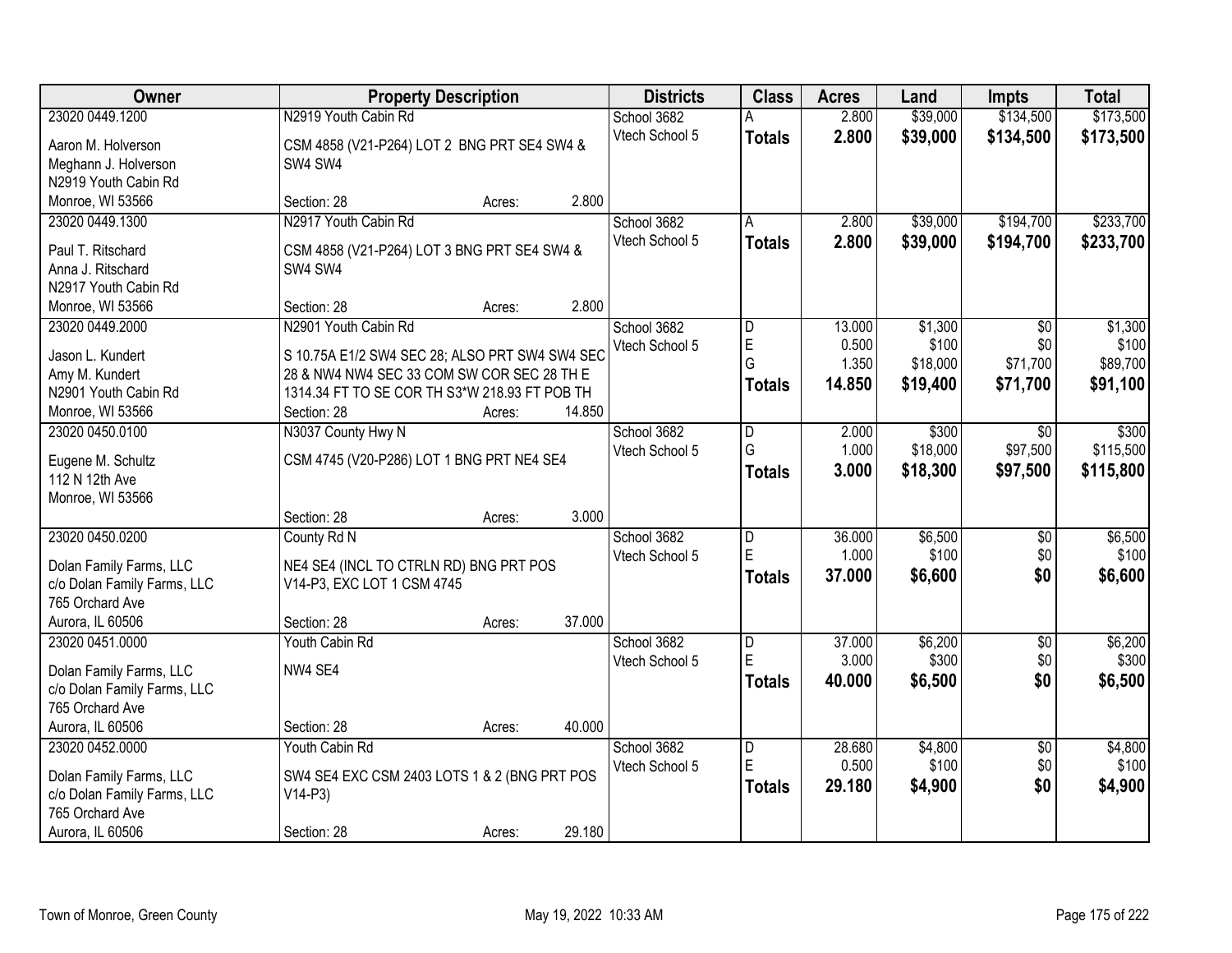| Owner | Property Description | Districts | Class | Acres | Land | Impts | Total |
|---|---|---|---|---|---|---|---|
| 23020 0449.1200<br>Aaron M. Holverson<br>Meghann J. Holverson<br>N2919 Youth Cabin Rd<br>Monroe, WI 53566 | N2919 Youth Cabin Rd<br>CSM 4858 (V21-P264) LOT 2 BNG PRT SE4 SW4 & SW4 SW4<br>Section: 28 Acres: 2.800 | School 3682<br>Vtech School 5 | A<br>**Totals** | 2.800<br>**2.800** | $39,000<br>**$39,000** | $134,500<br>**$134,500** | $173,500<br>**$173,500** |
| 23020 0449.1300<br>Paul T. Ritschard<br>Anna J. Ritschard<br>N2917 Youth Cabin Rd<br>Monroe, WI 53566 | N2917 Youth Cabin Rd<br>CSM 4858 (V21-P264) LOT 3 BNG PRT SE4 SW4 & SW4 SW4<br>Section: 28 Acres: 2.800 | School 3682<br>Vtech School 5 | A<br>**Totals** | 2.800<br>**2.800** | $39,000<br>**$39,000** | $194,700<br>**$194,700** | $233,700<br>**$233,700** |
| 23020 0449.2000<br>Jason L. Kundert<br>Amy M. Kundert<br>N2901 Youth Cabin Rd<br>Monroe, WI 53566 | N2901 Youth Cabin Rd<br>S 10.75A E1/2 SW4 SEC 28; ALSO PRT SW4 SW4 SEC 28 & NW4 NW4 SEC 33 COM SW COR SEC 28 TH E 1314.34 FT TO SE COR TH S3*W 218.93 FT POB TH<br>Section: 28 Acres: 14.850 | School 3682<br>Vtech School 5 | D<br>E<br>G<br>**Totals** | 13.000<br>0.500<br>1.350<br>**14.850** | $1,300<br>$100<br>$18,000<br>**$19,400** | $0<br>$0<br>$71,700<br>**$71,700** | $1,300<br>$100<br>$89,700<br>**$91,100** |
| 23020 0450.0100<br>Eugene M. Schultz<br>112 N 12th Ave<br>Monroe, WI 53566 | N3037 County Hwy N<br>CSM 4745 (V20-P286) LOT 1 BNG PRT NE4 SE4<br>Section: 28 Acres: 3.000 | School 3682<br>Vtech School 5 | D<br>G<br>**Totals** | 2.000<br>1.000<br>**3.000** | $300<br>$18,000<br>**$18,300** | $0<br>$97,500<br>**$97,500** | $300<br>$115,500<br>**$115,800** |
| 23020 0450.0200<br>Dolan Family Farms, LLC<br>c/o Dolan Family Farms, LLC<br>765 Orchard Ave<br>Aurora, IL 60506 | County Rd N<br>NE4 SE4 (INCL TO CTRLN RD) BNG PRT POS V14-P3, EXC LOT 1 CSM 4745<br>Section: 28 Acres: 37.000 | School 3682<br>Vtech School 5 | D<br>E<br>**Totals** | 36.000<br>1.000<br>**37.000** | $6,500<br>$100<br>**$6,600** | $0<br>$0<br>**$0** | $6,500<br>$100<br>**$6,600** |
| 23020 0451.0000<br>Dolan Family Farms, LLC<br>c/o Dolan Family Farms, LLC<br>765 Orchard Ave<br>Aurora, IL 60506 | Youth Cabin Rd<br>NW4 SE4<br>Section: 28 Acres: 40.000 | School 3682<br>Vtech School 5 | D<br>E<br>**Totals** | 37.000<br>3.000<br>**40.000** | $6,200<br>$300<br>**$6,500** | $0<br>$0<br>**$0** | $6,200<br>$300<br>**$6,500** |
| 23020 0452.0000<br>Dolan Family Farms, LLC<br>c/o Dolan Family Farms, LLC<br>765 Orchard Ave<br>Aurora, IL 60506 | Youth Cabin Rd<br>SW4 SE4 EXC CSM 2403 LOTS 1 & 2 (BNG PRT POS V14-P3)<br>Section: 28 Acres: 29.180 | School 3682<br>Vtech School 5 | D<br>E<br>**Totals** | 28.680<br>0.500<br>**29.180** | $4,800<br>$100<br>**$4,900** | $0<br>$0<br>**$0** | $4,800<br>$100<br>**$4,900** |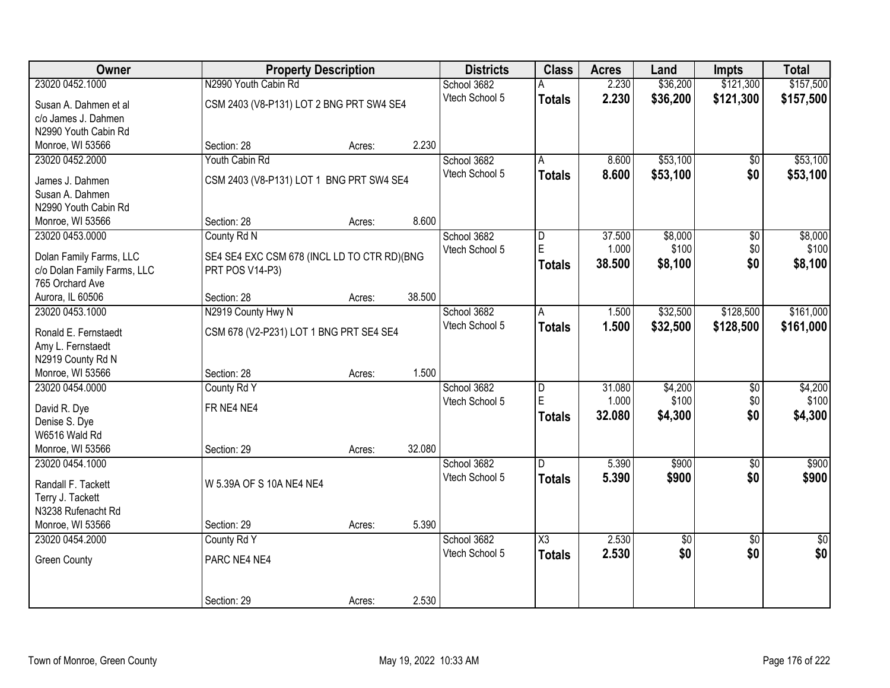| Owner | Property Description | | | Districts | Class | Acres | Land | Impts | Total |
|---|---|---|---|---|---|---|---|---|---|
| 23020 0452.1000 | N2990 Youth Cabin Rd | | | School 3682 | A | 2.230 | $36,200 | $121,300 | $157,500 |
| Susan A. Dahmen et al<br>c/o James J. Dahmen<br>N2990 Youth Cabin Rd<br>Monroe, WI 53566 | CSM 2403 (V8-P131) LOT 2 BNG PRT SW4 SE4 | | | Vtech School 5 | **Totals** | **2.230** | **$36,200** | **$121,300** | **$157,500** |
| | Section: 28 | Acres: | 2.230 | | | | | | |
| 23020 0452.2000 | Youth Cabin Rd | | | School 3682 | A | 8.600 | $53,100 | $0 | $53,100 |
| James J. Dahmen<br>Susan A. Dahmen<br>N2990 Youth Cabin Rd<br>Monroe, WI 53566 | CSM 2403 (V8-P131) LOT 1 BNG PRT SW4 SE4 | | | Vtech School 5 | **Totals** | **8.600** | **$53,100** | **$0** | **$53,100** |
| | Section: 28 | Acres: | 8.600 | | | | | | |
| 23020 0453.0000 | County Rd N | | | School 3682 | D | 37.500 | $8,000 | $0 | $8,000 |
| Dolan Family Farms, LLC<br>c/o Dolan Family Farms, LLC<br>765 Orchard Ave<br>Aurora, IL 60506 | SE4 SE4 EXC CSM 678 (INCL LD TO CTR RD)(BNG PRT POS V14-P3) | | | Vtech School 5 | E | 1.000 | $100 | $0 | $100 |
| | | | | | **Totals** | **38.500** | **$8,100** | **$0** | **$8,100** |
| | Section: 28 | Acres: | 38.500 | | | | | | |
| 23020 0453.1000 | N2919 County Hwy N | | | School 3682 | A | 1.500 | $32,500 | $128,500 | $161,000 |
| Ronald E. Fernstaedt<br>Amy L. Fernstaedt<br>N2919 County Rd N<br>Monroe, WI 53566 | CSM 678 (V2-P231) LOT 1 BNG PRT SE4 SE4 | | | Vtech School 5 | **Totals** | **1.500** | **$32,500** | **$128,500** | **$161,000** |
| | Section: 28 | Acres: | 1.500 | | | | | | |
| 23020 0454.0000 | County Rd Y | | | School 3682 | D | 31.080 | $4,200 | $0 | $4,200 |
| David R. Dye<br>Denise S. Dye<br>W6516 Wald Rd<br>Monroe, WI 53566 | FR NE4 NE4 | | | Vtech School 5 | E | 1.000 | $100 | $0 | $100 |
| | | | | | **Totals** | **32.080** | **$4,300** | **$0** | **$4,300** |
| | Section: 29 | Acres: | 32.080 | | | | | | |
| 23020 0454.1000 | | | | School 3682 | D | 5.390 | $900 | $0 | $900 |
| Randall F. Tackett<br>Terry J. Tackett<br>N3238 Rufenacht Rd<br>Monroe, WI 53566 | W 5.39A OF S 10A NE4 NE4 | | | Vtech School 5 | **Totals** | **5.390** | **$900** | **$0** | **$900** |
| | Section: 29 | Acres: | 5.390 | | | | | | |
| 23020 0454.2000 | County Rd Y | | | School 3682 | X3 | 2.530 | $0 | $0 | $0 |
| Green County | PARC NE4 NE4 | | | Vtech School 5 | **Totals** | **2.530** | **$0** | **$0** | **$0** |
| | Section: 29 | Acres: | 2.530 | | | | | | |

Town of Monroe, Green County — May 19, 2022 10:33 AM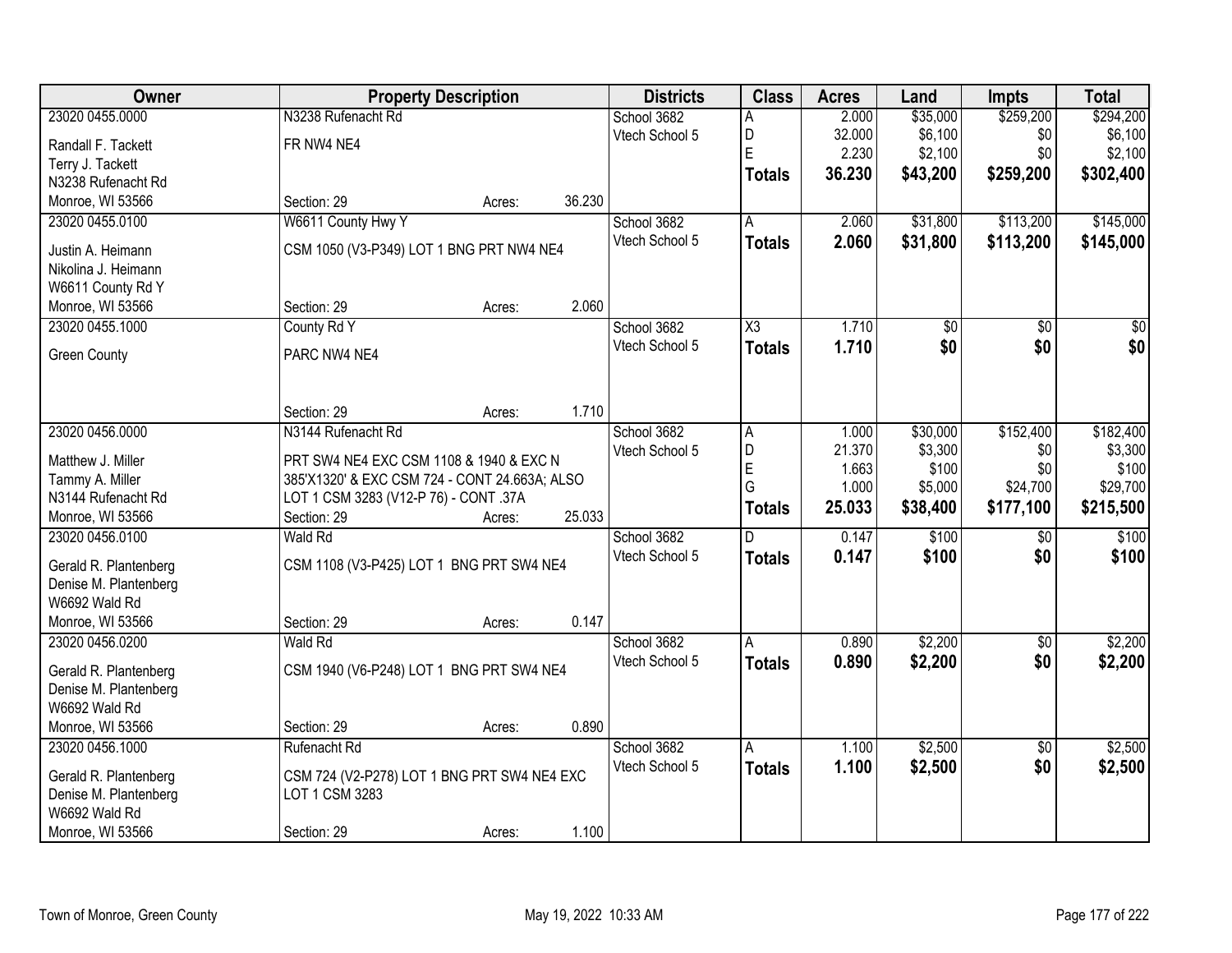| Owner | Property Description | Districts | Class | Acres | Land | Impts | Total |
|---|---|---|---|---|---|---|---|
| 23020 0455.0000<br>Randall F. Tackett<br>Terry J. Tackett<br>N3238 Rufenacht Rd<br>Monroe, WI 53566 | N3238 Rufenacht Rd<br>FR NW4 NE4<br>Section: 29 Acres: 36.230 | School 3682<br>Vtech School 5 | A<br>D<br>E<br>**Totals** | 2.000<br>32.000<br>2.230<br>**36.230** | $35,000<br>$6,100<br>$2,100<br>**$43,200** | $259,200<br>$0<br>$0<br>**$259,200** | $294,200<br>$6,100<br>$2,100<br>**$302,400** |
| 23020 0455.0100<br>Justin A. Heimann<br>Nikolina J. Heimann<br>W6611 County Rd Y<br>Monroe, WI 53566 | W6611 County Hwy Y<br>CSM 1050 (V3-P349) LOT 1 BNG PRT NW4 NE4<br>Section: 29 Acres: 2.060 | School 3682<br>Vtech School 5 | A<br>**Totals** | 2.060<br>**2.060** | $31,800<br>**$31,800** | $113,200<br>**$113,200** | $145,000<br>**$145,000** |
| 23020 0455.1000<br>Green County | County Rd Y<br>PARC NW4 NE4<br>Section: 29 Acres: 1.710 | School 3682<br>Vtech School 5 | X3<br>**Totals** | 1.710<br>**1.710** | $0<br>**$0** | $0<br>**$0** | $0<br>**$0** |
| 23020 0456.0000<br>Matthew J. Miller<br>Tammy A. Miller<br>N3144 Rufenacht Rd<br>Monroe, WI 53566 | N3144 Rufenacht Rd<br>PRT SW4 NE4 EXC CSM 1108 & 1940 & EXC N 385'X1320' & EXC CSM 724 - CONT 24.663A; ALSO LOT 1 CSM 3283 (V12-P 76) - CONT .37A<br>Section: 29 Acres: 25.033 | School 3682<br>Vtech School 5 | A<br>D<br>E<br>G<br>**Totals** | 1.000<br>21.370<br>1.663<br>1.000<br>**25.033** | $30,000<br>$3,300<br>$100<br>$5,000<br>**$38,400** | $152,400<br>$0<br>$0<br>$24,700<br>**$177,100** | $182,400<br>$3,300<br>$100<br>$29,700<br>**$215,500** |
| 23020 0456.0100<br>Gerald R. Plantenberg<br>Denise M. Plantenberg<br>W6692 Wald Rd<br>Monroe, WI 53566 | Wald Rd<br>CSM 1108 (V3-P425) LOT 1 BNG PRT SW4 NE4<br>Section: 29 Acres: 0.147 | School 3682<br>Vtech School 5 | D<br>**Totals** | 0.147<br>**0.147** | $100<br>**$100** | $0<br>**$0** | $100<br>**$100** |
| 23020 0456.0200<br>Gerald R. Plantenberg<br>Denise M. Plantenberg<br>W6692 Wald Rd<br>Monroe, WI 53566 | Wald Rd<br>CSM 1940 (V6-P248) LOT 1 BNG PRT SW4 NE4<br>Section: 29 Acres: 0.890 | School 3682<br>Vtech School 5 | A<br>**Totals** | 0.890<br>**0.890** | $2,200<br>**$2,200** | $0<br>**$0** | $2,200<br>**$2,200** |
| 23020 0456.1000<br>Gerald R. Plantenberg<br>Denise M. Plantenberg<br>W6692 Wald Rd<br>Monroe, WI 53566 | Rufenacht Rd<br>CSM 724 (V2-P278) LOT 1 BNG PRT SW4 NE4 EXC LOT 1 CSM 3283<br>Section: 29 Acres: 1.100 | School 3682<br>Vtech School 5 | A<br>**Totals** | 1.100<br>**1.100** | $2,500<br>**$2,500** | $0<br>**$0** | $2,500<br>**$2,500** |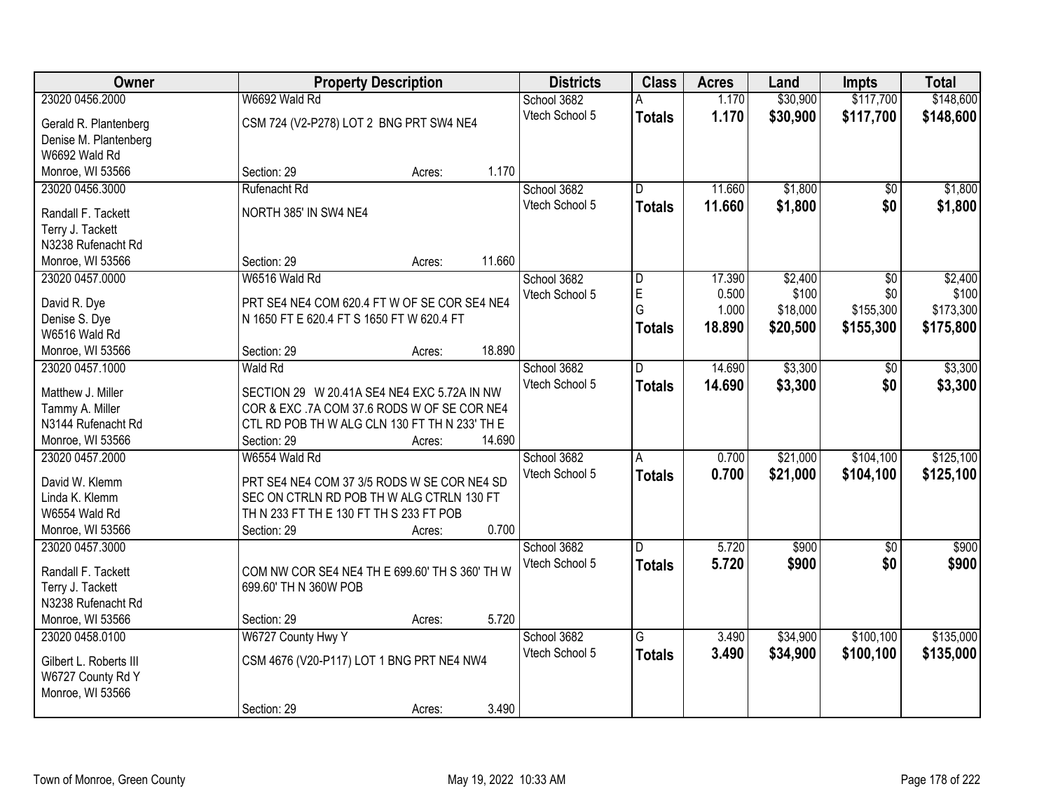| Owner | Property Description | Districts | Class | Acres | Land | Impts | Total |
|---|---|---|---|---|---|---|---|
| 23020 0456.2000<br>Gerald R. Plantenberg<br>Denise M. Plantenberg<br>W6692 Wald Rd<br>Monroe, WI 53566 | W6692 Wald Rd<br>CSM 724 (V2-P278) LOT 2 BNG PRT SW4 NE4<br>Section: 29 Acres: 1.170 | School 3682<br>Vtech School 5 | A<br>**Totals** | 1.170<br>**1.170** | $30,900<br>**$30,900** | $117,700<br>**$117,700** | $148,600<br>**$148,600** |
| 23020 0456.3000<br>Randall F. Tackett<br>Terry J. Tackett<br>N3238 Rufenacht Rd<br>Monroe, WI 53566 | Rufenacht Rd<br>NORTH 385' IN SW4 NE4<br>Section: 29 Acres: 11.660 | School 3682<br>Vtech School 5 | D<br>**Totals** | 11.660<br>**11.660** | $1,800<br>**$1,800** | $0<br>**$0** | $1,800<br>**$1,800** |
| 23020 0457.0000<br>David R. Dye<br>Denise S. Dye<br>W6516 Wald Rd<br>Monroe, WI 53566 | W6516 Wald Rd<br>PRT SE4 NE4 COM 620.4 FT W OF SE COR SE4 NE4 N 1650 FT E 620.4 FT S 1650 FT W 620.4 FT<br>Section: 29 Acres: 18.890 | School 3682<br>Vtech School 5 | D<br>E<br>G<br>**Totals** | 17.390<br>0.500<br>1.000<br>**18.890** | $2,400<br>$100<br>$18,000<br>**$20,500** | $0<br>$0<br>$155,300<br>**$155,300** | $2,400<br>$100<br>$173,300<br>**$175,800** |
| 23020 0457.1000<br>Matthew J. Miller<br>Tammy A. Miller<br>N3144 Rufenacht Rd<br>Monroe, WI 53566 | Wald Rd<br>SECTION 29 W 20.41A SE4 NE4 EXC 5.72A IN NW COR & EXC .7A COM 37.6 RODS W OF SE COR NE4 CTL RD POB TH W ALG CLN 130 FT TH N 233' TH E<br>Section: 29 Acres: 14.690 | School 3682<br>Vtech School 5 | D<br>**Totals** | 14.690<br>**14.690** | $3,300<br>**$3,300** | $0<br>**$0** | $3,300<br>**$3,300** |
| 23020 0457.2000<br>David W. Klemm<br>Linda K. Klemm<br>W6554 Wald Rd<br>Monroe, WI 53566 | W6554 Wald Rd<br>PRT SE4 NE4 COM 37 3/5 RODS W SE COR NE4 SD SEC ON CTRLN RD POB TH W ALG CTRLN 130 FT TH N 233 FT TH E 130 FT TH S 233 FT POB<br>Section: 29 Acres: 0.700 | School 3682<br>Vtech School 5 | A<br>**Totals** | 0.700<br>**0.700** | $21,000<br>**$21,000** | $104,100<br>**$104,100** | $125,100<br>**$125,100** |
| 23020 0457.3000<br>Randall F. Tackett<br>Terry J. Tackett<br>N3238 Rufenacht Rd<br>Monroe, WI 53566 | COM NW COR SE4 NE4 TH E 699.60' TH S 360' TH W 699.60' TH N 360W POB<br>Section: 29 Acres: 5.720 | School 3682<br>Vtech School 5 | D<br>**Totals** | 5.720<br>**5.720** | $900<br>**$900** | $0<br>**$0** | $900<br>**$900** |
| 23020 0458.0100<br>Gilbert L. Roberts III<br>W6727 County Rd Y<br>Monroe, WI 53566 | W6727 County Hwy Y<br>CSM 4676 (V20-P117) LOT 1 BNG PRT NE4 NW4<br>Section: 29 Acres: 3.490 | School 3682<br>Vtech School 5 | G<br>**Totals** | 3.490<br>**3.490** | $34,900<br>**$34,900** | $100,100<br>**$100,100** | $135,000<br>**$135,000** |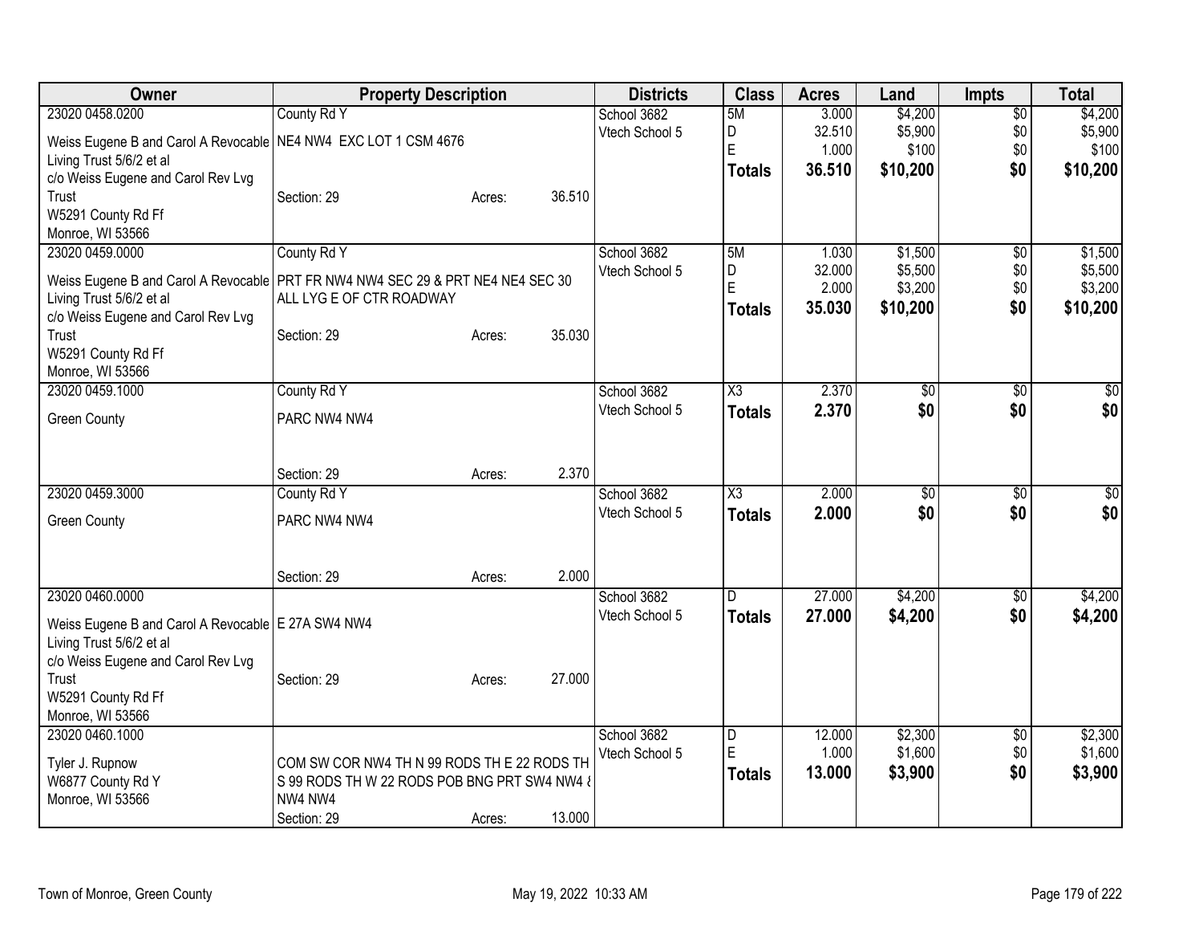| Owner | Property Description | Districts | Class | Acres | Land | Impts | Total |
|---|---|---|---|---|---|---|---|
| 23020 0458.0200<br>Weiss Eugene B and Carol A Revocable Living Trust 5/6/2 et al<br>c/o Weiss Eugene and Carol Rev Lvg Trust<br>W5291 County Rd Ff<br>Monroe, WI 53566 | County Rd Y<br>NE4 NW4 EXC LOT 1 CSM 4676<br>Section: 29 Acres: 36.510 | School 3682<br>Vtech School 5 | 5M<br>D<br>E<br>**Totals** | 3.000<br>32.510<br>1.000<br>**36.510** | $4,200<br>$5,900<br>$100<br>**$10,200** | $0<br>$0<br>$0<br>**$0** | $4,200<br>$5,900<br>$100<br>**$10,200** |
| 23020 0459.0000<br>Weiss Eugene B and Carol A Revocable Living Trust 5/6/2 et al<br>c/o Weiss Eugene and Carol Rev Lvg Trust<br>W5291 County Rd Ff<br>Monroe, WI 53566 | County Rd Y<br>PRT FR NW4 NW4 SEC 29 & PRT NE4 NE4 SEC 30 ALL LYG E OF CTR ROADWAY<br>Section: 29 Acres: 35.030 | School 3682<br>Vtech School 5 | 5M<br>D<br>E<br>**Totals** | 1.030<br>32.000<br>2.000<br>**35.030** | $1,500<br>$5,500<br>$3,200<br>**$10,200** | $0<br>$0<br>$0<br>**$0** | $1,500<br>$5,500<br>$3,200<br>**$10,200** |
| 23020 0459.1000<br>Green County | County Rd Y<br>PARC NW4 NW4<br>Section: 29 Acres: 2.370 | School 3682<br>Vtech School 5 | X3<br>**Totals** | 2.370<br>**2.370** | $0<br>**$0** | $0<br>**$0** | $0<br>**$0** |
| 23020 0459.3000<br>Green County | County Rd Y<br>PARC NW4 NW4<br>Section: 29 Acres: 2.000 | School 3682<br>Vtech School 5 | X3<br>**Totals** | 2.000<br>**2.000** | $0<br>**$0** | $0<br>**$0** | $0<br>**$0** |
| 23020 0460.0000<br>Weiss Eugene B and Carol A Revocable Living Trust 5/6/2 et al<br>c/o Weiss Eugene and Carol Rev Lvg Trust<br>W5291 County Rd Ff<br>Monroe, WI 53566 | E 27A SW4 NW4<br>Section: 29 Acres: 27.000 | School 3682<br>Vtech School 5 | D<br>**Totals** | 27.000<br>**27.000** | $4,200<br>**$4,200** | $0<br>**$0** | $4,200<br>**$4,200** |
| 23020 0460.1000<br>Tyler J. Rupnow<br>W6877 County Rd Y<br>Monroe, WI 53566 | COM SW COR NW4 TH N 99 RODS TH E 22 RODS TH S 99 RODS TH W 22 RODS POB BNG PRT SW4 NW4 & NW4 NW4<br>Section: 29 Acres: 13.000 | School 3682<br>Vtech School 5 | D<br>E<br>**Totals** | 12.000<br>1.000<br>**13.000** | $2,300<br>$1,600<br>**$3,900** | $0<br>$0<br>**$0** | $2,300<br>$1,600<br>**$3,900** |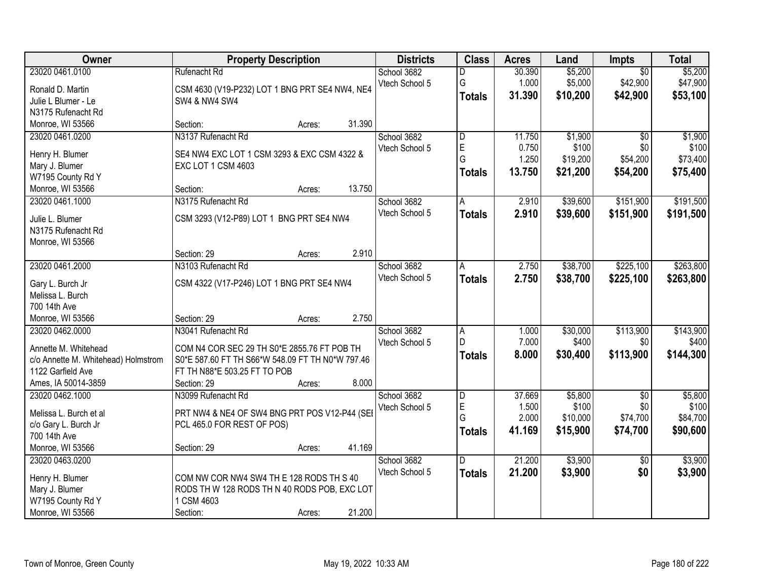| Owner | Property Description | Districts | Class | Acres | Land | Impts | Total |
|---|---|---|---|---|---|---|---|
| 23020 0461.0100<br>Ronald D. Martin<br>Julie L Blumer - Le<br>N3175 Rufenacht Rd<br>Monroe, WI 53566 | Rufenacht Rd<br>CSM 4630 (V19-P232) LOT 1 BNG PRT SE4 NW4, NE4 SW4 & NW4 SW4<br>Section: Acres: 31.390 | School 3682<br>Vtech School 5 | D<br>G<br>**Totals** | 30.390<br>1.000<br>**31.390** | $5,200<br>$5,000<br>**$10,200** | $0<br>$42,900<br>**$42,900** | $5,200<br>$47,900<br>**$53,100** |
| 23020 0461.0200<br>Henry H. Blumer<br>Mary J. Blumer<br>W7195 County Rd Y<br>Monroe, WI 53566 | N3137 Rufenacht Rd<br>SE4 NW4 EXC LOT 1 CSM 3293 & EXC CSM 4322 & EXC LOT 1 CSM 4603<br>Section: Acres: 13.750 | School 3682<br>Vtech School 5 | D<br>E<br>G<br>**Totals** | 11.750<br>0.750<br>1.250<br>**13.750** | $1,900<br>$100<br>$19,200<br>**$21,200** | $0<br>$0<br>$54,200<br>**$54,200** | $1,900<br>$100<br>$73,400<br>**$75,400** |
| 23020 0461.1000<br>Julie L. Blumer<br>N3175 Rufenacht Rd<br>Monroe, WI 53566 | N3175 Rufenacht Rd<br>CSM 3293 (V12-P89) LOT 1 BNG PRT SE4 NW4<br>Section: 29 Acres: 2.910 | School 3682<br>Vtech School 5 | A<br>**Totals** | 2.910<br>**2.910** | $39,600<br>**$39,600** | $151,900<br>**$151,900** | $191,500<br>**$191,500** |
| 23020 0461.2000<br>Gary L. Burch Jr<br>Melissa L. Burch<br>700 14th Ave<br>Monroe, WI 53566 | N3103 Rufenacht Rd<br>CSM 4322 (V17-P246) LOT 1 BNG PRT SE4 NW4<br>Section: 29 Acres: 2.750 | School 3682<br>Vtech School 5 | A<br>**Totals** | 2.750<br>**2.750** | $38,700<br>**$38,700** | $225,100<br>**$225,100** | $263,800<br>**$263,800** |
| 23020 0462.0000<br>Annette M. Whitehead<br>c/o Annette M. Whitehead) Holmstrom<br>1122 Garfield Ave<br>Ames, IA 50014-3859 | N3041 Rufenacht Rd<br>COM N4 COR SEC 29 TH S0*E 2855.76 FT POB TH S0*E 587.60 FT TH S66*W 548.09 FT TH N0*W 797.46 FT TH N88*E 503.25 FT TO POB<br>Section: 29 Acres: 8.000 | School 3682<br>Vtech School 5 | A<br>D<br>**Totals** | 1.000<br>7.000<br>**8.000** | $30,000<br>$400<br>**$30,400** | $113,900<br>$0<br>**$113,900** | $143,900<br>$400<br>**$144,300** |
| 23020 0462.1000<br>Melissa L. Burch et al<br>c/o Gary L. Burch Jr<br>700 14th Ave<br>Monroe, WI 53566 | N3099 Rufenacht Rd<br>PRT NW4 & NE4 OF SW4 BNG PRT POS V12-P44 (SEI PCL 465.0 FOR REST OF POS)<br>Section: 29 Acres: 41.169 | School 3682<br>Vtech School 5 | D<br>E<br>G<br>**Totals** | 37.669<br>1.500<br>2.000<br>**41.169** | $5,800<br>$100<br>$10,000<br>**$15,900** | $0<br>$0<br>$74,700<br>**$74,700** | $5,800<br>$100<br>$84,700<br>**$90,600** |
| 23020 0463.0200<br>Henry H. Blumer<br>Mary J. Blumer<br>W7195 County Rd Y<br>Monroe, WI 53566 | COM NW COR NW4 SW4 TH E 128 RODS TH S 40 RODS TH W 128 RODS TH N 40 RODS POB, EXC LOT 1 CSM 4603<br>Section: Acres: 21.200 | School 3682<br>Vtech School 5 | D<br>**Totals** | 21.200<br>**21.200** | $3,900<br>**$3,900** | $0<br>**$0** | $3,900<br>**$3,900** |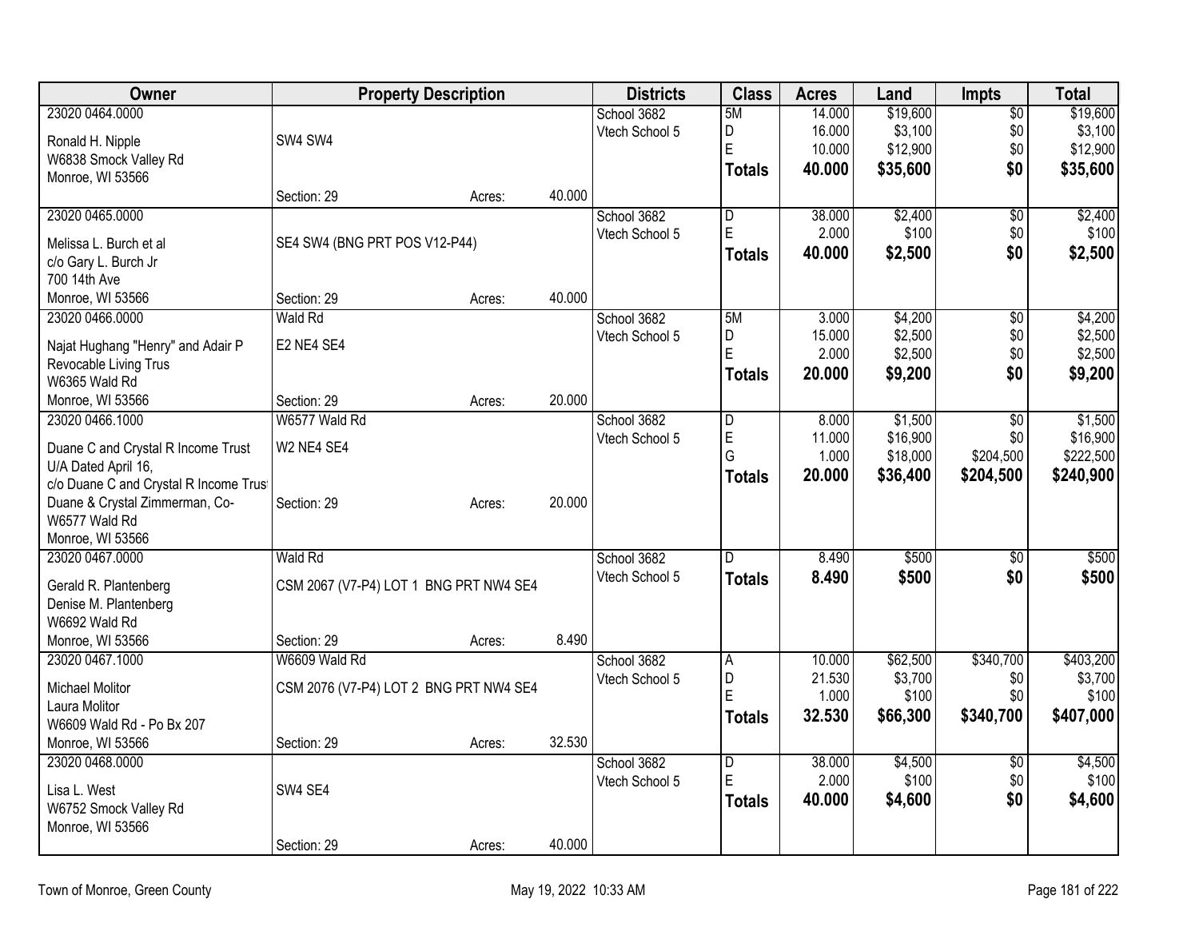| Owner | Property Description | | | Districts | Class | Acres | Land | Impts | Total |
|---|---|---|---|---|---|---|---|---|---|
| 23020 0464.0000<br><br>Ronald H. Nipple<br>W6838 Smock Valley Rd<br>Monroe, WI 53566 | SW4 SW4<br><br>Section: 29 | Acres: | 40.000 | School 3682<br>Vtech School 5 | 5M<br>D<br>E<br>**Totals** | 14.000<br>16.000<br>10.000<br>**40.000** | $19,600<br>$3,100<br>$12,900<br>**$35,600** | $0<br>$0<br>$0<br>**$0** | $19,600<br>$3,100<br>$12,900<br>**$35,600** |
| 23020 0465.0000<br><br>Melissa L. Burch et al<br>c/o Gary L. Burch Jr<br>700 14th Ave<br>Monroe, WI 53566 | SE4 SW4 (BNG PRT POS V12-P44)<br><br>Section: 29 | Acres: | 40.000 | School 3682<br>Vtech School 5 | D<br>E<br>**Totals** | 38.000<br>2.000<br>**40.000** | $2,400<br>$100<br>**$2,500** | $0<br>$0<br>**$0** | $2,400<br>$100<br>**$2,500** |
| 23020 0466.0000<br><br>Najat Hughang "Henry" and Adair P<br>Revocable Living Trus<br>W6365 Wald Rd<br>Monroe, WI 53566 | Wald Rd<br>E2 NE4 SE4<br><br>Section: 29 | Acres: | 20.000 | School 3682<br>Vtech School 5 | 5M<br>D<br>E<br>**Totals** | 3.000<br>15.000<br>2.000<br>**20.000** | $4,200<br>$2,500<br>$2,500<br>**$9,200** | $0<br>$0<br>$0<br>**$0** | $4,200<br>$2,500<br>$2,500<br>**$9,200** |
| 23020 0466.1000<br><br>Duane C and Crystal R Income Trust<br>U/A Dated April 16,<br>c/o Duane C and Crystal R Income Trust<br>Duane & Crystal Zimmerman, Co-<br>W6577 Wald Rd<br>Monroe, WI 53566 | W6577 Wald Rd<br>W2 NE4 SE4<br><br>Section: 29 | Acres: | 20.000 | School 3682<br>Vtech School 5 | D<br>E<br>G<br>**Totals** | 8.000<br>11.000<br>1.000<br>**20.000** | $1,500<br>$16,900<br>$18,000<br>**$36,400** | $0<br>$0<br>$204,500<br>**$204,500** | $1,500<br>$16,900<br>$222,500<br>**$240,900** |
| 23020 0467.0000<br><br>Gerald R. Plantenberg<br>Denise M. Plantenberg<br>W6692 Wald Rd<br>Monroe, WI 53566 | Wald Rd<br>CSM 2067 (V7-P4) LOT 1 BNG PRT NW4 SE4<br><br>Section: 29 | Acres: | 8.490 | School 3682<br>Vtech School 5 | D<br>**Totals** | 8.490<br>**8.490** | $500<br>**$500** | $0<br>**$0** | $500<br>**$500** |
| 23020 0467.1000<br><br>Michael Molitor<br>Laura Molitor<br>W6609 Wald Rd - Po Bx 207<br>Monroe, WI 53566 | W6609 Wald Rd<br>CSM 2076 (V7-P4) LOT 2 BNG PRT NW4 SE4<br><br>Section: 29 | Acres: | 32.530 | School 3682<br>Vtech School 5 | A<br>D<br>E<br>**Totals** | 10.000<br>21.530<br>1.000<br>**32.530** | $62,500<br>$3,700<br>$100<br>**$66,300** | $340,700<br>$0<br>$0<br>**$340,700** | $403,200<br>$3,700<br>$100<br>**$407,000** |
| 23020 0468.0000<br><br>Lisa L. West<br>W6752 Smock Valley Rd<br>Monroe, WI 53566 | SW4 SE4<br><br>Section: 29 | Acres: | 40.000 | School 3682<br>Vtech School 5 | D<br>E<br>**Totals** | 38.000<br>2.000<br>**40.000** | $4,500<br>$100<br>**$4,600** | $0<br>$0<br>**$0** | $4,500<br>$100<br>**$4,600** |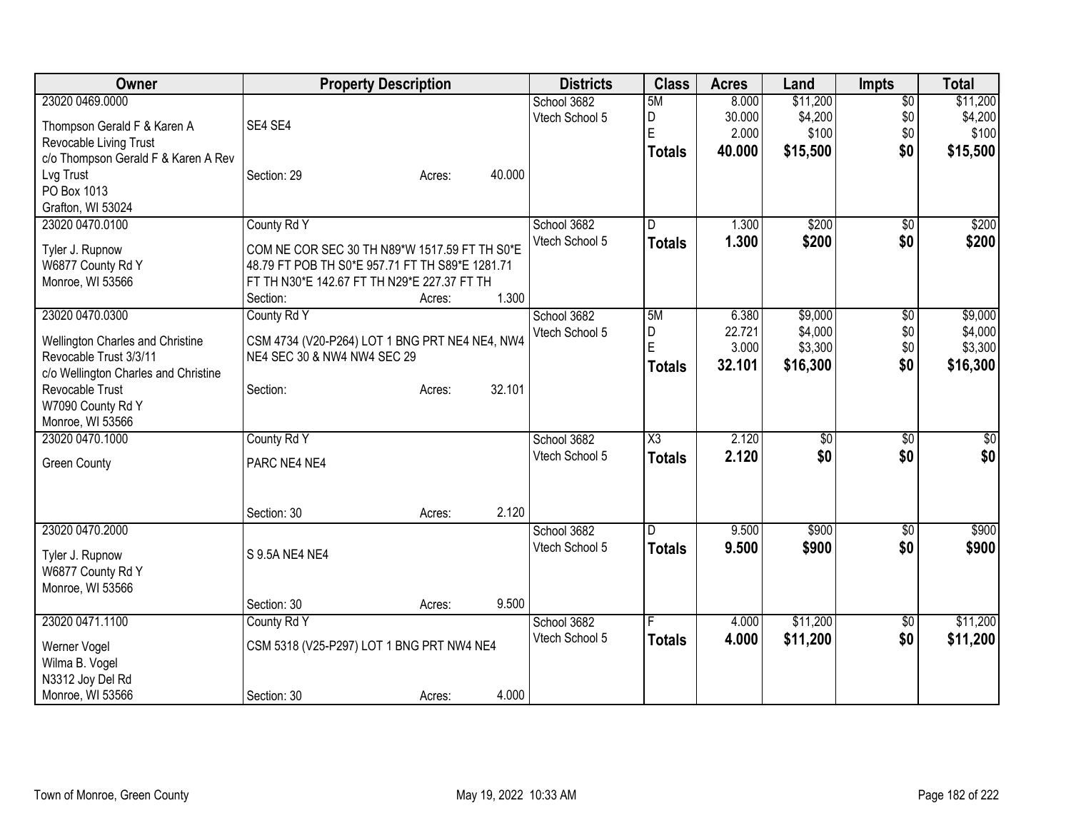| Owner | Property Description | Districts | Class | Acres | Land | Impts | Total |
|---|---|---|---|---|---|---|---|
| 23020 0469.0000<br>Thompson Gerald F & Karen A Revocable Living Trust<br>c/o Thompson Gerald F & Karen A Rev Lvg Trust<br>PO Box 1013<br>Grafton, WI 53024 | SE4 SE4<br>Section: 29 Acres: 40.000 | School 3682<br>Vtech School 5 | 5M<br>D<br>E<br>**Totals** | 8.000<br>30.000<br>2.000<br>**40.000** | $11,200<br>$4,200<br>$100<br>**$15,500** | $0<br>$0<br>$0<br>**$0** | $11,200<br>$4,200<br>$100<br>**$15,500** |
| 23020 0470.0100<br>Tyler J. Rupnow<br>W6877 County Rd Y<br>Monroe, WI 53566 | County Rd Y<br>COM NE COR SEC 30 TH N89*W 1517.59 FT TH S0*E 48.79 FT POB TH S0*E 957.71 FT TH S89*E 1281.71 FT TH N30*E 142.67 FT TH N29*E 227.37 FT TH<br>Section: Acres: 1.300 | School 3682<br>Vtech School 5 | D<br>**Totals** | 1.300<br>**1.300** | $200<br>**$200** | $0<br>**$0** | $200<br>**$200** |
| 23020 0470.0300<br>Wellington Charles and Christine Revocable Trust 3/3/11<br>c/o Wellington Charles and Christine Revocable Trust<br>W7090 County Rd Y<br>Monroe, WI 53566 | County Rd Y<br>CSM 4734 (V20-P264) LOT 1 BNG PRT NE4 NE4, NW4 NE4 SEC 30 & NW4 NW4 SEC 29<br>Section: Acres: 32.101 | School 3682<br>Vtech School 5 | 5M<br>D<br>E<br>**Totals** | 6.380<br>22.721<br>3.000<br>**32.101** | $9,000<br>$4,000<br>$3,300<br>**$16,300** | $0<br>$0<br>$0<br>**$0** | $9,000<br>$4,000<br>$3,300<br>**$16,300** |
| 23020 0470.1000<br>Green County | County Rd Y<br>PARC NE4 NE4<br>Section: 30 Acres: 2.120 | School 3682<br>Vtech School 5 | X3<br>**Totals** | 2.120<br>**2.120** | $0<br>**$0** | $0<br>**$0** | $0<br>**$0** |
| 23020 0470.2000<br>Tyler J. Rupnow<br>W6877 County Rd Y<br>Monroe, WI 53566 | S 9.5A NE4 NE4<br>Section: 30 Acres: 9.500 | School 3682<br>Vtech School 5 | D<br>**Totals** | 9.500<br>**9.500** | $900<br>**$900** | $0<br>**$0** | $900<br>**$900** |
| 23020 0471.1100<br>Werner Vogel<br>Wilma B. Vogel<br>N3312 Joy Del Rd<br>Monroe, WI 53566 | County Rd Y<br>CSM 5318 (V25-P297) LOT 1 BNG PRT NW4 NE4<br>Section: 30 Acres: 4.000 | School 3682<br>Vtech School 5 | F<br>**Totals** | 4.000<br>**4.000** | $11,200<br>**$11,200** | $0<br>**$0** | $11,200<br>**$11,200** |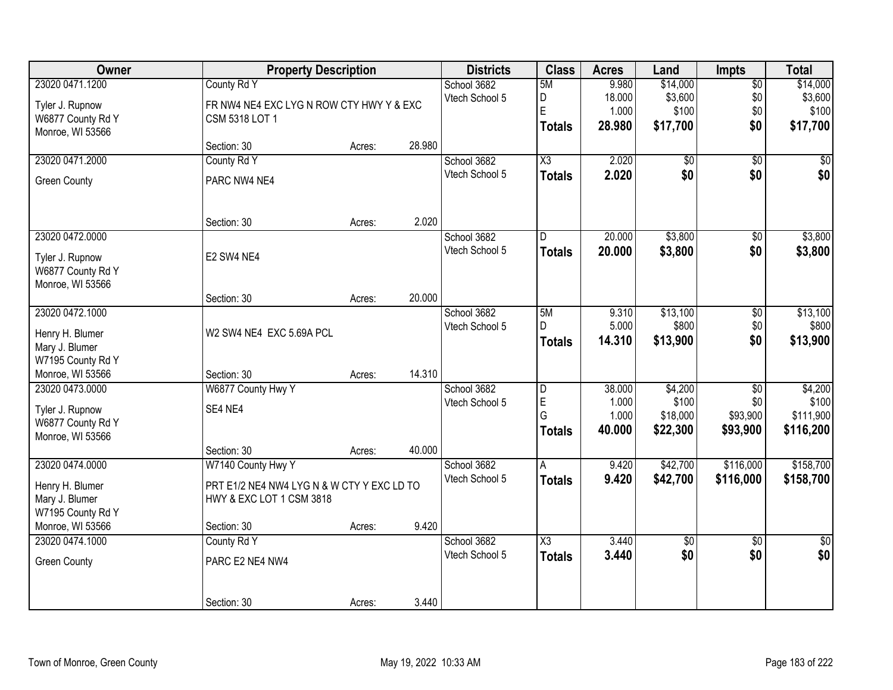| Owner | Property Description | | | Districts | Class | Acres | Land | Impts | Total |
|---|---|---|---|---|---|---|---|---|---|
| 23020 0471.1200 | County Rd Y | | | School 3682 | 5M | 9.980 | $14,000 | $0 | $14,000 |
| Tyler J. Rupnow | FR NW4 NE4 EXC LYG N ROW CTY HWY Y & EXC | | | Vtech School 5 | D | 18.000 | $3,600 | $0 | $3,600 |
| W6877 County Rd Y | CSM 5318 LOT 1 | | | | E | 1.000 | $100 | $0 | $100 |
| Monroe, WI 53566 | | | | | **Totals** | **28.980** | **$17,700** | **$0** | **$17,700** |
| | Section: 30 | Acres: | 28.980 | | | | | | |
| 23020 0471.2000 | County Rd Y | | | School 3682 | X3 | 2.020 | $0 | $0 | $0 |
| Green County | PARC NW4 NE4 | | | Vtech School 5 | **Totals** | **2.020** | **$0** | **$0** | **$0** |
| | Section: 30 | Acres: | 2.020 | | | | | | |
| 23020 0472.0000 | | | | School 3682 | D | 20.000 | $3,800 | $0 | $3,800 |
| Tyler J. Rupnow | E2 SW4 NE4 | | | Vtech School 5 | **Totals** | **20.000** | **$3,800** | **$0** | **$3,800** |
| W6877 County Rd Y | | | | | | | | | |
| Monroe, WI 53566 | | | | | | | | | |
| | Section: 30 | Acres: | 20.000 | | | | | | |
| 23020 0472.1000 | | | | School 3682 | 5M | 9.310 | $13,100 | $0 | $13,100 |
| Henry H. Blumer | W2 SW4 NE4 EXC 5.69A PCL | | | Vtech School 5 | D | 5.000 | $800 | $0 | $800 |
| Mary J. Blumer | | | | | **Totals** | **14.310** | **$13,900** | **$0** | **$13,900** |
| W7195 County Rd Y | | | | | | | | | |
| Monroe, WI 53566 | Section: 30 | Acres: | 14.310 | | | | | | |
| 23020 0473.0000 | W6877 County Hwy Y | | | School 3682 | D | 38.000 | $4,200 | $0 | $4,200 |
| Tyler J. Rupnow | SE4 NE4 | | | Vtech School 5 | E | 1.000 | $100 | $0 | $100 |
| W6877 County Rd Y | | | | | G | 1.000 | $18,000 | $93,900 | $111,900 |
| Monroe, WI 53566 | | | | | **Totals** | **40.000** | **$22,300** | **$93,900** | **$116,200** |
| | Section: 30 | Acres: | 40.000 | | | | | | |
| 23020 0474.0000 | W7140 County Hwy Y | | | School 3682 | A | 9.420 | $42,700 | $116,000 | $158,700 |
| Henry H. Blumer | PRT E1/2 NE4 NW4 LYG N & W CTY Y EXC LD TO | | | Vtech School 5 | **Totals** | **9.420** | **$42,700** | **$116,000** | **$158,700** |
| Mary J. Blumer | HWY & EXC LOT 1 CSM 3818 | | | | | | | | |
| W7195 County Rd Y | | | | | | | | | |
| Monroe, WI 53566 | Section: 30 | Acres: | 9.420 | | | | | | |
| 23020 0474.1000 | County Rd Y | | | School 3682 | X3 | 3.440 | $0 | $0 | $0 |
| Green County | PARC E2 NE4 NW4 | | | Vtech School 5 | **Totals** | **3.440** | **$0** | **$0** | **$0** |
| | Section: 30 | Acres: | 3.440 | | | | | | |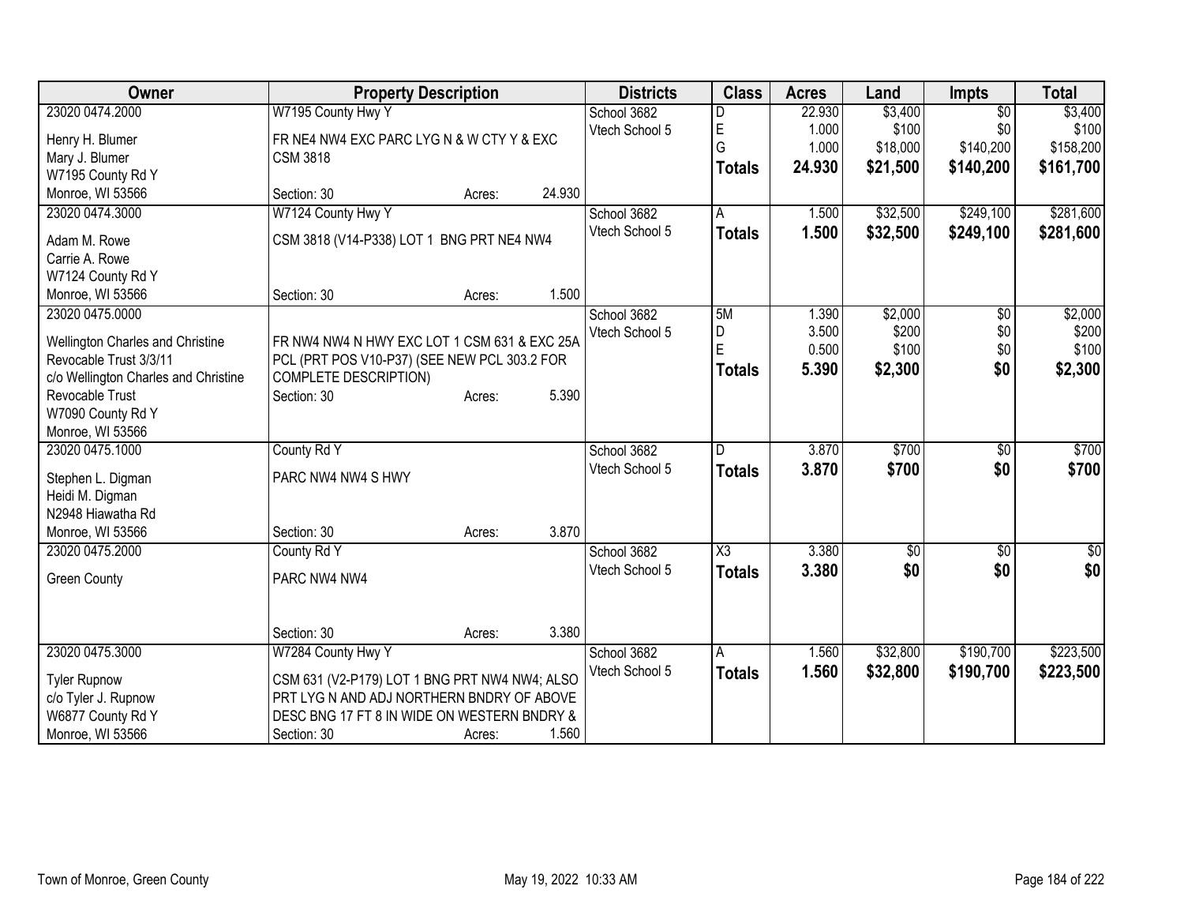| Owner | Property Description | Districts | Class | Acres | Land | Impts | Total |
|---|---|---|---|---|---|---|---|
| 23020 0474.2000<br>Henry H. Blumer<br>Mary J. Blumer<br>W7195 County Rd Y<br>Monroe, WI 53566 | W7195 County Hwy Y<br>FR NE4 NW4 EXC PARC LYG N & W CTY Y & EXC CSM 3818<br>Section: 30 Acres: 24.930 | School 3682<br>Vtech School 5 | D<br>E<br>G<br>**Totals** | 22.930<br>1.000<br>1.000<br>**24.930** | $3,400<br>$100<br>$18,000<br>**$21,500** | $0<br>$0<br>$140,200<br>**$140,200** | $3,400<br>$100<br>$158,200<br>**$161,700** |
| 23020 0474.3000<br>Adam M. Rowe<br>Carrie A. Rowe<br>W7124 County Rd Y<br>Monroe, WI 53566 | W7124 County Hwy Y<br>CSM 3818 (V14-P338) LOT 1 BNG PRT NE4 NW4<br>Section: 30 Acres: 1.500 | School 3682<br>Vtech School 5 | A<br>**Totals** | 1.500<br>**1.500** | $32,500<br>**$32,500** | $249,100<br>**$249,100** | $281,600<br>**$281,600** |
| 23020 0475.0000<br>Wellington Charles and Christine Revocable Trust 3/3/11<br>c/o Wellington Charles and Christine Revocable Trust<br>W7090 County Rd Y<br>Monroe, WI 53566 | FR NW4 NW4 N HWY EXC LOT 1 CSM 631 & EXC 25A PCL (PRT POS V10-P37) (SEE NEW PCL 303.2 FOR COMPLETE DESCRIPTION)<br>Section: 30 Acres: 5.390 | School 3682<br>Vtech School 5 | 5M<br>D<br>E<br>**Totals** | 1.390<br>3.500<br>0.500<br>**5.390** | $2,000<br>$200<br>$100<br>**$2,300** | $0<br>$0<br>$0<br>**$0** | $2,000<br>$200<br>$100<br>**$2,300** |
| 23020 0475.1000<br>Stephen L. Digman<br>Heidi M. Digman<br>N2948 Hiawatha Rd<br>Monroe, WI 53566 | County Rd Y<br>PARC NW4 NW4 S HWY<br>Section: 30 Acres: 3.870 | School 3682<br>Vtech School 5 | D<br>**Totals** | 3.870<br>**3.870** | $700<br>**$700** | $0<br>**$0** | $700<br>**$700** |
| 23020 0475.2000<br>Green County | County Rd Y<br>PARC NW4 NW4<br>Section: 30 Acres: 3.380 | School 3682<br>Vtech School 5 | X3<br>**Totals** | 3.380<br>**3.380** | $0<br>**$0** | $0<br>**$0** | $0<br>**$0** |
| 23020 0475.3000<br>Tyler Rupnow<br>c/o Tyler J. Rupnow<br>W6877 County Rd Y<br>Monroe, WI 53566 | W7284 County Hwy Y<br>CSM 631 (V2-P179) LOT 1 BNG PRT NW4 NW4; ALSO PRT LYG N AND ADJ NORTHERN BNDRY OF ABOVE DESC BNG 17 FT 8 IN WIDE ON WESTERN BNDRY &<br>Section: 30 Acres: 1.560 | School 3682<br>Vtech School 5 | A<br>**Totals** | 1.560<br>**1.560** | $32,800<br>**$32,800** | $190,700<br>**$190,700** | $223,500<br>**$223,500** |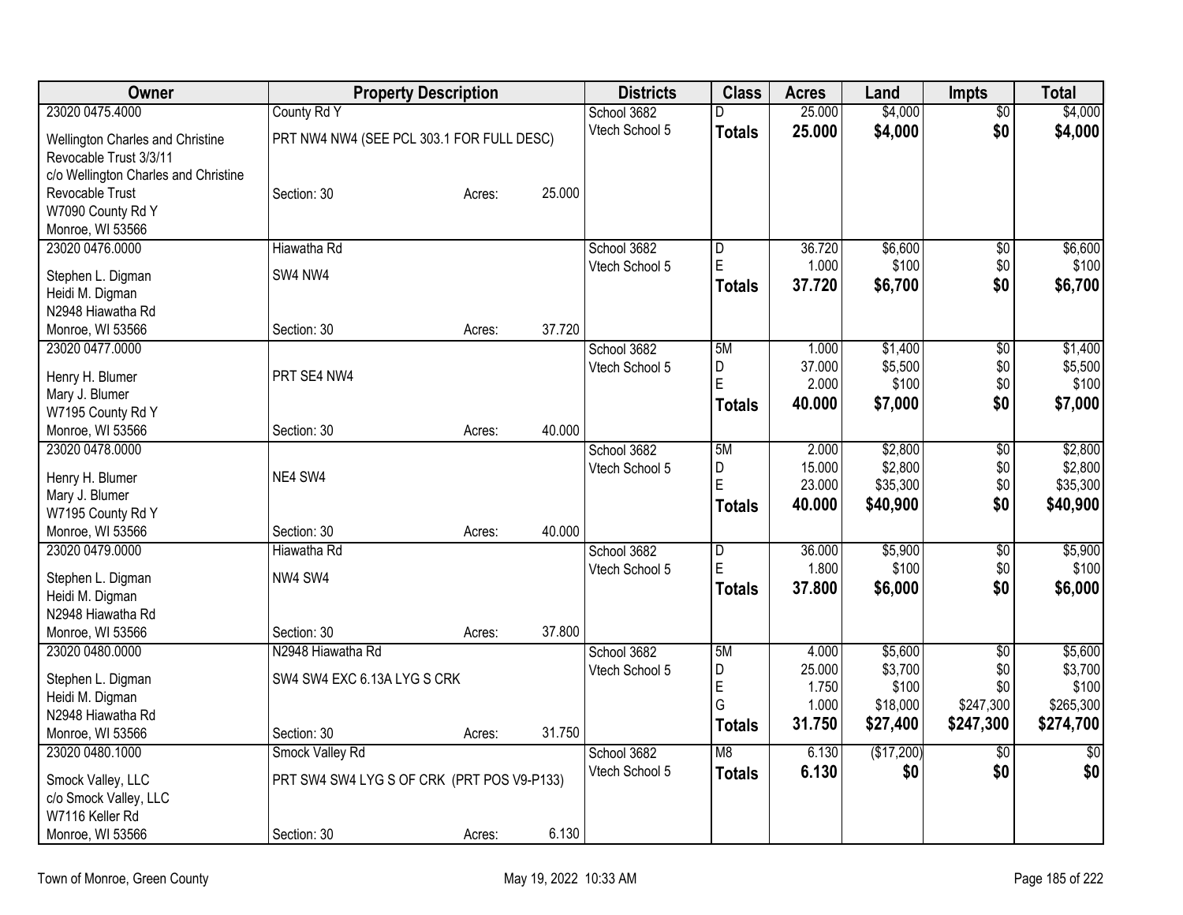| Owner | Property Description | Districts | Class | Acres | Land | Impts | Total |
|---|---|---|---|---|---|---|---|
| 23020 0475.4000<br>Wellington Charles and Christine Revocable Trust 3/3/11<br>c/o Wellington Charles and Christine Revocable Trust<br>W7090 County Rd Y<br>Monroe, WI 53566 | County Rd Y<br>PRT NW4 NW4 (SEE PCL 303.1 FOR FULL DESC)<br>Section: 30 Acres: 25.000 | School 3682<br>Vtech School 5 | D<br>**Totals** | 25.000<br>**25.000** | $4,000<br>**$4,000** | $0<br>**$0** | $4,000<br>**$4,000** |
| 23020 0476.0000<br>Stephen L. Digman<br>Heidi M. Digman<br>N2948 Hiawatha Rd<br>Monroe, WI 53566 | Hiawatha Rd<br>SW4 NW4<br>Section: 30 Acres: 37.720 | School 3682<br>Vtech School 5 | D<br>E<br>**Totals** | 36.720<br>1.000<br>**37.720** | $6,600<br>$100<br>**$6,700** | $0<br>$0<br>**$0** | $6,600<br>$100<br>**$6,700** |
| 23020 0477.0000<br>Henry H. Blumer<br>Mary J. Blumer<br>W7195 County Rd Y<br>Monroe, WI 53566 | PRT SE4 NW4<br>Section: 30 Acres: 40.000 | School 3682<br>Vtech School 5 | 5M<br>D<br>E<br>**Totals** | 1.000<br>37.000<br>2.000<br>**40.000** | $1,400<br>$5,500<br>$100<br>**$7,000** | $0<br>$0<br>$0<br>**$0** | $1,400<br>$5,500<br>$100<br>**$7,000** |
| 23020 0478.0000<br>Henry H. Blumer<br>Mary J. Blumer<br>W7195 County Rd Y<br>Monroe, WI 53566 | NE4 SW4<br>Section: 30 Acres: 40.000 | School 3682<br>Vtech School 5 | 5M<br>D<br>E<br>**Totals** | 2.000<br>15.000<br>23.000<br>**40.000** | $2,800<br>$2,800<br>$35,300<br>**$40,900** | $0<br>$0<br>$0<br>**$0** | $2,800<br>$2,800<br>$35,300<br>**$40,900** |
| 23020 0479.0000<br>Stephen L. Digman<br>Heidi M. Digman<br>N2948 Hiawatha Rd<br>Monroe, WI 53566 | Hiawatha Rd<br>NW4 SW4<br>Section: 30 Acres: 37.800 | School 3682<br>Vtech School 5 | D<br>E<br>**Totals** | 36.000<br>1.800<br>**37.800** | $5,900<br>$100<br>**$6,000** | $0<br>$0<br>**$0** | $5,900<br>$100<br>**$6,000** |
| 23020 0480.0000<br>Stephen L. Digman<br>Heidi M. Digman<br>N2948 Hiawatha Rd<br>Monroe, WI 53566 | N2948 Hiawatha Rd<br>SW4 SW4 EXC 6.13A LYG S CRK<br>Section: 30 Acres: 31.750 | School 3682<br>Vtech School 5 | 5M<br>D<br>E<br>G<br>**Totals** | 4.000<br>25.000<br>1.750<br>1.000<br>**31.750** | $5,600<br>$3,700<br>$100<br>$18,000<br>**$27,400** | $0<br>$0<br>$0<br>$247,300<br>**$247,300** | $5,600<br>$3,700<br>$100<br>$265,300<br>**$274,700** |
| 23020 0480.1000<br>Smock Valley, LLC<br>c/o Smock Valley, LLC<br>W7116 Keller Rd<br>Monroe, WI 53566 | Smock Valley Rd<br>PRT SW4 SW4 LYG S OF CRK (PRT POS V9-P133)<br>Section: 30 Acres: 6.130 | School 3682<br>Vtech School 5 | M8<br>**Totals** | 6.130<br>**6.130** | ($17,200)<br>**$0** | $0<br>**$0** | $0<br>**$0** |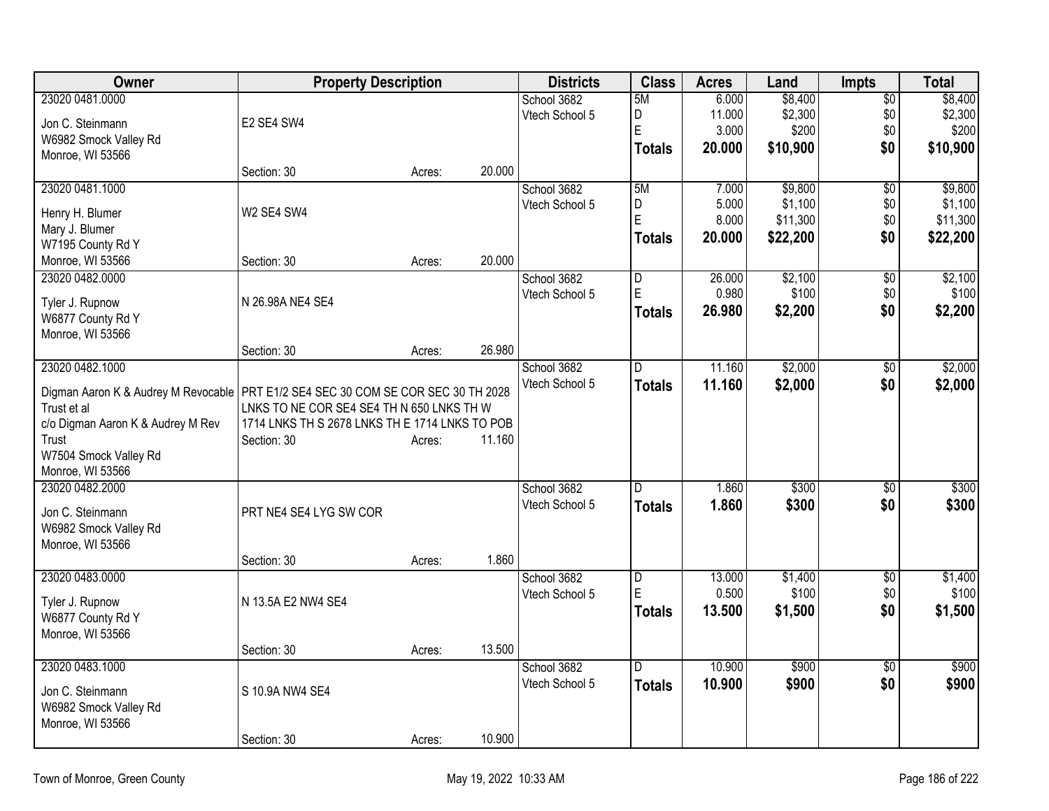| Owner | Property Description | Districts | Class | Acres | Land | Impts | Total |
|---|---|---|---|---|---|---|---|
| 23020 0481.0000<br>Jon C. Steinmann<br>W6982 Smock Valley Rd<br>Monroe, WI 53566 | E2 SE4 SW4<br>Section: 30 Acres: 20.000 | School 3682<br>Vtech School 5 | 5M<br>D<br>E<br>**Totals** | 6.000<br>11.000<br>3.000<br>**20.000** | $8,400<br>$2,300<br>$200<br>**$10,900** | $0<br>$0<br>$0<br>**$0** | $8,400<br>$2,300<br>$200<br>**$10,900** |
| 23020 0481.1000<br>Henry H. Blumer<br>Mary J. Blumer<br>W7195 County Rd Y<br>Monroe, WI 53566 | W2 SE4 SW4<br>Section: 30 Acres: 20.000 | School 3682<br>Vtech School 5 | 5M<br>D<br>E<br>**Totals** | 7.000<br>5.000<br>8.000<br>**20.000** | $9,800<br>$1,100<br>$11,300<br>**$22,200** | $0<br>$0<br>$0<br>**$0** | $9,800<br>$1,100<br>$11,300<br>**$22,200** |
| 23020 0482.0000<br>Tyler J. Rupnow<br>W6877 County Rd Y<br>Monroe, WI 53566 | N 26.98A NE4 SE4<br>Section: 30 Acres: 26.980 | School 3682<br>Vtech School 5 | D<br>E<br>**Totals** | 26.000<br>0.980<br>**26.980** | $2,100<br>$100<br>**$2,200** | $0<br>$0<br>**$0** | $2,100<br>$100<br>**$2,200** |
| 23020 0482.1000<br>Digman Aaron K & Audrey M Revocable Trust et al<br>c/o Digman Aaron K & Audrey M Rev Trust<br>W7504 Smock Valley Rd<br>Monroe, WI 53566 | PRT E1/2 SE4 SEC 30 COM SE COR SEC 30 TH 2028 LNKS TO NE COR SE4 SE4 TH N 650 LNKS TH W 1714 LNKS TH S 2678 LNKS TH E 1714 LNKS TO POB<br>Section: 30 Acres: 11.160 | School 3682<br>Vtech School 5 | D<br>**Totals** | 11.160<br>**11.160** | $2,000<br>**$2,000** | $0<br>**$0** | $2,000<br>**$2,000** |
| 23020 0482.2000<br>Jon C. Steinmann<br>W6982 Smock Valley Rd<br>Monroe, WI 53566 | PRT NE4 SE4 LYG SW COR<br>Section: 30 Acres: 1.860 | School 3682<br>Vtech School 5 | D<br>**Totals** | 1.860<br>**1.860** | $300<br>**$300** | $0<br>**$0** | $300<br>**$300** |
| 23020 0483.0000<br>Tyler J. Rupnow<br>W6877 County Rd Y<br>Monroe, WI 53566 | N 13.5A E2 NW4 SE4<br>Section: 30 Acres: 13.500 | School 3682<br>Vtech School 5 | D<br>E<br>**Totals** | 13.000<br>0.500<br>**13.500** | $1,400<br>$100<br>**$1,500** | $0<br>$0<br>**$0** | $1,400<br>$100<br>**$1,500** |
| 23020 0483.1000<br>Jon C. Steinmann<br>W6982 Smock Valley Rd<br>Monroe, WI 53566 | S 10.9A NW4 SE4<br>Section: 30 Acres: 10.900 | School 3682<br>Vtech School 5 | D<br>**Totals** | 10.900<br>**10.900** | $900<br>**$900** | $0<br>**$0** | $900<br>**$900** |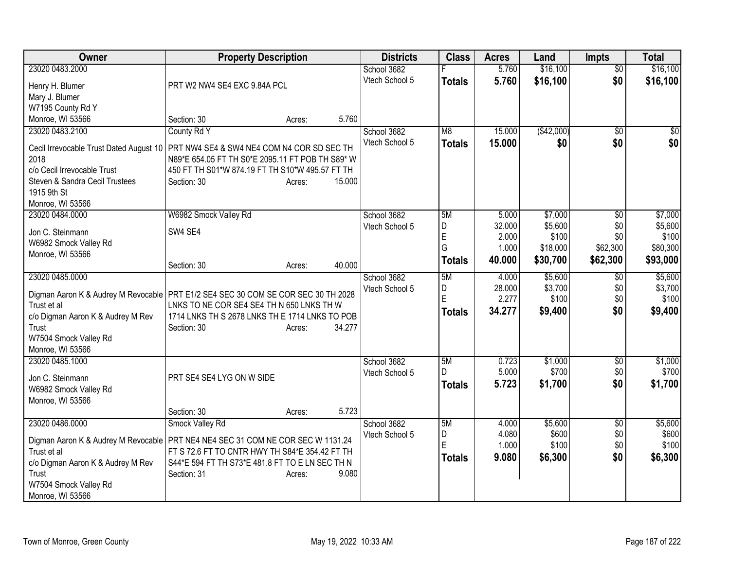| Owner | Property Description | Districts | Class | Acres | Land | Impts | Total |
|---|---|---|---|---|---|---|---|
| 23020 0483.2000<br>Henry H. Blumer<br>Mary J. Blumer<br>W7195 County Rd Y<br>Monroe, WI 53566 | PRT W2 NW4 SE4 EXC 9.84A PCL<br>Section: 30 Acres: 5.760 | School 3682<br>Vtech School 5 | F<br>**Totals** | 5.760<br>**5.760** | $16,100<br>**$16,100** | $0<br>**$0** | $16,100<br>**$16,100** |
| 23020 0483.2100<br>Cecil Irrevocable Trust Dated August 10 2018<br>c/o Cecil Irrevocable Trust<br>Steven & Sandra Cecil Trustees<br>1915 9th St<br>Monroe, WI 53566 | County Rd Y<br>PRT NW4 SE4 & SW4 NE4 COM N4 COR SD SEC TH N89*E 654.05 FT TH S0*E 2095.11 FT POB TH S89* W 450 FT TH S01*W 874.19 FT TH S10*W 495.57 FT TH<br>Section: 30 Acres: 15.000 | School 3682<br>Vtech School 5 | M8<br>**Totals** | 15.000<br>**15.000** | ($42,000)<br>**$0** | $0<br>**$0** | $0<br>**$0** |
| 23020 0484.0000<br>Jon C. Steinmann<br>W6982 Smock Valley Rd<br>Monroe, WI 53566 | W6982 Smock Valley Rd<br>SW4 SE4<br>Section: 30 Acres: 40.000 | School 3682<br>Vtech School 5 | 5M<br>D<br>E<br>G<br>**Totals** | 5.000<br>32.000<br>2.000<br>1.000<br>**40.000** | $7,000<br>$5,600<br>$100<br>$18,000<br>**$30,700** | $0<br>$0<br>$0<br>$62,300<br>**$62,300** | $7,000<br>$5,600<br>$100<br>$80,300<br>**$93,000** |
| 23020 0485.0000<br>Digman Aaron K & Audrey M Revocable Trust et al<br>c/o Digman Aaron K & Audrey M Rev Trust<br>W7504 Smock Valley Rd<br>Monroe, WI 53566 | PRT E1/2 SE4 SEC 30 COM SE COR SEC 30 TH 2028 LNKS TO NE COR SE4 SE4 TH N 650 LNKS TH W 1714 LNKS TH S 2678 LNKS TH E 1714 LNKS TO POB<br>Section: 30 Acres: 34.277 | School 3682<br>Vtech School 5 | 5M<br>D<br>E<br>**Totals** | 4.000<br>28.000<br>2.277<br>**34.277** | $5,600<br>$3,700<br>$100<br>**$9,400** | $0<br>$0<br>$0<br>**$0** | $5,600<br>$3,700<br>$100<br>**$9,400** |
| 23020 0485.1000<br>Jon C. Steinmann<br>W6982 Smock Valley Rd<br>Monroe, WI 53566 | PRT SE4 SE4 LYG ON W SIDE<br>Section: 30 Acres: 5.723 | School 3682<br>Vtech School 5 | 5M<br>D<br>**Totals** | 0.723<br>5.000<br>**5.723** | $1,000<br>$700<br>**$1,700** | $0<br>$0<br>**$0** | $1,000<br>$700<br>**$1,700** |
| 23020 0486.0000<br>Digman Aaron K & Audrey M Revocable Trust et al<br>c/o Digman Aaron K & Audrey M Rev Trust<br>W7504 Smock Valley Rd<br>Monroe, WI 53566 | Smock Valley Rd<br>PRT NE4 NE4 SEC 31 COM NE COR SEC W 1131.24 FT S 72.6 FT TO CNTR HWY TH S84*E 354.42 FT TH S44*E 594 FT TH S73*E 481.8 FT TO E LN SEC TH N<br>Section: 31 Acres: 9.080 | School 3682<br>Vtech School 5 | 5M<br>D<br>E<br>**Totals** | 4.000<br>4.080<br>1.000<br>**9.080** | $5,600<br>$600<br>$100<br>**$6,300** | $0<br>$0<br>$0<br>**$0** | $5,600<br>$600<br>$100<br>**$6,300** |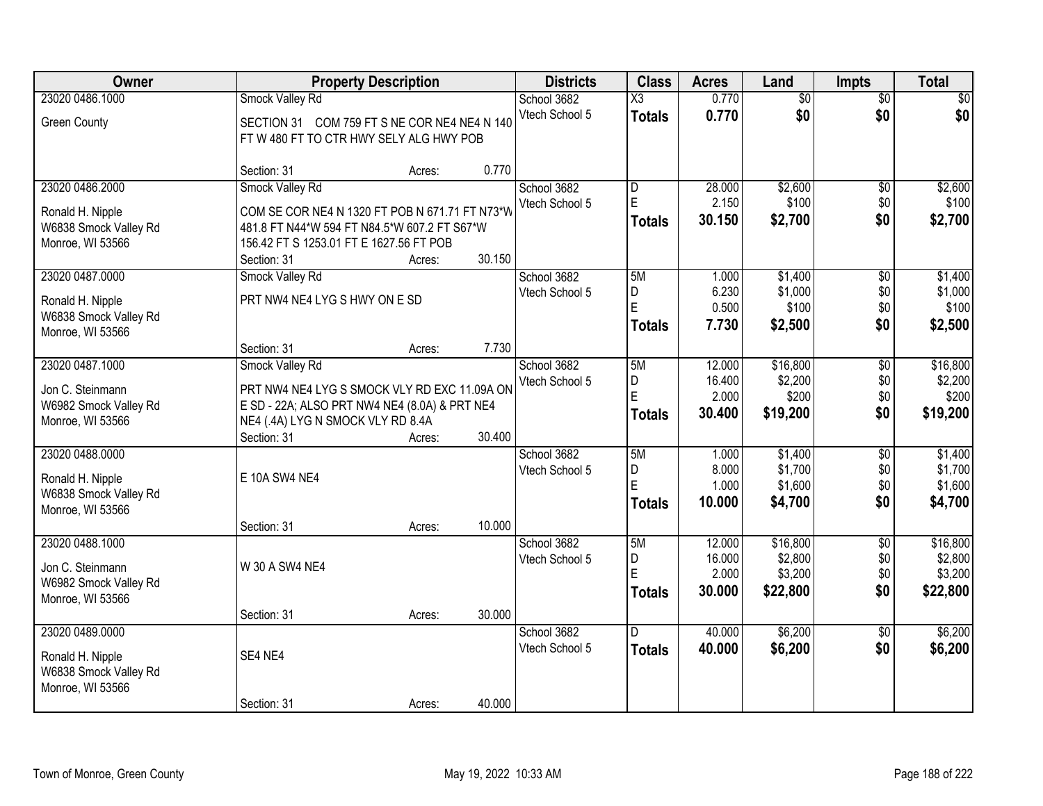| Owner | Property Description | Districts | Class | Acres | Land | Impts | Total |
|---|---|---|---|---|---|---|---|
| 23020 0486.1000<br>Green County | Smock Valley Rd<br>SECTION 31 COM 759 FT S NE COR NE4 NE4 N 140 FT W 480 FT TO CTR HWY SELY ALG HWY POB<br>Section: 31 Acres: 0.770 | School 3682<br>Vtech School 5 | X3<br>**Totals** | 0.770<br>**0.770** | $0<br>**$0** | $0<br>**$0** | $0<br>**$0** |
| 23020 0486.2000<br>Ronald H. Nipple<br>W6838 Smock Valley Rd<br>Monroe, WI 53566 | Smock Valley Rd<br>COM SE COR NE4 N 1320 FT POB N 671.71 FT N73*W 481.8 FT N44*W 594 FT N84.5*W 607.2 FT S67*W 156.42 FT S 1253.01 FT E 1627.56 FT POB<br>Section: 31 Acres: 30.150 | School 3682<br>Vtech School 5 | D<br>E<br>**Totals** | 28.000<br>2.150<br>**30.150** | $2,600<br>$100<br>**$2,700** | $0<br>$0<br>**$0** | $2,600<br>$100<br>**$2,700** |
| 23020 0487.0000<br>Ronald H. Nipple<br>W6838 Smock Valley Rd<br>Monroe, WI 53566 | Smock Valley Rd<br>PRT NW4 NE4 LYG S HWY ON E SD<br>Section: 31 Acres: 7.730 | School 3682<br>Vtech School 5 | 5M<br>D<br>E<br>**Totals** | 1.000<br>6.230<br>0.500<br>**7.730** | $1,400<br>$1,000<br>$100<br>**$2,500** | $0<br>$0<br>$0<br>**$0** | $1,400<br>$1,000<br>$100<br>**$2,500** |
| 23020 0487.1000<br>Jon C. Steinmann<br>W6982 Smock Valley Rd<br>Monroe, WI 53566 | Smock Valley Rd<br>PRT NW4 NE4 LYG S SMOCK VLY RD EXC 11.09A ON E SD - 22A; ALSO PRT NW4 NE4 (8.0A) & PRT NE4 NE4 (.4A) LYG N SMOCK VLY RD 8.4A<br>Section: 31 Acres: 30.400 | School 3682<br>Vtech School 5 | 5M<br>D<br>E<br>**Totals** | 12.000<br>16.400<br>2.000<br>**30.400** | $16,800<br>$2,200<br>$200<br>**$19,200** | $0<br>$0<br>$0<br>**$0** | $16,800<br>$2,200<br>$200<br>**$19,200** |
| 23020 0488.0000<br>Ronald H. Nipple<br>W6838 Smock Valley Rd<br>Monroe, WI 53566 | E 10A SW4 NE4<br>Section: 31 Acres: 10.000 | School 3682<br>Vtech School 5 | 5M<br>D<br>E<br>**Totals** | 1.000<br>8.000<br>1.000<br>**10.000** | $1,400<br>$1,700<br>$1,600<br>**$4,700** | $0<br>$0<br>$0<br>**$0** | $1,400<br>$1,700<br>$1,600<br>**$4,700** |
| 23020 0488.1000<br>Jon C. Steinmann<br>W6982 Smock Valley Rd<br>Monroe, WI 53566 | W 30 A SW4 NE4<br>Section: 31 Acres: 30.000 | School 3682<br>Vtech School 5 | 5M<br>D<br>E<br>**Totals** | 12.000<br>16.000<br>2.000<br>**30.000** | $16,800<br>$2,800<br>$3,200<br>**$22,800** | $0<br>$0<br>$0<br>**$0** | $16,800<br>$2,800<br>$3,200<br>**$22,800** |
| 23020 0489.0000<br>Ronald H. Nipple<br>W6838 Smock Valley Rd<br>Monroe, WI 53566 | SE4 NE4<br>Section: 31 Acres: 40.000 | School 3682<br>Vtech School 5 | D<br>**Totals** | 40.000<br>**40.000** | $6,200<br>**$6,200** | $0<br>**$0** | $6,200<br>**$6,200** |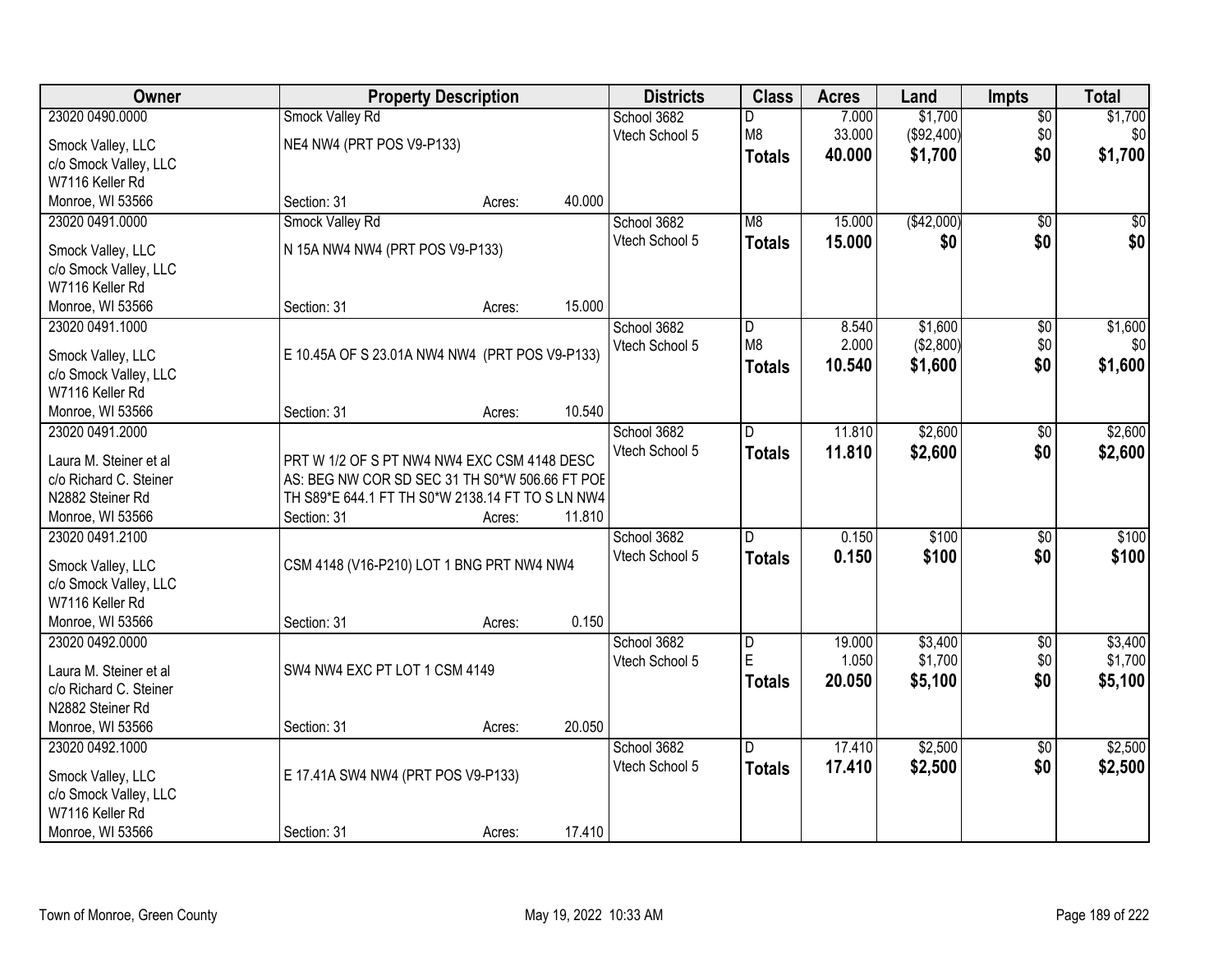| Owner | Property Description | Districts | Class | Acres | Land | Impts | Total |
|---|---|---|---|---|---|---|---|
| 23020 0490.0000<br>Smock Valley, LLC<br>c/o Smock Valley, LLC<br>W7116 Keller Rd<br>Monroe, WI 53566 | Smock Valley Rd<br>NE4 NW4 (PRT POS V9-P133)<br>Section: 31 Acres: 40.000 | School 3682<br>Vtech School 5 | D<br>M8<br>**Totals** | 7.000<br>33.000<br>**40.000** | $1,700<br>($92,400)<br>**$1,700** | $0<br>$0<br>**$0** | $1,700<br>$0<br>**$1,700** |
| 23020 0491.0000<br>Smock Valley, LLC<br>c/o Smock Valley, LLC<br>W7116 Keller Rd<br>Monroe, WI 53566 | Smock Valley Rd<br>N 15A NW4 NW4 (PRT POS V9-P133)<br>Section: 31 Acres: 15.000 | School 3682<br>Vtech School 5 | M8<br>**Totals** | 15.000<br>**15.000** | ($42,000)<br>**$0** | $0<br>**$0** | $0<br>**$0** |
| 23020 0491.1000<br>Smock Valley, LLC<br>c/o Smock Valley, LLC<br>W7116 Keller Rd<br>Monroe, WI 53566 | E 10.45A OF S 23.01A NW4 NW4 (PRT POS V9-P133)<br>Section: 31 Acres: 10.540 | School 3682<br>Vtech School 5 | D<br>M8<br>**Totals** | 8.540<br>2.000<br>**10.540** | $1,600<br>($2,800)<br>**$1,600** | $0<br>$0<br>**$0** | $1,600<br>$0<br>**$1,600** |
| 23020 0491.2000<br>Laura M. Steiner et al<br>c/o Richard C. Steiner<br>N2882 Steiner Rd<br>Monroe, WI 53566 | PRT W 1/2 OF S PT NW4 NW4 EXC CSM 4148 DESC AS: BEG NW COR SD SEC 31 TH S0*W 506.66 FT POE TH S89*E 644.1 FT TH S0*W 2138.14 FT TO S LN NW4<br>Section: 31 Acres: 11.810 | School 3682<br>Vtech School 5 | D<br>**Totals** | 11.810<br>**11.810** | $2,600<br>**$2,600** | $0<br>**$0** | $2,600<br>**$2,600** |
| 23020 0491.2100<br>Smock Valley, LLC<br>c/o Smock Valley, LLC<br>W7116 Keller Rd<br>Monroe, WI 53566 | CSM 4148 (V16-P210) LOT 1 BNG PRT NW4 NW4<br>Section: 31 Acres: 0.150 | School 3682<br>Vtech School 5 | D<br>**Totals** | 0.150<br>**0.150** | $100<br>**$100** | $0<br>**$0** | $100<br>**$100** |
| 23020 0492.0000<br>Laura M. Steiner et al<br>c/o Richard C. Steiner<br>N2882 Steiner Rd<br>Monroe, WI 53566 | SW4 NW4 EXC PT LOT 1 CSM 4149<br>Section: 31 Acres: 20.050 | School 3682<br>Vtech School 5 | D<br>E<br>**Totals** | 19.000<br>1.050<br>**20.050** | $3,400<br>$1,700<br>**$5,100** | $0<br>$0<br>**$0** | $3,400<br>$1,700<br>**$5,100** |
| 23020 0492.1000<br>Smock Valley, LLC<br>c/o Smock Valley, LLC<br>W7116 Keller Rd<br>Monroe, WI 53566 | E 17.41A SW4 NW4 (PRT POS V9-P133)<br>Section: 31 Acres: 17.410 | School 3682<br>Vtech School 5 | D<br>**Totals** | 17.410<br>**17.410** | $2,500<br>**$2,500** | $0<br>**$0** | $2,500<br>**$2,500** |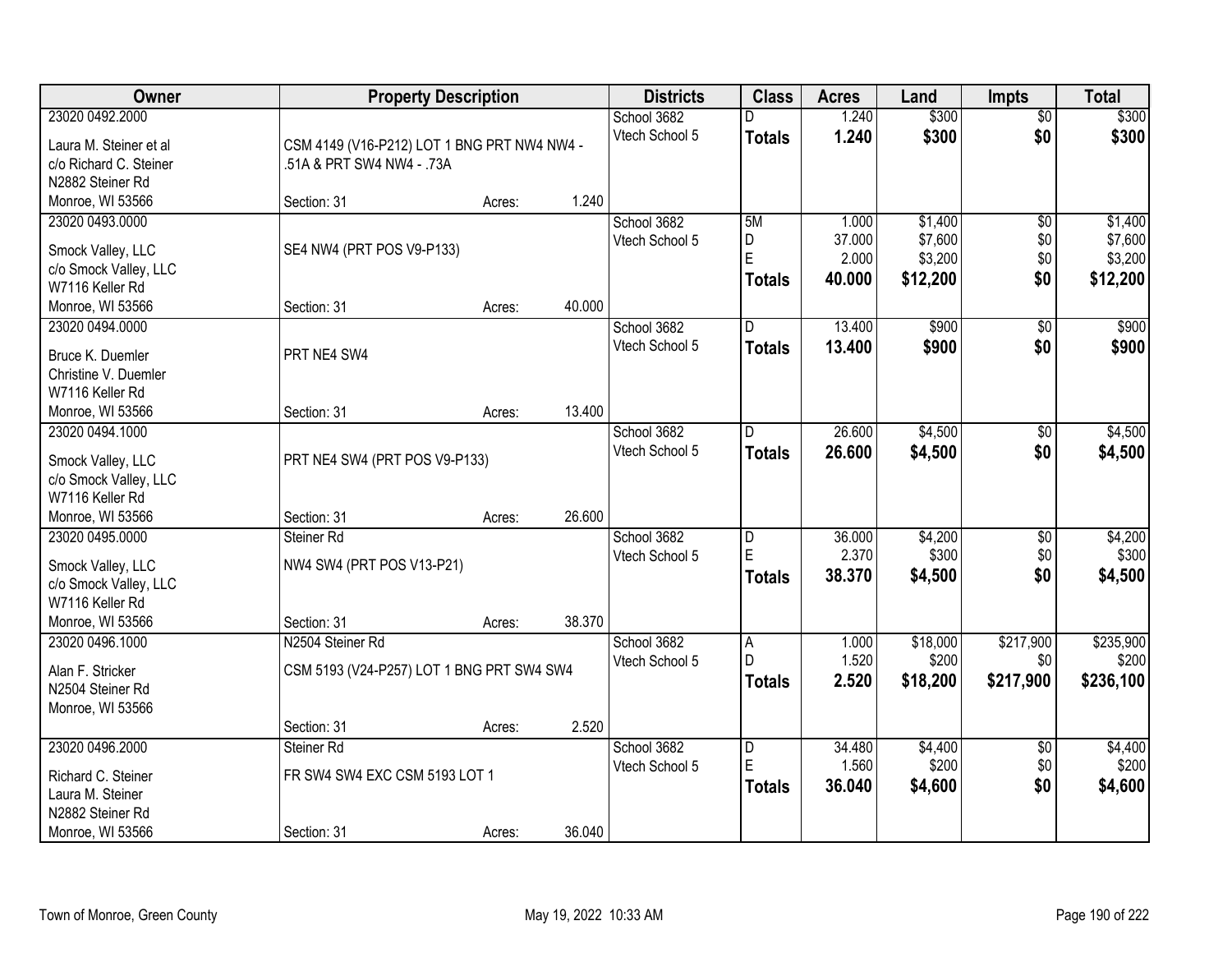| Owner | Property Description | | | Districts | Class | Acres | Land | Impts | Total |
|---|---|---|---|---|---|---|---|---|---|
| 23020 0492.2000<br>Laura M. Steiner et al<br>c/o Richard C. Steiner<br>N2882 Steiner Rd<br>Monroe, WI 53566 | CSM 4149 (V16-P212) LOT 1 BNG PRT NW4 NW4 - .51A & PRT SW4 NW4 - .73A<br>Section: 31 | Acres: | 1.240 | School 3682<br>Vtech School 5 | D<br>**Totals** | 1.240<br>**1.240** | $300<br>**$300** | $0<br>**$0** | $300<br>**$300** |
| 23020 0493.0000<br>Smock Valley, LLC<br>c/o Smock Valley, LLC<br>W7116 Keller Rd<br>Monroe, WI 53566 | SE4 NW4 (PRT POS V9-P133)<br>Section: 31 | Acres: | 40.000 | School 3682<br>Vtech School 5 | 5M<br>D<br>E<br>**Totals** | 1.000<br>37.000<br>2.000<br>**40.000** | $1,400<br>$7,600<br>$3,200<br>**$12,200** | $0<br>$0<br>$0<br>**$0** | $1,400<br>$7,600<br>$3,200<br>**$12,200** |
| 23020 0494.0000<br>Bruce K. Duemler<br>Christine V. Duemler<br>W7116 Keller Rd<br>Monroe, WI 53566 | PRT NE4 SW4<br>Section: 31 | Acres: | 13.400 | School 3682<br>Vtech School 5 | D<br>**Totals** | 13.400<br>**13.400** | $900<br>**$900** | $0<br>**$0** | $900<br>**$900** |
| 23020 0494.1000<br>Smock Valley, LLC<br>c/o Smock Valley, LLC<br>W7116 Keller Rd<br>Monroe, WI 53566 | PRT NE4 SW4 (PRT POS V9-P133)<br>Section: 31 | Acres: | 26.600 | School 3682<br>Vtech School 5 | D<br>**Totals** | 26.600<br>**26.600** | $4,500<br>**$4,500** | $0<br>**$0** | $4,500<br>**$4,500** |
| 23020 0495.0000<br>Smock Valley, LLC<br>c/o Smock Valley, LLC<br>W7116 Keller Rd<br>Monroe, WI 53566 | Steiner Rd<br>NW4 SW4 (PRT POS V13-P21)<br>Section: 31 | Acres: | 38.370 | School 3682<br>Vtech School 5 | D<br>E<br>**Totals** | 36.000<br>2.370<br>**38.370** | $4,200<br>$300<br>**$4,500** | $0<br>$0<br>**$0** | $4,200<br>$300<br>**$4,500** |
| 23020 0496.1000<br>Alan F. Stricker<br>N2504 Steiner Rd<br>Monroe, WI 53566 | N2504 Steiner Rd<br>CSM 5193 (V24-P257) LOT 1 BNG PRT SW4 SW4<br>Section: 31 | Acres: | 2.520 | School 3682<br>Vtech School 5 | A<br>D<br>**Totals** | 1.000<br>1.520<br>**2.520** | $18,000<br>$200<br>**$18,200** | $217,900<br>$0<br>**$217,900** | $235,900<br>$200<br>**$236,100** |
| 23020 0496.2000<br>Richard C. Steiner<br>Laura M. Steiner<br>N2882 Steiner Rd<br>Monroe, WI 53566 | Steiner Rd<br>FR SW4 SW4 EXC CSM 5193 LOT 1<br>Section: 31 | Acres: | 36.040 | School 3682<br>Vtech School 5 | D<br>E<br>**Totals** | 34.480<br>1.560<br>**36.040** | $4,400<br>$200<br>**$4,600** | $0<br>$0<br>**$0** | $4,400<br>$200<br>**$4,600** |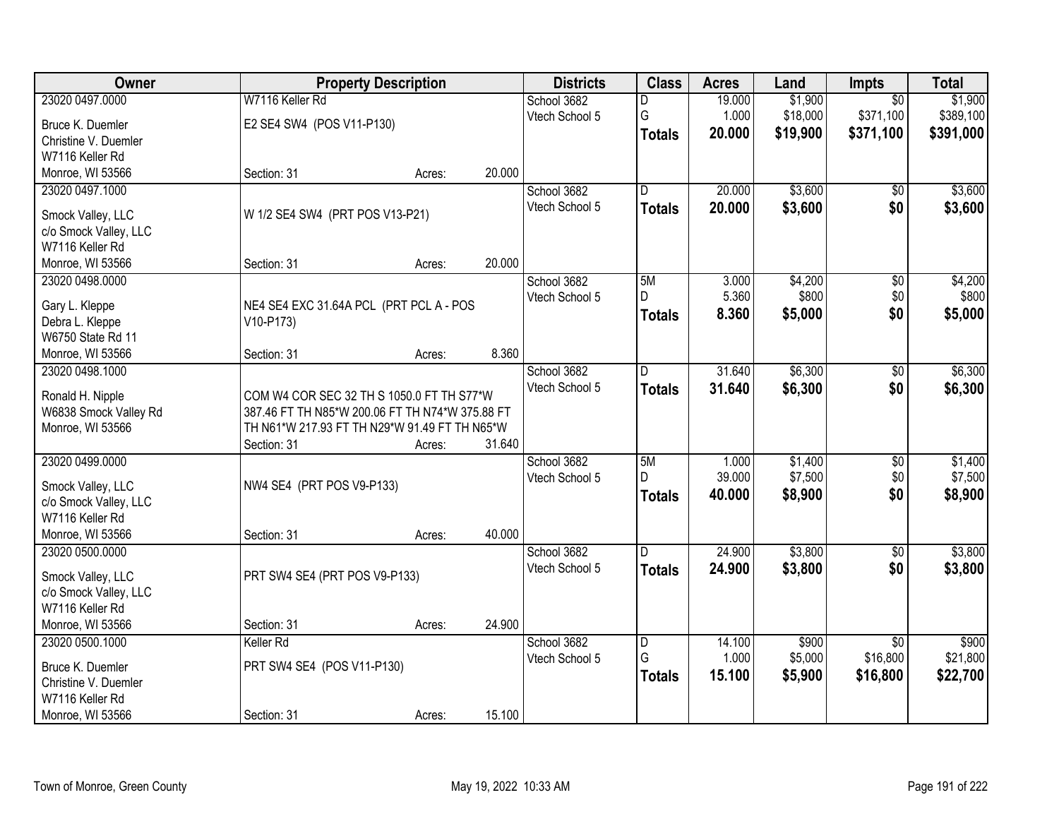| Owner | Property Description | | | Districts | Class | Acres | Land | Impts | Total |
|---|---|---|---|---|---|---|---|---|---|
| 23020 0497.0000 | W7116 Keller Rd | | | School 3682 | D | 19.000 | $1,900 | $0 | $1,900 |
| Bruce K. Duemler | E2 SE4 SW4 (POS V11-P130) | | | Vtech School 5 | G | 1.000 | $18,000 | $371,100 | $389,100 |
| Christine V. Duemler | | | | | **Totals** | **20.000** | **$19,900** | **$371,100** | **$391,000** |
| W7116 Keller Rd | | | | | | | | | |
| Monroe, WI 53566 | Section: 31 | Acres: | 20.000 | | | | | | |
| 23020 0497.1000 | | | | School 3682 | D | 20.000 | $3,600 | $0 | $3,600 |
| Smock Valley, LLC | W 1/2 SE4 SW4 (PRT POS V13-P21) | | | Vtech School 5 | **Totals** | **20.000** | **$3,600** | **$0** | **$3,600** |
| c/o Smock Valley, LLC | | | | | | | | | |
| W7116 Keller Rd | | | | | | | | | |
| Monroe, WI 53566 | Section: 31 | Acres: | 20.000 | | | | | | |
| 23020 0498.0000 | | | | School 3682 | 5M | 3.000 | $4,200 | $0 | $4,200 |
| Gary L. Kleppe | NE4 SE4 EXC 31.64A PCL (PRT PCL A - POS V10-P173) | | | Vtech School 5 | D | 5.360 | $800 | $0 | $800 |
| Debra L. Kleppe | | | | | **Totals** | **8.360** | **$5,000** | **$0** | **$5,000** |
| W6750 State Rd 11 | | | | | | | | | |
| Monroe, WI 53566 | Section: 31 | Acres: | 8.360 | | | | | | |
| 23020 0498.1000 | | | | School 3682 | D | 31.640 | $6,300 | $0 | $6,300 |
| Ronald H. Nipple | COM W4 COR SEC 32 TH S 1050.0 FT TH S77*W 387.46 FT TH N85*W 200.06 FT TH N74*W 375.88 FT TH N61*W 217.93 FT TH N29*W 91.49 FT TH N65*W | | | Vtech School 5 | **Totals** | **31.640** | **$6,300** | **$0** | **$6,300** |
| W6838 Smock Valley Rd | | | | | | | | | |
| Monroe, WI 53566 | Section: 31 | Acres: | 31.640 | | | | | | |
| 23020 0499.0000 | | | | School 3682 | 5M | 1.000 | $1,400 | $0 | $1,400 |
| Smock Valley, LLC | NW4 SE4 (PRT POS V9-P133) | | | Vtech School 5 | D | 39.000 | $7,500 | $0 | $7,500 |
| c/o Smock Valley, LLC | | | | | **Totals** | **40.000** | **$8,900** | **$0** | **$8,900** |
| W7116 Keller Rd | | | | | | | | | |
| Monroe, WI 53566 | Section: 31 | Acres: | 40.000 | | | | | | |
| 23020 0500.0000 | | | | School 3682 | D | 24.900 | $3,800 | $0 | $3,800 |
| Smock Valley, LLC | PRT SW4 SE4 (PRT POS V9-P133) | | | Vtech School 5 | **Totals** | **24.900** | **$3,800** | **$0** | **$3,800** |
| c/o Smock Valley, LLC | | | | | | | | | |
| W7116 Keller Rd | | | | | | | | | |
| Monroe, WI 53566 | Section: 31 | Acres: | 24.900 | | | | | | |
| 23020 0500.1000 | Keller Rd | | | School 3682 | D | 14.100 | $900 | $0 | $900 |
| Bruce K. Duemler | PRT SW4 SE4 (POS V11-P130) | | | Vtech School 5 | G | 1.000 | $5,000 | $16,800 | $21,800 |
| Christine V. Duemler | | | | | **Totals** | **15.100** | **$5,900** | **$16,800** | **$22,700** |
| W7116 Keller Rd | | | | | | | | | |
| Monroe, WI 53566 | Section: 31 | Acres: | 15.100 | | | | | | |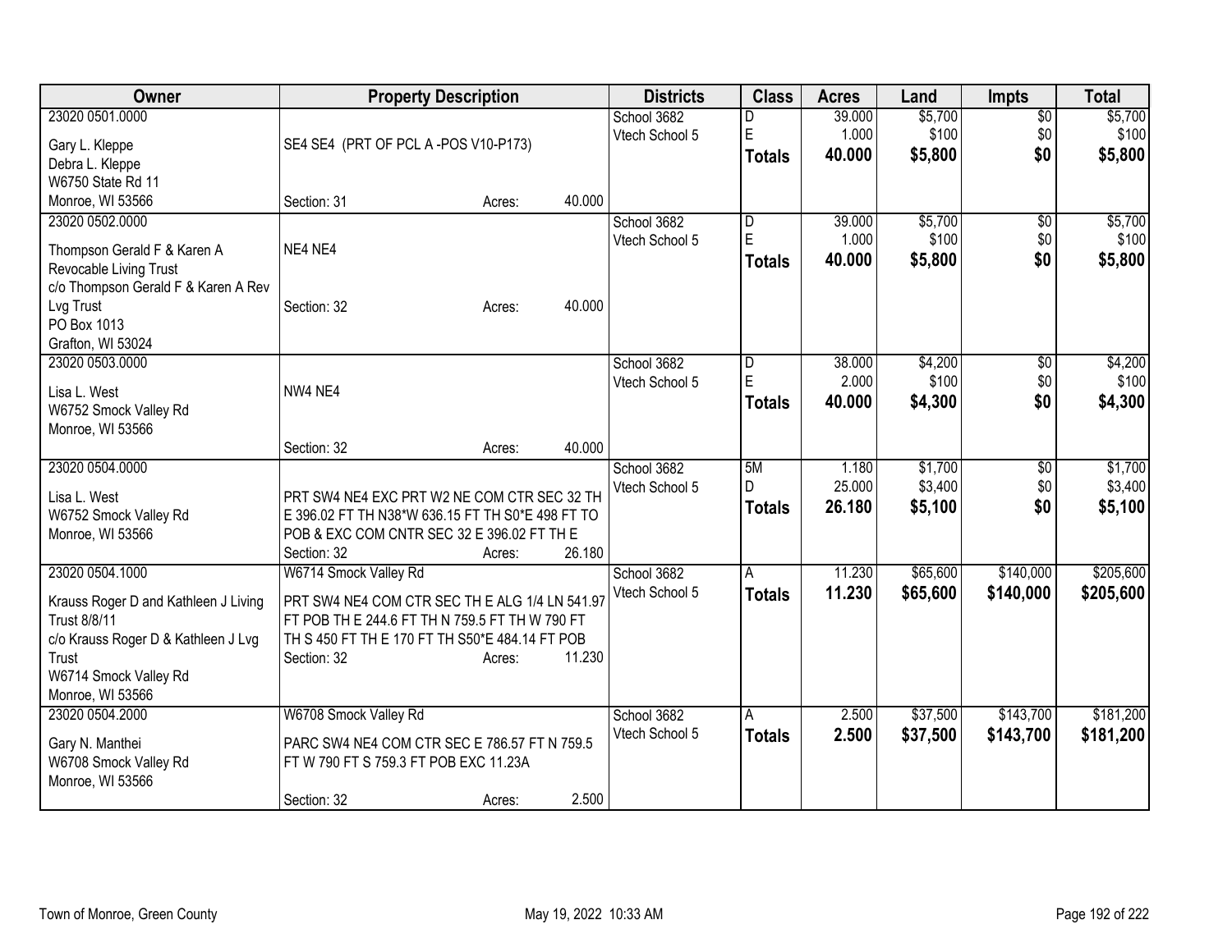| Owner | Property Description | Districts | Class | Acres | Land | Impts | Total |
|---|---|---|---|---|---|---|---|
| 23020 0501.0000<br>Gary L. Kleppe<br>Debra L. Kleppe<br>W6750 State Rd 11<br>Monroe, WI 53566 | SE4 SE4 (PRT OF PCL A -POS V10-P173)<br>Section: 31 Acres: 40.000 | School 3682<br>Vtech School 5 | D<br>E<br>**Totals** | 39.000<br>1.000<br>**40.000** | $5,700<br>$100<br>**$5,800** | $0<br>$0<br>**$0** | $5,700<br>$100<br>**$5,800** |
| 23020 0502.0000<br>Thompson Gerald F & Karen A Revocable Living Trust<br>c/o Thompson Gerald F & Karen A Rev Lvg Trust<br>PO Box 1013<br>Grafton, WI 53024 | NE4 NE4<br>Section: 32 Acres: 40.000 | School 3682<br>Vtech School 5 | D<br>E<br>**Totals** | 39.000<br>1.000<br>**40.000** | $5,700<br>$100<br>**$5,800** | $0<br>$0<br>**$0** | $5,700<br>$100<br>**$5,800** |
| 23020 0503.0000<br>Lisa L. West<br>W6752 Smock Valley Rd<br>Monroe, WI 53566 | NW4 NE4<br>Section: 32 Acres: 40.000 | School 3682<br>Vtech School 5 | D<br>E<br>**Totals** | 38.000<br>2.000<br>**40.000** | $4,200<br>$100<br>**$4,300** | $0<br>$0<br>**$0** | $4,200<br>$100<br>**$4,300** |
| 23020 0504.0000<br>Lisa L. West<br>W6752 Smock Valley Rd<br>Monroe, WI 53566 | PRT SW4 NE4 EXC PRT W2 NE COM CTR SEC 32 TH E 396.02 FT TH N38*W 636.15 FT TH S0*E 498 FT TO POB & EXC COM CNTR SEC 32 E 396.02 FT TH E<br>Section: 32 Acres: 26.180 | School 3682<br>Vtech School 5 | 5M<br>D<br>**Totals** | 1.180<br>25.000<br>**26.180** | $1,700<br>$3,400<br>**$5,100** | $0<br>$0<br>**$0** | $1,700<br>$3,400<br>**$5,100** |
| 23020 0504.1000<br>Krauss Roger D and Kathleen J Living Trust 8/8/11<br>c/o Krauss Roger D & Kathleen J Lvg Trust<br>W6714 Smock Valley Rd<br>Monroe, WI 53566 | W6714 Smock Valley Rd<br>PRT SW4 NE4 COM CTR SEC TH E ALG 1/4 LN 541.97 FT POB TH E 244.6 FT TH N 759.5 FT TH W 790 FT TH S 450 FT TH E 170 FT TH S50*E 484.14 FT POB<br>Section: 32 Acres: 11.230 | School 3682<br>Vtech School 5 | A<br>**Totals** | 11.230<br>**11.230** | $65,600<br>**$65,600** | $140,000<br>**$140,000** | $205,600<br>**$205,600** |
| 23020 0504.2000<br>Gary N. Manthei<br>W6708 Smock Valley Rd<br>Monroe, WI 53566 | W6708 Smock Valley Rd<br>PARC SW4 NE4 COM CTR SEC E 786.57 FT N 759.5 FT W 790 FT S 759.3 FT POB EXC 11.23A<br>Section: 32 Acres: 2.500 | School 3682<br>Vtech School 5 | A<br>**Totals** | 2.500<br>**2.500** | $37,500<br>**$37,500** | $143,700<br>**$143,700** | $181,200<br>**$181,200** |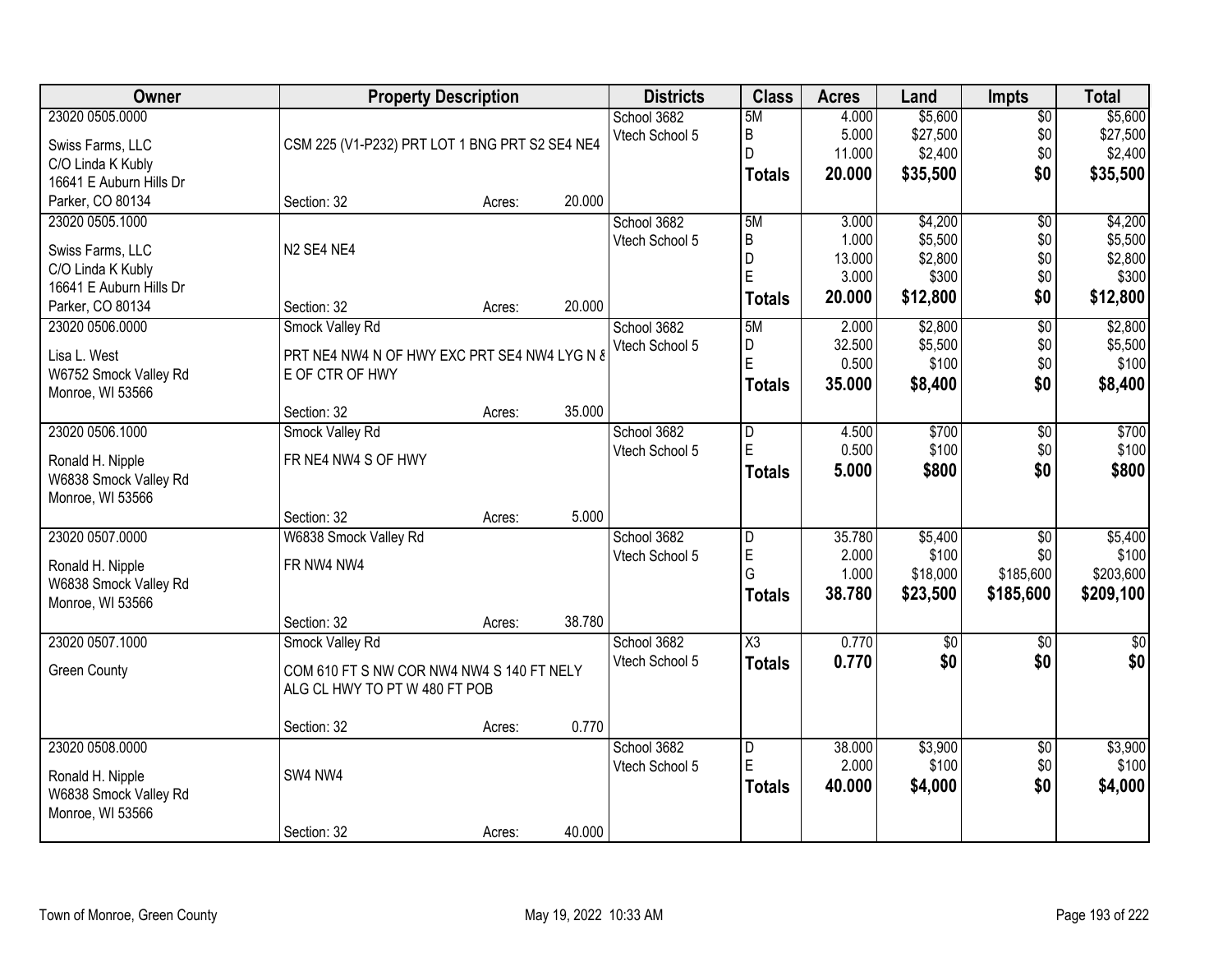| Owner | Property Description | Districts | Class | Acres | Land | Impts | Total |
|---|---|---|---|---|---|---|---|
| 23020 0505.0000<br>Swiss Farms, LLC<br>C/O Linda K Kubly<br>16641 E Auburn Hills Dr<br>Parker, CO 80134 | CSM 225 (V1-P232) PRT LOT 1 BNG PRT S2 SE4 NE4<br>Section: 32 Acres: 20.000 | School 3682<br>Vtech School 5 | 5M<br>B<br>D<br>**Totals** | 4.000<br>5.000<br>11.000<br>**20.000** | $5,600<br>$27,500<br>$2,400<br>**$35,500** | $0<br>$0<br>$0<br>**$0** | $5,600<br>$27,500<br>$2,400<br>**$35,500** |
| 23020 0505.1000<br>Swiss Farms, LLC<br>C/O Linda K Kubly<br>16641 E Auburn Hills Dr<br>Parker, CO 80134 | N2 SE4 NE4<br>Section: 32 Acres: 20.000 | School 3682<br>Vtech School 5 | 5M<br>B<br>D<br>E<br>**Totals** | 3.000<br>1.000<br>13.000<br>3.000<br>**20.000** | $4,200<br>$5,500<br>$2,800<br>$300<br>**$12,800** | $0<br>$0<br>$0<br>$0<br>**$0** | $4,200<br>$5,500<br>$2,800<br>$300<br>**$12,800** |
| 23020 0506.0000<br>Lisa L. West<br>W6752 Smock Valley Rd<br>Monroe, WI 53566 | Smock Valley Rd<br>PRT NE4 NW4 N OF HWY EXC PRT SE4 NW4 LYG N & E OF CTR OF HWY<br>Section: 32 Acres: 35.000 | School 3682<br>Vtech School 5 | 5M<br>D<br>E<br>**Totals** | 2.000<br>32.500<br>0.500<br>**35.000** | $2,800<br>$5,500<br>$100<br>**$8,400** | $0<br>$0<br>$0<br>**$0** | $2,800<br>$5,500<br>$100<br>**$8,400** |
| 23020 0506.1000<br>Ronald H. Nipple<br>W6838 Smock Valley Rd<br>Monroe, WI 53566 | Smock Valley Rd<br>FR NE4 NW4 S OF HWY<br>Section: 32 Acres: 5.000 | School 3682<br>Vtech School 5 | D<br>E<br>**Totals** | 4.500<br>0.500<br>**5.000** | $700<br>$100<br>**$800** | $0<br>$0<br>**$0** | $700<br>$100<br>**$800** |
| 23020 0507.0000<br>Ronald H. Nipple<br>W6838 Smock Valley Rd<br>Monroe, WI 53566 | W6838 Smock Valley Rd<br>FR NW4 NW4<br>Section: 32 Acres: 38.780 | School 3682<br>Vtech School 5 | D<br>E<br>G<br>**Totals** | 35.780<br>2.000<br>1.000<br>**38.780** | $5,400<br>$100<br>$18,000<br>**$23,500** | $0<br>$0<br>$185,600<br>**$185,600** | $5,400<br>$100<br>$203,600<br>**$209,100** |
| 23020 0507.1000<br>Green County | Smock Valley Rd<br>COM 610 FT S NW COR NW4 NW4 S 140 FT NELY ALG CL HWY TO PT W 480 FT POB<br>Section: 32 Acres: 0.770 | School 3682<br>Vtech School 5 | X3<br>**Totals** | 0.770<br>**0.770** | $0<br>**$0** | $0<br>**$0** | $0<br>**$0** |
| 23020 0508.0000<br>Ronald H. Nipple<br>W6838 Smock Valley Rd<br>Monroe, WI 53566 | SW4 NW4<br>Section: 32 Acres: 40.000 | School 3682<br>Vtech School 5 | D<br>E<br>**Totals** | 38.000<br>2.000<br>**40.000** | $3,900<br>$100<br>**$4,000** | $0<br>$0<br>**$0** | $3,900<br>$100<br>**$4,000** |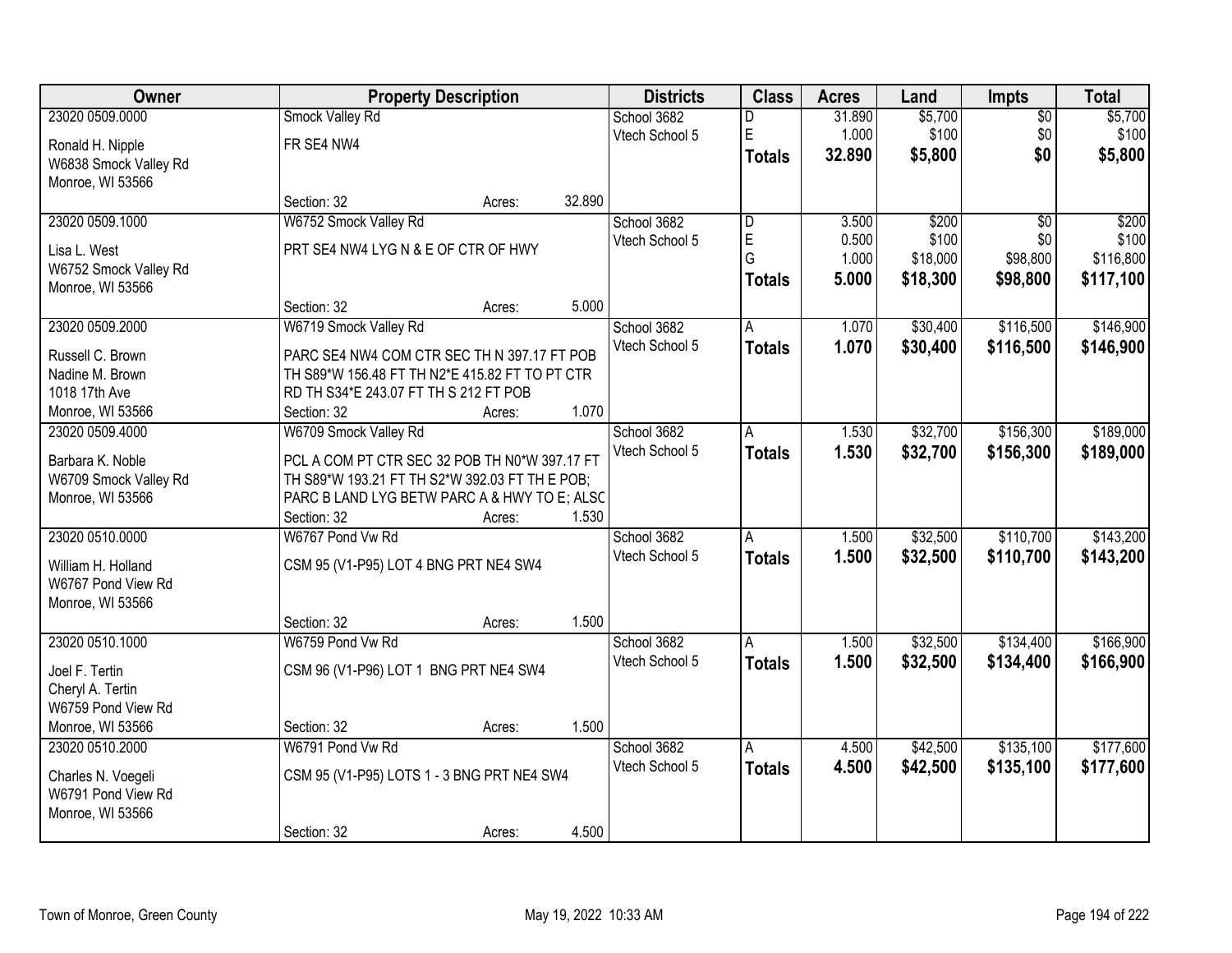| Owner | Property Description | Districts | Class | Acres | Land | Impts | Total |
|---|---|---|---|---|---|---|---|
| 23020 0509.0000<br>Ronald H. Nipple<br>W6838 Smock Valley Rd<br>Monroe, WI 53566 | Smock Valley Rd<br>FR SE4 NW4<br>Section: 32 Acres: 32.890 | School 3682<br>Vtech School 5 | D<br>E<br>**Totals** | 31.890<br>1.000<br>**32.890** | $5,700<br>$100<br>**$5,800** | $0<br>$0<br>**$0** | $5,700<br>$100<br>**$5,800** |
| 23020 0509.1000<br>Lisa L. West<br>W6752 Smock Valley Rd<br>Monroe, WI 53566 | W6752 Smock Valley Rd<br>PRT SE4 NW4 LYG N & E OF CTR OF HWY<br>Section: 32 Acres: 5.000 | School 3682<br>Vtech School 5 | D<br>E<br>G<br>**Totals** | 3.500<br>0.500<br>1.000<br>**5.000** | $200<br>$100<br>$18,000<br>**$18,300** | $0<br>$0<br>$98,800<br>**$98,800** | $200<br>$100<br>$116,800<br>**$117,100** |
| 23020 0509.2000<br>Russell C. Brown<br>Nadine M. Brown<br>1018 17th Ave<br>Monroe, WI 53566 | W6719 Smock Valley Rd<br>PARC SE4 NW4 COM CTR SEC TH N 397.17 FT POB TH S89*W 156.48 FT TH N2*E 415.82 FT TO PT CTR RD TH S34*E 243.07 FT TH S 212 FT POB<br>Section: 32 Acres: 1.070 | School 3682<br>Vtech School 5 | A<br>**Totals** | 1.070<br>**1.070** | $30,400<br>**$30,400** | $116,500<br>**$116,500** | $146,900<br>**$146,900** |
| 23020 0509.4000<br>Barbara K. Noble<br>W6709 Smock Valley Rd<br>Monroe, WI 53566 | W6709 Smock Valley Rd<br>PCL A COM PT CTR SEC 32 POB TH N0*W 397.17 FT TH S89*W 193.21 FT TH S2*W 392.03 FT TH E POB; PARC B LAND LYG BETW PARC A & HWY TO E; ALSC<br>Section: 32 Acres: 1.530 | School 3682<br>Vtech School 5 | A<br>**Totals** | 1.530<br>**1.530** | $32,700<br>**$32,700** | $156,300<br>**$156,300** | $189,000<br>**$189,000** |
| 23020 0510.0000<br>William H. Holland<br>W6767 Pond View Rd<br>Monroe, WI 53566 | W6767 Pond Vw Rd<br>CSM 95 (V1-P95) LOT 4 BNG PRT NE4 SW4<br>Section: 32 Acres: 1.500 | School 3682<br>Vtech School 5 | A<br>**Totals** | 1.500<br>**1.500** | $32,500<br>**$32,500** | $110,700<br>**$110,700** | $143,200<br>**$143,200** |
| 23020 0510.1000<br>Joel F. Tertin<br>Cheryl A. Tertin<br>W6759 Pond View Rd<br>Monroe, WI 53566 | W6759 Pond Vw Rd<br>CSM 96 (V1-P96) LOT 1 BNG PRT NE4 SW4<br>Section: 32 Acres: 1.500 | School 3682<br>Vtech School 5 | A<br>**Totals** | 1.500<br>**1.500** | $32,500<br>**$32,500** | $134,400<br>**$134,400** | $166,900<br>**$166,900** |
| 23020 0510.2000<br>Charles N. Voegeli<br>W6791 Pond View Rd<br>Monroe, WI 53566 | W6791 Pond Vw Rd<br>CSM 95 (V1-P95) LOTS 1 - 3 BNG PRT NE4 SW4<br>Section: 32 Acres: 4.500 | School 3682<br>Vtech School 5 | A<br>**Totals** | 4.500<br>**4.500** | $42,500<br>**$42,500** | $135,100<br>**$135,100** | $177,600<br>**$177,600** |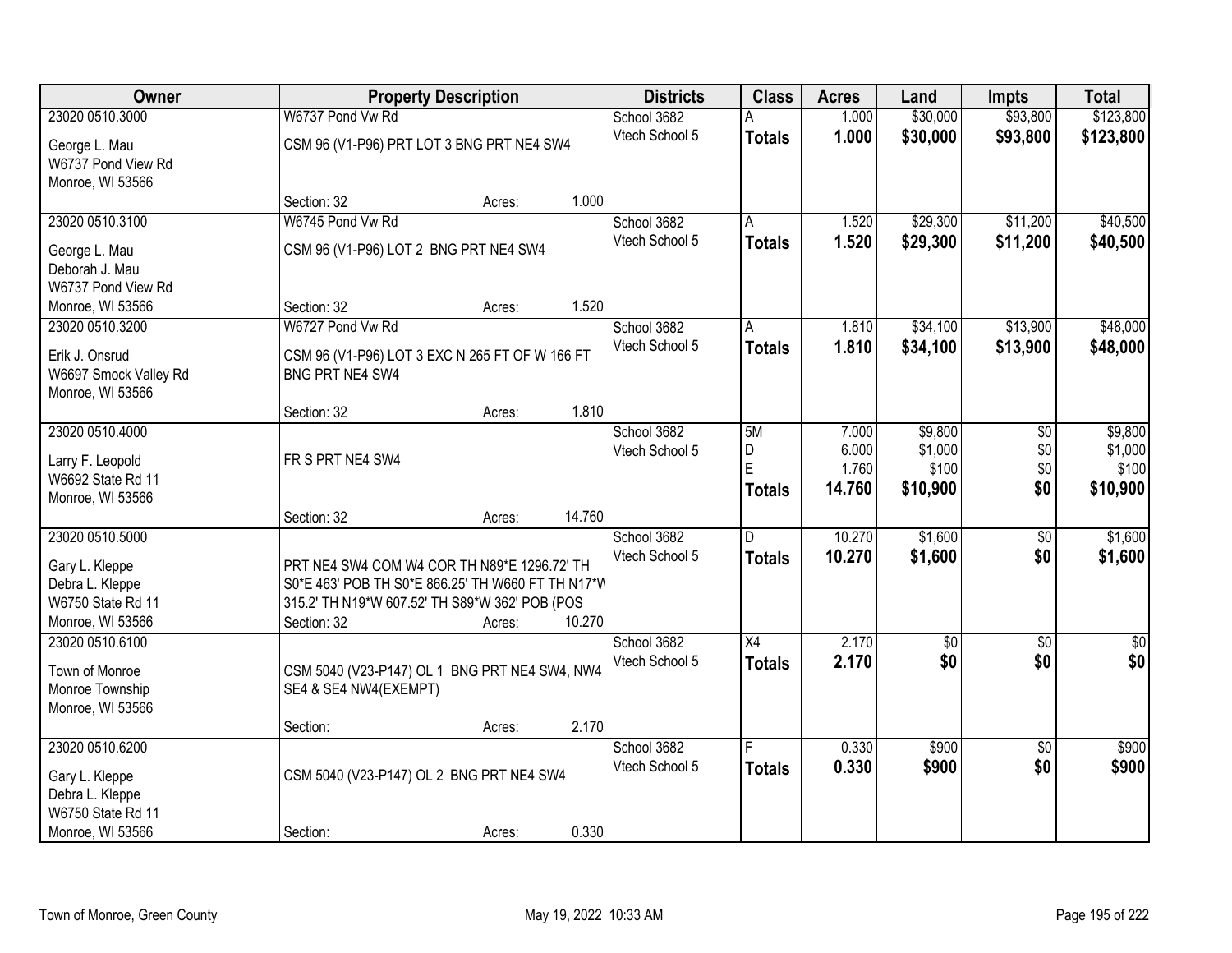| Owner | Property Description | Districts | Class | Acres | Land | Impts | Total |
|---|---|---|---|---|---|---|---|
| 23020 0510.3000<br>George L. Mau<br>W6737 Pond View Rd<br>Monroe, WI 53566 | W6737 Pond Vw Rd<br>CSM 96 (V1-P96) PRT LOT 3 BNG PRT NE4 SW4<br>Section: 32 Acres: 1.000 | School 3682<br>Vtech School 5 | A<br>**Totals** | 1.000<br>**1.000** | $30,000<br>**$30,000** | $93,800<br>**$93,800** | $123,800<br>**$123,800** |
| 23020 0510.3100<br>George L. Mau<br>Deborah J. Mau<br>W6737 Pond View Rd<br>Monroe, WI 53566 | W6745 Pond Vw Rd<br>CSM 96 (V1-P96) LOT 2 BNG PRT NE4 SW4<br>Section: 32 Acres: 1.520 | School 3682<br>Vtech School 5 | A<br>**Totals** | 1.520<br>**1.520** | $29,300<br>**$29,300** | $11,200<br>**$11,200** | $40,500<br>**$40,500** |
| 23020 0510.3200<br>Erik J. Onsrud<br>W6697 Smock Valley Rd<br>Monroe, WI 53566 | W6727 Pond Vw Rd<br>CSM 96 (V1-P96) LOT 3 EXC N 265 FT OF W 166 FT BNG PRT NE4 SW4<br>Section: 32 Acres: 1.810 | School 3682<br>Vtech School 5 | A<br>**Totals** | 1.810<br>**1.810** | $34,100<br>**$34,100** | $13,900<br>**$13,900** | $48,000<br>**$48,000** |
| 23020 0510.4000<br>Larry F. Leopold<br>W6692 State Rd 11<br>Monroe, WI 53566 | FR S PRT NE4 SW4<br>Section: 32 Acres: 14.760 | School 3682<br>Vtech School 5 | 5M<br>D<br>E<br>**Totals** | 7.000<br>6.000<br>1.760<br>**14.760** | $9,800<br>$1,000<br>$100<br>**$10,900** | $0<br>$0<br>$0<br>**$0** | $9,800<br>$1,000<br>$100<br>**$10,900** |
| 23020 0510.5000<br>Gary L. Kleppe<br>Debra L. Kleppe<br>W6750 State Rd 11<br>Monroe, WI 53566 | PRT NE4 SW4 COM W4 COR TH N89*E 1296.72' TH S0*E 463' POB TH S0*E 866.25' TH W660 FT TH N17*W 315.2' TH N19*W 607.52' TH S89*W 362' POB (POS<br>Section: 32 Acres: 10.270 | School 3682<br>Vtech School 5 | D<br>**Totals** | 10.270<br>**10.270** | $1,600<br>**$1,600** | $0<br>**$0** | $1,600<br>**$1,600** |
| 23020 0510.6100<br>Town of Monroe<br>Monroe Township<br>Monroe, WI 53566 | CSM 5040 (V23-P147) OL 1 BNG PRT NE4 SW4, NW4 SE4 & SE4 NW4(EXEMPT)<br>Section: Acres: 2.170 | School 3682<br>Vtech School 5 | X4<br>**Totals** | 2.170<br>**2.170** | $0<br>**$0** | $0<br>**$0** | $0<br>**$0** |
| 23020 0510.6200<br>Gary L. Kleppe<br>Debra L. Kleppe<br>W6750 State Rd 11<br>Monroe, WI 53566 | CSM 5040 (V23-P147) OL 2 BNG PRT NE4 SW4<br>Section: Acres: 0.330 | School 3682<br>Vtech School 5 | F<br>**Totals** | 0.330<br>**0.330** | $900<br>**$900** | $0<br>**$0** | $900<br>**$900** |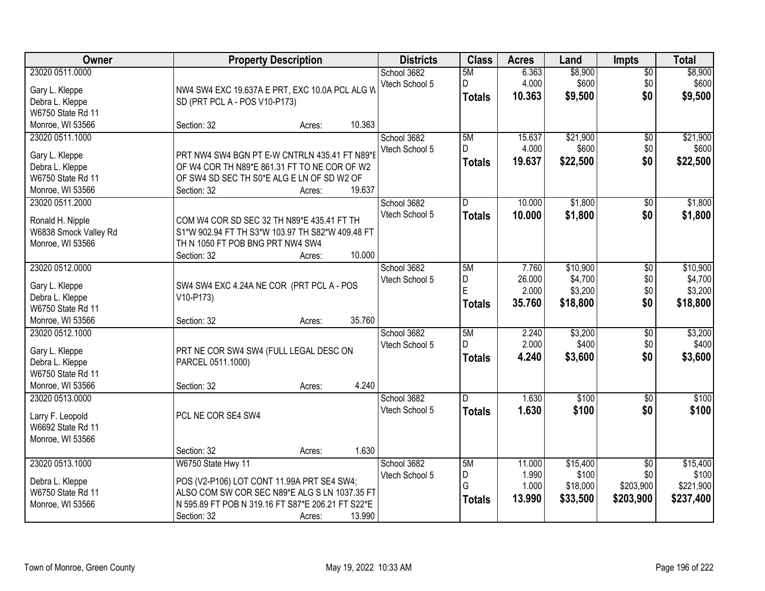| Owner | Property Description | Districts | Class | Acres | Land | Impts | Total |
|---|---|---|---|---|---|---|---|
| 23020 0511.0000<br>Gary L. Kleppe<br>Debra L. Kleppe<br>W6750 State Rd 11<br>Monroe, WI 53566 | NW4 SW4 EXC 19.637A E PRT, EXC 10.0A PCL ALG W SD (PRT PCL A - POS V10-P173)<br>Section: 32 Acres: 10.363 | School 3682<br>Vtech School 5 | 5M<br>D<br>**Totals** | 6.363<br>4.000<br>**10.363** | $8,900<br>$600<br>**$9,500** | $0<br>$0<br>**$0** | $8,900<br>$600<br>**$9,500** |
| 23020 0511.1000<br>Gary L. Kleppe<br>Debra L. Kleppe<br>W6750 State Rd 11<br>Monroe, WI 53566 | PRT NW4 SW4 BGN PT E-W CNTRLN 435.41 FT N89*E OF W4 COR TH N89*E 861.31 FT TO NE COR OF W2 OF SW4 SD SEC TH S0*E ALG E LN OF SD W2 OF<br>Section: 32 Acres: 19.637 | School 3682<br>Vtech School 5 | 5M<br>D<br>**Totals** | 15.637<br>4.000<br>**19.637** | $21,900<br>$600<br>**$22,500** | $0<br>$0<br>**$0** | $21,900<br>$600<br>**$22,500** |
| 23020 0511.2000<br>Ronald H. Nipple<br>W6838 Smock Valley Rd<br>Monroe, WI 53566 | COM W4 COR SD SEC 32 TH N89*E 435.41 FT TH S1*W 902.94 FT TH S3*W 103.97 TH S82*W 409.48 FT TH N 1050 FT POB BNG PRT NW4 SW4<br>Section: 32 Acres: 10.000 | School 3682<br>Vtech School 5 | D<br>**Totals** | 10.000<br>**10.000** | $1,800<br>**$1,800** | $0<br>**$0** | $1,800<br>**$1,800** |
| 23020 0512.0000<br>Gary L. Kleppe<br>Debra L. Kleppe<br>W6750 State Rd 11<br>Monroe, WI 53566 | SW4 SW4 EXC 4.24A NE COR (PRT PCL A - POS V10-P173)<br>Section: 32 Acres: 35.760 | School 3682<br>Vtech School 5 | 5M<br>D<br>E<br>**Totals** | 7.760<br>26.000<br>2.000<br>**35.760** | $10,900<br>$4,700<br>$3,200<br>**$18,800** | $0<br>$0<br>$0<br>**$0** | $10,900<br>$4,700<br>$3,200<br>**$18,800** |
| 23020 0512.1000<br>Gary L. Kleppe<br>Debra L. Kleppe<br>W6750 State Rd 11<br>Monroe, WI 53566 | PRT NE COR SW4 SW4 (FULL LEGAL DESC ON PARCEL 0511.1000)<br>Section: 32 Acres: 4.240 | School 3682<br>Vtech School 5 | 5M<br>D<br>**Totals** | 2.240<br>2.000<br>**4.240** | $3,200<br>$400<br>**$3,600** | $0<br>$0<br>**$0** | $3,200<br>$400<br>**$3,600** |
| 23020 0513.0000<br>Larry F. Leopold<br>W6692 State Rd 11<br>Monroe, WI 53566 | PCL NE COR SE4 SW4<br>Section: 32 Acres: 1.630 | School 3682<br>Vtech School 5 | D<br>**Totals** | 1.630<br>**1.630** | $100<br>**$100** | $0<br>**$0** | $100<br>**$100** |
| 23020 0513.1000<br>Debra L. Kleppe<br>W6750 State Rd 11<br>Monroe, WI 53566 | W6750 State Hwy 11<br>POS (V2-P106) LOT CONT 11.99A PRT SE4 SW4; ALSO COM SW COR SEC N89*E ALG S LN 1037.35 FT N 595.89 FT POB N 319.16 FT S87*E 206.21 FT S22*E<br>Section: 32 Acres: 13.990 | School 3682<br>Vtech School 5 | 5M<br>D<br>G<br>**Totals** | 11.000<br>1.990<br>1.000<br>**13.990** | $15,400<br>$100<br>$18,000<br>**$33,500** | $0<br>$0<br>$203,900<br>**$203,900** | $15,400<br>$100<br>$221,900<br>**$237,400** |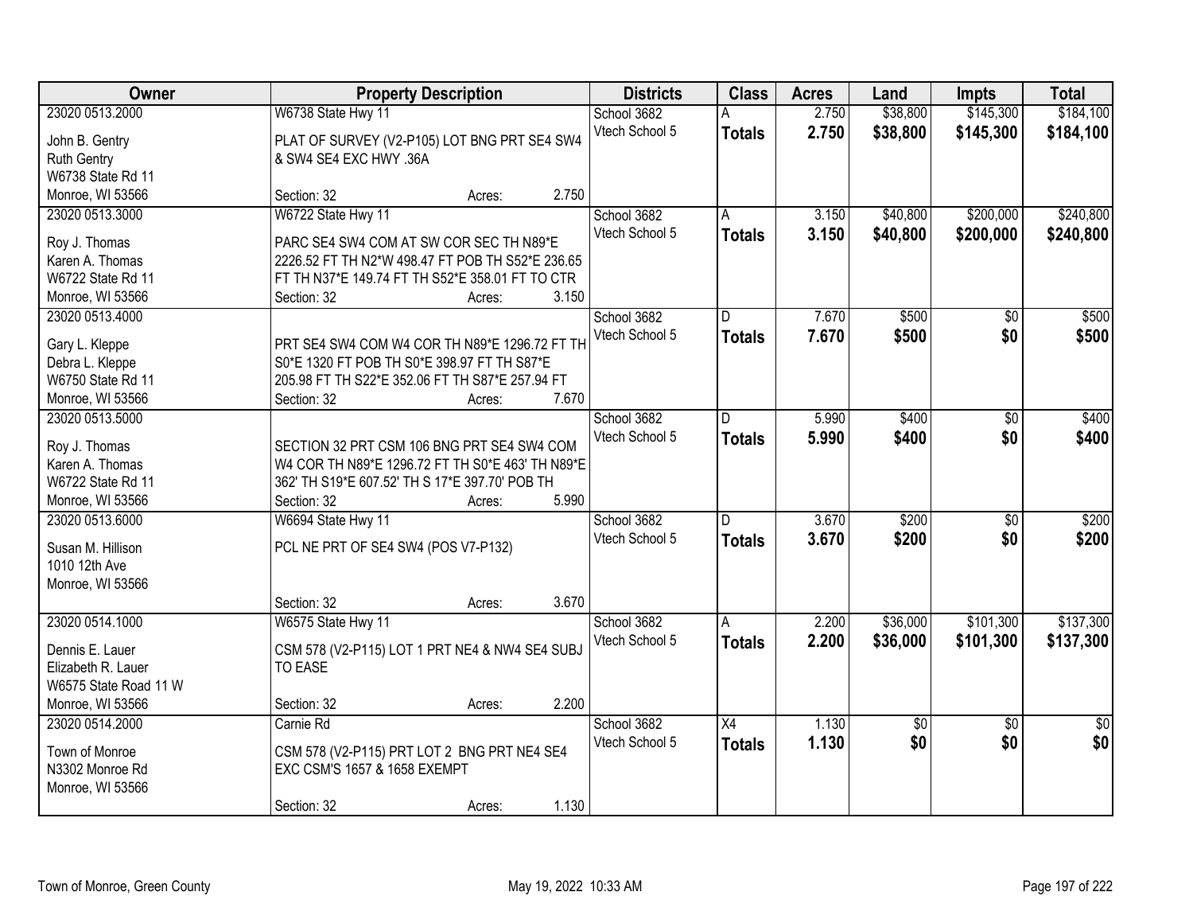| Owner | Property Description | Districts | Class | Acres | Land | Impts | Total |
|---|---|---|---|---|---|---|---|
| 23020 0513.2000<br>John B. Gentry<br>Ruth Gentry<br>W6738 State Rd 11<br>Monroe, WI 53566 | W6738 State Hwy 11<br>PLAT OF SURVEY (V2-P105) LOT BNG PRT SE4 SW4 & SW4 SE4 EXC HWY .36A<br>Section: 32 Acres: 2.750 | School 3682<br>Vtech School 5 | A<br>**Totals** | 2.750<br>**2.750** | $38,800<br>**$38,800** | $145,300<br>**$145,300** | $184,100<br>**$184,100** |
| 23020 0513.3000<br>Roy J. Thomas<br>Karen A. Thomas<br>W6722 State Rd 11<br>Monroe, WI 53566 | W6722 State Hwy 11<br>PARC SE4 SW4 COM AT SW COR SEC TH N89*E 2226.52 FT TH N2*W 498.47 FT POB TH S52*E 236.65 FT TH N37*E 149.74 FT TH S52*E 358.01 FT TO CTR<br>Section: 32 Acres: 3.150 | School 3682<br>Vtech School 5 | A<br>**Totals** | 3.150<br>**3.150** | $40,800<br>**$40,800** | $200,000<br>**$200,000** | $240,800<br>**$240,800** |
| 23020 0513.4000<br>Gary L. Kleppe<br>Debra L. Kleppe<br>W6750 State Rd 11<br>Monroe, WI 53566 | PRT SE4 SW4 COM W4 COR TH N89*E 1296.72 FT TH S0*E 1320 FT POB TH S0*E 398.97 FT TH S87*E 205.98 FT TH S22*E 352.06 FT TH S87*E 257.94 FT<br>Section: 32 Acres: 7.670 | School 3682<br>Vtech School 5 | D<br>**Totals** | 7.670<br>**7.670** | $500<br>**$500** | $0<br>**$0** | $500<br>**$500** |
| 23020 0513.5000<br>Roy J. Thomas<br>Karen A. Thomas<br>W6722 State Rd 11<br>Monroe, WI 53566 | SECTION 32 PRT CSM 106 BNG PRT SE4 SW4 COM W4 COR TH N89*E 1296.72 FT TH S0*E 463' TH N89*E 362' TH S19*E 607.52' TH S 17*E 397.70' POB TH<br>Section: 32 Acres: 5.990 | School 3682<br>Vtech School 5 | D<br>**Totals** | 5.990<br>**5.990** | $400<br>**$400** | $0<br>**$0** | $400<br>**$400** |
| 23020 0513.6000<br>Susan M. Hillison<br>1010 12th Ave<br>Monroe, WI 53566 | W6694 State Hwy 11<br>PCL NE PRT OF SE4 SW4 (POS V7-P132)<br>Section: 32 Acres: 3.670 | School 3682<br>Vtech School 5 | D<br>**Totals** | 3.670<br>**3.670** | $200<br>**$200** | $0<br>**$0** | $200<br>**$200** |
| 23020 0514.1000<br>Dennis E. Lauer<br>Elizabeth R. Lauer<br>W6575 State Road 11 W<br>Monroe, WI 53566 | W6575 State Hwy 11<br>CSM 578 (V2-P115) LOT 1 PRT NE4 & NW4 SE4 SUBJ TO EASE<br>Section: 32 Acres: 2.200 | School 3682<br>Vtech School 5 | A<br>**Totals** | 2.200<br>**2.200** | $36,000<br>**$36,000** | $101,300<br>**$101,300** | $137,300<br>**$137,300** |
| 23020 0514.2000<br>Town of Monroe<br>N3302 Monroe Rd<br>Monroe, WI 53566 | Carnie Rd<br>CSM 578 (V2-P115) PRT LOT 2 BNG PRT NE4 SE4 EXC CSM'S 1657 & 1658 EXEMPT<br>Section: 32 Acres: 1.130 | School 3682<br>Vtech School 5 | X4<br>**Totals** | 1.130<br>**1.130** | $0<br>**$0** | $0<br>**$0** | $0<br>**$0** |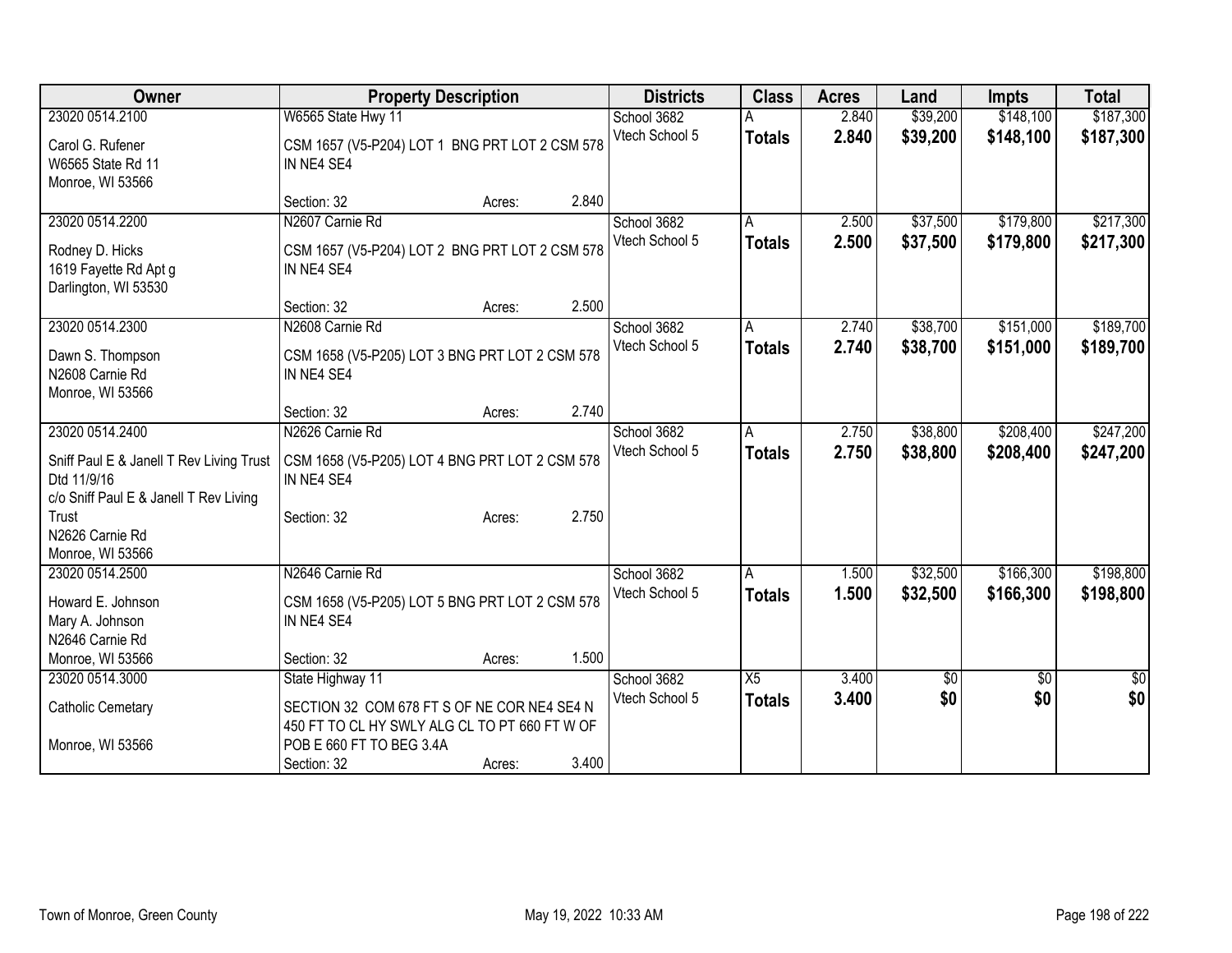| Owner | Property Description | Districts | Class | Acres | Land | Impts | Total |
|---|---|---|---|---|---|---|---|
| 23020 0514.2100<br>Carol G. Rufener<br>W6565 State Rd 11<br>Monroe, WI 53566 | W6565 State Hwy 11<br>CSM 1657 (V5-P204) LOT 1 BNG PRT LOT 2 CSM 578 IN NE4 SE4<br>Section: 32 Acres: 2.840 | School 3682<br>Vtech School 5 | A<br>**Totals** | 2.840<br>**2.840** | $39,200<br>**$39,200** | $148,100<br>**$148,100** | $187,300<br>**$187,300** |
| 23020 0514.2200<br>Rodney D. Hicks<br>1619 Fayette Rd Apt g<br>Darlington, WI 53530 | N2607 Carnie Rd<br>CSM 1657 (V5-P204) LOT 2 BNG PRT LOT 2 CSM 578 IN NE4 SE4<br>Section: 32 Acres: 2.500 | School 3682<br>Vtech School 5 | A<br>**Totals** | 2.500<br>**2.500** | $37,500<br>**$37,500** | $179,800<br>**$179,800** | $217,300<br>**$217,300** |
| 23020 0514.2300<br>Dawn S. Thompson<br>N2608 Carnie Rd<br>Monroe, WI 53566 | N2608 Carnie Rd<br>CSM 1658 (V5-P205) LOT 3 BNG PRT LOT 2 CSM 578 IN NE4 SE4<br>Section: 32 Acres: 2.740 | School 3682<br>Vtech School 5 | A<br>**Totals** | 2.740<br>**2.740** | $38,700<br>**$38,700** | $151,000<br>**$151,000** | $189,700<br>**$189,700** |
| 23020 0514.2400<br>Sniff Paul E & Janell T Rev Living Trust Dtd 11/9/16<br>c/o Sniff Paul E & Janell T Rev Living Trust<br>N2626 Carnie Rd<br>Monroe, WI 53566 | N2626 Carnie Rd<br>CSM 1658 (V5-P205) LOT 4 BNG PRT LOT 2 CSM 578 IN NE4 SE4<br>Section: 32 Acres: 2.750 | School 3682<br>Vtech School 5 | A<br>**Totals** | 2.750<br>**2.750** | $38,800<br>**$38,800** | $208,400<br>**$208,400** | $247,200<br>**$247,200** |
| 23020 0514.2500<br>Howard E. Johnson<br>Mary A. Johnson<br>N2646 Carnie Rd<br>Monroe, WI 53566 | N2646 Carnie Rd<br>CSM 1658 (V5-P205) LOT 5 BNG PRT LOT 2 CSM 578 IN NE4 SE4<br>Section: 32 Acres: 1.500 | School 3682<br>Vtech School 5 | A<br>**Totals** | 1.500<br>**1.500** | $32,500<br>**$32,500** | $166,300<br>**$166,300** | $198,800<br>**$198,800** |
| 23020 0514.3000<br>Catholic Cemetary<br><br>Monroe, WI 53566 | State Highway 11<br>SECTION 32 COM 678 FT S OF NE COR NE4 SE4 N 450 FT TO CL HY SWLY ALG CL TO PT 660 FT W OF POB E 660 FT TO BEG 3.4A<br>Section: 32 Acres: 3.400 | School 3682<br>Vtech School 5 | X5<br>**Totals** | 3.400<br>**3.400** | $0<br>**$0** | $0<br>**$0** | $0<br>**$0** |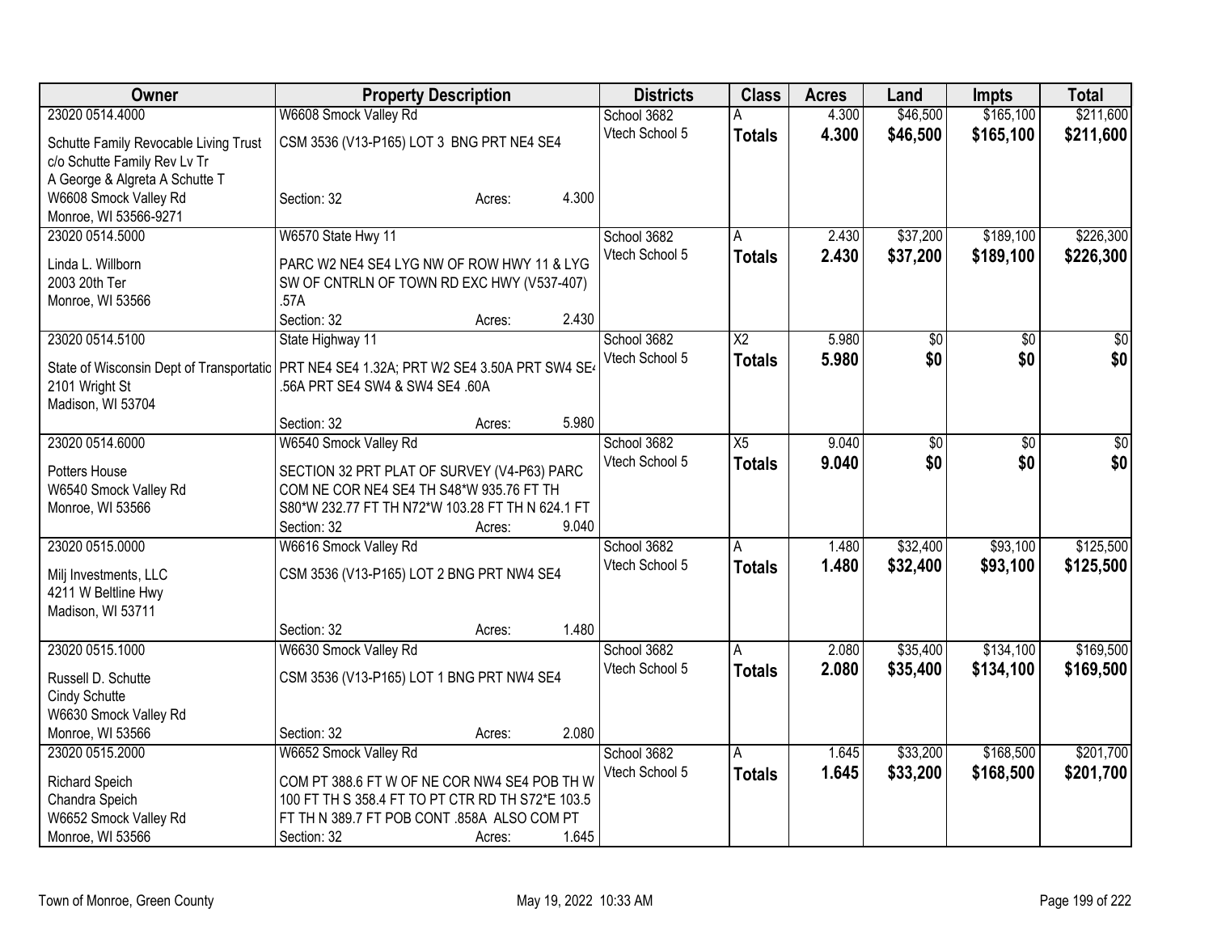| Owner | Property Description | Districts | Class | Acres | Land | Impts | Total |
|---|---|---|---|---|---|---|---|
| 23020 0514.4000<br>Schutte Family Revocable Living Trust<br>c/o Schutte Family Rev Lv Tr<br>A George & Algreta A Schutte T<br>W6608 Smock Valley Rd<br>Monroe, WI 53566-9271 | W6608 Smock Valley Rd<br>CSM 3536 (V13-P165) LOT 3 BNG PRT NE4 SE4<br>Section: 32 Acres: 4.300 | School 3682<br>Vtech School 5 | A<br>**Totals** | 4.300<br>**4.300** | $46,500<br>**$46,500** | $165,100<br>**$165,100** | $211,600<br>**$211,600** |
| 23020 0514.5000<br>Linda L. Willborn<br>2003 20th Ter<br>Monroe, WI 53566 | W6570 State Hwy 11<br>PARC W2 NE4 SE4 LYG NW OF ROW HWY 11 & LYG SW OF CNTRLN OF TOWN RD EXC HWY (V537-407) .57A<br>Section: 32 Acres: 2.430 | School 3682<br>Vtech School 5 | A<br>**Totals** | 2.430<br>**2.430** | $37,200<br>**$37,200** | $189,100<br>**$189,100** | $226,300<br>**$226,300** |
| 23020 0514.5100<br>State of Wisconsin Dept of Transportatic<br>2101 Wright St<br>Madison, WI 53704 | State Highway 11<br>PRT NE4 SE4 1.32A; PRT W2 SE4 3.50A PRT SW4 SE4 .56A PRT SE4 SW4 & SW4 SE4 .60A<br>Section: 32 Acres: 5.980 | School 3682<br>Vtech School 5 | X2<br>**Totals** | 5.980<br>**5.980** | $0<br>**$0** | $0<br>**$0** | $0<br>**$0** |
| 23020 0514.6000<br>Potters House<br>W6540 Smock Valley Rd<br>Monroe, WI 53566 | W6540 Smock Valley Rd<br>SECTION 32 PRT PLAT OF SURVEY (V4-P63) PARC COM NE COR NE4 SE4 TH S48*W 935.76 FT TH S80*W 232.77 FT TH N72*W 103.28 FT TH N 624.1 FT<br>Section: 32 Acres: 9.040 | School 3682<br>Vtech School 5 | X5<br>**Totals** | 9.040<br>**9.040** | $0<br>**$0** | $0<br>**$0** | $0<br>**$0** |
| 23020 0515.0000<br>Milj Investments, LLC<br>4211 W Beltline Hwy<br>Madison, WI 53711 | W6616 Smock Valley Rd<br>CSM 3536 (V13-P165) LOT 2 BNG PRT NW4 SE4<br>Section: 32 Acres: 1.480 | School 3682<br>Vtech School 5 | A<br>**Totals** | 1.480<br>**1.480** | $32,400<br>**$32,400** | $93,100<br>**$93,100** | $125,500<br>**$125,500** |
| 23020 0515.1000<br>Russell D. Schutte<br>Cindy Schutte<br>W6630 Smock Valley Rd<br>Monroe, WI 53566 | W6630 Smock Valley Rd<br>CSM 3536 (V13-P165) LOT 1 BNG PRT NW4 SE4<br>Section: 32 Acres: 2.080 | School 3682<br>Vtech School 5 | A<br>**Totals** | 2.080<br>**2.080** | $35,400<br>**$35,400** | $134,100<br>**$134,100** | $169,500<br>**$169,500** |
| 23020 0515.2000<br>Richard Speich<br>Chandra Speich<br>W6652 Smock Valley Rd<br>Monroe, WI 53566 | W6652 Smock Valley Rd<br>COM PT 388.6 FT W OF NE COR NW4 SE4 POB TH W 100 FT TH S 358.4 FT TO PT CTR RD TH S72*E 103.5 FT TH N 389.7 FT POB CONT .858A ALSO COM PT<br>Section: 32 Acres: 1.645 | School 3682<br>Vtech School 5 | A<br>**Totals** | 1.645<br>**1.645** | $33,200<br>**$33,200** | $168,500<br>**$168,500** | $201,700<br>**$201,700** |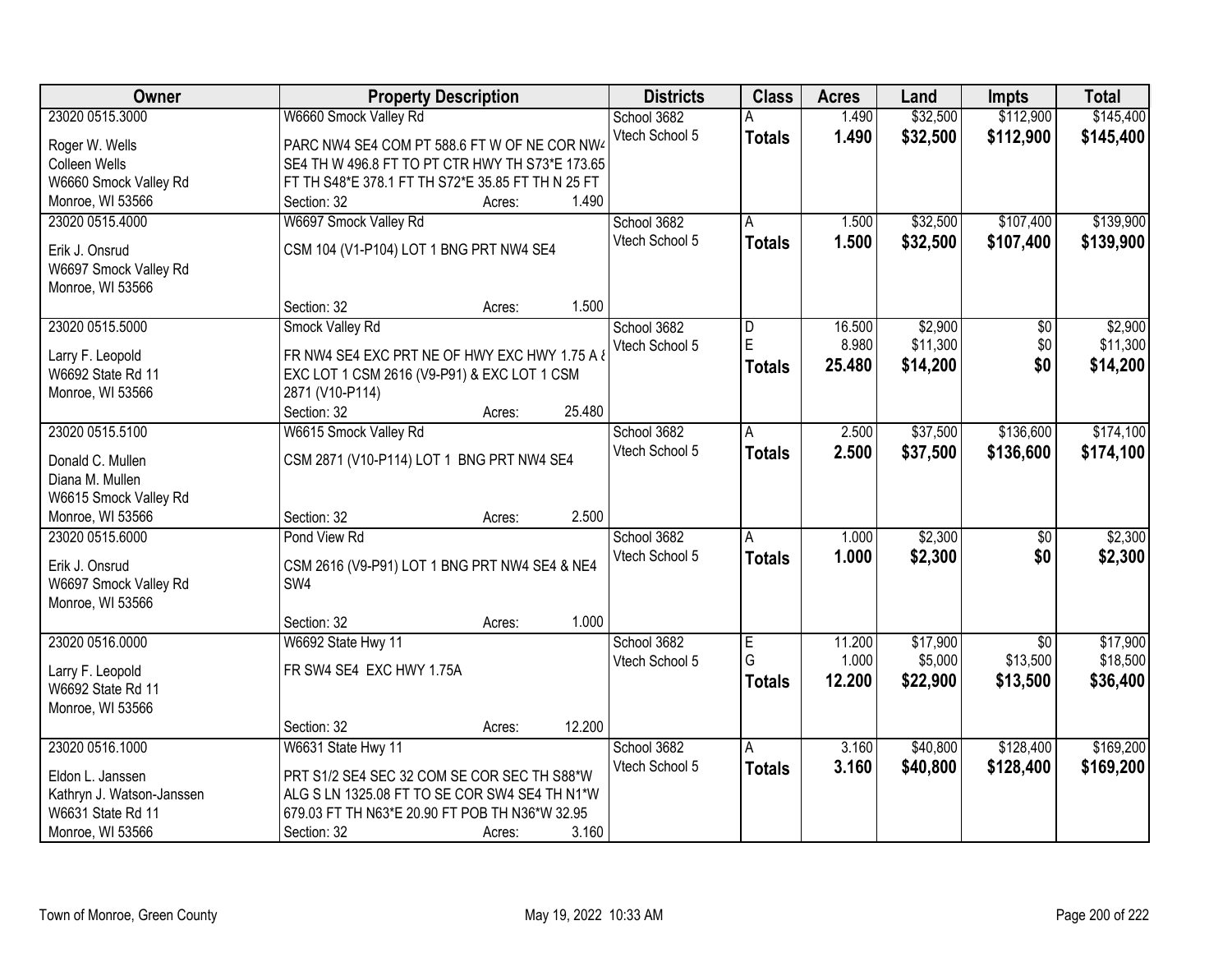| Owner | Property Description | Districts | Class | Acres | Land | Impts | Total |
|---|---|---|---|---|---|---|---|
| 23020 0515.3000 | W6660 Smock Valley Rd | School 3682 | A | 1.490 | $32,500 | $112,900 | $145,400 |
| Roger W. Wells<br>Colleen Wells<br>W6660 Smock Valley Rd<br>Monroe, WI 53566 | PARC NW4 SE4 COM PT 588.6 FT W OF NE COR NW4 SE4 TH W 496.8 FT TO PT CTR HWY TH S73*E 173.65 FT TH S48*E 378.1 FT TH S72*E 35.85 FT TH N 25 FT<br>Section: 32 Acres: 1.490 | Vtech School 5 | **Totals** | **1.490** | **$32,500** | **$112,900** | **$145,400** |
| 23020 0515.4000 | W6697 Smock Valley Rd | School 3682 | A | 1.500 | $32,500 | $107,400 | $139,900 |
| Erik J. Onsrud<br>W6697 Smock Valley Rd<br>Monroe, WI 53566 | CSM 104 (V1-P104) LOT 1 BNG PRT NW4 SE4<br>Section: 32 Acres: 1.500 | Vtech School 5 | **Totals** | **1.500** | **$32,500** | **$107,400** | **$139,900** |
| 23020 0515.5000 | Smock Valley Rd | School 3682 | D | 16.500 | $2,900 | $0 | $2,900 |
| | | Vtech School 5 | E | 8.980 | $11,300 | $0 | $11,300 |
| Larry F. Leopold<br>W6692 State Rd 11<br>Monroe, WI 53566 | FR NW4 SE4 EXC PRT NE OF HWY EXC HWY 1.75 A & EXC LOT 1 CSM 2616 (V9-P91) & EXC LOT 1 CSM 2871 (V10-P114)<br>Section: 32 Acres: 25.480 | | **Totals** | **25.480** | **$14,200** | **$0** | **$14,200** |
| 23020 0515.5100 | W6615 Smock Valley Rd | School 3682 | A | 2.500 | $37,500 | $136,600 | $174,100 |
| Donald C. Mullen<br>Diana M. Mullen<br>W6615 Smock Valley Rd<br>Monroe, WI 53566 | CSM 2871 (V10-P114) LOT 1 BNG PRT NW4 SE4<br>Section: 32 Acres: 2.500 | Vtech School 5 | **Totals** | **2.500** | **$37,500** | **$136,600** | **$174,100** |
| 23020 0515.6000 | Pond View Rd | School 3682 | A | 1.000 | $2,300 | $0 | $2,300 |
| Erik J. Onsrud<br>W6697 Smock Valley Rd<br>Monroe, WI 53566 | CSM 2616 (V9-P91) LOT 1 BNG PRT NW4 SE4 & NE4 SW4<br>Section: 32 Acres: 1.000 | Vtech School 5 | **Totals** | **1.000** | **$2,300** | **$0** | **$2,300** |
| 23020 0516.0000 | W6692 State Hwy 11 | School 3682 | E | 11.200 | $17,900 | $0 | $17,900 |
| | | Vtech School 5 | G | 1.000 | $5,000 | $13,500 | $18,500 |
| Larry F. Leopold<br>W6692 State Rd 11<br>Monroe, WI 53566 | FR SW4 SE4 EXC HWY 1.75A<br>Section: 32 Acres: 12.200 | | **Totals** | **12.200** | **$22,900** | **$13,500** | **$36,400** |
| 23020 0516.1000 | W6631 State Hwy 11 | School 3682 | A | 3.160 | $40,800 | $128,400 | $169,200 |
| Eldon L. Janssen<br>Kathryn J. Watson-Janssen<br>W6631 State Rd 11<br>Monroe, WI 53566 | PRT S1/2 SE4 SEC 32 COM SE COR SEC TH S88*W ALG S LN 1325.08 FT TO SE COR SW4 SE4 TH N1*W 679.03 FT TH N63*E 20.90 FT POB TH N36*W 32.95<br>Section: 32 Acres: 3.160 | Vtech School 5 | **Totals** | **3.160** | **$40,800** | **$128,400** | **$169,200** |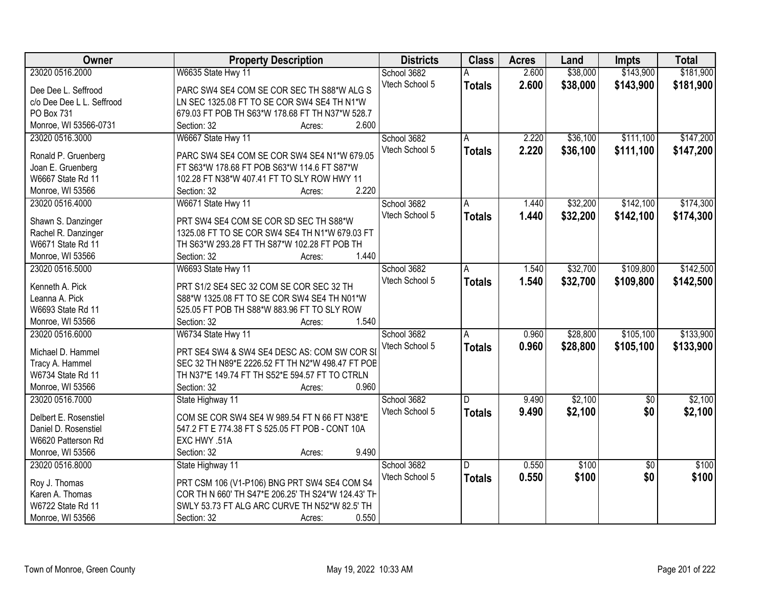| Owner | Property Description | Districts | Class | Acres | Land | Impts | Total |
|---|---|---|---|---|---|---|---|
| 23020 0516.2000<br>Dee Dee L. Seffrood<br>c/o Dee Dee L L. Seffrood<br>PO Box 731<br>Monroe, WI 53566-0731 | W6635 State Hwy 11<br>PARC SW4 SE4 COM SE COR SEC TH S88*W ALG S LN SEC 1325.08 FT TO SE COR SW4 SE4 TH N1*W 679.03 FT POB TH S63*W 178.68 FT TH N37*W 528.7<br>Section: 32 Acres: 2.600 | School 3682<br>Vtech School 5 | A<br>**Totals** | 2.600<br>**2.600** | $38,000<br>**$38,000** | $143,900<br>**$143,900** | $181,900<br>**$181,900** |
| 23020 0516.3000<br>Ronald P. Gruenberg<br>Joan E. Gruenberg<br>W6667 State Rd 11<br>Monroe, WI 53566 | W6667 State Hwy 11<br>PARC SW4 SE4 COM SE COR SW4 SE4 N1*W 679.05 FT S63*W 178.68 FT POB S63*W 114.6 FT S87*W 102.28 FT N38*W 407.41 FT TO SLY ROW HWY 11<br>Section: 32 Acres: 2.220 | School 3682<br>Vtech School 5 | A<br>**Totals** | 2.220<br>**2.220** | $36,100<br>**$36,100** | $111,100<br>**$111,100** | $147,200<br>**$147,200** |
| 23020 0516.4000<br>Shawn S. Danzinger<br>Rachel R. Danzinger<br>W6671 State Rd 11<br>Monroe, WI 53566 | W6671 State Hwy 11<br>PRT SW4 SE4 COM SE COR SD SEC TH S88*W 1325.08 FT TO SE COR SW4 SE4 TH N1*W 679.03 FT TH S63*W 293.28 FT TH S87*W 102.28 FT POB TH<br>Section: 32 Acres: 1.440 | School 3682<br>Vtech School 5 | A<br>**Totals** | 1.440<br>**1.440** | $32,200<br>**$32,200** | $142,100<br>**$142,100** | $174,300<br>**$174,300** |
| 23020 0516.5000<br>Kenneth A. Pick<br>Leanna A. Pick<br>W6693 State Rd 11<br>Monroe, WI 53566 | W6693 State Hwy 11<br>PRT S1/2 SE4 SEC 32 COM SE COR SEC 32 TH S88*W 1325.08 FT TO SE COR SW4 SE4 TH N01*W 525.05 FT POB TH S88*W 883.96 FT TO SLY ROW<br>Section: 32 Acres: 1.540 | School 3682<br>Vtech School 5 | A<br>**Totals** | 1.540<br>**1.540** | $32,700<br>**$32,700** | $109,800<br>**$109,800** | $142,500<br>**$142,500** |
| 23020 0516.6000<br>Michael D. Hammel<br>Tracy A. Hammel<br>W6734 State Rd 11<br>Monroe, WI 53566 | W6734 State Hwy 11<br>PRT SE4 SW4 & SW4 SE4 DESC AS: COM SW COR SI SEC 32 TH N89*E 2226.52 FT TH N2*W 498.47 FT POE TH N37*E 149.74 FT TH S52*E 594.57 FT TO CTRLN<br>Section: 32 Acres: 0.960 | School 3682<br>Vtech School 5 | A<br>**Totals** | 0.960<br>**0.960** | $28,800<br>**$28,800** | $105,100<br>**$105,100** | $133,900<br>**$133,900** |
| 23020 0516.7000<br>Delbert E. Rosenstiel<br>Daniel D. Rosenstiel<br>W6620 Patterson Rd<br>Monroe, WI 53566 | State Highway 11<br>COM SE COR SW4 SE4 W 989.54 FT N 66 FT N38*E 547.2 FT E 774.38 FT S 525.05 FT POB - CONT 10A EXC HWY .51A<br>Section: 32 Acres: 9.490 | School 3682<br>Vtech School 5 | D<br>**Totals** | 9.490<br>**9.490** | $2,100<br>**$2,100** | $0<br>**$0** | $2,100<br>**$2,100** |
| 23020 0516.8000<br>Roy J. Thomas<br>Karen A. Thomas<br>W6722 State Rd 11<br>Monroe, WI 53566 | State Highway 11<br>PRT CSM 106 (V1-P106) BNG PRT SW4 SE4 COM S4 COR TH N 660' TH S47*E 206.25' TH S24*W 124.43' TH SWLY 53.73 FT ALG ARC CURVE TH N52*W 82.5' TH<br>Section: 32 Acres: 0.550 | School 3682<br>Vtech School 5 | D<br>**Totals** | 0.550<br>**0.550** | $100<br>**$100** | $0<br>**$0** | $100<br>**$100** |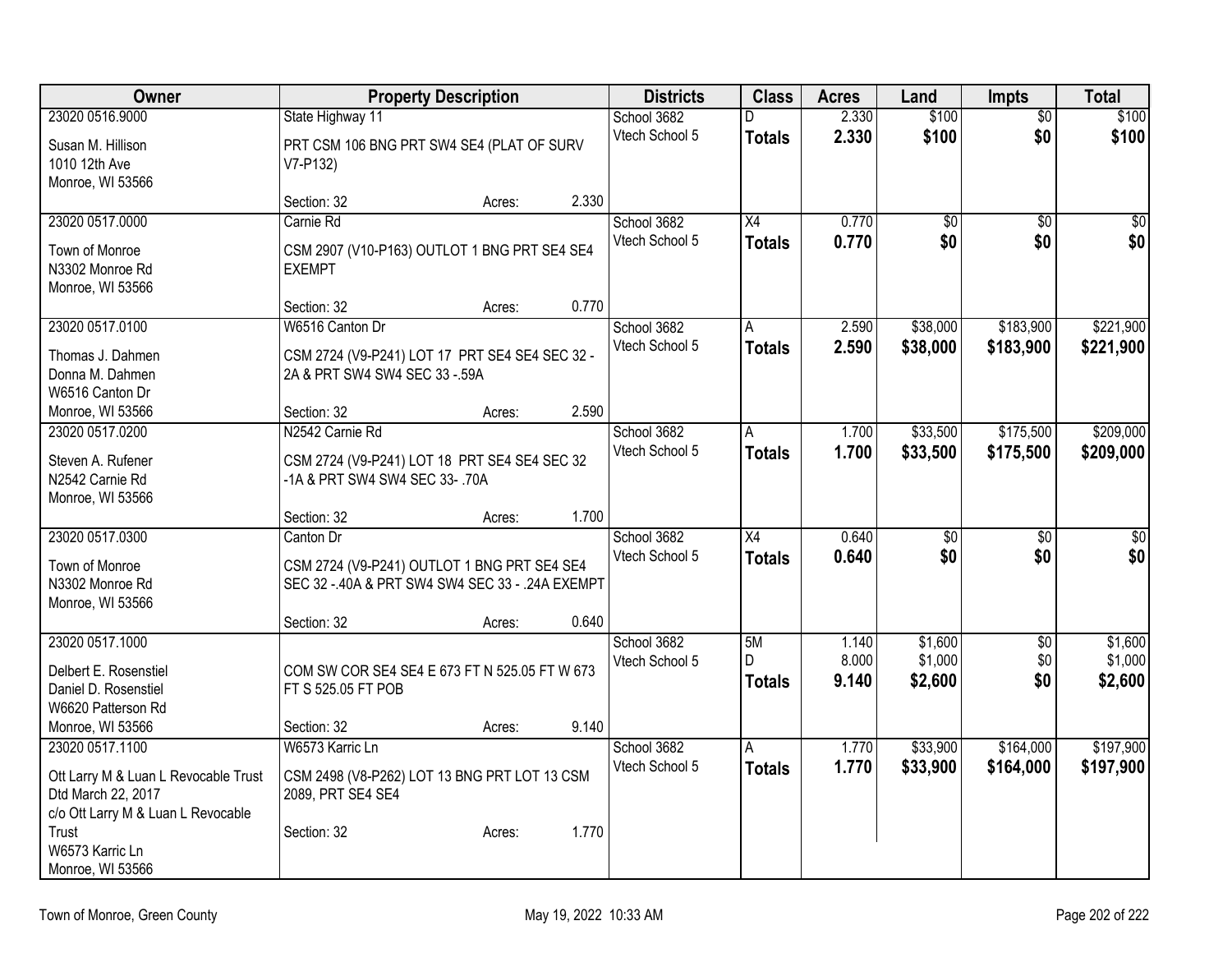| Owner | Property Description | Districts | Class | Acres | Land | Impts | Total |
|---|---|---|---|---|---|---|---|
| 23020 0516.9000<br>Susan M. Hillison<br>1010 12th Ave<br>Monroe, WI 53566 | State Highway 11<br>PRT CSM 106 BNG PRT SW4 SE4 (PLAT OF SURV V7-P132)<br>Section: 32 Acres: 2.330 | School 3682<br>Vtech School 5 | D<br>**Totals** | 2.330<br>**2.330** | $100<br>**$100** | $0<br>**$0** | $100<br>**$100** |
| 23020 0517.0000<br>Town of Monroe<br>N3302 Monroe Rd<br>Monroe, WI 53566 | Carnie Rd<br>CSM 2907 (V10-P163) OUTLOT 1 BNG PRT SE4 SE4 EXEMPT<br>Section: 32 Acres: 0.770 | School 3682<br>Vtech School 5 | X4<br>**Totals** | 0.770<br>**0.770** | $0<br>**$0** | $0<br>**$0** | $0<br>**$0** |
| 23020 0517.0100<br>Thomas J. Dahmen<br>Donna M. Dahmen<br>W6516 Canton Dr<br>Monroe, WI 53566 | W6516 Canton Dr<br>CSM 2724 (V9-P241) LOT 17 PRT SE4 SE4 SEC 32 - 2A & PRT SW4 SW4 SEC 33 -.59A<br>Section: 32 Acres: 2.590 | School 3682<br>Vtech School 5 | A<br>**Totals** | 2.590<br>**2.590** | $38,000<br>**$38,000** | $183,900<br>**$183,900** | $221,900<br>**$221,900** |
| 23020 0517.0200<br>Steven A. Rufener<br>N2542 Carnie Rd<br>Monroe, WI 53566 | N2542 Carnie Rd<br>CSM 2724 (V9-P241) LOT 18 PRT SE4 SE4 SEC 32 -1A & PRT SW4 SW4 SEC 33- .70A<br>Section: 32 Acres: 1.700 | School 3682<br>Vtech School 5 | A<br>**Totals** | 1.700<br>**1.700** | $33,500<br>**$33,500** | $175,500<br>**$175,500** | $209,000<br>**$209,000** |
| 23020 0517.0300<br>Town of Monroe<br>N3302 Monroe Rd<br>Monroe, WI 53566 | Canton Dr<br>CSM 2724 (V9-P241) OUTLOT 1 BNG PRT SE4 SE4 SEC 32 -.40A & PRT SW4 SW4 SEC 33 - .24A EXEMPT<br>Section: 32 Acres: 0.640 | School 3682<br>Vtech School 5 | X4<br>**Totals** | 0.640<br>**0.640** | $0<br>**$0** | $0<br>**$0** | $0<br>**$0** |
| 23020 0517.1000<br>Delbert E. Rosenstiel<br>Daniel D. Rosenstiel<br>W6620 Patterson Rd<br>Monroe, WI 53566 | COM SW COR SE4 SE4 E 673 FT N 525.05 FT W 673 FT S 525.05 FT POB<br>Section: 32 Acres: 9.140 | School 3682<br>Vtech School 5 | 5M<br>D<br>**Totals** | 1.140<br>8.000<br>**9.140** | $1,600<br>$1,000<br>**$2,600** | $0<br>$0<br>**$0** | $1,600<br>$1,000<br>**$2,600** |
| 23020 0517.1100<br>Ott Larry M & Luan L Revocable Trust<br>Dtd March 22, 2017<br>c/o Ott Larry M & Luan L Revocable Trust<br>W6573 Karric Ln<br>Monroe, WI 53566 | W6573 Karric Ln<br>CSM 2498 (V8-P262) LOT 13 BNG PRT LOT 13 CSM 2089, PRT SE4 SE4<br>Section: 32 Acres: 1.770 | School 3682<br>Vtech School 5 | A<br>**Totals** | 1.770<br>**1.770** | $33,900<br>**$33,900** | $164,000<br>**$164,000** | $197,900<br>**$197,900** |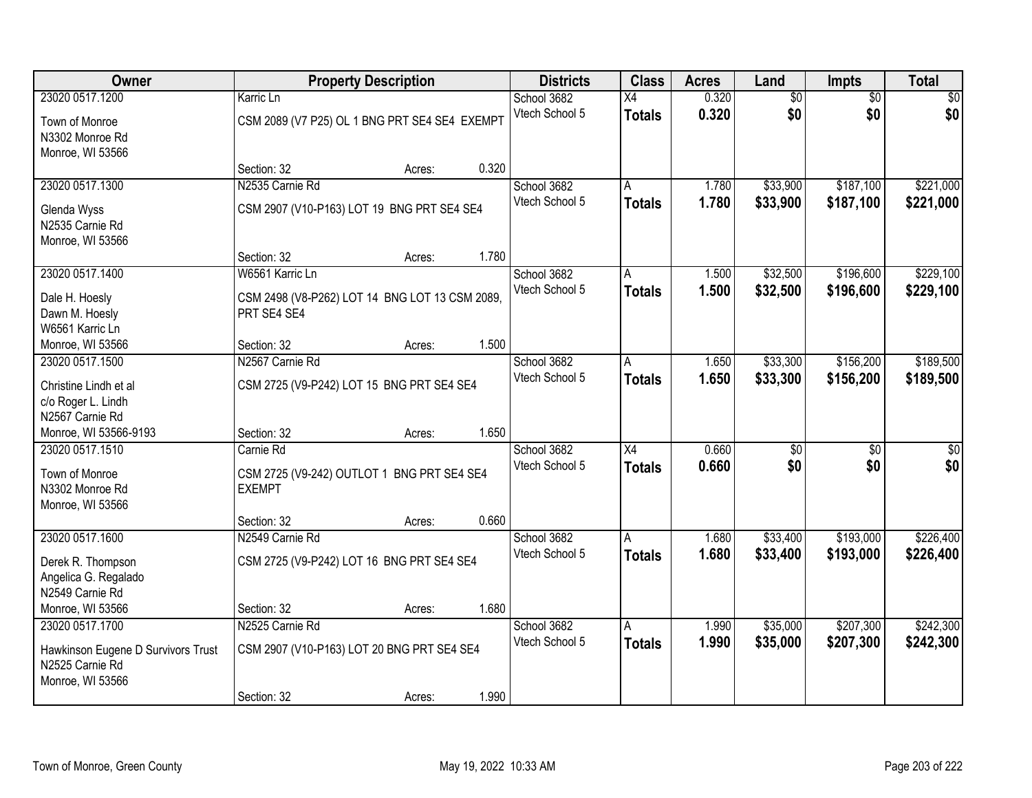| Owner | Property Description | Districts | Class | Acres | Land | Impts | Total |
|---|---|---|---|---|---|---|---|
| 23020 0517.1200<br>Town of Monroe<br>N3302 Monroe Rd<br>Monroe, WI 53566 | Karric Ln<br>CSM 2089 (V7 P25) OL 1 BNG PRT SE4 SE4 EXEMPT<br>Section: 32 Acres: 0.320 | School 3682<br>Vtech School 5 | X4<br>**Totals** | 0.320<br>**0.320** | $0<br>**$0** | $0<br>**$0** | $0<br>**$0** |
| 23020 0517.1300<br>Glenda Wyss<br>N2535 Carnie Rd<br>Monroe, WI 53566 | N2535 Carnie Rd<br>CSM 2907 (V10-P163) LOT 19 BNG PRT SE4 SE4<br>Section: 32 Acres: 1.780 | School 3682<br>Vtech School 5 | A<br>**Totals** | 1.780<br>**1.780** | $33,900<br>**$33,900** | $187,100<br>**$187,100** | $221,000<br>**$221,000** |
| 23020 0517.1400<br>Dale H. Hoesly<br>Dawn M. Hoesly<br>W6561 Karric Ln<br>Monroe, WI 53566 | W6561 Karric Ln<br>CSM 2498 (V8-P262) LOT 14 BNG LOT 13 CSM 2089, PRT SE4 SE4<br>Section: 32 Acres: 1.500 | School 3682<br>Vtech School 5 | A<br>**Totals** | 1.500<br>**1.500** | $32,500<br>**$32,500** | $196,600<br>**$196,600** | $229,100<br>**$229,100** |
| 23020 0517.1500<br>Christine Lindh et al<br>c/o Roger L. Lindh<br>N2567 Carnie Rd<br>Monroe, WI 53566-9193 | N2567 Carnie Rd<br>CSM 2725 (V9-P242) LOT 15 BNG PRT SE4 SE4<br>Section: 32 Acres: 1.650 | School 3682<br>Vtech School 5 | A<br>**Totals** | 1.650<br>**1.650** | $33,300<br>**$33,300** | $156,200<br>**$156,200** | $189,500<br>**$189,500** |
| 23020 0517.1510<br>Town of Monroe<br>N3302 Monroe Rd<br>Monroe, WI 53566 | Carnie Rd<br>CSM 2725 (V9-242) OUTLOT 1 BNG PRT SE4 SE4 EXEMPT<br>Section: 32 Acres: 0.660 | School 3682<br>Vtech School 5 | X4<br>**Totals** | 0.660<br>**0.660** | $0<br>**$0** | $0<br>**$0** | $0<br>**$0** |
| 23020 0517.1600<br>Derek R. Thompson<br>Angelica G. Regalado<br>N2549 Carnie Rd<br>Monroe, WI 53566 | N2549 Carnie Rd<br>CSM 2725 (V9-P242) LOT 16 BNG PRT SE4 SE4<br>Section: 32 Acres: 1.680 | School 3682<br>Vtech School 5 | A<br>**Totals** | 1.680<br>**1.680** | $33,400<br>**$33,400** | $193,000<br>**$193,000** | $226,400<br>**$226,400** |
| 23020 0517.1700<br>Hawkinson Eugene D Survivors Trust<br>N2525 Carnie Rd<br>Monroe, WI 53566 | N2525 Carnie Rd<br>CSM 2907 (V10-P163) LOT 20 BNG PRT SE4 SE4<br>Section: 32 Acres: 1.990 | School 3682<br>Vtech School 5 | A<br>**Totals** | 1.990<br>**1.990** | $35,000<br>**$35,000** | $207,300<br>**$207,300** | $242,300<br>**$242,300** |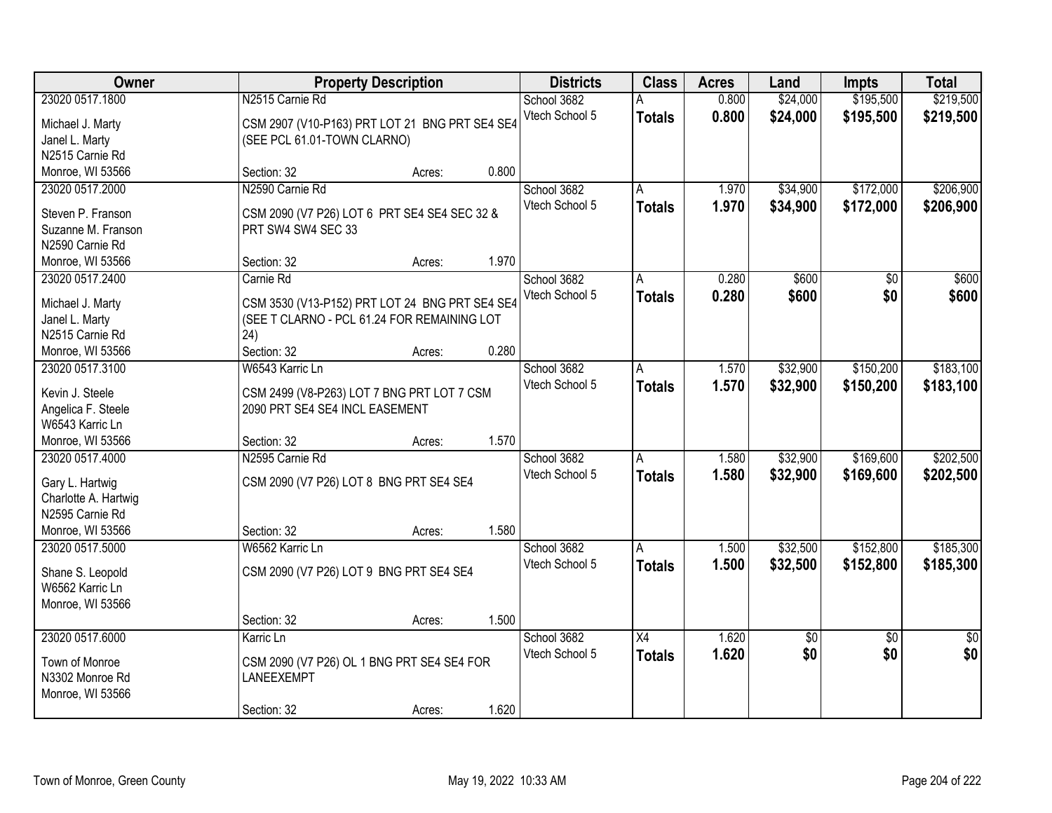| Owner | Property Description | Districts | Class | Acres | Land | Impts | Total |
|---|---|---|---|---|---|---|---|
| 23020 0517.1800<br>Michael J. Marty<br>Janel L. Marty<br>N2515 Carnie Rd<br>Monroe, WI 53566 | N2515 Carnie Rd<br>CSM 2907 (V10-P163) PRT LOT 21 BNG PRT SE4 SE4 (SEE PCL 61.01-TOWN CLARNO)<br>Section: 32 Acres: 0.800 | School 3682<br>Vtech School 5 | A<br>**Totals** | 0.800<br>**0.800** | $24,000<br>**$24,000** | $195,500<br>**$195,500** | $219,500<br>**$219,500** |
| 23020 0517.2000<br>Steven P. Franson<br>Suzanne M. Franson<br>N2590 Carnie Rd<br>Monroe, WI 53566 | N2590 Carnie Rd<br>CSM 2090 (V7 P26) LOT 6 PRT SE4 SE4 SEC 32 & PRT SW4 SW4 SEC 33<br>Section: 32 Acres: 1.970 | School 3682<br>Vtech School 5 | A<br>**Totals** | 1.970<br>**1.970** | $34,900<br>**$34,900** | $172,000<br>**$172,000** | $206,900<br>**$206,900** |
| 23020 0517.2400<br>Michael J. Marty<br>Janel L. Marty<br>N2515 Carnie Rd<br>Monroe, WI 53566 | Carnie Rd<br>CSM 3530 (V13-P152) PRT LOT 24 BNG PRT SE4 SE4 (SEE T CLARNO - PCL 61.24 FOR REMAINING LOT 24)<br>Section: 32 Acres: 0.280 | School 3682<br>Vtech School 5 | A<br>**Totals** | 0.280<br>**0.280** | $600<br>**$600** | $0<br>**$0** | $600<br>**$600** |
| 23020 0517.3100<br>Kevin J. Steele<br>Angelica F. Steele<br>W6543 Karric Ln<br>Monroe, WI 53566 | W6543 Karric Ln<br>CSM 2499 (V8-P263) LOT 7 BNG PRT LOT 7 CSM 2090 PRT SE4 SE4 INCL EASEMENT<br>Section: 32 Acres: 1.570 | School 3682<br>Vtech School 5 | A<br>**Totals** | 1.570<br>**1.570** | $32,900<br>**$32,900** | $150,200<br>**$150,200** | $183,100<br>**$183,100** |
| 23020 0517.4000<br>Gary L. Hartwig<br>Charlotte A. Hartwig<br>N2595 Carnie Rd<br>Monroe, WI 53566 | N2595 Carnie Rd<br>CSM 2090 (V7 P26) LOT 8 BNG PRT SE4 SE4<br>Section: 32 Acres: 1.580 | School 3682<br>Vtech School 5 | A<br>**Totals** | 1.580<br>**1.580** | $32,900<br>**$32,900** | $169,600<br>**$169,600** | $202,500<br>**$202,500** |
| 23020 0517.5000<br>Shane S. Leopold<br>W6562 Karric Ln<br>Monroe, WI 53566 | W6562 Karric Ln<br>CSM 2090 (V7 P26) LOT 9 BNG PRT SE4 SE4<br>Section: 32 Acres: 1.500 | School 3682<br>Vtech School 5 | A<br>**Totals** | 1.500<br>**1.500** | $32,500<br>**$32,500** | $152,800<br>**$152,800** | $185,300<br>**$185,300** |
| 23020 0517.6000<br>Town of Monroe<br>N3302 Monroe Rd<br>Monroe, WI 53566 | Karric Ln<br>CSM 2090 (V7 P26) OL 1 BNG PRT SE4 SE4 FOR LANEEXEMPT<br>Section: 32 Acres: 1.620 | School 3682<br>Vtech School 5 | X4<br>**Totals** | 1.620<br>**1.620** | $0<br>**$0** | $0<br>**$0** | $0<br>**$0** |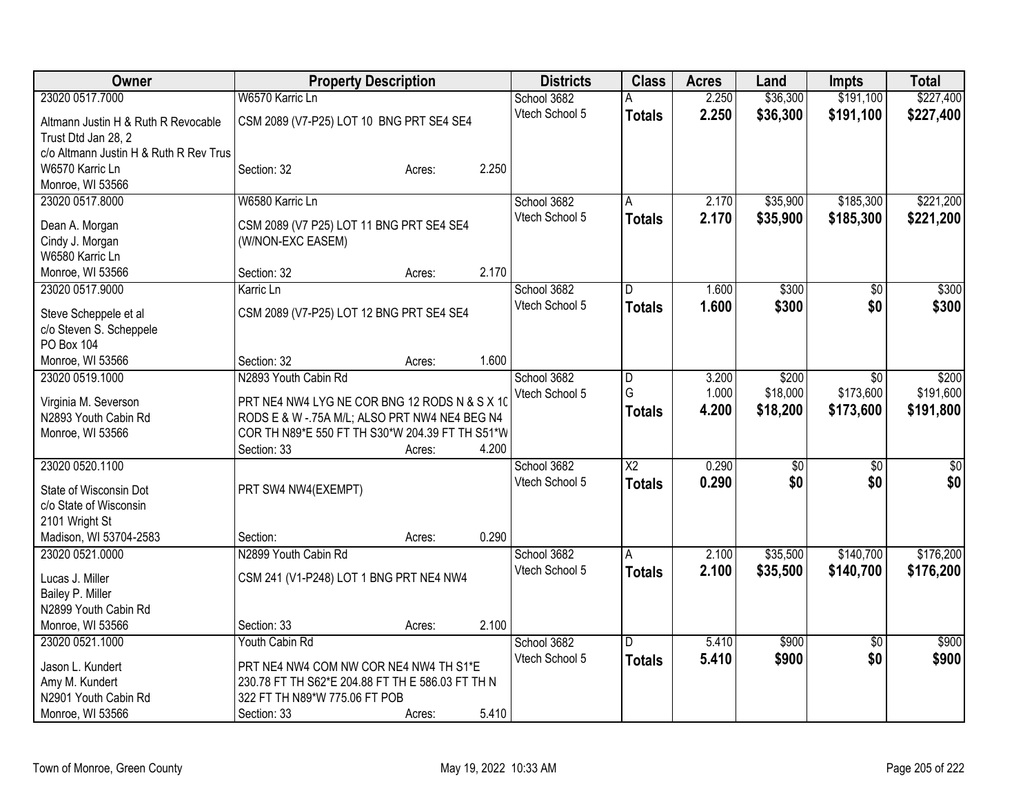| Owner | Property Description | Districts | Class | Acres | Land | Impts | Total |
|---|---|---|---|---|---|---|---|
| 23020 0517.7000 | W6570 Karric Ln | School 3682 | A | 2.250 | $36,300 | $191,100 | $227,400 |
| Altmann Justin H & Ruth R Revocable Trust Dtd Jan 28, 2<br>c/o Altmann Justin H & Ruth R Rev Trus<br>W6570 Karric Ln<br>Monroe, WI 53566 | CSM 2089 (V7-P25) LOT 10 BNG PRT SE4 SE4<br><br>Section: 32 Acres: 2.250 | Vtech School 5 | **Totals** | **2.250** | **$36,300** | **$191,100** | **$227,400** |
| 23020 0517.8000 | W6580 Karric Ln | School 3682 | A | 2.170 | $35,900 | $185,300 | $221,200 |
| Dean A. Morgan<br>Cindy J. Morgan<br>W6580 Karric Ln<br>Monroe, WI 53566 | CSM 2089 (V7 P25) LOT 11 BNG PRT SE4 SE4 (W/NON-EXC EASEM)<br><br>Section: 32 Acres: 2.170 | Vtech School 5 | **Totals** | **2.170** | **$35,900** | **$185,300** | **$221,200** |
| 23020 0517.9000 | Karric Ln | School 3682 | D | 1.600 | $300 | $0 | $300 |
| Steve Scheppele et al<br>c/o Steven S. Scheppele<br>PO Box 104<br>Monroe, WI 53566 | CSM 2089 (V7-P25) LOT 12 BNG PRT SE4 SE4<br><br>Section: 32 Acres: 1.600 | Vtech School 5 | **Totals** | **1.600** | **$300** | **$0** | **$300** |
| 23020 0519.1000 | N2893 Youth Cabin Rd | School 3682 | D | 3.200 | $200 | $0 | $200 |
| Virginia M. Severson<br>N2893 Youth Cabin Rd<br>Monroe, WI 53566 | PRT NE4 NW4 LYG NE COR BNG 12 RODS N & S X 10 RODS E & W -.75A M/L; ALSO PRT NW4 NE4 BEG N4 COR TH N89*E 550 FT TH S30*W 204.39 FT TH S51*W<br>Section: 33 Acres: 4.200 | Vtech School 5 | G | 1.000 | $18,000 | $173,600 | $191,600 |
| | | | **Totals** | **4.200** | **$18,200** | **$173,600** | **$191,800** |
| 23020 0520.1100 | | School 3682 | X2 | 0.290 | $0 | $0 | $0 |
| State of Wisconsin Dot<br>c/o State of Wisconsin<br>2101 Wright St<br>Madison, WI 53704-2583 | PRT SW4 NW4(EXEMPT)<br><br>Section: Acres: 0.290 | Vtech School 5 | **Totals** | **0.290** | **$0** | **$0** | **$0** |
| 23020 0521.0000 | N2899 Youth Cabin Rd | School 3682 | A | 2.100 | $35,500 | $140,700 | $176,200 |
| Lucas J. Miller<br>Bailey P. Miller<br>N2899 Youth Cabin Rd<br>Monroe, WI 53566 | CSM 241 (V1-P248) LOT 1 BNG PRT NE4 NW4<br><br>Section: 33 Acres: 2.100 | Vtech School 5 | **Totals** | **2.100** | **$35,500** | **$140,700** | **$176,200** |
| 23020 0521.1000 | Youth Cabin Rd | School 3682 | D | 5.410 | $900 | $0 | $900 |
| Jason L. Kundert<br>Amy M. Kundert<br>N2901 Youth Cabin Rd<br>Monroe, WI 53566 | PRT NE4 NW4 COM NW COR NE4 NW4 TH S1*E 230.78 FT TH S62*E 204.88 FT TH E 586.03 FT TH N 322 FT TH N89*W 775.06 FT POB<br>Section: 33 Acres: 5.410 | Vtech School 5 | **Totals** | **5.410** | **$900** | **$0** | **$900** |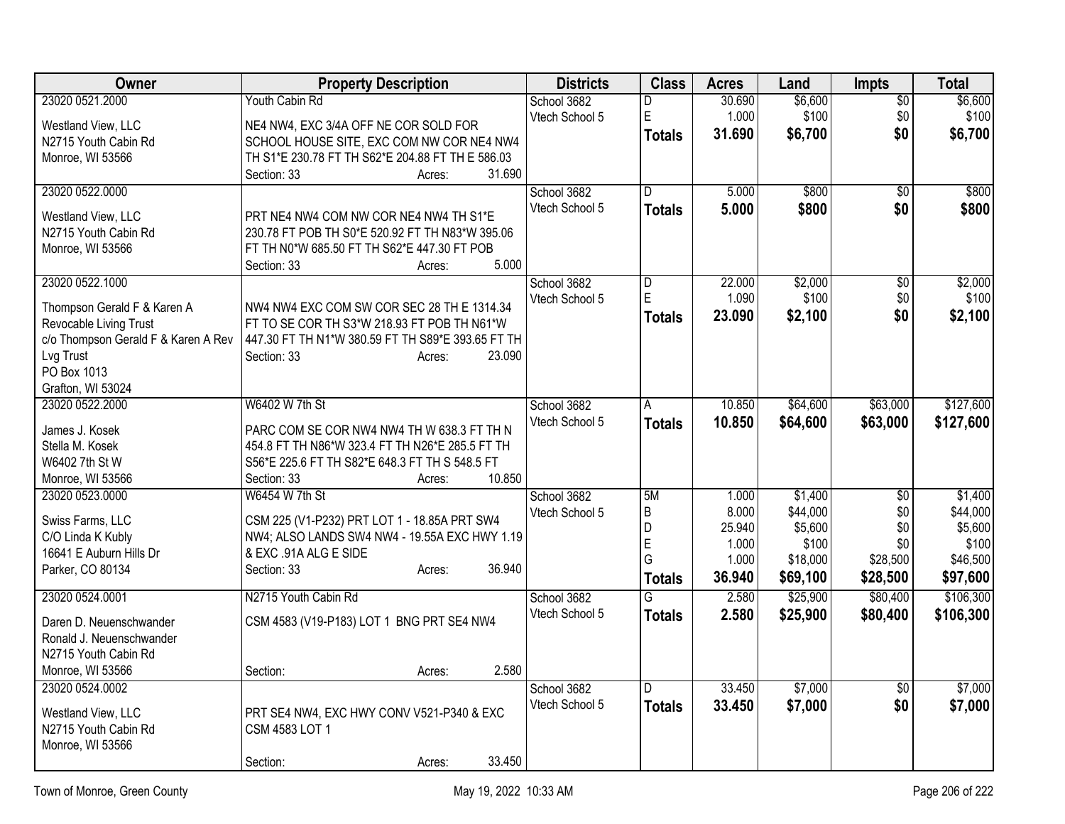| Owner | Property Description | Districts | Class | Acres | Land | Impts | Total |
|---|---|---|---|---|---|---|---|
| 23020 0521.2000<br>Westland View, LLC<br>N2715 Youth Cabin Rd<br>Monroe, WI 53566 | Youth Cabin Rd<br>NE4 NW4, EXC 3/4A OFF NE COR SOLD FOR SCHOOL HOUSE SITE, EXC COM NW COR NE4 NW4 TH S1*E 230.78 FT TH S62*E 204.88 FT TH E 586.03<br>Section: 33 Acres: 31.690 | School 3682<br>Vtech School 5 | D<br>E<br>**Totals** | 30.690<br>1.000<br>**31.690** | $6,600<br>$100<br>**$6,700** | $0<br>$0<br>**$0** | $6,600<br>$100<br>**$6,700** |
| 23020 0522.0000<br>Westland View, LLC<br>N2715 Youth Cabin Rd<br>Monroe, WI 53566 | PRT NE4 NW4 COM NW COR NE4 NW4 TH S1*E 230.78 FT POB TH S0*E 520.92 FT TH N83*W 395.06 FT TH N0*W 685.50 FT TH S62*E 447.30 FT POB<br>Section: 33 Acres: 5.000 | School 3682<br>Vtech School 5 | D<br>**Totals** | 5.000<br>**5.000** | $800<br>**$800** | $0<br>**$0** | $800<br>**$800** |
| 23020 0522.1000<br>Thompson Gerald F & Karen A Revocable Living Trust<br>c/o Thompson Gerald F & Karen A Rev Lvg Trust<br>PO Box 1013<br>Grafton, WI 53024 | NW4 NW4 EXC COM SW COR SEC 28 TH E 1314.34 FT TO SE COR TH S3*W 218.93 FT POB TH N61*W 447.30 FT TH N1*W 380.59 FT TH S89*E 393.65 FT TH<br>Section: 33 Acres: 23.090 | School 3682<br>Vtech School 5 | D<br>E<br>**Totals** | 22.000<br>1.090<br>**23.090** | $2,000<br>$100<br>**$2,100** | $0<br>$0<br>**$0** | $2,000<br>$100<br>**$2,100** |
| 23020 0522.2000<br>James J. Kosek<br>Stella M. Kosek<br>W6402 7th St W<br>Monroe, WI 53566 | W6402 W 7th St<br>PARC COM SE COR NW4 NW4 TH W 638.3 FT TH N 454.8 FT TH N86*W 323.4 FT TH N26*E 285.5 FT TH S56*E 225.6 FT TH S82*E 648.3 FT TH S 548.5 FT<br>Section: 33 Acres: 10.850 | School 3682<br>Vtech School 5 | A<br>**Totals** | 10.850<br>**10.850** | $64,600<br>**$64,600** | $63,000<br>**$63,000** | $127,600<br>**$127,600** |
| 23020 0523.0000<br>Swiss Farms, LLC<br>C/O Linda K Kubly<br>16641 E Auburn Hills Dr<br>Parker, CO 80134 | W6454 W 7th St<br>CSM 225 (V1-P232) PRT LOT 1 - 18.85A PRT SW4 NW4; ALSO LANDS SW4 NW4 - 19.55A EXC HWY 1.19 & EXC .91A ALG E SIDE<br>Section: 33 Acres: 36.940 | School 3682<br>Vtech School 5 | 5M<br>B<br>D<br>E<br>G<br>**Totals** | 1.000<br>8.000<br>25.940<br>1.000<br>1.000<br>**36.940** | $1,400<br>$44,000<br>$5,600<br>$100<br>$18,000<br>**$69,100** | $0<br>$0<br>$0<br>$0<br>$28,500<br>**$28,500** | $1,400<br>$44,000<br>$5,600<br>$100<br>$46,500<br>**$97,600** |
| 23020 0524.0001<br>Daren D. Neuenschwander<br>Ronald J. Neuenschwander<br>N2715 Youth Cabin Rd<br>Monroe, WI 53566 | N2715 Youth Cabin Rd<br>CSM 4583 (V19-P183) LOT 1 BNG PRT SE4 NW4<br>Section: Acres: 2.580 | School 3682<br>Vtech School 5 | G<br>**Totals** | 2.580<br>**2.580** | $25,900<br>**$25,900** | $80,400<br>**$80,400** | $106,300<br>**$106,300** |
| 23020 0524.0002<br>Westland View, LLC<br>N2715 Youth Cabin Rd<br>Monroe, WI 53566 | PRT SE4 NW4, EXC HWY CONV V521-P340 & EXC CSM 4583 LOT 1<br>Section: Acres: 33.450 | School 3682<br>Vtech School 5 | D<br>**Totals** | 33.450<br>**33.450** | $7,000<br>**$7,000** | $0<br>**$0** | $7,000<br>**$7,000** |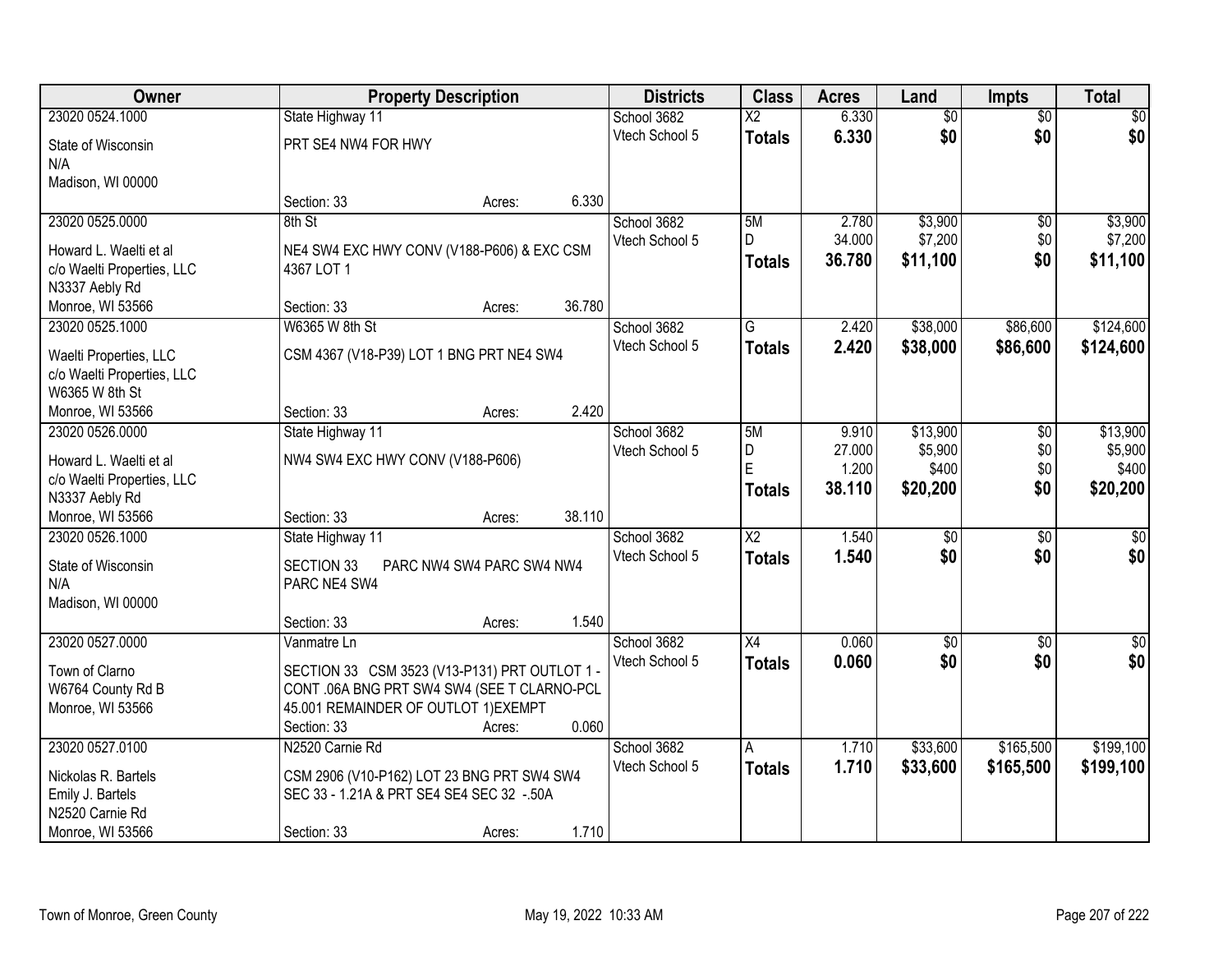| Owner | Property Description | | Districts | Class | Acres | Land | Impts | Total |
|---|---|---|---|---|---|---|---|---|
| 23020 0524.1000 | State Highway 11 | | School 3682 | X2 | 6.330 | $0 | $0 | $0 |
| State of Wisconsin<br>N/A<br>Madison, WI 00000 | PRT SE4 NW4 FOR HWY | | Vtech School 5 | **Totals** | **6.330** | **$0** | **$0** | **$0** |
| | Section: 33 | Acres: 6.330 | | | | | | |
| 23020 0525.0000 | 8th St | | School 3682 | 5M | 2.780 | $3,900 | $0 | $3,900 |
| Howard L. Waelti et al<br>c/o Waelti Properties, LLC<br>N3337 Aebly Rd<br>Monroe, WI 53566 | NE4 SW4 EXC HWY CONV (V188-P606) & EXC CSM 4367 LOT 1 | | Vtech School 5 | D | 34.000 | $7,200 | $0 | $7,200 |
| | | | | **Totals** | **36.780** | **$11,100** | **$0** | **$11,100** |
| | Section: 33 | Acres: 36.780 | | | | | | |
| 23020 0525.1000 | W6365 W 8th St | | School 3682 | G | 2.420 | $38,000 | $86,600 | $124,600 |
| Waelti Properties, LLC<br>c/o Waelti Properties, LLC<br>W6365 W 8th St<br>Monroe, WI 53566 | CSM 4367 (V18-P39) LOT 1 BNG PRT NE4 SW4 | | Vtech School 5 | **Totals** | **2.420** | **$38,000** | **$86,600** | **$124,600** |
| | Section: 33 | Acres: 2.420 | | | | | | |
| 23020 0526.0000 | State Highway 11 | | School 3682 | 5M | 9.910 | $13,900 | $0 | $13,900 |
| Howard L. Waelti et al<br>c/o Waelti Properties, LLC<br>N3337 Aebly Rd<br>Monroe, WI 53566 | NW4 SW4 EXC HWY CONV (V188-P606) | | Vtech School 5 | D | 27.000 | $5,900 | $0 | $5,900 |
| | | | | E | 1.200 | $400 | $0 | $400 |
| | | | | **Totals** | **38.110** | **$20,200** | **$0** | **$20,200** |
| | Section: 33 | Acres: 38.110 | | | | | | |
| 23020 0526.1000 | State Highway 11 | | School 3682 | X2 | 1.540 | $0 | $0 | $0 |
| State of Wisconsin<br>N/A<br>Madison, WI 00000 | SECTION 33 PARC NW4 SW4 PARC SW4 NW4 PARC NE4 SW4 | | Vtech School 5 | **Totals** | **1.540** | **$0** | **$0** | **$0** |
| | Section: 33 | Acres: 1.540 | | | | | | |
| 23020 0527.0000 | Vanmatre Ln | | School 3682 | X4 | 0.060 | $0 | $0 | $0 |
| Town of Clarno<br>W6764 County Rd B<br>Monroe, WI 53566 | SECTION 33 CSM 3523 (V13-P131) PRT OUTLOT 1 - CONT .06A BNG PRT SW4 SW4 (SEE T CLARNO-PCL 45.001 REMAINDER OF OUTLOT 1)EXEMPT | | Vtech School 5 | **Totals** | **0.060** | **$0** | **$0** | **$0** |
| | Section: 33 | Acres: 0.060 | | | | | | |
| 23020 0527.0100 | N2520 Carnie Rd | | School 3682 | A | 1.710 | $33,600 | $165,500 | $199,100 |
| Nickolas R. Bartels<br>Emily J. Bartels<br>N2520 Carnie Rd<br>Monroe, WI 53566 | CSM 2906 (V10-P162) LOT 23 BNG PRT SW4 SW4 SEC 33 - 1.21A & PRT SE4 SE4 SEC 32 -.50A | | Vtech School 5 | **Totals** | **1.710** | **$33,600** | **$165,500** | **$199,100** |
| | Section: 33 | Acres: 1.710 | | | | | | |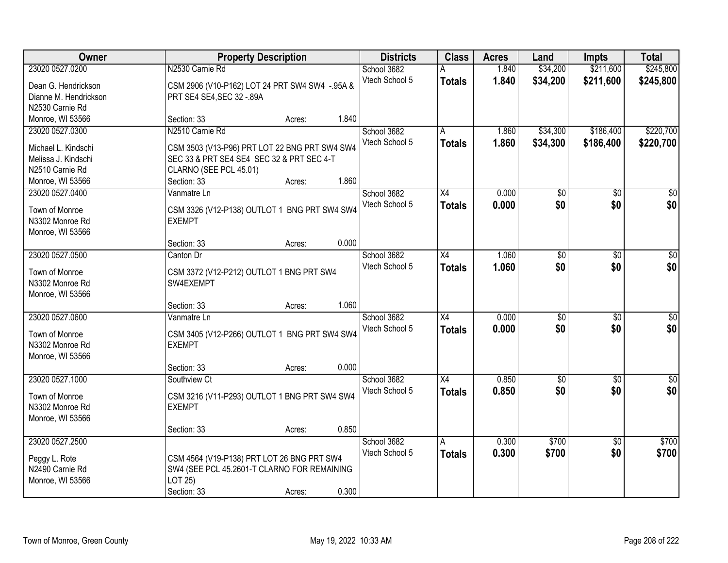| Owner | Property Description | Districts | Class | Acres | Land | Impts | Total |
|---|---|---|---|---|---|---|---|
| 23020 0527.0200 | N2530 Carnie Rd | School 3682 | A | 1.840 | $34,200 | $211,600 | $245,800 |
| Dean G. Hendrickson<br>Dianne M. Hendrickson<br>N2530 Carnie Rd<br>Monroe, WI 53566 | CSM 2906 (V10-P162) LOT 24 PRT SW4 SW4 -.95A & PRT SE4 SE4,SEC 32 -.89A<br>Section: 33 Acres: 1.840 | Vtech School 5 | **Totals** | **1.840** | **$34,200** | **$211,600** | **$245,800** |
| 23020 0527.0300 | N2510 Carnie Rd | School 3682 | A | 1.860 | $34,300 | $186,400 | $220,700 |
| Michael L. Kindschi<br>Melissa J. Kindschi<br>N2510 Carnie Rd<br>Monroe, WI 53566 | CSM 3503 (V13-P96) PRT LOT 22 BNG PRT SW4 SW4 SEC 33 & PRT SE4 SE4 SEC 32 & PRT SEC 4-T CLARNO (SEE PCL 45.01)<br>Section: 33 Acres: 1.860 | Vtech School 5 | **Totals** | **1.860** | **$34,300** | **$186,400** | **$220,700** |
| 23020 0527.0400 | Vanmatre Ln | School 3682 | X4 | 0.000 | $0 | $0 | $0 |
| Town of Monroe<br>N3302 Monroe Rd<br>Monroe, WI 53566 | CSM 3326 (V12-P138) OUTLOT 1 BNG PRT SW4 SW4 EXEMPT<br>Section: 33 Acres: 0.000 | Vtech School 5 | **Totals** | **0.000** | **$0** | **$0** | **$0** |
| 23020 0527.0500 | Canton Dr | School 3682 | X4 | 1.060 | $0 | $0 | $0 |
| Town of Monroe<br>N3302 Monroe Rd<br>Monroe, WI 53566 | CSM 3372 (V12-P212) OUTLOT 1 BNG PRT SW4 SW4EXEMPT<br>Section: 33 Acres: 1.060 | Vtech School 5 | **Totals** | **1.060** | **$0** | **$0** | **$0** |
| 23020 0527.0600 | Vanmatre Ln | School 3682 | X4 | 0.000 | $0 | $0 | $0 |
| Town of Monroe<br>N3302 Monroe Rd<br>Monroe, WI 53566 | CSM 3405 (V12-P266) OUTLOT 1 BNG PRT SW4 SW4 EXEMPT<br>Section: 33 Acres: 0.000 | Vtech School 5 | **Totals** | **0.000** | **$0** | **$0** | **$0** |
| 23020 0527.1000 | Southview Ct | School 3682 | X4 | 0.850 | $0 | $0 | $0 |
| Town of Monroe<br>N3302 Monroe Rd<br>Monroe, WI 53566 | CSM 3216 (V11-P293) OUTLOT 1 BNG PRT SW4 SW4 EXEMPT<br>Section: 33 Acres: 0.850 | Vtech School 5 | **Totals** | **0.850** | **$0** | **$0** | **$0** |
| 23020 0527.2500 | | School 3682 | A | 0.300 | $700 | $0 | $700 |
| Peggy L. Rote<br>N2490 Carnie Rd<br>Monroe, WI 53566 | CSM 4564 (V19-P138) PRT LOT 26 BNG PRT SW4 SW4 (SEE PCL 45.2601-T CLARNO FOR REMAINING LOT 25)<br>Section: 33 Acres: 0.300 | Vtech School 5 | **Totals** | **0.300** | **$700** | **$0** | **$700** |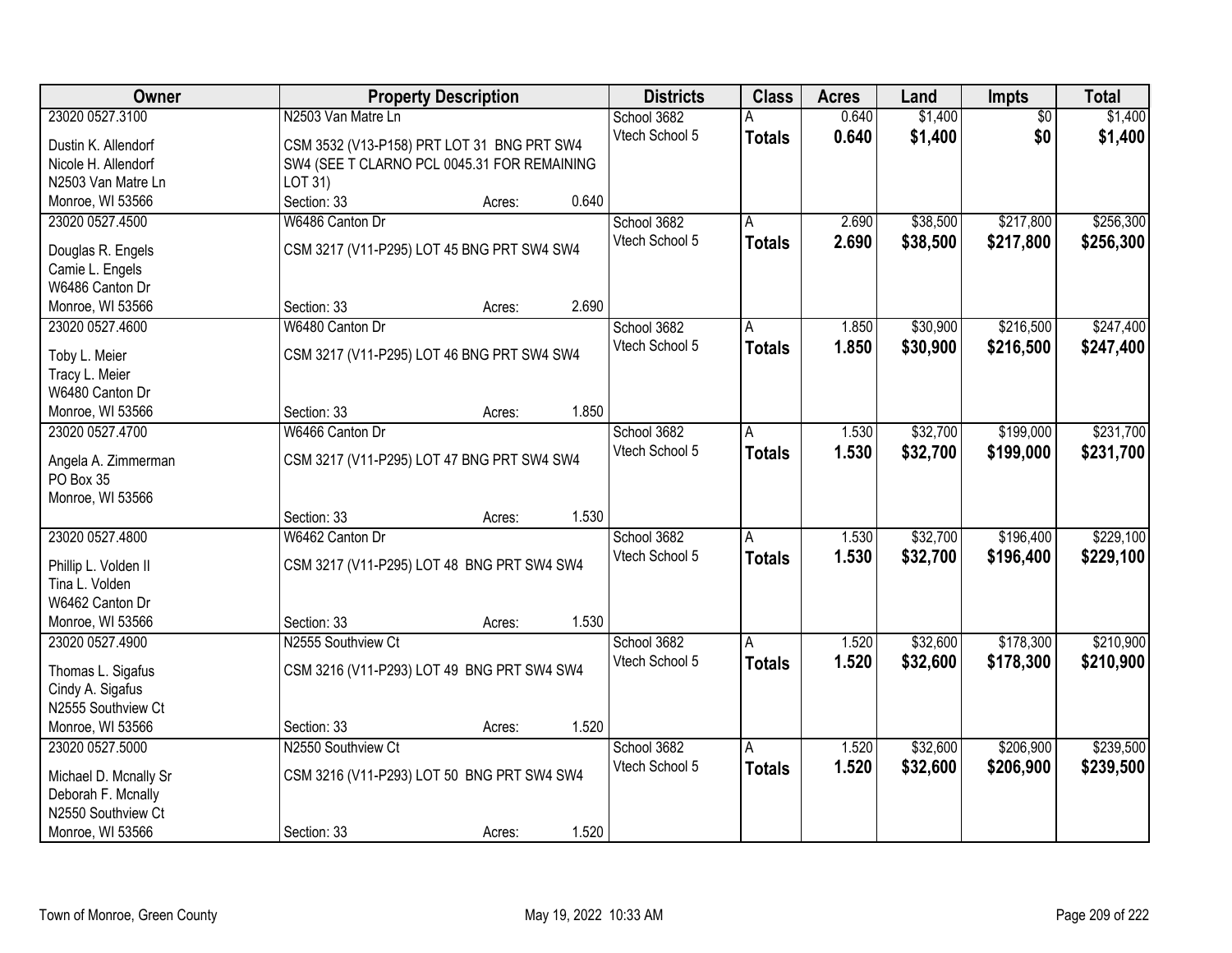| Owner | Property Description | Districts | Class | Acres | Land | Impts | Total |
|---|---|---|---|---|---|---|---|
| 23020 0527.3100<br>Dustin K. Allendorf<br>Nicole H. Allendorf<br>N2503 Van Matre Ln<br>Monroe, WI 53566 | N2503 Van Matre Ln<br>CSM 3532 (V13-P158) PRT LOT 31 BNG PRT SW4 SW4 (SEE T CLARNO PCL 0045.31 FOR REMAINING LOT 31)<br>Section: 33 Acres: 0.640 | School 3682<br>Vtech School 5 | A<br>**Totals** | 0.640<br>**0.640** | $1,400<br>**$1,400** | $0<br>**$0** | $1,400<br>**$1,400** |
| 23020 0527.4500<br>Douglas R. Engels<br>Camie L. Engels<br>W6486 Canton Dr<br>Monroe, WI 53566 | W6486 Canton Dr<br>CSM 3217 (V11-P295) LOT 45 BNG PRT SW4 SW4<br>Section: 33 Acres: 2.690 | School 3682<br>Vtech School 5 | A<br>**Totals** | 2.690<br>**2.690** | $38,500<br>**$38,500** | $217,800<br>**$217,800** | $256,300<br>**$256,300** |
| 23020 0527.4600<br>Toby L. Meier<br>Tracy L. Meier<br>W6480 Canton Dr<br>Monroe, WI 53566 | W6480 Canton Dr<br>CSM 3217 (V11-P295) LOT 46 BNG PRT SW4 SW4<br>Section: 33 Acres: 1.850 | School 3682<br>Vtech School 5 | A<br>**Totals** | 1.850<br>**1.850** | $30,900<br>**$30,900** | $216,500<br>**$216,500** | $247,400<br>**$247,400** |
| 23020 0527.4700<br>Angela A. Zimmerman<br>PO Box 35<br>Monroe, WI 53566 | W6466 Canton Dr<br>CSM 3217 (V11-P295) LOT 47 BNG PRT SW4 SW4<br>Section: 33 Acres: 1.530 | School 3682<br>Vtech School 5 | A<br>**Totals** | 1.530<br>**1.530** | $32,700<br>**$32,700** | $199,000<br>**$199,000** | $231,700<br>**$231,700** |
| 23020 0527.4800<br>Phillip L. Volden II<br>Tina L. Volden<br>W6462 Canton Dr<br>Monroe, WI 53566 | W6462 Canton Dr<br>CSM 3217 (V11-P295) LOT 48 BNG PRT SW4 SW4<br>Section: 33 Acres: 1.530 | School 3682<br>Vtech School 5 | A<br>**Totals** | 1.530<br>**1.530** | $32,700<br>**$32,700** | $196,400<br>**$196,400** | $229,100<br>**$229,100** |
| 23020 0527.4900<br>Thomas L. Sigafus<br>Cindy A. Sigafus<br>N2555 Southview Ct<br>Monroe, WI 53566 | N2555 Southview Ct<br>CSM 3216 (V11-P293) LOT 49 BNG PRT SW4 SW4<br>Section: 33 Acres: 1.520 | School 3682<br>Vtech School 5 | A<br>**Totals** | 1.520<br>**1.520** | $32,600<br>**$32,600** | $178,300<br>**$178,300** | $210,900<br>**$210,900** |
| 23020 0527.5000<br>Michael D. Mcnally Sr<br>Deborah F. Mcnally<br>N2550 Southview Ct<br>Monroe, WI 53566 | N2550 Southview Ct<br>CSM 3216 (V11-P293) LOT 50 BNG PRT SW4 SW4<br>Section: 33 Acres: 1.520 | School 3682<br>Vtech School 5 | A<br>**Totals** | 1.520<br>**1.520** | $32,600<br>**$32,600** | $206,900<br>**$206,900** | $239,500<br>**$239,500** |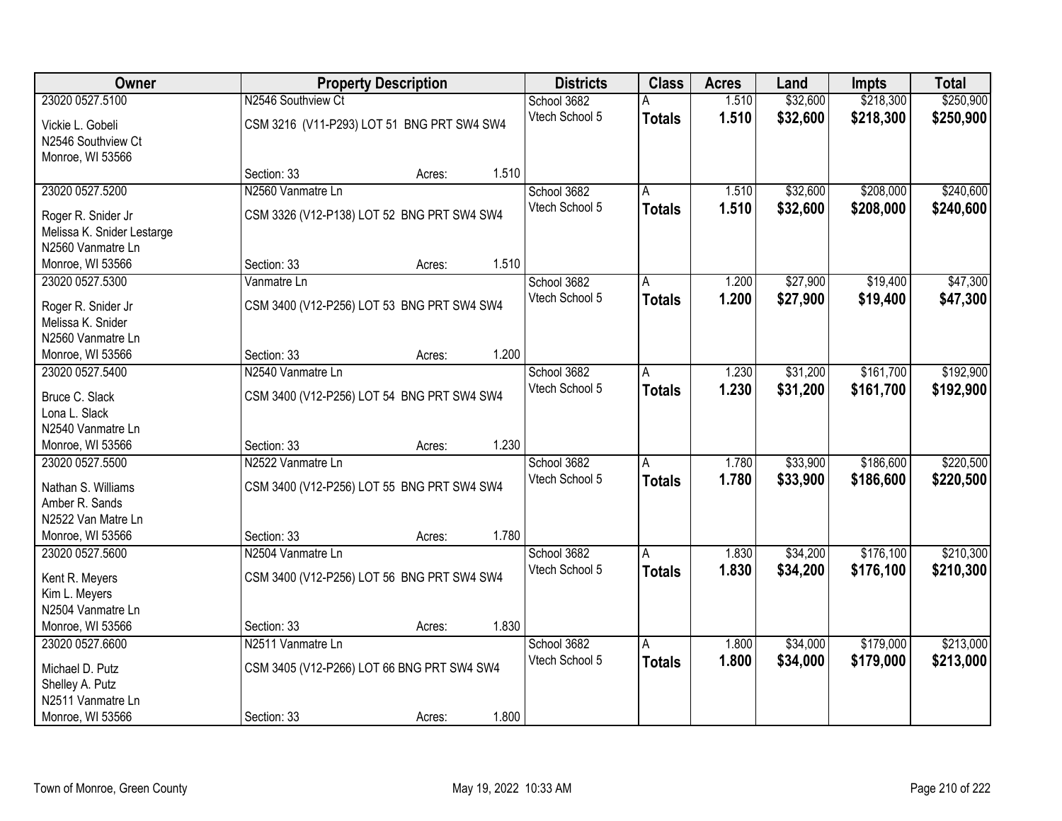| Owner | Property Description | Districts | Class | Acres | Land | Impts | Total |
|---|---|---|---|---|---|---|---|
| 23020 0527.5100<br>Vickie L. Gobeli<br>N2546 Southview Ct<br>Monroe, WI 53566 | N2546 Southview Ct<br>CSM 3216 (V11-P293) LOT 51 BNG PRT SW4 SW4<br>Section: 33 Acres: 1.510 | School 3682<br>Vtech School 5 | A<br>**Totals** | 1.510<br>**1.510** | $32,600<br>**$32,600** | $218,300<br>**$218,300** | $250,900<br>**$250,900** |
| 23020 0527.5200<br>Roger R. Snider Jr<br>Melissa K. Snider Lestarge<br>N2560 Vanmatre Ln<br>Monroe, WI 53566 | N2560 Vanmatre Ln<br>CSM 3326 (V12-P138) LOT 52 BNG PRT SW4 SW4<br>Section: 33 Acres: 1.510 | School 3682<br>Vtech School 5 | A<br>**Totals** | 1.510<br>**1.510** | $32,600<br>**$32,600** | $208,000<br>**$208,000** | $240,600<br>**$240,600** |
| 23020 0527.5300<br>Roger R. Snider Jr<br>Melissa K. Snider<br>N2560 Vanmatre Ln<br>Monroe, WI 53566 | Vanmatre Ln<br>CSM 3400 (V12-P256) LOT 53 BNG PRT SW4 SW4<br>Section: 33 Acres: 1.200 | School 3682<br>Vtech School 5 | A<br>**Totals** | 1.200<br>**1.200** | $27,900<br>**$27,900** | $19,400<br>**$19,400** | $47,300<br>**$47,300** |
| 23020 0527.5400<br>Bruce C. Slack<br>Lona L. Slack<br>N2540 Vanmatre Ln<br>Monroe, WI 53566 | N2540 Vanmatre Ln<br>CSM 3400 (V12-P256) LOT 54 BNG PRT SW4 SW4<br>Section: 33 Acres: 1.230 | School 3682<br>Vtech School 5 | A<br>**Totals** | 1.230<br>**1.230** | $31,200<br>**$31,200** | $161,700<br>**$161,700** | $192,900<br>**$192,900** |
| 23020 0527.5500<br>Nathan S. Williams<br>Amber R. Sands<br>N2522 Van Matre Ln<br>Monroe, WI 53566 | N2522 Vanmatre Ln<br>CSM 3400 (V12-P256) LOT 55 BNG PRT SW4 SW4<br>Section: 33 Acres: 1.780 | School 3682<br>Vtech School 5 | A<br>**Totals** | 1.780<br>**1.780** | $33,900<br>**$33,900** | $186,600<br>**$186,600** | $220,500<br>**$220,500** |
| 23020 0527.5600<br>Kent R. Meyers<br>Kim L. Meyers<br>N2504 Vanmatre Ln<br>Monroe, WI 53566 | N2504 Vanmatre Ln<br>CSM 3400 (V12-P256) LOT 56 BNG PRT SW4 SW4<br>Section: 33 Acres: 1.830 | School 3682<br>Vtech School 5 | A<br>**Totals** | 1.830<br>**1.830** | $34,200<br>**$34,200** | $176,100<br>**$176,100** | $210,300<br>**$210,300** |
| 23020 0527.6600<br>Michael D. Putz<br>Shelley A. Putz<br>N2511 Vanmatre Ln<br>Monroe, WI 53566 | N2511 Vanmatre Ln<br>CSM 3405 (V12-P266) LOT 66 BNG PRT SW4 SW4<br>Section: 33 Acres: 1.800 | School 3682<br>Vtech School 5 | A<br>**Totals** | 1.800<br>**1.800** | $34,000<br>**$34,000** | $179,000<br>**$179,000** | $213,000<br>**$213,000** |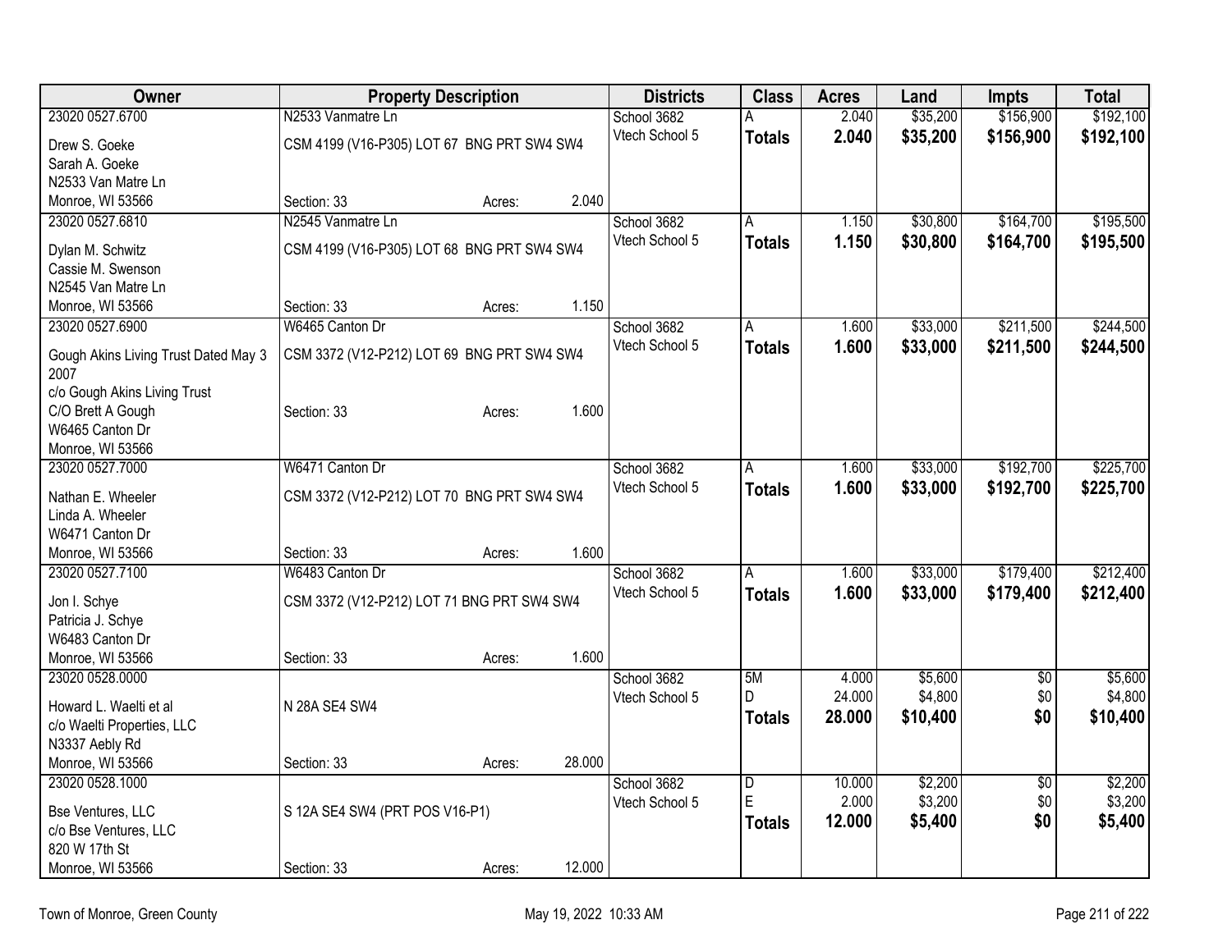| Owner | Property Description | Districts | Class | Acres | Land | Impts | Total |
|---|---|---|---|---|---|---|---|
| 23020 0527.6700<br>Drew S. Goeke<br>Sarah A. Goeke<br>N2533 Van Matre Ln<br>Monroe, WI 53566 | N2533 Vanmatre Ln<br>CSM 4199 (V16-P305) LOT 67 BNG PRT SW4 SW4<br>Section: 33 Acres: 2.040 | School 3682<br>Vtech School 5 | A<br>**Totals** | 2.040<br>**2.040** | $35,200<br>**$35,200** | $156,900<br>**$156,900** | $192,100<br>**$192,100** |
| 23020 0527.6810<br>Dylan M. Schwitz<br>Cassie M. Swenson<br>N2545 Van Matre Ln<br>Monroe, WI 53566 | N2545 Vanmatre Ln<br>CSM 4199 (V16-P305) LOT 68 BNG PRT SW4 SW4<br>Section: 33 Acres: 1.150 | School 3682<br>Vtech School 5 | A<br>**Totals** | 1.150<br>**1.150** | $30,800<br>**$30,800** | $164,700<br>**$164,700** | $195,500<br>**$195,500** |
| 23020 0527.6900<br>Gough Akins Living Trust Dated May 3 2007<br>c/o Gough Akins Living Trust<br>C/O Brett A Gough<br>W6465 Canton Dr<br>Monroe, WI 53566 | W6465 Canton Dr<br>CSM 3372 (V12-P212) LOT 69 BNG PRT SW4 SW4<br>Section: 33 Acres: 1.600 | School 3682<br>Vtech School 5 | A<br>**Totals** | 1.600<br>**1.600** | $33,000<br>**$33,000** | $211,500<br>**$211,500** | $244,500<br>**$244,500** |
| 23020 0527.7000<br>Nathan E. Wheeler<br>Linda A. Wheeler<br>W6471 Canton Dr<br>Monroe, WI 53566 | W6471 Canton Dr<br>CSM 3372 (V12-P212) LOT 70 BNG PRT SW4 SW4<br>Section: 33 Acres: 1.600 | School 3682<br>Vtech School 5 | A<br>**Totals** | 1.600<br>**1.600** | $33,000<br>**$33,000** | $192,700<br>**$192,700** | $225,700<br>**$225,700** |
| 23020 0527.7100<br>Jon I. Schye<br>Patricia J. Schye<br>W6483 Canton Dr<br>Monroe, WI 53566 | W6483 Canton Dr<br>CSM 3372 (V12-P212) LOT 71 BNG PRT SW4 SW4<br>Section: 33 Acres: 1.600 | School 3682<br>Vtech School 5 | A<br>**Totals** | 1.600<br>**1.600** | $33,000<br>**$33,000** | $179,400<br>**$179,400** | $212,400<br>**$212,400** |
| 23020 0528.0000<br>Howard L. Waelti et al<br>c/o Waelti Properties, LLC<br>N3337 Aebly Rd<br>Monroe, WI 53566 | N 28A SE4 SW4<br>Section: 33 Acres: 28.000 | School 3682<br>Vtech School 5 | 5M<br>D<br>**Totals** | 4.000<br>24.000<br>**28.000** | $5,600<br>$4,800<br>**$10,400** | $0<br>$0<br>**$0** | $5,600<br>$4,800<br>**$10,400** |
| 23020 0528.1000<br>Bse Ventures, LLC<br>c/o Bse Ventures, LLC<br>820 W 17th St<br>Monroe, WI 53566 | S 12A SE4 SW4 (PRT POS V16-P1)<br>Section: 33 Acres: 12.000 | School 3682<br>Vtech School 5 | D<br>E<br>**Totals** | 10.000<br>2.000<br>**12.000** | $2,200<br>$3,200<br>**$5,400** | $0<br>$0<br>**$0** | $2,200<br>$3,200<br>**$5,400** |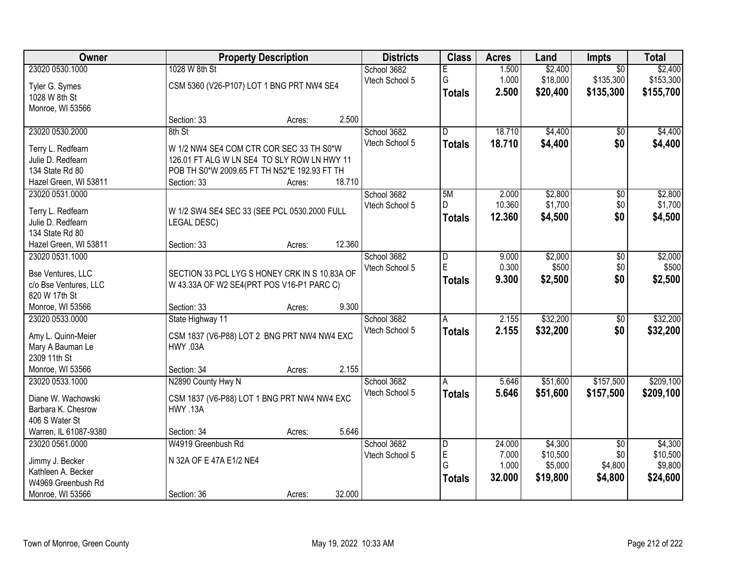| Owner | Property Description | Districts | Class | Acres | Land | Impts | Total |
|---|---|---|---|---|---|---|---|
| 23020 0530.1000<br>Tyler G. Symes<br>1028 W 8th St<br>Monroe, WI 53566 | 1028 W 8th St<br>CSM 5360 (V26-P107) LOT 1 BNG PRT NW4 SE4<br>Section: 33 Acres: 2.500 | School 3682<br>Vtech School 5 | E<br>G<br>**Totals** | 1.500<br>1.000<br>**2.500** | $2,400<br>$18,000<br>**$20,400** | $0<br>$135,300<br>**$135,300** | $2,400<br>$153,300<br>**$155,700** |
| 23020 0530.2000<br>Terry L. Redfearn<br>Julie D. Redfearn<br>134 State Rd 80<br>Hazel Green, WI 53811 | 8th St<br>W 1/2 NW4 SE4 COM CTR COR SEC 33 TH S0*W 126.01 FT ALG W LN SE4 TO SLY ROW LN HWY 11 POB TH S0*W 2009.65 FT TH N52*E 192.93 FT TH<br>Section: 33 Acres: 18.710 | School 3682<br>Vtech School 5 | D<br>**Totals** | 18.710<br>**18.710** | $4,400<br>**$4,400** | $0<br>**$0** | $4,400<br>**$4,400** |
| 23020 0531.0000<br>Terry L. Redfearn<br>Julie D. Redfearn<br>134 State Rd 80<br>Hazel Green, WI 53811 | W 1/2 SW4 SE4 SEC 33 (SEE PCL 0530.2000 FULL LEGAL DESC)<br>Section: 33 Acres: 12.360 | School 3682<br>Vtech School 5 | 5M<br>D<br>**Totals** | 2.000<br>10.360<br>**12.360** | $2,800<br>$1,700<br>**$4,500** | $0<br>$0<br>**$0** | $2,800<br>$1,700<br>**$4,500** |
| 23020 0531.1000<br>Bse Ventures, LLC<br>c/o Bse Ventures, LLC<br>820 W 17th St<br>Monroe, WI 53566 | SECTION 33 PCL LYG S HONEY CRK IN S 10.83A OF W 43.33A OF W2 SE4(PRT POS V16-P1 PARC C)<br>Section: 33 Acres: 9.300 | School 3682<br>Vtech School 5 | D<br>E<br>**Totals** | 9.000<br>0.300<br>**9.300** | $2,000<br>$500<br>**$2,500** | $0<br>$0<br>**$0** | $2,000<br>$500<br>**$2,500** |
| 23020 0533.0000<br>Amy L. Quinn-Meier<br>Mary A Bauman Le<br>2309 11th St<br>Monroe, WI 53566 | State Highway 11<br>CSM 1837 (V6-P88) LOT 2 BNG PRT NW4 NW4 EXC HWY .03A<br>Section: 34 Acres: 2.155 | School 3682<br>Vtech School 5 | A<br>**Totals** | 2.155<br>**2.155** | $32,200<br>**$32,200** | $0<br>**$0** | $32,200<br>**$32,200** |
| 23020 0533.1000<br>Diane W. Wachowski<br>Barbara K. Chesrow<br>406 S Water St<br>Warren, IL 61087-9380 | N2890 County Hwy N<br>CSM 1837 (V6-P88) LOT 1 BNG PRT NW4 NW4 EXC HWY .13A<br>Section: 34 Acres: 5.646 | School 3682<br>Vtech School 5 | A<br>**Totals** | 5.646<br>**5.646** | $51,600<br>**$51,600** | $157,500<br>**$157,500** | $209,100<br>**$209,100** |
| 23020 0561.0000<br>Jimmy J. Becker<br>Kathleen A. Becker<br>W4969 Greenbush Rd<br>Monroe, WI 53566 | W4919 Greenbush Rd<br>N 32A OF E 47A E1/2 NE4<br>Section: 36 Acres: 32.000 | School 3682<br>Vtech School 5 | D<br>E<br>G<br>**Totals** | 24.000<br>7.000<br>1.000<br>**32.000** | $4,300<br>$10,500<br>$5,000<br>**$19,800** | $0<br>$0<br>$4,800<br>**$4,800** | $4,300<br>$10,500<br>$9,800<br>**$24,600** |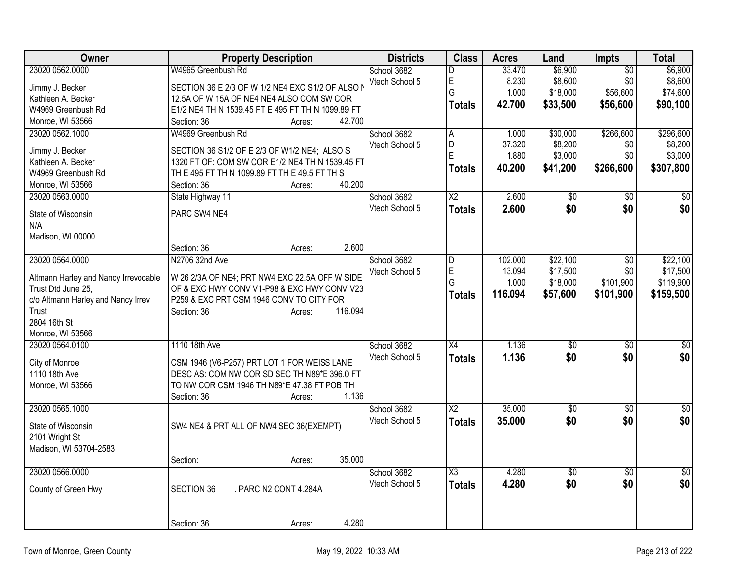| Owner | Property Description | Districts | Class | Acres | Land | Impts | Total |
|---|---|---|---|---|---|---|---|
| 23020 0562.0000<br>Jimmy J. Becker<br>Kathleen A. Becker<br>W4969 Greenbush Rd<br>Monroe, WI 53566 | W4965 Greenbush Rd<br>SECTION 36 E 2/3 OF W 1/2 NE4 EXC S1/2 OF ALSO N 12.5A OF W 15A OF NE4 NE4 ALSO COM SW COR E1/2 NE4 TH N 1539.45 FT E 495 FT TH N 1099.89 FT<br>Section: 36 Acres: 42.700 | School 3682<br>Vtech School 5 | D<br>E<br>G<br>**Totals** | 33.470<br>8.230<br>1.000<br>**42.700** | $6,900<br>$8,600<br>$18,000<br>**$33,500** | $0<br>$0<br>$56,600<br>**$56,600** | $6,900<br>$8,600<br>$74,600<br>**$90,100** |
| 23020 0562.1000<br>Jimmy J. Becker<br>Kathleen A. Becker<br>W4969 Greenbush Rd<br>Monroe, WI 53566 | W4969 Greenbush Rd<br>SECTION 36 S1/2 OF E 2/3 OF W1/2 NE4; ALSO S 1320 FT OF: COM SW COR E1/2 NE4 TH N 1539.45 FT TH E 495 FT TH N 1099.89 FT TH E 49.5 FT TH S<br>Section: 36 Acres: 40.200 | School 3682<br>Vtech School 5 | A<br>D<br>E<br>**Totals** | 1.000<br>37.320<br>1.880<br>**40.200** | $30,000<br>$8,200<br>$3,000<br>**$41,200** | $266,600<br>$0<br>$0<br>**$266,600** | $296,600<br>$8,200<br>$3,000<br>**$307,800** |
| 23020 0563.0000<br>State of Wisconsin<br>N/A<br>Madison, WI 00000 | State Highway 11<br>PARC SW4 NE4<br>Section: 36 Acres: 2.600 | School 3682<br>Vtech School 5 | X2<br>**Totals** | 2.600<br>**2.600** | $0<br>**$0** | $0<br>**$0** | $0<br>**$0** |
| 23020 0564.0000<br>Altmann Harley and Nancy Irrevocable Trust Dtd June 25,<br>c/o Altmann Harley and Nancy Irrev Trust<br>2804 16th St<br>Monroe, WI 53566 | N2706 32nd Ave<br>W 26 2/3A OF NE4; PRT NW4 EXC 22.5A OFF W SIDE OF & EXC HWY CONV V1-P98 & EXC HWY CONV V23 P259 & EXC PRT CSM 1946 CONV TO CITY FOR<br>Section: 36 Acres: 116.094 | School 3682<br>Vtech School 5 | D<br>E<br>G<br>**Totals** | 102.000<br>13.094<br>1.000<br>**116.094** | $22,100<br>$17,500<br>$18,000<br>**$57,600** | $0<br>$0<br>$101,900<br>**$101,900** | $22,100<br>$17,500<br>$119,900<br>**$159,500** |
| 23020 0564.0100<br>City of Monroe<br>1110 18th Ave<br>Monroe, WI 53566 | 1110 18th Ave<br>CSM 1946 (V6-P257) PRT LOT 1 FOR WEISS LANE DESC AS: COM NW COR SD SEC TH N89*E 396.0 FT TO NW COR CSM 1946 TH N89*E 47.38 FT POB TH<br>Section: 36 Acres: 1.136 | School 3682<br>Vtech School 5 | X4<br>**Totals** | 1.136<br>**1.136** | $0<br>**$0** | $0<br>**$0** | $0<br>**$0** |
| 23020 0565.1000<br>State of Wisconsin<br>2101 Wright St<br>Madison, WI 53704-2583 | SW4 NE4 & PRT ALL OF NW4 SEC 36(EXEMPT)<br>Section: Acres: 35.000 | School 3682<br>Vtech School 5 | X2<br>**Totals** | 35.000<br>**35.000** | $0<br>**$0** | $0<br>**$0** | $0<br>**$0** |
| 23020 0566.0000<br>County of Green Hwy | SECTION 36 . PARC N2 CONT 4.284A<br>Section: 36 Acres: 4.280 | School 3682<br>Vtech School 5 | X3<br>**Totals** | 4.280<br>**4.280** | $0<br>**$0** | $0<br>**$0** | $0<br>**$0** |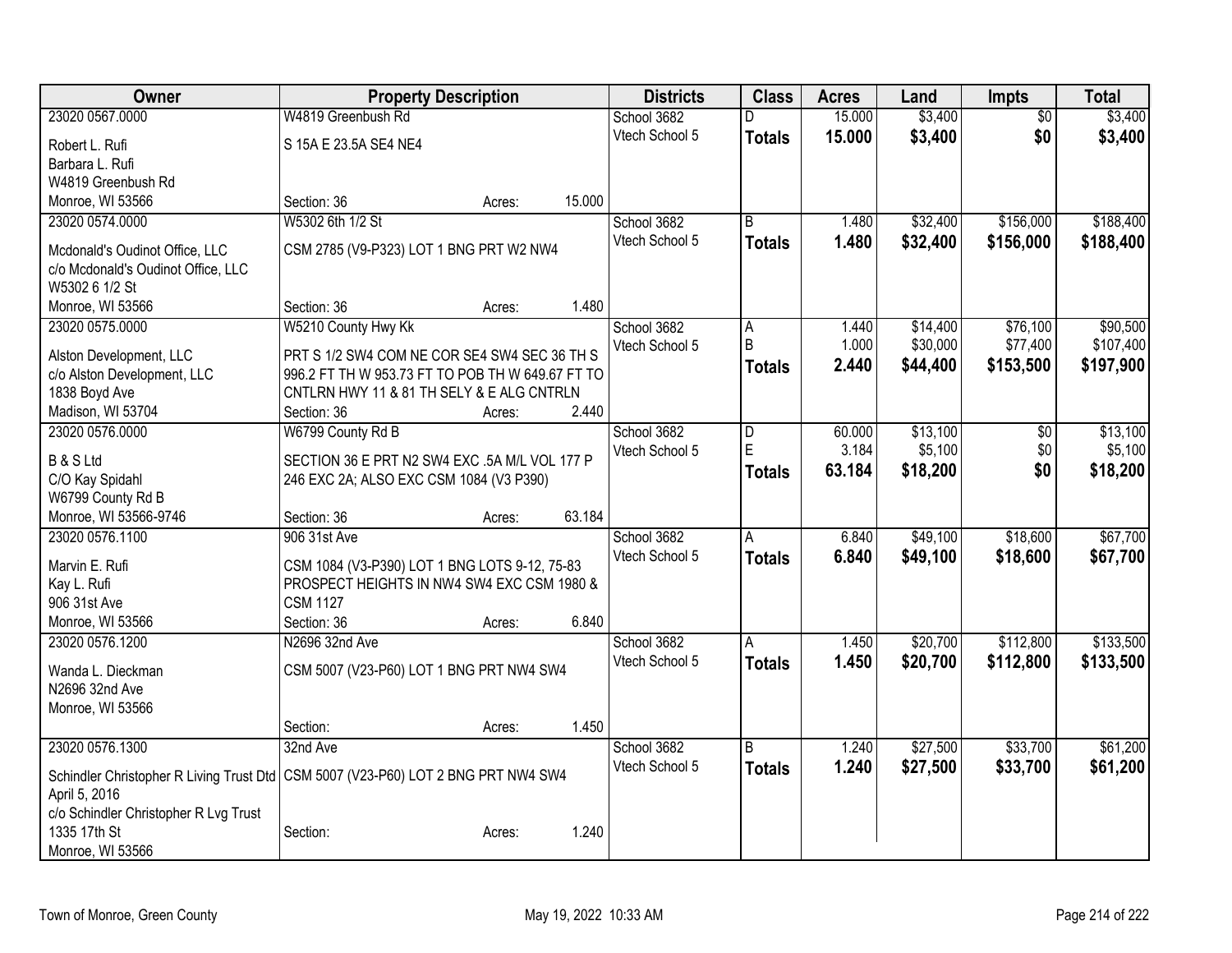| Owner | Property Description | Districts | Class | Acres | Land | Impts | Total |
|---|---|---|---|---|---|---|---|
| 23020 0567.0000<br>Robert L. Rufi<br>Barbara L. Rufi<br>W4819 Greenbush Rd<br>Monroe, WI 53566 | W4819 Greenbush Rd<br>S 15A E 23.5A SE4 NE4<br>Section: 36 Acres: 15.000 | School 3682<br>Vtech School 5 | D<br>**Totals** | 15.000<br>**15.000** | $3,400<br>**$3,400** | $0<br>**$0** | $3,400<br>**$3,400** |
| 23020 0574.0000<br>Mcdonald's Oudinot Office, LLC<br>c/o Mcdonald's Oudinot Office, LLC<br>W5302 6 1/2 St<br>Monroe, WI 53566 | W5302 6th 1/2 St<br>CSM 2785 (V9-P323) LOT 1 BNG PRT W2 NW4<br>Section: 36 Acres: 1.480 | School 3682<br>Vtech School 5 | B<br>**Totals** | 1.480<br>**1.480** | $32,400<br>**$32,400** | $156,000<br>**$156,000** | $188,400<br>**$188,400** |
| 23020 0575.0000<br>Alston Development, LLC<br>c/o Alston Development, LLC<br>1838 Boyd Ave<br>Madison, WI 53704 | W5210 County Hwy Kk<br>PRT S 1/2 SW4 COM NE COR SE4 SW4 SEC 36 TH S 996.2 FT TH W 953.73 FT TO POB TH W 649.67 FT TO CNTLRN HWY 11 & 81 TH SELY & E ALG CNTRLN<br>Section: 36 Acres: 2.440 | School 3682<br>Vtech School 5 | A<br>B<br>**Totals** | 1.440<br>1.000<br>**2.440** | $14,400<br>$30,000<br>**$44,400** | $76,100<br>$77,400<br>**$153,500** | $90,500<br>$107,400<br>**$197,900** |
| 23020 0576.0000<br>B & S Ltd<br>C/O Kay Spidahl<br>W6799 County Rd B<br>Monroe, WI 53566-9746 | W6799 County Rd B<br>SECTION 36 E PRT N2 SW4 EXC .5A M/L VOL 177 P 246 EXC 2A; ALSO EXC CSM 1084 (V3 P390)<br>Section: 36 Acres: 63.184 | School 3682<br>Vtech School 5 | D<br>E<br>**Totals** | 60.000<br>3.184<br>**63.184** | $13,100<br>$5,100<br>**$18,200** | $0<br>$0<br>**$0** | $13,100<br>$5,100<br>**$18,200** |
| 23020 0576.1100<br>Marvin E. Rufi<br>Kay L. Rufi<br>906 31st Ave<br>Monroe, WI 53566 | 906 31st Ave<br>CSM 1084 (V3-P390) LOT 1 BNG LOTS 9-12, 75-83 PROSPECT HEIGHTS IN NW4 SW4 EXC CSM 1980 & CSM 1127<br>Section: 36 Acres: 6.840 | School 3682<br>Vtech School 5 | A<br>**Totals** | 6.840<br>**6.840** | $49,100<br>**$49,100** | $18,600<br>**$18,600** | $67,700<br>**$67,700** |
| 23020 0576.1200<br>Wanda L. Dieckman<br>N2696 32nd Ave<br>Monroe, WI 53566 | N2696 32nd Ave<br>CSM 5007 (V23-P60) LOT 1 BNG PRT NW4 SW4<br>Section: Acres: 1.450 | School 3682<br>Vtech School 5 | A<br>**Totals** | 1.450<br>**1.450** | $20,700<br>**$20,700** | $112,800<br>**$112,800** | $133,500<br>**$133,500** |
| 23020 0576.1300<br>Schindler Christopher R Living Trust Dtd April 5, 2016<br>c/o Schindler Christopher R Lvg Trust<br>1335 17th St<br>Monroe, WI 53566 | 32nd Ave<br>CSM 5007 (V23-P60) LOT 2 BNG PRT NW4 SW4<br>Section: Acres: 1.240 | School 3682<br>Vtech School 5 | B<br>**Totals** | 1.240<br>**1.240** | $27,500<br>**$27,500** | $33,700<br>**$33,700** | $61,200<br>**$61,200** |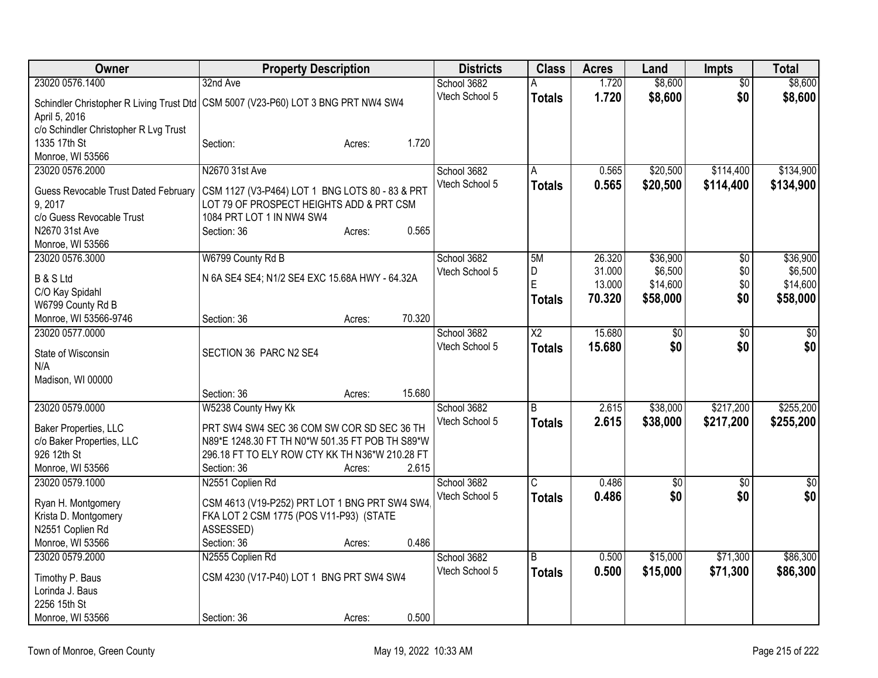| Owner | Property Description | Districts | Class | Acres | Land | Impts | Total |
|---|---|---|---|---|---|---|---|
| 23020 0576.1400 | 32nd Ave | School 3682 | A | 1.720 | $8,600 | $0 | $8,600 |
| Schindler Christopher R Living Trust Dtd April 5, 2016<br>c/o Schindler Christopher R Lvg Trust<br>1335 17th St<br>Monroe, WI 53566 | CSM 5007 (V23-P60) LOT 3 BNG PRT NW4 SW4<br>Section: Acres: 1.720 | Vtech School 5 | **Totals** | **1.720** | **$8,600** | **$0** | **$8,600** |
| 23020 0576.2000 | N2670 31st Ave | School 3682 | A | 0.565 | $20,500 | $114,400 | $134,900 |
| Guess Revocable Trust Dated February 9, 2017<br>c/o Guess Revocable Trust<br>N2670 31st Ave<br>Monroe, WI 53566 | CSM 1127 (V3-P464) LOT 1 BNG LOTS 80 - 83 & PRT LOT 79 OF PROSPECT HEIGHTS ADD & PRT CSM 1084 PRT LOT 1 IN NW4 SW4<br>Section: 36 Acres: 0.565 | Vtech School 5 | **Totals** | **0.565** | **$20,500** | **$114,400** | **$134,900** |
| 23020 0576.3000 | W6799 County Rd B | School 3682 | 5M | 26.320 | $36,900 | $0 | $36,900 |
| B & S Ltd<br>C/O Kay Spidahl<br>W6799 County Rd B<br>Monroe, WI 53566-9746 | N 6A SE4 SE4; N1/2 SE4 EXC 15.68A HWY - 64.32A<br>Section: 36 Acres: 70.320 | Vtech School 5 | D | 31.000 | $6,500 | $0 | $6,500 |
| | | | E | 13.000 | $14,600 | $0 | $14,600 |
| | | | **Totals** | **70.320** | **$58,000** | **$0** | **$58,000** |
| 23020 0577.0000 | | School 3682 | X2 | 15.680 | $0 | $0 | $0 |
| State of Wisconsin<br>N/A<br>Madison, WI 00000 | SECTION 36 PARC N2 SE4<br>Section: 36 Acres: 15.680 | Vtech School 5 | **Totals** | **15.680** | **$0** | **$0** | **$0** |
| 23020 0579.0000 | W5238 County Hwy Kk | School 3682 | B | 2.615 | $38,000 | $217,200 | $255,200 |
| Baker Properties, LLC<br>c/o Baker Properties, LLC<br>926 12th St<br>Monroe, WI 53566 | PRT SW4 SW4 SEC 36 COM SW COR SD SEC 36 TH N89*E 1248.30 FT TH N0*W 501.35 FT POB TH S89*W 296.18 FT TO ELY ROW CTY KK TH N36*W 210.28 FT<br>Section: 36 Acres: 2.615 | Vtech School 5 | **Totals** | **2.615** | **$38,000** | **$217,200** | **$255,200** |
| 23020 0579.1000 | N2551 Coplien Rd | School 3682 | C | 0.486 | $0 | $0 | $0 |
| Ryan H. Montgomery<br>Krista D. Montgomery<br>N2551 Coplien Rd<br>Monroe, WI 53566 | CSM 4613 (V19-P252) PRT LOT 1 BNG PRT SW4 SW4, FKA LOT 2 CSM 1775 (POS V11-P93) (STATE ASSESSED)<br>Section: 36 Acres: 0.486 | Vtech School 5 | **Totals** | **0.486** | **$0** | **$0** | **$0** |
| 23020 0579.2000 | N2555 Coplien Rd | School 3682 | B | 0.500 | $15,000 | $71,300 | $86,300 |
| Timothy P. Baus<br>Lorinda J. Baus<br>2256 15th St<br>Monroe, WI 53566 | CSM 4230 (V17-P40) LOT 1 BNG PRT SW4 SW4<br>Section: 36 Acres: 0.500 | Vtech School 5 | **Totals** | **0.500** | **$15,000** | **$71,300** | **$86,300** |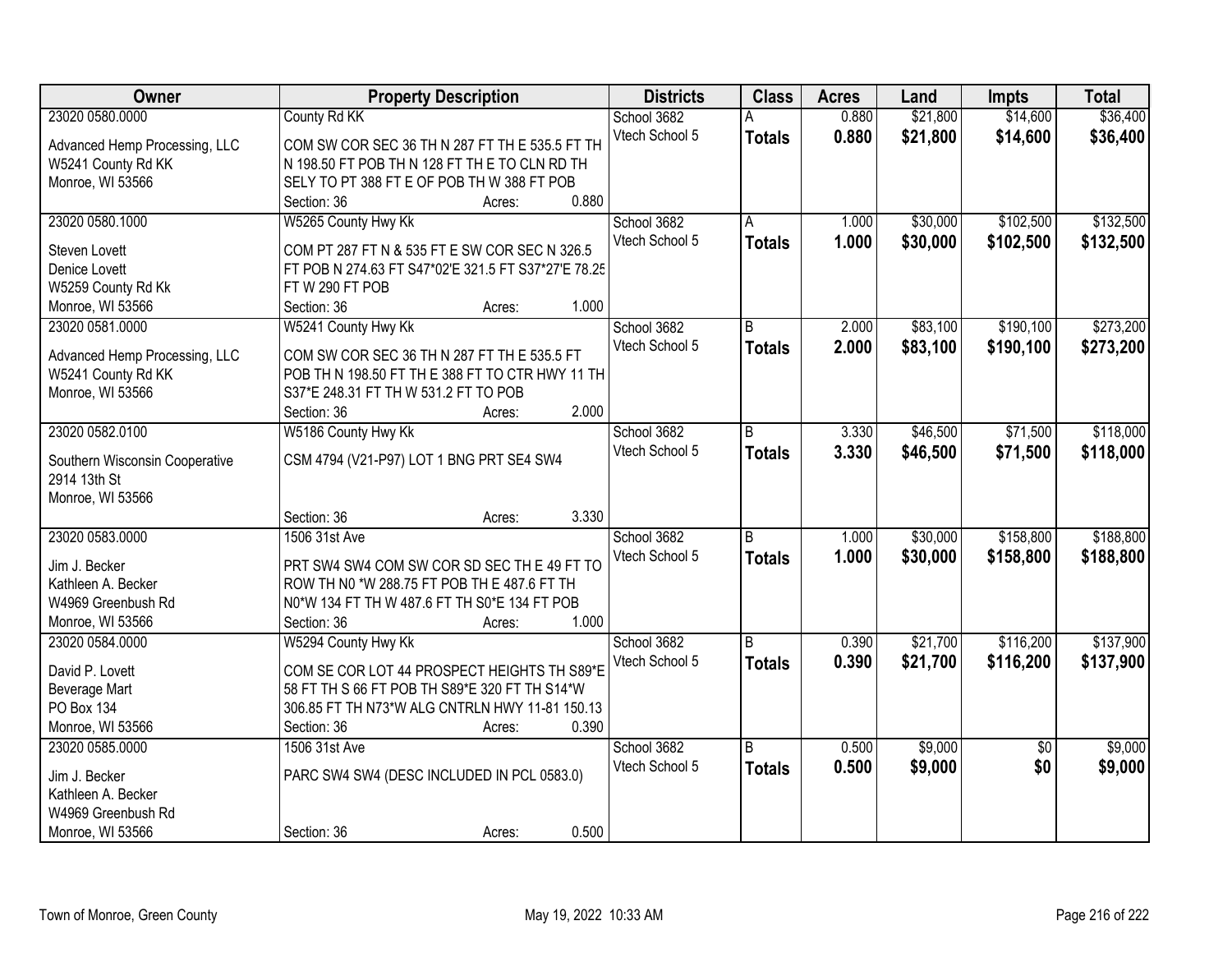| Owner | Property Description | Districts | Class | Acres | Land | Impts | Total |
|---|---|---|---|---|---|---|---|
| 23020 0580.0000<br>Advanced Hemp Processing, LLC<br>W5241 County Rd KK<br>Monroe, WI 53566 | County Rd KK<br>COM SW COR SEC 36 TH N 287 FT TH E 535.5 FT TH N 198.50 FT POB TH N 128 FT TH E TO CLN RD TH SELY TO PT 388 FT E OF POB TH W 388 FT POB<br>Section: 36 Acres: 0.880 | School 3682<br>Vtech School 5 | A<br>**Totals** | 0.880<br>**0.880** | $21,800<br>**$21,800** | $14,600<br>**$14,600** | $36,400<br>**$36,400** |
| 23020 0580.1000<br>Steven Lovett<br>Denice Lovett<br>W5259 County Rd Kk<br>Monroe, WI 53566 | W5265 County Hwy Kk<br>COM PT 287 FT N & 535 FT E SW COR SEC N 326.5 FT POB N 274.63 FT S47*02'E 321.5 FT S37*27'E 78.25 FT W 290 FT POB<br>Section: 36 Acres: 1.000 | School 3682<br>Vtech School 5 | A<br>**Totals** | 1.000<br>**1.000** | $30,000<br>**$30,000** | $102,500<br>**$102,500** | $132,500<br>**$132,500** |
| 23020 0581.0000<br>Advanced Hemp Processing, LLC<br>W5241 County Rd KK<br>Monroe, WI 53566 | W5241 County Hwy Kk<br>COM SW COR SEC 36 TH N 287 FT TH E 535.5 FT POB TH N 198.50 FT TH E 388 FT TO CTR HWY 11 TH S37*E 248.31 FT TH W 531.2 FT TO POB<br>Section: 36 Acres: 2.000 | School 3682<br>Vtech School 5 | B<br>**Totals** | 2.000<br>**2.000** | $83,100<br>**$83,100** | $190,100<br>**$190,100** | $273,200<br>**$273,200** |
| 23020 0582.0100<br>Southern Wisconsin Cooperative<br>2914 13th St<br>Monroe, WI 53566 | W5186 County Hwy Kk<br>CSM 4794 (V21-P97) LOT 1 BNG PRT SE4 SW4<br>Section: 36 Acres: 3.330 | School 3682<br>Vtech School 5 | B<br>**Totals** | 3.330<br>**3.330** | $46,500<br>**$46,500** | $71,500<br>**$71,500** | $118,000<br>**$118,000** |
| 23020 0583.0000<br>Jim J. Becker<br>Kathleen A. Becker<br>W4969 Greenbush Rd<br>Monroe, WI 53566 | 1506 31st Ave<br>PRT SW4 SW4 COM SW COR SD SEC TH E 49 FT TO ROW TH N0 *W 288.75 FT POB TH E 487.6 FT TH N0*W 134 FT TH W 487.6 FT TH S0*E 134 FT POB<br>Section: 36 Acres: 1.000 | School 3682<br>Vtech School 5 | B<br>**Totals** | 1.000<br>**1.000** | $30,000<br>**$30,000** | $158,800<br>**$158,800** | $188,800<br>**$188,800** |
| 23020 0584.0000<br>David P. Lovett<br>Beverage Mart<br>PO Box 134<br>Monroe, WI 53566 | W5294 County Hwy Kk<br>COM SE COR LOT 44 PROSPECT HEIGHTS TH S89*E 58 FT TH S 66 FT POB TH S89*E 320 FT TH S14*W 306.85 FT TH N73*W ALG CNTRLN HWY 11-81 150.13<br>Section: 36 Acres: 0.390 | School 3682<br>Vtech School 5 | B<br>**Totals** | 0.390<br>**0.390** | $21,700<br>**$21,700** | $116,200<br>**$116,200** | $137,900<br>**$137,900** |
| 23020 0585.0000<br>Jim J. Becker<br>Kathleen A. Becker<br>W4969 Greenbush Rd<br>Monroe, WI 53566 | 1506 31st Ave<br>PARC SW4 SW4 (DESC INCLUDED IN PCL 0583.0)<br>Section: 36 Acres: 0.500 | School 3682<br>Vtech School 5 | B<br>**Totals** | 0.500<br>**0.500** | $9,000<br>**$9,000** | $0<br>**$0** | $9,000<br>**$9,000** |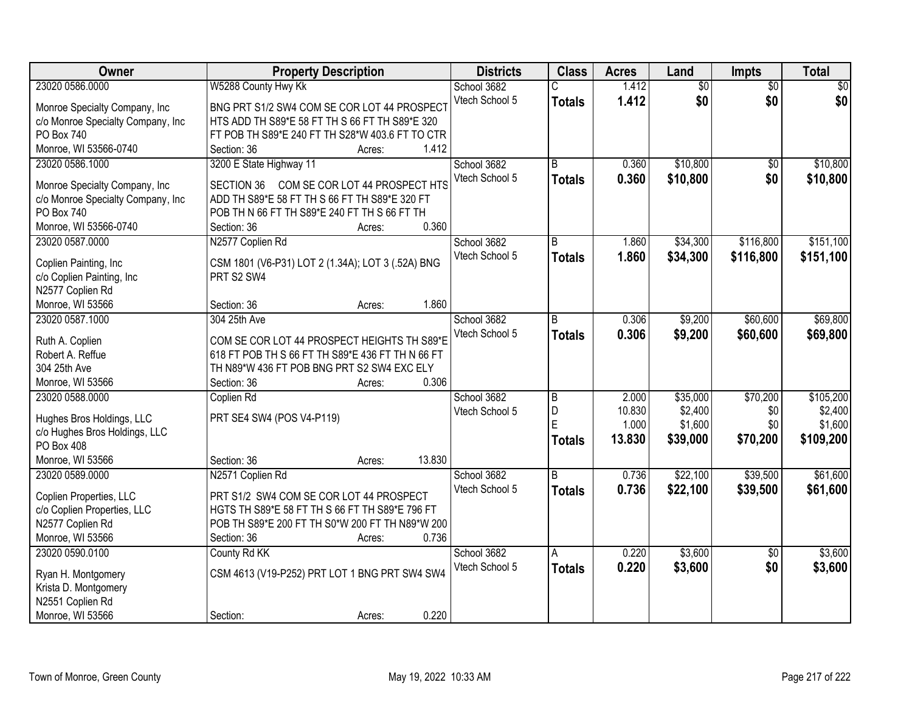| Owner | Property Description | Districts | Class | Acres | Land | Impts | Total |
|---|---|---|---|---|---|---|---|
| 23020 0586.0000<br>Monroe Specialty Company, Inc<br>c/o Monroe Specialty Company, Inc<br>PO Box 740<br>Monroe, WI 53566-0740 | W5288 County Hwy Kk<br>BNG PRT S1/2 SW4 COM SE COR LOT 44 PROSPECT HTS ADD TH S89*E 58 FT TH S 66 FT TH S89*E 320 FT POB TH S89*E 240 FT TH S28*W 403.6 FT TO CTR<br>Section: 36 Acres: 1.412 | School 3682<br>Vtech School 5 | C<br>**Totals** | 1.412<br>**1.412** | $0<br>**$0** | $0<br>**$0** | $0<br>**$0** |
| 23020 0586.1000<br>Monroe Specialty Company, Inc<br>c/o Monroe Specialty Company, Inc<br>PO Box 740<br>Monroe, WI 53566-0740 | 3200 E State Highway 11<br>SECTION 36 COM SE COR LOT 44 PROSPECT HTS ADD TH S89*E 58 FT TH S 66 FT TH S89*E 320 FT POB TH N 66 FT TH S89*E 240 FT TH S 66 FT TH<br>Section: 36 Acres: 0.360 | School 3682<br>Vtech School 5 | B<br>**Totals** | 0.360<br>**0.360** | $10,800<br>**$10,800** | $0<br>**$0** | $10,800<br>**$10,800** |
| 23020 0587.0000<br>Coplien Painting, Inc<br>c/o Coplien Painting, Inc<br>N2577 Coplien Rd<br>Monroe, WI 53566 | N2577 Coplien Rd<br>CSM 1801 (V6-P31) LOT 2 (1.34A); LOT 3 (.52A) BNG PRT S2 SW4<br>Section: 36 Acres: 1.860 | School 3682<br>Vtech School 5 | B<br>**Totals** | 1.860<br>**1.860** | $34,300<br>**$34,300** | $116,800<br>**$116,800** | $151,100<br>**$151,100** |
| 23020 0587.1000<br>Ruth A. Coplien<br>Robert A. Reffue<br>304 25th Ave<br>Monroe, WI 53566 | 304 25th Ave<br>COM SE COR LOT 44 PROSPECT HEIGHTS TH S89*E 618 FT POB TH S 66 FT TH S89*E 436 FT TH N 66 FT TH N89*W 436 FT POB BNG PRT S2 SW4 EXC ELY<br>Section: 36 Acres: 0.306 | School 3682<br>Vtech School 5 | B<br>**Totals** | 0.306<br>**0.306** | $9,200<br>**$9,200** | $60,600<br>**$60,600** | $69,800<br>**$69,800** |
| 23020 0588.0000<br>Hughes Bros Holdings, LLC<br>c/o Hughes Bros Holdings, LLC<br>PO Box 408<br>Monroe, WI 53566 | Coplien Rd<br>PRT SE4 SW4 (POS V4-P119)<br>Section: 36 Acres: 13.830 | School 3682<br>Vtech School 5 | B<br>D<br>E<br>**Totals** | 2.000<br>10.830<br>1.000<br>**13.830** | $35,000<br>$2,400<br>$1,600<br>**$39,000** | $70,200<br>$0<br>$0<br>**$70,200** | $105,200<br>$2,400<br>$1,600<br>**$109,200** |
| 23020 0589.0000<br>Coplien Properties, LLC<br>c/o Coplien Properties, LLC<br>N2577 Coplien Rd<br>Monroe, WI 53566 | N2571 Coplien Rd<br>PRT S1/2 SW4 COM SE COR LOT 44 PROSPECT HGTS TH S89*E 58 FT TH S 66 FT TH S89*E 796 FT POB TH S89*E 200 FT TH S0*W 200 FT TH N89*W 200<br>Section: 36 Acres: 0.736 | School 3682<br>Vtech School 5 | B<br>**Totals** | 0.736<br>**0.736** | $22,100<br>**$22,100** | $39,500<br>**$39,500** | $61,600<br>**$61,600** |
| 23020 0590.0100<br>Ryan H. Montgomery<br>Krista D. Montgomery<br>N2551 Coplien Rd<br>Monroe, WI 53566 | County Rd KK<br>CSM 4613 (V19-P252) PRT LOT 1 BNG PRT SW4 SW4<br>Section: Acres: 0.220 | School 3682<br>Vtech School 5 | A<br>**Totals** | 0.220<br>**0.220** | $3,600<br>**$3,600** | $0<br>**$0** | $3,600<br>**$3,600** |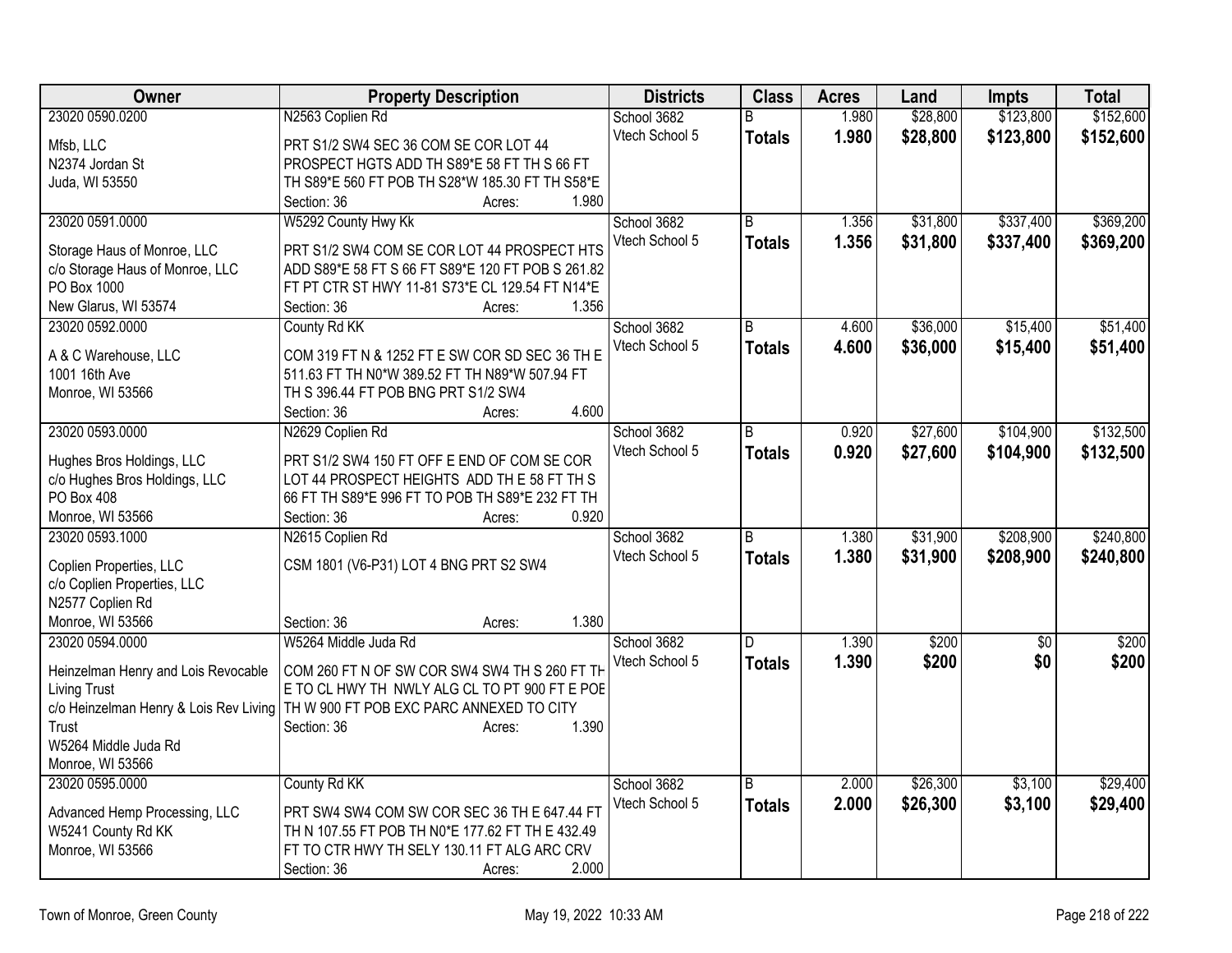| Owner | Property Description | Districts | Class | Acres | Land | Impts | Total |
|---|---|---|---|---|---|---|---|
| 23020 0590.0200<br>Mfsb, LLC<br>N2374 Jordan St<br>Juda, WI 53550 | N2563 Coplien Rd<br>PRT S1/2 SW4 SEC 36 COM SE COR LOT 44 PROSPECT HGTS ADD TH S89*E 58 FT TH S 66 FT TH S89*E 560 FT POB TH S28*W 185.30 FT TH S58*E<br>Section: 36 Acres: 1.980 | School 3682<br>Vtech School 5 | B<br>**Totals** | 1.980<br>**1.980** | \$28,800<br>**\$28,800** | \$123,800<br>**\$123,800** | \$152,600<br>**\$152,600** |
| 23020 0591.0000<br>Storage Haus of Monroe, LLC<br>c/o Storage Haus of Monroe, LLC<br>PO Box 1000<br>New Glarus, WI 53574 | W5292 County Hwy Kk<br>PRT S1/2 SW4 COM SE COR LOT 44 PROSPECT HTS ADD S89*E 58 FT S 66 FT S89*E 120 FT POB S 261.82 FT PT CTR ST HWY 11-81 S73*E CL 129.54 FT N14*E<br>Section: 36 Acres: 1.356 | School 3682<br>Vtech School 5 | B<br>**Totals** | 1.356<br>**1.356** | \$31,800<br>**\$31,800** | \$337,400<br>**\$337,400** | \$369,200<br>**\$369,200** |
| 23020 0592.0000<br>A & C Warehouse, LLC<br>1001 16th Ave<br>Monroe, WI 53566 | County Rd KK<br>COM 319 FT N & 1252 FT E SW COR SD SEC 36 TH E 511.63 FT TH N0*W 389.52 FT TH N89*W 507.94 FT TH S 396.44 FT POB BNG PRT S1/2 SW4<br>Section: 36 Acres: 4.600 | School 3682<br>Vtech School 5 | B<br>**Totals** | 4.600<br>**4.600** | \$36,000<br>**\$36,000** | \$15,400<br>**\$15,400** | \$51,400<br>**\$51,400** |
| 23020 0593.0000<br>Hughes Bros Holdings, LLC<br>c/o Hughes Bros Holdings, LLC<br>PO Box 408<br>Monroe, WI 53566 | N2629 Coplien Rd<br>PRT S1/2 SW4 150 FT OFF E END OF COM SE COR LOT 44 PROSPECT HEIGHTS ADD TH E 58 FT TH S 66 FT TH S89*E 996 FT TO POB TH S89*E 232 FT TH<br>Section: 36 Acres: 0.920 | School 3682<br>Vtech School 5 | B<br>**Totals** | 0.920<br>**0.920** | \$27,600<br>**\$27,600** | \$104,900<br>**\$104,900** | \$132,500<br>**\$132,500** |
| 23020 0593.1000<br>Coplien Properties, LLC<br>c/o Coplien Properties, LLC<br>N2577 Coplien Rd<br>Monroe, WI 53566 | N2615 Coplien Rd<br>CSM 1801 (V6-P31) LOT 4 BNG PRT S2 SW4<br>Section: 36 Acres: 1.380 | School 3682<br>Vtech School 5 | B<br>**Totals** | 1.380<br>**1.380** | \$31,900<br>**\$31,900** | \$208,900<br>**\$208,900** | \$240,800<br>**\$240,800** |
| 23020 0594.0000<br>Heinzelman Henry and Lois Revocable Living Trust<br>c/o Heinzelman Henry & Lois Rev Living Trust<br>W5264 Middle Juda Rd<br>Monroe, WI 53566 | W5264 Middle Juda Rd<br>COM 260 FT N OF SW COR SW4 SW4 TH S 260 FT TH E TO CL HWY TH NWLY ALG CL TO PT 900 FT E POB TH W 900 FT POB EXC PARC ANNEXED TO CITY<br>Section: 36 Acres: 1.390 | School 3682<br>Vtech School 5 | D<br>**Totals** | 1.390<br>**1.390** | \$200<br>**\$200** | \$0<br>**\$0** | \$200<br>**\$200** |
| 23020 0595.0000<br>Advanced Hemp Processing, LLC<br>W5241 County Rd KK<br>Monroe, WI 53566 | County Rd KK<br>PRT SW4 SW4 COM SW COR SEC 36 TH E 647.44 FT TH N 107.55 FT POB TH N0*E 177.62 FT TH E 432.49 FT TO CTR HWY TH SELY 130.11 FT ALG ARC CRV<br>Section: 36 Acres: 2.000 | School 3682<br>Vtech School 5 | B<br>**Totals** | 2.000<br>**2.000** | \$26,300<br>**\$26,300** | \$3,100<br>**\$3,100** | \$29,400<br>**\$29,400** |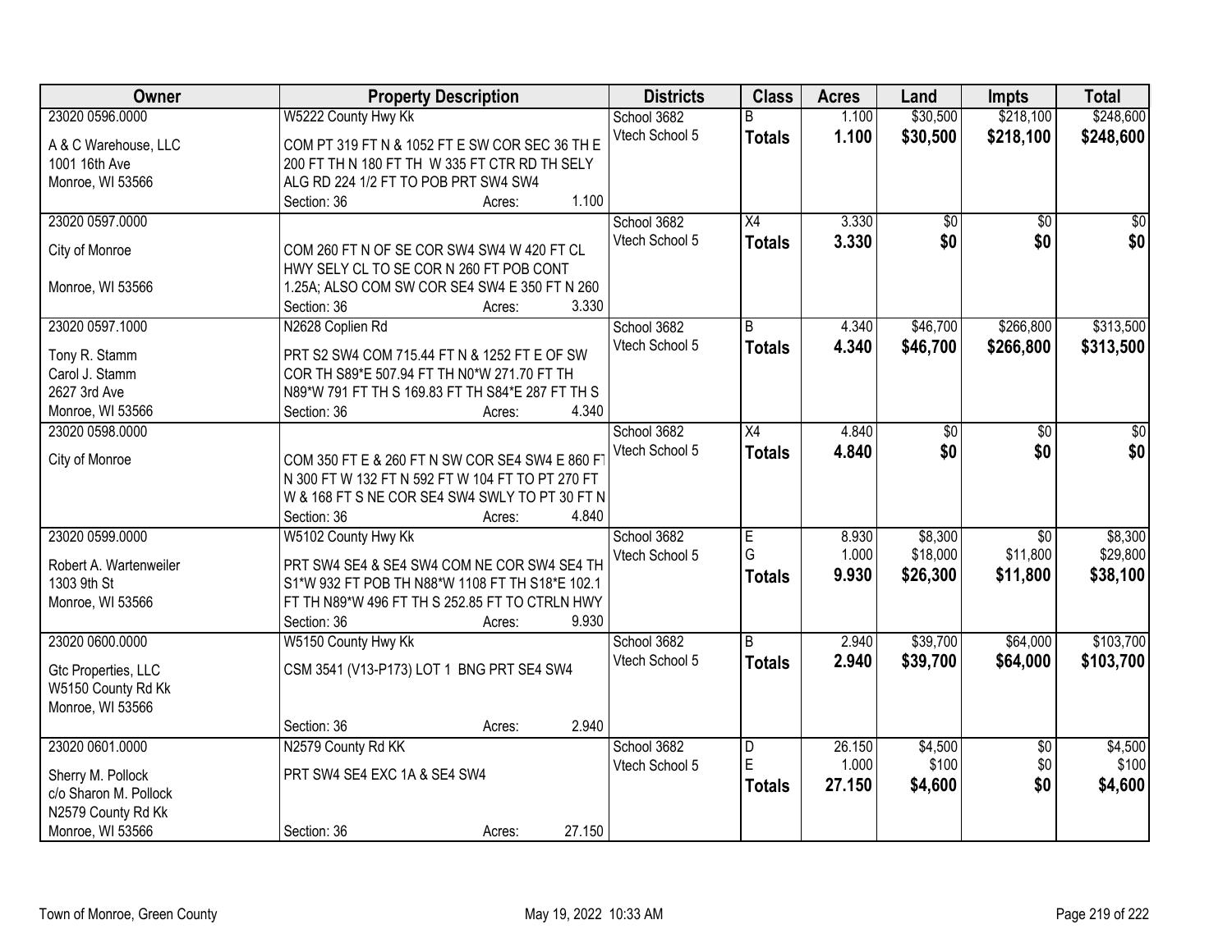| Owner | Property Description | Districts | Class | Acres | Land | Impts | Total |
|---|---|---|---|---|---|---|---|
| 23020 0596.0000<br>A & C Warehouse, LLC<br>1001 16th Ave<br>Monroe, WI 53566 | W5222 County Hwy Kk<br>COM PT 319 FT N & 1052 FT E SW COR SEC 36 TH E 200 FT TH N 180 FT TH W 335 FT CTR RD TH SELY ALG RD 224 1/2 FT TO POB PRT SW4 SW4<br>Section: 36 Acres: 1.100 | School 3682<br>Vtech School 5 | B<br>**Totals** | 1.100<br>**1.100** | $30,500<br>**$30,500** | $218,100<br>**$218,100** | $248,600<br>**$248,600** |
| 23020 0597.0000<br>City of Monroe<br><br>Monroe, WI 53566 | COM 260 FT N OF SE COR SW4 SW4 W 420 FT CL HWY SELY CL TO SE COR N 260 FT POB CONT 1.25A; ALSO COM SW COR SE4 SW4 E 350 FT N 260<br>Section: 36 Acres: 3.330 | School 3682<br>Vtech School 5 | X4<br>**Totals** | 3.330<br>**3.330** | $0<br>**$0** | $0<br>**$0** | $0<br>**$0** |
| 23020 0597.1000<br>Tony R. Stamm<br>Carol J. Stamm<br>2627 3rd Ave<br>Monroe, WI 53566 | N2628 Coplien Rd<br>PRT S2 SW4 COM 715.44 FT N & 1252 FT E OF SW COR TH S89*E 507.94 FT TH N0*W 271.70 FT TH N89*W 791 FT TH S 169.83 FT TH S84*E 287 FT TH S<br>Section: 36 Acres: 4.340 | School 3682<br>Vtech School 5 | B<br>**Totals** | 4.340<br>**4.340** | $46,700<br>**$46,700** | $266,800<br>**$266,800** | $313,500<br>**$313,500** |
| 23020 0598.0000<br>City of Monroe | COM 350 FT E & 260 FT N SW COR SE4 SW4 E 860 FT N 300 FT W 132 FT N 592 FT W 104 FT TO PT 270 FT W & 168 FT S NE COR SE4 SW4 SWLY TO PT 30 FT N<br>Section: 36 Acres: 4.840 | School 3682<br>Vtech School 5 | X4<br>**Totals** | 4.840<br>**4.840** | $0<br>**$0** | $0<br>**$0** | $0<br>**$0** |
| 23020 0599.0000<br>Robert A. Wartenweiler<br>1303 9th St<br>Monroe, WI 53566 | W5102 County Hwy Kk<br>PRT SW4 SE4 & SE4 SW4 COM NE COR SW4 SE4 TH S1*W 932 FT POB TH N88*W 1108 FT TH S18*E 102.1 FT TH N89*W 496 FT TH S 252.85 FT TO CTRLN HWY<br>Section: 36 Acres: 9.930 | School 3682<br>Vtech School 5 | E<br>G<br>**Totals** | 8.930<br>1.000<br>**9.930** | $8,300<br>$18,000<br>**$26,300** | $0<br>$11,800<br>**$11,800** | $8,300<br>$29,800<br>**$38,100** |
| 23020 0600.0000<br>Gtc Properties, LLC<br>W5150 County Rd Kk<br>Monroe, WI 53566 | W5150 County Hwy Kk<br>CSM 3541 (V13-P173) LOT 1 BNG PRT SE4 SW4<br>Section: 36 Acres: 2.940 | School 3682<br>Vtech School 5 | B<br>**Totals** | 2.940<br>**2.940** | $39,700<br>**$39,700** | $64,000<br>**$64,000** | $103,700<br>**$103,700** |
| 23020 0601.0000<br>Sherry M. Pollock<br>c/o Sharon M. Pollock<br>N2579 County Rd Kk<br>Monroe, WI 53566 | N2579 County Rd KK<br>PRT SW4 SE4 EXC 1A & SE4 SW4<br>Section: 36 Acres: 27.150 | School 3682<br>Vtech School 5 | D<br>E<br>**Totals** | 26.150<br>1.000<br>**27.150** | $4,500<br>$100<br>**$4,600** | $0<br>$0<br>**$0** | $4,500<br>$100<br>**$4,600** |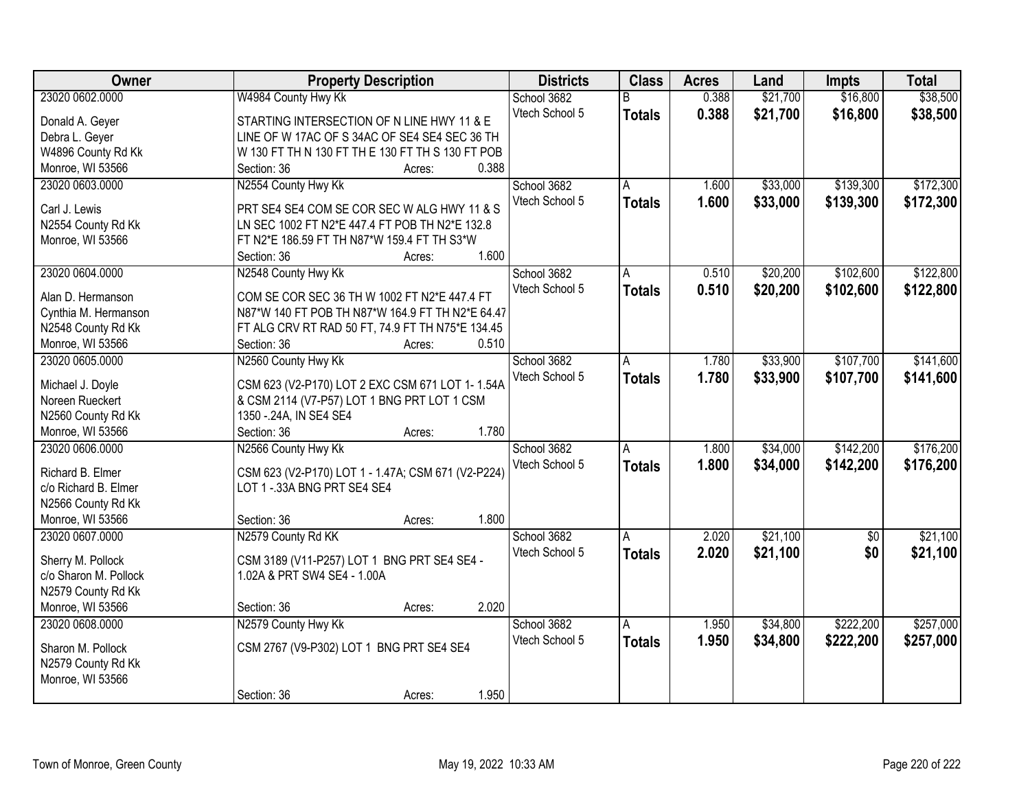| Owner | Property Description | Districts | Class | Acres | Land | Impts | Total |
|---|---|---|---|---|---|---|---|
| 23020 0602.0000<br>Donald A. Geyer<br>Debra L. Geyer<br>W4896 County Rd Kk<br>Monroe, WI 53566 | W4984 County Hwy Kk<br>STARTING INTERSECTION OF N LINE HWY 11 & E LINE OF W 17AC OF S 34AC OF SE4 SE4 SEC 36 TH W 130 FT TH N 130 FT TH E 130 FT TH S 130 FT POB<br>Section: 36 Acres: 0.388 | School 3682<br>Vtech School 5 | B<br>**Totals** | 0.388<br>**0.388** | $21,700<br>**$21,700** | $16,800<br>**$16,800** | $38,500<br>**$38,500** |
| 23020 0603.0000<br>Carl J. Lewis<br>N2554 County Rd Kk<br>Monroe, WI 53566 | N2554 County Hwy Kk<br>PRT SE4 SE4 COM SE COR SEC W ALG HWY 11 & S LN SEC 1002 FT N2*E 447.4 FT POB TH N2*E 132.8 FT N2*E 186.59 FT TH N87*W 159.4 FT TH S3*W<br>Section: 36 Acres: 1.600 | School 3682<br>Vtech School 5 | A<br>**Totals** | 1.600<br>**1.600** | $33,000<br>**$33,000** | $139,300<br>**$139,300** | $172,300<br>**$172,300** |
| 23020 0604.0000<br>Alan D. Hermanson<br>Cynthia M. Hermanson<br>N2548 County Rd Kk<br>Monroe, WI 53566 | N2548 County Hwy Kk<br>COM SE COR SEC 36 TH W 1002 FT N2*E 447.4 FT N87*W 140 FT POB TH N87*W 164.9 FT TH N2*E 64.47 FT ALG CRV RT RAD 50 FT, 74.9 FT TH N75*E 134.45<br>Section: 36 Acres: 0.510 | School 3682<br>Vtech School 5 | A<br>**Totals** | 0.510<br>**0.510** | $20,200<br>**$20,200** | $102,600<br>**$102,600** | $122,800<br>**$122,800** |
| 23020 0605.0000<br>Michael J. Doyle<br>Noreen Rueckert<br>N2560 County Rd Kk<br>Monroe, WI 53566 | N2560 County Hwy Kk<br>CSM 623 (V2-P170) LOT 2 EXC CSM 671 LOT 1- 1.54A & CSM 2114 (V7-P57) LOT 1 BNG PRT LOT 1 CSM 1350 -.24A, IN SE4 SE4<br>Section: 36 Acres: 1.780 | School 3682<br>Vtech School 5 | A<br>**Totals** | 1.780<br>**1.780** | $33,900<br>**$33,900** | $107,700<br>**$107,700** | $141,600<br>**$141,600** |
| 23020 0606.0000<br>Richard B. Elmer<br>c/o Richard B. Elmer<br>N2566 County Rd Kk<br>Monroe, WI 53566 | N2566 County Hwy Kk<br>CSM 623 (V2-P170) LOT 1 - 1.47A; CSM 671 (V2-P224) LOT 1 -.33A BNG PRT SE4 SE4<br>Section: 36 Acres: 1.800 | School 3682<br>Vtech School 5 | A<br>**Totals** | 1.800<br>**1.800** | $34,000<br>**$34,000** | $142,200<br>**$142,200** | $176,200<br>**$176,200** |
| 23020 0607.0000<br>Sherry M. Pollock<br>c/o Sharon M. Pollock<br>N2579 County Rd Kk<br>Monroe, WI 53566 | N2579 County Rd KK<br>CSM 3189 (V11-P257) LOT 1 BNG PRT SE4 SE4 - 1.02A & PRT SW4 SE4 - 1.00A<br>Section: 36 Acres: 2.020 | School 3682<br>Vtech School 5 | A<br>**Totals** | 2.020<br>**2.020** | $21,100<br>**$21,100** | $0<br>**$0** | $21,100<br>**$21,100** |
| 23020 0608.0000<br>Sharon M. Pollock<br>N2579 County Rd Kk<br>Monroe, WI 53566 | N2579 County Hwy Kk<br>CSM 2767 (V9-P302) LOT 1 BNG PRT SE4 SE4<br>Section: 36 Acres: 1.950 | School 3682<br>Vtech School 5 | A<br>**Totals** | 1.950<br>**1.950** | $34,800<br>**$34,800** | $222,200<br>**$222,200** | $257,000<br>**$257,000** |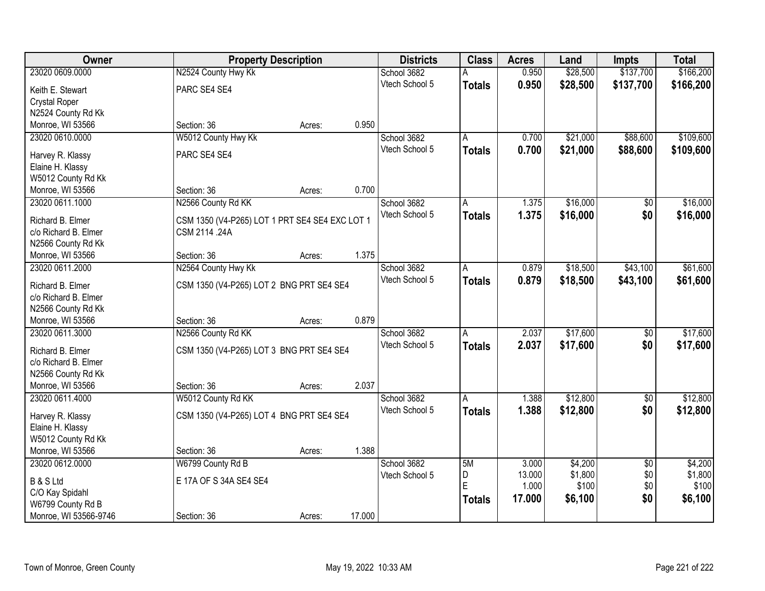| Owner | Property Description | | | Districts | Class | Acres | Land | Impts | Total |
|---|---|---|---|---|---|---|---|---|---|
| 23020 0609.0000 | N2524 County Hwy Kk | | | School 3682 | A | 0.950 | $28,500 | $137,700 | $166,200 |
| Keith E. Stewart<br>Crystal Roper<br>N2524 County Rd Kk<br>Monroe, WI 53566 | PARC SE4 SE4<br>Section: 36 | Acres: | 0.950 | Vtech School 5 | **Totals** | **0.950** | **$28,500** | **$137,700** | **$166,200** |
| 23020 0610.0000 | W5012 County Hwy Kk | | | School 3682 | A | 0.700 | $21,000 | $88,600 | $109,600 |
| Harvey R. Klassy<br>Elaine H. Klassy<br>W5012 County Rd Kk<br>Monroe, WI 53566 | PARC SE4 SE4<br>Section: 36 | Acres: | 0.700 | Vtech School 5 | **Totals** | **0.700** | **$21,000** | **$88,600** | **$109,600** |
| 23020 0611.1000 | N2566 County Rd KK | | | School 3682 | A | 1.375 | $16,000 | $0 | $16,000 |
| Richard B. Elmer<br>c/o Richard B. Elmer<br>N2566 County Rd Kk<br>Monroe, WI 53566 | CSM 1350 (V4-P265) LOT 1 PRT SE4 SE4 EXC LOT 1 CSM 2114 .24A<br>Section: 36 | Acres: | 1.375 | Vtech School 5 | **Totals** | **1.375** | **$16,000** | **$0** | **$16,000** |
| 23020 0611.2000 | N2564 County Hwy Kk | | | School 3682 | A | 0.879 | $18,500 | $43,100 | $61,600 |
| Richard B. Elmer<br>c/o Richard B. Elmer<br>N2566 County Rd Kk<br>Monroe, WI 53566 | CSM 1350 (V4-P265) LOT 2 BNG PRT SE4 SE4<br>Section: 36 | Acres: | 0.879 | Vtech School 5 | **Totals** | **0.879** | **$18,500** | **$43,100** | **$61,600** |
| 23020 0611.3000 | N2566 County Rd KK | | | School 3682 | A | 2.037 | $17,600 | $0 | $17,600 |
| Richard B. Elmer<br>c/o Richard B. Elmer<br>N2566 County Rd Kk<br>Monroe, WI 53566 | CSM 1350 (V4-P265) LOT 3 BNG PRT SE4 SE4<br>Section: 36 | Acres: | 2.037 | Vtech School 5 | **Totals** | **2.037** | **$17,600** | **$0** | **$17,600** |
| 23020 0611.4000 | W5012 County Rd KK | | | School 3682 | A | 1.388 | $12,800 | $0 | $12,800 |
| Harvey R. Klassy<br>Elaine H. Klassy<br>W5012 County Rd Kk<br>Monroe, WI 53566 | CSM 1350 (V4-P265) LOT 4 BNG PRT SE4 SE4<br>Section: 36 | Acres: | 1.388 | Vtech School 5 | **Totals** | **1.388** | **$12,800** | **$0** | **$12,800** |
| 23020 0612.0000 | W6799 County Rd B | | | School 3682 | 5M | 3.000 | $4,200 | $0 | $4,200 |
| B & S Ltd<br>C/O Kay Spidahl<br>W6799 County Rd B<br>Monroe, WI 53566-9746 | E 17A OF S 34A SE4 SE4<br>Section: 36 | Acres: | 17.000 | Vtech School 5 | D<br>E<br>**Totals** | 13.000<br>1.000<br>**17.000** | $1,800<br>$100<br>**$6,100** | $0<br>$0<br>**$0** | $1,800<br>$100<br>**$6,100** |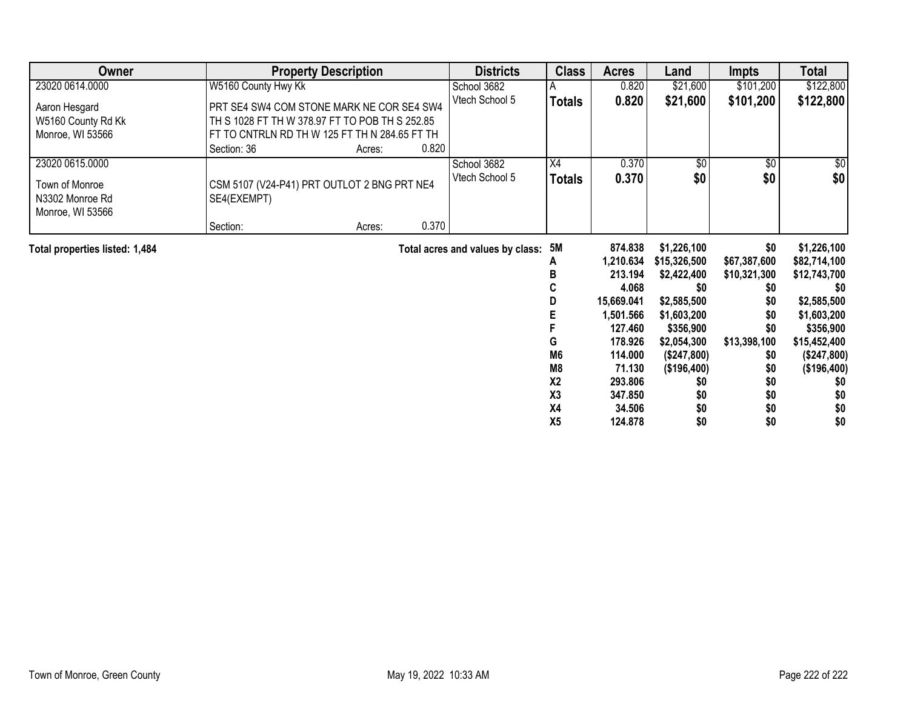| Owner | Property Description | Districts | Class | Acres | Land | Impts | Total |
|---|---|---|---|---|---|---|---|
| 23020 0614.0000<br>Aaron Hesgard<br>W5160 County Rd Kk<br>Monroe, WI 53566 | W5160 County Hwy Kk<br>PRT SE4 SW4 COM STONE MARK NE COR SE4 SW4 TH S 1028 FT TH W 378.97 FT TO POB TH S 252.85 FT TO CNTRLN RD TH W 125 FT TH N 284.65 FT TH<br>Section: 36 Acres: 0.820 | School 3682<br>Vtech School 5 | A<br>**Totals** | 0.820<br>**0.820** | $21,600<br>**$21,600** | $101,200<br>**$101,200** | $122,800<br>**$122,800** |
| 23020 0615.0000<br>Town of Monroe<br>N3302 Monroe Rd<br>Monroe, WI 53566 | CSM 5107 (V24-P41) PRT OUTLOT 2 BNG PRT NE4 SE4(EXEMPT)<br>Section: Acres: 0.370 | School 3682<br>Vtech School 5 | X4<br>**Totals** | 0.370<br>**0.370** | $0<br>**$0** | $0<br>**$0** | $0<br>**$0** |

**Total properties listed: 1,484**

**Total acres and values by class:**

| Class | Acres | Land | Impts | Total |
|---|---|---|---|---|
| 5M | 874.838 | $1,226,100 | $0 | $1,226,100 |
| A | 1,210.634 | $15,326,500 | $67,387,600 | $82,714,100 |
| B | 213.194 | $2,422,400 | $10,321,300 | $12,743,700 |
| C | 4.068 | $0 | $0 | $0 |
| D | 15,669.041 | $2,585,500 | $0 | $2,585,500 |
| E | 1,501.566 | $1,603,200 | $0 | $1,603,200 |
| F | 127.460 | $356,900 | $0 | $356,900 |
| G | 178.926 | $2,054,300 | $13,398,100 | $15,452,400 |
| M6 | 114.000 | ($247,800) | $0 | ($247,800) |
| M8 | 71.130 | ($196,400) | $0 | ($196,400) |
| X2 | 293.806 | $0 | $0 | $0 |
| X3 | 347.850 | $0 | $0 | $0 |
| X4 | 34.506 | $0 | $0 | $0 |
| X5 | 124.878 | $0 | $0 | $0 |

Town of Monroe, Green County May 19, 2022 10:33 AM